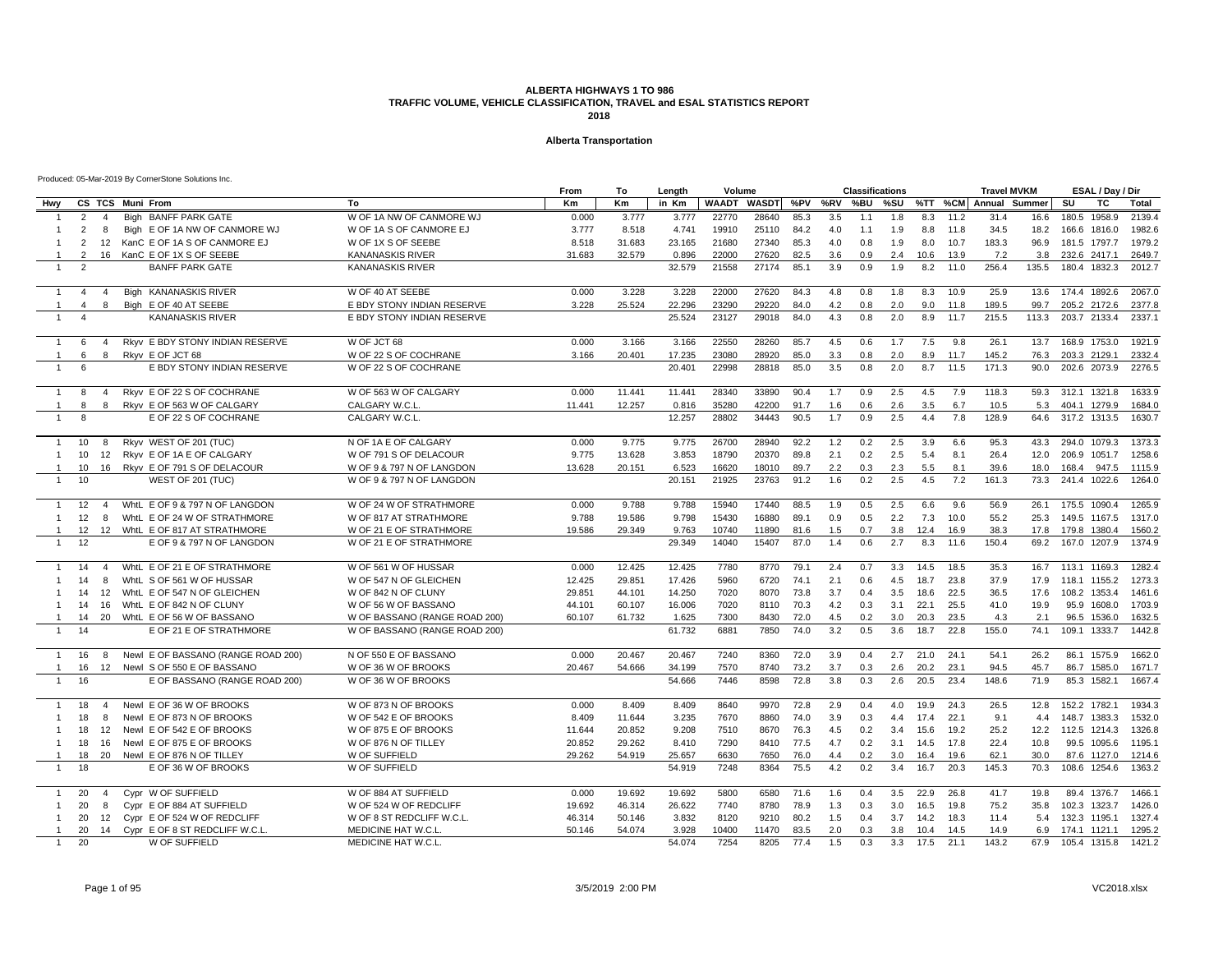# ALBERTA HIGHWAYS 1 TO 986
## TRAFFIC VOLUME, VEHICLE CLASSIFICATION, TRAVEL and ESAL STATISTICS REPORT
## 2018

### Alberta Transportation

Produced: 05-Mar-2019 By CornerStone Solutions Inc.

| | | | | | | From | To | Length | Volume | | Classifications | | | | | | Travel MVKM | | ESAL / Day / Dir | | |
|---|---|---|---|---|---|---|---|---|---|---|---|---|---|---|---|---|---|---|---|---|---|
| Hwy | CS | TCS | Muni | From | To | Km | Km | in Km | WAADT | WASDT | %PV | %RV | %BU | %SU | %TT | %CM | Annual | Summer | SU | TC | Total |
| 1 | 2 | 4 | Bigh | BANFF PARK GATE | W OF 1A NW OF CANMORE WJ | 0.000 | 3.777 | 3.777 | 22770 | 28640 | 85.3 | 3.5 | 1.1 | 1.8 | 8.3 | 11.2 | 31.4 | 16.6 | 180.5 | 1958.9 | 2139.4 |
| 1 | 2 | 8 | Bigh | E OF 1A NW OF CANMORE WJ | W OF 1A S OF CANMORE EJ | 3.777 | 8.518 | 4.741 | 19910 | 25110 | 84.2 | 4.0 | 1.1 | 1.9 | 8.8 | 11.8 | 34.5 | 18.2 | 166.6 | 1816.0 | 1982.6 |
| 1 | 2 | 12 | KanC | E OF 1A S OF CANMORE EJ | W OF 1X S OF SEEBE | 8.518 | 31.683 | 23.165 | 21680 | 27340 | 85.3 | 4.0 | 0.8 | 1.9 | 8.0 | 10.7 | 183.3 | 96.9 | 181.5 | 1797.7 | 1979.2 |
| 1 | 2 | 16 | KanC | E OF 1X S OF SEEBE | KANANASKIS RIVER | 31.683 | 32.579 | 0.896 | 22000 | 27620 | 82.5 | 3.6 | 0.9 | 2.4 | 10.6 | 13.9 | 7.2 | 3.8 | 232.6 | 2417.1 | 2649.7 |
| 1 | 2 | | | BANFF PARK GATE | KANANASKIS RIVER | | | 32.579 | 21558 | 27174 | 85.1 | 3.9 | 0.9 | 1.9 | 8.2 | 11.0 | 256.4 | 135.5 | 180.4 | 1832.3 | 2012.7 |
| 1 | 4 | 4 | Bigh | KANANASKIS RIVER | W OF 40 AT SEEBE | 0.000 | 3.228 | 3.228 | 22000 | 27620 | 84.3 | 4.8 | 0.8 | 1.8 | 8.3 | 10.9 | 25.9 | 13.6 | 174.4 | 1892.6 | 2067.0 |
| 1 | 4 | 8 | Bigh | E OF 40 AT SEEBE | E BDY STONY INDIAN RESERVE | 3.228 | 25.524 | 22.296 | 23290 | 29220 | 84.0 | 4.2 | 0.8 | 2.0 | 9.0 | 11.8 | 189.5 | 99.7 | 205.2 | 2172.6 | 2377.8 |
| 1 | 4 | | | KANANASKIS RIVER | E BDY STONY INDIAN RESERVE | | | 25.524 | 23127 | 29018 | 84.0 | 4.3 | 0.8 | 2.0 | 8.9 | 11.7 | 215.5 | 113.3 | 203.7 | 2133.4 | 2337.1 |
| 1 | 6 | 4 | Rkyv | E BDY STONY INDIAN RESERVE | W OF JCT 68 | 0.000 | 3.166 | 3.166 | 22550 | 28260 | 85.7 | 4.5 | 0.6 | 1.7 | 7.5 | 9.8 | 26.1 | 13.7 | 168.9 | 1753.0 | 1921.9 |
| 1 | 6 | 8 | Rkyv | E OF JCT 68 | W OF 22 S OF COCHRANE | 3.166 | 20.401 | 17.235 | 23080 | 28920 | 85.0 | 3.3 | 0.8 | 2.0 | 8.9 | 11.7 | 145.2 | 76.3 | 203.3 | 2129.1 | 2332.4 |
| 1 | 6 | | | E BDY STONY INDIAN RESERVE | W OF 22 S OF COCHRANE | | | 20.401 | 22998 | 28818 | 85.0 | 3.5 | 0.8 | 2.0 | 8.7 | 11.5 | 171.3 | 90.0 | 202.6 | 2073.9 | 2276.5 |
| 1 | 8 | 4 | Rkyv | E OF 22 S OF COCHRANE | W OF 563 W OF CALGARY | 0.000 | 11.441 | 11.441 | 28340 | 33890 | 90.4 | 1.7 | 0.9 | 2.5 | 4.5 | 7.9 | 118.3 | 59.3 | 312.1 | 1321.8 | 1633.9 |
| 1 | 8 | 8 | Rkyv | E OF 563 W OF CALGARY | CALGARY W.C.L. | 11.441 | 12.257 | 0.816 | 35280 | 42200 | 91.7 | 1.6 | 0.6 | 2.6 | 3.5 | 6.7 | 10.5 | 5.3 | 404.1 | 1279.9 | 1684.0 |
| 1 | 8 | | | E OF 22 S OF COCHRANE | CALGARY W.C.L. | | | 12.257 | 28802 | 34443 | 90.5 | 1.7 | 0.9 | 2.5 | 4.4 | 7.8 | 128.9 | 64.6 | 317.2 | 1313.5 | 1630.7 |
| 1 | 10 | 8 | Rkyv | WEST OF 201 (TUC) | N OF 1A E OF CALGARY | 0.000 | 9.775 | 9.775 | 26700 | 28940 | 92.2 | 1.2 | 0.2 | 2.5 | 3.9 | 6.6 | 95.3 | 43.3 | 294.0 | 1079.3 | 1373.3 |
| 1 | 10 | 12 | Rkyv | E OF 1A E OF CALGARY | W OF 791 S OF DELACOUR | 9.775 | 13.628 | 3.853 | 18790 | 20370 | 89.8 | 2.1 | 0.2 | 2.5 | 5.4 | 8.1 | 26.4 | 12.0 | 206.9 | 1051.7 | 1258.6 |
| 1 | 10 | 16 | Rkyv | E OF 791 S OF DELACOUR | W OF 9 & 797 N OF LANGDON | 13.628 | 20.151 | 6.523 | 16620 | 18010 | 89.7 | 2.2 | 0.3 | 2.3 | 5.5 | 8.1 | 39.6 | 18.0 | 168.4 | 947.5 | 1115.9 |
| 1 | 10 | | | WEST OF 201 (TUC) | W OF 9 & 797 N OF LANGDON | | | 20.151 | 21925 | 23763 | 91.2 | 1.6 | 0.2 | 2.5 | 4.5 | 7.2 | 161.3 | 73.3 | 241.4 | 1022.6 | 1264.0 |
| 1 | 12 | 4 | WhtL | E OF 9 & 797 N OF LANGDON | W OF 24 W OF STRATHMORE | 0.000 | 9.788 | 9.788 | 15940 | 17440 | 88.5 | 1.9 | 0.5 | 2.5 | 6.6 | 9.6 | 56.9 | 26.1 | 175.5 | 1090.4 | 1265.9 |
| 1 | 12 | 8 | WhtL | E OF 24 W OF STRATHMORE | W OF 817 AT STRATHMORE | 9.788 | 19.586 | 9.798 | 15430 | 16880 | 89.1 | 0.9 | 0.5 | 2.2 | 7.3 | 10.0 | 55.2 | 25.3 | 149.5 | 1167.5 | 1317.0 |
| 1 | 12 | 12 | WhtL | E OF 817 AT STRATHMORE | W OF 21 E OF STRATHMORE | 19.586 | 29.349 | 9.763 | 10740 | 11890 | 81.6 | 1.5 | 0.7 | 3.8 | 12.4 | 16.9 | 38.3 | 17.8 | 179.8 | 1380.4 | 1560.2 |
| 1 | 12 | | | E OF 9 & 797 N OF LANGDON | W OF 21 E OF STRATHMORE | | | 29.349 | 14040 | 15407 | 87.0 | 1.4 | 0.6 | 2.7 | 8.3 | 11.6 | 150.4 | 69.2 | 167.0 | 1207.9 | 1374.9 |
| 1 | 14 | 4 | WhtL | E OF 21 E OF STRATHMORE | W OF 561 W OF HUSSAR | 0.000 | 12.425 | 12.425 | 7780 | 8770 | 79.1 | 2.4 | 0.7 | 3.3 | 14.5 | 18.5 | 35.3 | 16.7 | 113.1 | 1169.3 | 1282.4 |
| 1 | 14 | 8 | WhtL | S OF 561 W OF HUSSAR | W OF 547 N OF GLEICHEN | 12.425 | 29.851 | 17.426 | 5960 | 6720 | 74.1 | 2.1 | 0.6 | 4.5 | 18.7 | 23.8 | 37.9 | 17.9 | 118.1 | 1155.2 | 1273.3 |
| 1 | 14 | 12 | WhtL | E OF 547 N OF GLEICHEN | W OF 842 N OF CLUNY | 29.851 | 44.101 | 14.250 | 7020 | 8070 | 73.8 | 3.7 | 0.4 | 3.5 | 18.6 | 22.5 | 36.5 | 17.6 | 108.2 | 1353.4 | 1461.6 |
| 1 | 14 | 16 | WhtL | E OF 842 N OF CLUNY | W OF 56 W OF BASSANO | 44.101 | 60.107 | 16.006 | 7020 | 8110 | 70.3 | 4.2 | 0.3 | 3.1 | 22.1 | 25.5 | 41.0 | 19.9 | 95.9 | 1608.0 | 1703.9 |
| 1 | 14 | 20 | WhtL | E OF 56 W OF BASSANO | W OF BASSANO (RANGE ROAD 200) | 60.107 | 61.732 | 1.625 | 7300 | 8430 | 72.0 | 4.5 | 0.2 | 3.0 | 20.3 | 23.5 | 4.3 | 2.1 | 96.5 | 1536.0 | 1632.5 |
| 1 | 14 | | | E OF 21 E OF STRATHMORE | W OF BASSANO (RANGE ROAD 200) | | | 61.732 | 6881 | 7850 | 74.0 | 3.2 | 0.5 | 3.6 | 18.7 | 22.8 | 155.0 | 74.1 | 109.1 | 1333.7 | 1442.8 |
| 1 | 16 | 8 | Newl | E OF BASSANO (RANGE ROAD 200) | N OF 550 E OF BASSANO | 0.000 | 20.467 | 20.467 | 7240 | 8360 | 72.0 | 3.9 | 0.4 | 2.7 | 21.0 | 24.1 | 54.1 | 26.2 | 86.1 | 1575.9 | 1662.0 |
| 1 | 16 | 12 | Newl | S OF 550 E OF BASSANO | W OF 36 W OF BROOKS | 20.467 | 54.666 | 34.199 | 7570 | 8740 | 73.2 | 3.7 | 0.3 | 2.6 | 20.2 | 23.1 | 94.5 | 45.7 | 86.7 | 1585.0 | 1671.7 |
| 1 | 16 | | | E OF BASSANO (RANGE ROAD 200) | W OF 36 W OF BROOKS | | | 54.666 | 7446 | 8598 | 72.8 | 3.8 | 0.3 | 2.6 | 20.5 | 23.4 | 148.6 | 71.9 | 85.3 | 1582.1 | 1667.4 |
| 1 | 18 | 4 | Newl | E OF 36 W OF BROOKS | W OF 873 N OF BROOKS | 0.000 | 8.409 | 8.409 | 8640 | 9970 | 72.8 | 2.9 | 0.4 | 4.0 | 19.9 | 24.3 | 26.5 | 12.8 | 152.2 | 1782.1 | 1934.3 |
| 1 | 18 | 8 | Newl | E OF 873 N OF BROOKS | W OF 542 E OF BROOKS | 8.409 | 11.644 | 3.235 | 7670 | 8860 | 74.0 | 3.9 | 0.3 | 4.4 | 17.4 | 22.1 | 9.1 | 4.4 | 148.7 | 1383.3 | 1532.0 |
| 1 | 18 | 12 | Newl | E OF 542 E OF BROOKS | W OF 875 E OF BROOKS | 11.644 | 20.852 | 9.208 | 7510 | 8670 | 76.3 | 4.5 | 0.2 | 3.4 | 15.6 | 19.2 | 25.2 | 12.2 | 112.5 | 1214.3 | 1326.8 |
| 1 | 18 | 16 | Newl | E OF 875 E OF BROOKS | W OF 876 N OF TILLEY | 20.852 | 29.262 | 8.410 | 7290 | 8410 | 77.5 | 4.7 | 0.3 | 3.1 | 14.5 | 17.8 | 22.4 | 10.8 | 99.5 | 1095.6 | 1195.1 |
| 1 | 18 | 20 | Newl | E OF 876 N OF TILLEY | W OF SUFFIELD | 29.262 | 54.919 | 25.657 | 6630 | 7650 | 76.0 | 4.4 | 0.2 | 3.0 | 16.4 | 19.6 | 62.1 | 30.0 | 87.6 | 1127.0 | 1214.6 |
| 1 | 18 | | | E OF 36 W OF BROOKS | W OF SUFFIELD | | | 54.919 | 7248 | 8364 | 75.5 | 4.2 | 0.2 | 3.4 | 16.7 | 20.3 | 145.3 | 70.3 | 108.6 | 1254.6 | 1363.2 |
| 1 | 20 | 4 | Cypr | W OF SUFFIELD | W OF 884 AT SUFFIELD | 0.000 | 19.692 | 19.692 | 5800 | 6580 | 71.6 | 1.6 | 0.4 | 3.5 | 22.9 | 26.8 | 41.7 | 19.8 | 89.4 | 1376.7 | 1466.1 |
| 1 | 20 | 8 | Cypr | E OF 884 AT SUFFIELD | W OF 524 W OF REDCLIFF | 19.692 | 46.314 | 26.622 | 7740 | 8780 | 78.9 | 1.3 | 0.3 | 3.0 | 16.5 | 19.8 | 75.2 | 35.8 | 102.3 | 1323.7 | 1426.0 |
| 1 | 20 | 12 | Cypr | E OF 524 W OF REDCLIFF | W OF 8 ST REDCLIFF W.C.L. | 46.314 | 50.146 | 3.832 | 8120 | 9210 | 80.2 | 1.5 | 0.4 | 3.7 | 14.2 | 18.3 | 11.4 | 5.4 | 132.3 | 1195.1 | 1327.4 |
| 1 | 20 | 14 | Cypr | E OF 8 ST REDCLIFF W.C.L. | MEDICINE HAT W.C.L. | 50.146 | 54.074 | 3.928 | 10400 | 11470 | 83.5 | 2.0 | 0.3 | 3.8 | 10.4 | 14.5 | 14.9 | 6.9 | 174.1 | 1121.1 | 1295.2 |
| 1 | 20 | | | W OF SUFFIELD | MEDICINE HAT W.C.L. | | | 54.074 | 7254 | 8205 | 77.4 | 1.5 | 0.3 | 3.3 | 17.5 | 21.1 | 143.2 | 67.9 | 105.4 | 1315.8 | 1421.2 |

3/5/2019 2:00 PM

VC2018.xlsx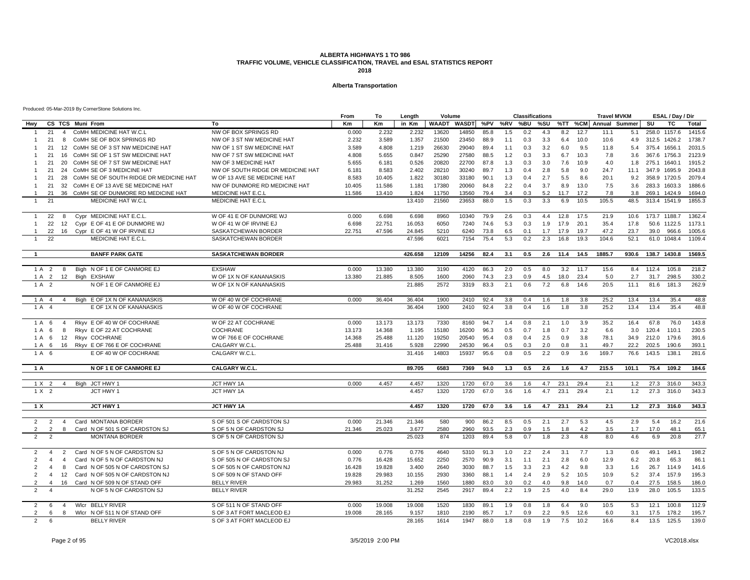# ALBERTA HIGHWAYS 1 TO 986
## TRAFFIC VOLUME, VEHICLE CLASSIFICATION, TRAVEL and ESAL STATISTICS REPORT
## 2018

**Alberta Transportation**

Produced: 05-Mar-2019 By CornerStone Solutions Inc.

| Hwy | CS | TCS | Muni | From | To | From Km | To Km | Length in Km | Volume WAADT | Volume WASDT | %PV | %RV | %BU | %SU | %TT | %CM | Travel MVKM Annual | Travel MVKM Summer | ESAL / Day / Dir SU | ESAL / Day / Dir TC | ESAL / Day / Dir Total |
|---|---|---|---|---|---|---|---|---|---|---|---|---|---|---|---|---|---|---|---|---|---|
| 1 | 21 | 4 | CoMH | MEDICINE HAT W.C.L | NW OF BOX SPRINGS RD | 0.000 | 2.232 | 2.232 | 13620 | 14850 | 85.8 | 1.5 | 0.2 | 4.3 | 8.2 | 12.7 | 11.1 | 5.1 | 258.0 | 1157.6 | 1415.6 |
| 1 | 21 | 8 | CoMH | SE OF BOX SPRINGS RD | NW OF 3 ST NW MEDICINE HAT | 2.232 | 3.589 | 1.357 | 21500 | 23450 | 88.9 | 1.1 | 0.3 | 3.3 | 6.4 | 10.0 | 10.6 | 4.9 | 312.5 | 1426.2 | 1738.7 |
| 1 | 21 | 12 | CoMH | SE OF 3 ST NW MEDICINE HAT | NW OF 1 ST SW MEDICINE HAT | 3.589 | 4.808 | 1.219 | 26630 | 29040 | 89.4 | 1.1 | 0.3 | 3.2 | 6.0 | 9.5 | 11.8 | 5.4 | 375.4 | 1656.1 | 2031.5 |
| 1 | 21 | 16 | CoMH | SE OF 1 ST SW MEDICINE HAT | NW OF 7 ST SW MEDICINE HAT | 4.808 | 5.655 | 0.847 | 25290 | 27580 | 88.5 | 1.2 | 0.3 | 3.3 | 6.7 | 10.3 | 7.8 | 3.6 | 367.6 | 1756.3 | 2123.9 |
| 1 | 21 | 20 | CoMH | SE OF 7 ST SW MEDICINE HAT | NW OF 3 MEDICINE HAT | 5.655 | 6.181 | 0.526 | 20820 | 22700 | 87.8 | 1.3 | 0.3 | 3.0 | 7.6 | 10.9 | 4.0 | 1.8 | 275.1 | 1640.1 | 1915.2 |
| 1 | 21 | 24 | CoMH | SE OF 3 MEDICINE HAT | NW OF SOUTH RIDGE DR MEDICINE HAT | 6.181 | 8.583 | 2.402 | 28210 | 30240 | 89.7 | 1.3 | 0.4 | 2.8 | 5.8 | 9.0 | 24.7 | 11.1 | 347.9 | 1695.9 | 2043.8 |
| 1 | 21 | 28 | CoMH | SE OF SOUTH RIDGE DR MEDICINE HAT | W OF 13 AVE SE MEDICINE HAT | 8.583 | 10.405 | 1.822 | 30180 | 33180 | 90.1 | 1.3 | 0.4 | 2.7 | 5.5 | 8.6 | 20.1 | 9.2 | 358.9 | 1720.5 | 2079.4 |
| 1 | 21 | 32 | CoMH | E OF 13 AVE SE MEDICINE HAT | NW OF DUNMORE RD MEDICINE HAT | 10.405 | 11.586 | 1.181 | 17380 | 20060 | 84.8 | 2.2 | 0.4 | 3.7 | 8.9 | 13.0 | 7.5 | 3.6 | 283.3 | 1603.3 | 1886.6 |
| 1 | 21 | 36 | CoMH | SE OF DUNMORE RD MEDICINE HAT | MEDICINE HAT E.C.L | 11.586 | 13.410 | 1.824 | 11750 | 13560 | 79.4 | 3.4 | 0.3 | 5.2 | 11.7 | 17.2 | 7.8 | 3.8 | 269.1 | 1424.9 | 1694.0 |
| 1 | 21 | | | MEDICINE HAT W.C.L | MEDICINE HAT E.C.L | | | 13.410 | 21560 | 23653 | 88.0 | 1.5 | 0.3 | 3.3 | 6.9 | 10.5 | 105.5 | 48.5 | 313.4 | 1541.9 | 1855.3 |
| 1 | 22 | 8 | Cypr | MEDICINE HAT E.C.L | W OF 41 E OF DUNMORE WJ | 0.000 | 6.698 | 6.698 | 8960 | 10340 | 79.9 | 2.6 | 0.3 | 4.4 | 12.8 | 17.5 | 21.9 | 10.6 | 173.7 | 1188.7 | 1362.4 |
| 1 | 22 | 12 | Cypr | E OF 41 E OF DUNMORE WJ | W OF 41 W OF IRVINE EJ | 6.698 | 22.751 | 16.053 | 6050 | 7240 | 74.6 | 5.3 | 0.3 | 1.9 | 17.9 | 20.1 | 35.4 | 17.8 | 50.6 | 1122.5 | 1173.1 |
| 1 | 22 | 16 | Cypr | E OF 41 W OF IRVINE EJ | SASKATCHEWAN BORDER | 22.751 | 47.596 | 24.845 | 5210 | 6240 | 73.8 | 6.5 | 0.1 | 1.7 | 17.9 | 19.7 | 47.2 | 23.7 | 39.0 | 966.6 | 1005.6 |
| 1 | 22 | | | MEDICINE HAT E.C.L. | SASKATCHEWAN BORDER | | | 47.596 | 6021 | 7154 | 75.4 | 5.3 | 0.2 | 2.3 | 16.8 | 19.3 | 104.6 | 52.1 | 61.0 | 1048.4 | 1109.4 |
| **1** | | | | **BANFF PARK GATE** | **SASKATCHEWAN BORDER** | | | **426.658** | **12109** | **14256** | **82.4** | **3.1** | **0.5** | **2.6** | **11.4** | **14.5** | **1885.7** | **930.6** | **138.7** | **1430.8** | **1569.5** |
| 1 A | 2 | 8 | Bigh | N OF 1 E OF CANMORE EJ | EXSHAW | 0.000 | 13.380 | 13.380 | 3190 | 4120 | 86.3 | 2.0 | 0.5 | 8.0 | 3.2 | 11.7 | 15.6 | 8.4 | 112.4 | 105.8 | 218.2 |
| 1 A | 2 | 12 | Bigh | EXSHAW | W OF 1X N OF KANANASKIS | 13.380 | 21.885 | 8.505 | 1600 | 2060 | 74.3 | 2.3 | 0.9 | 4.5 | 18.0 | 23.4 | 5.0 | 2.7 | 31.7 | 298.5 | 330.2 |
| 1 A | 2 | | | N OF 1 E OF CANMORE EJ | W OF 1X N OF KANANASKIS | | | 21.885 | 2572 | 3319 | 83.3 | 2.1 | 0.6 | 7.2 | 6.8 | 14.6 | 20.5 | 11.1 | 81.6 | 181.3 | 262.9 |
| 1 A | 4 | 4 | Bigh | E OF 1X N OF KANANASKIS | W OF 40 W OF COCHRANE | 0.000 | 36.404 | 36.404 | 1900 | 2410 | 92.4 | 3.8 | 0.4 | 1.6 | 1.8 | 3.8 | 25.2 | 13.4 | 13.4 | 35.4 | 48.8 |
| 1 A | 4 | | | E OF 1X N OF KANANASKIS | W OF 40 W OF COCHRANE | | | 36.404 | 1900 | 2410 | 92.4 | 3.8 | 0.4 | 1.6 | 1.8 | 3.8 | 25.2 | 13.4 | 13.4 | 35.4 | 48.8 |
| 1 A | 6 | 4 | Rkyv | E OF 40 W OF COCHRANE | W OF 22 AT COCHRANE | 0.000 | 13.173 | 13.173 | 7330 | 8160 | 94.7 | 1.4 | 0.8 | 2.1 | 1.0 | 3.9 | 35.2 | 16.4 | 67.8 | 76.0 | 143.8 |
| 1 A | 6 | 8 | Rkyv | E OF 22 AT COCHRANE | COCHRANE | 13.173 | 14.368 | 1.195 | 15180 | 16200 | 96.3 | 0.5 | 0.7 | 1.8 | 0.7 | 3.2 | 6.6 | 3.0 | 120.4 | 110.1 | 230.5 |
| 1 A | 6 | 12 | Rkyv | COCHRANE | W OF 766 E OF COCHRANE | 14.368 | 25.488 | 11.120 | 19250 | 20540 | 95.4 | 0.8 | 0.4 | 2.5 | 0.9 | 3.8 | 78.1 | 34.9 | 212.0 | 179.6 | 391.6 |
| 1 A | 6 | 16 | Rkyv | E OF 766 E OF COCHRANE | CALGARY W.C.L. | 25.488 | 31.416 | 5.928 | 22990 | 24530 | 96.4 | 0.5 | 0.3 | 2.0 | 0.8 | 3.1 | 49.7 | 22.2 | 202.5 | 190.6 | 393.1 |
| 1 A | 6 | | | E OF 40 W OF COCHRANE | CALGARY W.C.L. | | | 31.416 | 14803 | 15937 | 95.6 | 0.8 | 0.5 | 2.2 | 0.9 | 3.6 | 169.7 | 76.6 | 143.5 | 138.1 | 281.6 |
| **1 A** | | | | **N OF 1 E OF CANMORE EJ** | **CALGARY W.C.L.** | | | **89.705** | **6583** | **7369** | **94.0** | **1.3** | **0.5** | **2.6** | **1.6** | **4.7** | **215.5** | **101.1** | **75.4** | **109.2** | **184.6** |
| 1 X | 2 | 4 | Bigh | JCT HWY 1 | JCT HWY 1A | 0.000 | 4.457 | 4.457 | 1320 | 1720 | 67.0 | 3.6 | 1.6 | 4.7 | 23.1 | 29.4 | 2.1 | 1.2 | 27.3 | 316.0 | 343.3 |
| 1 X | 2 | | | JCT HWY 1 | JCT HWY 1A | | | 4.457 | 1320 | 1720 | 67.0 | 3.6 | 1.6 | 4.7 | 23.1 | 29.4 | 2.1 | 1.2 | 27.3 | 316.0 | 343.3 |
| **1 X** | | | | **JCT HWY 1** | **JCT HWY 1A** | | | **4.457** | **1320** | **1720** | **67.0** | **3.6** | **1.6** | **4.7** | **23.1** | **29.4** | **2.1** | **1.2** | **27.3** | **316.0** | **343.3** |
| 2 | 2 | 4 | Card | MONTANA BORDER | S OF 501 S OF CARDSTON SJ | 0.000 | 21.346 | 21.346 | 580 | 900 | 86.2 | 8.5 | 0.5 | 2.1 | 2.7 | 5.3 | 4.5 | 2.9 | 5.4 | 16.2 | 21.6 |
| 2 | 2 | 8 | Card | N OF 501 S OF CARDSTON SJ | S OF 5 N OF CARDSTON SJ | 21.346 | 25.023 | 3.677 | 2580 | 2960 | 93.5 | 2.3 | 0.9 | 1.5 | 1.8 | 4.2 | 3.5 | 1.7 | 17.0 | 48.1 | 65.1 |
| 2 | 2 | | | MONTANA BORDER | S OF 5 N OF CARDSTON SJ | | | 25.023 | 874 | 1203 | 89.4 | 5.8 | 0.7 | 1.8 | 2.3 | 4.8 | 8.0 | 4.6 | 6.9 | 20.8 | 27.7 |
| 2 | 4 | 2 | Card | N OF 5 N OF CARDSTON SJ | S OF 5 N OF CARDSTON NJ | 0.000 | 0.776 | 0.776 | 4640 | 5310 | 91.3 | 1.0 | 2.2 | 2.4 | 3.1 | 7.7 | 1.3 | 0.6 | 49.1 | 149.1 | 198.2 |
| 2 | 4 | 4 | Card | N OF 5 N OF CARDSTON NJ | S OF 505 N OF CARDSTON SJ | 0.776 | 16.428 | 15.652 | 2250 | 2570 | 90.9 | 3.1 | 1.1 | 2.1 | 2.8 | 6.0 | 12.9 | 6.2 | 20.8 | 65.3 | 86.1 |
| 2 | 4 | 8 | Card | N OF 505 N OF CARDSTON SJ | S OF 505 N OF CARDSTON NJ | 16.428 | 19.828 | 3.400 | 2640 | 3030 | 88.7 | 1.5 | 3.3 | 2.3 | 4.2 | 9.8 | 3.3 | 1.6 | 26.7 | 114.9 | 141.6 |
| 2 | 4 | 12 | Card | N OF 505 N OF CARDSTON NJ | S OF 509 N OF STAND OFF | 19.828 | 29.983 | 10.155 | 2930 | 3360 | 88.1 | 1.4 | 2.4 | 2.9 | 5.2 | 10.5 | 10.9 | 5.2 | 37.4 | 157.9 | 195.3 |
| 2 | 4 | 16 | Card | N OF 509 N OF STAND OFF | BELLY RIVER | 29.983 | 31.252 | 1.269 | 1560 | 1880 | 83.0 | 3.0 | 0.2 | 4.0 | 9.8 | 14.0 | 0.7 | 0.4 | 27.5 | 158.5 | 186.0 |
| 2 | 4 | | | N OF 5 N OF CARDSTON SJ | BELLY RIVER | | | 31.252 | 2545 | 2917 | 89.4 | 2.2 | 1.9 | 2.5 | 4.0 | 8.4 | 29.0 | 13.9 | 28.0 | 105.5 | 133.5 |
| 2 | 6 | 4 | Wlcr | BELLY RIVER | S OF 511 N OF STAND OFF | 0.000 | 19.008 | 19.008 | 1520 | 1830 | 89.1 | 1.9 | 0.8 | 1.8 | 6.4 | 9.0 | 10.5 | 5.3 | 12.1 | 100.8 | 112.9 |
| 2 | 6 | 8 | Wlcr | N OF 511 N OF STAND OFF | S OF 3 AT FORT MACLEOD EJ | 19.008 | 28.165 | 9.157 | 1810 | 2190 | 85.7 | 1.7 | 0.9 | 2.2 | 9.5 | 12.6 | 6.0 | 3.1 | 17.5 | 178.2 | 195.7 |
| 2 | 6 | | | BELLY RIVER | S OF 3 AT FORT MACLEOD EJ | | | 28.165 | 1614 | 1947 | 88.0 | 1.8 | 0.8 | 1.9 | 7.5 | 10.2 | 16.6 | 8.4 | 13.5 | 125.5 | 139.0 |

3/5/2019 2:00 PM VC2018.xlsx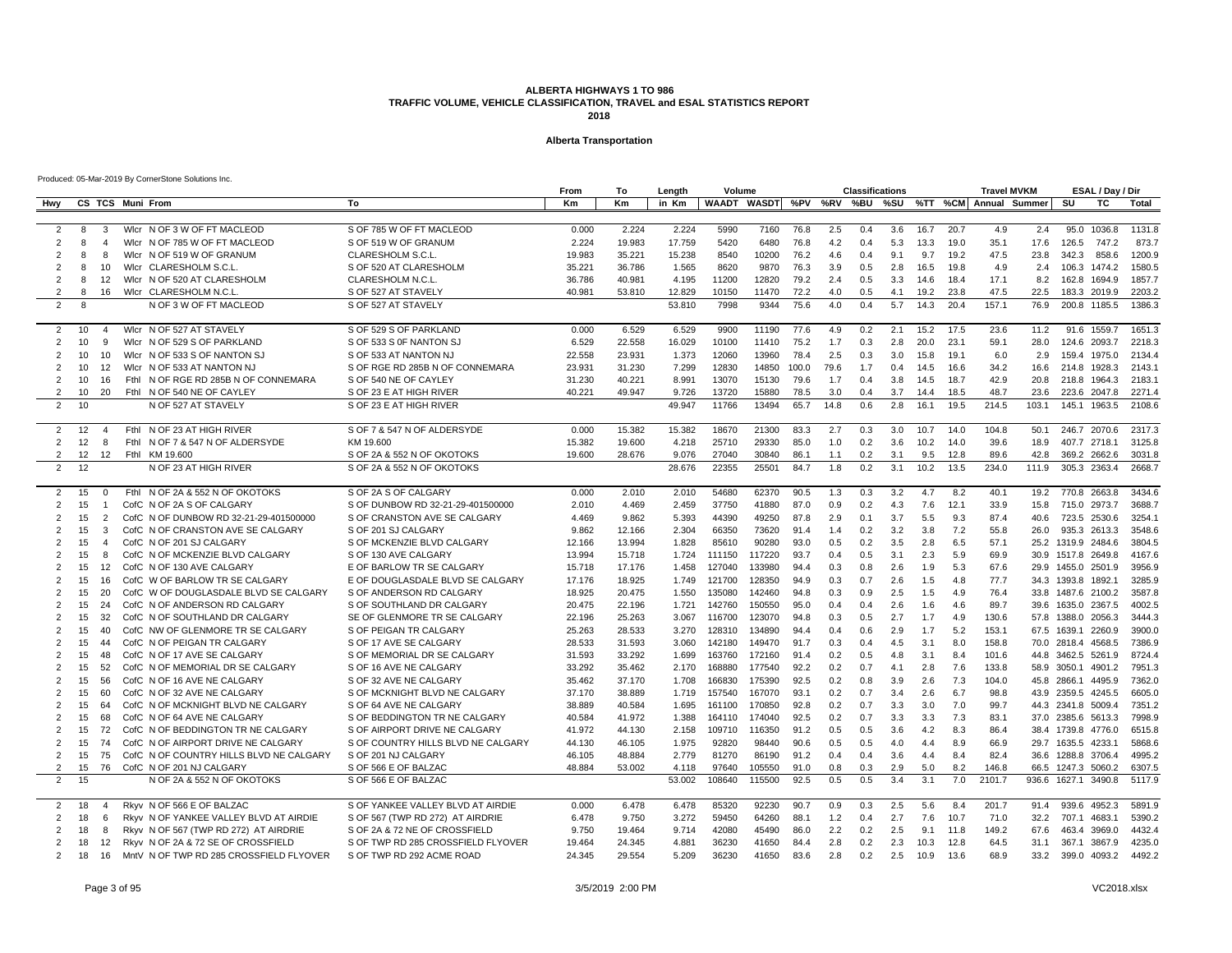# ALBERTA HIGHWAYS 1 TO 986
## TRAFFIC VOLUME, VEHICLE CLASSIFICATION, TRAVEL and ESAL STATISTICS REPORT
## 2018

**Alberta Transportation**

Produced: 05-Mar-2019 By CornerStone Solutions Inc.

| | | | | | | From | To | Length | Volume | | Classifications | | | | | | Travel MVKM | | ESAL / Day / Dir | | |
|---|---|---|---|---|---|---|---|---|---|---|---|---|---|---|---|---|---|---|---|---|---|
| Hwy | CS | TCS | Muni | From | To | Km | Km | in Km | WAADT | WASDT | %PV | %RV | %BU | %SU | %TT | %CM | Annual | Summer | SU | TC | Total |
| 2 | 8 | 3 | Wlcr | N OF 3 W OF FT MACLEOD | S OF 785 W OF FT MACLEOD | 0.000 | 2.224 | 2.224 | 5990 | 7160 | 76.8 | 2.5 | 0.4 | 3.6 | 16.7 | 20.7 | 4.9 | 2.4 | 95.0 | 1036.8 | 1131.8 |
| 2 | 8 | 4 | Wlcr | N OF 785 W OF FT MACLEOD | S OF 519 W OF GRANUM | 2.224 | 19.983 | 17.759 | 5420 | 6480 | 76.8 | 4.2 | 0.4 | 5.3 | 13.3 | 19.0 | 35.1 | 17.6 | 126.5 | 747.2 | 873.7 |
| 2 | 8 | 8 | Wlcr | N OF 519 W OF GRANUM | CLARESHOLM S.C.L. | 19.983 | 35.221 | 15.238 | 8540 | 10200 | 76.2 | 4.6 | 0.4 | 9.1 | 9.7 | 19.2 | 47.5 | 23.8 | 342.3 | 858.6 | 1200.9 |
| 2 | 8 | 10 | Wlcr | CLARESHOLM S.C.L. | S OF 520 AT CLARESHOLM | 35.221 | 36.786 | 1.565 | 8620 | 9870 | 76.3 | 3.9 | 0.5 | 2.8 | 16.5 | 19.8 | 4.9 | 2.4 | 106.3 | 1474.2 | 1580.5 |
| 2 | 8 | 12 | Wlcr | N OF 520 AT CLARESHOLM | CLARESHOLM N.C.L. | 36.786 | 40.981 | 4.195 | 11200 | 12820 | 79.2 | 2.4 | 0.5 | 3.3 | 14.6 | 18.4 | 17.1 | 8.2 | 162.8 | 1694.9 | 1857.7 |
| 2 | 8 | 16 | Wlcr | CLARESHOLM N.C.L. | S OF 527 AT STAVELY | 40.981 | 53.810 | 12.829 | 10150 | 11470 | 72.2 | 4.0 | 0.5 | 4.1 | 19.2 | 23.8 | 47.5 | 22.5 | 183.3 | 2019.9 | 2203.2 |
| 2 | 8 | | | N OF 3 W OF FT MACLEOD | S OF 527 AT STAVELY | | | 53.810 | 7998 | 9344 | 75.6 | 4.0 | 0.4 | 5.7 | 14.3 | 20.4 | 157.1 | 76.9 | 200.8 | 1185.5 | 1386.3 |
| 2 | 10 | 4 | Wlcr | N OF 527 AT STAVELY | S OF 529 S OF PARKLAND | 0.000 | 6.529 | 6.529 | 9900 | 11190 | 77.6 | 4.9 | 0.2 | 2.1 | 15.2 | 17.5 | 23.6 | 11.2 | 91.6 | 1559.7 | 1651.3 |
| 2 | 10 | 9 | Wlcr | N OF 529 S OF PARKLAND | S OF 533 S OF NANTON SJ | 6.529 | 22.558 | 16.029 | 10100 | 11410 | 75.2 | 1.7 | 0.3 | 2.8 | 20.0 | 23.1 | 59.1 | 28.0 | 124.6 | 2093.7 | 2218.3 |
| 2 | 10 | 10 | Wlcr | N OF 533 S OF NANTON SJ | S OF 533 AT NANTON NJ | 22.558 | 23.931 | 1.373 | 12060 | 13960 | 78.4 | 2.5 | 0.3 | 3.0 | 15.8 | 19.1 | 6.0 | 2.9 | 159.4 | 1975.0 | 2134.4 |
| 2 | 10 | 12 | Wlcr | N OF 533 AT NANTON NJ | S OF RGE RD 285B N OF CONNEMARA | 23.931 | 31.230 | 7.299 | 12830 | 14850 | 100.0 | 79.6 | 1.7 | 0.4 | 14.5 | 16.6 | 34.2 | 16.6 | 214.8 | 1928.3 | 2143.1 |
| 2 | 10 | 16 | Fthl | N OF RGE RD 285B N OF CONNEMARA | S OF 540 NE OF CAYLEY | 31.230 | 40.221 | 8.991 | 13070 | 15130 | 79.6 | 1.7 | 0.4 | 3.8 | 14.5 | 18.7 | 42.9 | 20.8 | 218.8 | 1964.3 | 2183.1 |
| 2 | 10 | 20 | Fthl | N OF 540 NE OF CAYLEY | S OF 23 E AT HIGH RIVER | 40.221 | 49.947 | 9.726 | 13720 | 15880 | 78.5 | 3.0 | 0.4 | 3.7 | 14.4 | 18.5 | 48.7 | 23.6 | 223.6 | 2047.8 | 2271.4 |
| 2 | 10 | | | N OF 527 AT STAVELY | S OF 23 E AT HIGH RIVER | | | 49.947 | 11766 | 13494 | 65.7 | 14.8 | 0.6 | 2.8 | 16.1 | 19.5 | 214.5 | 103.1 | 145.1 | 1963.5 | 2108.6 |
| 2 | 12 | 4 | Fthl | N OF 23 AT HIGH RIVER | S OF 7 & 547 N OF ALDERSYDE | 0.000 | 15.382 | 15.382 | 18670 | 21300 | 83.3 | 2.7 | 0.3 | 3.0 | 10.7 | 14.0 | 104.8 | 50.1 | 246.7 | 2070.6 | 2317.3 |
| 2 | 12 | 8 | Fthl | N OF 7 & 547 N OF ALDERSYDE | KM 19.600 | 15.382 | 19.600 | 4.218 | 25710 | 29330 | 85.0 | 1.0 | 0.2 | 3.6 | 10.2 | 14.0 | 39.6 | 18.9 | 407.7 | 2718.1 | 3125.8 |
| 2 | 12 | 12 | Fthl | KM 19.600 | S OF 2A & 552 N OF OKOTOKS | 19.600 | 28.676 | 9.076 | 27040 | 30840 | 86.1 | 1.1 | 0.2 | 3.1 | 9.5 | 12.8 | 89.6 | 42.8 | 369.2 | 2662.6 | 3031.8 |
| 2 | 12 | | | N OF 23 AT HIGH RIVER | S OF 2A & 552 N OF OKOTOKS | | | 28.676 | 22355 | 25501 | 84.7 | 1.8 | 0.2 | 3.1 | 10.2 | 13.5 | 234.0 | 111.9 | 305.3 | 2363.4 | 2668.7 |
| 2 | 15 | 0 | Fthl | N OF 2A & 552 N OF OKOTOKS | S OF 2A S OF CALGARY | 0.000 | 2.010 | 2.010 | 54680 | 62370 | 90.5 | 1.3 | 0.3 | 3.2 | 4.7 | 8.2 | 40.1 | 19.2 | 770.8 | 2663.8 | 3434.6 |
| 2 | 15 | 1 | CofC | N OF 2A S OF CALGARY | S OF DUNBOW RD 32-21-29-401500000 | 2.010 | 4.469 | 2.459 | 37750 | 41880 | 87.0 | 0.9 | 0.2 | 4.3 | 7.6 | 12.1 | 33.9 | 15.8 | 715.0 | 2973.7 | 3688.7 |
| 2 | 15 | 2 | CofC | N OF DUNBOW RD 32-21-29-401500000 | S OF CRANSTON AVE SE CALGARY | 4.469 | 9.862 | 5.393 | 44390 | 49250 | 87.8 | 2.9 | 0.1 | 3.7 | 5.5 | 9.3 | 87.4 | 40.6 | 723.5 | 2530.6 | 3254.1 |
| 2 | 15 | 3 | CofC | N OF CRANSTON AVE SE CALGARY | S OF 201 SJ CALGARY | 9.862 | 12.166 | 2.304 | 66350 | 73620 | 91.4 | 1.4 | 0.2 | 3.2 | 3.8 | 7.2 | 55.8 | 26.0 | 935.3 | 2613.3 | 3548.6 |
| 2 | 15 | 4 | CofC | N OF 201 SJ CALGARY | S OF MCKENZIE BLVD CALGARY | 12.166 | 13.994 | 1.828 | 85610 | 90280 | 93.0 | 0.5 | 0.2 | 3.5 | 2.8 | 6.5 | 57.1 | 25.2 | 1319.9 | 2484.6 | 3804.5 |
| 2 | 15 | 8 | CofC | N OF MCKENZIE BLVD CALGARY | S OF 130 AVE CALGARY | 13.994 | 15.718 | 1.724 | 111150 | 117220 | 93.7 | 0.4 | 0.5 | 3.1 | 2.3 | 5.9 | 69.9 | 30.9 | 1517.8 | 2649.8 | 4167.6 |
| 2 | 15 | 12 | CofC | N OF 130 AVE CALGARY | E OF BARLOW TR SE CALGARY | 15.718 | 17.176 | 1.458 | 127040 | 133980 | 94.4 | 0.3 | 0.8 | 2.6 | 1.9 | 5.3 | 67.6 | 29.9 | 1455.0 | 2501.9 | 3956.9 |
| 2 | 15 | 16 | CofC | W OF BARLOW TR SE CALGARY | E OF DOUGLASDALE BLVD SE CALGARY | 17.176 | 18.925 | 1.749 | 121700 | 128350 | 94.9 | 0.3 | 0.7 | 2.6 | 1.5 | 4.8 | 77.7 | 34.3 | 1393.8 | 1892.1 | 3285.9 |
| 2 | 15 | 20 | CofC | W OF DOUGLASDALE BLVD SE CALGARY | S OF ANDERSON RD CALGARY | 18.925 | 20.475 | 1.550 | 135080 | 142460 | 94.8 | 0.3 | 0.9 | 2.5 | 1.5 | 4.9 | 76.4 | 33.8 | 1487.6 | 2100.2 | 3587.8 |
| 2 | 15 | 24 | CofC | N OF ANDERSON RD CALGARY | S OF SOUTHLAND DR CALGARY | 20.475 | 22.196 | 1.721 | 142760 | 150550 | 95.0 | 0.4 | 0.4 | 2.6 | 1.6 | 4.6 | 89.7 | 39.6 | 1635.0 | 2367.5 | 4002.5 |
| 2 | 15 | 32 | CofC | N OF SOUTHLAND DR CALGARY | SE OF GLENMORE TR SE CALGARY | 22.196 | 25.263 | 3.067 | 116700 | 123070 | 94.8 | 0.3 | 0.5 | 2.7 | 1.7 | 4.9 | 130.6 | 57.8 | 1388.0 | 2056.3 | 3444.3 |
| 2 | 15 | 40 | CofC | NW OF GLENMORE TR SE CALGARY | S OF PEIGAN TR CALGARY | 25.263 | 28.533 | 3.270 | 128310 | 134890 | 94.4 | 0.4 | 0.6 | 2.9 | 1.7 | 5.2 | 153.1 | 67.5 | 1639.1 | 2260.9 | 3900.0 |
| 2 | 15 | 44 | CofC | N OF PEIGAN TR CALGARY | S OF 17 AVE SE CALGARY | 28.533 | 31.593 | 3.060 | 142180 | 149470 | 91.7 | 0.3 | 0.4 | 4.5 | 3.1 | 8.0 | 158.8 | 70.0 | 2818.4 | 4568.5 | 7386.9 |
| 2 | 15 | 48 | CofC | N OF 17 AVE SE CALGARY | S OF MEMORIAL DR SE CALGARY | 31.593 | 33.292 | 1.699 | 163760 | 172160 | 91.4 | 0.2 | 0.5 | 4.8 | 3.1 | 8.4 | 101.6 | 44.8 | 3462.5 | 5261.9 | 8724.4 |
| 2 | 15 | 52 | CofC | N OF MEMORIAL DR SE CALGARY | S OF 16 AVE NE CALGARY | 33.292 | 35.462 | 2.170 | 168880 | 177540 | 92.2 | 0.2 | 0.7 | 4.1 | 2.8 | 7.6 | 133.8 | 58.9 | 3050.1 | 4901.2 | 7951.3 |
| 2 | 15 | 56 | CofC | N OF 16 AVE NE CALGARY | S OF 32 AVE NE CALGARY | 35.462 | 37.170 | 1.708 | 166830 | 175390 | 92.5 | 0.2 | 0.8 | 3.9 | 2.6 | 7.3 | 104.0 | 45.8 | 2866.1 | 4495.9 | 7362.0 |
| 2 | 15 | 60 | CofC | N OF 32 AVE NE CALGARY | S OF MCKNIGHT BLVD NE CALGARY | 37.170 | 38.889 | 1.719 | 157540 | 167070 | 93.1 | 0.2 | 0.7 | 3.4 | 2.6 | 6.7 | 98.8 | 43.9 | 2359.5 | 4245.5 | 6605.0 |
| 2 | 15 | 64 | CofC | N OF MCKNIGHT BLVD NE CALGARY | S OF 64 AVE NE CALGARY | 38.889 | 40.584 | 1.695 | 161100 | 170850 | 92.8 | 0.2 | 0.7 | 3.3 | 3.0 | 7.0 | 99.7 | 44.3 | 2341.8 | 5009.4 | 7351.2 |
| 2 | 15 | 68 | CofC | N OF 64 AVE NE CALGARY | S OF BEDDINGTON TR NE CALGARY | 40.584 | 41.972 | 1.388 | 164110 | 174040 | 92.5 | 0.2 | 0.7 | 3.3 | 3.3 | 7.3 | 83.1 | 37.0 | 2385.6 | 5613.3 | 7998.9 |
| 2 | 15 | 72 | CofC | N OF BEDDINGTON TR NE CALGARY | S OF AIRPORT DRIVE NE CALGARY | 41.972 | 44.130 | 2.158 | 109710 | 116350 | 91.2 | 0.5 | 0.5 | 3.6 | 4.2 | 8.3 | 86.4 | 38.4 | 1739.8 | 4776.0 | 6515.8 |
| 2 | 15 | 74 | CofC | N OF AIRPORT DRIVE NE CALGARY | S OF COUNTRY HILLS BLVD NE CALGARY | 44.130 | 46.105 | 1.975 | 92820 | 98440 | 90.6 | 0.5 | 0.5 | 4.0 | 4.4 | 8.9 | 66.9 | 29.7 | 1635.5 | 4233.1 | 5868.6 |
| 2 | 15 | 75 | CofC | N OF COUNTRY HILLS BLVD NE CALGARY | S OF 201 NJ CALGARY | 46.105 | 48.884 | 2.779 | 81270 | 86190 | 91.2 | 0.4 | 0.4 | 3.6 | 4.4 | 8.4 | 82.4 | 36.6 | 1288.8 | 3706.4 | 4995.2 |
| 2 | 15 | 76 | CofC | N OF 201 NJ CALGARY | S OF 566 E OF BALZAC | 48.884 | 53.002 | 4.118 | 97640 | 105550 | 91.0 | 0.8 | 0.3 | 2.9 | 5.0 | 8.2 | 146.8 | 66.5 | 1247.3 | 5060.2 | 6307.5 |
| 2 | 15 | | | N OF 2A & 552 N OF OKOTOKS | S OF 566 E OF BALZAC | | | 53.002 | 108640 | 115500 | 92.5 | 0.5 | 0.5 | 3.4 | 3.1 | 7.0 | 2101.7 | 936.6 | 1627.1 | 3490.8 | 5117.9 |
| 2 | 18 | 4 | Rkyv | N OF 566 E OF BALZAC | S OF YANKEE VALLEY BLVD AT AIRDIE | 0.000 | 6.478 | 6.478 | 85320 | 92230 | 90.7 | 0.9 | 0.3 | 2.5 | 5.6 | 8.4 | 201.7 | 91.4 | 939.6 | 4952.3 | 5891.9 |
| 2 | 18 | 6 | Rkyv | N OF YANKEE VALLEY BLVD AT AIRDIE | S OF 567 (TWP RD 272) AT AIRDRIE | 6.478 | 9.750 | 3.272 | 59450 | 64260 | 88.1 | 1.2 | 0.4 | 2.7 | 7.6 | 10.7 | 71.0 | 32.2 | 707.1 | 4683.1 | 5390.2 |
| 2 | 18 | 8 | Rkyv | N OF 567 (TWP RD 272) AT AIRDRIE | S OF 2A & 72 NE OF CROSSFIELD | 9.750 | 19.464 | 9.714 | 42080 | 45490 | 86.0 | 2.2 | 0.2 | 2.5 | 9.1 | 11.8 | 149.2 | 67.6 | 463.4 | 3969.0 | 4432.4 |
| 2 | 18 | 12 | Rkyv | N OF 2A & 72 SE OF CROSSFIELD | S OF TWP RD 285 CROSSFIELD FLYOVER | 19.464 | 24.345 | 4.881 | 36230 | 41650 | 84.4 | 2.8 | 0.2 | 2.3 | 10.3 | 12.8 | 64.5 | 31.1 | 367.1 | 3867.9 | 4235.0 |
| 2 | 18 | 16 | MntV | N OF TWP RD 285 CROSSFIELD FLYOVER | S OF TWP RD 292 ACME ROAD | 24.345 | 29.554 | 5.209 | 36230 | 41650 | 83.6 | 2.8 | 0.2 | 2.5 | 10.9 | 13.6 | 68.9 | 33.2 | 399.0 | 4093.2 | 4492.2 |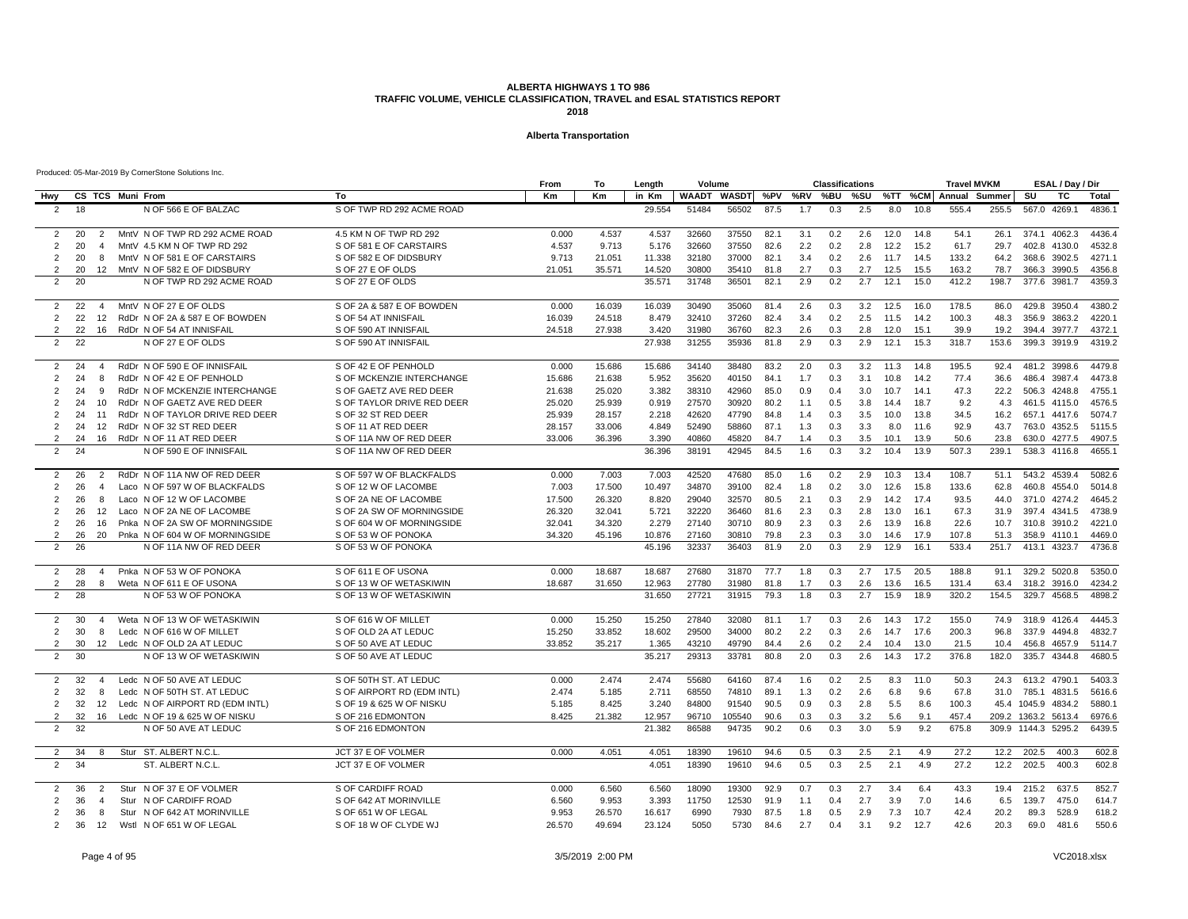# ALBERTA HIGHWAYS 1 TO 986
## TRAFFIC VOLUME, VEHICLE CLASSIFICATION, TRAVEL and ESAL STATISTICS REPORT
## 2018

**Alberta Transportation**

Produced: 05-Mar-2019 By CornerStone Solutions Inc.

| Hwy | CS | TCS | Muni | From | To | From Km | To Km | Length in Km | Volume WAADT | Volume WASDT | %PV | %RV | %BU | %SU | %TT | %CM | Travel MVKM Annual | Travel MVKM Summer | ESAL / Day / Dir SU | ESAL / Day / Dir TC | ESAL / Day / Dir Total |
|---|---|---|---|---|---|---|---|---|---|---|---|---|---|---|---|---|---|---|---|---|---|
| 2 | 18 | | | N OF 566 E OF BALZAC | S OF TWP RD 292 ACME ROAD | | | 29.554 | 51484 | 56502 | 87.5 | 1.7 | 0.3 | 2.5 | 8.0 | 10.8 | 555.4 | 255.5 | 567.0 | 4269.1 | 4836.1 |
| 2 | 20 | 2 | MntV | N OF TWP RD 292 ACME ROAD | 4.5 KM N OF TWP RD 292 | 0.000 | 4.537 | 4.537 | 32660 | 37550 | 82.1 | 3.1 | 0.2 | 2.6 | 12.0 | 14.8 | 54.1 | 26.1 | 374.1 | 4062.3 | 4436.4 |
| 2 | 20 | 4 | MntV | 4.5 KM N OF TWP RD 292 | S OF 581 E OF CARSTAIRS | 4.537 | 9.713 | 5.176 | 32660 | 37550 | 82.6 | 2.2 | 0.2 | 2.8 | 12.2 | 15.2 | 61.7 | 29.7 | 402.8 | 4130.0 | 4532.8 |
| 2 | 20 | 8 | MntV | N OF 581 E OF CARSTAIRS | S OF 582 E OF DIDSBURY | 9.713 | 21.051 | 11.338 | 32180 | 37000 | 82.1 | 3.4 | 0.2 | 2.6 | 11.7 | 14.5 | 133.2 | 64.2 | 368.6 | 3902.5 | 4271.1 |
| 2 | 20 | 12 | MntV | N OF 582 E OF DIDSBURY | S OF 27 E OF OLDS | 21.051 | 35.571 | 14.520 | 30800 | 35410 | 81.8 | 2.7 | 0.3 | 2.7 | 12.5 | 15.5 | 163.2 | 78.7 | 366.3 | 3990.5 | 4356.8 |
| 2 | 20 | | | N OF TWP RD 292 ACME ROAD | S OF 27 E OF OLDS | | | 35.571 | 31748 | 36501 | 82.1 | 2.9 | 0.2 | 2.7 | 12.1 | 15.0 | 412.2 | 198.7 | 377.6 | 3981.7 | 4359.3 |
| 2 | 22 | 4 | MntV | N OF 27 E OF OLDS | S OF 2A & 587 E OF BOWDEN | 0.000 | 16.039 | 16.039 | 30490 | 35060 | 81.4 | 2.6 | 0.3 | 3.2 | 12.5 | 16.0 | 178.5 | 86.0 | 429.8 | 3950.4 | 4380.2 |
| 2 | 22 | 12 | RdDr | N OF 2A & 587 E OF BOWDEN | S OF 54 AT INNISFAIL | 16.039 | 24.518 | 8.479 | 32410 | 37260 | 82.4 | 3.4 | 0.2 | 2.5 | 11.5 | 14.2 | 100.3 | 48.3 | 356.9 | 3863.2 | 4220.1 |
| 2 | 22 | 16 | RdDr | N OF 54 AT INNISFAIL | S OF 590 AT INNISFAIL | 24.518 | 27.938 | 3.420 | 31980 | 36760 | 82.3 | 2.6 | 0.3 | 2.8 | 12.0 | 15.1 | 39.9 | 19.2 | 394.4 | 3977.7 | 4372.1 |
| 2 | 22 | | | N OF 27 E OF OLDS | S OF 590 AT INNISFAIL | | | 27.938 | 31255 | 35936 | 81.8 | 2.9 | 0.3 | 2.9 | 12.1 | 15.3 | 318.7 | 153.6 | 399.3 | 3919.9 | 4319.2 |
| 2 | 24 | 4 | RdDr | N OF 590 E OF INNISFAIL | S OF 42 E OF PENHOLD | 0.000 | 15.686 | 15.686 | 34140 | 38480 | 83.2 | 2.0 | 0.3 | 3.2 | 11.3 | 14.8 | 195.5 | 92.4 | 481.2 | 3998.6 | 4479.8 |
| 2 | 24 | 8 | RdDr | N OF 42 E OF PENHOLD | S OF MCKENZIE INTERCHANGE | 15.686 | 21.638 | 5.952 | 35620 | 40150 | 84.1 | 1.7 | 0.3 | 3.1 | 10.8 | 14.2 | 77.4 | 36.6 | 486.4 | 3987.4 | 4473.8 |
| 2 | 24 | 9 | RdDr | N OF MCKENZIE INTERCHANGE | S OF GAETZ AVE RED DEER | 21.638 | 25.020 | 3.382 | 38310 | 42960 | 85.0 | 0.9 | 0.4 | 3.0 | 10.7 | 14.1 | 47.3 | 22.2 | 506.3 | 4248.8 | 4755.1 |
| 2 | 24 | 10 | RdDr | N OF GAETZ AVE RED DEER | S OF TAYLOR DRIVE RED DEER | 25.020 | 25.939 | 0.919 | 27570 | 30920 | 80.2 | 1.1 | 0.5 | 3.8 | 14.4 | 18.7 | 9.2 | 4.3 | 461.5 | 4115.0 | 4576.5 |
| 2 | 24 | 11 | RdDr | N OF TAYLOR DRIVE RED DEER | S OF 32 ST RED DEER | 25.939 | 28.157 | 2.218 | 42620 | 47790 | 84.8 | 1.4 | 0.3 | 3.5 | 10.0 | 13.8 | 34.5 | 16.2 | 657.1 | 4417.6 | 5074.7 |
| 2 | 24 | 12 | RdDr | N OF 32 ST RED DEER | S OF 11 AT RED DEER | 28.157 | 33.006 | 4.849 | 52490 | 58860 | 87.1 | 1.3 | 0.3 | 3.3 | 8.0 | 11.6 | 92.9 | 43.7 | 763.0 | 4352.5 | 5115.5 |
| 2 | 24 | 16 | RdDr | N OF 11 AT RED DEER | S OF 11A NW OF RED DEER | 33.006 | 36.396 | 3.390 | 40860 | 45820 | 84.7 | 1.4 | 0.3 | 3.5 | 10.1 | 13.9 | 50.6 | 23.8 | 630.0 | 4277.5 | 4907.5 |
| 2 | 24 | | | N OF 590 E OF INNISFAIL | S OF 11A NW OF RED DEER | | | 36.396 | 38191 | 42945 | 84.5 | 1.6 | 0.3 | 3.2 | 10.4 | 13.9 | 507.3 | 239.1 | 538.3 | 4116.8 | 4655.1 |
| 2 | 26 | 2 | RdDr | N OF 11A NW OF RED DEER | S OF 597 W OF BLACKFALDS | 0.000 | 7.003 | 7.003 | 42520 | 47680 | 85.0 | 1.6 | 0.2 | 2.9 | 10.3 | 13.4 | 108.7 | 51.1 | 543.2 | 4539.4 | 5082.6 |
| 2 | 26 | 4 | Laco | N OF 597 W OF BLACKFALDS | S OF 12 W OF LACOMBE | 7.003 | 17.500 | 10.497 | 34870 | 39100 | 82.4 | 1.8 | 0.2 | 3.0 | 12.6 | 15.8 | 133.6 | 62.8 | 460.8 | 4554.0 | 5014.8 |
| 2 | 26 | 8 | Laco | N OF 12 W OF LACOMBE | S OF 2A NE OF LACOMBE | 17.500 | 26.320 | 8.820 | 29040 | 32570 | 80.5 | 2.1 | 0.3 | 2.9 | 14.2 | 17.4 | 93.5 | 44.0 | 371.0 | 4274.2 | 4645.2 |
| 2 | 26 | 12 | Laco | N OF 2A NE OF LACOMBE | S OF 2A SW OF MORNINGSIDE | 26.320 | 32.041 | 5.721 | 32220 | 36460 | 81.6 | 2.3 | 0.3 | 2.8 | 13.0 | 16.1 | 67.3 | 31.9 | 397.4 | 4341.5 | 4738.9 |
| 2 | 26 | 16 | Pnka | N OF 2A SW OF MORNINGSIDE | S OF 604 W OF MORNINGSIDE | 32.041 | 34.320 | 2.279 | 27140 | 30710 | 80.9 | 2.3 | 0.3 | 2.6 | 13.9 | 16.8 | 22.6 | 10.7 | 310.8 | 3910.2 | 4221.0 |
| 2 | 26 | 20 | Pnka | N OF 604 W OF MORNINGSIDE | S OF 53 W OF PONOKA | 34.320 | 45.196 | 10.876 | 27160 | 30810 | 79.8 | 2.3 | 0.3 | 3.0 | 14.6 | 17.9 | 107.8 | 51.3 | 358.9 | 4110.1 | 4469.0 |
| 2 | 26 | | | N OF 11A NW OF RED DEER | S OF 53 W OF PONOKA | | | 45.196 | 32337 | 36403 | 81.9 | 2.0 | 0.3 | 2.9 | 12.9 | 16.1 | 533.4 | 251.7 | 413.1 | 4323.7 | 4736.8 |
| 2 | 28 | 4 | Pnka | N OF 53 W OF PONOKA | S OF 611 E OF USONA | 0.000 | 18.687 | 18.687 | 27680 | 31870 | 77.7 | 1.8 | 0.3 | 2.7 | 17.5 | 20.5 | 188.8 | 91.1 | 329.2 | 5020.8 | 5350.0 |
| 2 | 28 | 8 | Weta | N OF 611 E OF USONA | S OF 13 W OF WETASKIWIN | 18.687 | 31.650 | 12.963 | 27780 | 31980 | 81.8 | 1.7 | 0.3 | 2.6 | 13.6 | 16.5 | 131.4 | 63.4 | 318.2 | 3916.0 | 4234.2 |
| 2 | 28 | | | N OF 53 W OF PONOKA | S OF 13 W OF WETASKIWIN | | | 31.650 | 27721 | 31915 | 79.3 | 1.8 | 0.3 | 2.7 | 15.9 | 18.9 | 320.2 | 154.5 | 329.7 | 4568.5 | 4898.2 |
| 2 | 30 | 4 | Weta | N OF 13 W OF WETASKIWIN | S OF 616 W OF MILLET | 0.000 | 15.250 | 15.250 | 27840 | 32080 | 81.1 | 1.7 | 0.3 | 2.6 | 14.3 | 17.2 | 155.0 | 74.9 | 318.9 | 4126.4 | 4445.3 |
| 2 | 30 | 8 | Ledc | N OF 616 W OF MILLET | S OF OLD 2A AT LEDUC | 15.250 | 33.852 | 18.602 | 29500 | 34000 | 80.2 | 2.2 | 0.3 | 2.6 | 14.7 | 17.6 | 200.3 | 96.8 | 337.9 | 4494.8 | 4832.7 |
| 2 | 30 | 12 | Ledc | N OF OLD 2A AT LEDUC | S OF 50 AVE AT LEDUC | 33.852 | 35.217 | 1.365 | 43210 | 49790 | 84.4 | 2.6 | 0.2 | 2.4 | 10.4 | 13.0 | 21.5 | 10.4 | 456.8 | 4657.9 | 5114.7 |
| 2 | 30 | | | N OF 13 W OF WETASKIWIN | S OF 50 AVE AT LEDUC | | | 35.217 | 29313 | 33781 | 80.8 | 2.0 | 0.3 | 2.6 | 14.3 | 17.2 | 376.8 | 182.0 | 335.7 | 4344.8 | 4680.5 |
| 2 | 32 | 4 | Ledc | N OF 50 AVE AT LEDUC | S OF 50TH ST. AT LEDUC | 0.000 | 2.474 | 2.474 | 55680 | 64160 | 87.4 | 1.6 | 0.2 | 2.5 | 8.3 | 11.0 | 50.3 | 24.3 | 613.2 | 4790.1 | 5403.3 |
| 2 | 32 | 8 | Ledc | N OF 50TH ST. AT LEDUC | S OF AIRPORT RD (EDM INTL) | 2.474 | 5.185 | 2.711 | 68550 | 74810 | 89.1 | 1.3 | 0.2 | 2.6 | 6.8 | 9.6 | 67.8 | 31.0 | 785.1 | 4831.5 | 5616.6 |
| 2 | 32 | 12 | Ledc | N OF AIRPORT RD (EDM INTL) | S OF 19 & 625 W OF NISKU | 5.185 | 8.425 | 3.240 | 84800 | 91540 | 90.5 | 0.9 | 0.3 | 2.8 | 5.5 | 8.6 | 100.3 | 45.4 | 1045.9 | 4834.2 | 5880.1 |
| 2 | 32 | 16 | Ledc | N OF 19 & 625 W OF NISKU | S OF 216 EDMONTON | 8.425 | 21.382 | 12.957 | 96710 | 105540 | 90.6 | 0.3 | 0.3 | 3.2 | 5.6 | 9.1 | 457.4 | 209.2 | 1363.2 | 5613.4 | 6976.6 |
| 2 | 32 | | | N OF 50 AVE AT LEDUC | S OF 216 EDMONTON | | | 21.382 | 86588 | 94735 | 90.2 | 0.6 | 0.3 | 3.0 | 5.9 | 9.2 | 675.8 | 309.9 | 1144.3 | 5295.2 | 6439.5 |
| 2 | 34 | 8 | Stur | ST. ALBERT N.C.L. | JCT 37 E OF VOLMER | 0.000 | 4.051 | 4.051 | 18390 | 19610 | 94.6 | 0.5 | 0.3 | 2.5 | 2.1 | 4.9 | 27.2 | 12.2 | 202.5 | 400.3 | 602.8 |
| 2 | 34 | | | ST. ALBERT N.C.L. | JCT 37 E OF VOLMER | | | 4.051 | 18390 | 19610 | 94.6 | 0.5 | 0.3 | 2.5 | 2.1 | 4.9 | 27.2 | 12.2 | 202.5 | 400.3 | 602.8 |
| 2 | 36 | 2 | Stur | N OF 37 E OF VOLMER | S OF CARDIFF ROAD | 0.000 | 6.560 | 6.560 | 18090 | 19300 | 92.9 | 0.7 | 0.3 | 2.7 | 3.4 | 6.4 | 43.3 | 19.4 | 215.2 | 637.5 | 852.7 |
| 2 | 36 | 4 | Stur | N OF CARDIFF ROAD | S OF 642 AT MORINVILLE | 6.560 | 9.953 | 3.393 | 11750 | 12530 | 91.9 | 1.1 | 0.4 | 2.7 | 3.9 | 7.0 | 14.6 | 6.5 | 139.7 | 475.0 | 614.7 |
| 2 | 36 | 8 | Stur | N OF 642 AT MORINVILLE | S OF 651 W OF LEGAL | 9.953 | 26.570 | 16.617 | 6990 | 7930 | 87.5 | 1.8 | 0.5 | 2.9 | 7.3 | 10.7 | 42.4 | 20.2 | 89.3 | 528.9 | 618.2 |
| 2 | 36 | 12 | Wstl | N OF 651 W OF LEGAL | S OF 18 W OF CLYDE WJ | 26.570 | 49.694 | 23.124 | 5050 | 5730 | 84.6 | 2.7 | 0.4 | 3.1 | 9.2 | 12.7 | 42.6 | 20.3 | 69.0 | 481.6 | 550.6 |

3/5/2019 2:00 PM

VC2018.xlsx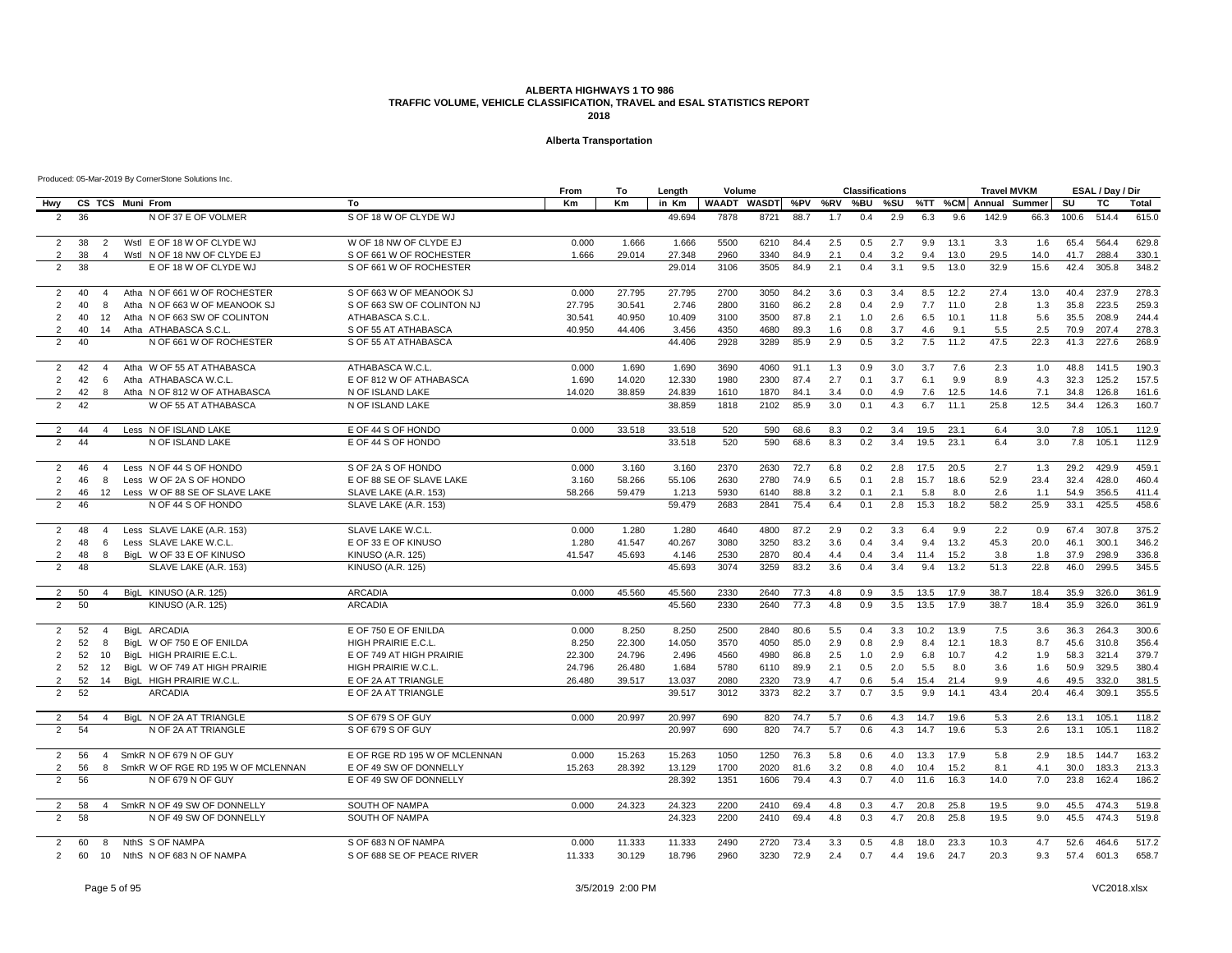# ALBERTA HIGHWAYS 1 TO 986
## TRAFFIC VOLUME, VEHICLE CLASSIFICATION, TRAVEL and ESAL STATISTICS REPORT
## 2018

**Alberta Transportation**

Produced: 05-Mar-2019 By CornerStone Solutions Inc.

| | | | | | | From | To | Length | Volume | | Classifications | | | | | | Travel MVKM | | ESAL / Day / Dir | | |
|---|---|---|---|---|---|---|---|---|---|---|---|---|---|---|---|---|---|---|---|---|---|
| Hwy | CS | TCS | Muni | From | To | Km | Km | in Km | WAADT | WASDT | %PV | %RV | %BU | %SU | %TT | %CM | Annual | Summer | SU | TC | Total |
| 2 | 36 | | | N OF 37 E OF VOLMER | S OF 18 W OF CLYDE WJ | | | 49.694 | 7878 | 8721 | 88.7 | 1.7 | 0.4 | 2.9 | 6.3 | 9.6 | 142.9 | 66.3 | 100.6 | 514.4 | 615.0 |
| 2 | 38 | 2 | Wstl | E OF 18 W OF CLYDE WJ | W OF 18 NW OF CLYDE EJ | 0.000 | 1.666 | 1.666 | 5500 | 6210 | 84.4 | 2.5 | 0.5 | 2.7 | 9.9 | 13.1 | 3.3 | 1.6 | 65.4 | 564.4 | 629.8 |
| 2 | 38 | 4 | Wstl | N OF 18 NW OF CLYDE EJ | S OF 661 W OF ROCHESTER | 1.666 | 29.014 | 27.348 | 2960 | 3340 | 84.9 | 2.1 | 0.4 | 3.2 | 9.4 | 13.0 | 29.5 | 14.0 | 41.7 | 288.4 | 330.1 |
| 2 | 38 | | | E OF 18 W OF CLYDE WJ | S OF 661 W OF ROCHESTER | | | 29.014 | 3106 | 3505 | 84.9 | 2.1 | 0.4 | 3.1 | 9.5 | 13.0 | 32.9 | 15.6 | 42.4 | 305.8 | 348.2 |
| 2 | 40 | 4 | Atha | N OF 661 W OF ROCHESTER | S OF 663 W OF MEANOOK SJ | 0.000 | 27.795 | 27.795 | 2700 | 3050 | 84.2 | 3.6 | 0.3 | 3.4 | 8.5 | 12.2 | 27.4 | 13.0 | 40.4 | 237.9 | 278.3 |
| 2 | 40 | 8 | Atha | N OF 663 W OF MEANOOK SJ | S OF 663 SW OF COLINTON NJ | 27.795 | 30.541 | 2.746 | 2800 | 3160 | 86.2 | 2.8 | 0.4 | 2.9 | 7.7 | 11.0 | 2.8 | 1.3 | 35.8 | 223.5 | 259.3 |
| 2 | 40 | 12 | Atha | N OF 663 SW OF COLINTON | ATHABASCA S.C.L. | 30.541 | 40.950 | 10.409 | 3100 | 3500 | 87.8 | 2.1 | 1.0 | 2.6 | 6.5 | 10.1 | 11.8 | 5.6 | 35.5 | 208.9 | 244.4 |
| 2 | 40 | 14 | Atha | ATHABASCA S.C.L. | S OF 55 AT ATHABASCA | 40.950 | 44.406 | 3.456 | 4350 | 4680 | 89.3 | 1.6 | 0.8 | 3.7 | 4.6 | 9.1 | 5.5 | 2.5 | 70.9 | 207.4 | 278.3 |
| 2 | 40 | | | N OF 661 W OF ROCHESTER | S OF 55 AT ATHABASCA | | | 44.406 | 2928 | 3289 | 85.9 | 2.9 | 0.5 | 3.2 | 7.5 | 11.2 | 47.5 | 22.3 | 41.3 | 227.6 | 268.9 |
| 2 | 42 | 4 | Atha | W OF 55 AT ATHABASCA | ATHABASCA W.C.L. | 0.000 | 1.690 | 1.690 | 3690 | 4060 | 91.1 | 1.3 | 0.9 | 3.0 | 3.7 | 7.6 | 2.3 | 1.0 | 48.8 | 141.5 | 190.3 |
| 2 | 42 | 6 | Atha | ATHABASCA W.C.L. | E OF 812 W OF ATHABASCA | 1.690 | 14.020 | 12.330 | 1980 | 2300 | 87.4 | 2.7 | 0.1 | 3.7 | 6.1 | 9.9 | 8.9 | 4.3 | 32.3 | 125.2 | 157.5 |
| 2 | 42 | 8 | Atha | N OF 812 W OF ATHABASCA | N OF ISLAND LAKE | 14.020 | 38.859 | 24.839 | 1610 | 1870 | 84.1 | 3.4 | 0.0 | 4.9 | 7.6 | 12.5 | 14.6 | 7.1 | 34.8 | 126.8 | 161.6 |
| 2 | 42 | | | W OF 55 AT ATHABASCA | N OF ISLAND LAKE | | | 38.859 | 1818 | 2102 | 85.9 | 3.0 | 0.1 | 4.3 | 6.7 | 11.1 | 25.8 | 12.5 | 34.4 | 126.3 | 160.7 |
| 2 | 44 | 4 | Less | N OF ISLAND LAKE | E OF 44 S OF HONDO | 0.000 | 33.518 | 33.518 | 520 | 590 | 68.6 | 8.3 | 0.2 | 3.4 | 19.5 | 23.1 | 6.4 | 3.0 | 7.8 | 105.1 | 112.9 |
| 2 | 44 | | | N OF ISLAND LAKE | E OF 44 S OF HONDO | | | 33.518 | 520 | 590 | 68.6 | 8.3 | 0.2 | 3.4 | 19.5 | 23.1 | 6.4 | 3.0 | 7.8 | 105.1 | 112.9 |
| 2 | 46 | 4 | Less | N OF 44 S OF HONDO | S OF 2A S OF HONDO | 0.000 | 3.160 | 3.160 | 2370 | 2630 | 72.7 | 6.8 | 0.2 | 2.8 | 17.5 | 20.5 | 2.7 | 1.3 | 29.2 | 429.9 | 459.1 |
| 2 | 46 | 8 | Less | W OF 2A S OF HONDO | E OF 88 SE OF SLAVE LAKE | 3.160 | 58.266 | 55.106 | 2630 | 2780 | 74.9 | 6.5 | 0.1 | 2.8 | 15.7 | 18.6 | 52.9 | 23.4 | 32.4 | 428.0 | 460.4 |
| 2 | 46 | 12 | Less | W OF 88 SE OF SLAVE LAKE | SLAVE LAKE (A.R. 153) | 58.266 | 59.479 | 1.213 | 5930 | 6140 | 88.8 | 3.2 | 0.1 | 2.1 | 5.8 | 8.0 | 2.6 | 1.1 | 54.9 | 356.5 | 411.4 |
| 2 | 46 | | | N OF 44 S OF HONDO | SLAVE LAKE (A.R. 153) | | | 59.479 | 2683 | 2841 | 75.4 | 6.4 | 0.1 | 2.8 | 15.3 | 18.2 | 58.2 | 25.9 | 33.1 | 425.5 | 458.6 |
| 2 | 48 | 4 | Less | SLAVE LAKE (A.R. 153) | SLAVE LAKE W.C.L. | 0.000 | 1.280 | 1.280 | 4640 | 4800 | 87.2 | 2.9 | 0.2 | 3.3 | 6.4 | 9.9 | 2.2 | 0.9 | 67.4 | 307.8 | 375.2 |
| 2 | 48 | 6 | Less | SLAVE LAKE W.C.L. | E OF 33 E OF KINUSO | 1.280 | 41.547 | 40.267 | 3080 | 3250 | 83.2 | 3.6 | 0.4 | 3.4 | 9.4 | 13.2 | 45.3 | 20.0 | 46.1 | 300.1 | 346.2 |
| 2 | 48 | 8 | BigL | W OF 33 E OF KINUSO | KINUSO (A.R. 125) | 41.547 | 45.693 | 4.146 | 2530 | 2870 | 80.4 | 4.4 | 0.4 | 3.4 | 11.4 | 15.2 | 3.8 | 1.8 | 37.9 | 298.9 | 336.8 |
| 2 | 48 | | | SLAVE LAKE (A.R. 153) | KINUSO (A.R. 125) | | | 45.693 | 3074 | 3259 | 83.2 | 3.6 | 0.4 | 3.4 | 9.4 | 13.2 | 51.3 | 22.8 | 46.0 | 299.5 | 345.5 |
| 2 | 50 | 4 | BigL | KINUSO (A.R. 125) | ARCADIA | 0.000 | 45.560 | 45.560 | 2330 | 2640 | 77.3 | 4.8 | 0.9 | 3.5 | 13.5 | 17.9 | 38.7 | 18.4 | 35.9 | 326.0 | 361.9 |
| 2 | 50 | | | KINUSO (A.R. 125) | ARCADIA | | | 45.560 | 2330 | 2640 | 77.3 | 4.8 | 0.9 | 3.5 | 13.5 | 17.9 | 38.7 | 18.4 | 35.9 | 326.0 | 361.9 |
| 2 | 52 | 4 | BigL | ARCADIA | E OF 750 E OF ENILDA | 0.000 | 8.250 | 8.250 | 2500 | 2840 | 80.6 | 5.5 | 0.4 | 3.3 | 10.2 | 13.9 | 7.5 | 3.6 | 36.3 | 264.3 | 300.6 |
| 2 | 52 | 8 | BigL | W OF 750 E OF ENILDA | HIGH PRAIRIE E.C.L. | 8.250 | 22.300 | 14.050 | 3570 | 4050 | 85.0 | 2.9 | 0.8 | 2.9 | 8.4 | 12.1 | 18.3 | 8.7 | 45.6 | 310.8 | 356.4 |
| 2 | 52 | 10 | BigL | HIGH PRAIRIE E.C.L. | E OF 749 AT HIGH PRAIRIE | 22.300 | 24.796 | 2.496 | 4560 | 4980 | 86.8 | 2.5 | 1.0 | 2.9 | 6.8 | 10.7 | 4.2 | 1.9 | 58.3 | 321.4 | 379.7 |
| 2 | 52 | 12 | BigL | W OF 749 AT HIGH PRAIRIE | HIGH PRAIRIE W.C.L. | 24.796 | 26.480 | 1.684 | 5780 | 6110 | 89.9 | 2.1 | 0.5 | 2.0 | 5.5 | 8.0 | 3.6 | 1.6 | 50.9 | 329.5 | 380.4 |
| 2 | 52 | 14 | BigL | HIGH PRAIRIE W.C.L. | E OF 2A AT TRIANGLE | 26.480 | 39.517 | 13.037 | 2080 | 2320 | 73.9 | 4.7 | 0.6 | 5.4 | 15.4 | 21.4 | 9.9 | 4.6 | 49.5 | 332.0 | 381.5 |
| 2 | 52 | | | ARCADIA | E OF 2A AT TRIANGLE | | | 39.517 | 3012 | 3373 | 82.2 | 3.7 | 0.7 | 3.5 | 9.9 | 14.1 | 43.4 | 20.4 | 46.4 | 309.1 | 355.5 |
| 2 | 54 | 4 | BigL | N OF 2A AT TRIANGLE | S OF 679 S OF GUY | 0.000 | 20.997 | 20.997 | 690 | 820 | 74.7 | 5.7 | 0.6 | 4.3 | 14.7 | 19.6 | 5.3 | 2.6 | 13.1 | 105.1 | 118.2 |
| 2 | 54 | | | N OF 2A AT TRIANGLE | S OF 679 S OF GUY | | | 20.997 | 690 | 820 | 74.7 | 5.7 | 0.6 | 4.3 | 14.7 | 19.6 | 5.3 | 2.6 | 13.1 | 105.1 | 118.2 |
| 2 | 56 | 4 | SmkR | N OF 679 N OF GUY | E OF RGE RD 195 W OF MCLENNAN | 0.000 | 15.263 | 15.263 | 1050 | 1250 | 76.3 | 5.8 | 0.6 | 4.0 | 13.3 | 17.9 | 5.8 | 2.9 | 18.5 | 144.7 | 163.2 |
| 2 | 56 | 8 | SmkR | W OF RGE RD 195 W OF MCLENNAN | E OF 49 SW OF DONNELLY | 15.263 | 28.392 | 13.129 | 1700 | 2020 | 81.6 | 3.2 | 0.8 | 4.0 | 10.4 | 15.2 | 8.1 | 4.1 | 30.0 | 183.3 | 213.3 |
| 2 | 56 | | | N OF 679 N OF GUY | E OF 49 SW OF DONNELLY | | | 28.392 | 1351 | 1606 | 79.4 | 4.3 | 0.7 | 4.0 | 11.6 | 16.3 | 14.0 | 7.0 | 23.8 | 162.4 | 186.2 |
| 2 | 58 | 4 | SmkR | N OF 49 SW OF DONNELLY | SOUTH OF NAMPA | 0.000 | 24.323 | 24.323 | 2200 | 2410 | 69.4 | 4.8 | 0.3 | 4.7 | 20.8 | 25.8 | 19.5 | 9.0 | 45.5 | 474.3 | 519.8 |
| 2 | 58 | | | N OF 49 SW OF DONNELLY | SOUTH OF NAMPA | | | 24.323 | 2200 | 2410 | 69.4 | 4.8 | 0.3 | 4.7 | 20.8 | 25.8 | 19.5 | 9.0 | 45.5 | 474.3 | 519.8 |
| 2 | 60 | 8 | NthS | S OF NAMPA | S OF 683 N OF NAMPA | 0.000 | 11.333 | 11.333 | 2490 | 2720 | 73.4 | 3.3 | 0.5 | 4.8 | 18.0 | 23.3 | 10.3 | 4.7 | 52.6 | 464.6 | 517.2 |
| 2 | 60 | 10 | NthS | N OF 683 N OF NAMPA | S OF 688 SE OF PEACE RIVER | 11.333 | 30.129 | 18.796 | 2960 | 3230 | 72.9 | 2.4 | 0.7 | 4.4 | 19.6 | 24.7 | 20.3 | 9.3 | 57.4 | 601.3 | 658.7 |

3/5/2019 2:00 PM VC2018.xlsx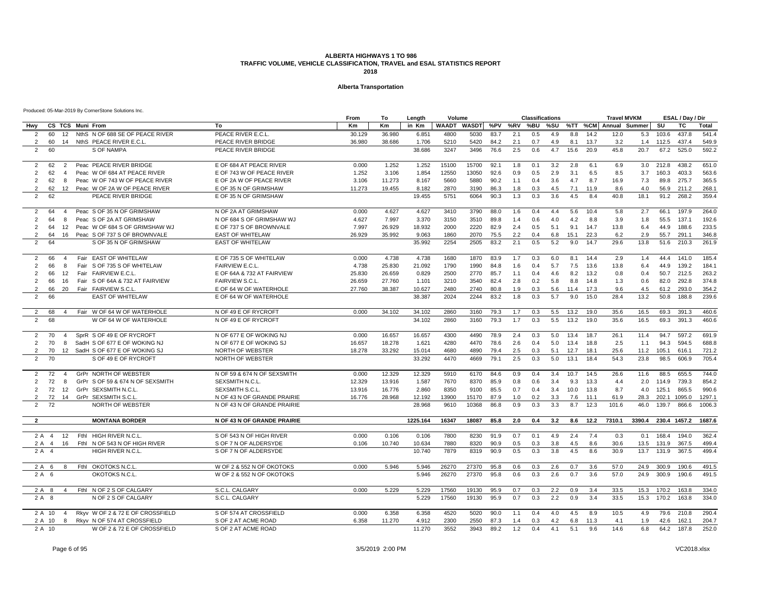# ALBERTA HIGHWAYS 1 TO 986
## TRAFFIC VOLUME, VEHICLE CLASSIFICATION, TRAVEL and ESAL STATISTICS REPORT
## 2018

**Alberta Transportation**

Produced: 05-Mar-2019 By CornerStone Solutions Inc.

| Hwy | CS | TCS | Muni | From | To | From Km | To Km | Length in Km | Volume WAADT | Volume WASDT | %PV | %RV | %BU | %SU | %TT | %CM | Travel MVKM Annual | Travel MVKM Summer | ESAL / Day / Dir SU | ESAL / Day / Dir TC | ESAL / Day / Dir Total |
|---|---|---|---|---|---|---|---|---|---|---|---|---|---|---|---|---|---|---|---|---|---|
| 2 | 60 | 12 | NthS | N OF 688 SE OF PEACE RIVER | PEACE RIVER E.C.L. | 30.129 | 36.980 | 6.851 | 4800 | 5030 | 83.7 | 2.1 | 0.5 | 4.9 | 8.8 | 14.2 | 12.0 | 5.3 | 103.6 | 437.8 | 541.4 |
| 2 | 60 | 14 | NthS | PEACE RIVER E.C.L. | PEACE RIVER BRIDGE | 36.980 | 38.686 | 1.706 | 5210 | 5420 | 84.2 | 2.1 | 0.7 | 4.9 | 8.1 | 13.7 | 3.2 | 1.4 | 112.5 | 437.4 | 549.9 |
| 2 | 60 | | | S OF NAMPA | PEACE RIVER BRIDGE | | | 38.686 | 3247 | 3496 | 76.6 | 2.5 | 0.6 | 4.7 | 15.6 | 20.9 | 45.8 | 20.7 | 67.2 | 525.0 | 592.2 |
| 2 | 62 | 2 | Peac | PEACE RIVER BRIDGE | E OF 684 AT PEACE RIVER | 0.000 | 1.252 | 1.252 | 15100 | 15700 | 92.1 | 1.8 | 0.1 | 3.2 | 2.8 | 6.1 | 6.9 | 3.0 | 212.8 | 438.2 | 651.0 |
| 2 | 62 | 4 | Peac | W OF 684 AT PEACE RIVER | E OF 743 W OF PEACE RIVER | 1.252 | 3.106 | 1.854 | 12550 | 13050 | 92.6 | 0.9 | 0.5 | 2.9 | 3.1 | 6.5 | 8.5 | 3.7 | 160.3 | 403.3 | 563.6 |
| 2 | 62 | 8 | Peac | W OF 743 W OF PEACE RIVER | E OF 2A W OF PEACE RIVER | 3.106 | 11.273 | 8.167 | 5660 | 5880 | 90.2 | 1.1 | 0.4 | 3.6 | 4.7 | 8.7 | 16.9 | 7.3 | 89.8 | 275.7 | 365.5 |
| 2 | 62 | 12 | Peac | W OF 2A W OF PEACE RIVER | E OF 35 N OF GRIMSHAW | 11.273 | 19.455 | 8.182 | 2870 | 3190 | 86.3 | 1.8 | 0.3 | 4.5 | 7.1 | 11.9 | 8.6 | 4.0 | 56.9 | 211.2 | 268.1 |
| 2 | 62 | | | PEACE RIVER BRIDGE | E OF 35 N OF GRIMSHAW | | | 19.455 | 5751 | 6064 | 90.3 | 1.3 | 0.3 | 3.6 | 4.5 | 8.4 | 40.8 | 18.1 | 91.2 | 268.2 | 359.4 |
| 2 | 64 | 4 | Peac | S OF 35 N OF GRIMSHAW | N OF 2A AT GRIMSHAW | 0.000 | 4.627 | 4.627 | 3410 | 3790 | 88.0 | 1.6 | 0.4 | 4.4 | 5.6 | 10.4 | 5.8 | 2.7 | 66.1 | 197.9 | 264.0 |
| 2 | 64 | 8 | Peac | S OF 2A AT GRIMSHAW | N OF 684 S OF GRIMSHAW WJ | 4.627 | 7.997 | 3.370 | 3150 | 3510 | 89.8 | 1.4 | 0.6 | 4.0 | 4.2 | 8.8 | 3.9 | 1.8 | 55.5 | 137.1 | 192.6 |
| 2 | 64 | 12 | Peac | W OF 684 S OF GRIMSHAW WJ | E OF 737 S OF BROWNVALE | 7.997 | 26.929 | 18.932 | 2000 | 2220 | 82.9 | 2.4 | 0.5 | 5.1 | 9.1 | 14.7 | 13.8 | 6.4 | 44.9 | 188.6 | 233.5 |
| 2 | 64 | 16 | Peac | S OF 737 S OF BROWNVALE | EAST OF WHITELAW | 26.929 | 35.992 | 9.063 | 1860 | 2070 | 75.5 | 2.2 | 0.4 | 6.8 | 15.1 | 22.3 | 6.2 | 2.9 | 55.7 | 291.1 | 346.8 |
| 2 | 64 | | | S OF 35 N OF GRIMSHAW | EAST OF WHITELAW | | | 35.992 | 2254 | 2505 | 83.2 | 2.1 | 0.5 | 5.2 | 9.0 | 14.7 | 29.6 | 13.8 | 51.6 | 210.3 | 261.9 |
| 2 | 66 | 4 | Fair | EAST OF WHITELAW | E OF 735 S OF WHITELAW | 0.000 | 4.738 | 4.738 | 1680 | 1870 | 83.9 | 1.7 | 0.3 | 6.0 | 8.1 | 14.4 | 2.9 | 1.4 | 44.4 | 141.0 | 185.4 |
| 2 | 66 | 8 | Fair | S OF 735 S OF WHITELAW | FAIRVIEW E.C.L. | 4.738 | 25.830 | 21.092 | 1790 | 1990 | 84.8 | 1.6 | 0.4 | 5.7 | 7.5 | 13.6 | 13.8 | 6.4 | 44.9 | 139.2 | 184.1 |
| 2 | 66 | 12 | Fair | FAIRVIEW E.C.L. | E OF 64A & 732 AT FAIRVIEW | 25.830 | 26.659 | 0.829 | 2500 | 2770 | 85.7 | 1.1 | 0.4 | 4.6 | 8.2 | 13.2 | 0.8 | 0.4 | 50.7 | 212.5 | 263.2 |
| 2 | 66 | 16 | Fair | S OF 64A & 732 AT FAIRVIEW | FAIRVIEW S.C.L. | 26.659 | 27.760 | 1.101 | 3210 | 3540 | 82.4 | 2.8 | 0.2 | 5.8 | 8.8 | 14.8 | 1.3 | 0.6 | 82.0 | 292.8 | 374.8 |
| 2 | 66 | 20 | Fair | FAIRVIEW S.C.L. | E OF 64 W OF WATERHOLE | 27.760 | 38.387 | 10.627 | 2480 | 2740 | 80.8 | 1.9 | 0.3 | 5.6 | 11.4 | 17.3 | 9.6 | 4.5 | 61.2 | 293.0 | 354.2 |
| 2 | 66 | | | EAST OF WHITELAW | E OF 64 W OF WATERHOLE | | | 38.387 | 2024 | 2244 | 83.2 | 1.8 | 0.3 | 5.7 | 9.0 | 15.0 | 28.4 | 13.2 | 50.8 | 188.8 | 239.6 |
| 2 | 68 | 4 | Fair | W OF 64 W OF WATERHOLE | N OF 49 E OF RYCROFT | 0.000 | 34.102 | 34.102 | 2860 | 3160 | 79.3 | 1.7 | 0.3 | 5.5 | 13.2 | 19.0 | 35.6 | 16.5 | 69.3 | 391.3 | 460.6 |
| 2 | 68 | | | W OF 64 W OF WATERHOLE | N OF 49 E OF RYCROFT | | | 34.102 | 2860 | 3160 | 79.3 | 1.7 | 0.3 | 5.5 | 13.2 | 19.0 | 35.6 | 16.5 | 69.3 | 391.3 | 460.6 |
| 2 | 70 | 4 | SprR | S OF 49 E OF RYCROFT | N OF 677 E OF WOKING NJ | 0.000 | 16.657 | 16.657 | 4300 | 4490 | 78.9 | 2.4 | 0.3 | 5.0 | 13.4 | 18.7 | 26.1 | 11.4 | 94.7 | 597.2 | 691.9 |
| 2 | 70 | 8 | SadH | S OF 677 E OF WOKING NJ | N OF 677 E OF WOKING SJ | 16.657 | 18.278 | 1.621 | 4280 | 4470 | 78.6 | 2.6 | 0.4 | 5.0 | 13.4 | 18.8 | 2.5 | 1.1 | 94.3 | 594.5 | 688.8 |
| 2 | 70 | 12 | SadH | S OF 677 E OF WOKING SJ | NORTH OF WEBSTER | 18.278 | 33.292 | 15.014 | 4680 | 4890 | 79.4 | 2.5 | 0.3 | 5.1 | 12.7 | 18.1 | 25.6 | 11.2 | 105.1 | 616.1 | 721.2 |
| 2 | 70 | | | S OF 49 E OF RYCROFT | NORTH OF WEBSTER | | | 33.292 | 4470 | 4669 | 79.1 | 2.5 | 0.3 | 5.0 | 13.1 | 18.4 | 54.3 | 23.8 | 98.5 | 606.9 | 705.4 |
| 2 | 72 | 4 | GrPr | NORTH OF WEBSTER | N OF 59 & 674 N OF SEXSMITH | 0.000 | 12.329 | 12.329 | 5910 | 6170 | 84.6 | 0.9 | 0.4 | 3.4 | 10.7 | 14.5 | 26.6 | 11.6 | 88.5 | 655.5 | 744.0 |
| 2 | 72 | 8 | GrPr | S OF 59 & 674 N OF SEXSMITH | SEXSMITH N.C.L. | 12.329 | 13.916 | 1.587 | 7670 | 8370 | 85.9 | 0.8 | 0.6 | 3.4 | 9.3 | 13.3 | 4.4 | 2.0 | 114.9 | 739.3 | 854.2 |
| 2 | 72 | 12 | GrPr | SEXSMITH N.C.L. | SEXSMITH S.C.L. | 13.916 | 16.776 | 2.860 | 8350 | 9100 | 85.5 | 0.7 | 0.4 | 3.4 | 10.0 | 13.8 | 8.7 | 4.0 | 125.1 | 865.5 | 990.6 |
| 2 | 72 | 14 | GrPr | SEXSMITH S.C.L. | N OF 43 N OF GRANDE PRAIRIE | 16.776 | 28.968 | 12.192 | 13900 | 15170 | 87.9 | 1.0 | 0.2 | 3.3 | 7.6 | 11.1 | 61.9 | 28.3 | 202.1 | 1095.0 | 1297.1 |
| 2 | 72 | | | NORTH OF WEBSTER | N OF 43 N OF GRANDE PRAIRIE | | | 28.968 | 9610 | 10368 | 86.8 | 0.9 | 0.3 | 3.3 | 8.7 | 12.3 | 101.6 | 46.0 | 139.7 | 866.6 | 1006.3 |
| **2** | | | | **MONTANA BORDER** | **N OF 43 N OF GRANDE PRAIRIE** | | | **1225.164** | **16347** | **18087** | **85.8** | **2.0** | **0.4** | **3.2** | **8.6** | **12.2** | **7310.1** | **3390.4** | **230.4** | **1457.2** | **1687.6** |
| 2 A | 4 | 12 | Fthl | HIGH RIVER N.C.L. | S OF 543 N OF HIGH RIVER | 0.000 | 0.106 | 0.106 | 7800 | 8230 | 91.9 | 0.7 | 0.1 | 4.9 | 2.4 | 7.4 | 0.3 | 0.1 | 168.4 | 194.0 | 362.4 |
| 2 A | 4 | 16 | Fthl | N OF 543 N OF HIGH RIVER | S OF 7 N OF ALDERSYDE | 0.106 | 10.740 | 10.634 | 7880 | 8320 | 90.9 | 0.5 | 0.3 | 3.8 | 4.5 | 8.6 | 30.6 | 13.5 | 131.9 | 367.5 | 499.4 |
| 2 A | 4 | | | HIGH RIVER N.C.L. | S OF 7 N OF ALDERSYDE | | | 10.740 | 7879 | 8319 | 90.9 | 0.5 | 0.3 | 3.8 | 4.5 | 8.6 | 30.9 | 13.7 | 131.9 | 367.5 | 499.4 |
| 2 A | 6 | 8 | Fthl | OKOTOKS N.C.L. | W OF 2 & 552 N OF OKOTOKS | 0.000 | 5.946 | 5.946 | 26270 | 27370 | 95.8 | 0.6 | 0.3 | 2.6 | 0.7 | 3.6 | 57.0 | 24.9 | 300.9 | 190.6 | 491.5 |
| 2 A | 6 | | | OKOTOKS N.C.L. | W OF 2 & 552 N OF OKOTOKS | | | 5.946 | 26270 | 27370 | 95.8 | 0.6 | 0.3 | 2.6 | 0.7 | 3.6 | 57.0 | 24.9 | 300.9 | 190.6 | 491.5 |
| 2 A | 8 | 4 | Fthl | N OF 2 S OF CALGARY | S.C.L. CALGARY | 0.000 | 5.229 | 5.229 | 17560 | 19130 | 95.9 | 0.7 | 0.3 | 2.2 | 0.9 | 3.4 | 33.5 | 15.3 | 170.2 | 163.8 | 334.0 |
| 2 A | 8 | | | N OF 2 S OF CALGARY | S.C.L. CALGARY | | | 5.229 | 17560 | 19130 | 95.9 | 0.7 | 0.3 | 2.2 | 0.9 | 3.4 | 33.5 | 15.3 | 170.2 | 163.8 | 334.0 |
| 2 A | 10 | 4 | Rkyv | W OF 2 & 72 E OF CROSSFIELD | S OF 574 AT CROSSFIELD | 0.000 | 6.358 | 6.358 | 4520 | 5020 | 90.0 | 1.1 | 0.4 | 4.0 | 4.5 | 8.9 | 10.5 | 4.9 | 79.6 | 210.8 | 290.4 |
| 2 A | 10 | 8 | Rkyv | N OF 574 AT CROSSFIELD | S OF 2 AT ACME ROAD | 6.358 | 11.270 | 4.912 | 2300 | 2550 | 87.3 | 1.4 | 0.3 | 4.2 | 6.8 | 11.3 | 4.1 | 1.9 | 42.6 | 162.1 | 204.7 |
| 2 A | 10 | | | W OF 2 & 72 E OF CROSSFIELD | S OF 2 AT ACME ROAD | | | 11.270 | 3552 | 3943 | 89.2 | 1.2 | 0.4 | 4.1 | 5.1 | 9.6 | 14.6 | 6.8 | 64.2 | 187.8 | 252.0 |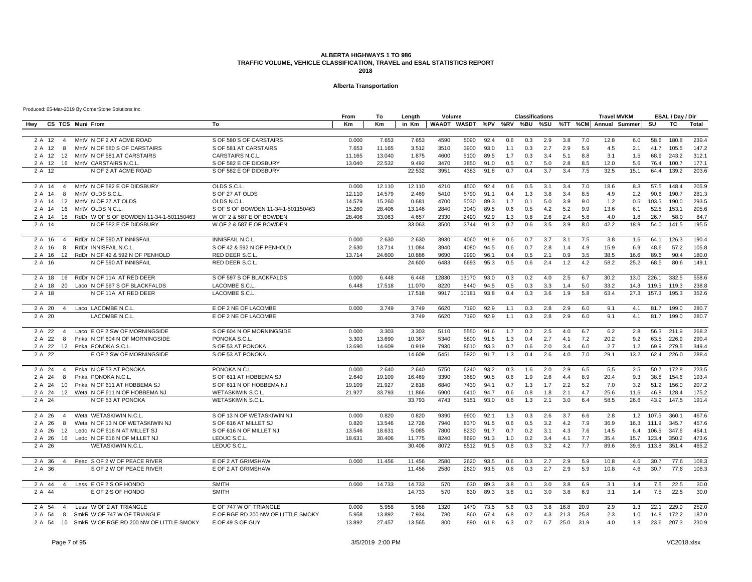# ALBERTA HIGHWAYS 1 TO 986
## TRAFFIC VOLUME, VEHICLE CLASSIFICATION, TRAVEL and ESAL STATISTICS REPORT
## 2018

**Alberta Transportation**

Produced: 05-Mar-2019 By CornerStone Solutions Inc.

| Hwy | CS | TCS | Muni | From | To | From Km | To Km | Length in Km | Volume WAADT | Volume WASDT | %PV | %RV | %BU | %SU | %TT | %CM | Travel MVKM Annual | Travel MVKM Summer | ESAL / Day / Dir SU | ESAL / Day / Dir TC | ESAL / Day / Dir Total |
|---|---|---|---|---|---|---|---|---|---|---|---|---|---|---|---|---|---|---|---|---|---|
| 2 A | 12 | 4 | MntV | N OF 2 AT ACME ROAD | S OF 580 S OF CARSTAIRS | 0.000 | 7.653 | 7.653 | 4590 | 5090 | 92.4 | 0.6 | 0.3 | 2.9 | 3.8 | 7.0 | 12.8 | 6.0 | 58.6 | 180.8 | 239.4 |
| 2 A | 12 | 8 | MntV | N OF 580 S OF CARSTAIRS | S OF 581 AT CARSTAIRS | 7.653 | 11.165 | 3.512 | 3510 | 3900 | 93.0 | 1.1 | 0.3 | 2.7 | 2.9 | 5.9 | 4.5 | 2.1 | 41.7 | 105.5 | 147.2 |
| 2 A | 12 | 12 | MntV | N OF 581 AT CARSTAIRS | CARSTAIRS N.C.L. | 11.165 | 13.040 | 1.875 | 4600 | 5100 | 89.5 | 1.7 | 0.3 | 3.4 | 5.1 | 8.8 | 3.1 | 1.5 | 68.9 | 243.2 | 312.1 |
| 2 A | 12 | 16 | MntV | CARSTAIRS N.C.L. | S OF 582 E OF DIDSBURY | 13.040 | 22.532 | 9.492 | 3470 | 3850 | 91.0 | 0.5 | 0.7 | 5.0 | 2.8 | 8.5 | 12.0 | 5.6 | 76.4 | 100.7 | 177.1 |
| 2 A | 12 | | | N OF 2 AT ACME ROAD | S OF 582 E OF DIDSBURY | | | 22.532 | 3951 | 4383 | 91.8 | 0.7 | 0.4 | 3.7 | 3.4 | 7.5 | 32.5 | 15.1 | 64.4 | 139.2 | 203.6 |
| 2 A | 14 | 4 | MntV | N OF 582 E OF DIDSBURY | OLDS S.C.L. | 0.000 | 12.110 | 12.110 | 4210 | 4500 | 92.4 | 0.6 | 0.5 | 3.1 | 3.4 | 7.0 | 18.6 | 8.3 | 57.5 | 148.4 | 205.9 |
| 2 A | 14 | 8 | MntV | OLDS S.C.L. | S OF 27 AT OLDS | 12.110 | 14.579 | 2.469 | 5410 | 5790 | 91.1 | 0.4 | 1.3 | 3.8 | 3.4 | 8.5 | 4.9 | 2.2 | 90.6 | 190.7 | 281.3 |
| 2 A | 14 | 12 | MntV | N OF 27 AT OLDS | OLDS N.C.L. | 14.579 | 15.260 | 0.681 | 4700 | 5030 | 89.3 | 1.7 | 0.1 | 5.0 | 3.9 | 9.0 | 1.2 | 0.5 | 103.5 | 190.0 | 293.5 |
| 2 A | 14 | 16 | MntV | OLDS N.C.L. | S OF S OF BOWDEN 11-34-1-501150463 | 15.260 | 28.406 | 13.146 | 2840 | 3040 | 89.5 | 0.6 | 0.5 | 4.2 | 5.2 | 9.9 | 13.6 | 6.1 | 52.5 | 153.1 | 205.6 |
| 2 A | 14 | 18 | RdDr | W OF S OF BOWDEN 11-34-1-501150463 | W OF 2 & 587 E OF BOWDEN | 28.406 | 33.063 | 4.657 | 2330 | 2490 | 92.9 | 1.3 | 0.8 | 2.6 | 2.4 | 5.8 | 4.0 | 1.8 | 26.7 | 58.0 | 84.7 |
| 2 A | 14 | | | N OF 582 E OF DIDSBURY | W OF 2 & 587 E OF BOWDEN | | | 33.063 | 3500 | 3744 | 91.3 | 0.7 | 0.6 | 3.5 | 3.9 | 8.0 | 42.2 | 18.9 | 54.0 | 141.5 | 195.5 |
| 2 A | 16 | 4 | RdDr | N OF 590 AT INNISFAIL | INNISFAIL N.C.L. | 0.000 | 2.630 | 2.630 | 3930 | 4060 | 91.9 | 0.6 | 0.7 | 3.7 | 3.1 | 7.5 | 3.8 | 1.6 | 64.1 | 126.3 | 190.4 |
| 2 A | 16 | 8 | RdDr | INNISFAIL N.C.L. | S OF 42 & 592 N OF PENHOLD | 2.630 | 13.714 | 11.084 | 3940 | 4080 | 94.5 | 0.6 | 0.7 | 2.8 | 1.4 | 4.9 | 15.9 | 6.9 | 48.6 | 57.2 | 105.8 |
| 2 A | 16 | 12 | RdDr | N OF 42 & 592 N OF PENHOLD | RED DEER S.C.L. | 13.714 | 24.600 | 10.886 | 9690 | 9990 | 96.1 | 0.4 | 0.5 | 2.1 | 0.9 | 3.5 | 38.5 | 16.6 | 89.6 | 90.4 | 180.0 |
| 2 A | 16 | | | N OF 590 AT INNISFAIL | RED DEER S.C.L. | | | 24.600 | 6483 | 6693 | 95.3 | 0.5 | 0.6 | 2.4 | 1.2 | 4.2 | 58.2 | 25.2 | 68.5 | 80.6 | 149.1 |
| 2 A | 18 | 16 | RdDr | N OF 11A AT RED DEER | S OF 597 S OF BLACKFALDS | 0.000 | 6.448 | 6.448 | 12830 | 13170 | 93.0 | 0.3 | 0.2 | 4.0 | 2.5 | 6.7 | 30.2 | 13.0 | 226.1 | 332.5 | 558.6 |
| 2 A | 18 | 20 | Laco | N OF 597 S OF BLACKFALDS | LACOMBE S.C.L. | 6.448 | 17.518 | 11.070 | 8220 | 8440 | 94.5 | 0.5 | 0.3 | 3.3 | 1.4 | 5.0 | 33.2 | 14.3 | 119.5 | 119.3 | 238.8 |
| 2 A | 18 | | | N OF 11A AT RED DEER | LACOMBE S.C.L. | | | 17.518 | 9917 | 10181 | 93.8 | 0.4 | 0.3 | 3.6 | 1.9 | 5.8 | 63.4 | 27.3 | 157.3 | 195.3 | 352.6 |
| 2 A | 20 | 4 | Laco | LACOMBE N.C.L. | E OF 2 NE OF LACOMBE | 0.000 | 3.749 | 3.749 | 6620 | 7190 | 92.9 | 1.1 | 0.3 | 2.8 | 2.9 | 6.0 | 9.1 | 4.1 | 81.7 | 199.0 | 280.7 |
| 2 A | 20 | | | LACOMBE N.C.L. | E OF 2 NE OF LACOMBE | | | 3.749 | 6620 | 7190 | 92.9 | 1.1 | 0.3 | 2.8 | 2.9 | 6.0 | 9.1 | 4.1 | 81.7 | 199.0 | 280.7 |
| 2 A | 22 | 4 | Laco | E OF 2 SW OF MORNINGSIDE | S OF 604 N OF MORNINGSIDE | 0.000 | 3.303 | 3.303 | 5110 | 5550 | 91.6 | 1.7 | 0.2 | 2.5 | 4.0 | 6.7 | 6.2 | 2.8 | 56.3 | 211.9 | 268.2 |
| 2 A | 22 | 8 | Pnka | N OF 604 N OF MORNINGSIDE | PONOKA S.C.L. | 3.303 | 13.690 | 10.387 | 5340 | 5800 | 91.5 | 1.3 | 0.4 | 2.7 | 4.1 | 7.2 | 20.2 | 9.2 | 63.5 | 226.9 | 290.4 |
| 2 A | 22 | 12 | Pnka | PONOKA S.C.L. | S OF 53 AT PONOKA | 13.690 | 14.609 | 0.919 | 7930 | 8610 | 93.3 | 0.7 | 0.6 | 2.0 | 3.4 | 6.0 | 2.7 | 1.2 | 69.9 | 279.5 | 349.4 |
| 2 A | 22 | | | E OF 2 SW OF MORNINGSIDE | S OF 53 AT PONOKA | | | 14.609 | 5451 | 5920 | 91.7 | 1.3 | 0.4 | 2.6 | 4.0 | 7.0 | 29.1 | 13.2 | 62.4 | 226.0 | 288.4 |
| 2 A | 24 | 4 | Pnka | N OF 53 AT PONOKA | PONOKA N.C.L. | 0.000 | 2.640 | 2.640 | 5750 | 6240 | 93.2 | 0.3 | 1.6 | 2.0 | 2.9 | 6.5 | 5.5 | 2.5 | 50.7 | 172.8 | 223.5 |
| 2 A | 24 | 8 | Pnka | PONOKA N.C.L. | S OF 611 AT HOBBEMA SJ | 2.640 | 19.109 | 16.469 | 3390 | 3680 | 90.5 | 0.6 | 1.9 | 2.6 | 4.4 | 8.9 | 20.4 | 9.3 | 38.8 | 154.6 | 193.4 |
| 2 A | 24 | 10 | Pnka | N OF 611 AT HOBBEMA SJ | S OF 611 N OF HOBBEMA NJ | 19.109 | 21.927 | 2.818 | 6840 | 7430 | 94.1 | 0.7 | 1.3 | 1.7 | 2.2 | 5.2 | 7.0 | 3.2 | 51.2 | 156.0 | 207.2 |
| 2 A | 24 | 12 | Weta | N OF 611 N OF HOBBEMA NJ | WETASKIWIN S.C.L. | 21.927 | 33.793 | 11.866 | 5900 | 6410 | 94.7 | 0.6 | 0.8 | 1.8 | 2.1 | 4.7 | 25.6 | 11.6 | 46.8 | 128.4 | 175.2 |
| 2 A | 24 | | | N OF 53 AT PONOKA | WETASKIWIN S.C.L. | | | 33.793 | 4743 | 5151 | 93.0 | 0.6 | 1.3 | 2.1 | 3.0 | 6.4 | 58.5 | 26.6 | 43.9 | 147.5 | 191.4 |
| 2 A | 26 | 4 | Weta | WETASKIWIN N.C.L. | S OF 13 N OF WETASKIWIN NJ | 0.000 | 0.820 | 0.820 | 9390 | 9900 | 92.1 | 1.3 | 0.3 | 2.6 | 3.7 | 6.6 | 2.8 | 1.2 | 107.5 | 360.1 | 467.6 |
| 2 A | 26 | 8 | Weta | N OF 13 N OF WETASKIWIN NJ | S OF 616 AT MILLET SJ | 0.820 | 13.546 | 12.726 | 7940 | 8370 | 91.5 | 0.6 | 0.5 | 3.2 | 4.2 | 7.9 | 36.9 | 16.3 | 111.9 | 345.7 | 457.6 |
| 2 A | 26 | 12 | Ledc | N OF 616 N AT MILLET SJ | S OF 616 N OF MILLET NJ | 13.546 | 18.631 | 5.085 | 7800 | 8230 | 91.7 | 0.7 | 0.2 | 3.1 | 4.3 | 7.6 | 14.5 | 6.4 | 106.5 | 347.6 | 454.1 |
| 2 A | 26 | 16 | Ledc | N OF 616 N OF MILLET NJ | LEDUC S.C.L. | 18.631 | 30.406 | 11.775 | 8240 | 8690 | 91.3 | 1.0 | 0.2 | 3.4 | 4.1 | 7.7 | 35.4 | 15.7 | 123.4 | 350.2 | 473.6 |
| 2 A | 26 | | | WETASKIWIN N.C.L. | LEDUC S.C.L. | | | 30.406 | 8072 | 8512 | 91.5 | 0.8 | 0.3 | 3.2 | 4.2 | 7.7 | 89.6 | 39.6 | 113.8 | 351.4 | 465.2 |
| 2 A | 36 | 4 | Peac | S OF 2 W OF PEACE RIVER | E OF 2 AT GRIMSHAW | 0.000 | 11.456 | 11.456 | 2580 | 2620 | 93.5 | 0.6 | 0.3 | 2.7 | 2.9 | 5.9 | 10.8 | 4.6 | 30.7 | 77.6 | 108.3 |
| 2 A | 36 | | | S OF 2 W OF PEACE RIVER | E OF 2 AT GRIMSHAW | | | 11.456 | 2580 | 2620 | 93.5 | 0.6 | 0.3 | 2.7 | 2.9 | 5.9 | 10.8 | 4.6 | 30.7 | 77.6 | 108.3 |
| 2 A | 44 | 4 | Less | E OF 2 S OF HONDO | SMITH | 0.000 | 14.733 | 14.733 | 570 | 630 | 89.3 | 3.8 | 0.1 | 3.0 | 3.8 | 6.9 | 3.1 | 1.4 | 7.5 | 22.5 | 30.0 |
| 2 A | 44 | | | E OF 2 S OF HONDO | SMITH | | | 14.733 | 570 | 630 | 89.3 | 3.8 | 0.1 | 3.0 | 3.8 | 6.9 | 3.1 | 1.4 | 7.5 | 22.5 | 30.0 |
| 2 A | 54 | 4 | Less | W OF 2 AT TRIANGLE | E OF 747 W OF TRIANGLE | 0.000 | 5.958 | 5.958 | 1320 | 1470 | 73.5 | 5.6 | 0.3 | 3.8 | 16.8 | 20.9 | 2.9 | 1.3 | 22.1 | 229.9 | 252.0 |
| 2 A | 54 | 8 | SmkR | W OF 747 W OF TRIANGLE | E OF RGE RD 200 NW OF LITTLE SMOKY | 5.958 | 13.892 | 7.934 | 780 | 860 | 67.4 | 6.8 | 0.2 | 4.3 | 21.3 | 25.8 | 2.3 | 1.0 | 14.8 | 172.2 | 187.0 |
| 2 A | 54 | 10 | SmkR | W OF RGE RD 200 NW OF LITTLE SMOKY | E OF 49 S OF GUY | 13.892 | 27.457 | 13.565 | 800 | 890 | 61.8 | 6.3 | 0.2 | 6.7 | 25.0 | 31.9 | 4.0 | 1.8 | 23.6 | 207.3 | 230.9 |

3/5/2019 2:00 PM

VC2018.xlsx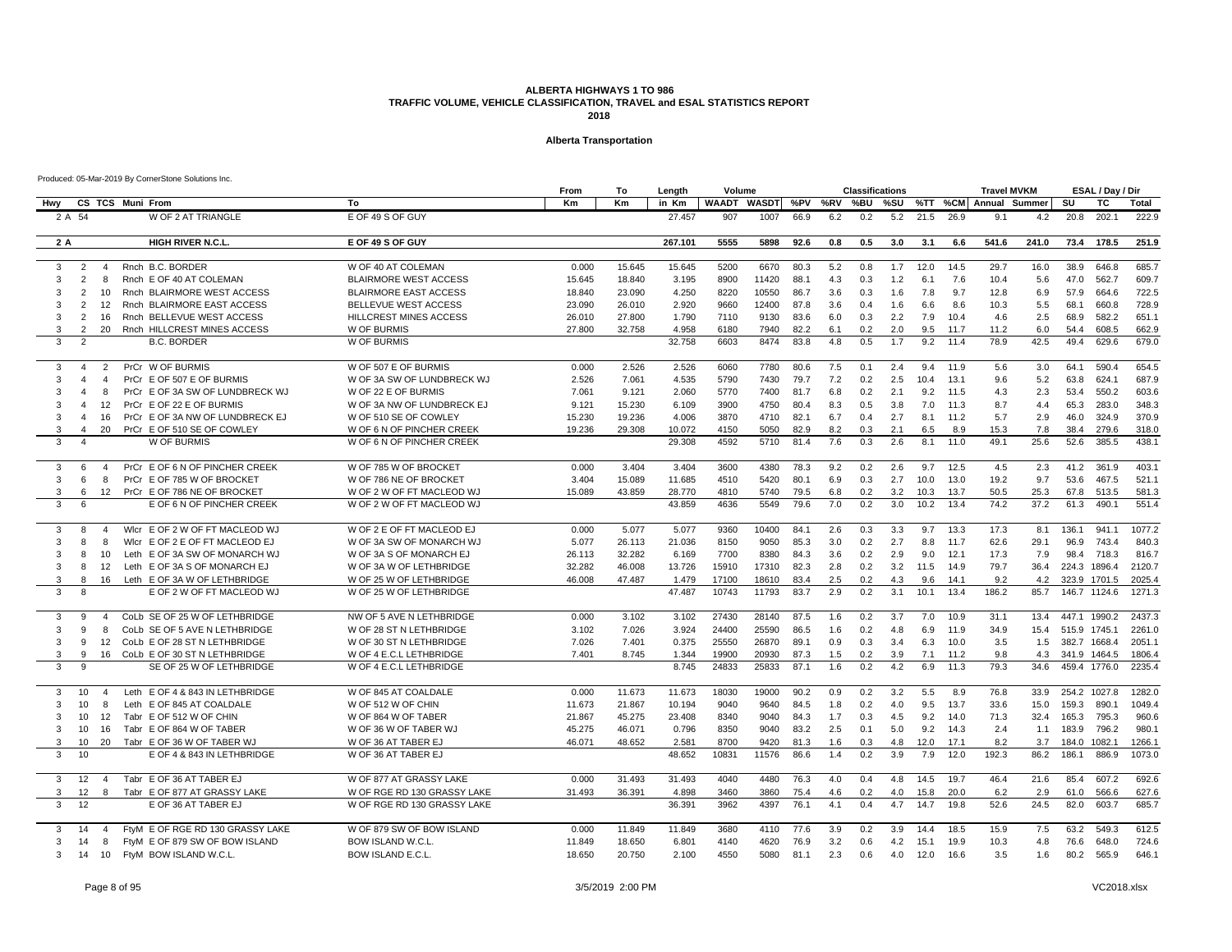# ALBERTA HIGHWAYS 1 TO 986
## TRAFFIC VOLUME, VEHICLE CLASSIFICATION, TRAVEL and ESAL STATISTICS REPORT
## 2018

**Alberta Transportation**

Produced: 05-Mar-2019 By CornerStone Solutions Inc.

| Hwy | CS | TCS | Muni | From | To | From Km | To Km | Length in Km | Volume WAADT | Volume WASDT | %PV | %RV | %BU | %SU | %TT | %CM | Travel MVKM Annual | Travel MVKM Summer | ESAL / Day / Dir SU | ESAL / Day / Dir TC | ESAL / Day / Dir Total |
|---|---|---|---|---|---|---|---|---|---|---|---|---|---|---|---|---|---|---|---|---|---|
| 2 A | 54 | | | W OF 2 AT TRIANGLE | E OF 49 S OF GUY | | | 27.457 | 907 | 1007 | 66.9 | 6.2 | 0.2 | 5.2 | 21.5 | 26.9 | 9.1 | 4.2 | 20.8 | 202.1 | 222.9 |
| **2 A** | | | | **HIGH RIVER N.C.L.** | **E OF 49 S OF GUY** | | | **267.101** | **5555** | **5898** | **92.6** | **0.8** | **0.5** | **3.0** | **3.1** | **6.6** | **541.6** | **241.0** | **73.4** | **178.5** | **251.9** |
| 3 | 2 | 4 | Rnch | B.C. BORDER | W OF 40 AT COLEMAN | 0.000 | 15.645 | 15.645 | 5200 | 6670 | 80.3 | 5.2 | 0.8 | 1.7 | 12.0 | 14.5 | 29.7 | 16.0 | 38.9 | 646.8 | 685.7 |
| 3 | 2 | 8 | Rnch | E OF 40 AT COLEMAN | BLAIRMORE WEST ACCESS | 15.645 | 18.840 | 3.195 | 8900 | 11420 | 88.1 | 4.3 | 0.3 | 1.2 | 6.1 | 7.6 | 10.4 | 5.6 | 47.0 | 562.7 | 609.7 |
| 3 | 2 | 10 | Rnch | BLAIRMORE WEST ACCESS | BLAIRMORE EAST ACCESS | 18.840 | 23.090 | 4.250 | 8220 | 10550 | 86.7 | 3.6 | 0.3 | 1.6 | 7.8 | 9.7 | 12.8 | 6.9 | 57.9 | 664.6 | 722.5 |
| 3 | 2 | 12 | Rnch | BLAIRMORE EAST ACCESS | BELLEVUE WEST ACCESS | 23.090 | 26.010 | 2.920 | 9660 | 12400 | 87.8 | 3.6 | 0.4 | 1.6 | 6.6 | 8.6 | 10.3 | 5.5 | 68.1 | 660.8 | 728.9 |
| 3 | 2 | 16 | Rnch | BELLEVUE WEST ACCESS | HILLCREST MINES ACCESS | 26.010 | 27.800 | 1.790 | 7110 | 9130 | 83.6 | 6.0 | 0.3 | 2.2 | 7.9 | 10.4 | 4.6 | 2.5 | 68.9 | 582.2 | 651.1 |
| 3 | 2 | 20 | Rnch | HILLCREST MINES ACCESS | W OF BURMIS | 27.800 | 32.758 | 4.958 | 6180 | 7940 | 82.2 | 6.1 | 0.2 | 2.0 | 9.5 | 11.7 | 11.2 | 6.0 | 54.4 | 608.5 | 662.9 |
| 3 | 2 | | | B.C. BORDER | W OF BURMIS | | | 32.758 | 6603 | 8474 | 83.8 | 4.8 | 0.5 | 1.7 | 9.2 | 11.4 | 78.9 | 42.5 | 49.4 | 629.6 | 679.0 |
| 3 | 4 | 2 | PrCr | W OF BURMIS | W OF 507 E OF BURMIS | 0.000 | 2.526 | 2.526 | 6060 | 7780 | 80.6 | 7.5 | 0.1 | 2.4 | 9.4 | 11.9 | 5.6 | 3.0 | 64.1 | 590.4 | 654.5 |
| 3 | 4 | 4 | PrCr | E OF 507 E OF BURMIS | W OF 3A SW OF LUNDBRECK WJ | 2.526 | 7.061 | 4.535 | 5790 | 7430 | 79.7 | 7.2 | 0.2 | 2.5 | 10.4 | 13.1 | 9.6 | 5.2 | 63.8 | 624.1 | 687.9 |
| 3 | 4 | 8 | PrCr | E OF 3A SW OF LUNDBRECK WJ | W OF 22 E OF BURMIS | 7.061 | 9.121 | 2.060 | 5770 | 7400 | 81.7 | 6.8 | 0.2 | 2.1 | 9.2 | 11.5 | 4.3 | 2.3 | 53.4 | 550.2 | 603.6 |
| 3 | 4 | 12 | PrCr | E OF 22 E OF BURMIS | W OF 3A NW OF LUNDBRECK EJ | 9.121 | 15.230 | 6.109 | 3900 | 4750 | 80.4 | 8.3 | 0.5 | 3.8 | 7.0 | 11.3 | 8.7 | 4.4 | 65.3 | 283.0 | 348.3 |
| 3 | 4 | 16 | PrCr | E OF 3A NW OF LUNDBRECK EJ | W OF 510 SE OF COWLEY | 15.230 | 19.236 | 4.006 | 3870 | 4710 | 82.1 | 6.7 | 0.4 | 2.7 | 8.1 | 11.2 | 5.7 | 2.9 | 46.0 | 324.9 | 370.9 |
| 3 | 4 | 20 | PrCr | E OF 510 SE OF COWLEY | W OF 6 N OF PINCHER CREEK | 19.236 | 29.308 | 10.072 | 4150 | 5050 | 82.9 | 8.2 | 0.3 | 2.1 | 6.5 | 8.9 | 15.3 | 7.8 | 38.4 | 279.6 | 318.0 |
| 3 | 4 | | | W OF BURMIS | W OF 6 N OF PINCHER CREEK | | | 29.308 | 4592 | 5710 | 81.4 | 7.6 | 0.3 | 2.6 | 8.1 | 11.0 | 49.1 | 25.6 | 52.6 | 385.5 | 438.1 |
| 3 | 6 | 4 | PrCr | E OF 6 N OF PINCHER CREEK | W OF 785 W OF BROCKET | 0.000 | 3.404 | 3.404 | 3600 | 4380 | 78.3 | 9.2 | 0.2 | 2.6 | 9.7 | 12.5 | 4.5 | 2.3 | 41.2 | 361.9 | 403.1 |
| 3 | 6 | 8 | PrCr | E OF 785 W OF BROCKET | W OF 786 NE OF BROCKET | 3.404 | 15.089 | 11.685 | 4510 | 5420 | 80.1 | 6.9 | 0.3 | 2.7 | 10.0 | 13.0 | 19.2 | 9.7 | 53.6 | 467.5 | 521.1 |
| 3 | 6 | 12 | PrCr | E OF 786 NE OF BROCKET | W OF 2 W OF FT MACLEOD WJ | 15.089 | 43.859 | 28.770 | 4810 | 5740 | 79.5 | 6.8 | 0.2 | 3.2 | 10.3 | 13.7 | 50.5 | 25.3 | 67.8 | 513.5 | 581.3 |
| 3 | 6 | | | E OF 6 N OF PINCHER CREEK | W OF 2 W OF FT MACLEOD WJ | | | 43.859 | 4636 | 5549 | 79.6 | 7.0 | 0.2 | 3.0 | 10.2 | 13.4 | 74.2 | 37.2 | 61.3 | 490.1 | 551.4 |
| 3 | 8 | 4 | Wlcr | E OF 2 W OF FT MACLEOD WJ | W OF 2 E OF FT MACLEOD EJ | 0.000 | 5.077 | 5.077 | 9360 | 10400 | 84.1 | 2.6 | 0.3 | 3.3 | 9.7 | 13.3 | 17.3 | 8.1 | 136.1 | 941.1 | 1077.2 |
| 3 | 8 | 8 | Wlcr | E OF 2 E OF FT MACLEOD EJ | W OF 3A SW OF MONARCH WJ | 5.077 | 26.113 | 21.036 | 8150 | 9050 | 85.3 | 3.0 | 0.2 | 2.7 | 8.8 | 11.7 | 62.6 | 29.1 | 96.9 | 743.4 | 840.3 |
| 3 | 8 | 10 | Leth | E OF 3A SW OF MONARCH WJ | W OF 3A S OF MONARCH EJ | 26.113 | 32.282 | 6.169 | 7700 | 8380 | 84.3 | 3.6 | 0.2 | 2.9 | 9.0 | 12.1 | 17.3 | 7.9 | 98.4 | 718.3 | 816.7 |
| 3 | 8 | 12 | Leth | E OF 3A S OF MONARCH EJ | W OF 3A W OF LETHBRIDGE | 32.282 | 46.008 | 13.726 | 15910 | 17310 | 82.3 | 2.8 | 0.2 | 3.2 | 11.5 | 14.9 | 79.7 | 36.4 | 224.3 | 1896.4 | 2120.7 |
| 3 | 8 | 16 | Leth | E OF 3A W OF LETHBRIDGE | W OF 25 W OF LETHBRIDGE | 46.008 | 47.487 | 1.479 | 17100 | 18610 | 83.4 | 2.5 | 0.2 | 4.3 | 9.6 | 14.1 | 9.2 | 4.2 | 323.9 | 1701.5 | 2025.4 |
| 3 | 8 | | | E OF 2 W OF FT MACLEOD WJ | W OF 25 W OF LETHBRIDGE | | | 47.487 | 10743 | 11793 | 83.7 | 2.9 | 0.2 | 3.1 | 10.1 | 13.4 | 186.2 | 85.7 | 146.7 | 1124.6 | 1271.3 |
| 3 | 9 | 4 | CoLb | SE OF 25 W OF LETHBRIDGE | NW OF 5 AVE N LETHBRIDGE | 0.000 | 3.102 | 3.102 | 27430 | 28140 | 87.5 | 1.6 | 0.2 | 3.7 | 7.0 | 10.9 | 31.1 | 13.4 | 447.1 | 1990.2 | 2437.3 |
| 3 | 9 | 8 | CoLb | SE OF 5 AVE N LETHBRIDGE | W OF 28 ST N LETHBRIDGE | 3.102 | 7.026 | 3.924 | 24400 | 25590 | 86.5 | 1.6 | 0.2 | 4.8 | 6.9 | 11.9 | 34.9 | 15.4 | 515.9 | 1745.1 | 2261.0 |
| 3 | 9 | 12 | CoLb | E OF 28 ST N LETHBRIDGE | W OF 30 ST N LETHBRIDGE | 7.026 | 7.401 | 0.375 | 25550 | 26870 | 89.1 | 0.9 | 0.3 | 3.4 | 6.3 | 10.0 | 3.5 | 1.5 | 382.7 | 1668.4 | 2051.1 |
| 3 | 9 | 16 | CoLb | E OF 30 ST N LETHBRIDGE | W OF 4 E.C.L LETHBRIDGE | 7.401 | 8.745 | 1.344 | 19900 | 20930 | 87.3 | 1.5 | 0.2 | 3.9 | 7.1 | 11.2 | 9.8 | 4.3 | 341.9 | 1464.5 | 1806.4 |
| 3 | 9 | | | SE OF 25 W OF LETHBRIDGE | W OF 4 E.C.L LETHBRIDGE | | | 8.745 | 24833 | 25833 | 87.1 | 1.6 | 0.2 | 4.2 | 6.9 | 11.3 | 79.3 | 34.6 | 459.4 | 1776.0 | 2235.4 |
| 3 | 10 | 4 | Leth | E OF 4 & 843 IN LETHBRIDGE | W OF 845 AT COALDALE | 0.000 | 11.673 | 11.673 | 18030 | 19000 | 90.2 | 0.9 | 0.3 | 3.2 | 5.5 | 8.9 | 76.8 | 33.9 | 254.2 | 1027.8 | 1282.0 |
| 3 | 10 | 8 | Leth | E OF 845 AT COALDALE | W OF 512 W OF CHIN | 11.673 | 21.867 | 10.194 | 9040 | 9640 | 84.5 | 1.8 | 0.2 | 4.0 | 9.5 | 13.7 | 33.6 | 15.0 | 159.3 | 890.1 | 1049.4 |
| 3 | 10 | 12 | Tabr | E OF 512 W OF CHIN | W OF 864 W OF TABER | 21.867 | 45.275 | 23.408 | 8340 | 9040 | 84.3 | 1.7 | 0.3 | 4.5 | 9.2 | 14.0 | 71.3 | 32.4 | 165.3 | 795.3 | 960.6 |
| 3 | 10 | 16 | Tabr | E OF 864 W OF TABER | W OF 36 W OF TABER WJ | 45.275 | 46.071 | 0.796 | 8350 | 9040 | 83.2 | 2.5 | 0.1 | 5.0 | 9.2 | 14.3 | 2.4 | 1.1 | 183.9 | 796.2 | 980.1 |
| 3 | 10 | 20 | Tabr | E OF 36 W OF TABER WJ | W OF 36 AT TABER EJ | 46.071 | 48.652 | 2.581 | 8700 | 9420 | 81.3 | 1.6 | 0.3 | 4.8 | 12.0 | 17.1 | 8.2 | 3.7 | 184.0 | 1082.1 | 1266.1 |
| 3 | 10 | | | E OF 4 & 843 IN LETHBRIDGE | W OF 36 AT TABER EJ | | | 48.652 | 10831 | 11576 | 86.6 | 1.4 | 0.2 | 3.9 | 7.9 | 12.0 | 192.3 | 86.2 | 186.1 | 886.9 | 1073.0 |
| 3 | 12 | 4 | Tabr | E OF 36 AT TABER EJ | W OF 877 AT GRASSY LAKE | 0.000 | 31.493 | 31.493 | 4040 | 4480 | 76.3 | 4.0 | 0.4 | 4.8 | 14.5 | 19.7 | 46.4 | 21.6 | 85.4 | 607.2 | 692.6 |
| 3 | 12 | 8 | Tabr | E OF 877 AT GRASSY LAKE | W OF RGE RD 130 GRASSY LAKE | 31.493 | 36.391 | 4.898 | 3460 | 3860 | 75.4 | 4.6 | 0.2 | 4.0 | 15.8 | 20.0 | 6.2 | 2.9 | 61.0 | 566.6 | 627.6 |
| 3 | 12 | | | E OF 36 AT TABER EJ | W OF RGE RD 130 GRASSY LAKE | | | 36.391 | 3962 | 4397 | 76.1 | 4.1 | 0.4 | 4.7 | 14.7 | 19.8 | 52.6 | 24.5 | 82.0 | 603.7 | 685.7 |
| 3 | 14 | 4 | FtyM | E OF RGE RD 130 GRASSY LAKE | W OF 879 SW OF BOW ISLAND | 0.000 | 11.849 | 11.849 | 3680 | 4110 | 77.6 | 3.9 | 0.2 | 3.9 | 14.4 | 18.5 | 15.9 | 7.5 | 63.2 | 549.3 | 612.5 |
| 3 | 14 | 8 | FtyM | E OF 879 SW OF BOW ISLAND | BOW ISLAND W.C.L. | 11.849 | 18.650 | 6.801 | 4140 | 4620 | 76.9 | 3.2 | 0.6 | 4.2 | 15.1 | 19.9 | 10.3 | 4.8 | 76.6 | 648.0 | 724.6 |
| 3 | 14 | 10 | FtyM | BOW ISLAND W.C.L. | BOW ISLAND E.C.L. | 18.650 | 20.750 | 2.100 | 4550 | 5080 | 81.1 | 2.3 | 0.6 | 4.0 | 12.0 | 16.6 | 3.5 | 1.6 | 80.2 | 565.9 | 646.1 |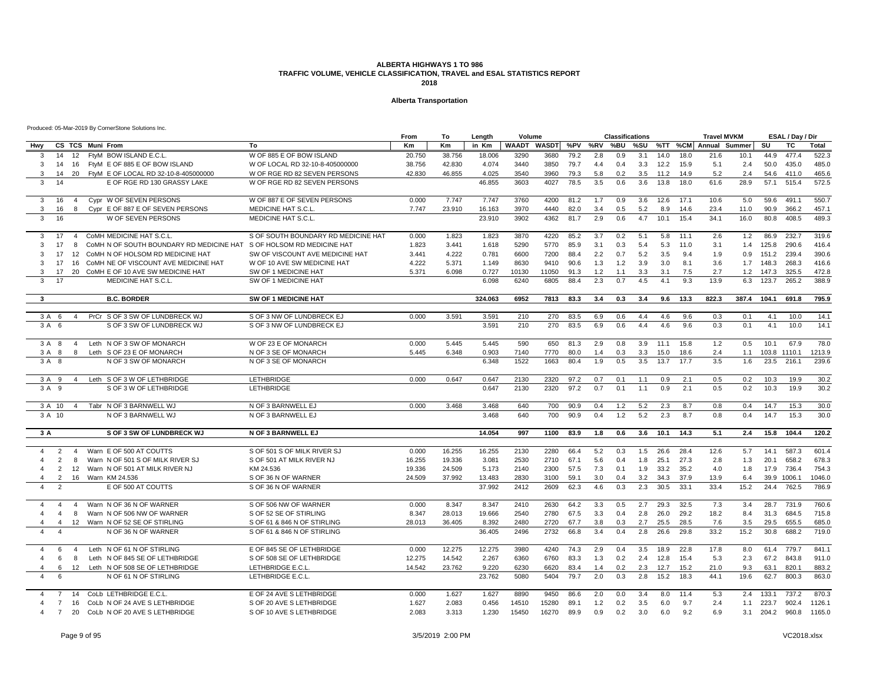# ALBERTA HIGHWAYS 1 TO 986
## TRAFFIC VOLUME, VEHICLE CLASSIFICATION, TRAVEL and ESAL STATISTICS REPORT
## 2018

**Alberta Transportation**

Produced: 05-Mar-2019 By CornerStone Solutions Inc.

| Hwy | CS | TCS | Muni | From | To | From Km | To Km | Length in Km | Volume WAADT | Volume WASDT | %PV | %RV | %BU | %SU | %TT | %CM | Travel MVKM Annual | Travel MVKM Summer | ESAL / Day / Dir SU | ESAL / Day / Dir TC | ESAL / Day / Dir Total |
|---|---|---|---|---|---|---|---|---|---|---|---|---|---|---|---|---|---|---|---|---|---|
| 3 | 14 | 12 | FtyM | BOW ISLAND E.C.L. | W OF 885 E OF BOW ISLAND | 20.750 | 38.756 | 18.006 | 3290 | 3680 | 79.2 | 2.8 | 0.9 | 3.1 | 14.0 | 18.0 | 21.6 | 10.1 | 44.9 | 477.4 | 522.3 |
| 3 | 14 | 16 | FtyM | E OF 885 E OF BOW ISLAND | W OF LOCAL RD 32-10-8-405000000 | 38.756 | 42.830 | 4.074 | 3440 | 3850 | 79.7 | 4.4 | 0.4 | 3.3 | 12.2 | 15.9 | 5.1 | 2.4 | 50.0 | 435.0 | 485.0 |
| 3 | 14 | 20 | FtyM | E OF LOCAL RD 32-10-8-405000000 | W OF RGE RD 82 SEVEN PERSONS | 42.830 | 46.855 | 4.025 | 3540 | 3960 | 79.3 | 5.8 | 0.2 | 3.5 | 11.2 | 14.9 | 5.2 | 2.4 | 54.6 | 411.0 | 465.6 |
| 3 | 14 | | | E OF RGE RD 130 GRASSY LAKE | W OF RGE RD 82 SEVEN PERSONS | | | 46.855 | 3603 | 4027 | 78.5 | 3.5 | 0.6 | 3.6 | 13.8 | 18.0 | 61.6 | 28.9 | 57.1 | 515.4 | 572.5 |
| 3 | 16 | 4 | Cypr | W OF SEVEN PERSONS | W OF 887 E OF SEVEN PERSONS | 0.000 | 7.747 | 7.747 | 3760 | 4200 | 81.2 | 1.7 | 0.9 | 3.6 | 12.6 | 17.1 | 10.6 | 5.0 | 59.6 | 491.1 | 550.7 |
| 3 | 16 | 8 | Cypr | E OF 887 E OF SEVEN PERSONS | MEDICINE HAT S.C.L. | 7.747 | 23.910 | 16.163 | 3970 | 4440 | 82.0 | 3.4 | 0.5 | 5.2 | 8.9 | 14.6 | 23.4 | 11.0 | 90.9 | 366.2 | 457.1 |
| 3 | 16 | | | W OF SEVEN PERSONS | MEDICINE HAT S.C.L. | | | 23.910 | 3902 | 4362 | 81.7 | 2.9 | 0.6 | 4.7 | 10.1 | 15.4 | 34.1 | 16.0 | 80.8 | 408.5 | 489.3 |
| 3 | 17 | 4 | CoMH | MEDICINE HAT S.C.L. | S OF SOUTH BOUNDARY RD MEDICINE HAT | 0.000 | 1.823 | 1.823 | 3870 | 4220 | 85.2 | 3.7 | 0.2 | 5.1 | 5.8 | 11.1 | 2.6 | 1.2 | 86.9 | 232.7 | 319.6 |
| 3 | 17 | 8 | CoMH | N OF SOUTH BOUNDARY RD MEDICINE HAT | S OF HOLSOM RD MEDICINE HAT | 1.823 | 3.441 | 1.618 | 5290 | 5770 | 85.9 | 3.1 | 0.3 | 5.4 | 5.3 | 11.0 | 3.1 | 1.4 | 125.8 | 290.6 | 416.4 |
| 3 | 17 | 12 | CoMH | N OF HOLSOM RD MEDICINE HAT | SW OF VISCOUNT AVE MEDICINE HAT | 3.441 | 4.222 | 0.781 | 6600 | 7200 | 88.4 | 2.2 | 0.7 | 5.2 | 3.5 | 9.4 | 1.9 | 0.9 | 151.2 | 239.4 | 390.6 |
| 3 | 17 | 16 | CoMH | NE OF VISCOUNT AVE MEDICINE HAT | W OF 10 AVE SW MEDICINE HAT | 4.222 | 5.371 | 1.149 | 8630 | 9410 | 90.6 | 1.3 | 1.2 | 3.9 | 3.0 | 8.1 | 3.6 | 1.7 | 148.3 | 268.3 | 416.6 |
| 3 | 17 | 20 | CoMH | E OF 10 AVE SW MEDICINE HAT | SW OF 1 MEDICINE HAT | 5.371 | 6.098 | 0.727 | 10130 | 11050 | 91.3 | 1.2 | 1.1 | 3.3 | 3.1 | 7.5 | 2.7 | 1.2 | 147.3 | 325.5 | 472.8 |
| 3 | 17 | | | MEDICINE HAT S.C.L. | SW OF 1 MEDICINE HAT | | | 6.098 | 6240 | 6805 | 88.4 | 2.3 | 0.7 | 4.5 | 4.1 | 9.3 | 13.9 | 6.3 | 123.7 | 265.2 | 388.9 |
| **3** | | | | **B.C. BORDER** | **SW OF 1 MEDICINE HAT** | | | **324.063** | **6952** | **7813** | **83.3** | **3.4** | **0.3** | **3.4** | **9.6** | **13.3** | **822.3** | **387.4** | **104.1** | **691.8** | **795.9** |
| 3 A | 6 | 4 | PrCr | S OF 3 SW OF LUNDBRECK WJ | S OF 3 NW OF LUNDBRECK EJ | 0.000 | 3.591 | 3.591 | 210 | 270 | 83.5 | 6.9 | 0.6 | 4.4 | 4.6 | 9.6 | 0.3 | 0.1 | 4.1 | 10.0 | 14.1 |
| 3 A | 6 | | | S OF 3 SW OF LUNDBRECK WJ | S OF 3 NW OF LUNDBRECK EJ | | | 3.591 | 210 | 270 | 83.5 | 6.9 | 0.6 | 4.4 | 4.6 | 9.6 | 0.3 | 0.1 | 4.1 | 10.0 | 14.1 |
| 3 A | 8 | 4 | Leth | N OF 3 SW OF MONARCH | W OF 23 E OF MONARCH | 0.000 | 5.445 | 5.445 | 590 | 650 | 81.3 | 2.9 | 0.8 | 3.9 | 11.1 | 15.8 | 1.2 | 0.5 | 10.1 | 67.9 | 78.0 |
| 3 A | 8 | 8 | Leth | S OF 23 E OF MONARCH | N OF 3 SE OF MONARCH | 5.445 | 6.348 | 0.903 | 7140 | 7770 | 80.0 | 1.4 | 0.3 | 3.3 | 15.0 | 18.6 | 2.4 | 1.1 | 103.8 | 1110.1 | 1213.9 |
| 3 A | 8 | | | N OF 3 SW OF MONARCH | N OF 3 SE OF MONARCH | | | 6.348 | 1522 | 1663 | 80.4 | 1.9 | 0.5 | 3.5 | 13.7 | 17.7 | 3.5 | 1.6 | 23.5 | 216.1 | 239.6 |
| 3 A | 9 | 4 | Leth | S OF 3 W OF LETHBRIDGE | LETHBRIDGE | 0.000 | 0.647 | 0.647 | 2130 | 2320 | 97.2 | 0.7 | 0.1 | 1.1 | 0.9 | 2.1 | 0.5 | 0.2 | 10.3 | 19.9 | 30.2 |
| 3 A | 9 | | | S OF 3 W OF LETHBRIDGE | LETHBRIDGE | | | 0.647 | 2130 | 2320 | 97.2 | 0.7 | 0.1 | 1.1 | 0.9 | 2.1 | 0.5 | 0.2 | 10.3 | 19.9 | 30.2 |
| 3 A | 10 | 4 | Tabr | N OF 3 BARNWELL WJ | N OF 3 BARNWELL EJ | 0.000 | 3.468 | 3.468 | 640 | 700 | 90.9 | 0.4 | 1.2 | 5.2 | 2.3 | 8.7 | 0.8 | 0.4 | 14.7 | 15.3 | 30.0 |
| 3 A | 10 | | | N OF 3 BARNWELL WJ | N OF 3 BARNWELL EJ | | | 3.468 | 640 | 700 | 90.9 | 0.4 | 1.2 | 5.2 | 2.3 | 8.7 | 0.8 | 0.4 | 14.7 | 15.3 | 30.0 |
| **3 A** | | | | **S OF 3 SW OF LUNDBRECK WJ** | **N OF 3 BARNWELL EJ** | | | **14.054** | **997** | **1100** | **83.9** | **1.8** | **0.6** | **3.6** | **10.1** | **14.3** | **5.1** | **2.4** | **15.8** | **104.4** | **120.2** |
| 4 | 2 | 4 | Warn | E OF 500 AT COUTTS | S OF 501 S OF MILK RIVER SJ | 0.000 | 16.255 | 16.255 | 2130 | 2280 | 66.4 | 5.2 | 0.3 | 1.5 | 26.6 | 28.4 | 12.6 | 5.7 | 14.1 | 587.3 | 601.4 |
| 4 | 2 | 8 | Warn | N OF 501 S OF MILK RIVER SJ | S OF 501 AT MILK RIVER NJ | 16.255 | 19.336 | 3.081 | 2530 | 2710 | 67.1 | 5.6 | 0.4 | 1.8 | 25.1 | 27.3 | 2.8 | 1.3 | 20.1 | 658.2 | 678.3 |
| 4 | 2 | 12 | Warn | N OF 501 AT MILK RIVER NJ | KM 24.536 | 19.336 | 24.509 | 5.173 | 2140 | 2300 | 57.5 | 7.3 | 0.1 | 1.9 | 33.2 | 35.2 | 4.0 | 1.8 | 17.9 | 736.4 | 754.3 |
| 4 | 2 | 16 | Warn | KM 24.536 | S OF 36 N OF WARNER | 24.509 | 37.992 | 13.483 | 2830 | 3100 | 59.1 | 3.0 | 0.4 | 3.2 | 34.3 | 37.9 | 13.9 | 6.4 | 39.9 | 1006.1 | 1046.0 |
| 4 | 2 | | | E OF 500 AT COUTTS | S OF 36 N OF WARNER | | | 37.992 | 2412 | 2609 | 62.3 | 4.6 | 0.3 | 2.3 | 30.5 | 33.1 | 33.4 | 15.2 | 24.4 | 762.5 | 786.9 |
| 4 | 4 | 4 | Warn | N OF 36 N OF WARNER | S OF 506 NW OF WARNER | 0.000 | 8.347 | 8.347 | 2410 | 2630 | 64.2 | 3.3 | 0.5 | 2.7 | 29.3 | 32.5 | 7.3 | 3.4 | 28.7 | 731.9 | 760.6 |
| 4 | 4 | 8 | Warn | N OF 506 NW OF WARNER | S OF 52 SE OF STIRLING | 8.347 | 28.013 | 19.666 | 2540 | 2780 | 67.5 | 3.3 | 0.4 | 2.8 | 26.0 | 29.2 | 18.2 | 8.4 | 31.3 | 684.5 | 715.8 |
| 4 | 4 | 12 | Warn | N OF 52 SE OF STIRLING | S OF 61 & 846 N OF STIRLING | 28.013 | 36.405 | 8.392 | 2480 | 2720 | 67.7 | 3.8 | 0.3 | 2.7 | 25.5 | 28.5 | 7.6 | 3.5 | 29.5 | 655.5 | 685.0 |
| 4 | 4 | | | N OF 36 N OF WARNER | S OF 61 & 846 N OF STIRLING | | | 36.405 | 2496 | 2732 | 66.8 | 3.4 | 0.4 | 2.8 | 26.6 | 29.8 | 33.2 | 15.2 | 30.8 | 688.2 | 719.0 |
| 4 | 6 | 4 | Leth | N OF 61 N OF STIRLING | E OF 845 SE OF LETHBRIDGE | 0.000 | 12.275 | 12.275 | 3980 | 4240 | 74.3 | 2.9 | 0.4 | 3.5 | 18.9 | 22.8 | 17.8 | 8.0 | 61.4 | 779.7 | 841.1 |
| 4 | 6 | 8 | Leth | N OF 845 SE OF LETHBRIDGE | S OF 508 SE OF LETHBRIDGE | 12.275 | 14.542 | 2.267 | 6360 | 6760 | 83.3 | 1.3 | 0.2 | 2.4 | 12.8 | 15.4 | 5.3 | 2.3 | 67.2 | 843.8 | 911.0 |
| 4 | 6 | 12 | Leth | N OF 508 SE OF LETHBRIDGE | LETHBRIDGE E.C.L. | 14.542 | 23.762 | 9.220 | 6230 | 6620 | 83.4 | 1.4 | 0.2 | 2.3 | 12.7 | 15.2 | 21.0 | 9.3 | 63.1 | 820.1 | 883.2 |
| 4 | 6 | | | N OF 61 N OF STIRLING | LETHBRIDGE E.C.L. | | | 23.762 | 5080 | 5404 | 79.7 | 2.0 | 0.3 | 2.8 | 15.2 | 18.3 | 44.1 | 19.6 | 62.7 | 800.3 | 863.0 |
| 4 | 7 | 14 | CoLb | LETHBRIDGE E.C.L. | E OF 24 AVE S LETHBRIDGE | 0.000 | 1.627 | 1.627 | 8890 | 9450 | 86.6 | 2.0 | 0.0 | 3.4 | 8.0 | 11.4 | 5.3 | 2.4 | 133.1 | 737.2 | 870.3 |
| 4 | 7 | 16 | CoLb | N OF 24 AVE S LETHBRIDGE | S OF 20 AVE S LETHBRIDGE | 1.627 | 2.083 | 0.456 | 14510 | 15280 | 89.1 | 1.2 | 0.2 | 3.5 | 6.0 | 9.7 | 2.4 | 1.1 | 223.7 | 902.4 | 1126.1 |
| 4 | 7 | 20 | CoLb | N OF 20 AVE S LETHBRIDGE | S OF 10 AVE S LETHBRIDGE | 2.083 | 3.313 | 1.230 | 15450 | 16270 | 89.9 | 0.9 | 0.2 | 3.0 | 6.0 | 9.2 | 6.9 | 3.1 | 204.2 | 960.8 | 1165.0 |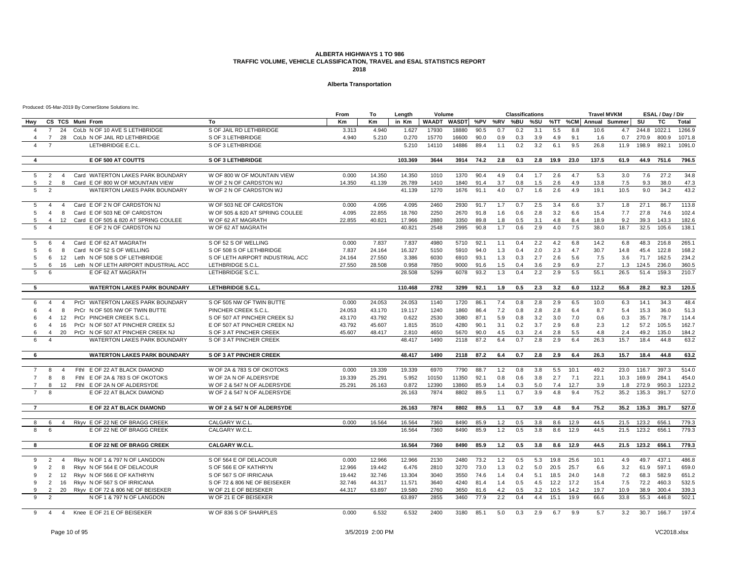# ALBERTA HIGHWAYS 1 TO 986
## TRAFFIC VOLUME, VEHICLE CLASSIFICATION, TRAVEL and ESAL STATISTICS REPORT
## 2018

### Alberta Transportation

Produced: 05-Mar-2019 By CornerStone Solutions Inc.

| Hwy | CS | TCS | Muni | From | To | From Km | To Km | Length in Km | Volume WAADT | Volume WASDT | %PV | %RV | %BU | %SU | %TT | %CM | Travel MVKM Annual | Travel MVKM Summer | ESAL / Day / Dir SU | ESAL / Day / Dir TC | ESAL / Day / Dir Total |
|---|---|---|---|---|---|---|---|---|---|---|---|---|---|---|---|---|---|---|---|---|---|
| 4 | 7 | 24 | CoLb | N OF 10 AVE S LETHBRIDGE | S OF JAIL RD LETHBRIDGE | 3.313 | 4.940 | 1.627 | 17930 | 18880 | 90.5 | 0.7 | 0.2 | 3.1 | 5.5 | 8.8 | 10.6 | 4.7 | 244.8 | 1022.1 | 1266.9 |
| 4 | 7 | 28 | CoLb | N OF JAIL RD LETHBRIDGE | S OF 3 LETHBRIDGE | 4.940 | 5.210 | 0.270 | 15770 | 16600 | 90.0 | 0.9 | 0.3 | 3.9 | 4.9 | 9.1 | 1.6 | 0.7 | 270.9 | 800.9 | 1071.8 |
| 4 | 7 | | | LETHBRIDGE E.C.L. | S OF 3 LETHBRIDGE | | | 5.210 | 14110 | 14886 | 89.4 | 1.1 | 0.2 | 3.2 | 6.1 | 9.5 | 26.8 | 11.9 | 198.9 | 892.1 | 1091.0 |
| **4** | | | | **E OF 500 AT COUTTS** | **S OF 3 LETHBRIDGE** | | | **103.369** | **3644** | **3914** | **74.2** | **2.8** | **0.3** | **2.8** | **19.9** | **23.0** | **137.5** | **61.9** | **44.9** | **751.6** | **796.5** |
| 5 | 2 | 4 | Card | WATERTON LAKES PARK BOUNDARY | W OF 800 W OF MOUNTAIN VIEW | 0.000 | 14.350 | 14.350 | 1010 | 1370 | 90.4 | 4.9 | 0.4 | 1.7 | 2.6 | 4.7 | 5.3 | 3.0 | 7.6 | 27.2 | 34.8 |
| 5 | 2 | 8 | Card | E OF 800 W OF MOUNTAIN VIEW | W OF 2 N OF CARDSTON WJ | 14.350 | 41.139 | 26.789 | 1410 | 1840 | 91.4 | 3.7 | 0.8 | 1.5 | 2.6 | 4.9 | 13.8 | 7.5 | 9.3 | 38.0 | 47.3 |
| 5 | 2 | | | WATERTON LAKES PARK BOUNDARY | W OF 2 N OF CARDSTON WJ | | | 41.139 | 1270 | 1676 | 91.1 | 4.0 | 0.7 | 1.6 | 2.6 | 4.9 | 19.1 | 10.5 | 9.0 | 34.2 | 43.2 |
| 5 | 4 | 4 | Card | E OF 2 N OF CARDSTON NJ | W OF 503 NE OF CARDSTON | 0.000 | 4.095 | 4.095 | 2460 | 2930 | 91.7 | 1.7 | 0.7 | 2.5 | 3.4 | 6.6 | 3.7 | 1.8 | 27.1 | 86.7 | 113.8 |
| 5 | 4 | 8 | Card | E OF 503 NE OF CARDSTON | W OF 505 & 820 AT SPRING COULEE | 4.095 | 22.855 | 18.760 | 2250 | 2670 | 91.8 | 1.6 | 0.6 | 2.8 | 3.2 | 6.6 | 15.4 | 7.7 | 27.8 | 74.6 | 102.4 |
| 5 | 4 | 12 | Card | E OF 505 & 820 AT SPRING COULEE | W OF 62 AT MAGRATH | 22.855 | 40.821 | 17.966 | 2880 | 3350 | 89.8 | 1.8 | 0.5 | 3.1 | 4.8 | 8.4 | 18.9 | 9.2 | 39.3 | 143.3 | 182.6 |
| 5 | 4 | | | E OF 2 N OF CARDSTON NJ | W OF 62 AT MAGRATH | | | 40.821 | 2548 | 2995 | 90.8 | 1.7 | 0.6 | 2.9 | 4.0 | 7.5 | 38.0 | 18.7 | 32.5 | 105.6 | 138.1 |
| 5 | 6 | 4 | Card | E OF 62 AT MAGRATH | S OF 52 S OF WELLING | 0.000 | 7.837 | 7.837 | 4980 | 5710 | 92.1 | 1.1 | 0.4 | 2.2 | 4.2 | 6.8 | 14.2 | 6.8 | 48.3 | 216.8 | 265.1 |
| 5 | 6 | 8 | Card | N OF 52 S OF WELLING | S OF 508 S OF LETHBRIDGE | 7.837 | 24.164 | 16.327 | 5150 | 5910 | 94.0 | 1.3 | 0.4 | 2.0 | 2.3 | 4.7 | 30.7 | 14.8 | 45.4 | 122.8 | 168.2 |
| 5 | 6 | 12 | Leth | N OF 508 S OF LETHBRIDGE | S OF LETH AIRPORT INDUSTRIAL ACC | 24.164 | 27.550 | 3.386 | 6030 | 6910 | 93.1 | 1.3 | 0.3 | 2.7 | 2.6 | 5.6 | 7.5 | 3.6 | 71.7 | 162.5 | 234.2 |
| 5 | 6 | 16 | Leth | N OF LETH AIRPORT INDUSTRIAL ACC | LETHBRIDGE S.C.L. | 27.550 | 28.508 | 0.958 | 7850 | 9000 | 91.6 | 1.5 | 0.4 | 3.6 | 2.9 | 6.9 | 2.7 | 1.3 | 124.5 | 236.0 | 360.5 |
| 5 | 6 | | | E OF 62 AT MAGRATH | LETHBRIDGE S.C.L. | | | 28.508 | 5299 | 6078 | 93.2 | 1.3 | 0.4 | 2.2 | 2.9 | 5.5 | 55.1 | 26.5 | 51.4 | 159.3 | 210.7 |
| **5** | | | | **WATERTON LAKES PARK BOUNDARY** | **LETHBRIDGE S.C.L.** | | | **110.468** | **2782** | **3299** | **92.1** | **1.9** | **0.5** | **2.3** | **3.2** | **6.0** | **112.2** | **55.8** | **28.2** | **92.3** | **120.5** |
| 6 | 4 | 4 | PrCr | WATERTON LAKES PARK BOUNDARY | S OF 505 NW OF TWIN BUTTE | 0.000 | 24.053 | 24.053 | 1140 | 1720 | 86.1 | 7.4 | 0.8 | 2.8 | 2.9 | 6.5 | 10.0 | 6.3 | 14.1 | 34.3 | 48.4 |
| 6 | 4 | 8 | PrCr | N OF 505 NW OF TWIN BUTTE | PINCHER CREEK S.C.L. | 24.053 | 43.170 | 19.117 | 1240 | 1860 | 86.4 | 7.2 | 0.8 | 2.8 | 2.8 | 6.4 | 8.7 | 5.4 | 15.3 | 36.0 | 51.3 |
| 6 | 4 | 12 | PrCr | PINCHER CREEK S.C.L. | S OF 507 AT PINCHER CREEK SJ | 43.170 | 43.792 | 0.622 | 2530 | 3080 | 87.1 | 5.9 | 0.8 | 3.2 | 3.0 | 7.0 | 0.6 | 0.3 | 35.7 | 78.7 | 114.4 |
| 6 | 4 | 16 | PrCr | N OF 507 AT PINCHER CREEK SJ | E OF 507 AT PINCHER CREEK NJ | 43.792 | 45.607 | 1.815 | 3510 | 4280 | 90.1 | 3.1 | 0.2 | 3.7 | 2.9 | 6.8 | 2.3 | 1.2 | 57.2 | 105.5 | 162.7 |
| 6 | 4 | 20 | PrCr | N OF 507 AT PINCHER CREEK NJ | S OF 3 AT PINCHER CREEK | 45.607 | 48.417 | 2.810 | 4650 | 5670 | 90.0 | 4.5 | 0.3 | 2.4 | 2.8 | 5.5 | 4.8 | 2.4 | 49.2 | 135.0 | 184.2 |
| 6 | 4 | | | WATERTON LAKES PARK BOUNDARY | S OF 3 AT PINCHER CREEK | | | 48.417 | 1490 | 2118 | 87.2 | 6.4 | 0.7 | 2.8 | 2.9 | 6.4 | 26.3 | 15.7 | 18.4 | 44.8 | 63.2 |
| **6** | | | | **WATERTON LAKES PARK BOUNDARY** | **S OF 3 AT PINCHER CREEK** | | | **48.417** | **1490** | **2118** | **87.2** | **6.4** | **0.7** | **2.8** | **2.9** | **6.4** | **26.3** | **15.7** | **18.4** | **44.8** | **63.2** |
| 7 | 8 | 4 | Fthl | E OF 22 AT BLACK DIAMOND | W OF 2A & 783 S OF OKOTOKS | 0.000 | 19.339 | 19.339 | 6970 | 7790 | 88.7 | 1.2 | 0.8 | 3.8 | 5.5 | 10.1 | 49.2 | 23.0 | 116.7 | 397.3 | 514.0 |
| 7 | 8 | 8 | Fthl | E OF 2A & 783 S OF OKOTOKS | W OF 2A N OF ALDERSYDE | 19.339 | 25.291 | 5.952 | 10150 | 11350 | 92.1 | 0.8 | 0.6 | 3.8 | 2.7 | 7.1 | 22.1 | 10.3 | 169.9 | 284.1 | 454.0 |
| 7 | 8 | 12 | Fthl | E OF 2A N OF ALDERSYDE | W OF 2 & 547 N OF ALDERSYDE | 25.291 | 26.163 | 0.872 | 12390 | 13860 | 85.9 | 1.4 | 0.3 | 5.0 | 7.4 | 12.7 | 3.9 | 1.8 | 272.9 | 950.3 | 1223.2 |
| 7 | 8 | | | E OF 22 AT BLACK DIAMOND | W OF 2 & 547 N OF ALDERSYDE | | | 26.163 | 7874 | 8802 | 89.5 | 1.1 | 0.7 | 3.9 | 4.8 | 9.4 | 75.2 | 35.2 | 135.3 | 391.7 | 527.0 |
| **7** | | | | **E OF 22 AT BLACK DIAMOND** | **W OF 2 & 547 N OF ALDERSYDE** | | | **26.163** | **7874** | **8802** | **89.5** | **1.1** | **0.7** | **3.9** | **4.8** | **9.4** | **75.2** | **35.2** | **135.3** | **391.7** | **527.0** |
| 8 | 6 | 4 | Rkyv | E OF 22 NE OF BRAGG CREEK | CALGARY W.C.L. | 0.000 | 16.564 | 16.564 | 7360 | 8490 | 85.9 | 1.2 | 0.5 | 3.8 | 8.6 | 12.9 | 44.5 | 21.5 | 123.2 | 656.1 | 779.3 |
| 8 | 6 | | | E OF 22 NE OF BRAGG CREEK | CALGARY W.C.L. | | | 16.564 | 7360 | 8490 | 85.9 | 1.2 | 0.5 | 3.8 | 8.6 | 12.9 | 44.5 | 21.5 | 123.2 | 656.1 | 779.3 |
| **8** | | | | **E OF 22 NE OF BRAGG CREEK** | **CALGARY W.C.L.** | | | **16.564** | **7360** | **8490** | **85.9** | **1.2** | **0.5** | **3.8** | **8.6** | **12.9** | **44.5** | **21.5** | **123.2** | **656.1** | **779.3** |
| 9 | 2 | 4 | Rkyv | N OF 1 & 797 N OF LANGDON | S OF 564 E OF DELACOUR | 0.000 | 12.966 | 12.966 | 2130 | 2480 | 73.2 | 1.2 | 0.5 | 5.3 | 19.8 | 25.6 | 10.1 | 4.9 | 49.7 | 437.1 | 486.8 |
| 9 | 2 | 8 | Rkyv | N OF 564 E OF DELACOUR | S OF 566 E OF KATHRYN | 12.966 | 19.442 | 6.476 | 2810 | 3270 | 73.0 | 1.3 | 0.2 | 5.0 | 20.5 | 25.7 | 6.6 | 3.2 | 61.9 | 597.1 | 659.0 |
| 9 | 2 | 12 | Rkyv | N OF 566 E OF KATHRYN | S OF 567 S OF IRRICANA | 19.442 | 32.746 | 13.304 | 3040 | 3550 | 74.6 | 1.4 | 0.4 | 5.1 | 18.5 | 24.0 | 14.8 | 7.2 | 68.3 | 582.9 | 651.2 |
| 9 | 2 | 16 | Rkyv | N OF 567 S OF IRRICANA | S OF 72 & 806 NE OF BEISEKER | 32.746 | 44.317 | 11.571 | 3640 | 4240 | 81.4 | 1.4 | 0.5 | 4.5 | 12.2 | 17.2 | 15.4 | 7.5 | 72.2 | 460.3 | 532.5 |
| 9 | 2 | 20 | Rkyv | E OF 72 & 806 NE OF BEISEKER | W OF 21 E OF BEISEKER | 44.317 | 63.897 | 19.580 | 2760 | 3650 | 81.6 | 4.2 | 0.5 | 3.2 | 10.5 | 14.2 | 19.7 | 10.9 | 38.9 | 300.4 | 339.3 |
| 9 | 2 | | | N OF 1 & 797 N OF LANGDON | W OF 21 E OF BEISEKER | | | 63.897 | 2855 | 3460 | 77.9 | 2.2 | 0.4 | 4.4 | 15.1 | 19.9 | 66.6 | 33.8 | 55.3 | 446.8 | 502.1 |
| 9 | 4 | 4 | Knee | E OF 21 E OF BEISEKER | W OF 836 S OF SHARPLES | 0.000 | 6.532 | 6.532 | 2400 | 3180 | 85.1 | 5.0 | 0.3 | 2.9 | 6.7 | 9.9 | 5.7 | 3.2 | 30.7 | 166.7 | 197.4 |

3/5/2019 2:00 PM

VC2018.xlsx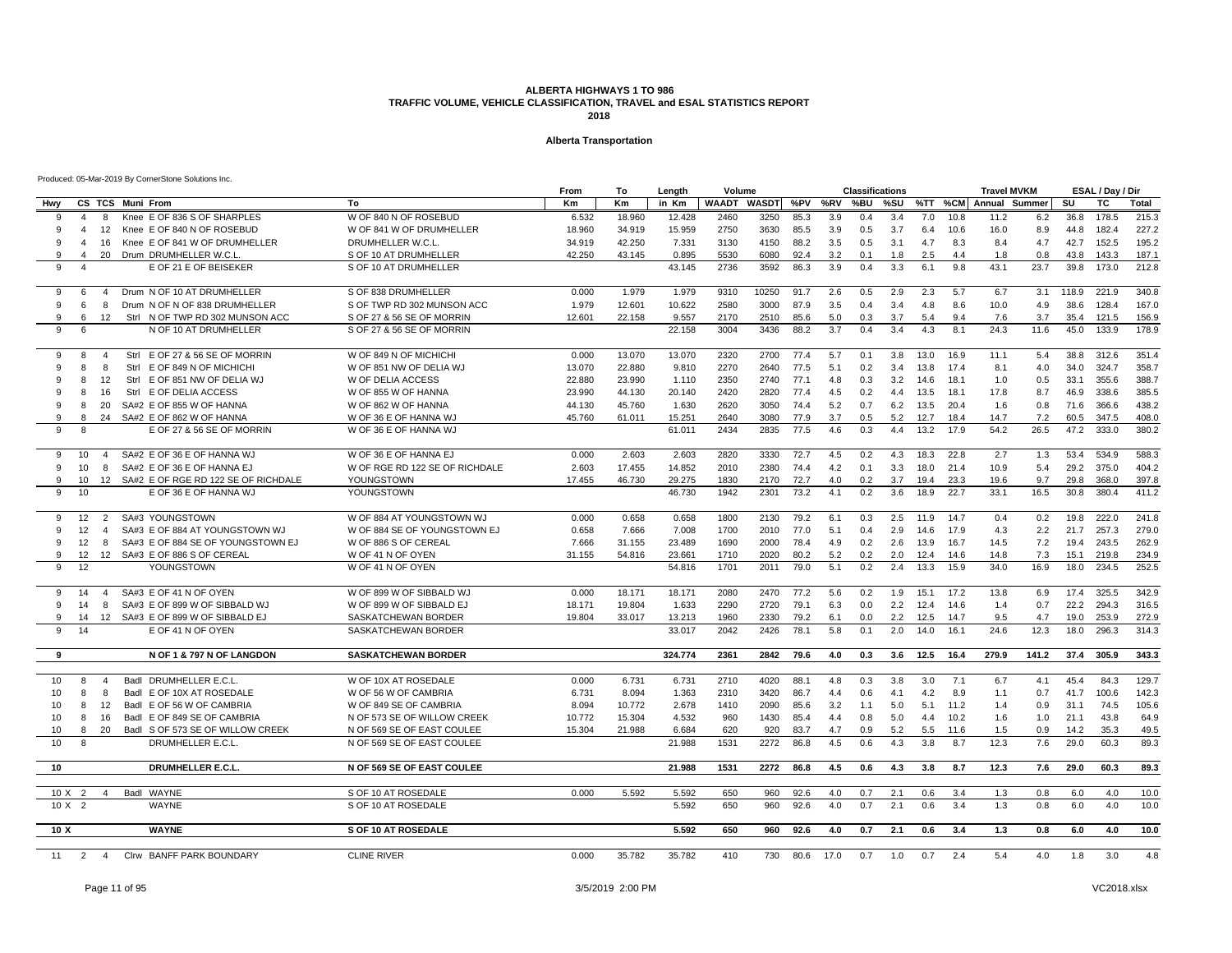# ALBERTA HIGHWAYS 1 TO 986
## TRAFFIC VOLUME, VEHICLE CLASSIFICATION, TRAVEL and ESAL STATISTICS REPORT
## 2018

**Alberta Transportation**

Produced: 05-Mar-2019 By CornerStone Solutions Inc.

| Hwy | CS | TCS | Muni | From | To | From Km | To Km | Length in Km | Volume WAADT | Volume WASDT | %PV | %RV | %BU | %SU | %TT | %CM | Travel MVKM Annual | Travel MVKM Summer | ESAL / Day / Dir SU | ESAL / Day / Dir TC | ESAL / Day / Dir Total |
|---|---|---|---|---|---|---|---|---|---|---|---|---|---|---|---|---|---|---|---|---|---|
| 9 | 4 | 8 | Knee | E OF 836 S OF SHARPLES | W OF 840 N OF ROSEBUD | 6.532 | 18.960 | 12.428 | 2460 | 3250 | 85.3 | 3.9 | 0.4 | 3.4 | 7.0 | 10.8 | 11.2 | 6.2 | 36.8 | 178.5 | 215.3 |
| 9 | 4 | 12 | Knee | E OF 840 N OF ROSEBUD | W OF 841 W OF DRUMHELLER | 18.960 | 34.919 | 15.959 | 2750 | 3630 | 85.5 | 3.9 | 0.5 | 3.7 | 6.4 | 10.6 | 16.0 | 8.9 | 44.8 | 182.4 | 227.2 |
| 9 | 4 | 16 | Knee | E OF 841 W OF DRUMHELLER | DRUMHELLER W.C.L. | 34.919 | 42.250 | 7.331 | 3130 | 4150 | 88.2 | 3.5 | 0.5 | 3.1 | 4.7 | 8.3 | 8.4 | 4.7 | 42.7 | 152.5 | 195.2 |
| 9 | 4 | 20 | Drum | DRUMHELLER W.C.L. | S OF 10 AT DRUMHELLER | 42.250 | 43.145 | 0.895 | 5530 | 6080 | 92.4 | 3.2 | 0.1 | 1.8 | 2.5 | 4.4 | 1.8 | 0.8 | 43.8 | 143.3 | 187.1 |
| 9 | 4 | | | E OF 21 E OF BEISEKER | S OF 10 AT DRUMHELLER | | | 43.145 | 2736 | 3592 | 86.3 | 3.9 | 0.4 | 3.3 | 6.1 | 9.8 | 43.1 | 23.7 | 39.8 | 173.0 | 212.8 |
| 9 | 6 | 4 | Drum | N OF 10 AT DRUMHELLER | S OF 838 DRUMHELLER | 0.000 | 1.979 | 1.979 | 9310 | 10250 | 91.7 | 2.6 | 0.5 | 2.9 | 2.3 | 5.7 | 6.7 | 3.1 | 118.9 | 221.9 | 340.8 |
| 9 | 6 | 8 | Drum | N OF N OF 838 DRUMHELLER | S OF TWP RD 302 MUNSON ACC | 1.979 | 12.601 | 10.622 | 2580 | 3000 | 87.9 | 3.5 | 0.4 | 3.4 | 4.8 | 8.6 | 10.0 | 4.9 | 38.6 | 128.4 | 167.0 |
| 9 | 6 | 12 | Strl | N OF TWP RD 302 MUNSON ACC | S OF 27 & 56 SE OF MORRIN | 12.601 | 22.158 | 9.557 | 2170 | 2510 | 85.6 | 5.0 | 0.3 | 3.7 | 5.4 | 9.4 | 7.6 | 3.7 | 35.4 | 121.5 | 156.9 |
| 9 | 6 | | | N OF 10 AT DRUMHELLER | S OF 27 & 56 SE OF MORRIN | | | 22.158 | 3004 | 3436 | 88.2 | 3.7 | 0.4 | 3.4 | 4.3 | 8.1 | 24.3 | 11.6 | 45.0 | 133.9 | 178.9 |
| 9 | 8 | 4 | Strl | E OF 27 & 56 SE OF MORRIN | W OF 849 N OF MICHICHI | 0.000 | 13.070 | 13.070 | 2320 | 2700 | 77.4 | 5.7 | 0.1 | 3.8 | 13.0 | 16.9 | 11.1 | 5.4 | 38.8 | 312.6 | 351.4 |
| 9 | 8 | 8 | Strl | E OF 849 N OF MICHICHI | W OF 851 NW OF DELIA WJ | 13.070 | 22.880 | 9.810 | 2270 | 2640 | 77.5 | 5.1 | 0.2 | 3.4 | 13.8 | 17.4 | 8.1 | 4.0 | 34.0 | 324.7 | 358.7 |
| 9 | 8 | 12 | Strl | E OF 851 NW OF DELIA WJ | W OF DELIA ACCESS | 22.880 | 23.990 | 1.110 | 2350 | 2740 | 77.1 | 4.8 | 0.3 | 3.2 | 14.6 | 18.1 | 1.0 | 0.5 | 33.1 | 355.6 | 388.7 |
| 9 | 8 | 16 | Strl | E OF DELIA ACCESS | W OF 855 W OF HANNA | 23.990 | 44.130 | 20.140 | 2420 | 2820 | 77.4 | 4.5 | 0.2 | 4.4 | 13.5 | 18.1 | 17.8 | 8.7 | 46.9 | 338.6 | 385.5 |
| 9 | 8 | 20 | SA#2 | E OF 855 W OF HANNA | W OF 862 W OF HANNA | 44.130 | 45.760 | 1.630 | 2620 | 3050 | 74.4 | 5.2 | 0.7 | 6.2 | 13.5 | 20.4 | 1.6 | 0.8 | 71.6 | 366.6 | 438.2 |
| 9 | 8 | 24 | SA#2 | E OF 862 W OF HANNA | W OF 36 E OF HANNA WJ | 45.760 | 61.011 | 15.251 | 2640 | 3080 | 77.9 | 3.7 | 0.5 | 5.2 | 12.7 | 18.4 | 14.7 | 7.2 | 60.5 | 347.5 | 408.0 |
| 9 | 8 | | | E OF 27 & 56 SE OF MORRIN | W OF 36 E OF HANNA WJ | | | 61.011 | 2434 | 2835 | 77.5 | 4.6 | 0.3 | 4.4 | 13.2 | 17.9 | 54.2 | 26.5 | 47.2 | 333.0 | 380.2 |
| 9 | 10 | 4 | SA#2 | E OF 36 E OF HANNA WJ | W OF 36 E OF HANNA EJ | 0.000 | 2.603 | 2.603 | 2820 | 3330 | 72.7 | 4.5 | 0.2 | 4.3 | 18.3 | 22.8 | 2.7 | 1.3 | 53.4 | 534.9 | 588.3 |
| 9 | 10 | 8 | SA#2 | E OF 36 E OF HANNA EJ | W OF RGE RD 122 SE OF RICHDALE | 2.603 | 17.455 | 14.852 | 2010 | 2380 | 74.4 | 4.2 | 0.1 | 3.3 | 18.0 | 21.4 | 10.9 | 5.4 | 29.2 | 375.0 | 404.2 |
| 9 | 10 | 12 | SA#2 | E OF RGE RD 122 SE OF RICHDALE | YOUNGSTOWN | 17.455 | 46.730 | 29.275 | 1830 | 2170 | 72.7 | 4.0 | 0.2 | 3.7 | 19.4 | 23.3 | 19.6 | 9.7 | 29.8 | 368.0 | 397.8 |
| 9 | 10 | | | E OF 36 E OF HANNA WJ | YOUNGSTOWN | | | 46.730 | 1942 | 2301 | 73.2 | 4.1 | 0.2 | 3.6 | 18.9 | 22.7 | 33.1 | 16.5 | 30.8 | 380.4 | 411.2 |
| 9 | 12 | 2 | SA#3 | YOUNGSTOWN | W OF 884 AT YOUNGSTOWN WJ | 0.000 | 0.658 | 0.658 | 1800 | 2130 | 79.2 | 6.1 | 0.3 | 2.5 | 11.9 | 14.7 | 0.4 | 0.2 | 19.8 | 222.0 | 241.8 |
| 9 | 12 | 4 | SA#3 | E OF 884 AT YOUNGSTOWN WJ | W OF 884 SE OF YOUNGSTOWN EJ | 0.658 | 7.666 | 7.008 | 1700 | 2010 | 77.0 | 5.1 | 0.4 | 2.9 | 14.6 | 17.9 | 4.3 | 2.2 | 21.7 | 257.3 | 279.0 |
| 9 | 12 | 8 | SA#3 | E OF 884 SE OF YOUNGSTOWN EJ | W OF 886 S OF CEREAL | 7.666 | 31.155 | 23.489 | 1690 | 2000 | 78.4 | 4.9 | 0.2 | 2.6 | 13.9 | 16.7 | 14.5 | 7.2 | 19.4 | 243.5 | 262.9 |
| 9 | 12 | 12 | SA#3 | E OF 886 S OF CEREAL | W OF 41 N OF OYEN | 31.155 | 54.816 | 23.661 | 1710 | 2020 | 80.2 | 5.2 | 0.2 | 2.0 | 12.4 | 14.6 | 14.8 | 7.3 | 15.1 | 219.8 | 234.9 |
| 9 | 12 | | | YOUNGSTOWN | W OF 41 N OF OYEN | | | 54.816 | 1701 | 2011 | 79.0 | 5.1 | 0.2 | 2.4 | 13.3 | 15.9 | 34.0 | 16.9 | 18.0 | 234.5 | 252.5 |
| 9 | 14 | 4 | SA#3 | E OF 41 N OF OYEN | W OF 899 W OF SIBBALD WJ | 0.000 | 18.171 | 18.171 | 2080 | 2470 | 77.2 | 5.6 | 0.2 | 1.9 | 15.1 | 17.2 | 13.8 | 6.9 | 17.4 | 325.5 | 342.9 |
| 9 | 14 | 8 | SA#3 | E OF 899 W OF SIBBALD WJ | W OF 899 W OF SIBBALD EJ | 18.171 | 19.804 | 1.633 | 2290 | 2720 | 79.1 | 6.3 | 0.0 | 2.2 | 12.4 | 14.6 | 1.4 | 0.7 | 22.2 | 294.3 | 316.5 |
| 9 | 14 | 12 | SA#3 | E OF 899 W OF SIBBALD EJ | SASKATCHEWAN BORDER | 19.804 | 33.017 | 13.213 | 1960 | 2330 | 79.2 | 6.1 | 0.0 | 2.2 | 12.5 | 14.7 | 9.5 | 4.7 | 19.0 | 253.9 | 272.9 |
| 9 | 14 | | | E OF 41 N OF OYEN | SASKATCHEWAN BORDER | | | 33.017 | 2042 | 2426 | 78.1 | 5.8 | 0.1 | 2.0 | 14.0 | 16.1 | 24.6 | 12.3 | 18.0 | 296.3 | 314.3 |
| **9** | | | | **N OF 1 & 797 N OF LANGDON** | **SASKATCHEWAN BORDER** | | | **324.774** | **2361** | **2842** | **79.6** | **4.0** | **0.3** | **3.6** | **12.5** | **16.4** | **279.9** | **141.2** | **37.4** | **305.9** | **343.3** |
| 10 | 8 | 4 | Badl | DRUMHELLER E.C.L. | W OF 10X AT ROSEDALE | 0.000 | 6.731 | 6.731 | 2710 | 4020 | 88.1 | 4.8 | 0.3 | 3.8 | 3.0 | 7.1 | 6.7 | 4.1 | 45.4 | 84.3 | 129.7 |
| 10 | 8 | 8 | Badl | E OF 10X AT ROSEDALE | W OF 56 W OF CAMBRIA | 6.731 | 8.094 | 1.363 | 2310 | 3420 | 86.7 | 4.4 | 0.6 | 4.1 | 4.2 | 8.9 | 1.1 | 0.7 | 41.7 | 100.6 | 142.3 |
| 10 | 8 | 12 | Badl | E OF 56 W OF CAMBRIA | W OF 849 SE OF CAMBRIA | 8.094 | 10.772 | 2.678 | 1410 | 2090 | 85.6 | 3.2 | 1.1 | 5.0 | 5.1 | 11.2 | 1.4 | 0.9 | 31.1 | 74.5 | 105.6 |
| 10 | 8 | 16 | Badl | E OF 849 SE OF CAMBRIA | N OF 573 SE OF WILLOW CREEK | 10.772 | 15.304 | 4.532 | 960 | 1430 | 85.4 | 4.4 | 0.8 | 5.0 | 4.4 | 10.2 | 1.6 | 1.0 | 21.1 | 43.8 | 64.9 |
| 10 | 8 | 20 | Badl | S OF 573 SE OF WILLOW CREEK | N OF 569 SE OF EAST COULEE | 15.304 | 21.988 | 6.684 | 620 | 920 | 83.7 | 4.7 | 0.9 | 5.2 | 5.5 | 11.6 | 1.5 | 0.9 | 14.2 | 35.3 | 49.5 |
| 10 | 8 | | | DRUMHELLER E.C.L. | N OF 569 SE OF EAST COULEE | | | 21.988 | 1531 | 2272 | 86.8 | 4.5 | 0.6 | 4.3 | 3.8 | 8.7 | 12.3 | 7.6 | 29.0 | 60.3 | 89.3 |
| **10** | | | | **DRUMHELLER E.C.L.** | **N OF 569 SE OF EAST COULEE** | | | **21.988** | **1531** | **2272** | **86.8** | **4.5** | **0.6** | **4.3** | **3.8** | **8.7** | **12.3** | **7.6** | **29.0** | **60.3** | **89.3** |
| 10 X | 2 | 4 | Badl | WAYNE | S OF 10 AT ROSEDALE | 0.000 | 5.592 | 5.592 | 650 | 960 | 92.6 | 4.0 | 0.7 | 2.1 | 0.6 | 3.4 | 1.3 | 0.8 | 6.0 | 4.0 | 10.0 |
| 10 X | 2 | | | WAYNE | S OF 10 AT ROSEDALE | | | 5.592 | 650 | 960 | 92.6 | 4.0 | 0.7 | 2.1 | 0.6 | 3.4 | 1.3 | 0.8 | 6.0 | 4.0 | 10.0 |
| **10 X** | | | | **WAYNE** | **S OF 10 AT ROSEDALE** | | | **5.592** | **650** | **960** | **92.6** | **4.0** | **0.7** | **2.1** | **0.6** | **3.4** | **1.3** | **0.8** | **6.0** | **4.0** | **10.0** |
| 11 | 2 | 4 | Clrw | BANFF PARK BOUNDARY | CLINE RIVER | 0.000 | 35.782 | 35.782 | 410 | 730 | 80.6 | 17.0 | 0.7 | 1.0 | 0.7 | 2.4 | 5.4 | 4.0 | 1.8 | 3.0 | 4.8 |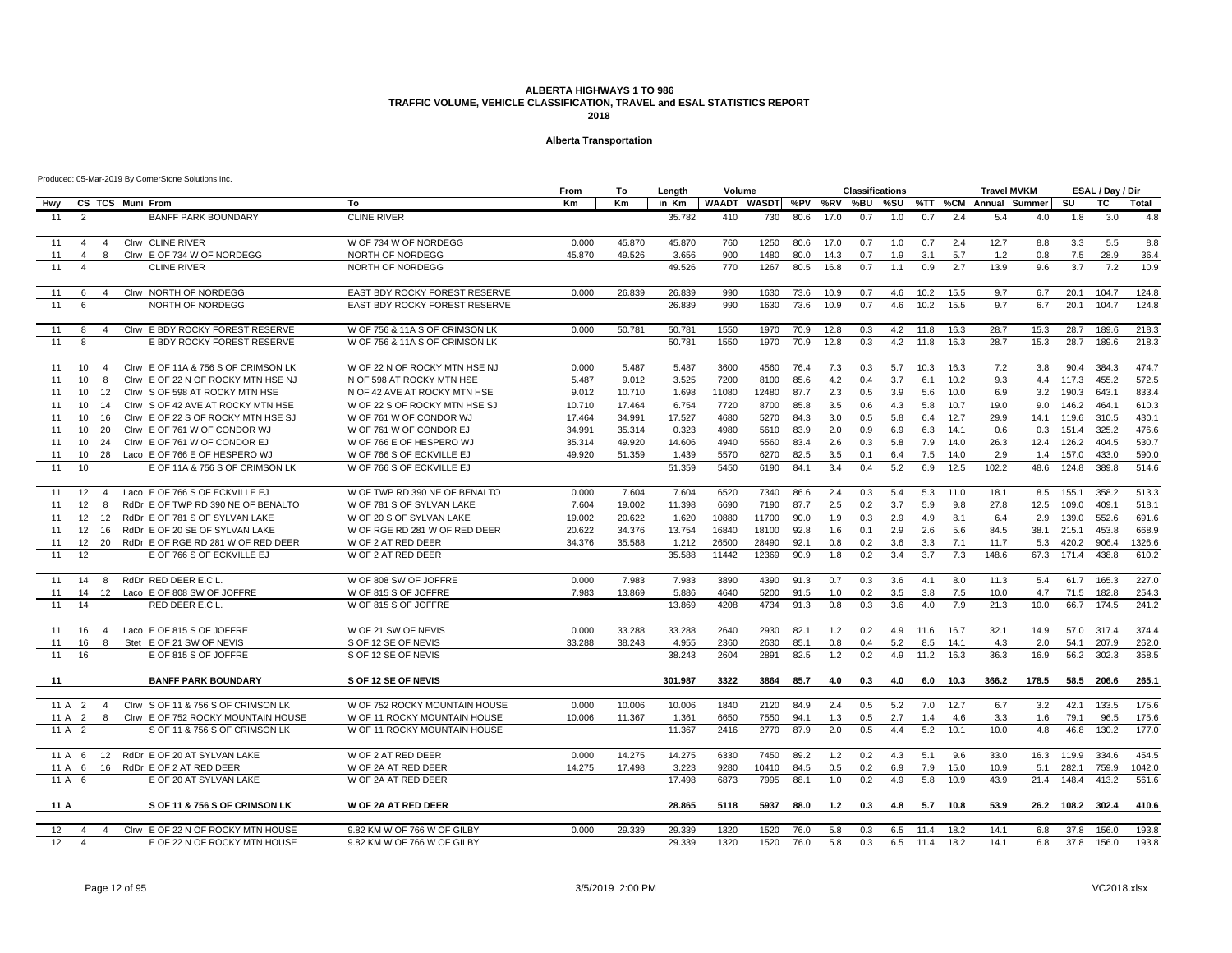# ALBERTA HIGHWAYS 1 TO 986
## TRAFFIC VOLUME, VEHICLE CLASSIFICATION, TRAVEL and ESAL STATISTICS REPORT
## 2018

**Alberta Transportation**

Produced: 05-Mar-2019 By CornerStone Solutions Inc.

| Hwy | CS | TCS | Muni | From | To | From Km | To Km | Length in Km | Volume WAADT | Volume WASDT | %PV | %RV | %BU | %SU | %TT | %CM | Travel MVKM Annual | Travel MVKM Summer | ESAL / Day / Dir SU | ESAL / Day / Dir TC | ESAL / Day / Dir Total |
|---|---|---|---|---|---|---|---|---|---|---|---|---|---|---|---|---|---|---|---|---|---|
| 11 | 2 | | | BANFF PARK BOUNDARY | CLINE RIVER | | | 35.782 | 410 | 730 | 80.6 | 17.0 | 0.7 | 1.0 | 0.7 | 2.4 | 5.4 | 4.0 | 1.8 | 3.0 | 4.8 |
| 11 | 4 | 4 | Clrw | CLINE RIVER | W OF 734 W OF NORDEGG | 0.000 | 45.870 | 45.870 | 760 | 1250 | 80.6 | 17.0 | 0.7 | 1.0 | 0.7 | 2.4 | 12.7 | 8.8 | 3.3 | 5.5 | 8.8 |
| 11 | 4 | 8 | Clrw | E OF 734 W OF NORDEGG | NORTH OF NORDEGG | 45.870 | 49.526 | 3.656 | 900 | 1480 | 80.0 | 14.3 | 0.7 | 1.9 | 3.1 | 5.7 | 1.2 | 0.8 | 7.5 | 28.9 | 36.4 |
| 11 | 4 | | | CLINE RIVER | NORTH OF NORDEGG | | | 49.526 | 770 | 1267 | 80.5 | 16.8 | 0.7 | 1.1 | 0.9 | 2.7 | 13.9 | 9.6 | 3.7 | 7.2 | 10.9 |
| 11 | 6 | 4 | Clrw | NORTH OF NORDEGG | EAST BDY ROCKY FOREST RESERVE | 0.000 | 26.839 | 26.839 | 990 | 1630 | 73.6 | 10.9 | 0.7 | 4.6 | 10.2 | 15.5 | 9.7 | 6.7 | 20.1 | 104.7 | 124.8 |
| 11 | 6 | | | NORTH OF NORDEGG | EAST BDY ROCKY FOREST RESERVE | | | 26.839 | 990 | 1630 | 73.6 | 10.9 | 0.7 | 4.6 | 10.2 | 15.5 | 9.7 | 6.7 | 20.1 | 104.7 | 124.8 |
| 11 | 8 | 4 | Clrw | E BDY ROCKY FOREST RESERVE | W OF 756 & 11A S OF CRIMSON LK | 0.000 | 50.781 | 50.781 | 1550 | 1970 | 70.9 | 12.8 | 0.3 | 4.2 | 11.8 | 16.3 | 28.7 | 15.3 | 28.7 | 189.6 | 218.3 |
| 11 | 8 | | | E BDY ROCKY FOREST RESERVE | W OF 756 & 11A S OF CRIMSON LK | | | 50.781 | 1550 | 1970 | 70.9 | 12.8 | 0.3 | 4.2 | 11.8 | 16.3 | 28.7 | 15.3 | 28.7 | 189.6 | 218.3 |
| 11 | 10 | 4 | Clrw | E OF 11A & 756 S OF CRIMSON LK | W OF 22 N OF ROCKY MTN HSE NJ | 0.000 | 5.487 | 5.487 | 3600 | 4560 | 76.4 | 7.3 | 0.3 | 5.7 | 10.3 | 16.3 | 7.2 | 3.8 | 90.4 | 384.3 | 474.7 |
| 11 | 10 | 8 | Clrw | E OF 22 N OF ROCKY MTN HSE NJ | N OF 598 AT ROCKY MTN HSE | 5.487 | 9.012 | 3.525 | 7200 | 8100 | 85.6 | 4.2 | 0.4 | 3.7 | 6.1 | 10.2 | 9.3 | 4.4 | 117.3 | 455.2 | 572.5 |
| 11 | 10 | 12 | Clrw | S OF 598 AT ROCKY MTN HSE | N OF 42 AVE AT ROCKY MTN HSE | 9.012 | 10.710 | 1.698 | 11080 | 12480 | 87.7 | 2.3 | 0.5 | 3.9 | 5.6 | 10.0 | 6.9 | 3.2 | 190.3 | 643.1 | 833.4 |
| 11 | 10 | 14 | Clrw | S OF 42 AVE AT ROCKY MTN HSE | W OF 22 S OF ROCKY MTN HSE SJ | 10.710 | 17.464 | 6.754 | 7720 | 8700 | 85.8 | 3.5 | 0.6 | 4.3 | 5.8 | 10.7 | 19.0 | 9.0 | 146.2 | 464.1 | 610.3 |
| 11 | 10 | 16 | Clrw | E OF 22 S OF ROCKY MTN HSE SJ | W OF 761 W OF CONDOR WJ | 17.464 | 34.991 | 17.527 | 4680 | 5270 | 84.3 | 3.0 | 0.5 | 5.8 | 6.4 | 12.7 | 29.9 | 14.1 | 119.6 | 310.5 | 430.1 |
| 11 | 10 | 20 | Clrw | E OF 761 W OF CONDOR WJ | W OF 761 W OF CONDOR EJ | 34.991 | 35.314 | 0.323 | 4980 | 5610 | 83.9 | 2.0 | 0.9 | 6.9 | 6.3 | 14.1 | 0.6 | 0.3 | 151.4 | 325.2 | 476.6 |
| 11 | 10 | 24 | Clrw | E OF 761 W OF CONDOR EJ | W OF 766 E OF HESPERO WJ | 35.314 | 49.920 | 14.606 | 4940 | 5560 | 83.4 | 2.6 | 0.3 | 5.8 | 7.9 | 14.0 | 26.3 | 12.4 | 126.2 | 404.5 | 530.7 |
| 11 | 10 | 28 | Laco | E OF 766 E OF HESPERO WJ | W OF 766 S OF ECKVILLE EJ | 49.920 | 51.359 | 1.439 | 5570 | 6270 | 82.5 | 3.5 | 0.1 | 6.4 | 7.5 | 14.0 | 2.9 | 1.4 | 157.0 | 433.0 | 590.0 |
| 11 | 10 | | | E OF 11A & 756 S OF CRIMSON LK | W OF 766 S OF ECKVILLE EJ | | | 51.359 | 5450 | 6190 | 84.1 | 3.4 | 0.4 | 5.2 | 6.9 | 12.5 | 102.2 | 48.6 | 124.8 | 389.8 | 514.6 |
| 11 | 12 | 4 | Laco | E OF 766 S OF ECKVILLE EJ | W OF TWP RD 390 NE OF BENALTO | 0.000 | 7.604 | 7.604 | 6520 | 7340 | 86.6 | 2.4 | 0.3 | 5.4 | 5.3 | 11.0 | 18.1 | 8.5 | 155.1 | 358.2 | 513.3 |
| 11 | 12 | 8 | RdDr | E OF TWP RD 390 NE OF BENALTO | W OF 781 S OF SYLVAN LAKE | 7.604 | 19.002 | 11.398 | 6690 | 7190 | 87.7 | 2.5 | 0.2 | 3.7 | 5.9 | 9.8 | 27.8 | 12.5 | 109.0 | 409.1 | 518.1 |
| 11 | 12 | 12 | RdDr | E OF 781 S OF SYLVAN LAKE | W OF 20 S OF SYLVAN LAKE | 19.002 | 20.622 | 1.620 | 10880 | 11700 | 90.0 | 1.9 | 0.3 | 2.9 | 4.9 | 8.1 | 6.4 | 2.9 | 139.0 | 552.6 | 691.6 |
| 11 | 12 | 16 | RdDr | E OF 20 SE OF SYLVAN LAKE | W OF RGE RD 281 W OF RED DEER | 20.622 | 34.376 | 13.754 | 16840 | 18100 | 92.8 | 1.6 | 0.1 | 2.9 | 2.6 | 5.6 | 84.5 | 38.1 | 215.1 | 453.8 | 668.9 |
| 11 | 12 | 20 | RdDr | E OF RGE RD 281 W OF RED DEER | W OF 2 AT RED DEER | 34.376 | 35.588 | 1.212 | 26500 | 28490 | 92.1 | 0.8 | 0.2 | 3.6 | 3.3 | 7.1 | 11.7 | 5.3 | 420.2 | 906.4 | 1326.6 |
| 11 | 12 | | | E OF 766 S OF ECKVILLE EJ | W OF 2 AT RED DEER | | | 35.588 | 11442 | 12369 | 90.9 | 1.8 | 0.2 | 3.4 | 3.7 | 7.3 | 148.6 | 67.3 | 171.4 | 438.8 | 610.2 |
| 11 | 14 | 8 | RdDr | RED DEER E.C.L. | W OF 808 SW OF JOFFRE | 0.000 | 7.983 | 7.983 | 3890 | 4390 | 91.3 | 0.7 | 0.3 | 3.6 | 4.1 | 8.0 | 11.3 | 5.4 | 61.7 | 165.3 | 227.0 |
| 11 | 14 | 12 | Laco | E OF 808 SW OF JOFFRE | W OF 815 S OF JOFFRE | 7.983 | 13.869 | 5.886 | 4640 | 5200 | 91.5 | 1.0 | 0.2 | 3.5 | 3.8 | 7.5 | 10.0 | 4.7 | 71.5 | 182.8 | 254.3 |
| 11 | 14 | | | RED DEER E.C.L. | W OF 815 S OF JOFFRE | | | 13.869 | 4208 | 4734 | 91.3 | 0.8 | 0.3 | 3.6 | 4.0 | 7.9 | 21.3 | 10.0 | 66.7 | 174.5 | 241.2 |
| 11 | 16 | 4 | Laco | E OF 815 S OF JOFFRE | W OF 21 SW OF NEVIS | 0.000 | 33.288 | 33.288 | 2640 | 2930 | 82.1 | 1.2 | 0.2 | 4.9 | 11.6 | 16.7 | 32.1 | 14.9 | 57.0 | 317.4 | 374.4 |
| 11 | 16 | 8 | Stet | E OF 21 SW OF NEVIS | S OF 12 SE OF NEVIS | 33.288 | 38.243 | 4.955 | 2360 | 2630 | 85.1 | 0.8 | 0.4 | 5.2 | 8.5 | 14.1 | 4.3 | 2.0 | 54.1 | 207.9 | 262.0 |
| 11 | 16 | | | E OF 815 S OF JOFFRE | S OF 12 SE OF NEVIS | | | 38.243 | 2604 | 2891 | 82.5 | 1.2 | 0.2 | 4.9 | 11.2 | 16.3 | 36.3 | 16.9 | 56.2 | 302.3 | 358.5 |
| **11** | | | | **BANFF PARK BOUNDARY** | **S OF 12 SE OF NEVIS** | | | **301.987** | **3322** | **3864** | **85.7** | **4.0** | **0.3** | **4.0** | **6.0** | **10.3** | **366.2** | **178.5** | **58.5** | **206.6** | **265.1** |
| 11 A | 2 | 4 | Clrw | S OF 11 & 756 S OF CRIMSON LK | W OF 752 ROCKY MOUNTAIN HOUSE | 0.000 | 10.006 | 10.006 | 1840 | 2120 | 84.9 | 2.4 | 0.5 | 5.2 | 7.0 | 12.7 | 6.7 | 3.2 | 42.1 | 133.5 | 175.6 |
| 11 A | 2 | 8 | Clrw | E OF 752 ROCKY MOUNTAIN HOUSE | W OF 11 ROCKY MOUNTAIN HOUSE | 10.006 | 11.367 | 1.361 | 6650 | 7550 | 94.1 | 1.3 | 0.5 | 2.7 | 1.4 | 4.6 | 3.3 | 1.6 | 79.1 | 96.5 | 175.6 |
| 11 A | 2 | | | S OF 11 & 756 S OF CRIMSON LK | W OF 11 ROCKY MOUNTAIN HOUSE | | | 11.367 | 2416 | 2770 | 87.9 | 2.0 | 0.5 | 4.4 | 5.2 | 10.1 | 10.0 | 4.8 | 46.8 | 130.2 | 177.0 |
| 11 A | 6 | 12 | RdDr | E OF 20 AT SYLVAN LAKE | W OF 2 AT RED DEER | 0.000 | 14.275 | 14.275 | 6330 | 7450 | 89.2 | 1.2 | 0.2 | 4.3 | 5.1 | 9.6 | 33.0 | 16.3 | 119.9 | 334.6 | 454.5 |
| 11 A | 6 | 16 | RdDr | E OF 2 AT RED DEER | W OF 2A AT RED DEER | 14.275 | 17.498 | 3.223 | 9280 | 10410 | 84.5 | 0.5 | 0.2 | 6.9 | 7.9 | 15.0 | 10.9 | 5.1 | 282.1 | 759.9 | 1042.0 |
| 11 A | 6 | | | E OF 20 AT SYLVAN LAKE | W OF 2A AT RED DEER | | | 17.498 | 6873 | 7995 | 88.1 | 1.0 | 0.2 | 4.9 | 5.8 | 10.9 | 43.9 | 21.4 | 148.4 | 413.2 | 561.6 |
| **11 A** | | | | **S OF 11 & 756 S OF CRIMSON LK** | **W OF 2A AT RED DEER** | | | **28.865** | **5118** | **5937** | **88.0** | **1.2** | **0.3** | **4.8** | **5.7** | **10.8** | **53.9** | **26.2** | **108.2** | **302.4** | **410.6** |
| 12 | 4 | 4 | Clrw | E OF 22 N OF ROCKY MTN HOUSE | 9.82 KM W OF 766 W OF GILBY | 0.000 | 29.339 | 29.339 | 1320 | 1520 | 76.0 | 5.8 | 0.3 | 6.5 | 11.4 | 18.2 | 14.1 | 6.8 | 37.8 | 156.0 | 193.8 |
| 12 | 4 | | | E OF 22 N OF ROCKY MTN HOUSE | 9.82 KM W OF 766 W OF GILBY | | | 29.339 | 1320 | 1520 | 76.0 | 5.8 | 0.3 | 6.5 | 11.4 | 18.2 | 14.1 | 6.8 | 37.8 | 156.0 | 193.8 |

3/5/2019 2:00 PM

VC2018.xlsx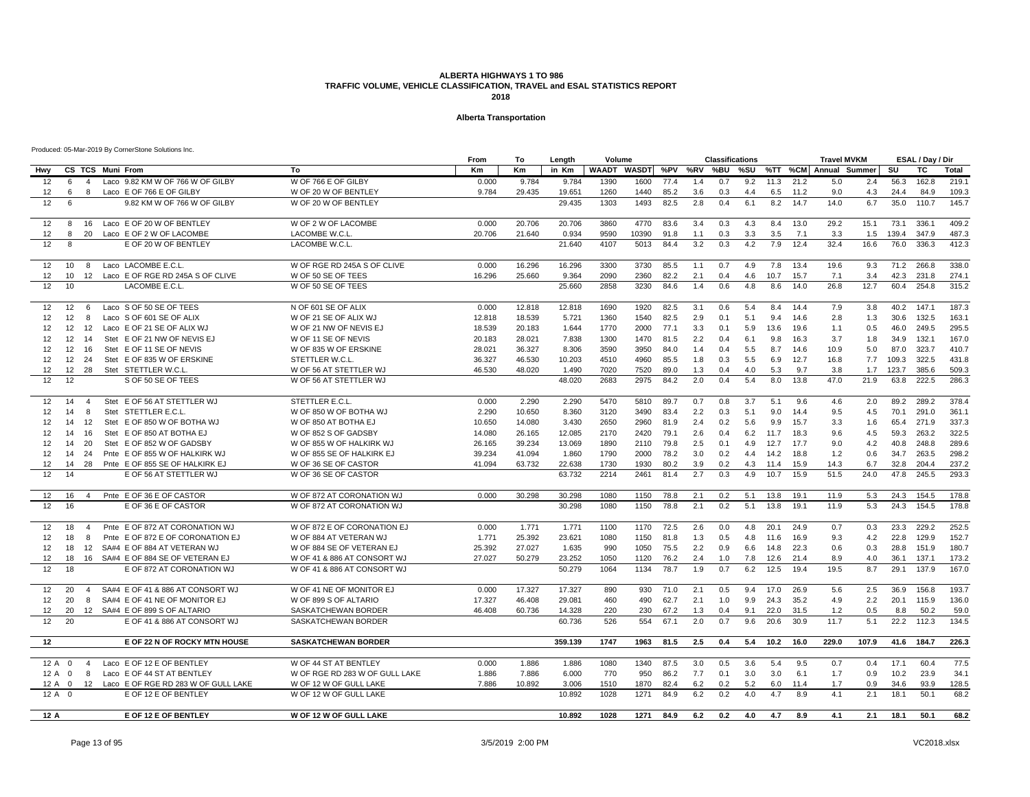# ALBERTA HIGHWAYS 1 TO 986
## TRAFFIC VOLUME, VEHICLE CLASSIFICATION, TRAVEL and ESAL STATISTICS REPORT
## 2018

**Alberta Transportation**

Produced: 05-Mar-2019 By CornerStone Solutions Inc.

| Hwy | CS | TCS | Muni | From | To | From Km | To Km | Length in Km | Volume WAADT | Volume WASDT | %PV | %RV | %BU | %SU | %TT | %CM | Travel MVKM Annual | Travel MVKM Summer | ESAL / Day / Dir SU | ESAL / Day / Dir TC | ESAL / Day / Dir Total |
|---|---|---|---|---|---|---|---|---|---|---|---|---|---|---|---|---|---|---|---|---|---|
| 12 | 6 | 4 | Laco | 9.82 KM W OF 766 W OF GILBY | W OF 766 E OF GILBY | 0.000 | 9.784 | 9.784 | 1390 | 1600 | 77.4 | 1.4 | 0.7 | 9.2 | 11.3 | 21.2 | 5.0 | 2.4 | 56.3 | 162.8 | 219.1 |
| 12 | 6 | 8 | Laco | E OF 766 E OF GILBY | W OF 20 W OF BENTLEY | 9.784 | 29.435 | 19.651 | 1260 | 1440 | 85.2 | 3.6 | 0.3 | 4.4 | 6.5 | 11.2 | 9.0 | 4.3 | 24.4 | 84.9 | 109.3 |
| 12 | 6 | | | 9.82 KM W OF 766 W OF GILBY | W OF 20 W OF BENTLEY | | | 29.435 | 1303 | 1493 | 82.5 | 2.8 | 0.4 | 6.1 | 8.2 | 14.7 | 14.0 | 6.7 | 35.0 | 110.7 | 145.7 |
| 12 | 8 | 16 | Laco | E OF 20 W OF BENTLEY | W OF 2 W OF LACOMBE | 0.000 | 20.706 | 20.706 | 3860 | 4770 | 83.6 | 3.4 | 0.3 | 4.3 | 8.4 | 13.0 | 29.2 | 15.1 | 73.1 | 336.1 | 409.2 |
| 12 | 8 | 20 | Laco | E OF 2 W OF LACOMBE | LACOMBE W.C.L. | 20.706 | 21.640 | 0.934 | 9590 | 10390 | 91.8 | 1.1 | 0.3 | 3.3 | 3.5 | 7.1 | 3.3 | 1.5 | 139.4 | 347.9 | 487.3 |
| 12 | 8 | | | E OF 20 W OF BENTLEY | LACOMBE W.C.L. | | | 21.640 | 4107 | 5013 | 84.4 | 3.2 | 0.3 | 4.2 | 7.9 | 12.4 | 32.4 | 16.6 | 76.0 | 336.3 | 412.3 |
| 12 | 10 | 8 | Laco | LACOMBE E.C.L. | W OF RGE RD 245A S OF CLIVE | 0.000 | 16.296 | 16.296 | 3300 | 3730 | 85.5 | 1.1 | 0.7 | 4.9 | 7.8 | 13.4 | 19.6 | 9.3 | 71.2 | 266.8 | 338.0 |
| 12 | 10 | 12 | Laco | E OF RGE RD 245A S OF CLIVE | W OF 50 SE OF TEES | 16.296 | 25.660 | 9.364 | 2090 | 2360 | 82.2 | 2.1 | 0.4 | 4.6 | 10.7 | 15.7 | 7.1 | 3.4 | 42.3 | 231.8 | 274.1 |
| 12 | 10 | | | LACOMBE E.C.L. | W OF 50 SE OF TEES | | | 25.660 | 2858 | 3230 | 84.6 | 1.4 | 0.6 | 4.8 | 8.6 | 14.0 | 26.8 | 12.7 | 60.4 | 254.8 | 315.2 |
| 12 | 12 | 6 | Laco | S OF 50 SE OF TEES | N OF 601 SE OF ALIX | 0.000 | 12.818 | 12.818 | 1690 | 1920 | 82.5 | 3.1 | 0.6 | 5.4 | 8.4 | 14.4 | 7.9 | 3.8 | 40.2 | 147.1 | 187.3 |
| 12 | 12 | 8 | Laco | S OF 601 SE OF ALIX | W OF 21 SE OF ALIX WJ | 12.818 | 18.539 | 5.721 | 1360 | 1540 | 82.5 | 2.9 | 0.1 | 5.1 | 9.4 | 14.6 | 2.8 | 1.3 | 30.6 | 132.5 | 163.1 |
| 12 | 12 | 12 | Laco | E OF 21 SE OF ALIX WJ | W OF 21 NW OF NEVIS EJ | 18.539 | 20.183 | 1.644 | 1770 | 2000 | 77.1 | 3.3 | 0.1 | 5.9 | 13.6 | 19.6 | 1.1 | 0.5 | 46.0 | 249.5 | 295.5 |
| 12 | 12 | 14 | Stet | E OF 21 NW OF NEVIS EJ | W OF 11 SE OF NEVIS | 20.183 | 28.021 | 7.838 | 1300 | 1470 | 81.5 | 2.2 | 0.4 | 6.1 | 9.8 | 16.3 | 3.7 | 1.8 | 34.9 | 132.1 | 167.0 |
| 12 | 12 | 16 | Stet | E OF 11 SE OF NEVIS | W OF 835 W OF ERSKINE | 28.021 | 36.327 | 8.306 | 3590 | 3950 | 84.0 | 1.4 | 0.4 | 5.5 | 8.7 | 14.6 | 10.9 | 5.0 | 87.0 | 323.7 | 410.7 |
| 12 | 12 | 24 | Stet | E OF 835 W OF ERSKINE | STETTLER W.C.L. | 36.327 | 46.530 | 10.203 | 4510 | 4960 | 85.5 | 1.8 | 0.3 | 5.5 | 6.9 | 12.7 | 16.8 | 7.7 | 109.3 | 322.5 | 431.8 |
| 12 | 12 | 28 | Stet | STETTLER W.C.L. | W OF 56 AT STETTLER WJ | 46.530 | 48.020 | 1.490 | 7020 | 7520 | 89.0 | 1.3 | 0.4 | 4.0 | 5.3 | 9.7 | 3.8 | 1.7 | 123.7 | 385.6 | 509.3 |
| 12 | 12 | | | S OF 50 SE OF TEES | W OF 56 AT STETTLER WJ | | | 48.020 | 2683 | 2975 | 84.2 | 2.0 | 0.4 | 5.4 | 8.0 | 13.8 | 47.0 | 21.9 | 63.8 | 222.5 | 286.3 |
| 12 | 14 | 4 | Stet | E OF 56 AT STETTLER WJ | STETTLER E.C.L. | 0.000 | 2.290 | 2.290 | 5470 | 5810 | 89.7 | 0.7 | 0.8 | 3.7 | 5.1 | 9.6 | 4.6 | 2.0 | 89.2 | 289.2 | 378.4 |
| 12 | 14 | 8 | Stet | STETTLER E.C.L. | W OF 850 W OF BOTHA WJ | 2.290 | 10.650 | 8.360 | 3120 | 3490 | 83.4 | 2.2 | 0.3 | 5.1 | 9.0 | 14.4 | 9.5 | 4.5 | 70.1 | 291.0 | 361.1 |
| 12 | 14 | 12 | Stet | E OF 850 W OF BOTHA WJ | W OF 850 AT BOTHA EJ | 10.650 | 14.080 | 3.430 | 2650 | 2960 | 81.9 | 2.4 | 0.2 | 5.6 | 9.9 | 15.7 | 3.3 | 1.6 | 65.4 | 271.9 | 337.3 |
| 12 | 14 | 16 | Stet | E OF 850 AT BOTHA EJ | W OF 852 S OF GADSBY | 14.080 | 26.165 | 12.085 | 2170 | 2420 | 79.1 | 2.6 | 0.4 | 6.2 | 11.7 | 18.3 | 9.6 | 4.5 | 59.3 | 263.2 | 322.5 |
| 12 | 14 | 20 | Stet | E OF 852 W OF GADSBY | W OF 855 W OF HALKIRK WJ | 26.165 | 39.234 | 13.069 | 1890 | 2110 | 79.8 | 2.5 | 0.1 | 4.9 | 12.7 | 17.7 | 9.0 | 4.2 | 40.8 | 248.8 | 289.6 |
| 12 | 14 | 24 | Pnte | E OF 855 W OF HALKIRK WJ | W OF 855 SE OF HALKIRK EJ | 39.234 | 41.094 | 1.860 | 1790 | 2000 | 78.2 | 3.0 | 0.2 | 4.4 | 14.2 | 18.8 | 1.2 | 0.6 | 34.7 | 263.5 | 298.2 |
| 12 | 14 | 28 | Pnte | E OF 855 SE OF HALKIRK EJ | W OF 36 SE OF CASTOR | 41.094 | 63.732 | 22.638 | 1730 | 1930 | 80.2 | 3.9 | 0.2 | 4.3 | 11.4 | 15.9 | 14.3 | 6.7 | 32.8 | 204.4 | 237.2 |
| 12 | 14 | | | E OF 56 AT STETTLER WJ | W OF 36 SE OF CASTOR | | | 63.732 | 2214 | 2461 | 81.4 | 2.7 | 0.3 | 4.9 | 10.7 | 15.9 | 51.5 | 24.0 | 47.8 | 245.5 | 293.3 |
| 12 | 16 | 4 | Pnte | E OF 36 E OF CASTOR | W OF 872 AT CORONATION WJ | 0.000 | 30.298 | 30.298 | 1080 | 1150 | 78.8 | 2.1 | 0.2 | 5.1 | 13.8 | 19.1 | 11.9 | 5.3 | 24.3 | 154.5 | 178.8 |
| 12 | 16 | | | E OF 36 E OF CASTOR | W OF 872 AT CORONATION WJ | | | 30.298 | 1080 | 1150 | 78.8 | 2.1 | 0.2 | 5.1 | 13.8 | 19.1 | 11.9 | 5.3 | 24.3 | 154.5 | 178.8 |
| 12 | 18 | 4 | Pnte | E OF 872 AT CORONATION WJ | W OF 872 E OF CORONATION EJ | 0.000 | 1.771 | 1.771 | 1100 | 1170 | 72.5 | 2.6 | 0.0 | 4.8 | 20.1 | 24.9 | 0.7 | 0.3 | 23.3 | 229.2 | 252.5 |
| 12 | 18 | 8 | Pnte | E OF 872 E OF CORONATION EJ | W OF 884 AT VETERAN WJ | 1.771 | 25.392 | 23.621 | 1080 | 1150 | 81.8 | 1.3 | 0.5 | 4.8 | 11.6 | 16.9 | 9.3 | 4.2 | 22.8 | 129.9 | 152.7 |
| 12 | 18 | 12 | SA#4 | E OF 884 AT VETERAN WJ | W OF 884 SE OF VETERAN EJ | 25.392 | 27.027 | 1.635 | 990 | 1050 | 75.5 | 2.2 | 0.9 | 6.6 | 14.8 | 22.3 | 0.6 | 0.3 | 28.8 | 151.9 | 180.7 |
| 12 | 18 | 16 | SA#4 | E OF 884 SE OF VETERAN EJ | W OF 41 & 886 AT CONSORT WJ | 27.027 | 50.279 | 23.252 | 1050 | 1120 | 76.2 | 2.4 | 1.0 | 7.8 | 12.6 | 21.4 | 8.9 | 4.0 | 36.1 | 137.1 | 173.2 |
| 12 | 18 | | | E OF 872 AT CORONATION WJ | W OF 41 & 886 AT CONSORT WJ | | | 50.279 | 1064 | 1134 | 78.7 | 1.9 | 0.7 | 6.2 | 12.5 | 19.4 | 19.5 | 8.7 | 29.1 | 137.9 | 167.0 |
| 12 | 20 | 4 | SA#4 | E OF 41 & 886 AT CONSORT WJ | W OF 41 NE OF MONITOR EJ | 0.000 | 17.327 | 17.327 | 890 | 930 | 71.0 | 2.1 | 0.5 | 9.4 | 17.0 | 26.9 | 5.6 | 2.5 | 36.9 | 156.8 | 193.7 |
| 12 | 20 | 8 | SA#4 | E OF 41 NE OF MONITOR EJ | W OF 899 S OF ALTARIO | 17.327 | 46.408 | 29.081 | 460 | 490 | 62.7 | 2.1 | 1.0 | 9.9 | 24.3 | 35.2 | 4.9 | 2.2 | 20.1 | 115.9 | 136.0 |
| 12 | 20 | 12 | SA#4 | E OF 899 S OF ALTARIO | SASKATCHEWAN BORDER | 46.408 | 60.736 | 14.328 | 220 | 230 | 67.2 | 1.3 | 0.4 | 9.1 | 22.0 | 31.5 | 1.2 | 0.5 | 8.8 | 50.2 | 59.0 |
| 12 | 20 | | | E OF 41 & 886 AT CONSORT WJ | SASKATCHEWAN BORDER | | | 60.736 | 526 | 554 | 67.1 | 2.0 | 0.7 | 9.6 | 20.6 | 30.9 | 11.7 | 5.1 | 22.2 | 112.3 | 134.5 |
| **12** | | | | **E OF 22 N OF ROCKY MTN HOUSE** | **SASKATCHEWAN BORDER** | | | **359.139** | **1747** | **1963** | **81.5** | **2.5** | **0.4** | **5.4** | **10.2** | **16.0** | **229.0** | **107.9** | **41.6** | **184.7** | **226.3** |
| 12 A | 0 | 4 | Laco | E OF 12 E OF BENTLEY | W OF 44 ST AT BENTLEY | 0.000 | 1.886 | 1.886 | 1080 | 1340 | 87.5 | 3.0 | 0.5 | 3.6 | 5.4 | 9.5 | 0.7 | 0.4 | 17.1 | 60.4 | 77.5 |
| 12 A | 0 | 8 | Laco | E OF 44 ST AT BENTLEY | W OF RGE RD 283 W OF GULL LAKE | 1.886 | 7.886 | 6.000 | 770 | 950 | 86.2 | 7.7 | 0.1 | 3.0 | 3.0 | 6.1 | 1.7 | 0.9 | 10.2 | 23.9 | 34.1 |
| 12 A | 0 | 12 | Laco | E OF RGE RD 283 W OF GULL LAKE | W OF 12 W OF GULL LAKE | 7.886 | 10.892 | 3.006 | 1510 | 1870 | 82.4 | 6.2 | 0.2 | 5.2 | 6.0 | 11.4 | 1.7 | 0.9 | 34.6 | 93.9 | 128.5 |
| 12 A | 0 | | | E OF 12 E OF BENTLEY | W OF 12 W OF GULL LAKE | | | 10.892 | 1028 | 1271 | 84.9 | 6.2 | 0.2 | 4.0 | 4.7 | 8.9 | 4.1 | 2.1 | 18.1 | 50.1 | 68.2 |
| **12 A** | | | | **E OF 12 E OF BENTLEY** | **W OF 12 W OF GULL LAKE** | | | **10.892** | **1028** | **1271** | **84.9** | **6.2** | **0.2** | **4.0** | **4.7** | **8.9** | **4.1** | **2.1** | **18.1** | **50.1** | **68.2** |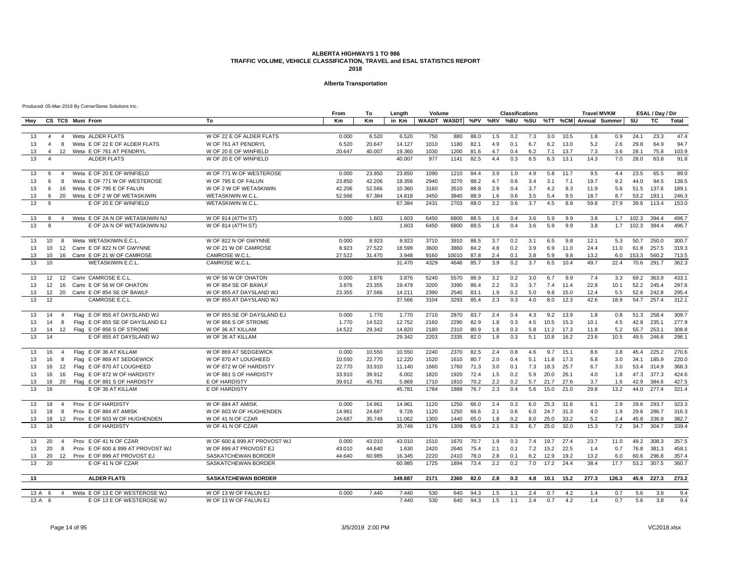# ALBERTA HIGHWAYS 1 TO 986
## TRAFFIC VOLUME, VEHICLE CLASSIFICATION, TRAVEL and ESAL STATISTICS REPORT
## 2018

### Alberta Transportation

Produced: 05-Mar-2019 By CornerStone Solutions Inc.

| Hwy | CS | TCS | Muni | From | To | From Km | To Km | Length in Km | Volume WAADT | Volume WASDT | %PV | %RV | Classifications %BU | %SU | %TT | %CM | Travel MVKM Annual | Travel MVKM Summer | ESAL / Day / Dir SU | ESAL / Day / Dir TC | ESAL / Day / Dir Total |
|---|---|---|---|---|---|---|---|---|---|---|---|---|---|---|---|---|---|---|---|---|---|
| 13 | 4 | 4 | Weta | ALDER FLATS | W OF 22 E OF ALDER FLATS | 0.000 | 6.520 | 6.520 | 750 | 880 | 88.0 | 1.5 | 0.2 | 7.3 | 3.0 | 10.5 | 1.8 | 0.9 | 24.1 | 23.3 | 47.4 |
| 13 | 4 | 8 | Weta | E OF 22 E OF ALDER FLATS | W OF 761 AT PENDRYL | 6.520 | 20.647 | 14.127 | 1010 | 1180 | 82.1 | 4.9 | 0.1 | 6.7 | 6.2 | 13.0 | 5.2 | 2.6 | 29.8 | 64.9 | 94.7 |
| 13 | 4 | 12 | Weta | E OF 761 AT PENDRYL | W OF 20 E OF WINFIELD | 20.647 | 40.007 | 19.360 | 1030 | 1200 | 81.6 | 4.7 | 0.4 | 6.2 | 7.1 | 13.7 | 7.3 | 3.6 | 28.1 | 75.8 | 103.9 |
| 13 | 4 | | | ALDER FLATS | W OF 20 E OF WINFIELD | | | 40.007 | 977 | 1141 | 82.5 | 4.4 | 0.3 | 6.5 | 6.3 | 13.1 | 14.3 | 7.0 | 28.0 | 63.8 | 91.8 |
| 13 | 6 | 4 | Weta | E OF 20 E OF WINFIELD | W OF 771 W OF WESTEROSE | 0.000 | 23.850 | 23.850 | 1090 | 1210 | 84.4 | 3.9 | 1.0 | 4.9 | 5.8 | 11.7 | 9.5 | 4.4 | 23.5 | 65.5 | 89.0 |
| 13 | 6 | 8 | Weta | E OF 771 W OF WESTEROSE | W OF 795 E OF FALUN | 23.850 | 42.206 | 18.356 | 2940 | 3270 | 88.2 | 4.7 | 0.6 | 3.4 | 3.1 | 7.1 | 19.7 | 9.2 | 44.0 | 94.5 | 138.5 |
| 13 | 6 | 16 | Weta | E OF 795 E OF FALUN | W OF 2 W OF WETASKIWIN | 42.206 | 52.566 | 10.360 | 3160 | 3510 | 88.8 | 2.9 | 0.4 | 3.7 | 4.2 | 8.3 | 11.9 | 5.6 | 51.5 | 137.6 | 189.1 |
| 13 | 6 | 20 | Weta | E OF 2 W OF WETASKIWIN | WETASKIWIN W.C.L. | 52.566 | 67.384 | 14.818 | 3450 | 3840 | 88.9 | 1.6 | 0.6 | 3.5 | 5.4 | 9.5 | 18.7 | 8.7 | 53.2 | 193.1 | 246.3 |
| 13 | 6 | | | E OF 20 E OF WINFIELD | WETASKIWIN W.C.L. | | | 67.384 | 2431 | 2703 | 88.0 | 3.2 | 0.6 | 3.7 | 4.5 | 8.8 | 59.8 | 27.9 | 39.6 | 113.4 | 153.0 |
| 13 | 8 | 4 | Weta | E OF 2A N OF WETASKIWIN NJ | W OF 814 (47TH ST) | 0.000 | 1.603 | 1.603 | 6450 | 6800 | 88.5 | 1.6 | 0.4 | 3.6 | 5.9 | 9.9 | 3.8 | 1.7 | 102.3 | 394.4 | 496.7 |
| 13 | 8 | | | E OF 2A N OF WETASKIWIN NJ | W OF 814 (47TH ST) | | | 1.603 | 6450 | 6800 | 88.5 | 1.6 | 0.4 | 3.6 | 5.9 | 9.9 | 3.8 | 1.7 | 102.3 | 394.4 | 496.7 |
| 13 | 10 | 8 | Weta | WETASKIWIN E.C.L. | W OF 822 N OF GWYNNE | 0.000 | 8.923 | 8.923 | 3710 | 3910 | 86.5 | 3.7 | 0.2 | 3.1 | 6.5 | 9.8 | 12.1 | 5.3 | 50.7 | 250.0 | 300.7 |
| 13 | 10 | 12 | Camr | E OF 822 N OF GWYNNE | W OF 21 W OF CAMROSE | 8.923 | 27.522 | 18.599 | 3600 | 3860 | 84.2 | 4.8 | 0.2 | 3.9 | 6.9 | 11.0 | 24.4 | 11.0 | 61.8 | 257.5 | 319.3 |
| 13 | 10 | 16 | Camr | E OF 21 W OF CAMROSE | CAMROSE W.C.L. | 27.522 | 31.470 | 3.948 | 9160 | 10010 | 87.8 | 2.4 | 0.1 | 3.8 | 5.9 | 9.8 | 13.2 | 6.0 | 153.3 | 560.2 | 713.5 |
| 13 | 10 | | | WETASKIWIN E.C.L. | CAMROSE W.C.L. | | | 31.470 | 4329 | 4646 | 85.7 | 3.9 | 0.2 | 3.7 | 6.5 | 10.4 | 49.7 | 22.4 | 70.6 | 291.7 | 362.3 |
| 13 | 12 | 12 | Camr | CAMROSE E.C.L. | W OF 56 W OF OHATON | 0.000 | 3.876 | 3.876 | 5240 | 5570 | 86.9 | 3.2 | 0.2 | 3.0 | 6.7 | 9.9 | 7.4 | 3.3 | 69.2 | 363.9 | 433.1 |
| 13 | 12 | 16 | Camr | E OF 56 W OF OHATON | W OF 854 SE OF BAWLF | 3.876 | 23.355 | 19.479 | 3200 | 3390 | 86.4 | 2.2 | 0.3 | 3.7 | 7.4 | 11.4 | 22.8 | 10.1 | 52.2 | 245.4 | 297.6 |
| 13 | 12 | 20 | Camr | E OF 854 SE OF BAWLF | W OF 855 AT DAYSLAND WJ | 23.355 | 37.566 | 14.211 | 2390 | 2540 | 83.1 | 1.9 | 0.2 | 5.0 | 9.8 | 15.0 | 12.4 | 5.5 | 52.6 | 242.8 | 295.4 |
| 13 | 12 | | | CAMROSE E.C.L. | W OF 855 AT DAYSLAND WJ | | | 37.566 | 3104 | 3293 | 85.4 | 2.3 | 0.3 | 4.0 | 8.0 | 12.3 | 42.6 | 18.9 | 54.7 | 257.4 | 312.1 |
| 13 | 14 | 4 | Flag | E OF 855 AT DAYSLAND WJ | W OF 855 SE OF DAYSLAND EJ | 0.000 | 1.770 | 1.770 | 2710 | 2870 | 83.7 | 2.4 | 0.4 | 4.3 | 9.2 | 13.9 | 1.8 | 0.8 | 51.3 | 258.4 | 309.7 |
| 13 | 14 | 8 | Flag | E OF 855 SE OF DAYSLAND EJ | W OF 856 S OF STROME | 1.770 | 14.522 | 12.752 | 2160 | 2290 | 82.9 | 1.8 | 0.3 | 4.5 | 10.5 | 15.3 | 10.1 | 4.5 | 42.8 | 235.1 | 277.9 |
| 13 | 14 | 12 | Flag | E OF 856 S OF STROME | W OF 36 AT KILLAM | 14.522 | 29.342 | 14.820 | 2180 | 2310 | 80.9 | 1.8 | 0.3 | 5.8 | 11.2 | 17.3 | 11.8 | 5.2 | 55.7 | 253.1 | 308.8 |
| 13 | 14 | | | E OF 855 AT DAYSLAND WJ | W OF 36 AT KILLAM | | | 29.342 | 2203 | 2335 | 82.0 | 1.8 | 0.3 | 5.1 | 10.8 | 16.2 | 23.6 | 10.5 | 49.5 | 246.6 | 296.1 |
| 13 | 16 | 4 | Flag | E OF 36 AT KILLAM | W OF 869 AT SEDGEWICK | 0.000 | 10.550 | 10.550 | 2240 | 2370 | 82.5 | 2.4 | 0.8 | 4.6 | 9.7 | 15.1 | 8.6 | 3.8 | 45.4 | 225.2 | 270.6 |
| 13 | 16 | 8 | Flag | E OF 869 AT SEDGEWICK | W OF 870 AT LOUGHEED | 10.550 | 22.770 | 12.220 | 1520 | 1610 | 80.7 | 2.0 | 0.4 | 5.1 | 11.8 | 17.3 | 6.8 | 3.0 | 34.1 | 185.9 | 220.0 |
| 13 | 16 | 12 | Flag | E OF 870 AT LOUGHEED | W OF 872 W OF HARDISTY | 22.770 | 33.910 | 11.140 | 1660 | 1760 | 71.3 | 3.0 | 0.1 | 7.3 | 18.3 | 25.7 | 6.7 | 3.0 | 53.4 | 314.9 | 368.3 |
| 13 | 16 | 16 | Flag | E OF 872 W OF HARDISTY | W OF 881 S OF HARDISTY | 33.910 | 39.912 | 6.002 | 1820 | 1920 | 72.4 | 1.5 | 0.2 | 5.9 | 20.0 | 26.1 | 4.0 | 1.8 | 47.3 | 377.3 | 424.6 |
| 13 | 16 | 20 | Flag | E OF 881 S OF HARDISTY | E OF HARDISTY | 39.912 | 45.781 | 5.869 | 1710 | 1810 | 70.2 | 2.2 | 0.2 | 5.7 | 21.7 | 27.6 | 3.7 | 1.6 | 42.9 | 384.6 | 427.5 |
| 13 | 16 | | | E OF 36 AT KILLAM | E OF HARDISTY | | | 45.781 | 1784 | 1888 | 76.7 | 2.3 | 0.4 | 5.6 | 15.0 | 21.0 | 29.8 | 13.2 | 44.0 | 277.4 | 321.4 |
| 13 | 18 | 4 | Prov | E OF HARDISTY | W OF 884 AT AMISK | 0.000 | 14.961 | 14.961 | 1120 | 1250 | 66.0 | 2.4 | 0.3 | 6.0 | 25.3 | 31.6 | 6.1 | 2.9 | 29.6 | 293.7 | 323.3 |
| 13 | 18 | 8 | Prov | E OF 884 AT AMISK | W OF 603 W OF HUGHENDEN | 14.961 | 24.687 | 9.726 | 1120 | 1250 | 66.6 | 2.1 | 0.6 | 6.0 | 24.7 | 31.3 | 4.0 | 1.9 | 29.6 | 286.7 | 316.3 |
| 13 | 18 | 12 | Prov | E OF 603 W OF HUGHENDEN | W OF 41 N OF CZAR | 24.687 | 35.749 | 11.062 | 1300 | 1440 | 65.0 | 1.8 | 0.2 | 8.0 | 25.0 | 33.2 | 5.2 | 2.4 | 45.8 | 336.9 | 382.7 |
| 13 | 18 | | | E OF HARDISTY | W OF 41 N OF CZAR | | | 35.749 | 1176 | 1309 | 65.9 | 2.1 | 0.3 | 6.7 | 25.0 | 32.0 | 15.3 | 7.2 | 34.7 | 304.7 | 339.4 |
| 13 | 20 | 4 | Prov | E OF 41 N OF CZAR | W OF 600 & 899 AT PROVOST WJ | 0.000 | 43.010 | 43.010 | 1510 | 1670 | 70.7 | 1.9 | 0.3 | 7.4 | 19.7 | 27.4 | 23.7 | 11.0 | 49.2 | 308.3 | 357.5 |
| 13 | 20 | 8 | Prov | E OF 600 & 899 AT PROVOST WJ | W OF 899 AT PROVOST EJ | 43.010 | 44.640 | 1.630 | 2420 | 2640 | 75.4 | 2.1 | 0.1 | 7.2 | 15.2 | 22.5 | 1.4 | 0.7 | 76.8 | 381.3 | 458.1 |
| 13 | 20 | 12 | Prov | E OF 899 AT PROVOST EJ | SASKATCHEWAN BORDER | 44.640 | 60.985 | 16.345 | 2220 | 2410 | 78.0 | 2.8 | 0.1 | 6.2 | 12.9 | 19.2 | 13.2 | 6.0 | 60.6 | 296.8 | 357.4 |
| 13 | 20 | | | E OF 41 N OF CZAR | SASKATCHEWAN BORDER | | | 60.985 | 1725 | 1894 | 73.4 | 2.2 | 0.2 | 7.0 | 17.2 | 24.4 | 38.4 | 17.7 | 53.2 | 307.5 | 360.7 |
| **13** | | | | **ALDER FLATS** | **SASKATCHEWAN BORDER** | | | **349.887** | **2171** | **2360** | **82.0** | **2.8** | **0.3** | **4.8** | **10.1** | **15.2** | **277.3** | **126.3** | **45.9** | **227.3** | **273.2** |
| 13 A | 6 | 4 | Weta | E OF 13 E OF WESTEROSE WJ | W OF 13 W OF FALUN EJ | 0.000 | 7.440 | 7.440 | 530 | 640 | 94.3 | 1.5 | 1.1 | 2.4 | 0.7 | 4.2 | 1.4 | 0.7 | 5.6 | 3.8 | 9.4 |
| 13 A | 6 | | | E OF 13 E OF WESTEROSE WJ | W OF 13 W OF FALUN EJ | | | 7.440 | 530 | 640 | 94.3 | 1.5 | 1.1 | 2.4 | 0.7 | 4.2 | 1.4 | 0.7 | 5.6 | 3.8 | 9.4 |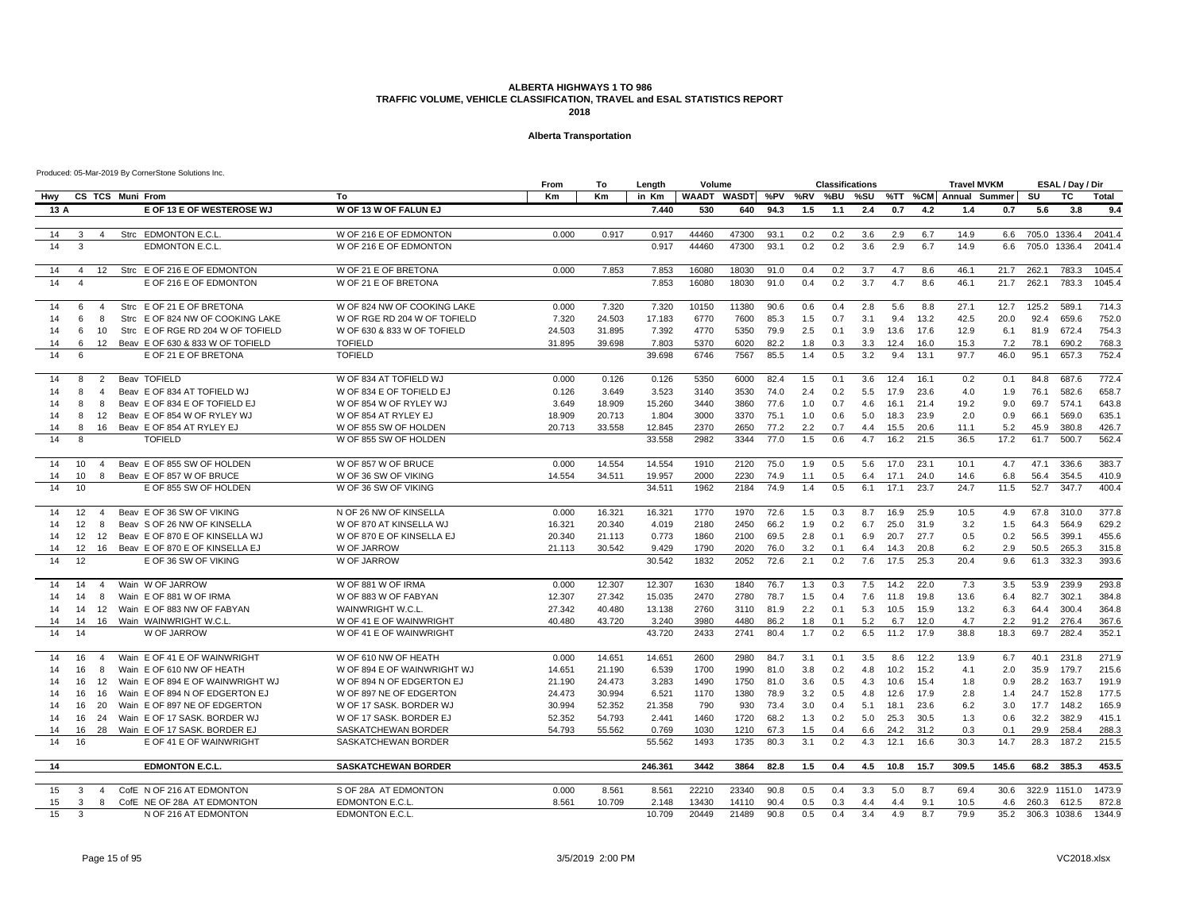# ALBERTA HIGHWAYS 1 TO 986
## TRAFFIC VOLUME, VEHICLE CLASSIFICATION, TRAVEL and ESAL STATISTICS REPORT
## 2018

**Alberta Transportation**

Produced: 05-Mar-2019 By CornerStone Solutions Inc.

| Hwy | CS | TCS | Muni | From | To | From Km | To Km | Length in Km | Volume WAADT | Volume WASDT | %PV | %RV | %BU | %SU | %TT | %CM | Travel MVKM Annual | Travel MVKM Summer | ESAL SU | ESAL TC | ESAL Total |
|---|---|---|---|---|---|---|---|---|---|---|---|---|---|---|---|---|---|---|---|---|---|
| **13 A** | | | | **E OF 13 E OF WESTEROSE WJ** | **W OF 13 W OF FALUN EJ** | | | **7.440** | **530** | **640** | **94.3** | **1.5** | **1.1** | **2.4** | **0.7** | **4.2** | **1.4** | **0.7** | **5.6** | **3.8** | **9.4** |
| 14 | 3 | 4 | Strc | EDMONTON E.C.L. | W OF 216 E OF EDMONTON | 0.000 | 0.917 | 0.917 | 44460 | 47300 | 93.1 | 0.2 | 0.2 | 3.6 | 2.9 | 6.7 | 14.9 | 6.6 | 705.0 | 1336.4 | 2041.4 |
| 14 | 3 | | | EDMONTON E.C.L. | W OF 216 E OF EDMONTON | | | 0.917 | 44460 | 47300 | 93.1 | 0.2 | 0.2 | 3.6 | 2.9 | 6.7 | 14.9 | 6.6 | 705.0 | 1336.4 | 2041.4 |
| 14 | 4 | 12 | Strc | E OF 216 E OF EDMONTON | W OF 21 E OF BRETONA | 0.000 | 7.853 | 7.853 | 16080 | 18030 | 91.0 | 0.4 | 0.2 | 3.7 | 4.7 | 8.6 | 46.1 | 21.7 | 262.1 | 783.3 | 1045.4 |
| 14 | 4 | | | E OF 216 E OF EDMONTON | W OF 21 E OF BRETONA | | | 7.853 | 16080 | 18030 | 91.0 | 0.4 | 0.2 | 3.7 | 4.7 | 8.6 | 46.1 | 21.7 | 262.1 | 783.3 | 1045.4 |
| 14 | 6 | 4 | Strc | E OF 21 E OF BRETONA | W OF 824 NW OF COOKING LAKE | 0.000 | 7.320 | 7.320 | 10150 | 11380 | 90.6 | 0.6 | 0.4 | 2.8 | 5.6 | 8.8 | 27.1 | 12.7 | 125.2 | 589.1 | 714.3 |
| 14 | 6 | 8 | Strc | E OF 824 NW OF COOKING LAKE | W OF RGE RD 204 W OF TOFIELD | 7.320 | 24.503 | 17.183 | 6770 | 7600 | 85.3 | 1.5 | 0.7 | 3.1 | 9.4 | 13.2 | 42.5 | 20.0 | 92.4 | 659.6 | 752.0 |
| 14 | 6 | 10 | Strc | E OF RGE RD 204 W OF TOFIELD | W OF 630 & 833 W OF TOFIELD | 24.503 | 31.895 | 7.392 | 4770 | 5350 | 79.9 | 2.5 | 0.1 | 3.9 | 13.6 | 17.6 | 12.9 | 6.1 | 81.9 | 672.4 | 754.3 |
| 14 | 6 | 12 | Beav | E OF 630 & 833 W OF TOFIELD | TOFIELD | 31.895 | 39.698 | 7.803 | 5370 | 6020 | 82.2 | 1.8 | 0.3 | 3.3 | 12.4 | 16.0 | 15.3 | 7.2 | 78.1 | 690.2 | 768.3 |
| 14 | 6 | | | E OF 21 E OF BRETONA | TOFIELD | | | 39.698 | 6746 | 7567 | 85.5 | 1.4 | 0.5 | 3.2 | 9.4 | 13.1 | 97.7 | 46.0 | 95.1 | 657.3 | 752.4 |
| 14 | 8 | 2 | Beav | TOFIELD | W OF 834 AT TOFIELD WJ | 0.000 | 0.126 | 0.126 | 5350 | 6000 | 82.4 | 1.5 | 0.1 | 3.6 | 12.4 | 16.1 | 0.2 | 0.1 | 84.8 | 687.6 | 772.4 |
| 14 | 8 | 4 | Beav | E OF 834 AT TOFIELD WJ | W OF 834 E OF TOFIELD EJ | 0.126 | 3.649 | 3.523 | 3140 | 3530 | 74.0 | 2.4 | 0.2 | 5.5 | 17.9 | 23.6 | 4.0 | 1.9 | 76.1 | 582.6 | 658.7 |
| 14 | 8 | 8 | Beav | E OF 834 E OF TOFIELD EJ | W OF 854 W OF RYLEY WJ | 3.649 | 18.909 | 15.260 | 3440 | 3860 | 77.6 | 1.0 | 0.7 | 4.6 | 16.1 | 21.4 | 19.2 | 9.0 | 69.7 | 574.1 | 643.8 |
| 14 | 8 | 12 | Beav | E OF 854 W OF RYLEY WJ | W OF 854 AT RYLEY EJ | 18.909 | 20.713 | 1.804 | 3000 | 3370 | 75.1 | 1.0 | 0.6 | 5.0 | 18.3 | 23.9 | 2.0 | 0.9 | 66.1 | 569.0 | 635.1 |
| 14 | 8 | 16 | Beav | E OF 854 AT RYLEY EJ | W OF 855 SW OF HOLDEN | 20.713 | 33.558 | 12.845 | 2370 | 2650 | 77.2 | 2.2 | 0.7 | 4.4 | 15.5 | 20.6 | 11.1 | 5.2 | 45.9 | 380.8 | 426.7 |
| 14 | 8 | | | TOFIELD | W OF 855 SW OF HOLDEN | | | 33.558 | 2982 | 3344 | 77.0 | 1.5 | 0.6 | 4.7 | 16.2 | 21.5 | 36.5 | 17.2 | 61.7 | 500.7 | 562.4 |
| 14 | 10 | 4 | Beav | E OF 855 SW OF HOLDEN | W OF 857 W OF BRUCE | 0.000 | 14.554 | 14.554 | 1910 | 2120 | 75.0 | 1.9 | 0.5 | 5.6 | 17.0 | 23.1 | 10.1 | 4.7 | 47.1 | 336.6 | 383.7 |
| 14 | 10 | 8 | Beav | E OF 857 W OF BRUCE | W OF 36 SW OF VIKING | 14.554 | 34.511 | 19.957 | 2000 | 2230 | 74.9 | 1.1 | 0.5 | 6.4 | 17.1 | 24.0 | 14.6 | 6.8 | 56.4 | 354.5 | 410.9 |
| 14 | 10 | | | E OF 855 SW OF HOLDEN | W OF 36 SW OF VIKING | | | 34.511 | 1962 | 2184 | 74.9 | 1.4 | 0.5 | 6.1 | 17.1 | 23.7 | 24.7 | 11.5 | 52.7 | 347.7 | 400.4 |
| 14 | 12 | 4 | Beav | E OF 36 SW OF VIKING | N OF 26 NW OF KINSELLA | 0.000 | 16.321 | 16.321 | 1770 | 1970 | 72.6 | 1.5 | 0.3 | 8.7 | 16.9 | 25.9 | 10.5 | 4.9 | 67.8 | 310.0 | 377.8 |
| 14 | 12 | 8 | Beav | S OF 26 NW OF KINSELLA | W OF 870 AT KINSELLA WJ | 16.321 | 20.340 | 4.019 | 2180 | 2450 | 66.2 | 1.9 | 0.2 | 6.7 | 25.0 | 31.9 | 3.2 | 1.5 | 64.3 | 564.9 | 629.2 |
| 14 | 12 | 12 | Beav | E OF 870 AT KINSELLA WJ | W OF 870 E OF KINSELLA EJ | 20.340 | 21.113 | 0.773 | 1860 | 2100 | 69.5 | 2.8 | 0.1 | 6.9 | 20.7 | 27.7 | 0.5 | 0.2 | 56.5 | 399.1 | 455.6 |
| 14 | 12 | 16 | Beav | E OF 870 E OF KINSELLA EJ | W OF JARROW | 21.113 | 30.542 | 9.429 | 1790 | 2020 | 76.0 | 3.2 | 0.1 | 6.4 | 14.3 | 20.8 | 6.2 | 2.9 | 50.5 | 265.3 | 315.8 |
| 14 | 12 | | | E OF 36 SW OF VIKING | W OF JARROW | | | 30.542 | 1832 | 2052 | 72.6 | 2.1 | 0.2 | 7.6 | 17.5 | 25.3 | 20.4 | 9.6 | 61.3 | 332.3 | 393.6 |
| 14 | 14 | 4 | Wain | W OF JARROW | W OF 881 W OF IRMA | 0.000 | 12.307 | 12.307 | 1630 | 1840 | 76.7 | 1.3 | 0.3 | 7.5 | 14.2 | 22.0 | 7.3 | 3.5 | 53.9 | 239.9 | 293.8 |
| 14 | 14 | 8 | Wain | E OF 881 W OF IRMA | W OF 883 W OF FABYAN | 12.307 | 27.342 | 15.035 | 2470 | 2780 | 78.7 | 1.5 | 0.4 | 7.6 | 11.8 | 19.8 | 13.6 | 6.4 | 82.7 | 302.1 | 384.8 |
| 14 | 14 | 12 | Wain | E OF 883 NW OF FABYAN | WAINWRIGHT W.C.L. | 27.342 | 40.480 | 13.138 | 2760 | 3110 | 81.9 | 2.2 | 0.1 | 5.3 | 10.5 | 15.9 | 13.2 | 6.3 | 64.4 | 300.4 | 364.8 |
| 14 | 14 | 16 | Wain | WAINWRIGHT W.C.L. | W OF 41 E OF WAINWRIGHT | 40.480 | 43.720 | 3.240 | 3980 | 4480 | 86.2 | 1.8 | 0.1 | 5.2 | 6.7 | 12.0 | 4.7 | 2.2 | 91.2 | 276.4 | 367.6 |
| 14 | 14 | | | W OF JARROW | W OF 41 E OF WAINWRIGHT | | | 43.720 | 2433 | 2741 | 80.4 | 1.7 | 0.2 | 6.5 | 11.2 | 17.9 | 38.8 | 18.3 | 69.7 | 282.4 | 352.1 |
| 14 | 16 | 4 | Wain | E OF 41 E OF WAINWRIGHT | W OF 610 NW OF HEATH | 0.000 | 14.651 | 14.651 | 2600 | 2980 | 84.7 | 3.1 | 0.1 | 3.5 | 8.6 | 12.2 | 13.9 | 6.7 | 40.1 | 231.8 | 271.9 |
| 14 | 16 | 8 | Wain | E OF 610 NW OF HEATH | W OF 894 E OF WAINWRIGHT WJ | 14.651 | 21.190 | 6.539 | 1700 | 1990 | 81.0 | 3.8 | 0.2 | 4.8 | 10.2 | 15.2 | 4.1 | 2.0 | 35.9 | 179.7 | 215.6 |
| 14 | 16 | 12 | Wain | E OF 894 E OF WAINWRIGHT WJ | W OF 894 N OF EDGERTON EJ | 21.190 | 24.473 | 3.283 | 1490 | 1750 | 81.0 | 3.6 | 0.5 | 4.3 | 10.6 | 15.4 | 1.8 | 0.9 | 28.2 | 163.7 | 191.9 |
| 14 | 16 | 16 | Wain | E OF 894 N OF EDGERTON EJ | W OF 897 NE OF EDGERTON | 24.473 | 30.994 | 6.521 | 1170 | 1380 | 78.9 | 3.2 | 0.5 | 4.8 | 12.6 | 17.9 | 2.8 | 1.4 | 24.7 | 152.8 | 177.5 |
| 14 | 16 | 20 | Wain | E OF 897 NE OF EDGERTON | W OF 17 SASK. BORDER WJ | 30.994 | 52.352 | 21.358 | 790 | 930 | 73.4 | 3.0 | 0.4 | 5.1 | 18.1 | 23.6 | 6.2 | 3.0 | 17.7 | 148.2 | 165.9 |
| 14 | 16 | 24 | Wain | E OF 17 SASK. BORDER WJ | W OF 17 SASK. BORDER EJ | 52.352 | 54.793 | 2.441 | 1460 | 1720 | 68.2 | 1.3 | 0.2 | 5.0 | 25.3 | 30.5 | 1.3 | 0.6 | 32.2 | 382.9 | 415.1 |
| 14 | 16 | 28 | Wain | E OF 17 SASK. BORDER EJ | SASKATCHEWAN BORDER | 54.793 | 55.562 | 0.769 | 1030 | 1210 | 67.3 | 1.5 | 0.4 | 6.6 | 24.2 | 31.2 | 0.3 | 0.1 | 29.9 | 258.4 | 288.3 |
| 14 | 16 | | | E OF 41 E OF WAINWRIGHT | SASKATCHEWAN BORDER | | | 55.562 | 1493 | 1735 | 80.3 | 3.1 | 0.2 | 4.3 | 12.1 | 16.6 | 30.3 | 14.7 | 28.3 | 187.2 | 215.5 |
| **14** | | | | **EDMONTON E.C.L.** | **SASKATCHEWAN BORDER** | | | **246.361** | **3442** | **3864** | **82.8** | **1.5** | **0.4** | **4.5** | **10.8** | **15.7** | **309.5** | **145.6** | **68.2** | **385.3** | **453.5** |
| 15 | 3 | 4 | CofE | N OF 216 AT EDMONTON | S OF 28A AT EDMONTON | 0.000 | 8.561 | 8.561 | 22210 | 23340 | 90.8 | 0.5 | 0.4 | 3.3 | 5.0 | 8.7 | 69.4 | 30.6 | 322.9 | 1151.0 | 1473.9 |
| 15 | 3 | 8 | CofE | NE OF 28A AT EDMONTON | EDMONTON E.C.L. | 8.561 | 10.709 | 2.148 | 13430 | 14110 | 90.4 | 0.5 | 0.3 | 4.4 | 4.4 | 9.1 | 10.5 | 4.6 | 260.3 | 612.5 | 872.8 |
| 15 | 3 | | | N OF 216 AT EDMONTON | EDMONTON E.C.L. | | | 10.709 | 20449 | 21489 | 90.8 | 0.5 | 0.4 | 3.4 | 4.9 | 8.7 | 79.9 | 35.2 | 306.3 | 1038.6 | 1344.9 |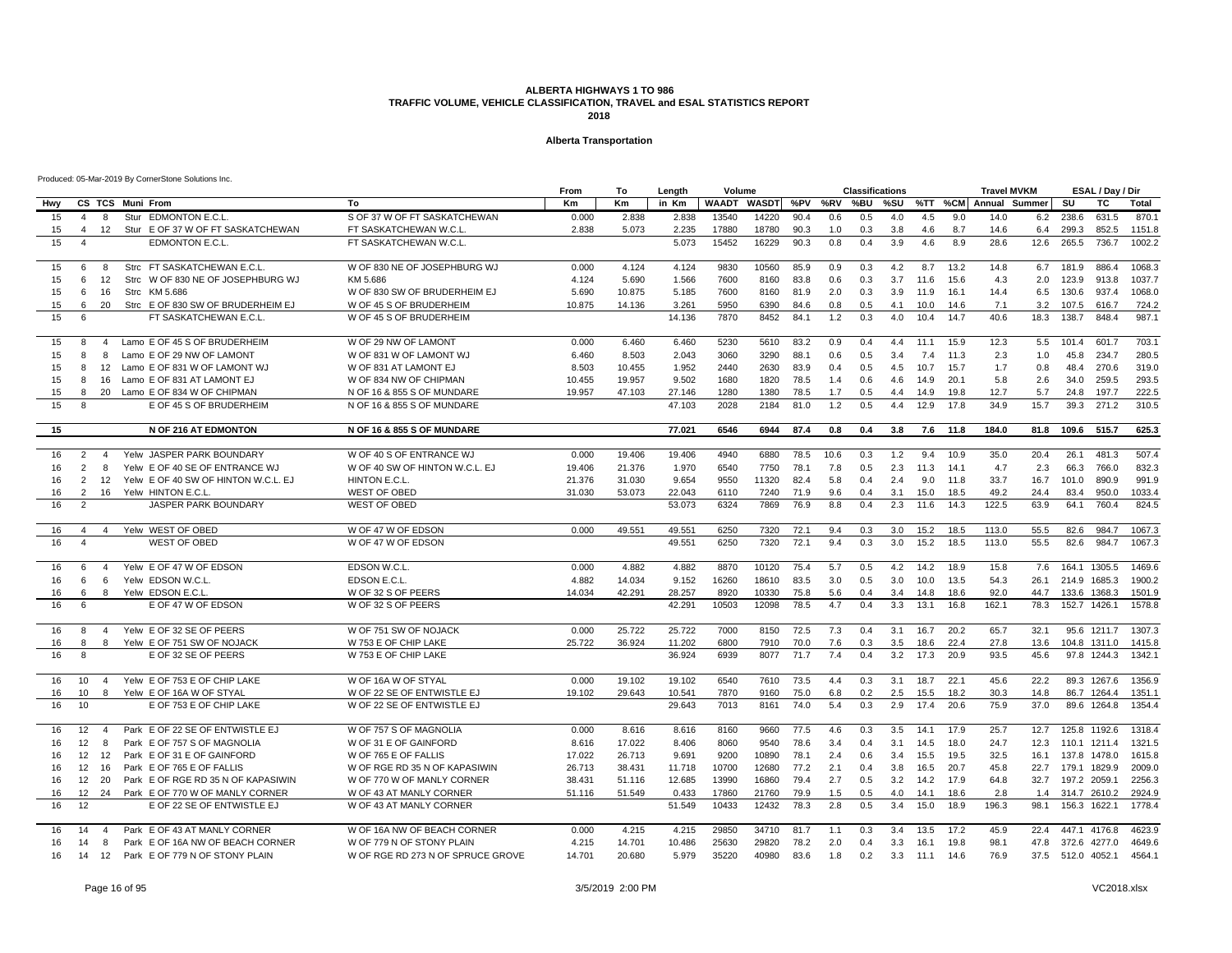# ALBERTA HIGHWAYS 1 TO 986
## TRAFFIC VOLUME, VEHICLE CLASSIFICATION, TRAVEL and ESAL STATISTICS REPORT
## 2018

**Alberta Transportation**

Produced: 05-Mar-2019 By CornerStone Solutions Inc.

| Hwy | CS | TCS | Muni | From | To | From Km | To Km | Length in Km | Volume WAADT | Volume WASDT | %PV | %RV | %BU | %SU | %TT | %CM | Travel MVKM Annual | Travel MVKM Summer | ESAL / Day / Dir SU | ESAL / Day / Dir TC | ESAL / Day / Dir Total |
|---|---|---|---|---|---|---|---|---|---|---|---|---|---|---|---|---|---|---|---|---|---|
| 15 | 4 | 8 | Stur | EDMONTON E.C.L. | S OF 37 W OF FT SASKATCHEWAN | 0.000 | 2.838 | 2.838 | 13540 | 14220 | 90.4 | 0.6 | 0.5 | 4.0 | 4.5 | 9.0 | 14.0 | 6.2 | 238.6 | 631.5 | 870.1 |
| 15 | 4 | 12 | Stur | E OF 37 W OF FT SASKATCHEWAN | FT SASKATCHEWAN W.C.L. | 2.838 | 5.073 | 2.235 | 17880 | 18780 | 90.3 | 1.0 | 0.3 | 3.8 | 4.6 | 8.7 | 14.6 | 6.4 | 299.3 | 852.5 | 1151.8 |
| 15 | 4 | | | EDMONTON E.C.L. | FT SASKATCHEWAN W.C.L. | | | 5.073 | 15452 | 16229 | 90.3 | 0.8 | 0.4 | 3.9 | 4.6 | 8.9 | 28.6 | 12.6 | 265.5 | 736.7 | 1002.2 |
| 15 | 6 | 8 | Strc | FT SASKATCHEWAN E.C.L. | W OF 830 NE OF JOSEPHBURG WJ | 0.000 | 4.124 | 4.124 | 9830 | 10560 | 85.9 | 0.9 | 0.3 | 4.2 | 8.7 | 13.2 | 14.8 | 6.7 | 181.9 | 886.4 | 1068.3 |
| 15 | 6 | 12 | Strc | W OF 830 NE OF JOSEPHBURG WJ | KM 5.686 | 4.124 | 5.690 | 1.566 | 7600 | 8160 | 83.8 | 0.6 | 0.3 | 3.7 | 11.6 | 15.6 | 4.3 | 2.0 | 123.9 | 913.8 | 1037.7 |
| 15 | 6 | 16 | Strc | KM 5.686 | W OF 830 SW OF BRUDERHEIM EJ | 5.690 | 10.875 | 5.185 | 7600 | 8160 | 81.9 | 2.0 | 0.3 | 3.9 | 11.9 | 16.1 | 14.4 | 6.5 | 130.6 | 937.4 | 1068.0 |
| 15 | 6 | 20 | Strc | E OF 830 SW OF BRUDERHEIM EJ | W OF 45 S OF BRUDERHEIM | 10.875 | 14.136 | 3.261 | 5950 | 6390 | 84.6 | 0.8 | 0.5 | 4.1 | 10.0 | 14.6 | 7.1 | 3.2 | 107.5 | 616.7 | 724.2 |
| 15 | 6 | | | FT SASKATCHEWAN E.C.L. | W OF 45 S OF BRUDERHEIM | | | 14.136 | 7870 | 8452 | 84.1 | 1.2 | 0.3 | 4.0 | 10.4 | 14.7 | 40.6 | 18.3 | 138.7 | 848.4 | 987.1 |
| 15 | 8 | 4 | Lamo | E OF 45 S OF BRUDERHEIM | W OF 29 NW OF LAMONT | 0.000 | 6.460 | 6.460 | 5230 | 5610 | 83.2 | 0.9 | 0.4 | 4.4 | 11.1 | 15.9 | 12.3 | 5.5 | 101.4 | 601.7 | 703.1 |
| 15 | 8 | 8 | Lamo | E OF 29 NW OF LAMONT | W OF 831 W OF LAMONT WJ | 6.460 | 8.503 | 2.043 | 3060 | 3290 | 88.1 | 0.6 | 0.5 | 3.4 | 7.4 | 11.3 | 2.3 | 1.0 | 45.8 | 234.7 | 280.5 |
| 15 | 8 | 12 | Lamo | E OF 831 W OF LAMONT WJ | W OF 831 AT LAMONT EJ | 8.503 | 10.455 | 1.952 | 2440 | 2630 | 83.9 | 0.4 | 0.5 | 4.5 | 10.7 | 15.7 | 1.7 | 0.8 | 48.4 | 270.6 | 319.0 |
| 15 | 8 | 16 | Lamo | E OF 831 AT LAMONT EJ | W OF 834 NW OF CHIPMAN | 10.455 | 19.957 | 9.502 | 1680 | 1820 | 78.5 | 1.4 | 0.6 | 4.6 | 14.9 | 20.1 | 5.8 | 2.6 | 34.0 | 259.5 | 293.5 |
| 15 | 8 | 20 | Lamo | E OF 834 W OF CHIPMAN | N OF 16 & 855 S OF MUNDARE | 19.957 | 47.103 | 27.146 | 1280 | 1380 | 78.5 | 1.7 | 0.5 | 4.4 | 14.9 | 19.8 | 12.7 | 5.7 | 24.8 | 197.7 | 222.5 |
| 15 | 8 | | | E OF 45 S OF BRUDERHEIM | N OF 16 & 855 S OF MUNDARE | | | 47.103 | 2028 | 2184 | 81.0 | 1.2 | 0.5 | 4.4 | 12.9 | 17.8 | 34.9 | 15.7 | 39.3 | 271.2 | 310.5 |
| **15** | | | | **N OF 216 AT EDMONTON** | **N OF 16 & 855 S OF MUNDARE** | | | **77.021** | **6546** | **6944** | **87.4** | **0.8** | **0.4** | **3.8** | **7.6** | **11.8** | **184.0** | **81.8** | **109.6** | **515.7** | **625.3** |
| 16 | 2 | 4 | Yelw | JASPER PARK BOUNDARY | W OF 40 S OF ENTRANCE WJ | 0.000 | 19.406 | 19.406 | 4940 | 6880 | 78.5 | 10.6 | 0.3 | 1.2 | 9.4 | 10.9 | 35.0 | 20.4 | 26.1 | 481.3 | 507.4 |
| 16 | 2 | 8 | Yelw | E OF 40 SE OF ENTRANCE WJ | W OF 40 SW OF HINTON W.C.L. EJ | 19.406 | 21.376 | 1.970 | 6540 | 7750 | 78.1 | 7.8 | 0.5 | 2.3 | 11.3 | 14.1 | 4.7 | 2.3 | 66.3 | 766.0 | 832.3 |
| 16 | 2 | 12 | Yelw | E OF 40 SW OF HINTON W.C.L. EJ | HINTON E.C.L. | 21.376 | 31.030 | 9.654 | 9550 | 11320 | 82.4 | 5.8 | 0.4 | 2.4 | 9.0 | 11.8 | 33.7 | 16.7 | 101.0 | 890.9 | 991.9 |
| 16 | 2 | 16 | Yelw | HINTON E.C.L. | WEST OF OBED | 31.030 | 53.073 | 22.043 | 6110 | 7240 | 71.9 | 9.6 | 0.4 | 3.1 | 15.0 | 18.5 | 49.2 | 24.4 | 83.4 | 950.0 | 1033.4 |
| 16 | 2 | | | JASPER PARK BOUNDARY | WEST OF OBED | | | 53.073 | 6324 | 7869 | 76.9 | 8.8 | 0.4 | 2.3 | 11.6 | 14.3 | 122.5 | 63.9 | 64.1 | 760.4 | 824.5 |
| 16 | 4 | 4 | Yelw | WEST OF OBED | W OF 47 W OF EDSON | 0.000 | 49.551 | 49.551 | 6250 | 7320 | 72.1 | 9.4 | 0.3 | 3.0 | 15.2 | 18.5 | 113.0 | 55.5 | 82.6 | 984.7 | 1067.3 |
| 16 | 4 | | | WEST OF OBED | W OF 47 W OF EDSON | | | 49.551 | 6250 | 7320 | 72.1 | 9.4 | 0.3 | 3.0 | 15.2 | 18.5 | 113.0 | 55.5 | 82.6 | 984.7 | 1067.3 |
| 16 | 6 | 4 | Yelw | E OF 47 W OF EDSON | EDSON W.C.L. | 0.000 | 4.882 | 4.882 | 8870 | 10120 | 75.4 | 5.7 | 0.5 | 4.2 | 14.2 | 18.9 | 15.8 | 7.6 | 164.1 | 1305.5 | 1469.6 |
| 16 | 6 | 6 | Yelw | EDSON W.C.L. | EDSON E.C.L. | 4.882 | 14.034 | 9.152 | 16260 | 18610 | 83.5 | 3.0 | 0.5 | 3.0 | 10.0 | 13.5 | 54.3 | 26.1 | 214.9 | 1685.3 | 1900.2 |
| 16 | 6 | 8 | Yelw | EDSON E.C.L. | W OF 32 S OF PEERS | 14.034 | 42.291 | 28.257 | 8920 | 10330 | 75.8 | 5.6 | 0.4 | 3.4 | 14.8 | 18.6 | 92.0 | 44.7 | 133.6 | 1368.3 | 1501.9 |
| 16 | 6 | | | E OF 47 W OF EDSON | W OF 32 S OF PEERS | | | 42.291 | 10503 | 12098 | 78.5 | 4.7 | 0.4 | 3.3 | 13.1 | 16.8 | 162.1 | 78.3 | 152.7 | 1426.1 | 1578.8 |
| 16 | 8 | 4 | Yelw | E OF 32 SE OF PEERS | W OF 751 SW OF NOJACK | 0.000 | 25.722 | 25.722 | 7000 | 8150 | 72.5 | 7.3 | 0.4 | 3.1 | 16.7 | 20.2 | 65.7 | 32.1 | 95.6 | 1211.7 | 1307.3 |
| 16 | 8 | 8 | Yelw | E OF 751 SW OF NOJACK | W 753 E OF CHIP LAKE | 25.722 | 36.924 | 11.202 | 6800 | 7910 | 70.0 | 7.6 | 0.3 | 3.5 | 18.6 | 22.4 | 27.8 | 13.6 | 104.8 | 1311.0 | 1415.8 |
| 16 | 8 | | | E OF 32 SE OF PEERS | W 753 E OF CHIP LAKE | | | 36.924 | 6939 | 8077 | 71.7 | 7.4 | 0.4 | 3.2 | 17.3 | 20.9 | 93.5 | 45.6 | 97.8 | 1244.3 | 1342.1 |
| 16 | 10 | 4 | Yelw | E OF 753 E OF CHIP LAKE | W OF 16A W OF STYAL | 0.000 | 19.102 | 19.102 | 6540 | 7610 | 73.5 | 4.4 | 0.3 | 3.1 | 18.7 | 22.1 | 45.6 | 22.2 | 89.3 | 1267.6 | 1356.9 |
| 16 | 10 | 8 | Yelw | E OF 16A W OF STYAL | W OF 22 SE OF ENTWISTLE EJ | 19.102 | 29.643 | 10.541 | 7870 | 9160 | 75.0 | 6.8 | 0.2 | 2.5 | 15.5 | 18.2 | 30.3 | 14.8 | 86.7 | 1264.4 | 1351.1 |
| 16 | 10 | | | E OF 753 E OF CHIP LAKE | W OF 22 SE OF ENTWISTLE EJ | | | 29.643 | 7013 | 8161 | 74.0 | 5.4 | 0.3 | 2.9 | 17.4 | 20.6 | 75.9 | 37.0 | 89.6 | 1264.8 | 1354.4 |
| 16 | 12 | 4 | Park | E OF 22 SE OF ENTWISTLE EJ | W OF 757 S OF MAGNOLIA | 0.000 | 8.616 | 8.616 | 8160 | 9660 | 77.5 | 4.6 | 0.3 | 3.5 | 14.1 | 17.9 | 25.7 | 12.7 | 125.8 | 1192.6 | 1318.4 |
| 16 | 12 | 8 | Park | E OF 757 S OF MAGNOLIA | W OF 31 E OF GAINFORD | 8.616 | 17.022 | 8.406 | 8060 | 9540 | 78.6 | 3.4 | 0.4 | 3.1 | 14.5 | 18.0 | 24.7 | 12.3 | 110.1 | 1211.4 | 1321.5 |
| 16 | 12 | 12 | Park | E OF 31 E OF GAINFORD | W OF 765 E OF FALLIS | 17.022 | 26.713 | 9.691 | 9200 | 10890 | 78.1 | 2.4 | 0.6 | 3.4 | 15.5 | 19.5 | 32.5 | 16.1 | 137.8 | 1478.0 | 1615.8 |
| 16 | 12 | 16 | Park | E OF 765 E OF FALLIS | W OF RGE RD 35 N OF KAPASIWIN | 26.713 | 38.431 | 11.718 | 10700 | 12680 | 77.2 | 2.1 | 0.4 | 3.8 | 16.5 | 20.7 | 45.8 | 22.7 | 179.1 | 1829.9 | 2009.0 |
| 16 | 12 | 20 | Park | E OF RGE RD 35 N OF KAPASIWIN | W OF 770 W OF MANLY CORNER | 38.431 | 51.116 | 12.685 | 13990 | 16860 | 79.4 | 2.7 | 0.5 | 3.2 | 14.2 | 17.9 | 64.8 | 32.7 | 197.2 | 2059.1 | 2256.3 |
| 16 | 12 | 24 | Park | E OF 770 W OF MANLY CORNER | W OF 43 AT MANLY CORNER | 51.116 | 51.549 | 0.433 | 17860 | 21760 | 79.9 | 1.5 | 0.5 | 4.0 | 14.1 | 18.6 | 2.8 | 1.4 | 314.7 | 2610.2 | 2924.9 |
| 16 | 12 | | | E OF 22 SE OF ENTWISTLE EJ | W OF 43 AT MANLY CORNER | | | 51.549 | 10433 | 12432 | 78.3 | 2.8 | 0.5 | 3.4 | 15.0 | 18.9 | 196.3 | 98.1 | 156.3 | 1622.1 | 1778.4 |
| 16 | 14 | 4 | Park | E OF 43 AT MANLY CORNER | W OF 16A NW OF BEACH CORNER | 0.000 | 4.215 | 4.215 | 29850 | 34710 | 81.7 | 1.1 | 0.3 | 3.4 | 13.5 | 17.2 | 45.9 | 22.4 | 447.1 | 4176.8 | 4623.9 |
| 16 | 14 | 8 | Park | E OF 16A NW OF BEACH CORNER | W OF 779 N OF STONY PLAIN | 4.215 | 14.701 | 10.486 | 25630 | 29820 | 78.2 | 2.0 | 0.4 | 3.3 | 16.1 | 19.8 | 98.1 | 47.8 | 372.6 | 4277.0 | 4649.6 |
| 16 | 14 | 12 | Park | E OF 779 N OF STONY PLAIN | W OF RGE RD 273 N OF SPRUCE GROVE | 14.701 | 20.680 | 5.979 | 35220 | 40980 | 83.6 | 1.8 | 0.2 | 3.3 | 11.1 | 14.6 | 76.9 | 37.5 | 512.0 | 4052.1 | 4564.1 |

3/5/2019 2:00 PM

VC2018.xlsx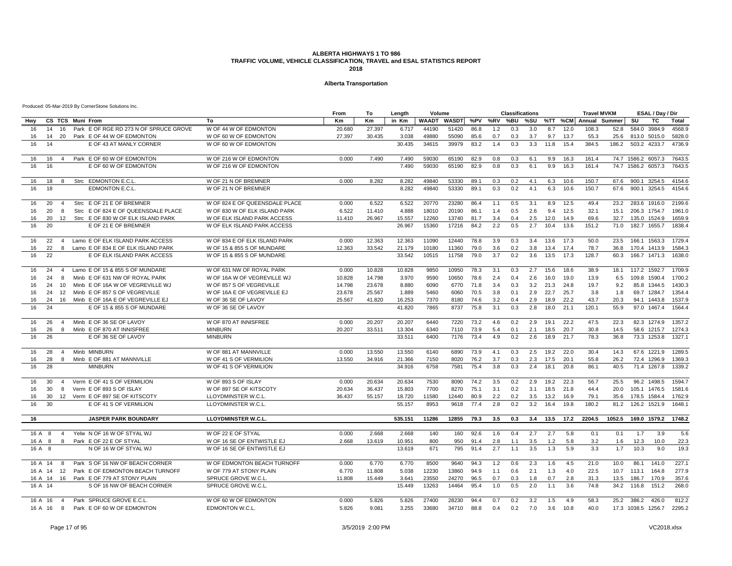# ALBERTA HIGHWAYS 1 TO 986
## TRAFFIC VOLUME, VEHICLE CLASSIFICATION, TRAVEL and ESAL STATISTICS REPORT
## 2018

### Alberta Transportation

Produced: 05-Mar-2019 By CornerStone Solutions Inc.

| Hwy | CS | TCS | Muni | From | To | From Km | To Km | Length in Km | Volume WAADT | Volume WASDT | %PV | %RV | %BU | %SU | %TT | %CM | Travel MVKM Annual | Travel MVKM Summer | ESAL / Day / Dir SU | ESAL / Day / Dir TC | ESAL / Day / Dir Total |
|---|---|---|---|---|---|---|---|---|---|---|---|---|---|---|---|---|---|---|---|---|---|
| 16 | 14 | 16 | Park | E OF RGE RD 273 N OF SPRUCE GROVE | W OF 44 W OF EDMONTON | 20.680 | 27.397 | 6.717 | 44190 | 51420 | 86.8 | 1.2 | 0.3 | 3.0 | 8.7 | 12.0 | 108.3 | 52.8 | 584.0 | 3984.9 | 4568.9 |
| 16 | 14 | 20 | Park | E OF 44 W OF EDMONTON | W OF 60 W OF EDMONTON | 27.397 | 30.435 | 3.038 | 49880 | 55090 | 85.6 | 0.7 | 0.3 | 3.7 | 9.7 | 13.7 | 55.3 | 25.6 | 813.0 | 5015.0 | 5828.0 |
| 16 | 14 | | | E OF 43 AT MANLY CORNER | W OF 60 W OF EDMONTON | | | 30.435 | 34615 | 39979 | 83.2 | 1.4 | 0.3 | 3.3 | 11.8 | 15.4 | 384.5 | 186.2 | 503.2 | 4233.7 | 4736.9 |
| 16 | 16 | 4 | Park | E OF 60 W OF EDMONTON | W OF 216 W OF EDMONTON | 0.000 | 7.490 | 7.490 | 59030 | 65190 | 82.9 | 0.8 | 0.3 | 6.1 | 9.9 | 16.3 | 161.4 | 74.7 | 1586.2 | 6057.3 | 7643.5 |
| 16 | 16 | | | E OF 60 W OF EDMONTON | W OF 216 W OF EDMONTON | | | 7.490 | 59030 | 65190 | 82.9 | 0.8 | 0.3 | 6.1 | 9.9 | 16.3 | 161.4 | 74.7 | 1586.2 | 6057.3 | 7643.5 |
| 16 | 18 | 8 | Strc | EDMONTON E.C.L. | W OF 21 N OF BREMNER | 0.000 | 8.282 | 8.282 | 49840 | 53330 | 89.1 | 0.3 | 0.2 | 4.1 | 6.3 | 10.6 | 150.7 | 67.6 | 900.1 | 3254.5 | 4154.6 |
| 16 | 18 | | | EDMONTON E.C.L. | W OF 21 N OF BREMNER | | | 8.282 | 49840 | 53330 | 89.1 | 0.3 | 0.2 | 4.1 | 6.3 | 10.6 | 150.7 | 67.6 | 900.1 | 3254.5 | 4154.6 |
| 16 | 20 | 4 | Strc | E OF 21 E OF BREMNER | W OF 824 E OF QUEENSDALE PLACE | 0.000 | 6.522 | 6.522 | 20770 | 23280 | 86.4 | 1.1 | 0.5 | 3.1 | 8.9 | 12.5 | 49.4 | 23.2 | 283.6 | 1916.0 | 2199.6 |
| 16 | 20 | 8 | Strc | E OF 824 E OF QUEENSDALE PLACE | W OF 830 W OF ELK ISLAND PARK | 6.522 | 11.410 | 4.888 | 18010 | 20190 | 86.1 | 1.4 | 0.5 | 2.6 | 9.4 | 12.5 | 32.1 | 15.1 | 206.3 | 1754.7 | 1961.0 |
| 16 | 20 | 12 | Strc | E OF 830 W OF ELK ISLAND PARK | W OF ELK ISLAND PARK ACCESS | 11.410 | 26.967 | 15.557 | 12260 | 13740 | 81.7 | 3.4 | 0.4 | 2.5 | 12.0 | 14.9 | 69.6 | 32.7 | 135.0 | 1524.9 | 1659.9 |
| 16 | 20 | | | E OF 21 E OF BREMNER | W OF ELK ISLAND PARK ACCESS | | | 26.967 | 15360 | 17216 | 84.2 | 2.2 | 0.5 | 2.7 | 10.4 | 13.6 | 151.2 | 71.0 | 182.7 | 1655.7 | 1838.4 |
| 16 | 22 | 4 | Lamo | E OF ELK ISLAND PARK ACCESS | W OF 834 E OF ELK ISLAND PARK | 0.000 | 12.363 | 12.363 | 11090 | 12440 | 78.8 | 3.9 | 0.3 | 3.4 | 13.6 | 17.3 | 50.0 | 23.5 | 166.1 | 1563.3 | 1729.4 |
| 16 | 22 | 8 | Lamo | E OF 834 E OF ELK ISLAND PARK | W OF 15 & 855 S OF MUNDARE | 12.363 | 33.542 | 21.179 | 10180 | 11360 | 79.0 | 3.6 | 0.2 | 3.8 | 13.4 | 17.4 | 78.7 | 36.8 | 170.4 | 1413.9 | 1584.3 |
| 16 | 22 | | | E OF ELK ISLAND PARK ACCESS | W OF 15 & 855 S OF MUNDARE | | | 33.542 | 10515 | 11758 | 79.0 | 3.7 | 0.2 | 3.6 | 13.5 | 17.3 | 128.7 | 60.3 | 166.7 | 1471.3 | 1638.0 |
| 16 | 24 | 4 | Lamo | E OF 15 & 855 S OF MUNDARE | W OF 631 NW OF ROYAL PARK | 0.000 | 10.828 | 10.828 | 9850 | 10950 | 78.3 | 3.1 | 0.3 | 2.7 | 15.6 | 18.6 | 38.9 | 18.1 | 117.2 | 1592.7 | 1709.9 |
| 16 | 24 | 8 | Minb | E OF 631 NW OF ROYAL PARK | W OF 16A W OF VEGREVILLE WJ | 10.828 | 14.798 | 3.970 | 9590 | 10650 | 78.6 | 2.4 | 0.4 | 2.6 | 16.0 | 19.0 | 13.9 | 6.5 | 109.8 | 1590.4 | 1700.2 |
| 16 | 24 | 10 | Minb | E OF 16A W OF VEGREVILLE WJ | W OF 857 S OF VEGREVILLE | 14.798 | 23.678 | 8.880 | 6090 | 6770 | 71.8 | 3.4 | 0.3 | 3.2 | 21.3 | 24.8 | 19.7 | 9.2 | 85.8 | 1344.5 | 1430.3 |
| 16 | 24 | 12 | Minb | E OF 857 S OF VEGREVILLE | W OF 16A E OF VEGREVILLE EJ | 23.678 | 25.567 | 1.889 | 5460 | 6060 | 70.5 | 3.8 | 0.1 | 2.9 | 22.7 | 25.7 | 3.8 | 1.8 | 69.7 | 1284.7 | 1354.4 |
| 16 | 24 | 16 | Minb | E OF 16A E OF VEGREVILLE EJ | W OF 36 SE OF LAVOY | 25.567 | 41.820 | 16.253 | 7370 | 8180 | 74.6 | 3.2 | 0.4 | 2.9 | 18.9 | 22.2 | 43.7 | 20.3 | 94.1 | 1443.8 | 1537.9 |
| 16 | 24 | | | E OF 15 & 855 S OF MUNDARE | W OF 36 SE OF LAVOY | | | 41.820 | 7865 | 8737 | 75.8 | 3.1 | 0.3 | 2.8 | 18.0 | 21.1 | 120.1 | 55.9 | 97.0 | 1467.4 | 1564.4 |
| 16 | 26 | 4 | Minb | E OF 36 SE OF LAVOY | W OF 870 AT INNISFREE | 0.000 | 20.207 | 20.207 | 6440 | 7220 | 73.2 | 4.6 | 0.2 | 2.9 | 19.1 | 22.2 | 47.5 | 22.3 | 82.3 | 1274.9 | 1357.2 |
| 16 | 26 | 8 | Minb | E OF 870 AT INNISFREE | MINBURN | 20.207 | 33.511 | 13.304 | 6340 | 7110 | 73.9 | 5.4 | 0.1 | 2.1 | 18.5 | 20.7 | 30.8 | 14.5 | 58.6 | 1215.7 | 1274.3 |
| 16 | 26 | | | E OF 36 SE OF LAVOY | MINBURN | | | 33.511 | 6400 | 7176 | 73.4 | 4.9 | 0.2 | 2.6 | 18.9 | 21.7 | 78.3 | 36.8 | 73.3 | 1253.8 | 1327.1 |
| 16 | 28 | 4 | Minb | MINBURN | W OF 881 AT MANNVILLE | 0.000 | 13.550 | 13.550 | 6140 | 6890 | 73.9 | 4.1 | 0.3 | 2.5 | 19.2 | 22.0 | 30.4 | 14.3 | 67.6 | 1221.9 | 1289.5 |
| 16 | 28 | 8 | Minb | E OF 881 AT MANNVILLE | W OF 41 S OF VERMILION | 13.550 | 34.916 | 21.366 | 7150 | 8020 | 76.2 | 3.7 | 0.3 | 2.3 | 17.5 | 20.1 | 55.8 | 26.2 | 72.4 | 1296.9 | 1369.3 |
| 16 | 28 | | | MINBURN | W OF 41 S OF VERMILION | | | 34.916 | 6758 | 7581 | 75.4 | 3.8 | 0.3 | 2.4 | 18.1 | 20.8 | 86.1 | 40.5 | 71.4 | 1267.8 | 1339.2 |
| 16 | 30 | 4 | Verm | E OF 41 S OF VERMILION | W OF 893 S OF ISLAY | 0.000 | 20.634 | 20.634 | 7530 | 8090 | 74.2 | 3.5 | 0.2 | 2.9 | 19.2 | 22.3 | 56.7 | 25.5 | 96.2 | 1498.5 | 1594.7 |
| 16 | 30 | 8 | Verm | E OF 893 S OF ISLAY | W OF 897 SE OF KITSCOTY | 20.634 | 36.437 | 15.803 | 7700 | 8270 | 75.1 | 3.1 | 0.2 | 3.1 | 18.5 | 21.8 | 44.4 | 20.0 | 105.1 | 1476.5 | 1581.6 |
| 16 | 30 | 12 | Verm | E OF 897 SE OF KITSCOTY | LLOYDMINSTER W.C.L. | 36.437 | 55.157 | 18.720 | 11580 | 12440 | 80.9 | 2.2 | 0.2 | 3.5 | 13.2 | 16.9 | 79.1 | 35.6 | 178.5 | 1584.4 | 1762.9 |
| 16 | 30 | | | E OF 41 S OF VERMILION | LLOYDMINSTER W.C.L. | | | 55.157 | 8953 | 9618 | 77.4 | 2.8 | 0.2 | 3.2 | 16.4 | 19.8 | 180.2 | 81.2 | 126.2 | 1521.9 | 1648.1 |
| **16** | | | | **JASPER PARK BOUNDARY** | **LLOYDMINSTER W.C.L.** | | | **535.151** | **11286** | **12855** | **79.3** | **3.5** | **0.3** | **3.4** | **13.5** | **17.2** | **2204.5** | **1052.5** | **169.0** | **1579.2** | **1748.2** |
| 16 A | 8 | 4 | Yelw | N OF 16 W OF STYAL WJ | W OF 22 E OF STYAL | 0.000 | 2.668 | 2.668 | 140 | 160 | 92.6 | 1.6 | 0.4 | 2.7 | 2.7 | 5.8 | 0.1 | 0.1 | 1.7 | 3.9 | 5.6 |
| 16 A | 8 | 8 | Park | E OF 22 E OF STYAL | W OF 16 SE OF ENTWISTLE EJ | 2.668 | 13.619 | 10.951 | 800 | 950 | 91.4 | 2.8 | 1.1 | 3.5 | 1.2 | 5.8 | 3.2 | 1.6 | 12.3 | 10.0 | 22.3 |
| 16 A | 8 | | | N OF 16 W OF STYAL WJ | W OF 16 SE OF ENTWISTLE EJ | | | 13.619 | 671 | 795 | 91.4 | 2.7 | 1.1 | 3.5 | 1.3 | 5.9 | 3.3 | 1.7 | 10.3 | 9.0 | 19.3 |
| 16 A | 14 | 8 | Park | S OF 16 NW OF BEACH CORNER | W OF EDMONTON BEACH TURNOFF | 0.000 | 6.770 | 6.770 | 8500 | 9640 | 94.3 | 1.2 | 0.6 | 2.3 | 1.6 | 4.5 | 21.0 | 10.0 | 86.1 | 141.0 | 227.1 |
| 16 A | 14 | 12 | Park | E OF EDMONTON BEACH TURNOFF | W OF 779 AT STONY PLAIN | 6.770 | 11.808 | 5.038 | 12230 | 13860 | 94.9 | 1.1 | 0.6 | 2.1 | 1.3 | 4.0 | 22.5 | 10.7 | 113.1 | 164.8 | 277.9 |
| 16 A | 14 | 16 | Park | E OF 779 AT STONY PLAIN | SPRUCE GROVE W.C.L. | 11.808 | 15.449 | 3.641 | 23550 | 24270 | 96.5 | 0.7 | 0.3 | 1.8 | 0.7 | 2.8 | 31.3 | 13.5 | 186.7 | 170.9 | 357.6 |
| 16 A | 14 | | | S OF 16 NW OF BEACH CORNER | SPRUCE GROVE W.C.L. | | | 15.449 | 13263 | 14464 | 95.4 | 1.0 | 0.5 | 2.0 | 1.1 | 3.6 | 74.8 | 34.2 | 116.8 | 151.2 | 268.0 |
| 16 A | 16 | 4 | Park | SPRUCE GROVE E.C.L. | W OF 60 W OF EDMONTON | 0.000 | 5.826 | 5.826 | 27400 | 28230 | 94.4 | 0.7 | 0.2 | 3.2 | 1.5 | 4.9 | 58.3 | 25.2 | 386.2 | 426.0 | 812.2 |
| 16 A | 16 | 8 | Park | E OF 60 W OF EDMONTON | EDMONTON W.C.L. | 5.826 | 9.081 | 3.255 | 33680 | 34710 | 88.8 | 0.4 | 0.2 | 7.0 | 3.6 | 10.8 | 40.0 | 17.3 | 1038.5 | 1256.7 | 2295.2 |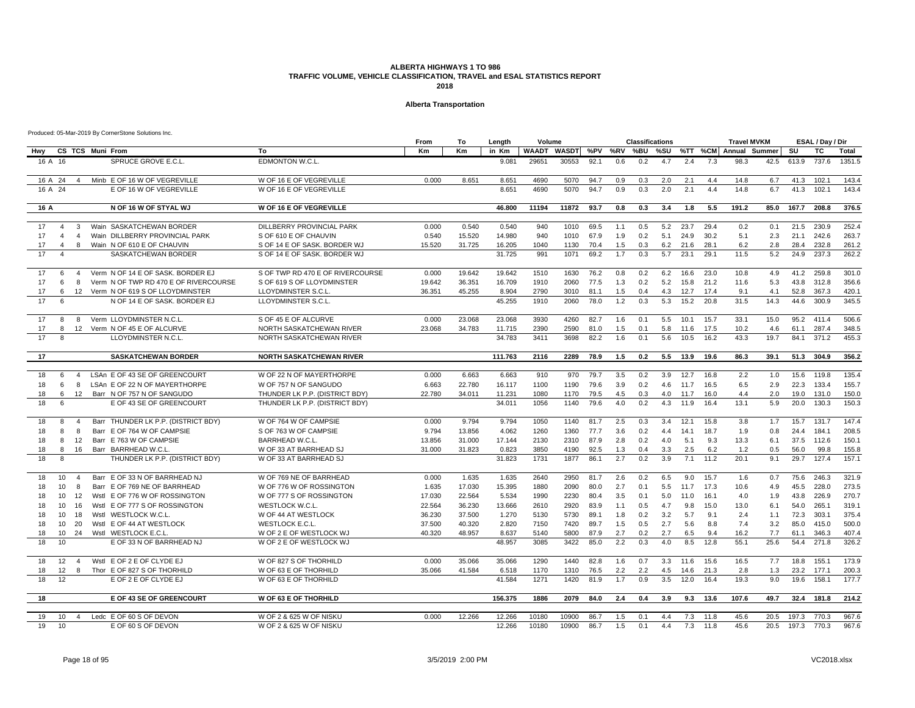# ALBERTA HIGHWAYS 1 TO 986
## TRAFFIC VOLUME, VEHICLE CLASSIFICATION, TRAVEL and ESAL STATISTICS REPORT
## 2018

**Alberta Transportation**

Produced: 05-Mar-2019 By CornerStone Solutions Inc.

| Hwy | CS | TCS | Muni | From | To | From Km | To Km | Length in Km | Volume WAADT | Volume WASDT | %PV | %RV | %BU | %SU | %TT | %CM | Travel MVKM Annual | Travel MVKM Summer | ESAL SU | ESAL TC | ESAL Total |
|---|---|---|---|---|---|---|---|---|---|---|---|---|---|---|---|---|---|---|---|---|---|
| 16 A | 16 | | | SPRUCE GROVE E.C.L. | EDMONTON W.C.L. | | | 9.081 | 29651 | 30553 | 92.1 | 0.6 | 0.2 | 4.7 | 2.4 | 7.3 | 98.3 | 42.5 | 613.9 | 737.6 | 1351.5 |
| 16 A | 24 | 4 | Minb | E OF 16 W OF VEGREVILLE | W OF 16 E OF VEGREVILLE | 0.000 | 8.651 | 8.651 | 4690 | 5070 | 94.7 | 0.9 | 0.3 | 2.0 | 2.1 | 4.4 | 14.8 | 6.7 | 41.3 | 102.1 | 143.4 |
| 16 A | 24 | | | E OF 16 W OF VEGREVILLE | W OF 16 E OF VEGREVILLE | | | 8.651 | 4690 | 5070 | 94.7 | 0.9 | 0.3 | 2.0 | 2.1 | 4.4 | 14.8 | 6.7 | 41.3 | 102.1 | 143.4 |
| **16 A** | | | | **N OF 16 W OF STYAL WJ** | **W OF 16 E OF VEGREVILLE** | | | **46.800** | **11194** | **11872** | **93.7** | **0.8** | **0.3** | **3.4** | **1.8** | **5.5** | **191.2** | **85.0** | **167.7** | **208.8** | **376.5** |
| 17 | 4 | 3 | Wain | SASKATCHEWAN BORDER | DILLBERRY PROVINCIAL PARK | 0.000 | 0.540 | 0.540 | 940 | 1010 | 69.5 | 1.1 | 0.5 | 5.2 | 23.7 | 29.4 | 0.2 | 0.1 | 21.5 | 230.9 | 252.4 |
| 17 | 4 | 4 | Wain | DILLBERRY PROVINCIAL PARK | S OF 610 E OF CHAUVIN | 0.540 | 15.520 | 14.980 | 940 | 1010 | 67.9 | 1.9 | 0.2 | 5.1 | 24.9 | 30.2 | 5.1 | 2.3 | 21.1 | 242.6 | 263.7 |
| 17 | 4 | 8 | Wain | N OF 610 E OF CHAUVIN | S OF 14 E OF SASK. BORDER WJ | 15.520 | 31.725 | 16.205 | 1040 | 1130 | 70.4 | 1.5 | 0.3 | 6.2 | 21.6 | 28.1 | 6.2 | 2.8 | 28.4 | 232.8 | 261.2 |
| 17 | 4 | | | SASKATCHEWAN BORDER | S OF 14 E OF SASK. BORDER WJ | | | 31.725 | 991 | 1071 | 69.2 | 1.7 | 0.3 | 5.7 | 23.1 | 29.1 | 11.5 | 5.2 | 24.9 | 237.3 | 262.2 |
| 17 | 6 | 4 | Verm | N OF 14 E OF SASK. BORDER EJ | S OF TWP RD 470 E OF RIVERCOURSE | 0.000 | 19.642 | 19.642 | 1510 | 1630 | 76.2 | 0.8 | 0.2 | 6.2 | 16.6 | 23.0 | 10.8 | 4.9 | 41.2 | 259.8 | 301.0 |
| 17 | 6 | 8 | Verm | N OF TWP RD 470 E OF RIVERCOURSE | S OF 619 S OF LLOYDMINSTER | 19.642 | 36.351 | 16.709 | 1910 | 2060 | 77.5 | 1.3 | 0.2 | 5.2 | 15.8 | 21.2 | 11.6 | 5.3 | 43.8 | 312.8 | 356.6 |
| 17 | 6 | 12 | Verm | N OF 619 S OF LLOYDMINSTER | LLOYDMINSTER S.C.L. | 36.351 | 45.255 | 8.904 | 2790 | 3010 | 81.1 | 1.5 | 0.4 | 4.3 | 12.7 | 17.4 | 9.1 | 4.1 | 52.8 | 367.3 | 420.1 |
| 17 | 6 | | | N OF 14 E OF SASK. BORDER EJ | LLOYDMINSTER S.C.L. | | | 45.255 | 1910 | 2060 | 78.0 | 1.2 | 0.3 | 5.3 | 15.2 | 20.8 | 31.5 | 14.3 | 44.6 | 300.9 | 345.5 |
| 17 | 8 | 8 | Verm | LLOYDMINSTER N.C.L. | S OF 45 E OF ALCURVE | 0.000 | 23.068 | 23.068 | 3930 | 4260 | 82.7 | 1.6 | 0.1 | 5.5 | 10.1 | 15.7 | 33.1 | 15.0 | 95.2 | 411.4 | 506.6 |
| 17 | 8 | 12 | Verm | N OF 45 E OF ALCURVE | NORTH SASKATCHEWAN RIVER | 23.068 | 34.783 | 11.715 | 2390 | 2590 | 81.0 | 1.5 | 0.1 | 5.8 | 11.6 | 17.5 | 10.2 | 4.6 | 61.1 | 287.4 | 348.5 |
| 17 | 8 | | | LLOYDMINSTER N.C.L. | NORTH SASKATCHEWAN RIVER | | | 34.783 | 3411 | 3698 | 82.2 | 1.6 | 0.1 | 5.6 | 10.5 | 16.2 | 43.3 | 19.7 | 84.1 | 371.2 | 455.3 |
| **17** | | | | **SASKATCHEWAN BORDER** | **NORTH SASKATCHEWAN RIVER** | | | **111.763** | **2116** | **2289** | **78.9** | **1.5** | **0.2** | **5.5** | **13.9** | **19.6** | **86.3** | **39.1** | **51.3** | **304.9** | **356.2** |
| 18 | 6 | 4 | LSAn | E OF 43 SE OF GREENCOURT | W OF 22 N OF MAYERTHORPE | 0.000 | 6.663 | 6.663 | 910 | 970 | 79.7 | 3.5 | 0.2 | 3.9 | 12.7 | 16.8 | 2.2 | 1.0 | 15.6 | 119.8 | 135.4 |
| 18 | 6 | 8 | LSAn | E OF 22 N OF MAYERTHORPE | W OF 757 N OF SANGUDO | 6.663 | 22.780 | 16.117 | 1100 | 1190 | 79.6 | 3.9 | 0.2 | 4.6 | 11.7 | 16.5 | 6.5 | 2.9 | 22.3 | 133.4 | 155.7 |
| 18 | 6 | 12 | Barr | N OF 757 N OF SANGUDO | THUNDER LK P.P. (DISTRICT BDY) | 22.780 | 34.011 | 11.231 | 1080 | 1170 | 79.5 | 4.5 | 0.3 | 4.0 | 11.7 | 16.0 | 4.4 | 2.0 | 19.0 | 131.0 | 150.0 |
| 18 | 6 | | | E OF 43 SE OF GREENCOURT | THUNDER LK P.P. (DISTRICT BDY) | | | 34.011 | 1056 | 1140 | 79.6 | 4.0 | 0.2 | 4.3 | 11.9 | 16.4 | 13.1 | 5.9 | 20.0 | 130.3 | 150.3 |
| 18 | 8 | 4 | Barr | THUNDER LK P.P. (DISTRICT BDY) | W OF 764 W OF CAMPSIE | 0.000 | 9.794 | 9.794 | 1050 | 1140 | 81.7 | 2.5 | 0.3 | 3.4 | 12.1 | 15.8 | 3.8 | 1.7 | 15.7 | 131.7 | 147.4 |
| 18 | 8 | 8 | Barr | E OF 764 W OF CAMPSIE | S OF 763 W OF CAMPSIE | 9.794 | 13.856 | 4.062 | 1260 | 1360 | 77.7 | 3.6 | 0.2 | 4.4 | 14.1 | 18.7 | 1.9 | 0.8 | 24.4 | 184.1 | 208.5 |
| 18 | 8 | 12 | Barr | E 763 W OF CAMPSIE | BARRHEAD W.C.L. | 13.856 | 31.000 | 17.144 | 2130 | 2310 | 87.9 | 2.8 | 0.2 | 4.0 | 5.1 | 9.3 | 13.3 | 6.1 | 37.5 | 112.6 | 150.1 |
| 18 | 8 | 16 | Barr | BARRHEAD W.C.L. | W OF 33 AT BARRHEAD SJ | 31.000 | 31.823 | 0.823 | 3850 | 4190 | 92.5 | 1.3 | 0.4 | 3.3 | 2.5 | 6.2 | 1.2 | 0.5 | 56.0 | 99.8 | 155.8 |
| 18 | 8 | | | THUNDER LK P.P. (DISTRICT BDY) | W OF 33 AT BARRHEAD SJ | | | 31.823 | 1731 | 1877 | 86.1 | 2.7 | 0.2 | 3.9 | 7.1 | 11.2 | 20.1 | 9.1 | 29.7 | 127.4 | 157.1 |
| 18 | 10 | 4 | Barr | E OF 33 N OF BARRHEAD NJ | W OF 769 NE OF BARRHEAD | 0.000 | 1.635 | 1.635 | 2640 | 2950 | 81.7 | 2.6 | 0.2 | 6.5 | 9.0 | 15.7 | 1.6 | 0.7 | 75.6 | 246.3 | 321.9 |
| 18 | 10 | 8 | Barr | E OF 769 NE OF BARRHEAD | W OF 776 W OF ROSSINGTON | 1.635 | 17.030 | 15.395 | 1880 | 2090 | 80.0 | 2.7 | 0.1 | 5.5 | 11.7 | 17.3 | 10.6 | 4.9 | 45.5 | 228.0 | 273.5 |
| 18 | 10 | 12 | Wstl | E OF 776 W OF ROSSINGTON | W OF 777 S OF ROSSINGTON | 17.030 | 22.564 | 5.534 | 1990 | 2230 | 80.4 | 3.5 | 0.1 | 5.0 | 11.0 | 16.1 | 4.0 | 1.9 | 43.8 | 226.9 | 270.7 |
| 18 | 10 | 16 | Wstl | E OF 777 S OF ROSSINGTON | WESTLOCK W.C.L. | 22.564 | 36.230 | 13.666 | 2610 | 2920 | 83.9 | 1.1 | 0.5 | 4.7 | 9.8 | 15.0 | 13.0 | 6.1 | 54.0 | 265.1 | 319.1 |
| 18 | 10 | 18 | Wstl | WESTLOCK W.C.L. | W OF 44 AT WESTLOCK | 36.230 | 37.500 | 1.270 | 5130 | 5730 | 89.1 | 1.8 | 0.2 | 3.2 | 5.7 | 9.1 | 2.4 | 1.1 | 72.3 | 303.1 | 375.4 |
| 18 | 10 | 20 | Wstl | E OF 44 AT WESTLOCK | WESTLOCK E.C.L. | 37.500 | 40.320 | 2.820 | 7150 | 7420 | 89.7 | 1.5 | 0.5 | 2.7 | 5.6 | 8.8 | 7.4 | 3.2 | 85.0 | 415.0 | 500.0 |
| 18 | 10 | 24 | Wstl | WESTLOCK E.C.L. | W OF 2 E OF WESTLOCK WJ | 40.320 | 48.957 | 8.637 | 5140 | 5800 | 87.9 | 2.7 | 0.2 | 2.7 | 6.5 | 9.4 | 16.2 | 7.7 | 61.1 | 346.3 | 407.4 |
| 18 | 10 | | | E OF 33 N OF BARRHEAD NJ | W OF 2 E OF WESTLOCK WJ | | | 48.957 | 3085 | 3422 | 85.0 | 2.2 | 0.3 | 4.0 | 8.5 | 12.8 | 55.1 | 25.6 | 54.4 | 271.8 | 326.2 |
| 18 | 12 | 4 | Wstl | E OF 2 E OF CLYDE EJ | W OF 827 S OF THORHILD | 0.000 | 35.066 | 35.066 | 1290 | 1440 | 82.8 | 1.6 | 0.7 | 3.3 | 11.6 | 15.6 | 16.5 | 7.7 | 18.8 | 155.1 | 173.9 |
| 18 | 12 | 8 | Thor | E OF 827 S OF THORHILD | W OF 63 E OF THORHILD | 35.066 | 41.584 | 6.518 | 1170 | 1310 | 76.5 | 2.2 | 2.2 | 4.5 | 14.6 | 21.3 | 2.8 | 1.3 | 23.2 | 177.1 | 200.3 |
| 18 | 12 | | | E OF 2 E OF CLYDE EJ | W OF 63 E OF THORHILD | | | 41.584 | 1271 | 1420 | 81.9 | 1.7 | 0.9 | 3.5 | 12.0 | 16.4 | 19.3 | 9.0 | 19.6 | 158.1 | 177.7 |
| **18** | | | | **E OF 43 SE OF GREENCOURT** | **W OF 63 E OF THORHILD** | | | **156.375** | **1886** | **2079** | **84.0** | **2.4** | **0.4** | **3.9** | **9.3** | **13.6** | **107.6** | **49.7** | **32.4** | **181.8** | **214.2** |
| 19 | 10 | 4 | Ledc | E OF 60 S OF DEVON | W OF 2 & 625 W OF NISKU | 0.000 | 12.266 | 12.266 | 10180 | 10900 | 86.7 | 1.5 | 0.1 | 4.4 | 7.3 | 11.8 | 45.6 | 20.5 | 197.3 | 770.3 | 967.6 |
| 19 | 10 | | | E OF 60 S OF DEVON | W OF 2 & 625 W OF NISKU | | | 12.266 | 10180 | 10900 | 86.7 | 1.5 | 0.1 | 4.4 | 7.3 | 11.8 | 45.6 | 20.5 | 197.3 | 770.3 | 967.6 |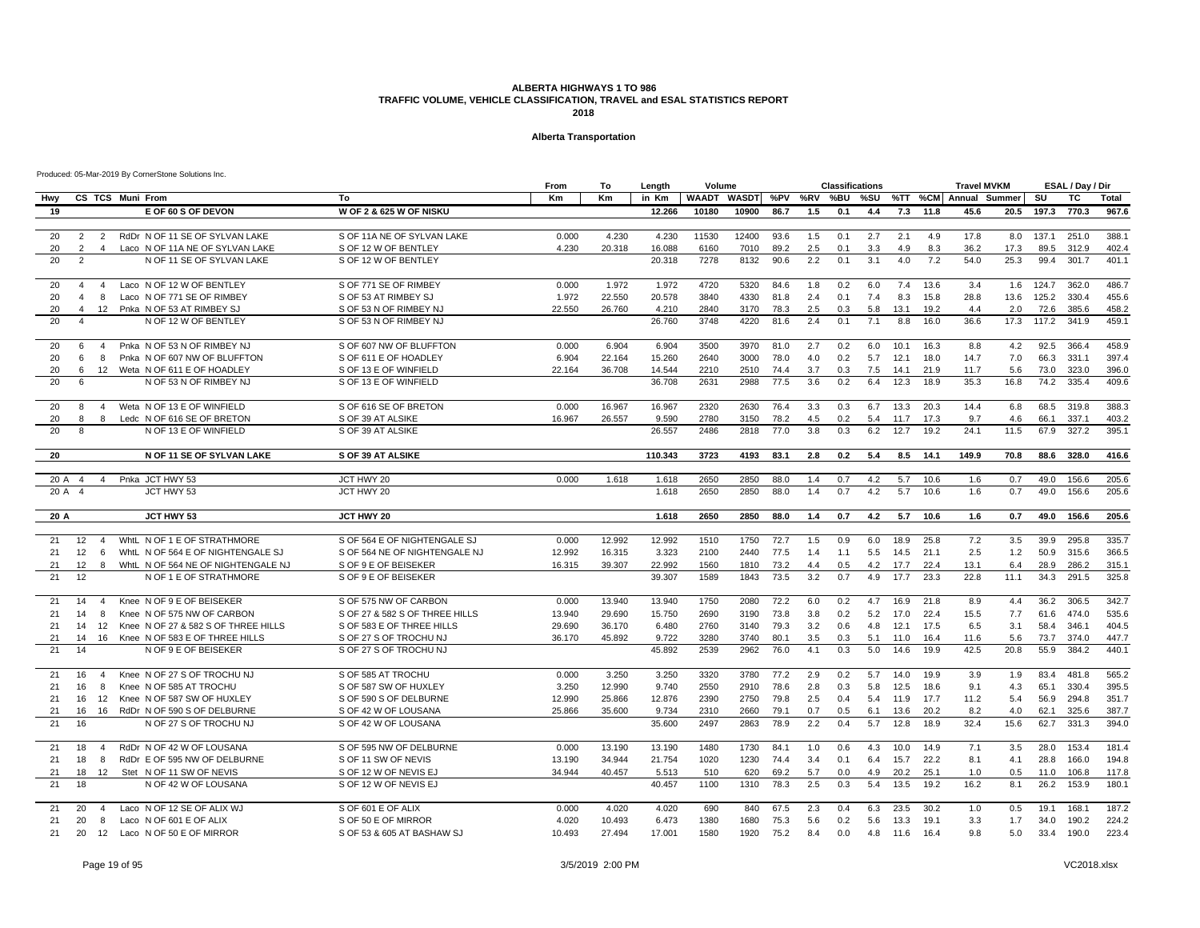# ALBERTA HIGHWAYS 1 TO 986
## TRAFFIC VOLUME, VEHICLE CLASSIFICATION, TRAVEL and ESAL STATISTICS REPORT
## 2018

**Alberta Transportation**

Produced: 05-Mar-2019 By CornerStone Solutions Inc.

| Hwy | CS | TCS | Muni | From | To | From Km | To Km | Length in Km | Volume WAADT | Volume WASDT | %PV | %RV | %BU | %SU | %TT | %CM | Travel MVKM Annual | Travel MVKM Summer | ESAL / Day / Dir SU | ESAL / Day / Dir TC | ESAL / Day / Dir Total |
|---|---|---|---|---|---|---|---|---|---|---|---|---|---|---|---|---|---|---|---|---|---|
| **19** | | | | **E OF 60 S OF DEVON** | **W OF 2 & 625 W OF NISKU** | | | **12.266** | **10180** | **10900** | **86.7** | **1.5** | **0.1** | **4.4** | **7.3** | **11.8** | **45.6** | **20.5** | **197.3** | **770.3** | **967.6** |
| 20 | 2 | 2 | RdDr | N OF 11 SE OF SYLVAN LAKE | S OF 11A NE OF SYLVAN LAKE | 0.000 | 4.230 | 4.230 | 11530 | 12400 | 93.6 | 1.5 | 0.1 | 2.7 | 2.1 | 4.9 | 17.8 | 8.0 | 137.1 | 251.0 | 388.1 |
| 20 | 2 | 4 | Laco | N OF 11A NE OF SYLVAN LAKE | S OF 12 W OF BENTLEY | 4.230 | 20.318 | 16.088 | 6160 | 7010 | 89.2 | 2.5 | 0.1 | 3.3 | 4.9 | 8.3 | 36.2 | 17.3 | 89.5 | 312.9 | 402.4 |
| 20 | 2 | | | N OF 11 SE OF SYLVAN LAKE | S OF 12 W OF BENTLEY | | | 20.318 | 7278 | 8132 | 90.6 | 2.2 | 0.1 | 3.1 | 4.0 | 7.2 | 54.0 | 25.3 | 99.4 | 301.7 | 401.1 |
| 20 | 4 | 4 | Laco | N OF 12 W OF BENTLEY | S OF 771 SE OF RIMBEY | 0.000 | 1.972 | 1.972 | 4720 | 5320 | 84.6 | 1.8 | 0.2 | 6.0 | 7.4 | 13.6 | 3.4 | 1.6 | 124.7 | 362.0 | 486.7 |
| 20 | 4 | 8 | Laco | N OF 771 SE OF RIMBEY | S OF 53 AT RIMBEY SJ | 1.972 | 22.550 | 20.578 | 3840 | 4330 | 81.8 | 2.4 | 0.1 | 7.4 | 8.3 | 15.8 | 28.8 | 13.6 | 125.2 | 330.4 | 455.6 |
| 20 | 4 | 12 | Pnka | N OF 53 AT RIMBEY SJ | S OF 53 N OF RIMBEY NJ | 22.550 | 26.760 | 4.210 | 2840 | 3170 | 78.3 | 2.5 | 0.3 | 5.8 | 13.1 | 19.2 | 4.4 | 2.0 | 72.6 | 385.6 | 458.2 |
| 20 | 4 | | | N OF 12 W OF BENTLEY | S OF 53 N OF RIMBEY NJ | | | 26.760 | 3748 | 4220 | 81.6 | 2.4 | 0.1 | 7.1 | 8.8 | 16.0 | 36.6 | 17.3 | 117.2 | 341.9 | 459.1 |
| 20 | 6 | 4 | Pnka | N OF 53 N OF RIMBEY NJ | S OF 607 NW OF BLUFFTON | 0.000 | 6.904 | 6.904 | 3500 | 3970 | 81.0 | 2.7 | 0.2 | 6.0 | 10.1 | 16.3 | 8.8 | 4.2 | 92.5 | 366.4 | 458.9 |
| 20 | 6 | 8 | Pnka | N OF 607 NW OF BLUFFTON | S OF 611 E OF HOADLEY | 6.904 | 22.164 | 15.260 | 2640 | 3000 | 78.0 | 4.0 | 0.2 | 5.7 | 12.1 | 18.0 | 14.7 | 7.0 | 66.3 | 331.1 | 397.4 |
| 20 | 6 | 12 | Weta | N OF 611 E OF HOADLEY | S OF 13 E OF WINFIELD | 22.164 | 36.708 | 14.544 | 2210 | 2510 | 74.4 | 3.7 | 0.3 | 7.5 | 14.1 | 21.9 | 11.7 | 5.6 | 73.0 | 323.0 | 396.0 |
| 20 | 6 | | | N OF 53 N OF RIMBEY NJ | S OF 13 E OF WINFIELD | | | 36.708 | 2631 | 2988 | 77.5 | 3.6 | 0.2 | 6.4 | 12.3 | 18.9 | 35.3 | 16.8 | 74.2 | 335.4 | 409.6 |
| 20 | 8 | 4 | Weta | N OF 13 E OF WINFIELD | S OF 616 SE OF BRETON | 0.000 | 16.967 | 16.967 | 2320 | 2630 | 76.4 | 3.3 | 0.3 | 6.7 | 13.3 | 20.3 | 14.4 | 6.8 | 68.5 | 319.8 | 388.3 |
| 20 | 8 | 8 | Ledc | N OF 616 SE OF BRETON | S OF 39 AT ALSIKE | 16.967 | 26.557 | 9.590 | 2780 | 3150 | 78.2 | 4.5 | 0.2 | 5.4 | 11.7 | 17.3 | 9.7 | 4.6 | 66.1 | 337.1 | 403.2 |
| 20 | 8 | | | N OF 13 E OF WINFIELD | S OF 39 AT ALSIKE | | | 26.557 | 2486 | 2818 | 77.0 | 3.8 | 0.3 | 6.2 | 12.7 | 19.2 | 24.1 | 11.5 | 67.9 | 327.2 | 395.1 |
| **20** | | | | **N OF 11 SE OF SYLVAN LAKE** | **S OF 39 AT ALSIKE** | | | **110.343** | **3723** | **4193** | **83.1** | **2.8** | **0.2** | **5.4** | **8.5** | **14.1** | **149.9** | **70.8** | **88.6** | **328.0** | **416.6** |
| 20 A | 4 | 4 | Pnka | JCT HWY 53 | JCT HWY 20 | 0.000 | 1.618 | 1.618 | 2650 | 2850 | 88.0 | 1.4 | 0.7 | 4.2 | 5.7 | 10.6 | 1.6 | 0.7 | 49.0 | 156.6 | 205.6 |
| 20 A | 4 | | | JCT HWY 53 | JCT HWY 20 | | | 1.618 | 2650 | 2850 | 88.0 | 1.4 | 0.7 | 4.2 | 5.7 | 10.6 | 1.6 | 0.7 | 49.0 | 156.6 | 205.6 |
| **20 A** | | | | **JCT HWY 53** | **JCT HWY 20** | | | **1.618** | **2650** | **2850** | **88.0** | **1.4** | **0.7** | **4.2** | **5.7** | **10.6** | **1.6** | **0.7** | **49.0** | **156.6** | **205.6** |
| 21 | 12 | 4 | WhtL | N OF 1 E OF STRATHMORE | S OF 564 E OF NIGHTENGALE SJ | 0.000 | 12.992 | 12.992 | 1510 | 1750 | 72.7 | 1.5 | 0.9 | 6.0 | 18.9 | 25.8 | 7.2 | 3.5 | 39.9 | 295.8 | 335.7 |
| 21 | 12 | 6 | WhtL | N OF 564 E OF NIGHTENGALE SJ | S OF 564 NE OF NIGHTENGALE NJ | 12.992 | 16.315 | 3.323 | 2100 | 2440 | 77.5 | 1.4 | 1.1 | 5.5 | 14.5 | 21.1 | 2.5 | 1.2 | 50.9 | 315.6 | 366.5 |
| 21 | 12 | 8 | WhtL | N OF 564 NE OF NIGHTENGALE NJ | S OF 9 E OF BEISEKER | 16.315 | 39.307 | 22.992 | 1560 | 1810 | 73.2 | 4.4 | 0.5 | 4.2 | 17.7 | 22.4 | 13.1 | 6.4 | 28.9 | 286.2 | 315.1 |
| 21 | 12 | | | N OF 1 E OF STRATHMORE | S OF 9 E OF BEISEKER | | | 39.307 | 1589 | 1843 | 73.5 | 3.2 | 0.7 | 4.9 | 17.7 | 23.3 | 22.8 | 11.1 | 34.3 | 291.5 | 325.8 |
| 21 | 14 | 4 | Knee | N OF 9 E OF BEISEKER | S OF 575 NW OF CARBON | 0.000 | 13.940 | 13.940 | 1750 | 2080 | 72.2 | 6.0 | 0.2 | 4.7 | 16.9 | 21.8 | 8.9 | 4.4 | 36.2 | 306.5 | 342.7 |
| 21 | 14 | 8 | Knee | N OF 575 NW OF CARBON | S OF 27 & 582 S OF THREE HILLS | 13.940 | 29.690 | 15.750 | 2690 | 3190 | 73.8 | 3.8 | 0.2 | 5.2 | 17.0 | 22.4 | 15.5 | 7.7 | 61.6 | 474.0 | 535.6 |
| 21 | 14 | 12 | Knee | N OF 27 & 582 S OF THREE HILLS | S OF 583 E OF THREE HILLS | 29.690 | 36.170 | 6.480 | 2760 | 3140 | 79.3 | 3.2 | 0.6 | 4.8 | 12.1 | 17.5 | 6.5 | 3.1 | 58.4 | 346.1 | 404.5 |
| 21 | 14 | 16 | Knee | N OF 583 E OF THREE HILLS | S OF 27 S OF TROCHU NJ | 36.170 | 45.892 | 9.722 | 3280 | 3740 | 80.1 | 3.5 | 0.3 | 5.1 | 11.0 | 16.4 | 11.6 | 5.6 | 73.7 | 374.0 | 447.7 |
| 21 | 14 | | | N OF 9 E OF BEISEKER | S OF 27 S OF TROCHU NJ | | | 45.892 | 2539 | 2962 | 76.0 | 4.1 | 0.3 | 5.0 | 14.6 | 19.9 | 42.5 | 20.8 | 55.9 | 384.2 | 440.1 |
| 21 | 16 | 4 | Knee | N OF 27 S OF TROCHU NJ | S OF 585 AT TROCHU | 0.000 | 3.250 | 3.250 | 3320 | 3780 | 77.2 | 2.9 | 0.2 | 5.7 | 14.0 | 19.9 | 3.9 | 1.9 | 83.4 | 481.8 | 565.2 |
| 21 | 16 | 8 | Knee | N OF 585 AT TROCHU | S OF 587 SW OF HUXLEY | 3.250 | 12.990 | 9.740 | 2550 | 2910 | 78.6 | 2.8 | 0.3 | 5.8 | 12.5 | 18.6 | 9.1 | 4.3 | 65.1 | 330.4 | 395.5 |
| 21 | 16 | 12 | Knee | N OF 587 SW OF HUXLEY | S OF 590 S OF DELBURNE | 12.990 | 25.866 | 12.876 | 2390 | 2750 | 79.8 | 2.5 | 0.4 | 5.4 | 11.9 | 17.7 | 11.2 | 5.4 | 56.9 | 294.8 | 351.7 |
| 21 | 16 | 16 | RdDr | N OF 590 S OF DELBURNE | S OF 42 W OF LOUSANA | 25.866 | 35.600 | 9.734 | 2310 | 2660 | 79.1 | 0.7 | 0.5 | 6.1 | 13.6 | 20.2 | 8.2 | 4.0 | 62.1 | 325.6 | 387.7 |
| 21 | 16 | | | N OF 27 S OF TROCHU NJ | S OF 42 W OF LOUSANA | | | 35.600 | 2497 | 2863 | 78.9 | 2.2 | 0.4 | 5.7 | 12.8 | 18.9 | 32.4 | 15.6 | 62.7 | 331.3 | 394.0 |
| 21 | 18 | 4 | RdDr | N OF 42 W OF LOUSANA | S OF 595 NW OF DELBURNE | 0.000 | 13.190 | 13.190 | 1480 | 1730 | 84.1 | 1.0 | 0.6 | 4.3 | 10.0 | 14.9 | 7.1 | 3.5 | 28.0 | 153.4 | 181.4 |
| 21 | 18 | 8 | RdDr | E OF 595 NW OF DELBURNE | S OF 11 SW OF NEVIS | 13.190 | 34.944 | 21.754 | 1020 | 1230 | 74.4 | 3.4 | 0.1 | 6.4 | 15.7 | 22.2 | 8.1 | 4.1 | 28.8 | 166.0 | 194.8 |
| 21 | 18 | 12 | Stet | N OF 11 SW OF NEVIS | S OF 12 W OF NEVIS EJ | 34.944 | 40.457 | 5.513 | 510 | 620 | 69.2 | 5.7 | 0.0 | 4.9 | 20.2 | 25.1 | 1.0 | 0.5 | 11.0 | 106.8 | 117.8 |
| 21 | 18 | | | N OF 42 W OF LOUSANA | S OF 12 W OF NEVIS EJ | | | 40.457 | 1100 | 1310 | 78.3 | 2.5 | 0.3 | 5.4 | 13.5 | 19.2 | 16.2 | 8.1 | 26.2 | 153.9 | 180.1 |
| 21 | 20 | 4 | Laco | N OF 12 SE OF ALIX WJ | S OF 601 E OF ALIX | 0.000 | 4.020 | 4.020 | 690 | 840 | 67.5 | 2.3 | 0.4 | 6.3 | 23.5 | 30.2 | 1.0 | 0.5 | 19.1 | 168.1 | 187.2 |
| 21 | 20 | 8 | Laco | N OF 601 E OF ALIX | S OF 50 E OF MIRROR | 4.020 | 10.493 | 6.473 | 1380 | 1680 | 75.3 | 5.6 | 0.2 | 5.6 | 13.3 | 19.1 | 3.3 | 1.7 | 34.0 | 190.2 | 224.2 |
| 21 | 20 | 12 | Laco | N OF 50 E OF MIRROR | S OF 53 & 605 AT BASHAW SJ | 10.493 | 27.494 | 17.001 | 1580 | 1920 | 75.2 | 8.4 | 0.0 | 4.8 | 11.6 | 16.4 | 9.8 | 5.0 | 33.4 | 190.0 | 223.4 |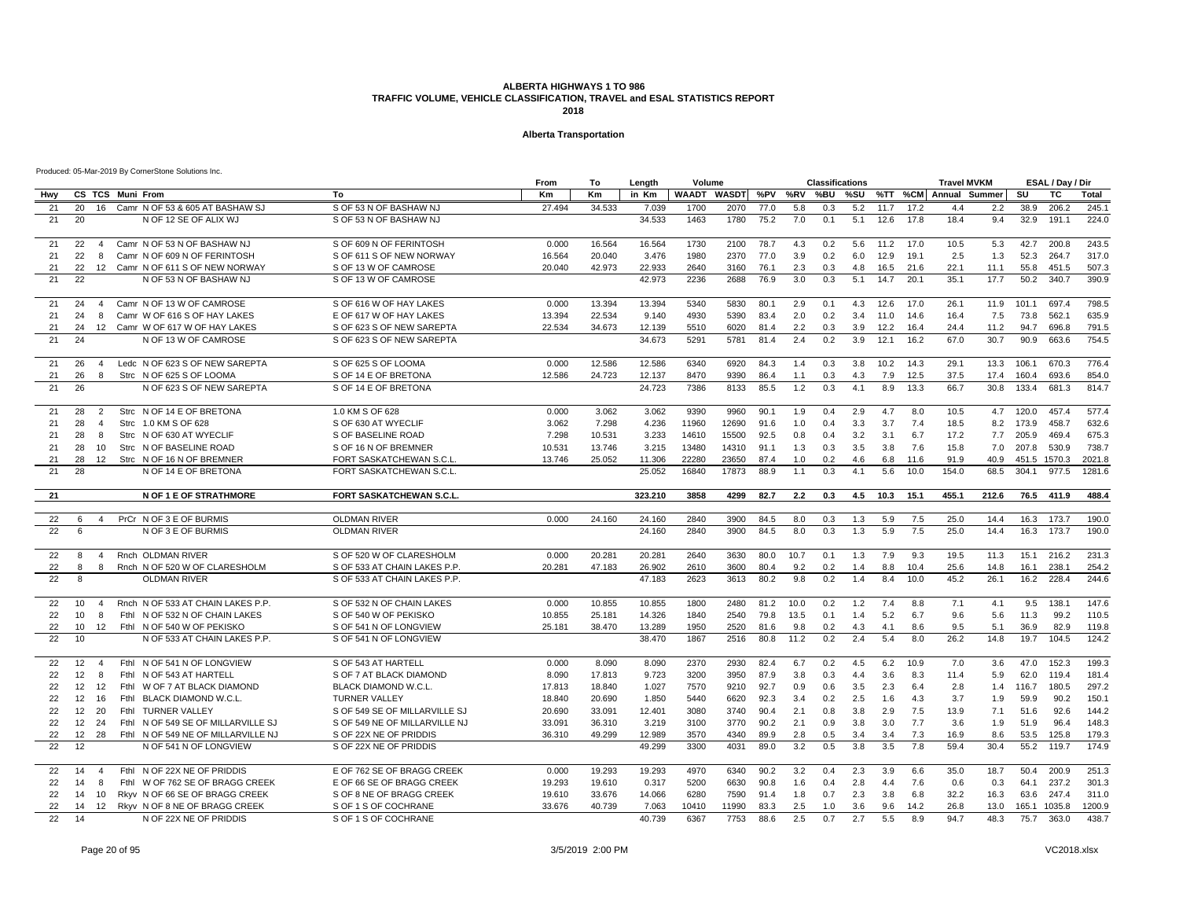# ALBERTA HIGHWAYS 1 TO 986
## TRAFFIC VOLUME, VEHICLE CLASSIFICATION, TRAVEL and ESAL STATISTICS REPORT
## 2018

**Alberta Transportation**

Produced: 05-Mar-2019 By CornerStone Solutions Inc.

| Hwy | CS | TCS | Muni | From | To | From Km | To Km | Length in Km | Volume WAADT | Volume WASDT | %PV | %RV | %BU | %SU | %TT | %CM | Travel MVKM Annual | Travel MVKM Summer | ESAL / Day / Dir SU | ESAL / Day / Dir TC | ESAL / Day / Dir Total |
|---|---|---|---|---|---|---|---|---|---|---|---|---|---|---|---|---|---|---|---|---|---|
| 21 | 20 | 16 | Camr | N OF 53 & 605 AT BASHAW SJ | S OF 53 N OF BASHAW NJ | 27.494 | 34.533 | 7.039 | 1700 | 2070 | 77.0 | 5.8 | 0.3 | 5.2 | 11.7 | 17.2 | 4.4 | 2.2 | 38.9 | 206.2 | 245.1 |
| 21 | 20 | | | N OF 12 SE OF ALIX WJ | S OF 53 N OF BASHAW NJ | | | 34.533 | 1463 | 1780 | 75.2 | 7.0 | 0.1 | 5.1 | 12.6 | 17.8 | 18.4 | 9.4 | 32.9 | 191.1 | 224.0 |
| 21 | 22 | 4 | Camr | N OF 53 N OF BASHAW NJ | S OF 609 N OF FERINTOSH | 0.000 | 16.564 | 16.564 | 1730 | 2100 | 78.7 | 4.3 | 0.2 | 5.6 | 11.2 | 17.0 | 10.5 | 5.3 | 42.7 | 200.8 | 243.5 |
| 21 | 22 | 8 | Camr | N OF 609 N OF FERINTOSH | S OF 611 S OF NEW NORWAY | 16.564 | 20.040 | 3.476 | 1980 | 2370 | 77.0 | 3.9 | 0.2 | 6.0 | 12.9 | 19.1 | 2.5 | 1.3 | 52.3 | 264.7 | 317.0 |
| 21 | 22 | 12 | Camr | N OF 611 S OF NEW NORWAY | S OF 13 W OF CAMROSE | 20.040 | 42.973 | 22.933 | 2640 | 3160 | 76.1 | 2.3 | 0.3 | 4.8 | 16.5 | 21.6 | 22.1 | 11.1 | 55.8 | 451.5 | 507.3 |
| 21 | 22 | | | N OF 53 N OF BASHAW NJ | S OF 13 W OF CAMROSE | | | 42.973 | 2236 | 2688 | 76.9 | 3.0 | 0.3 | 5.1 | 14.7 | 20.1 | 35.1 | 17.7 | 50.2 | 340.7 | 390.9 |
| 21 | 24 | 4 | Camr | N OF 13 W OF CAMROSE | S OF 616 W OF HAY LAKES | 0.000 | 13.394 | 13.394 | 5340 | 5830 | 80.1 | 2.9 | 0.1 | 4.3 | 12.6 | 17.0 | 26.1 | 11.9 | 101.1 | 697.4 | 798.5 |
| 21 | 24 | 8 | Camr | W OF 616 S OF HAY LAKES | E OF 617 W OF HAY LAKES | 13.394 | 22.534 | 9.140 | 4930 | 5390 | 83.4 | 2.0 | 0.2 | 3.4 | 11.0 | 14.6 | 16.4 | 7.5 | 73.8 | 562.1 | 635.9 |
| 21 | 24 | 12 | Camr | W OF 617 W OF HAY LAKES | S OF 623 S OF NEW SAREPTA | 22.534 | 34.673 | 12.139 | 5510 | 6020 | 81.4 | 2.2 | 0.3 | 3.9 | 12.2 | 16.4 | 24.4 | 11.2 | 94.7 | 696.8 | 791.5 |
| 21 | 24 | | | N OF 13 W OF CAMROSE | S OF 623 S OF NEW SAREPTA | | | 34.673 | 5291 | 5781 | 81.4 | 2.4 | 0.2 | 3.9 | 12.1 | 16.2 | 67.0 | 30.7 | 90.9 | 663.6 | 754.5 |
| 21 | 26 | 4 | Ledc | N OF 623 S OF NEW SAREPTA | S OF 625 S OF LOOMA | 0.000 | 12.586 | 12.586 | 6340 | 6920 | 84.3 | 1.4 | 0.3 | 3.8 | 10.2 | 14.3 | 29.1 | 13.3 | 106.1 | 670.3 | 776.4 |
| 21 | 26 | 8 | Strc | N OF 625 S OF LOOMA | S OF 14 E OF BRETONA | 12.586 | 24.723 | 12.137 | 8470 | 9390 | 86.4 | 1.1 | 0.3 | 4.3 | 7.9 | 12.5 | 37.5 | 17.4 | 160.4 | 693.6 | 854.0 |
| 21 | 26 | | | N OF 623 S OF NEW SAREPTA | S OF 14 E OF BRETONA | | | 24.723 | 7386 | 8133 | 85.5 | 1.2 | 0.3 | 4.1 | 8.9 | 13.3 | 66.7 | 30.8 | 133.4 | 681.3 | 814.7 |
| 21 | 28 | 2 | Strc | N OF 14 E OF BRETONA | 1.0 KM S OF 628 | 0.000 | 3.062 | 3.062 | 9390 | 9960 | 90.1 | 1.9 | 0.4 | 2.9 | 4.7 | 8.0 | 10.5 | 4.7 | 120.0 | 457.4 | 577.4 |
| 21 | 28 | 4 | Strc | 1.0 KM S OF 628 | S OF 630 AT WYECLIF | 3.062 | 7.298 | 4.236 | 11960 | 12690 | 91.6 | 1.0 | 0.4 | 3.3 | 3.7 | 7.4 | 18.5 | 8.2 | 173.9 | 458.7 | 632.6 |
| 21 | 28 | 8 | Strc | N OF 630 AT WYECLIF | S OF BASELINE ROAD | 7.298 | 10.531 | 3.233 | 14610 | 15500 | 92.5 | 0.8 | 0.4 | 3.2 | 3.1 | 6.7 | 17.2 | 7.7 | 205.9 | 469.4 | 675.3 |
| 21 | 28 | 10 | Strc | N OF BASELINE ROAD | S OF 16 N OF BREMNER | 10.531 | 13.746 | 3.215 | 13480 | 14310 | 91.1 | 1.3 | 0.3 | 3.5 | 3.8 | 7.6 | 15.8 | 7.0 | 207.8 | 530.9 | 738.7 |
| 21 | 28 | 12 | Strc | N OF 16 N OF BREMNER | FORT SASKATCHEWAN S.C.L. | 13.746 | 25.052 | 11.306 | 22280 | 23650 | 87.4 | 1.0 | 0.2 | 4.6 | 6.8 | 11.6 | 91.9 | 40.9 | 451.5 | 1570.3 | 2021.8 |
| 21 | 28 | | | N OF 14 E OF BRETONA | FORT SASKATCHEWAN S.C.L. | | | 25.052 | 16840 | 17873 | 88.9 | 1.1 | 0.3 | 4.1 | 5.6 | 10.0 | 154.0 | 68.5 | 304.1 | 977.5 | 1281.6 |
| **21** | | | | **N OF 1 E OF STRATHMORE** | **FORT SASKATCHEWAN S.C.L.** | | | **323.210** | **3858** | **4299** | **82.7** | **2.2** | **0.3** | **4.5** | **10.3** | **15.1** | **455.1** | **212.6** | **76.5** | **411.9** | **488.4** |
| 22 | 6 | 4 | PrCr | N OF 3 E OF BURMIS | OLDMAN RIVER | 0.000 | 24.160 | 24.160 | 2840 | 3900 | 84.5 | 8.0 | 0.3 | 1.3 | 5.9 | 7.5 | 25.0 | 14.4 | 16.3 | 173.7 | 190.0 |
| 22 | 6 | | | N OF 3 E OF BURMIS | OLDMAN RIVER | | | 24.160 | 2840 | 3900 | 84.5 | 8.0 | 0.3 | 1.3 | 5.9 | 7.5 | 25.0 | 14.4 | 16.3 | 173.7 | 190.0 |
| 22 | 8 | 4 | Rnch | OLDMAN RIVER | S OF 520 W OF CLARESHOLM | 0.000 | 20.281 | 20.281 | 2640 | 3630 | 80.0 | 10.7 | 0.1 | 1.3 | 7.9 | 9.3 | 19.5 | 11.3 | 15.1 | 216.2 | 231.3 |
| 22 | 8 | 8 | Rnch | N OF 520 W OF CLARESHOLM | S OF 533 AT CHAIN LAKES P.P. | 20.281 | 47.183 | 26.902 | 2610 | 3600 | 80.4 | 9.2 | 0.2 | 1.4 | 8.8 | 10.4 | 25.6 | 14.8 | 16.1 | 238.1 | 254.2 |
| 22 | 8 | | | OLDMAN RIVER | S OF 533 AT CHAIN LAKES P.P. | | | 47.183 | 2623 | 3613 | 80.2 | 9.8 | 0.2 | 1.4 | 8.4 | 10.0 | 45.2 | 26.1 | 16.2 | 228.4 | 244.6 |
| 22 | 10 | 4 | Rnch | N OF 533 AT CHAIN LAKES P.P. | S OF 532 N OF CHAIN LAKES | 0.000 | 10.855 | 10.855 | 1800 | 2480 | 81.2 | 10.0 | 0.2 | 1.2 | 7.4 | 8.8 | 7.1 | 4.1 | 9.5 | 138.1 | 147.6 |
| 22 | 10 | 8 | Fthl | N OF 532 N OF CHAIN LAKES | S OF 540 W OF PEKISKO | 10.855 | 25.181 | 14.326 | 1840 | 2540 | 79.8 | 13.5 | 0.1 | 1.4 | 5.2 | 6.7 | 9.6 | 5.6 | 11.3 | 99.2 | 110.5 |
| 22 | 10 | 12 | Fthl | N OF 540 W OF PEKISKO | S OF 541 N OF LONGVIEW | 25.181 | 38.470 | 13.289 | 1950 | 2520 | 81.6 | 9.8 | 0.2 | 4.3 | 4.1 | 8.6 | 9.5 | 5.1 | 36.9 | 82.9 | 119.8 |
| 22 | 10 | | | N OF 533 AT CHAIN LAKES P.P. | S OF 541 N OF LONGVIEW | | | 38.470 | 1867 | 2516 | 80.8 | 11.2 | 0.2 | 2.4 | 5.4 | 8.0 | 26.2 | 14.8 | 19.7 | 104.5 | 124.2 |
| 22 | 12 | 4 | Fthl | N OF 541 N OF LONGVIEW | S OF 543 AT HARTELL | 0.000 | 8.090 | 8.090 | 2370 | 2930 | 82.4 | 6.7 | 0.2 | 4.5 | 6.2 | 10.9 | 7.0 | 3.6 | 47.0 | 152.3 | 199.3 |
| 22 | 12 | 8 | Fthl | N OF 543 AT HARTELL | S OF 7 AT BLACK DIAMOND | 8.090 | 17.813 | 9.723 | 3200 | 3950 | 87.9 | 3.8 | 0.3 | 4.4 | 3.6 | 8.3 | 11.4 | 5.9 | 62.0 | 119.4 | 181.4 |
| 22 | 12 | 12 | Fthl | W OF 7 AT BLACK DIAMOND | BLACK DIAMOND W.C.L. | 17.813 | 18.840 | 1.027 | 7570 | 9210 | 92.7 | 0.9 | 0.6 | 3.5 | 2.3 | 6.4 | 2.8 | 1.4 | 116.7 | 180.5 | 297.2 |
| 22 | 12 | 16 | Fthl | BLACK DIAMOND W.C.L. | TURNER VALLEY | 18.840 | 20.690 | 1.850 | 5440 | 6620 | 92.3 | 3.4 | 0.2 | 2.5 | 1.6 | 4.3 | 3.7 | 1.9 | 59.9 | 90.2 | 150.1 |
| 22 | 12 | 20 | Fthl | TURNER VALLEY | S OF 549 SE OF MILLARVILLE SJ | 20.690 | 33.091 | 12.401 | 3080 | 3740 | 90.4 | 2.1 | 0.8 | 3.8 | 2.9 | 7.5 | 13.9 | 7.1 | 51.6 | 92.6 | 144.2 |
| 22 | 12 | 24 | Fthl | N OF 549 SE OF MILLARVILLE SJ | S OF 549 NE OF MILLARVILLE NJ | 33.091 | 36.310 | 3.219 | 3100 | 3770 | 90.2 | 2.1 | 0.9 | 3.8 | 3.0 | 7.7 | 3.6 | 1.9 | 51.9 | 96.4 | 148.3 |
| 22 | 12 | 28 | Fthl | N OF 549 NE OF MILLARVILLE NJ | S OF 22X NE OF PRIDDIS | 36.310 | 49.299 | 12.989 | 3570 | 4340 | 89.9 | 2.8 | 0.5 | 3.4 | 3.4 | 7.3 | 16.9 | 8.6 | 53.5 | 125.8 | 179.3 |
| 22 | 12 | | | N OF 541 N OF LONGVIEW | S OF 22X NE OF PRIDDIS | | | 49.299 | 3300 | 4031 | 89.0 | 3.2 | 0.5 | 3.8 | 3.5 | 7.8 | 59.4 | 30.4 | 55.2 | 119.7 | 174.9 |
| 22 | 14 | 4 | Fthl | N OF 22X NE OF PRIDDIS | E OF 762 SE OF BRAGG CREEK | 0.000 | 19.293 | 19.293 | 4970 | 6340 | 90.2 | 3.2 | 0.4 | 2.3 | 3.9 | 6.6 | 35.0 | 18.7 | 50.4 | 200.9 | 251.3 |
| 22 | 14 | 8 | Fthl | W OF 762 SE OF BRAGG CREEK | E OF 66 SE OF BRAGG CREEK | 19.293 | 19.610 | 0.317 | 5200 | 6630 | 90.8 | 1.6 | 0.4 | 2.8 | 4.4 | 7.6 | 0.6 | 0.3 | 64.1 | 237.2 | 301.3 |
| 22 | 14 | 10 | Rkyv | N OF 66 SE OF BRAGG CREEK | S OF 8 NE OF BRAGG CREEK | 19.610 | 33.676 | 14.066 | 6280 | 7590 | 91.4 | 1.8 | 0.7 | 2.3 | 3.8 | 6.8 | 32.2 | 16.3 | 63.6 | 247.4 | 311.0 |
| 22 | 14 | 12 | Rkyv | N OF 8 NE OF BRAGG CREEK | S OF 1 S OF COCHRANE | 33.676 | 40.739 | 7.063 | 10410 | 11990 | 83.3 | 2.5 | 1.0 | 3.6 | 9.6 | 14.2 | 26.8 | 13.0 | 165.1 | 1035.8 | 1200.9 |
| 22 | 14 | | | N OF 22X NE OF PRIDDIS | S OF 1 S OF COCHRANE | | | 40.739 | 6367 | 7753 | 88.6 | 2.5 | 0.7 | 2.7 | 5.5 | 8.9 | 94.7 | 48.3 | 75.7 | 363.0 | 438.7 |

3/5/2019 2:00 PM VC2018.xlsx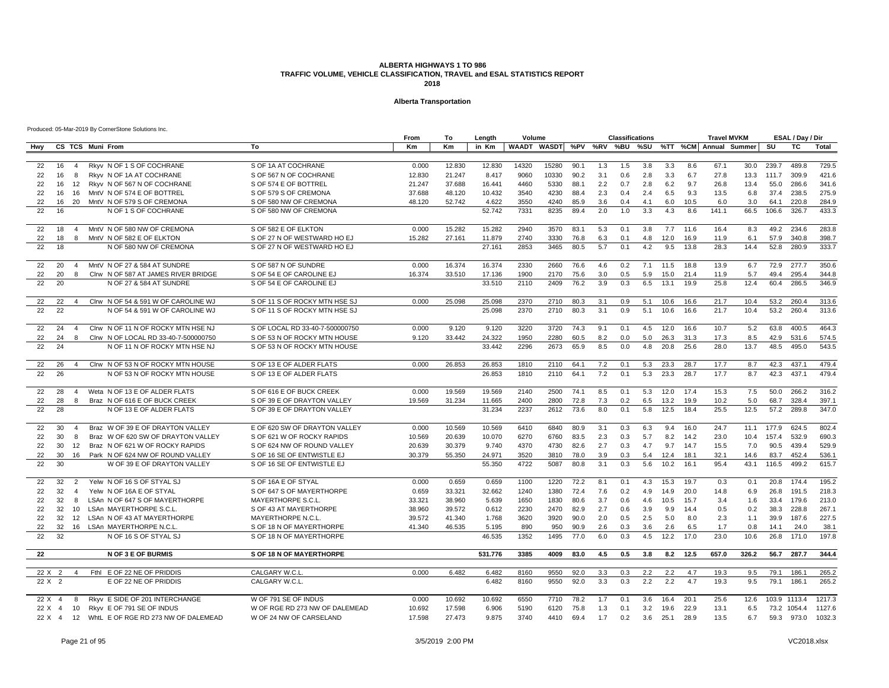# ALBERTA HIGHWAYS 1 TO 986
## TRAFFIC VOLUME, VEHICLE CLASSIFICATION, TRAVEL and ESAL STATISTICS REPORT
## 2018

**Alberta Transportation**

Produced: 05-Mar-2019 By CornerStone Solutions Inc.

| Hwy | CS | TCS | Muni | From | To | From Km | To Km | Length in Km | Volume WAADT | Volume WASDT | %PV | %RV | %BU | %SU | %TT | %CM | Travel MVKM Annual | Travel MVKM Summer | ESAL / Day / Dir SU | ESAL / Day / Dir TC | ESAL / Day / Dir Total |
|---|---|---|---|---|---|---|---|---|---|---|---|---|---|---|---|---|---|---|---|---|---|
| 22 | 16 | 4 | Rkyv | N OF 1 S OF COCHRANE | S OF 1A AT COCHRANE | 0.000 | 12.830 | 12.830 | 14320 | 15280 | 90.1 | 1.3 | 1.5 | 3.8 | 3.3 | 8.6 | 67.1 | 30.0 | 239.7 | 489.8 | 729.5 |
| 22 | 16 | 8 | Rkyv | N OF 1A AT COCHRANE | S OF 567 N OF COCHRANE | 12.830 | 21.247 | 8.417 | 9060 | 10330 | 90.2 | 3.1 | 0.6 | 2.8 | 3.3 | 6.7 | 27.8 | 13.3 | 111.7 | 309.9 | 421.6 |
| 22 | 16 | 12 | Rkyv | N OF 567 N OF COCHRANE | S OF 574 E OF BOTTREL | 21.247 | 37.688 | 16.441 | 4460 | 5330 | 88.1 | 2.2 | 0.7 | 2.8 | 6.2 | 9.7 | 26.8 | 13.4 | 55.0 | 286.6 | 341.6 |
| 22 | 16 | 16 | MntV | N OF 574 E OF BOTTREL | S OF 579 S OF CREMONA | 37.688 | 48.120 | 10.432 | 3540 | 4230 | 88.4 | 2.3 | 0.4 | 2.4 | 6.5 | 9.3 | 13.5 | 6.8 | 37.4 | 238.5 | 275.9 |
| 22 | 16 | 20 | MntV | N OF 579 S OF CREMONA | S OF 580 NW OF CREMONA | 48.120 | 52.742 | 4.622 | 3550 | 4240 | 85.9 | 3.6 | 0.4 | 4.1 | 6.0 | 10.5 | 6.0 | 3.0 | 64.1 | 220.8 | 284.9 |
| 22 | 16 | | | N OF 1 S OF COCHRANE | S OF 580 NW OF CREMONA | | | 52.742 | 7331 | 8235 | 89.4 | 2.0 | 1.0 | 3.3 | 4.3 | 8.6 | 141.1 | 66.5 | 106.6 | 326.7 | 433.3 |
| 22 | 18 | 4 | MntV | N OF 580 NW OF CREMONA | S OF 582 E OF ELKTON | 0.000 | 15.282 | 15.282 | 2940 | 3570 | 83.1 | 5.3 | 0.1 | 3.8 | 7.7 | 11.6 | 16.4 | 8.3 | 49.2 | 234.6 | 283.8 |
| 22 | 18 | 8 | MntV | N OF 582 E OF ELKTON | S OF 27 N OF WESTWARD HO EJ | 15.282 | 27.161 | 11.879 | 2740 | 3330 | 76.8 | 6.3 | 0.1 | 4.8 | 12.0 | 16.9 | 11.9 | 6.1 | 57.9 | 340.8 | 398.7 |
| 22 | 18 | | | N OF 580 NW OF CREMONA | S OF 27 N OF WESTWARD HO EJ | | | 27.161 | 2853 | 3465 | 80.5 | 5.7 | 0.1 | 4.2 | 9.5 | 13.8 | 28.3 | 14.4 | 52.8 | 280.9 | 333.7 |
| 22 | 20 | 4 | MntV | N OF 27 & 584 AT SUNDRE | S OF 587 N OF SUNDRE | 0.000 | 16.374 | 16.374 | 2330 | 2660 | 76.6 | 4.6 | 0.2 | 7.1 | 11.5 | 18.8 | 13.9 | 6.7 | 72.9 | 277.7 | 350.6 |
| 22 | 20 | 8 | Clrw | N OF 587 AT JAMES RIVER BRIDGE | S OF 54 E OF CAROLINE EJ | 16.374 | 33.510 | 17.136 | 1900 | 2170 | 75.6 | 3.0 | 0.5 | 5.9 | 15.0 | 21.4 | 11.9 | 5.7 | 49.4 | 295.4 | 344.8 |
| 22 | 20 | | | N OF 27 & 584 AT SUNDRE | S OF 54 E OF CAROLINE EJ | | | 33.510 | 2110 | 2409 | 76.2 | 3.9 | 0.3 | 6.5 | 13.1 | 19.9 | 25.8 | 12.4 | 60.4 | 286.5 | 346.9 |
| 22 | 22 | 4 | Clrw | N OF 54 & 591 W OF CAROLINE WJ | S OF 11 S OF ROCKY MTN HSE SJ | 0.000 | 25.098 | 25.098 | 2370 | 2710 | 80.3 | 3.1 | 0.9 | 5.1 | 10.6 | 16.6 | 21.7 | 10.4 | 53.2 | 260.4 | 313.6 |
| 22 | 22 | | | N OF 54 & 591 W OF CAROLINE WJ | S OF 11 S OF ROCKY MTN HSE SJ | | | 25.098 | 2370 | 2710 | 80.3 | 3.1 | 0.9 | 5.1 | 10.6 | 16.6 | 21.7 | 10.4 | 53.2 | 260.4 | 313.6 |
| 22 | 24 | 4 | Clrw | N OF 11 N OF ROCKY MTN HSE NJ | S OF LOCAL RD 33-40-7-500000750 | 0.000 | 9.120 | 9.120 | 3220 | 3720 | 74.3 | 9.1 | 0.1 | 4.5 | 12.0 | 16.6 | 10.7 | 5.2 | 63.8 | 400.5 | 464.3 |
| 22 | 24 | 8 | Clrw | N OF LOCAL RD 33-40-7-500000750 | S OF 53 N OF ROCKY MTN HOUSE | 9.120 | 33.442 | 24.322 | 1950 | 2280 | 60.5 | 8.2 | 0.0 | 5.0 | 26.3 | 31.3 | 17.3 | 8.5 | 42.9 | 531.6 | 574.5 |
| 22 | 24 | | | N OF 11 N OF ROCKY MTN HSE NJ | S OF 53 N OF ROCKY MTN HOUSE | | | 33.442 | 2296 | 2673 | 65.9 | 8.5 | 0.0 | 4.8 | 20.8 | 25.6 | 28.0 | 13.7 | 48.5 | 495.0 | 543.5 |
| 22 | 26 | 4 | Clrw | N OF 53 N OF ROCKY MTN HOUSE | S OF 13 E OF ALDER FLATS | 0.000 | 26.853 | 26.853 | 1810 | 2110 | 64.1 | 7.2 | 0.1 | 5.3 | 23.3 | 28.7 | 17.7 | 8.7 | 42.3 | 437.1 | 479.4 |
| 22 | 26 | | | N OF 53 N OF ROCKY MTN HOUSE | S OF 13 E OF ALDER FLATS | | | 26.853 | 1810 | 2110 | 64.1 | 7.2 | 0.1 | 5.3 | 23.3 | 28.7 | 17.7 | 8.7 | 42.3 | 437.1 | 479.4 |
| 22 | 28 | 4 | Weta | N OF 13 E OF ALDER FLATS | S OF 616 E OF BUCK CREEK | 0.000 | 19.569 | 19.569 | 2140 | 2500 | 74.1 | 8.5 | 0.1 | 5.3 | 12.0 | 17.4 | 15.3 | 7.5 | 50.0 | 266.2 | 316.2 |
| 22 | 28 | 8 | Braz | N OF 616 E OF BUCK CREEK | S OF 39 E OF DRAYTON VALLEY | 19.569 | 31.234 | 11.665 | 2400 | 2800 | 72.8 | 7.3 | 0.2 | 6.5 | 13.2 | 19.9 | 10.2 | 5.0 | 68.7 | 328.4 | 397.1 |
| 22 | 28 | | | N OF 13 E OF ALDER FLATS | S OF 39 E OF DRAYTON VALLEY | | | 31.234 | 2237 | 2612 | 73.6 | 8.0 | 0.1 | 5.8 | 12.5 | 18.4 | 25.5 | 12.5 | 57.2 | 289.8 | 347.0 |
| 22 | 30 | 4 | Braz | W OF 39 E OF DRAYTON VALLEY | E OF 620 SW OF DRAYTON VALLEY | 0.000 | 10.569 | 10.569 | 6410 | 6840 | 80.9 | 3.1 | 0.3 | 6.3 | 9.4 | 16.0 | 24.7 | 11.1 | 177.9 | 624.5 | 802.4 |
| 22 | 30 | 8 | Braz | W OF 620 SW OF DRAYTON VALLEY | S OF 621 W OF ROCKY RAPIDS | 10.569 | 20.639 | 10.070 | 6270 | 6760 | 83.5 | 2.3 | 0.3 | 5.7 | 8.2 | 14.2 | 23.0 | 10.4 | 157.4 | 532.9 | 690.3 |
| 22 | 30 | 12 | Braz | N OF 621 W OF ROCKY RAPIDS | S OF 624 NW OF ROUND VALLEY | 20.639 | 30.379 | 9.740 | 4370 | 4730 | 82.6 | 2.7 | 0.3 | 4.7 | 9.7 | 14.7 | 15.5 | 7.0 | 90.5 | 439.4 | 529.9 |
| 22 | 30 | 16 | Park | N OF 624 NW OF ROUND VALLEY | S OF 16 SE OF ENTWISTLE EJ | 30.379 | 55.350 | 24.971 | 3520 | 3810 | 78.0 | 3.9 | 0.3 | 5.4 | 12.4 | 18.1 | 32.1 | 14.6 | 83.7 | 452.4 | 536.1 |
| 22 | 30 | | | W OF 39 E OF DRAYTON VALLEY | S OF 16 SE OF ENTWISTLE EJ | | | 55.350 | 4722 | 5087 | 80.8 | 3.1 | 0.3 | 5.6 | 10.2 | 16.1 | 95.4 | 43.1 | 116.5 | 499.2 | 615.7 |
| 22 | 32 | 2 | Yelw | N OF 16 S OF STYAL SJ | S OF 16A E OF STYAL | 0.000 | 0.659 | 0.659 | 1100 | 1220 | 72.2 | 8.1 | 0.1 | 4.3 | 15.3 | 19.7 | 0.3 | 0.1 | 20.8 | 174.4 | 195.2 |
| 22 | 32 | 4 | Yelw | N OF 16A E OF STYAL | S OF 647 S OF MAYERTHORPE | 0.659 | 33.321 | 32.662 | 1240 | 1380 | 72.4 | 7.6 | 0.2 | 4.9 | 14.9 | 20.0 | 14.8 | 6.9 | 26.8 | 191.5 | 218.3 |
| 22 | 32 | 8 | LSAn | N OF 647 S OF MAYERTHORPE | MAYERTHORPE S.C.L. | 33.321 | 38.960 | 5.639 | 1650 | 1830 | 80.6 | 3.7 | 0.6 | 4.6 | 10.5 | 15.7 | 3.4 | 1.6 | 33.4 | 179.6 | 213.0 |
| 22 | 32 | 10 | LSAn | MAYERTHORPE S.C.L. | S OF 43 AT MAYERTHORPE | 38.960 | 39.572 | 0.612 | 2230 | 2470 | 82.9 | 2.7 | 0.6 | 3.9 | 9.9 | 14.4 | 0.5 | 0.2 | 38.3 | 228.8 | 267.1 |
| 22 | 32 | 12 | LSAn | N OF 43 AT MAYERTHORPE | MAYERTHORPE N.C.L. | 39.572 | 41.340 | 1.768 | 3620 | 3920 | 90.0 | 2.0 | 0.5 | 2.5 | 5.0 | 8.0 | 2.3 | 1.1 | 39.9 | 187.6 | 227.5 |
| 22 | 32 | 16 | LSAn | MAYERTHORPE N.C.L. | S OF 18 N OF MAYERTHORPE | 41.340 | 46.535 | 5.195 | 890 | 950 | 90.9 | 2.6 | 0.3 | 3.6 | 2.6 | 6.5 | 1.7 | 0.8 | 14.1 | 24.0 | 38.1 |
| 22 | 32 | | | N OF 16 S OF STYAL SJ | S OF 18 N OF MAYERTHORPE | | | 46.535 | 1352 | 1495 | 77.0 | 6.0 | 0.3 | 4.5 | 12.2 | 17.0 | 23.0 | 10.6 | 26.8 | 171.0 | 197.8 |
| **22** | | | | **N OF 3 E OF BURMIS** | **S OF 18 N OF MAYERTHORPE** | | | **531.776** | **3385** | **4009** | **83.0** | **4.5** | **0.5** | **3.8** | **8.2** | **12.5** | **657.0** | **326.2** | **56.7** | **287.7** | **344.4** |
| 22 X | 2 | 4 | Fthl | E OF 22 NE OF PRIDDIS | CALGARY W.C.L. | 0.000 | 6.482 | 6.482 | 8160 | 9550 | 92.0 | 3.3 | 0.3 | 2.2 | 2.2 | 4.7 | 19.3 | 9.5 | 79.1 | 186.1 | 265.2 |
| 22 X | 2 | | | E OF 22 NE OF PRIDDIS | CALGARY W.C.L. | | | 6.482 | 8160 | 9550 | 92.0 | 3.3 | 0.3 | 2.2 | 2.2 | 4.7 | 19.3 | 9.5 | 79.1 | 186.1 | 265.2 |
| 22 X | 4 | 8 | Rkyv | E SIDE OF 201 INTERCHANGE | W OF 791 SE OF INDUS | 0.000 | 10.692 | 10.692 | 6550 | 7710 | 78.2 | 1.7 | 0.1 | 3.6 | 16.4 | 20.1 | 25.6 | 12.6 | 103.9 | 1113.4 | 1217.3 |
| 22 X | 4 | 10 | Rkyv | E OF 791 SE OF INDUS | W OF RGE RD 273 NW OF DALEMEAD | 10.692 | 17.598 | 6.906 | 5190 | 6120 | 75.8 | 1.3 | 0.1 | 3.2 | 19.6 | 22.9 | 13.1 | 6.5 | 73.2 | 1054.4 | 1127.6 |
| 22 X | 4 | 12 | WhtL | E OF RGE RD 273 NW OF DALEMEAD | W OF 24 NW OF CARSELAND | 17.598 | 27.473 | 9.875 | 3740 | 4410 | 69.4 | 1.7 | 0.2 | 3.6 | 25.1 | 28.9 | 13.5 | 6.7 | 59.3 | 973.0 | 1032.3 |

3/5/2019 2:00 PM

VC2018.xlsx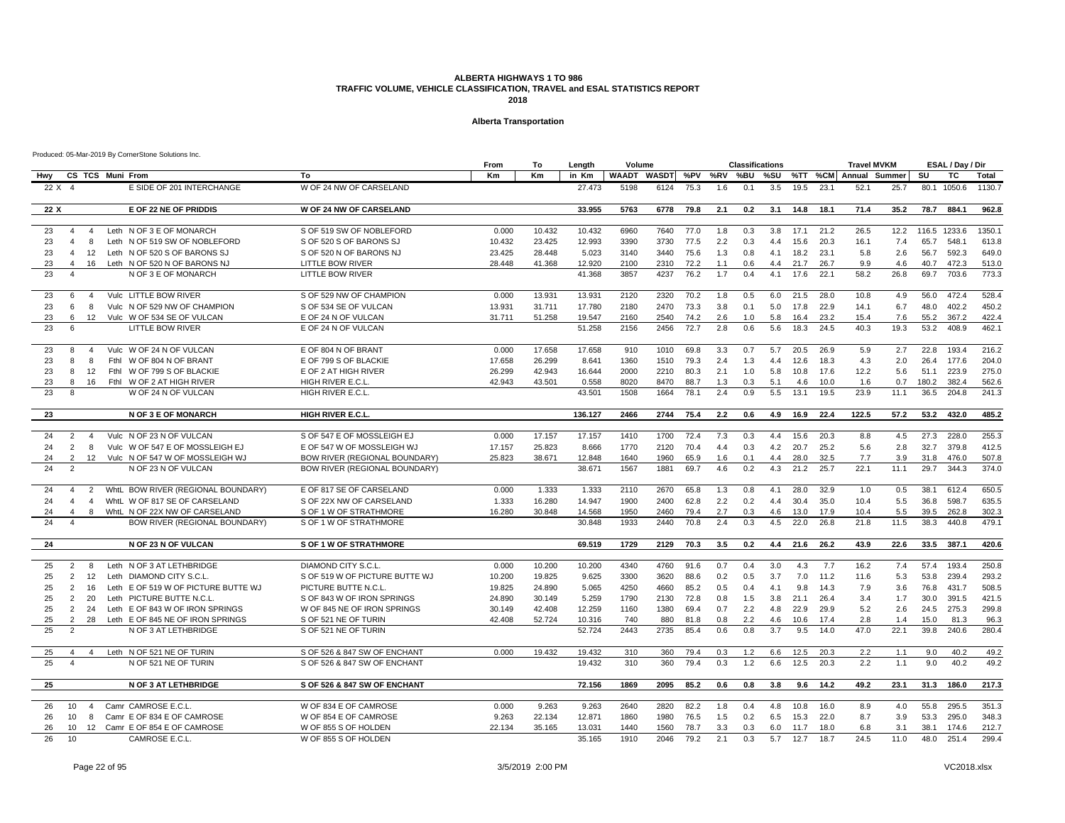# ALBERTA HIGHWAYS 1 TO 986
## TRAFFIC VOLUME, VEHICLE CLASSIFICATION, TRAVEL and ESAL STATISTICS REPORT
## 2018

**Alberta Transportation**

Produced: 05-Mar-2019 By CornerStone Solutions Inc.

| Hwy | CS | TCS | Muni | From | To | From Km | To Km | Length in Km | Volume WAADT | Volume WASDT | %PV | %RV | %BU | %SU | %TT | %CM | Travel MVKM Annual | Travel MVKM Summer | ESAL / Day / Dir SU | ESAL / Day / Dir TC | ESAL / Day / Dir Total |
|---|---|---|---|---|---|---|---|---|---|---|---|---|---|---|---|---|---|---|---|---|---|
| 22 X | 4 | | | E SIDE OF 201 INTERCHANGE | W OF 24 NW OF CARSELAND | | | 27.473 | 5198 | 6124 | 75.3 | 1.6 | 0.1 | 3.5 | 19.5 | 23.1 | 52.1 | 25.7 | 80.1 | 1050.6 | 1130.7 |
| **22 X** | | | | **E OF 22 NE OF PRIDDIS** | **W OF 24 NW OF CARSELAND** | | | **33.955** | **5763** | **6778** | **79.8** | **2.1** | **0.2** | **3.1** | **14.8** | **18.1** | **71.4** | **35.2** | **78.7** | **884.1** | **962.8** |
| 23 | 4 | 4 | Leth | N OF 3 E OF MONARCH | S OF 519 SW OF NOBLEFORD | 0.000 | 10.432 | 10.432 | 6960 | 7640 | 77.0 | 1.8 | 0.3 | 3.8 | 17.1 | 21.2 | 26.5 | 12.2 | 116.5 | 1233.6 | 1350.1 |
| 23 | 4 | 8 | Leth | N OF 519 SW OF NOBLEFORD | S OF 520 S OF BARONS SJ | 10.432 | 23.425 | 12.993 | 3390 | 3730 | 77.5 | 2.2 | 0.3 | 4.4 | 15.6 | 20.3 | 16.1 | 7.4 | 65.7 | 548.1 | 613.8 |
| 23 | 4 | 12 | Leth | N OF 520 S OF BARONS SJ | S OF 520 N OF BARONS NJ | 23.425 | 28.448 | 5.023 | 3140 | 3440 | 75.6 | 1.3 | 0.8 | 4.1 | 18.2 | 23.1 | 5.8 | 2.6 | 56.7 | 592.3 | 649.0 |
| 23 | 4 | 16 | Leth | N OF 520 N OF BARONS NJ | LITTLE BOW RIVER | 28.448 | 41.368 | 12.920 | 2100 | 2310 | 72.2 | 1.1 | 0.6 | 4.4 | 21.7 | 26.7 | 9.9 | 4.6 | 40.7 | 472.3 | 513.0 |
| 23 | 4 | | | N OF 3 E OF MONARCH | LITTLE BOW RIVER | | | 41.368 | 3857 | 4237 | 76.2 | 1.7 | 0.4 | 4.1 | 17.6 | 22.1 | 58.2 | 26.8 | 69.7 | 703.6 | 773.3 |
| 23 | 6 | 4 | Vulc | LITTLE BOW RIVER | S OF 529 NW OF CHAMPION | 0.000 | 13.931 | 13.931 | 2120 | 2320 | 70.2 | 1.8 | 0.5 | 6.0 | 21.5 | 28.0 | 10.8 | 4.9 | 56.0 | 472.4 | 528.4 |
| 23 | 6 | 8 | Vulc | N OF 529 NW OF CHAMPION | S OF 534 SE OF VULCAN | 13.931 | 31.711 | 17.780 | 2180 | 2470 | 73.3 | 3.8 | 0.1 | 5.0 | 17.8 | 22.9 | 14.1 | 6.7 | 48.0 | 402.2 | 450.2 |
| 23 | 6 | 12 | Vulc | W OF 534 SE OF VULCAN | E OF 24 N OF VULCAN | 31.711 | 51.258 | 19.547 | 2160 | 2540 | 74.2 | 2.6 | 1.0 | 5.8 | 16.4 | 23.2 | 15.4 | 7.6 | 55.2 | 367.2 | 422.4 |
| 23 | 6 | | | LITTLE BOW RIVER | E OF 24 N OF VULCAN | | | 51.258 | 2156 | 2456 | 72.7 | 2.8 | 0.6 | 5.6 | 18.3 | 24.5 | 40.3 | 19.3 | 53.2 | 408.9 | 462.1 |
| 23 | 8 | 4 | Vulc | W OF 24 N OF VULCAN | E OF 804 N OF BRANT | 0.000 | 17.658 | 17.658 | 910 | 1010 | 69.8 | 3.3 | 0.7 | 5.7 | 20.5 | 26.9 | 5.9 | 2.7 | 22.8 | 193.4 | 216.2 |
| 23 | 8 | 8 | Fthl | W OF 804 N OF BRANT | E OF 799 S OF BLACKIE | 17.658 | 26.299 | 8.641 | 1360 | 1510 | 79.3 | 2.4 | 1.3 | 4.4 | 12.6 | 18.3 | 4.3 | 2.0 | 26.4 | 177.6 | 204.0 |
| 23 | 8 | 12 | Fthl | W OF 799 S OF BLACKIE | E OF 2 AT HIGH RIVER | 26.299 | 42.943 | 16.644 | 2000 | 2210 | 80.3 | 2.1 | 1.0 | 5.8 | 10.8 | 17.6 | 12.2 | 5.6 | 51.1 | 223.9 | 275.0 |
| 23 | 8 | 16 | Fthl | W OF 2 AT HIGH RIVER | HIGH RIVER E.C.L. | 42.943 | 43.501 | 0.558 | 8020 | 8470 | 88.7 | 1.3 | 0.3 | 5.1 | 4.6 | 10.0 | 1.6 | 0.7 | 180.2 | 382.4 | 562.6 |
| 23 | 8 | | | W OF 24 N OF VULCAN | HIGH RIVER E.C.L. | | | 43.501 | 1508 | 1664 | 78.1 | 2.4 | 0.9 | 5.5 | 13.1 | 19.5 | 23.9 | 11.1 | 36.5 | 204.8 | 241.3 |
| **23** | | | | **N OF 3 E OF MONARCH** | **HIGH RIVER E.C.L.** | | | **136.127** | **2466** | **2744** | **75.4** | **2.2** | **0.6** | **4.9** | **16.9** | **22.4** | **122.5** | **57.2** | **53.2** | **432.0** | **485.2** |
| 24 | 2 | 4 | Vulc | N OF 23 N OF VULCAN | S OF 547 E OF MOSSLEIGH EJ | 0.000 | 17.157 | 17.157 | 1410 | 1700 | 72.4 | 7.3 | 0.3 | 4.4 | 15.6 | 20.3 | 8.8 | 4.5 | 27.3 | 228.0 | 255.3 |
| 24 | 2 | 8 | Vulc | W OF 547 E OF MOSSLEIGH EJ | E OF 547 W OF MOSSLEIGH WJ | 17.157 | 25.823 | 8.666 | 1770 | 2120 | 70.4 | 4.4 | 0.3 | 4.2 | 20.7 | 25.2 | 5.6 | 2.8 | 32.7 | 379.8 | 412.5 |
| 24 | 2 | 12 | Vulc | N OF 547 W OF MOSSLEIGH WJ | BOW RIVER (REGIONAL BOUNDARY) | 25.823 | 38.671 | 12.848 | 1640 | 1960 | 65.9 | 1.6 | 0.1 | 4.4 | 28.0 | 32.5 | 7.7 | 3.9 | 31.8 | 476.0 | 507.8 |
| 24 | 2 | | | N OF 23 N OF VULCAN | BOW RIVER (REGIONAL BOUNDARY) | | | 38.671 | 1567 | 1881 | 69.7 | 4.6 | 0.2 | 4.3 | 21.2 | 25.7 | 22.1 | 11.1 | 29.7 | 344.3 | 374.0 |
| 24 | 4 | 2 | WhtL | BOW RIVER (REGIONAL BOUNDARY) | E OF 817 SE OF CARSELAND | 0.000 | 1.333 | 1.333 | 2110 | 2670 | 65.8 | 1.3 | 0.8 | 4.1 | 28.0 | 32.9 | 1.0 | 0.5 | 38.1 | 612.4 | 650.5 |
| 24 | 4 | 4 | WhtL | W OF 817 SE OF CARSELAND | S OF 22X NW OF CARSELAND | 1.333 | 16.280 | 14.947 | 1900 | 2400 | 62.8 | 2.2 | 0.2 | 4.4 | 30.4 | 35.0 | 10.4 | 5.5 | 36.8 | 598.7 | 635.5 |
| 24 | 4 | 8 | WhtL | N OF 22X NW OF CARSELAND | S OF 1 W OF STRATHMORE | 16.280 | 30.848 | 14.568 | 1950 | 2460 | 79.4 | 2.7 | 0.3 | 4.6 | 13.0 | 17.9 | 10.4 | 5.5 | 39.5 | 262.8 | 302.3 |
| 24 | 4 | | | BOW RIVER (REGIONAL BOUNDARY) | S OF 1 W OF STRATHMORE | | | 30.848 | 1933 | 2440 | 70.8 | 2.4 | 0.3 | 4.5 | 22.0 | 26.8 | 21.8 | 11.5 | 38.3 | 440.8 | 479.1 |
| **24** | | | | **N OF 23 N OF VULCAN** | **S OF 1 W OF STRATHMORE** | | | **69.519** | **1729** | **2129** | **70.3** | **3.5** | **0.2** | **4.4** | **21.6** | **26.2** | **43.9** | **22.6** | **33.5** | **387.1** | **420.6** |
| 25 | 2 | 8 | Leth | N OF 3 AT LETHBRIDGE | DIAMOND CITY S.C.L. | 0.000 | 10.200 | 10.200 | 4340 | 4760 | 91.6 | 0.7 | 0.4 | 3.0 | 4.3 | 7.7 | 16.2 | 7.4 | 57.4 | 193.4 | 250.8 |
| 25 | 2 | 12 | Leth | DIAMOND CITY S.C.L. | S OF 519 W OF PICTURE BUTTE WJ | 10.200 | 19.825 | 9.625 | 3300 | 3620 | 88.6 | 0.2 | 0.5 | 3.7 | 7.0 | 11.2 | 11.6 | 5.3 | 53.8 | 239.4 | 293.2 |
| 25 | 2 | 16 | Leth | E OF 519 W OF PICTURE BUTTE WJ | PICTURE BUTTE N.C.L. | 19.825 | 24.890 | 5.065 | 4250 | 4660 | 85.2 | 0.5 | 0.4 | 4.1 | 9.8 | 14.3 | 7.9 | 3.6 | 76.8 | 431.7 | 508.5 |
| 25 | 2 | 20 | Leth | PICTURE BUTTE N.C.L. | S OF 843 W OF IRON SPRINGS | 24.890 | 30.149 | 5.259 | 1790 | 2130 | 72.8 | 0.8 | 1.5 | 3.8 | 21.1 | 26.4 | 3.4 | 1.7 | 30.0 | 391.5 | 421.5 |
| 25 | 2 | 24 | Leth | E OF 843 W OF IRON SPRINGS | W OF 845 NE OF IRON SPRINGS | 30.149 | 42.408 | 12.259 | 1160 | 1380 | 69.4 | 0.7 | 2.2 | 4.8 | 22.9 | 29.9 | 5.2 | 2.6 | 24.5 | 275.3 | 299.8 |
| 25 | 2 | 28 | Leth | E OF 845 NE OF IRON SPRINGS | S OF 521 NE OF TURIN | 42.408 | 52.724 | 10.316 | 740 | 880 | 81.8 | 0.8 | 2.2 | 4.6 | 10.6 | 17.4 | 2.8 | 1.4 | 15.0 | 81.3 | 96.3 |
| 25 | 2 | | | N OF 3 AT LETHBRIDGE | S OF 521 NE OF TURIN | | | 52.724 | 2443 | 2735 | 85.4 | 0.6 | 0.8 | 3.7 | 9.5 | 14.0 | 47.0 | 22.1 | 39.8 | 240.6 | 280.4 |
| 25 | 4 | 4 | Leth | N OF 521 NE OF TURIN | S OF 526 & 847 SW OF ENCHANT | 0.000 | 19.432 | 19.432 | 310 | 360 | 79.4 | 0.3 | 1.2 | 6.6 | 12.5 | 20.3 | 2.2 | 1.1 | 9.0 | 40.2 | 49.2 |
| 25 | 4 | | | N OF 521 NE OF TURIN | S OF 526 & 847 SW OF ENCHANT | | | 19.432 | 310 | 360 | 79.4 | 0.3 | 1.2 | 6.6 | 12.5 | 20.3 | 2.2 | 1.1 | 9.0 | 40.2 | 49.2 |
| **25** | | | | **N OF 3 AT LETHBRIDGE** | **S OF 526 & 847 SW OF ENCHANT** | | | **72.156** | **1869** | **2095** | **85.2** | **0.6** | **0.8** | **3.8** | **9.6** | **14.2** | **49.2** | **23.1** | **31.3** | **186.0** | **217.3** |
| 26 | 10 | 4 | Camr | CAMROSE E.C.L. | W OF 834 E OF CAMROSE | 0.000 | 9.263 | 9.263 | 2640 | 2820 | 82.2 | 1.8 | 0.4 | 4.8 | 10.8 | 16.0 | 8.9 | 4.0 | 55.8 | 295.5 | 351.3 |
| 26 | 10 | 8 | Camr | E OF 834 E OF CAMROSE | W OF 854 E OF CAMROSE | 9.263 | 22.134 | 12.871 | 1860 | 1980 | 76.5 | 1.5 | 0.2 | 6.5 | 15.3 | 22.0 | 8.7 | 3.9 | 53.3 | 295.0 | 348.3 |
| 26 | 10 | 12 | Camr | E OF 854 E OF CAMROSE | W OF 855 S OF HOLDEN | 22.134 | 35.165 | 13.031 | 1440 | 1560 | 78.7 | 3.3 | 0.3 | 6.0 | 11.7 | 18.0 | 6.8 | 3.1 | 38.1 | 174.6 | 212.7 |
| 26 | 10 | | | CAMROSE E.C.L. | W OF 855 S OF HOLDEN | | | 35.165 | 1910 | 2046 | 79.2 | 2.1 | 0.3 | 5.7 | 12.7 | 18.7 | 24.5 | 11.0 | 48.0 | 251.4 | 299.4 |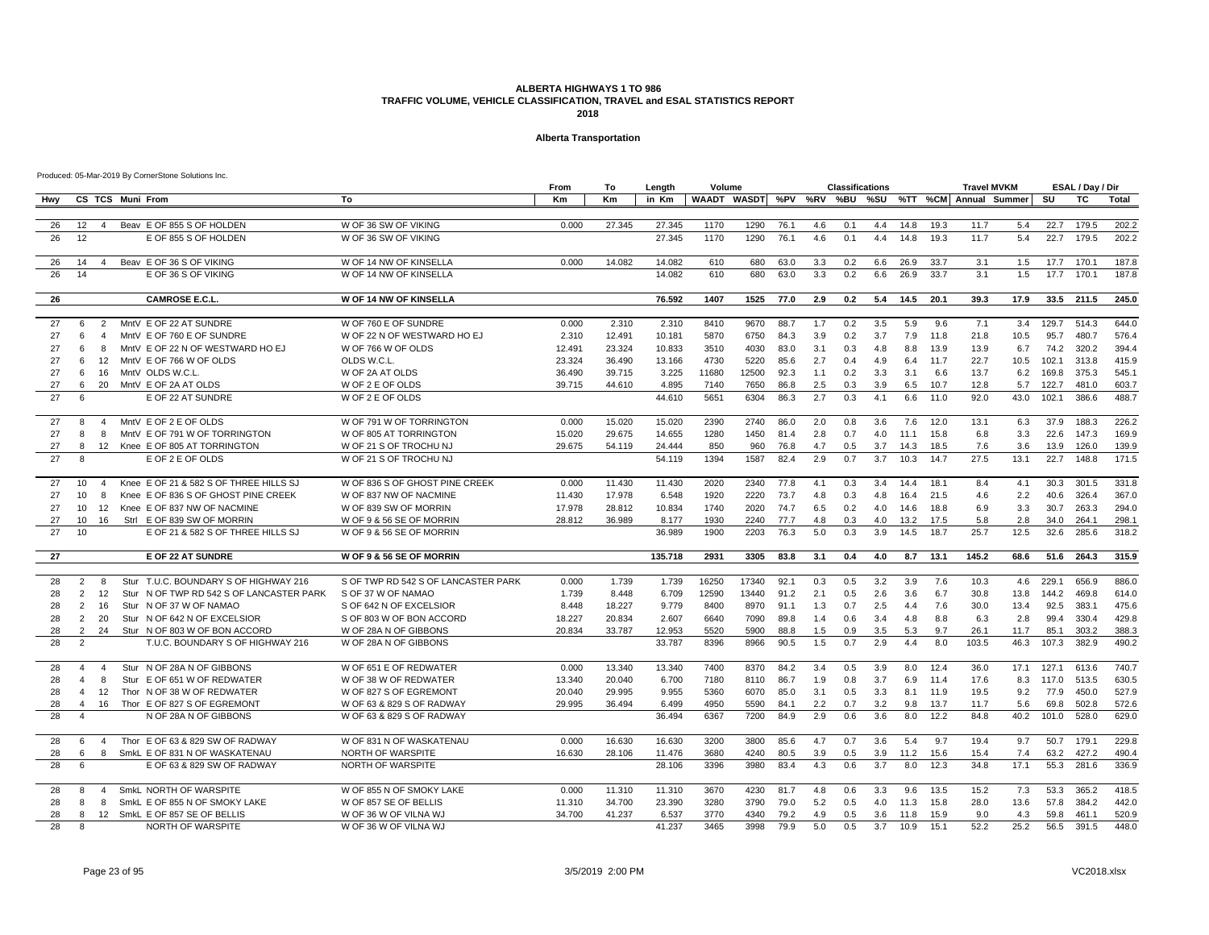# ALBERTA HIGHWAYS 1 TO 986
## TRAFFIC VOLUME, VEHICLE CLASSIFICATION, TRAVEL and ESAL STATISTICS REPORT
## 2018

### Alberta Transportation

Produced: 05-Mar-2019 By CornerStone Solutions Inc.

| Hwy | CS | TCS | Muni | From | To | From Km | To Km | Length in Km | Volume WAADT | Volume WASDT | %PV | %RV | %BU | %SU | %TT | %CM | Travel MVKM Annual | Travel MVKM Summer | ESAL / Day / Dir SU | ESAL / Day / Dir TC | ESAL / Day / Dir Total |
|---|---|---|---|---|---|---|---|---|---|---|---|---|---|---|---|---|---|---|---|---|---|
| 26 | 12 | 4 | Beav | E OF 855 S OF HOLDEN | W OF 36 SW OF VIKING | 0.000 | 27.345 | 27.345 | 1170 | 1290 | 76.1 | 4.6 | 0.1 | 4.4 | 14.8 | 19.3 | 11.7 | 5.4 | 22.7 | 179.5 | 202.2 |
| 26 | 12 | | | E OF 855 S OF HOLDEN | W OF 36 SW OF VIKING | | | 27.345 | 1170 | 1290 | 76.1 | 4.6 | 0.1 | 4.4 | 14.8 | 19.3 | 11.7 | 5.4 | 22.7 | 179.5 | 202.2 |
| 26 | 14 | 4 | Beav | E OF 36 S OF VIKING | W OF 14 NW OF KINSELLA | 0.000 | 14.082 | 14.082 | 610 | 680 | 63.0 | 3.3 | 0.2 | 6.6 | 26.9 | 33.7 | 3.1 | 1.5 | 17.7 | 170.1 | 187.8 |
| 26 | 14 | | | E OF 36 S OF VIKING | W OF 14 NW OF KINSELLA | | | 14.082 | 610 | 680 | 63.0 | 3.3 | 0.2 | 6.6 | 26.9 | 33.7 | 3.1 | 1.5 | 17.7 | 170.1 | 187.8 |
| **26** | | | | **CAMROSE E.C.L.** | **W OF 14 NW OF KINSELLA** | | | **76.592** | **1407** | **1525** | **77.0** | **2.9** | **0.2** | **5.4** | **14.5** | **20.1** | **39.3** | **17.9** | **33.5** | **211.5** | **245.0** |
| 27 | 6 | 2 | MntV | E OF 22 AT SUNDRE | W OF 760 E OF SUNDRE | 0.000 | 2.310 | 2.310 | 8410 | 9670 | 88.7 | 1.7 | 0.2 | 3.5 | 5.9 | 9.6 | 7.1 | 3.4 | 129.7 | 514.3 | 644.0 |
| 27 | 6 | 4 | MntV | E OF 760 E OF SUNDRE | W OF 22 N OF WESTWARD HO EJ | 2.310 | 12.491 | 10.181 | 5870 | 6750 | 84.3 | 3.9 | 0.2 | 3.7 | 7.9 | 11.8 | 21.8 | 10.5 | 95.7 | 480.7 | 576.4 |
| 27 | 6 | 8 | MntV | E OF 22 N OF WESTWARD HO EJ | W OF 766 W OF OLDS | 12.491 | 23.324 | 10.833 | 3510 | 4030 | 83.0 | 3.1 | 0.3 | 4.8 | 8.8 | 13.9 | 13.9 | 6.7 | 74.2 | 320.2 | 394.4 |
| 27 | 6 | 12 | MntV | E OF 766 W OF OLDS | OLDS W.C.L. | 23.324 | 36.490 | 13.166 | 4730 | 5220 | 85.6 | 2.7 | 0.4 | 4.9 | 6.4 | 11.7 | 22.7 | 10.5 | 102.1 | 313.8 | 415.9 |
| 27 | 6 | 16 | MntV | OLDS W.C.L. | W OF 2A AT OLDS | 36.490 | 39.715 | 3.225 | 11680 | 12500 | 92.3 | 1.1 | 0.2 | 3.3 | 3.1 | 6.6 | 13.7 | 6.2 | 169.8 | 375.3 | 545.1 |
| 27 | 6 | 20 | MntV | E OF 2A AT OLDS | W OF 2 E OF OLDS | 39.715 | 44.610 | 4.895 | 7140 | 7650 | 86.8 | 2.5 | 0.3 | 3.9 | 6.5 | 10.7 | 12.8 | 5.7 | 122.7 | 481.0 | 603.7 |
| 27 | 6 | | | E OF 22 AT SUNDRE | W OF 2 E OF OLDS | | | 44.610 | 5651 | 6304 | 86.3 | 2.7 | 0.3 | 4.1 | 6.6 | 11.0 | 92.0 | 43.0 | 102.1 | 386.6 | 488.7 |
| 27 | 8 | 4 | MntV | E OF 2 E OF OLDS | W OF 791 W OF TORRINGTON | 0.000 | 15.020 | 15.020 | 2390 | 2740 | 86.0 | 2.0 | 0.8 | 3.6 | 7.6 | 12.0 | 13.1 | 6.3 | 37.9 | 188.3 | 226.2 |
| 27 | 8 | 8 | MntV | E OF 791 W OF TORRINGTON | W OF 805 AT TORRINGTON | 15.020 | 29.675 | 14.655 | 1280 | 1450 | 81.4 | 2.8 | 0.7 | 4.0 | 11.1 | 15.8 | 6.8 | 3.3 | 22.6 | 147.3 | 169.9 |
| 27 | 8 | 12 | Knee | E OF 805 AT TORRINGTON | W OF 21 S OF TROCHU NJ | 29.675 | 54.119 | 24.444 | 850 | 960 | 76.8 | 4.7 | 0.5 | 3.7 | 14.3 | 18.5 | 7.6 | 3.6 | 13.9 | 126.0 | 139.9 |
| 27 | 8 | | | E OF 2 E OF OLDS | W OF 21 S OF TROCHU NJ | | | 54.119 | 1394 | 1587 | 82.4 | 2.9 | 0.7 | 3.7 | 10.3 | 14.7 | 27.5 | 13.1 | 22.7 | 148.8 | 171.5 |
| 27 | 10 | 4 | Knee | E OF 21 & 582 S OF THREE HILLS SJ | W OF 836 S OF GHOST PINE CREEK | 0.000 | 11.430 | 11.430 | 2020 | 2340 | 77.8 | 4.1 | 0.3 | 3.4 | 14.4 | 18.1 | 8.4 | 4.1 | 30.3 | 301.5 | 331.8 |
| 27 | 10 | 8 | Knee | E OF 836 S OF GHOST PINE CREEK | W OF 837 NW OF NACMINE | 11.430 | 17.978 | 6.548 | 1920 | 2220 | 73.7 | 4.8 | 0.3 | 4.8 | 16.4 | 21.5 | 4.6 | 2.2 | 40.6 | 326.4 | 367.0 |
| 27 | 10 | 12 | Knee | E OF 837 NW OF NACMINE | W OF 839 SW OF MORRIN | 17.978 | 28.812 | 10.834 | 1740 | 2020 | 74.7 | 6.5 | 0.2 | 4.0 | 14.6 | 18.8 | 6.9 | 3.3 | 30.7 | 263.3 | 294.0 |
| 27 | 10 | 16 | Strl | E OF 839 SW OF MORRIN | W OF 9 & 56 SE OF MORRIN | 28.812 | 36.989 | 8.177 | 1930 | 2240 | 77.7 | 4.8 | 0.3 | 4.0 | 13.2 | 17.5 | 5.8 | 2.8 | 34.0 | 264.1 | 298.1 |
| 27 | 10 | | | E OF 21 & 582 S OF THREE HILLS SJ | W OF 9 & 56 SE OF MORRIN | | | 36.989 | 1900 | 2203 | 76.3 | 5.0 | 0.3 | 3.9 | 14.5 | 18.7 | 25.7 | 12.5 | 32.6 | 285.6 | 318.2 |
| **27** | | | | **E OF 22 AT SUNDRE** | **W OF 9 & 56 SE OF MORRIN** | | | **135.718** | **2931** | **3305** | **83.8** | **3.1** | **0.4** | **4.0** | **8.7** | **13.1** | **145.2** | **68.6** | **51.6** | **264.3** | **315.9** |
| 28 | 2 | 8 | Stur | T.U.C. BOUNDARY S OF HIGHWAY 216 | S OF TWP RD 542 S OF LANCASTER PARK | 0.000 | 1.739 | 1.739 | 16250 | 17340 | 92.1 | 0.3 | 0.5 | 3.2 | 3.9 | 7.6 | 10.3 | 4.6 | 229.1 | 656.9 | 886.0 |
| 28 | 2 | 12 | Stur | N OF TWP RD 542 S OF LANCASTER PARK | S OF 37 W OF NAMAO | 1.739 | 8.448 | 6.709 | 12590 | 13440 | 91.2 | 2.1 | 0.5 | 2.6 | 3.6 | 6.7 | 30.8 | 13.8 | 144.2 | 469.8 | 614.0 |
| 28 | 2 | 16 | Stur | N OF 37 W OF NAMAO | S OF 642 N OF EXCELSIOR | 8.448 | 18.227 | 9.779 | 8400 | 8970 | 91.1 | 1.3 | 0.7 | 2.5 | 4.4 | 7.6 | 30.0 | 13.4 | 92.5 | 383.1 | 475.6 |
| 28 | 2 | 20 | Stur | N OF 642 N OF EXCELSIOR | S OF 803 W OF BON ACCORD | 18.227 | 20.834 | 2.607 | 6640 | 7090 | 89.8 | 1.4 | 0.6 | 3.4 | 4.8 | 8.8 | 6.3 | 2.8 | 99.4 | 330.4 | 429.8 |
| 28 | 2 | 24 | Stur | N OF 803 W OF BON ACCORD | W OF 28A N OF GIBBONS | 20.834 | 33.787 | 12.953 | 5520 | 5900 | 88.8 | 1.5 | 0.9 | 3.5 | 5.3 | 9.7 | 26.1 | 11.7 | 85.1 | 303.2 | 388.3 |
| 28 | 2 | | | T.U.C. BOUNDARY S OF HIGHWAY 216 | W OF 28A N OF GIBBONS | | | 33.787 | 8396 | 8966 | 90.5 | 1.5 | 0.7 | 2.9 | 4.4 | 8.0 | 103.5 | 46.3 | 107.3 | 382.9 | 490.2 |
| 28 | 4 | 4 | Stur | N OF 28A N OF GIBBONS | W OF 651 E OF REDWATER | 0.000 | 13.340 | 13.340 | 7400 | 8370 | 84.2 | 3.4 | 0.5 | 3.9 | 8.0 | 12.4 | 36.0 | 17.1 | 127.1 | 613.6 | 740.7 |
| 28 | 4 | 8 | Stur | E OF 651 W OF REDWATER | W OF 38 W OF REDWATER | 13.340 | 20.040 | 6.700 | 7180 | 8110 | 86.7 | 1.9 | 0.8 | 3.7 | 6.9 | 11.4 | 17.6 | 8.3 | 117.0 | 513.5 | 630.5 |
| 28 | 4 | 12 | Thor | N OF 38 W OF REDWATER | W OF 827 S OF EGREMONT | 20.040 | 29.995 | 9.955 | 5360 | 6070 | 85.0 | 3.1 | 0.5 | 3.3 | 8.1 | 11.9 | 19.5 | 9.2 | 77.9 | 450.0 | 527.9 |
| 28 | 4 | 16 | Thor | E OF 827 S OF EGREMONT | W OF 63 & 829 S OF RADWAY | 29.995 | 36.494 | 6.499 | 4950 | 5590 | 84.1 | 2.2 | 0.7 | 3.2 | 9.8 | 13.7 | 11.7 | 5.6 | 69.8 | 502.8 | 572.6 |
| 28 | 4 | | | N OF 28A N OF GIBBONS | W OF 63 & 829 S OF RADWAY | | | 36.494 | 6367 | 7200 | 84.9 | 2.9 | 0.6 | 3.6 | 8.0 | 12.2 | 84.8 | 40.2 | 101.0 | 528.0 | 629.0 |
| 28 | 6 | 4 | Thor | E OF 63 & 829 SW OF RADWAY | W OF 831 N OF WASKATENAU | 0.000 | 16.630 | 16.630 | 3200 | 3800 | 85.6 | 4.7 | 0.7 | 3.6 | 5.4 | 9.7 | 19.4 | 9.7 | 50.7 | 179.1 | 229.8 |
| 28 | 6 | 8 | SmkL | E OF 831 N OF WASKATENAU | NORTH OF WARSPITE | 16.630 | 28.106 | 11.476 | 3680 | 4240 | 80.5 | 3.9 | 0.5 | 3.9 | 11.2 | 15.6 | 15.4 | 7.4 | 63.2 | 427.2 | 490.4 |
| 28 | 6 | | | E OF 63 & 829 SW OF RADWAY | NORTH OF WARSPITE | | | 28.106 | 3396 | 3980 | 83.4 | 4.3 | 0.6 | 3.7 | 8.0 | 12.3 | 34.8 | 17.1 | 55.3 | 281.6 | 336.9 |
| 28 | 8 | 4 | SmkL | NORTH OF WARSPITE | W OF 855 N OF SMOKY LAKE | 0.000 | 11.310 | 11.310 | 3670 | 4230 | 81.7 | 4.8 | 0.6 | 3.3 | 9.6 | 13.5 | 15.2 | 7.3 | 53.3 | 365.2 | 418.5 |
| 28 | 8 | 8 | SmkL | E OF 855 N OF SMOKY LAKE | W OF 857 SE OF BELLIS | 11.310 | 34.700 | 23.390 | 3280 | 3790 | 79.0 | 5.2 | 0.5 | 4.0 | 11.3 | 15.8 | 28.0 | 13.6 | 57.8 | 384.2 | 442.0 |
| 28 | 8 | 12 | SmkL | E OF 857 SE OF BELLIS | W OF 36 W OF VILNA WJ | 34.700 | 41.237 | 6.537 | 3770 | 4340 | 79.2 | 4.9 | 0.5 | 3.6 | 11.8 | 15.9 | 9.0 | 4.3 | 59.8 | 461.1 | 520.9 |
| 28 | 8 | | | NORTH OF WARSPITE | W OF 36 W OF VILNA WJ | | | 41.237 | 3465 | 3998 | 79.9 | 5.0 | 0.5 | 3.7 | 10.9 | 15.1 | 52.2 | 25.2 | 56.5 | 391.5 | 448.0 |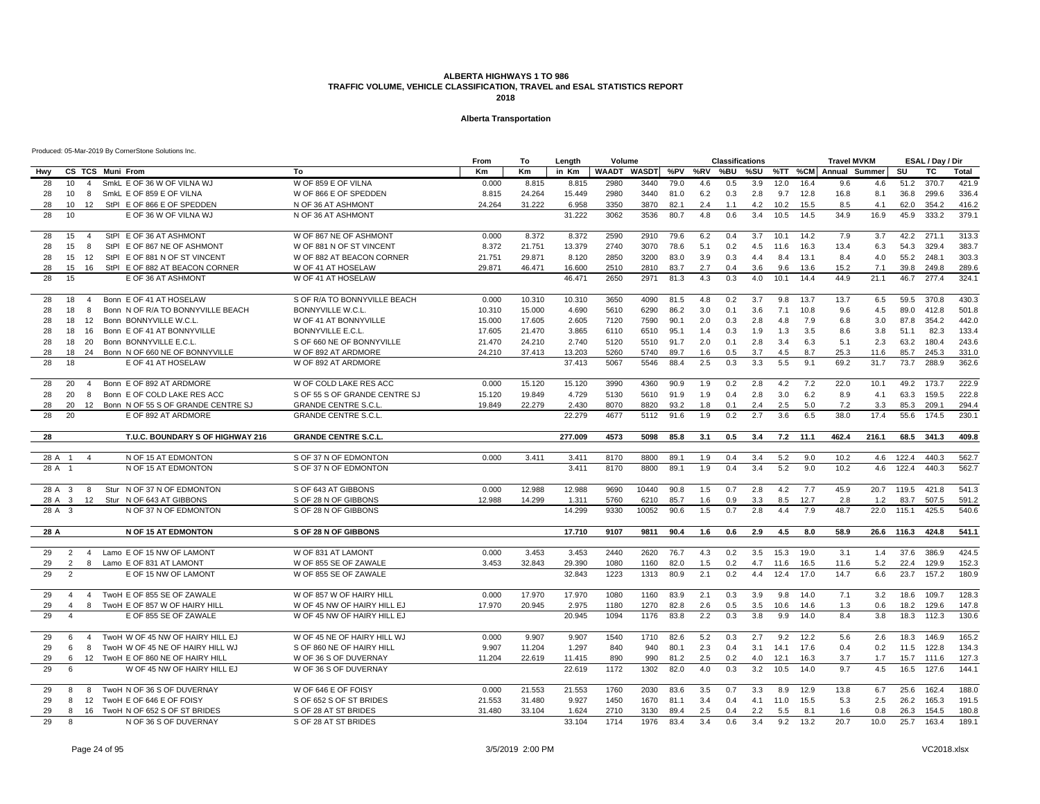# ALBERTA HIGHWAYS 1 TO 986
## TRAFFIC VOLUME, VEHICLE CLASSIFICATION, TRAVEL and ESAL STATISTICS REPORT
## 2018

### Alberta Transportation

Produced: 05-Mar-2019 By CornerStone Solutions Inc.

| Hwy | CS | TCS | Muni | From | To | From Km | To Km | Length in Km | Volume WAADT | Volume WASDT | %PV | %RV | %BU | %SU | %TT | %CM | Travel MVKM Annual | Travel MVKM Summer | ESAL SU | ESAL TC | ESAL Total |
|---|---|---|---|---|---|---|---|---|---|---|---|---|---|---|---|---|---|---|---|---|---|
| 28 | 10 | 4 | SmkL | E OF 36 W OF VILNA WJ | W OF 859 E OF VILNA | 0.000 | 8.815 | 8.815 | 2980 | 3440 | 79.0 | 4.6 | 0.5 | 3.9 | 12.0 | 16.4 | 9.6 | 4.6 | 51.2 | 370.7 | 421.9 |
| 28 | 10 | 8 | SmkL | E OF 859 E OF VILNA | W OF 866 E OF SPEDDEN | 8.815 | 24.264 | 15.449 | 2980 | 3440 | 81.0 | 6.2 | 0.3 | 2.8 | 9.7 | 12.8 | 16.8 | 8.1 | 36.8 | 299.6 | 336.4 |
| 28 | 10 | 12 | StPl | E OF 866 E OF SPEDDEN | N OF 36 AT ASHMONT | 24.264 | 31.222 | 6.958 | 3350 | 3870 | 82.1 | 2.4 | 1.1 | 4.2 | 10.2 | 15.5 | 8.5 | 4.1 | 62.0 | 354.2 | 416.2 |
| 28 | 10 | | | E OF 36 W OF VILNA WJ | N OF 36 AT ASHMONT | | | 31.222 | 3062 | 3536 | 80.7 | 4.8 | 0.6 | 3.4 | 10.5 | 14.5 | 34.9 | 16.9 | 45.9 | 333.2 | 379.1 |
| 28 | 15 | 4 | StPl | E OF 36 AT ASHMONT | W OF 867 NE OF ASHMONT | 0.000 | 8.372 | 8.372 | 2590 | 2910 | 79.6 | 6.2 | 0.4 | 3.7 | 10.1 | 14.2 | 7.9 | 3.7 | 42.2 | 271.1 | 313.3 |
| 28 | 15 | 8 | StPl | E OF 867 NE OF ASHMONT | W OF 881 N OF ST VINCENT | 8.372 | 21.751 | 13.379 | 2740 | 3070 | 78.6 | 5.1 | 0.2 | 4.5 | 11.6 | 16.3 | 13.4 | 6.3 | 54.3 | 329.4 | 383.7 |
| 28 | 15 | 12 | StPl | E OF 881 N OF ST VINCENT | W OF 882 AT BEACON CORNER | 21.751 | 29.871 | 8.120 | 2850 | 3200 | 83.0 | 3.9 | 0.3 | 4.4 | 8.4 | 13.1 | 8.4 | 4.0 | 55.2 | 248.1 | 303.3 |
| 28 | 15 | 16 | StPl | E OF 882 AT BEACON CORNER | W OF 41 AT HOSELAW | 29.871 | 46.471 | 16.600 | 2510 | 2810 | 83.7 | 2.7 | 0.4 | 3.6 | 9.6 | 13.6 | 15.2 | 7.1 | 39.8 | 249.8 | 289.6 |
| 28 | 15 | | | E OF 36 AT ASHMONT | W OF 41 AT HOSELAW | | | 46.471 | 2650 | 2971 | 81.3 | 4.3 | 0.3 | 4.0 | 10.1 | 14.4 | 44.9 | 21.1 | 46.7 | 277.4 | 324.1 |
| 28 | 18 | 4 | Bonn | E OF 41 AT HOSELAW | S OF R/A TO BONNYVILLE BEACH | 0.000 | 10.310 | 10.310 | 3650 | 4090 | 81.5 | 4.8 | 0.2 | 3.7 | 9.8 | 13.7 | 13.7 | 6.5 | 59.5 | 370.8 | 430.3 |
| 28 | 18 | 8 | Bonn | N OF R/A TO BONNYVILLE BEACH | BONNYVILLE W.C.L. | 10.310 | 15.000 | 4.690 | 5610 | 6290 | 86.2 | 3.0 | 0.1 | 3.6 | 7.1 | 10.8 | 9.6 | 4.5 | 89.0 | 412.8 | 501.8 |
| 28 | 18 | 12 | Bonn | BONNYVILLE W.C.L. | W OF 41 AT BONNYVILLE | 15.000 | 17.605 | 2.605 | 7120 | 7590 | 90.1 | 2.0 | 0.3 | 2.8 | 4.8 | 7.9 | 6.8 | 3.0 | 87.8 | 354.2 | 442.0 |
| 28 | 18 | 16 | Bonn | E OF 41 AT BONNYVILLE | BONNYVILLE E.C.L. | 17.605 | 21.470 | 3.865 | 6110 | 6510 | 95.1 | 1.4 | 0.3 | 1.9 | 1.3 | 3.5 | 8.6 | 3.8 | 51.1 | 82.3 | 133.4 |
| 28 | 18 | 20 | Bonn | BONNYVILLE E.C.L. | S OF 660 NE OF BONNYVILLE | 21.470 | 24.210 | 2.740 | 5120 | 5510 | 91.7 | 2.0 | 0.1 | 2.8 | 3.4 | 6.3 | 5.1 | 2.3 | 63.2 | 180.4 | 243.6 |
| 28 | 18 | 24 | Bonn | N OF 660 NE OF BONNYVILLE | W OF 892 AT ARDMORE | 24.210 | 37.413 | 13.203 | 5260 | 5740 | 89.7 | 1.6 | 0.5 | 3.7 | 4.5 | 8.7 | 25.3 | 11.6 | 85.7 | 245.3 | 331.0 |
| 28 | 18 | | | E OF 41 AT HOSELAW | W OF 892 AT ARDMORE | | | 37.413 | 5067 | 5546 | 88.4 | 2.5 | 0.3 | 3.3 | 5.5 | 9.1 | 69.2 | 31.7 | 73.7 | 288.9 | 362.6 |
| 28 | 20 | 4 | Bonn | E OF 892 AT ARDMORE | W OF COLD LAKE RES ACC | 0.000 | 15.120 | 15.120 | 3990 | 4360 | 90.9 | 1.9 | 0.2 | 2.8 | 4.2 | 7.2 | 22.0 | 10.1 | 49.2 | 173.7 | 222.9 |
| 28 | 20 | 8 | Bonn | E OF COLD LAKE RES ACC | S OF 55 S OF GRANDE CENTRE SJ | 15.120 | 19.849 | 4.729 | 5130 | 5610 | 91.9 | 1.9 | 0.4 | 2.8 | 3.0 | 6.2 | 8.9 | 4.1 | 63.3 | 159.5 | 222.8 |
| 28 | 20 | 12 | Bonn | N OF 55 S OF GRANDE CENTRE SJ | GRANDE CENTRE S.C.L. | 19.849 | 22.279 | 2.430 | 8070 | 8820 | 93.2 | 1.8 | 0.1 | 2.4 | 2.5 | 5.0 | 7.2 | 3.3 | 85.3 | 209.1 | 294.4 |
| 28 | 20 | | | E OF 892 AT ARDMORE | GRANDE CENTRE S.C.L. | | | 22.279 | 4677 | 5112 | 91.6 | 1.9 | 0.2 | 2.7 | 3.6 | 6.5 | 38.0 | 17.4 | 55.6 | 174.5 | 230.1 |
| **28** | | | | **T.U.C. BOUNDARY S OF HIGHWAY 216** | **GRANDE CENTRE S.C.L.** | | | **277.009** | **4573** | **5098** | **85.8** | **3.1** | **0.5** | **3.4** | **7.2** | **11.1** | **462.4** | **216.1** | **68.5** | **341.3** | **409.8** |
| 28 A | 1 | 4 | | N OF 15 AT EDMONTON | S OF 37 N OF EDMONTON | 0.000 | 3.411 | 3.411 | 8170 | 8800 | 89.1 | 1.9 | 0.4 | 3.4 | 5.2 | 9.0 | 10.2 | 4.6 | 122.4 | 440.3 | 562.7 |
| 28 A | 1 | | | N OF 15 AT EDMONTON | S OF 37 N OF EDMONTON | | | 3.411 | 8170 | 8800 | 89.1 | 1.9 | 0.4 | 3.4 | 5.2 | 9.0 | 10.2 | 4.6 | 122.4 | 440.3 | 562.7 |
| 28 A | 3 | 8 | Stur | N OF 37 N OF EDMONTON | S OF 643 AT GIBBONS | 0.000 | 12.988 | 12.988 | 9690 | 10440 | 90.8 | 1.5 | 0.7 | 2.8 | 4.2 | 7.7 | 45.9 | 20.7 | 119.5 | 421.8 | 541.3 |
| 28 A | 3 | 12 | Stur | N OF 643 AT GIBBONS | S OF 28 N OF GIBBONS | 12.988 | 14.299 | 1.311 | 5760 | 6210 | 85.7 | 1.6 | 0.9 | 3.3 | 8.5 | 12.7 | 2.8 | 1.2 | 83.7 | 507.5 | 591.2 |
| 28 A | 3 | | | N OF 37 N OF EDMONTON | S OF 28 N OF GIBBONS | | | 14.299 | 9330 | 10052 | 90.6 | 1.5 | 0.7 | 2.8 | 4.4 | 7.9 | 48.7 | 22.0 | 115.1 | 425.5 | 540.6 |
| **28 A** | | | | **N OF 15 AT EDMONTON** | **S OF 28 N OF GIBBONS** | | | **17.710** | **9107** | **9811** | **90.4** | **1.6** | **0.6** | **2.9** | **4.5** | **8.0** | **58.9** | **26.6** | **116.3** | **424.8** | **541.1** |
| 29 | 2 | 4 | Lamo | E OF 15 NW OF LAMONT | W OF 831 AT LAMONT | 0.000 | 3.453 | 3.453 | 2440 | 2620 | 76.7 | 4.3 | 0.2 | 3.5 | 15.3 | 19.0 | 3.1 | 1.4 | 37.6 | 386.9 | 424.5 |
| 29 | 2 | 8 | Lamo | E OF 831 AT LAMONT | W OF 855 SE OF ZAWALE | 3.453 | 32.843 | 29.390 | 1080 | 1160 | 82.0 | 1.5 | 0.2 | 4.7 | 11.6 | 16.5 | 11.6 | 5.2 | 22.4 | 129.9 | 152.3 |
| 29 | 2 | | | E OF 15 NW OF LAMONT | W OF 855 SE OF ZAWALE | | | 32.843 | 1223 | 1313 | 80.9 | 2.1 | 0.2 | 4.4 | 12.4 | 17.0 | 14.7 | 6.6 | 23.7 | 157.2 | 180.9 |
| 29 | 4 | 4 | TwoH | E OF 855 SE OF ZAWALE | W OF 857 W OF HAIRY HILL | 0.000 | 17.970 | 17.970 | 1080 | 1160 | 83.9 | 2.1 | 0.3 | 3.9 | 9.8 | 14.0 | 7.1 | 3.2 | 18.6 | 109.7 | 128.3 |
| 29 | 4 | 8 | TwoH | E OF 857 W OF HAIRY HILL | W OF 45 NW OF HAIRY HILL EJ | 17.970 | 20.945 | 2.975 | 1180 | 1270 | 82.8 | 2.6 | 0.5 | 3.5 | 10.6 | 14.6 | 1.3 | 0.6 | 18.2 | 129.6 | 147.8 |
| 29 | 4 | | | E OF 855 SE OF ZAWALE | W OF 45 NW OF HAIRY HILL EJ | | | 20.945 | 1094 | 1176 | 83.8 | 2.2 | 0.3 | 3.8 | 9.9 | 14.0 | 8.4 | 3.8 | 18.3 | 112.3 | 130.6 |
| 29 | 6 | 4 | TwoH | W OF 45 NW OF HAIRY HILL EJ | W OF 45 NE OF HAIRY HILL WJ | 0.000 | 9.907 | 9.907 | 1540 | 1710 | 82.6 | 5.2 | 0.3 | 2.7 | 9.2 | 12.2 | 5.6 | 2.6 | 18.3 | 146.9 | 165.2 |
| 29 | 6 | 8 | TwoH | W OF 45 NE OF HAIRY HILL WJ | S OF 860 NE OF HAIRY HILL | 9.907 | 11.204 | 1.297 | 840 | 940 | 80.1 | 2.3 | 0.4 | 3.1 | 14.1 | 17.6 | 0.4 | 0.2 | 11.5 | 122.8 | 134.3 |
| 29 | 6 | 12 | TwoH | E OF 860 NE OF HAIRY HILL | W OF 36 S OF DUVERNAY | 11.204 | 22.619 | 11.415 | 890 | 990 | 81.2 | 2.5 | 0.2 | 4.0 | 12.1 | 16.3 | 3.7 | 1.7 | 15.7 | 111.6 | 127.3 |
| 29 | 6 | | | W OF 45 NW OF HAIRY HILL EJ | W OF 36 S OF DUVERNAY | | | 22.619 | 1172 | 1302 | 82.0 | 4.0 | 0.3 | 3.2 | 10.5 | 14.0 | 9.7 | 4.5 | 16.5 | 127.6 | 144.1 |
| 29 | 8 | 8 | TwoH | N OF 36 S OF DUVERNAY | W OF 646 E OF FOISY | 0.000 | 21.553 | 21.553 | 1760 | 2030 | 83.6 | 3.5 | 0.7 | 3.3 | 8.9 | 12.9 | 13.8 | 6.7 | 25.6 | 162.4 | 188.0 |
| 29 | 8 | 12 | TwoH | E OF 646 E OF FOISY | S OF 652 S OF ST BRIDES | 21.553 | 31.480 | 9.927 | 1450 | 1670 | 81.1 | 3.4 | 0.4 | 4.1 | 11.0 | 15.5 | 5.3 | 2.5 | 26.2 | 165.3 | 191.5 |
| 29 | 8 | 16 | TwoH | N OF 652 S OF ST BRIDES | S OF 28 AT ST BRIDES | 31.480 | 33.104 | 1.624 | 2710 | 3130 | 89.4 | 2.5 | 0.4 | 2.2 | 5.5 | 8.1 | 1.6 | 0.8 | 26.3 | 154.5 | 180.8 |
| 29 | 8 | | | N OF 36 S OF DUVERNAY | S OF 28 AT ST BRIDES | | | 33.104 | 1714 | 1976 | 83.4 | 3.4 | 0.6 | 3.4 | 9.2 | 13.2 | 20.7 | 10.0 | 25.7 | 163.4 | 189.1 |

3/5/2019 2:00 PM

VC2018.xlsx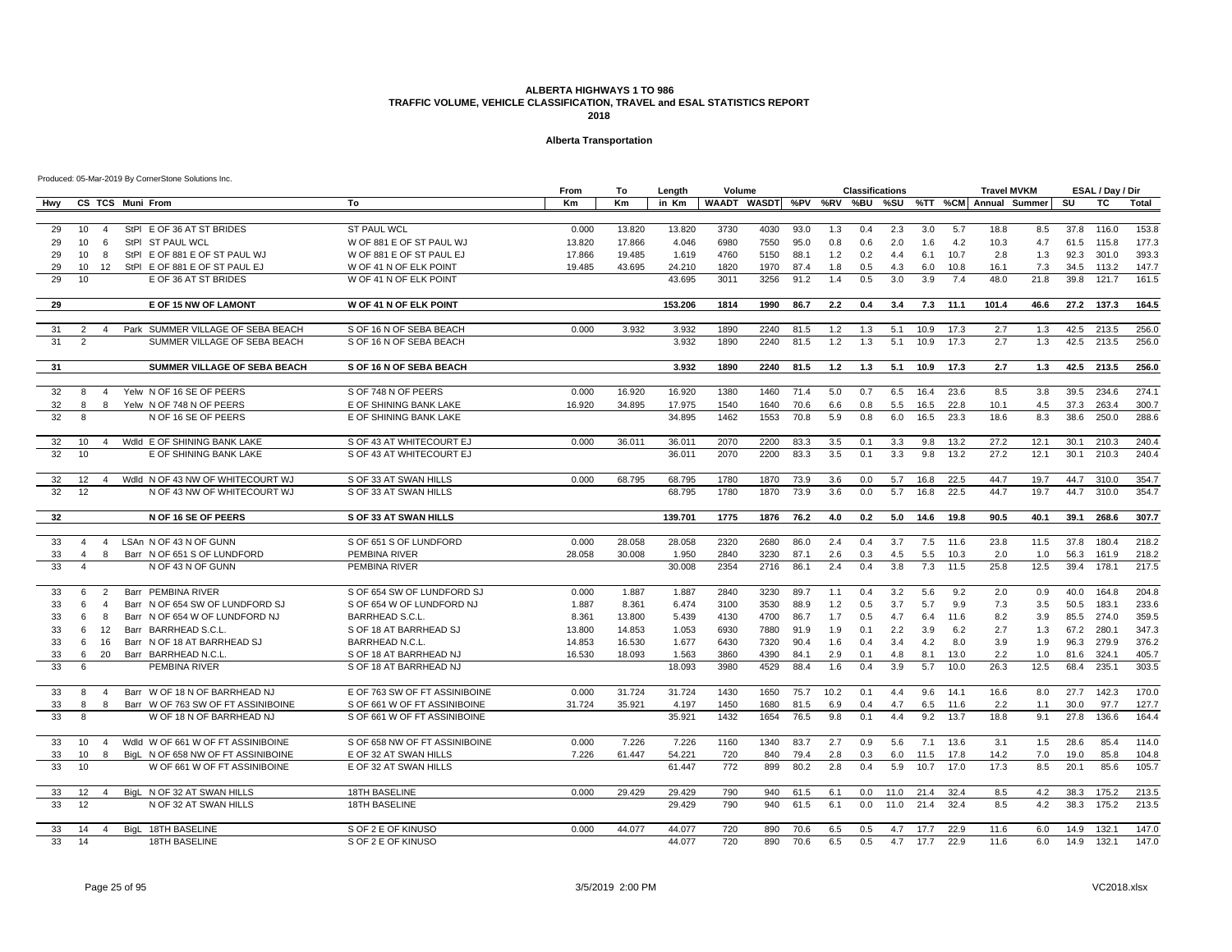# ALBERTA HIGHWAYS 1 TO 986
## TRAFFIC VOLUME, VEHICLE CLASSIFICATION, TRAVEL and ESAL STATISTICS REPORT
## 2018

**Alberta Transportation**

Produced: 05-Mar-2019 By CornerStone Solutions Inc.

| Hwy | CS | TCS | Muni | From | To | From Km | To Km | Length in Km | Volume WAADT | Volume WASDT | %PV | %RV | %BU | %SU | %TT | %CM | Travel MVKM Annual | Travel MVKM Summer | ESAL / Day / Dir SU | ESAL / Day / Dir TC | ESAL / Day / Dir Total |
|---|---|---|---|---|---|---|---|---|---|---|---|---|---|---|---|---|---|---|---|---|---|
| 29 | 10 | 4 | StPl | E OF 36 AT ST BRIDES | ST PAUL WCL | 0.000 | 13.820 | 13.820 | 3730 | 4030 | 93.0 | 1.3 | 0.4 | 2.3 | 3.0 | 5.7 | 18.8 | 8.5 | 37.8 | 116.0 | 153.8 |
| 29 | 10 | 6 | StPl | ST PAUL WCL | W OF 881 E OF ST PAUL WJ | 13.820 | 17.866 | 4.046 | 6980 | 7550 | 95.0 | 0.8 | 0.6 | 2.0 | 1.6 | 4.2 | 10.3 | 4.7 | 61.5 | 115.8 | 177.3 |
| 29 | 10 | 8 | StPl | E OF 881 E OF ST PAUL WJ | W OF 881 E OF ST PAUL EJ | 17.866 | 19.485 | 1.619 | 4760 | 5150 | 88.1 | 1.2 | 0.2 | 4.4 | 6.1 | 10.7 | 2.8 | 1.3 | 92.3 | 301.0 | 393.3 |
| 29 | 10 | 12 | StPl | E OF 881 E OF ST PAUL EJ | W OF 41 N OF ELK POINT | 19.485 | 43.695 | 24.210 | 1820 | 1970 | 87.4 | 1.8 | 0.5 | 4.3 | 6.0 | 10.8 | 16.1 | 7.3 | 34.5 | 113.2 | 147.7 |
| 29 | 10 | | | E OF 36 AT ST BRIDES | W OF 41 N OF ELK POINT | | | 43.695 | 3011 | 3256 | 91.2 | 1.4 | 0.5 | 3.0 | 3.9 | 7.4 | 48.0 | 21.8 | 39.8 | 121.7 | 161.5 |
| **29** | | | | **E OF 15 NW OF LAMONT** | **W OF 41 N OF ELK POINT** | | | **153.206** | **1814** | **1990** | **86.7** | **2.2** | **0.4** | **3.4** | **7.3** | **11.1** | **101.4** | **46.6** | **27.2** | **137.3** | **164.5** |
| 31 | 2 | 4 | Park | SUMMER VILLAGE OF SEBA BEACH | S OF 16 N OF SEBA BEACH | 0.000 | 3.932 | 3.932 | 1890 | 2240 | 81.5 | 1.2 | 1.3 | 5.1 | 10.9 | 17.3 | 2.7 | 1.3 | 42.5 | 213.5 | 256.0 |
| 31 | 2 | | | SUMMER VILLAGE OF SEBA BEACH | S OF 16 N OF SEBA BEACH | | | 3.932 | 1890 | 2240 | 81.5 | 1.2 | 1.3 | 5.1 | 10.9 | 17.3 | 2.7 | 1.3 | 42.5 | 213.5 | 256.0 |
| **31** | | | | **SUMMER VILLAGE OF SEBA BEACH** | **S OF 16 N OF SEBA BEACH** | | | **3.932** | **1890** | **2240** | **81.5** | **1.2** | **1.3** | **5.1** | **10.9** | **17.3** | **2.7** | **1.3** | **42.5** | **213.5** | **256.0** |
| 32 | 8 | 4 | Yelw | N OF 16 SE OF PEERS | S OF 748 N OF PEERS | 0.000 | 16.920 | 16.920 | 1380 | 1460 | 71.4 | 5.0 | 0.7 | 6.5 | 16.4 | 23.6 | 8.5 | 3.8 | 39.5 | 234.6 | 274.1 |
| 32 | 8 | 8 | Yelw | N OF 748 N OF PEERS | E OF SHINING BANK LAKE | 16.920 | 34.895 | 17.975 | 1540 | 1640 | 70.6 | 6.6 | 0.8 | 5.5 | 16.5 | 22.8 | 10.1 | 4.5 | 37.3 | 263.4 | 300.7 |
| 32 | 8 | | | N OF 16 SE OF PEERS | E OF SHINING BANK LAKE | | | 34.895 | 1462 | 1553 | 70.8 | 5.9 | 0.8 | 6.0 | 16.5 | 23.3 | 18.6 | 8.3 | 38.6 | 250.0 | 288.6 |
| 32 | 10 | 4 | Wdld | E OF SHINING BANK LAKE | S OF 43 AT WHITECOURT EJ | 0.000 | 36.011 | 36.011 | 2070 | 2200 | 83.3 | 3.5 | 0.1 | 3.3 | 9.8 | 13.2 | 27.2 | 12.1 | 30.1 | 210.3 | 240.4 |
| 32 | 10 | | | E OF SHINING BANK LAKE | S OF 43 AT WHITECOURT EJ | | | 36.011 | 2070 | 2200 | 83.3 | 3.5 | 0.1 | 3.3 | 9.8 | 13.2 | 27.2 | 12.1 | 30.1 | 210.3 | 240.4 |
| 32 | 12 | 4 | Wdld | N OF 43 NW OF WHITECOURT WJ | S OF 33 AT SWAN HILLS | 0.000 | 68.795 | 68.795 | 1780 | 1870 | 73.9 | 3.6 | 0.0 | 5.7 | 16.8 | 22.5 | 44.7 | 19.7 | 44.7 | 310.0 | 354.7 |
| 32 | 12 | | | N OF 43 NW OF WHITECOURT WJ | S OF 33 AT SWAN HILLS | | | 68.795 | 1780 | 1870 | 73.9 | 3.6 | 0.0 | 5.7 | 16.8 | 22.5 | 44.7 | 19.7 | 44.7 | 310.0 | 354.7 |
| **32** | | | | **N OF 16 SE OF PEERS** | **S OF 33 AT SWAN HILLS** | | | **139.701** | **1775** | **1876** | **76.2** | **4.0** | **0.2** | **5.0** | **14.6** | **19.8** | **90.5** | **40.1** | **39.1** | **268.6** | **307.7** |
| 33 | 4 | 4 | LSAn | N OF 43 N OF GUNN | S OF 651 S OF LUNDFORD | 0.000 | 28.058 | 28.058 | 2320 | 2680 | 86.0 | 2.4 | 0.4 | 3.7 | 7.5 | 11.6 | 23.8 | 11.5 | 37.8 | 180.4 | 218.2 |
| 33 | 4 | 8 | Barr | N OF 651 S OF LUNDFORD | PEMBINA RIVER | 28.058 | 30.008 | 1.950 | 2840 | 3230 | 87.1 | 2.6 | 0.3 | 4.5 | 5.5 | 10.3 | 2.0 | 1.0 | 56.3 | 161.9 | 218.2 |
| 33 | 4 | | | N OF 43 N OF GUNN | PEMBINA RIVER | | | 30.008 | 2354 | 2716 | 86.1 | 2.4 | 0.4 | 3.8 | 7.3 | 11.5 | 25.8 | 12.5 | 39.4 | 178.1 | 217.5 |
| 33 | 6 | 2 | Barr | PEMBINA RIVER | S OF 654 SW OF LUNDFORD SJ | 0.000 | 1.887 | 1.887 | 2840 | 3230 | 89.7 | 1.1 | 0.4 | 3.2 | 5.6 | 9.2 | 2.0 | 0.9 | 40.0 | 164.8 | 204.8 |
| 33 | 6 | 4 | Barr | N OF 654 SW OF LUNDFORD SJ | S OF 654 W OF LUNDFORD NJ | 1.887 | 8.361 | 6.474 | 3100 | 3530 | 88.9 | 1.2 | 0.5 | 3.7 | 5.7 | 9.9 | 7.3 | 3.5 | 50.5 | 183.1 | 233.6 |
| 33 | 6 | 8 | Barr | N OF 654 W OF LUNDFORD NJ | BARRHEAD S.C.L. | 8.361 | 13.800 | 5.439 | 4130 | 4700 | 86.7 | 1.7 | 0.5 | 4.7 | 6.4 | 11.6 | 8.2 | 3.9 | 85.5 | 274.0 | 359.5 |
| 33 | 6 | 12 | Barr | BARRHEAD S.C.L. | S OF 18 AT BARRHEAD SJ | 13.800 | 14.853 | 1.053 | 6930 | 7880 | 91.9 | 1.9 | 0.1 | 2.2 | 3.9 | 6.2 | 2.7 | 1.3 | 67.2 | 280.1 | 347.3 |
| 33 | 6 | 16 | Barr | N OF 18 AT BARRHEAD SJ | BARRHEAD N.C.L. | 14.853 | 16.530 | 1.677 | 6430 | 7320 | 90.4 | 1.6 | 0.4 | 3.4 | 4.2 | 8.0 | 3.9 | 1.9 | 96.3 | 279.9 | 376.2 |
| 33 | 6 | 20 | Barr | BARRHEAD N.C.L. | S OF 18 AT BARRHEAD NJ | 16.530 | 18.093 | 1.563 | 3860 | 4390 | 84.1 | 2.9 | 0.1 | 4.8 | 8.1 | 13.0 | 2.2 | 1.0 | 81.6 | 324.1 | 405.7 |
| 33 | 6 | | | PEMBINA RIVER | S OF 18 AT BARRHEAD NJ | | | 18.093 | 3980 | 4529 | 88.4 | 1.6 | 0.4 | 3.9 | 5.7 | 10.0 | 26.3 | 12.5 | 68.4 | 235.1 | 303.5 |
| 33 | 8 | 4 | Barr | W OF 18 N OF BARRHEAD NJ | E OF 763 SW OF FT ASSINIBOINE | 0.000 | 31.724 | 31.724 | 1430 | 1650 | 75.7 | 10.2 | 0.1 | 4.4 | 9.6 | 14.1 | 16.6 | 8.0 | 27.7 | 142.3 | 170.0 |
| 33 | 8 | 8 | Barr | W OF 763 SW OF FT ASSINIBOINE | S OF 661 W OF FT ASSINIBOINE | 31.724 | 35.921 | 4.197 | 1450 | 1680 | 81.5 | 6.9 | 0.4 | 4.7 | 6.5 | 11.6 | 2.2 | 1.1 | 30.0 | 97.7 | 127.7 |
| 33 | 8 | | | W OF 18 N OF BARRHEAD NJ | S OF 661 W OF FT ASSINIBOINE | | | 35.921 | 1432 | 1654 | 76.5 | 9.8 | 0.1 | 4.4 | 9.2 | 13.7 | 18.8 | 9.1 | 27.8 | 136.6 | 164.4 |
| 33 | 10 | 4 | Wdld | W OF 661 W OF FT ASSINIBOINE | S OF 658 NW OF FT ASSINIBOINE | 0.000 | 7.226 | 7.226 | 1160 | 1340 | 83.7 | 2.7 | 0.9 | 5.6 | 7.1 | 13.6 | 3.1 | 1.5 | 28.6 | 85.4 | 114.0 |
| 33 | 10 | 8 | BigL | N OF 658 NW OF FT ASSINIBOINE | E OF 32 AT SWAN HILLS | 7.226 | 61.447 | 54.221 | 720 | 840 | 79.4 | 2.8 | 0.3 | 6.0 | 11.5 | 17.8 | 14.2 | 7.0 | 19.0 | 85.8 | 104.8 |
| 33 | 10 | | | W OF 661 W OF FT ASSINIBOINE | E OF 32 AT SWAN HILLS | | | 61.447 | 772 | 899 | 80.2 | 2.8 | 0.4 | 5.9 | 10.7 | 17.0 | 17.3 | 8.5 | 20.1 | 85.6 | 105.7 |
| 33 | 12 | 4 | BigL | N OF 32 AT SWAN HILLS | 18TH BASELINE | 0.000 | 29.429 | 29.429 | 790 | 940 | 61.5 | 6.1 | 0.0 | 11.0 | 21.4 | 32.4 | 8.5 | 4.2 | 38.3 | 175.2 | 213.5 |
| 33 | 12 | | | N OF 32 AT SWAN HILLS | 18TH BASELINE | | | 29.429 | 790 | 940 | 61.5 | 6.1 | 0.0 | 11.0 | 21.4 | 32.4 | 8.5 | 4.2 | 38.3 | 175.2 | 213.5 |
| 33 | 14 | 4 | BigL | 18TH BASELINE | S OF 2 E OF KINUSO | 0.000 | 44.077 | 44.077 | 720 | 890 | 70.6 | 6.5 | 0.5 | 4.7 | 17.7 | 22.9 | 11.6 | 6.0 | 14.9 | 132.1 | 147.0 |
| 33 | 14 | | | 18TH BASELINE | S OF 2 E OF KINUSO | | | 44.077 | 720 | 890 | 70.6 | 6.5 | 0.5 | 4.7 | 17.7 | 22.9 | 11.6 | 6.0 | 14.9 | 132.1 | 147.0 |

3/5/2019 2:00 PM VC2018.xlsx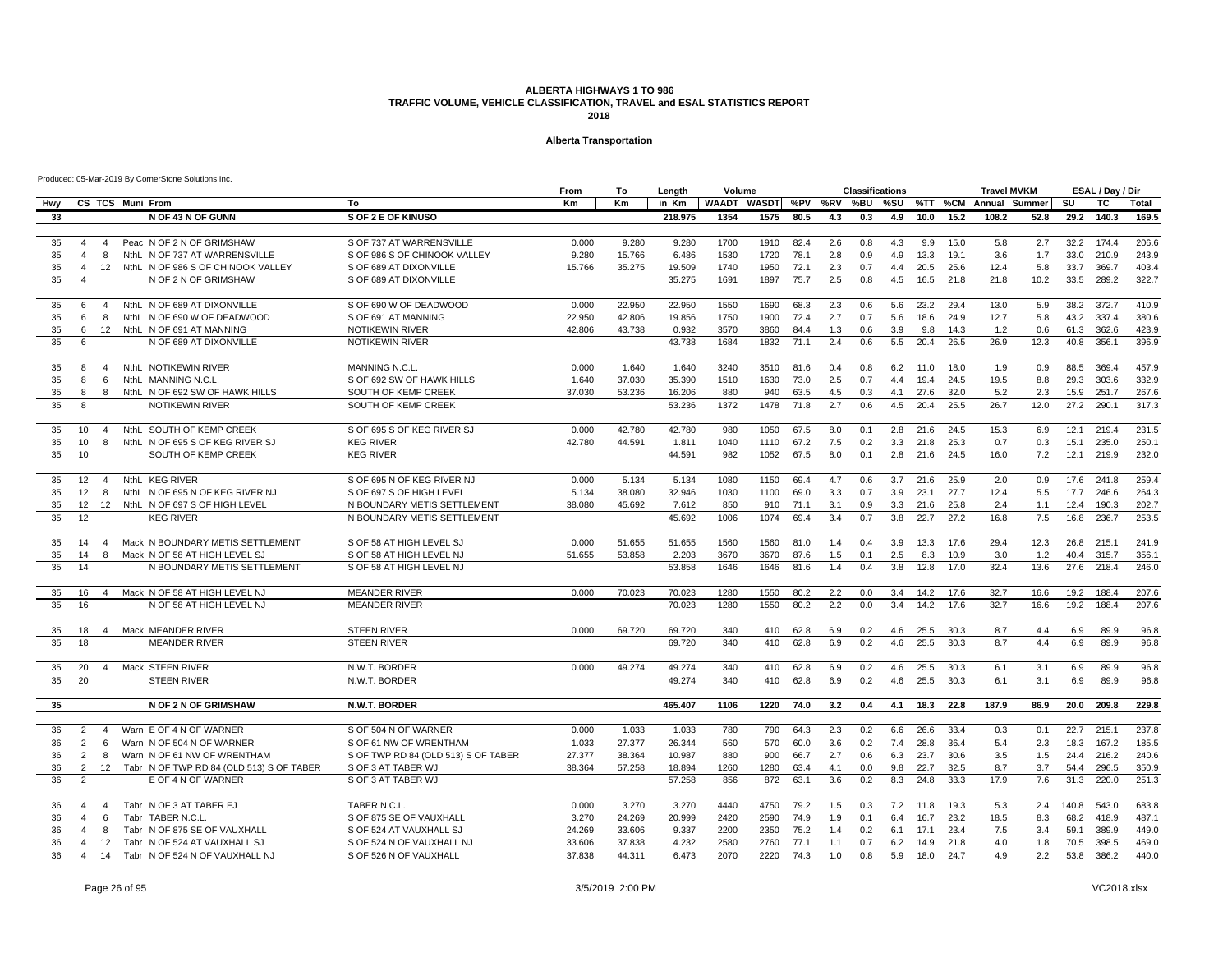# ALBERTA HIGHWAYS 1 TO 986
## TRAFFIC VOLUME, VEHICLE CLASSIFICATION, TRAVEL and ESAL STATISTICS REPORT
## 2018

**Alberta Transportation**

Produced: 05-Mar-2019 By CornerStone Solutions Inc.

| Hwy | CS | TCS | Muni | From | To | From Km | To Km | Length in Km | Volume WAADT | Volume WASDT | %PV | %RV | %BU | %SU | %TT | %CM | Travel MVKM Annual | Travel MVKM Summer | ESAL / Day / Dir SU | ESAL / Day / Dir TC | ESAL / Day / Dir Total |
|---|---|---|---|---|---|---|---|---|---|---|---|---|---|---|---|---|---|---|---|---|---|
| **33** | | | | **N OF 43 N OF GUNN** | **S OF 2 E OF KINUSO** | | | **218.975** | **1354** | **1575** | **80.5** | **4.3** | **0.3** | **4.9** | **10.0** | **15.2** | **108.2** | **52.8** | **29.2** | **140.3** | **169.5** |
| 35 | 4 | 4 | Peac | N OF 2 N OF GRIMSHAW | S OF 737 AT WARRENSVILLE | 0.000 | 9.280 | 9.280 | 1700 | 1910 | 82.4 | 2.6 | 0.8 | 4.3 | 9.9 | 15.0 | 5.8 | 2.7 | 32.2 | 174.4 | 206.6 |
| 35 | 4 | 8 | NthL | N OF 737 AT WARRENSVILLE | S OF 986 S OF CHINOOK VALLEY | 9.280 | 15.766 | 6.486 | 1530 | 1720 | 78.1 | 2.8 | 0.9 | 4.9 | 13.3 | 19.1 | 3.6 | 1.7 | 33.0 | 210.9 | 243.9 |
| 35 | 4 | 12 | NthL | N OF 986 S OF CHINOOK VALLEY | S OF 689 AT DIXONVILLE | 15.766 | 35.275 | 19.509 | 1740 | 1950 | 72.1 | 2.3 | 0.7 | 4.4 | 20.5 | 25.6 | 12.4 | 5.8 | 33.7 | 369.7 | 403.4 |
| 35 | 4 | | | N OF 2 N OF GRIMSHAW | S OF 689 AT DIXONVILLE | | | 35.275 | 1691 | 1897 | 75.7 | 2.5 | 0.8 | 4.5 | 16.5 | 21.8 | 21.8 | 10.2 | 33.5 | 289.2 | 322.7 |
| 35 | 6 | 4 | NthL | N OF 689 AT DIXONVILLE | S OF 690 W OF DEADWOOD | 0.000 | 22.950 | 22.950 | 1550 | 1690 | 68.3 | 2.3 | 0.6 | 5.6 | 23.2 | 29.4 | 13.0 | 5.9 | 38.2 | 372.7 | 410.9 |
| 35 | 6 | 8 | NthL | N OF 690 W OF DEADWOOD | S OF 691 AT MANNING | 22.950 | 42.806 | 19.856 | 1750 | 1900 | 72.4 | 2.7 | 0.7 | 5.6 | 18.6 | 24.9 | 12.7 | 5.8 | 43.2 | 337.4 | 380.6 |
| 35 | 6 | 12 | NthL | N OF 691 AT MANNING | NOTIKEWIN RIVER | 42.806 | 43.738 | 0.932 | 3570 | 3860 | 84.4 | 1.3 | 0.6 | 3.9 | 9.8 | 14.3 | 1.2 | 0.6 | 61.3 | 362.6 | 423.9 |
| 35 | 6 | | | N OF 689 AT DIXONVILLE | NOTIKEWIN RIVER | | | 43.738 | 1684 | 1832 | 71.1 | 2.4 | 0.6 | 5.5 | 20.4 | 26.5 | 26.9 | 12.3 | 40.8 | 356.1 | 396.9 |
| 35 | 8 | 4 | NthL | NOTIKEWIN RIVER | MANNING N.C.L. | 0.000 | 1.640 | 1.640 | 3240 | 3510 | 81.6 | 0.4 | 0.8 | 6.2 | 11.0 | 18.0 | 1.9 | 0.9 | 88.5 | 369.4 | 457.9 |
| 35 | 8 | 6 | NthL | MANNING N.C.L. | S OF 692 SW OF HAWK HILLS | 1.640 | 37.030 | 35.390 | 1510 | 1630 | 73.0 | 2.5 | 0.7 | 4.4 | 19.4 | 24.5 | 19.5 | 8.8 | 29.3 | 303.6 | 332.9 |
| 35 | 8 | 8 | NthL | N OF 692 SW OF HAWK HILLS | SOUTH OF KEMP CREEK | 37.030 | 53.236 | 16.206 | 880 | 940 | 63.5 | 4.5 | 0.3 | 4.1 | 27.6 | 32.0 | 5.2 | 2.3 | 15.9 | 251.7 | 267.6 |
| 35 | 8 | | | NOTIKEWIN RIVER | SOUTH OF KEMP CREEK | | | 53.236 | 1372 | 1478 | 71.8 | 2.7 | 0.6 | 4.5 | 20.4 | 25.5 | 26.7 | 12.0 | 27.2 | 290.1 | 317.3 |
| 35 | 10 | 4 | NthL | SOUTH OF KEMP CREEK | S OF 695 S OF KEG RIVER SJ | 0.000 | 42.780 | 42.780 | 980 | 1050 | 67.5 | 8.0 | 0.1 | 2.8 | 21.6 | 24.5 | 15.3 | 6.9 | 12.1 | 219.4 | 231.5 |
| 35 | 10 | 8 | NthL | N OF 695 S OF KEG RIVER SJ | KEG RIVER | 42.780 | 44.591 | 1.811 | 1040 | 1110 | 67.2 | 7.5 | 0.2 | 3.3 | 21.8 | 25.3 | 0.7 | 0.3 | 15.1 | 235.0 | 250.1 |
| 35 | 10 | | | SOUTH OF KEMP CREEK | KEG RIVER | | | 44.591 | 982 | 1052 | 67.5 | 8.0 | 0.1 | 2.8 | 21.6 | 24.5 | 16.0 | 7.2 | 12.1 | 219.9 | 232.0 |
| 35 | 12 | 4 | NthL | KEG RIVER | S OF 695 N OF KEG RIVER NJ | 0.000 | 5.134 | 5.134 | 1080 | 1150 | 69.4 | 4.7 | 0.6 | 3.7 | 21.6 | 25.9 | 2.0 | 0.9 | 17.6 | 241.8 | 259.4 |
| 35 | 12 | 8 | NthL | N OF 695 N OF KEG RIVER NJ | S OF 697 S OF HIGH LEVEL | 5.134 | 38.080 | 32.946 | 1030 | 1100 | 69.0 | 3.3 | 0.7 | 3.9 | 23.1 | 27.7 | 12.4 | 5.5 | 17.7 | 246.6 | 264.3 |
| 35 | 12 | 12 | NthL | N OF 697 S OF HIGH LEVEL | N BOUNDARY METIS SETTLEMENT | 38.080 | 45.692 | 7.612 | 850 | 910 | 71.1 | 3.1 | 0.9 | 3.3 | 21.6 | 25.8 | 2.4 | 1.1 | 12.4 | 190.3 | 202.7 |
| 35 | 12 | | | KEG RIVER | N BOUNDARY METIS SETTLEMENT | | | 45.692 | 1006 | 1074 | 69.4 | 3.4 | 0.7 | 3.8 | 22.7 | 27.2 | 16.8 | 7.5 | 16.8 | 236.7 | 253.5 |
| 35 | 14 | 4 | Mack | N BOUNDARY METIS SETTLEMENT | S OF 58 AT HIGH LEVEL SJ | 0.000 | 51.655 | 51.655 | 1560 | 1560 | 81.0 | 1.4 | 0.4 | 3.9 | 13.3 | 17.6 | 29.4 | 12.3 | 26.8 | 215.1 | 241.9 |
| 35 | 14 | 8 | Mack | N OF 58 AT HIGH LEVEL SJ | S OF 58 AT HIGH LEVEL NJ | 51.655 | 53.858 | 2.203 | 3670 | 3670 | 87.6 | 1.5 | 0.1 | 2.5 | 8.3 | 10.9 | 3.0 | 1.2 | 40.4 | 315.7 | 356.1 |
| 35 | 14 | | | N BOUNDARY METIS SETTLEMENT | S OF 58 AT HIGH LEVEL NJ | | | 53.858 | 1646 | 1646 | 81.6 | 1.4 | 0.4 | 3.8 | 12.8 | 17.0 | 32.4 | 13.6 | 27.6 | 218.4 | 246.0 |
| 35 | 16 | 4 | Mack | N OF 58 AT HIGH LEVEL NJ | MEANDER RIVER | 0.000 | 70.023 | 70.023 | 1280 | 1550 | 80.2 | 2.2 | 0.0 | 3.4 | 14.2 | 17.6 | 32.7 | 16.6 | 19.2 | 188.4 | 207.6 |
| 35 | 16 | | | N OF 58 AT HIGH LEVEL NJ | MEANDER RIVER | | | 70.023 | 1280 | 1550 | 80.2 | 2.2 | 0.0 | 3.4 | 14.2 | 17.6 | 32.7 | 16.6 | 19.2 | 188.4 | 207.6 |
| 35 | 18 | 4 | Mack | MEANDER RIVER | STEEN RIVER | 0.000 | 69.720 | 69.720 | 340 | 410 | 62.8 | 6.9 | 0.2 | 4.6 | 25.5 | 30.3 | 8.7 | 4.4 | 6.9 | 89.9 | 96.8 |
| 35 | 18 | | | MEANDER RIVER | STEEN RIVER | | | 69.720 | 340 | 410 | 62.8 | 6.9 | 0.2 | 4.6 | 25.5 | 30.3 | 8.7 | 4.4 | 6.9 | 89.9 | 96.8 |
| 35 | 20 | 4 | Mack | STEEN RIVER | N.W.T. BORDER | 0.000 | 49.274 | 49.274 | 340 | 410 | 62.8 | 6.9 | 0.2 | 4.6 | 25.5 | 30.3 | 6.1 | 3.1 | 6.9 | 89.9 | 96.8 |
| 35 | 20 | | | STEEN RIVER | N.W.T. BORDER | | | 49.274 | 340 | 410 | 62.8 | 6.9 | 0.2 | 4.6 | 25.5 | 30.3 | 6.1 | 3.1 | 6.9 | 89.9 | 96.8 |
| **35** | | | | **N OF 2 N OF GRIMSHAW** | **N.W.T. BORDER** | | | **465.407** | **1106** | **1220** | **74.0** | **3.2** | **0.4** | **4.1** | **18.3** | **22.8** | **187.9** | **86.9** | **20.0** | **209.8** | **229.8** |
| 36 | 2 | 4 | Warn | E OF 4 N OF WARNER | S OF 504 N OF WARNER | 0.000 | 1.033 | 1.033 | 780 | 790 | 64.3 | 2.3 | 0.2 | 6.6 | 26.6 | 33.4 | 0.3 | 0.1 | 22.7 | 215.1 | 237.8 |
| 36 | 2 | 6 | Warn | N OF 504 N OF WARNER | S OF 61 NW OF WRENTHAM | 1.033 | 27.377 | 26.344 | 560 | 570 | 60.0 | 3.6 | 0.2 | 7.4 | 28.8 | 36.4 | 5.4 | 2.3 | 18.3 | 167.2 | 185.5 |
| 36 | 2 | 8 | Warn | N OF 61 NW OF WRENTHAM | S OF TWP RD 84 (OLD 513) S OF TABER | 27.377 | 38.364 | 10.987 | 880 | 900 | 66.7 | 2.7 | 0.6 | 6.3 | 23.7 | 30.6 | 3.5 | 1.5 | 24.4 | 216.2 | 240.6 |
| 36 | 2 | 12 | Tabr | N OF TWP RD 84 (OLD 513) S OF TABER | S OF 3 AT TABER WJ | 38.364 | 57.258 | 18.894 | 1260 | 1280 | 63.4 | 4.1 | 0.0 | 9.8 | 22.7 | 32.5 | 8.7 | 3.7 | 54.4 | 296.5 | 350.9 |
| 36 | 2 | | | E OF 4 N OF WARNER | S OF 3 AT TABER WJ | | | 57.258 | 856 | 872 | 63.1 | 3.6 | 0.2 | 8.3 | 24.8 | 33.3 | 17.9 | 7.6 | 31.3 | 220.0 | 251.3 |
| 36 | 4 | 4 | Tabr | N OF 3 AT TABER EJ | TABER N.C.L. | 0.000 | 3.270 | 3.270 | 4440 | 4750 | 79.2 | 1.5 | 0.3 | 7.2 | 11.8 | 19.3 | 5.3 | 2.4 | 140.8 | 543.0 | 683.8 |
| 36 | 4 | 6 | Tabr | TABER N.C.L. | S OF 875 SE OF VAUXHALL | 3.270 | 24.269 | 20.999 | 2420 | 2590 | 74.9 | 1.9 | 0.1 | 6.4 | 16.7 | 23.2 | 18.5 | 8.3 | 68.2 | 418.9 | 487.1 |
| 36 | 4 | 8 | Tabr | N OF 875 SE OF VAUXHALL | S OF 524 AT VAUXHALL SJ | 24.269 | 33.606 | 9.337 | 2200 | 2350 | 75.2 | 1.4 | 0.2 | 6.1 | 17.1 | 23.4 | 7.5 | 3.4 | 59.1 | 389.9 | 449.0 |
| 36 | 4 | 12 | Tabr | N OF 524 AT VAUXHALL SJ | S OF 524 N OF VAUXHALL NJ | 33.606 | 37.838 | 4.232 | 2580 | 2760 | 77.1 | 1.1 | 0.7 | 6.2 | 14.9 | 21.8 | 4.0 | 1.8 | 70.5 | 398.5 | 469.0 |
| 36 | 4 | 14 | Tabr | N OF 524 N OF VAUXHALL NJ | S OF 526 N OF VAUXHALL | 37.838 | 44.311 | 6.473 | 2070 | 2220 | 74.3 | 1.0 | 0.8 | 5.9 | 18.0 | 24.7 | 4.9 | 2.2 | 53.8 | 386.2 | 440.0 |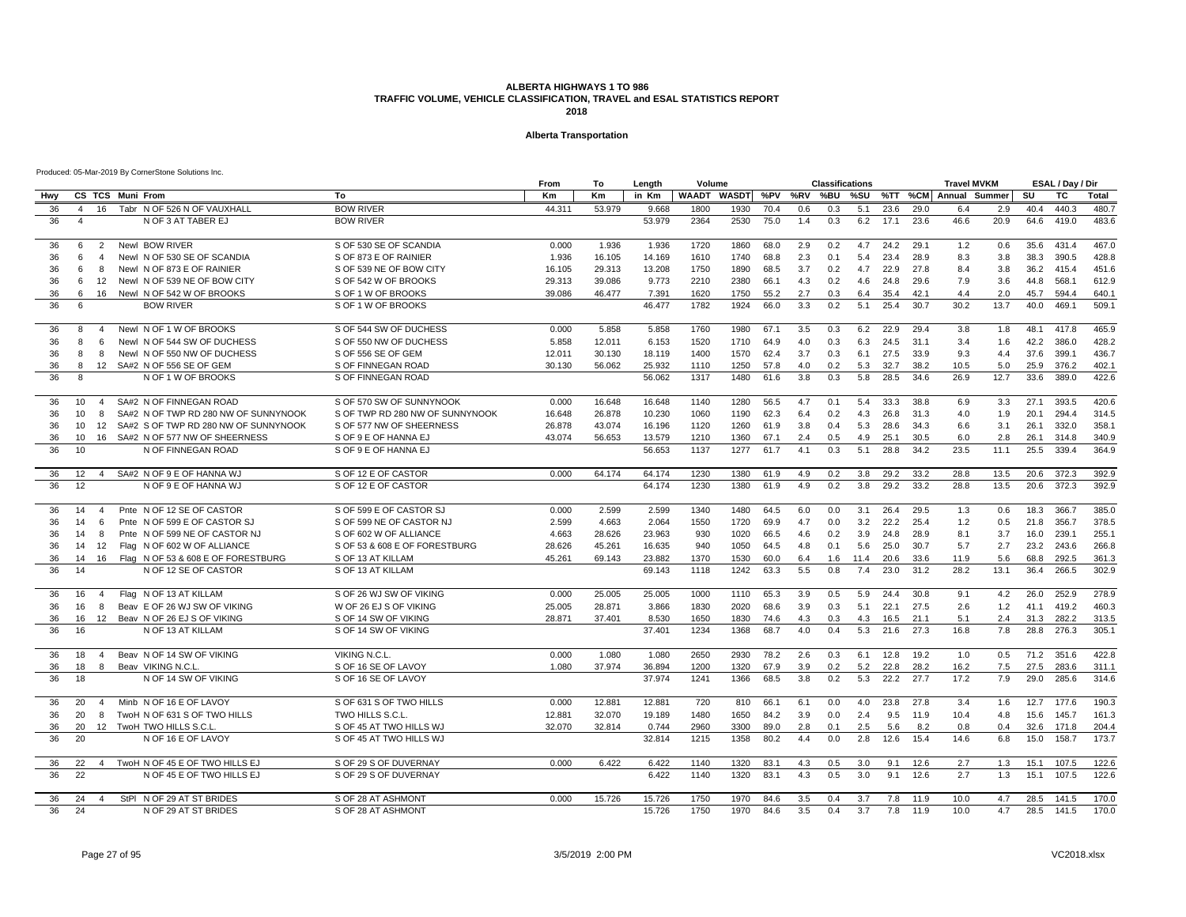# ALBERTA HIGHWAYS 1 TO 986
## TRAFFIC VOLUME, VEHICLE CLASSIFICATION, TRAVEL and ESAL STATISTICS REPORT
## 2018

**Alberta Transportation**

Produced: 05-Mar-2019 By CornerStone Solutions Inc.

| Hwy | CS | TCS | Muni | From | To | From Km | To Km | Length in Km | Volume WAADT | WASDT | %PV | %RV | Classifications %BU | %SU | %TT | %CM | Travel MVKM Annual | Summer | ESAL / Day / Dir SU | TC | Total |
|---|---|---|---|---|---|---|---|---|---|---|---|---|---|---|---|---|---|---|---|---|---|
| 36 | 4 | 16 | Tabr | N OF 526 N OF VAUXHALL | BOW RIVER | 44.311 | 53.979 | 9.668 | 1800 | 1930 | 70.4 | 0.6 | 0.3 | 5.1 | 23.6 | 29.0 | 6.4 | 2.9 | 40.4 | 440.3 | 480.7 |
| 36 | 4 | | | N OF 3 AT TABER EJ | BOW RIVER | | | 53.979 | 2364 | 2530 | 75.0 | 1.4 | 0.3 | 6.2 | 17.1 | 23.6 | 46.6 | 20.9 | 64.6 | 419.0 | 483.6 |
| 36 | 6 | 2 | Newl | BOW RIVER | S OF 530 SE OF SCANDIA | 0.000 | 1.936 | 1.936 | 1720 | 1860 | 68.0 | 2.9 | 0.2 | 4.7 | 24.2 | 29.1 | 1.2 | 0.6 | 35.6 | 431.4 | 467.0 |
| 36 | 6 | 4 | Newl | N OF 530 SE OF SCANDIA | S OF 873 E OF RAINIER | 1.936 | 16.105 | 14.169 | 1610 | 1740 | 68.8 | 2.3 | 0.1 | 5.4 | 23.4 | 28.9 | 8.3 | 3.8 | 38.3 | 390.5 | 428.8 |
| 36 | 6 | 8 | Newl | N OF 873 E OF RAINIER | S OF 539 NE OF BOW CITY | 16.105 | 29.313 | 13.208 | 1750 | 1890 | 68.5 | 3.7 | 0.2 | 4.7 | 22.9 | 27.8 | 8.4 | 3.8 | 36.2 | 415.4 | 451.6 |
| 36 | 6 | 12 | Newl | N OF 539 NE OF BOW CITY | S OF 542 W OF BROOKS | 29.313 | 39.086 | 9.773 | 2210 | 2380 | 66.1 | 4.3 | 0.2 | 4.6 | 24.8 | 29.6 | 7.9 | 3.6 | 44.8 | 568.1 | 612.9 |
| 36 | 6 | 16 | Newl | N OF 542 W OF BROOKS | S OF 1 W OF BROOKS | 39.086 | 46.477 | 7.391 | 1620 | 1750 | 55.2 | 2.7 | 0.3 | 6.4 | 35.4 | 42.1 | 4.4 | 2.0 | 45.7 | 594.4 | 640.1 |
| 36 | 6 | | | BOW RIVER | S OF 1 W OF BROOKS | | | 46.477 | 1782 | 1924 | 66.0 | 3.3 | 0.2 | 5.1 | 25.4 | 30.7 | 30.2 | 13.7 | 40.0 | 469.1 | 509.1 |
| 36 | 8 | 4 | Newl | N OF 1 W OF BROOKS | S OF 544 SW OF DUCHESS | 0.000 | 5.858 | 5.858 | 1760 | 1980 | 67.1 | 3.5 | 0.3 | 6.2 | 22.9 | 29.4 | 3.8 | 1.8 | 48.1 | 417.8 | 465.9 |
| 36 | 8 | 6 | Newl | N OF 544 SW OF DUCHESS | S OF 550 NW OF DUCHESS | 5.858 | 12.011 | 6.153 | 1520 | 1710 | 64.9 | 4.0 | 0.3 | 6.3 | 24.5 | 31.1 | 3.4 | 1.6 | 42.2 | 386.0 | 428.2 |
| 36 | 8 | 8 | Newl | N OF 550 NW OF DUCHESS | S OF 556 SE OF GEM | 12.011 | 30.130 | 18.119 | 1400 | 1570 | 62.4 | 3.7 | 0.3 | 6.1 | 27.5 | 33.9 | 9.3 | 4.4 | 37.6 | 399.1 | 436.7 |
| 36 | 8 | 12 | SA#2 | N OF 556 SE OF GEM | S OF FINNEGAN ROAD | 30.130 | 56.062 | 25.932 | 1110 | 1250 | 57.8 | 4.0 | 0.2 | 5.3 | 32.7 | 38.2 | 10.5 | 5.0 | 25.9 | 376.2 | 402.1 |
| 36 | 8 | | | N OF 1 W OF BROOKS | S OF FINNEGAN ROAD | | | 56.062 | 1317 | 1480 | 61.6 | 3.8 | 0.3 | 5.8 | 28.5 | 34.6 | 26.9 | 12.7 | 33.6 | 389.0 | 422.6 |
| 36 | 10 | 4 | SA#2 | N OF FINNEGAN ROAD | S OF 570 SW OF SUNNYNOOK | 0.000 | 16.648 | 16.648 | 1140 | 1280 | 56.5 | 4.7 | 0.1 | 5.4 | 33.3 | 38.8 | 6.9 | 3.3 | 27.1 | 393.5 | 420.6 |
| 36 | 10 | 8 | SA#2 | N OF TWP RD 280 NW OF SUNNYNOOK | S OF TWP RD 280 NW OF SUNNYNOOK | 16.648 | 26.878 | 10.230 | 1060 | 1190 | 62.3 | 6.4 | 0.2 | 4.3 | 26.8 | 31.3 | 4.0 | 1.9 | 20.1 | 294.4 | 314.5 |
| 36 | 10 | 12 | SA#2 | S OF TWP RD 280 NW OF SUNNYNOOK | S OF 577 NW OF SHEERNESS | 26.878 | 43.074 | 16.196 | 1120 | 1260 | 61.9 | 3.8 | 0.4 | 5.3 | 28.6 | 34.3 | 6.6 | 3.1 | 26.1 | 332.0 | 358.1 |
| 36 | 10 | 16 | SA#2 | N OF 577 NW OF SHEERNESS | S OF 9 E OF HANNA EJ | 43.074 | 56.653 | 13.579 | 1210 | 1360 | 67.1 | 2.4 | 0.5 | 4.9 | 25.1 | 30.5 | 6.0 | 2.8 | 26.1 | 314.8 | 340.9 |
| 36 | 10 | | | N OF FINNEGAN ROAD | S OF 9 E OF HANNA EJ | | | 56.653 | 1137 | 1277 | 61.7 | 4.1 | 0.3 | 5.1 | 28.8 | 34.2 | 23.5 | 11.1 | 25.5 | 339.4 | 364.9 |
| 36 | 12 | 4 | SA#2 | N OF 9 E OF HANNA WJ | S OF 12 E OF CASTOR | 0.000 | 64.174 | 64.174 | 1230 | 1380 | 61.9 | 4.9 | 0.2 | 3.8 | 29.2 | 33.2 | 28.8 | 13.5 | 20.6 | 372.3 | 392.9 |
| 36 | 12 | | | N OF 9 E OF HANNA WJ | S OF 12 E OF CASTOR | | | 64.174 | 1230 | 1380 | 61.9 | 4.9 | 0.2 | 3.8 | 29.2 | 33.2 | 28.8 | 13.5 | 20.6 | 372.3 | 392.9 |
| 36 | 14 | 4 | Pnte | N OF 12 SE OF CASTOR | S OF 599 E OF CASTOR SJ | 0.000 | 2.599 | 2.599 | 1340 | 1480 | 64.5 | 6.0 | 0.0 | 3.1 | 26.4 | 29.5 | 1.3 | 0.6 | 18.3 | 366.7 | 385.0 |
| 36 | 14 | 6 | Pnte | N OF 599 E OF CASTOR SJ | S OF 599 NE OF CASTOR NJ | 2.599 | 4.663 | 2.064 | 1550 | 1720 | 69.9 | 4.7 | 0.0 | 3.2 | 22.2 | 25.4 | 1.2 | 0.5 | 21.8 | 356.7 | 378.5 |
| 36 | 14 | 8 | Pnte | N OF 599 NE OF CASTOR NJ | S OF 602 W OF ALLIANCE | 4.663 | 28.626 | 23.963 | 930 | 1020 | 66.5 | 4.6 | 0.2 | 3.9 | 24.8 | 28.9 | 8.1 | 3.7 | 16.0 | 239.1 | 255.1 |
| 36 | 14 | 12 | Flag | N OF 602 W OF ALLIANCE | S OF 53 & 608 E OF FORESTBURG | 28.626 | 45.261 | 16.635 | 940 | 1050 | 64.5 | 4.8 | 0.1 | 5.6 | 25.0 | 30.7 | 5.7 | 2.7 | 23.2 | 243.6 | 266.8 |
| 36 | 14 | 16 | Flag | N OF 53 & 608 E OF FORESTBURG | S OF 13 AT KILLAM | 45.261 | 69.143 | 23.882 | 1370 | 1530 | 60.0 | 6.4 | 1.6 | 11.4 | 20.6 | 33.6 | 11.9 | 5.6 | 68.8 | 292.5 | 361.3 |
| 36 | 14 | | | N OF 12 SE OF CASTOR | S OF 13 AT KILLAM | | | 69.143 | 1118 | 1242 | 63.3 | 5.5 | 0.8 | 7.4 | 23.0 | 31.2 | 28.2 | 13.1 | 36.4 | 266.5 | 302.9 |
| 36 | 16 | 4 | Flag | N OF 13 AT KILLAM | S OF 26 WJ SW OF VIKING | 0.000 | 25.005 | 25.005 | 1000 | 1110 | 65.3 | 3.9 | 0.5 | 5.9 | 24.4 | 30.8 | 9.1 | 4.2 | 26.0 | 252.9 | 278.9 |
| 36 | 16 | 8 | Beav | E OF 26 WJ SW OF VIKING | W OF 26 EJ S OF VIKING | 25.005 | 28.871 | 3.866 | 1830 | 2020 | 68.6 | 3.9 | 0.3 | 5.1 | 22.1 | 27.5 | 2.6 | 1.2 | 41.1 | 419.2 | 460.3 |
| 36 | 16 | 12 | Beav | N OF 26 EJ S OF VIKING | S OF 14 SW OF VIKING | 28.871 | 37.401 | 8.530 | 1650 | 1830 | 74.6 | 4.3 | 0.3 | 4.3 | 16.5 | 21.1 | 5.1 | 2.4 | 31.3 | 282.2 | 313.5 |
| 36 | 16 | | | N OF 13 AT KILLAM | S OF 14 SW OF VIKING | | | 37.401 | 1234 | 1368 | 68.7 | 4.0 | 0.4 | 5.3 | 21.6 | 27.3 | 16.8 | 7.8 | 28.8 | 276.3 | 305.1 |
| 36 | 18 | 4 | Beav | N OF 14 SW OF VIKING | VIKING N.C.L. | 0.000 | 1.080 | 1.080 | 2650 | 2930 | 78.2 | 2.6 | 0.3 | 6.1 | 12.8 | 19.2 | 1.0 | 0.5 | 71.2 | 351.6 | 422.8 |
| 36 | 18 | 8 | Beav | VIKING N.C.L. | S OF 16 SE OF LAVOY | 1.080 | 37.974 | 36.894 | 1200 | 1320 | 67.9 | 3.9 | 0.2 | 5.2 | 22.8 | 28.2 | 16.2 | 7.5 | 27.5 | 283.6 | 311.1 |
| 36 | 18 | | | N OF 14 SW OF VIKING | S OF 16 SE OF LAVOY | | | 37.974 | 1241 | 1366 | 68.5 | 3.8 | 0.2 | 5.3 | 22.2 | 27.7 | 17.2 | 7.9 | 29.0 | 285.6 | 314.6 |
| 36 | 20 | 4 | Minb | N OF 16 E OF LAVOY | S OF 631 S OF TWO HILLS | 0.000 | 12.881 | 12.881 | 720 | 810 | 66.1 | 6.1 | 0.0 | 4.0 | 23.8 | 27.8 | 3.4 | 1.6 | 12.7 | 177.6 | 190.3 |
| 36 | 20 | 8 | TwoH | N OF 631 S OF TWO HILLS | TWO HILLS S.C.L. | 12.881 | 32.070 | 19.189 | 1480 | 1650 | 84.2 | 3.9 | 0.0 | 2.4 | 9.5 | 11.9 | 10.4 | 4.8 | 15.6 | 145.7 | 161.3 |
| 36 | 20 | 12 | TwoH | TWO HILLS S.C.L. | S OF 45 AT TWO HILLS WJ | 32.070 | 32.814 | 0.744 | 2960 | 3300 | 89.0 | 2.8 | 0.1 | 2.5 | 5.6 | 8.2 | 0.8 | 0.4 | 32.6 | 171.8 | 204.4 |
| 36 | 20 | | | N OF 16 E OF LAVOY | S OF 45 AT TWO HILLS WJ | | | 32.814 | 1215 | 1358 | 80.2 | 4.4 | 0.0 | 2.8 | 12.6 | 15.4 | 14.6 | 6.8 | 15.0 | 158.7 | 173.7 |
| 36 | 22 | 4 | TwoH | N OF 45 E OF TWO HILLS EJ | S OF 29 S OF DUVERNAY | 0.000 | 6.422 | 6.422 | 1140 | 1320 | 83.1 | 4.3 | 0.5 | 3.0 | 9.1 | 12.6 | 2.7 | 1.3 | 15.1 | 107.5 | 122.6 |
| 36 | 22 | | | N OF 45 E OF TWO HILLS EJ | S OF 29 S OF DUVERNAY | | | 6.422 | 1140 | 1320 | 83.1 | 4.3 | 0.5 | 3.0 | 9.1 | 12.6 | 2.7 | 1.3 | 15.1 | 107.5 | 122.6 |
| 36 | 24 | 4 | StPl | N OF 29 AT ST BRIDES | S OF 28 AT ASHMONT | 0.000 | 15.726 | 15.726 | 1750 | 1970 | 84.6 | 3.5 | 0.4 | 3.7 | 7.8 | 11.9 | 10.0 | 4.7 | 28.5 | 141.5 | 170.0 |
| 36 | 24 | | | N OF 29 AT ST BRIDES | S OF 28 AT ASHMONT | | | 15.726 | 1750 | 1970 | 84.6 | 3.5 | 0.4 | 3.7 | 7.8 | 11.9 | 10.0 | 4.7 | 28.5 | 141.5 | 170.0 |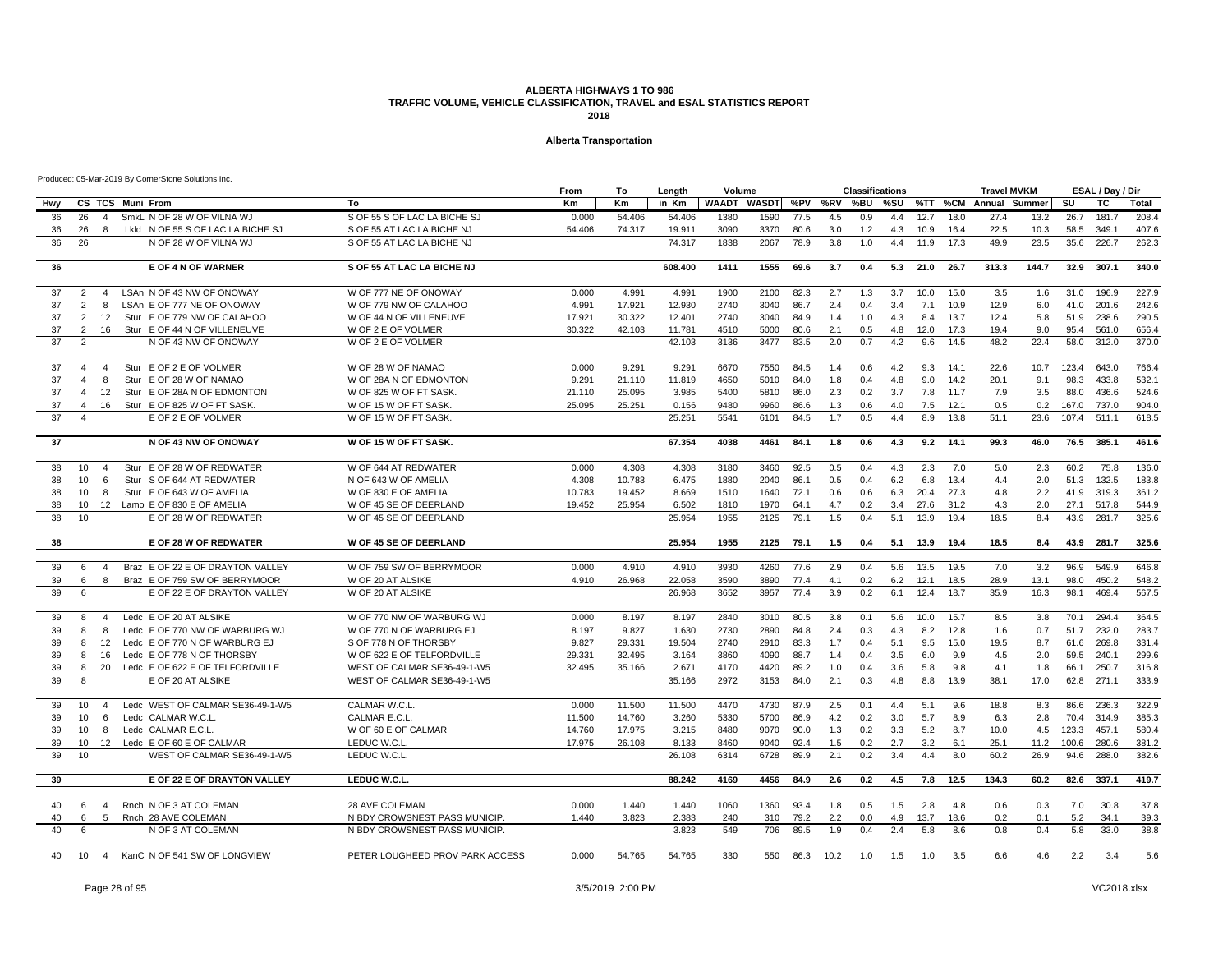# ALBERTA HIGHWAYS 1 TO 986
## TRAFFIC VOLUME, VEHICLE CLASSIFICATION, TRAVEL and ESAL STATISTICS REPORT
## 2018

**Alberta Transportation**

Produced: 05-Mar-2019 By CornerStone Solutions Inc.

| Hwy | CS | TCS | Muni | From | To | From Km | To Km | Length in Km | Volume WAADT | Volume WASDT | %PV | %RV | %BU | %SU | %TT | %CM | Travel MVKM Annual | Travel MVKM Summer | ESAL / Day / Dir SU | ESAL / Day / Dir TC | ESAL / Day / Dir Total |
|---|---|---|---|---|---|---|---|---|---|---|---|---|---|---|---|---|---|---|---|---|---|
| 36 | 26 | 4 | SmkL | N OF 28 W OF VILNA WJ | S OF 55 S OF LAC LA BICHE SJ | 0.000 | 54.406 | 54.406 | 1380 | 1590 | 77.5 | 4.5 | 0.9 | 4.4 | 12.7 | 18.0 | 27.4 | 13.2 | 26.7 | 181.7 | 208.4 |
| 36 | 26 | 8 | Lkld | N OF 55 S OF LAC LA BICHE SJ | S OF 55 AT LAC LA BICHE NJ | 54.406 | 74.317 | 19.911 | 3090 | 3370 | 80.6 | 3.0 | 1.2 | 4.3 | 10.9 | 16.4 | 22.5 | 10.3 | 58.5 | 349.1 | 407.6 |
| 36 | 26 | | | N OF 28 W OF VILNA WJ | S OF 55 AT LAC LA BICHE NJ | | | 74.317 | 1838 | 2067 | 78.9 | 3.8 | 1.0 | 4.4 | 11.9 | 17.3 | 49.9 | 23.5 | 35.6 | 226.7 | 262.3 |
| **36** | | | | **E OF 4 N OF WARNER** | **S OF 55 AT LAC LA BICHE NJ** | | | **608.400** | **1411** | **1555** | **69.6** | **3.7** | **0.4** | **5.3** | **21.0** | **26.7** | **313.3** | **144.7** | **32.9** | **307.1** | **340.0** |
| 37 | 2 | 4 | LSAn | N OF 43 NW OF ONOWAY | W OF 777 NE OF ONOWAY | 0.000 | 4.991 | 4.991 | 1900 | 2100 | 82.3 | 2.7 | 1.3 | 3.7 | 10.0 | 15.0 | 3.5 | 1.6 | 31.0 | 196.9 | 227.9 |
| 37 | 2 | 8 | LSAn | E OF 777 NE OF ONOWAY | W OF 779 NW OF CALAHOO | 4.991 | 17.921 | 12.930 | 2740 | 3040 | 86.7 | 2.4 | 0.4 | 3.4 | 7.1 | 10.9 | 12.9 | 6.0 | 41.0 | 201.6 | 242.6 |
| 37 | 2 | 12 | Stur | E OF 779 NW OF CALAHOO | W OF 44 N OF VILLENEUVE | 17.921 | 30.322 | 12.401 | 2740 | 3040 | 84.9 | 1.4 | 1.0 | 4.3 | 8.4 | 13.7 | 12.4 | 5.8 | 51.9 | 238.6 | 290.5 |
| 37 | 2 | 16 | Stur | E OF 44 N OF VILLENEUVE | W OF 2 E OF VOLMER | 30.322 | 42.103 | 11.781 | 4510 | 5000 | 80.6 | 2.1 | 0.5 | 4.8 | 12.0 | 17.3 | 19.4 | 9.0 | 95.4 | 561.0 | 656.4 |
| 37 | 2 | | | N OF 43 NW OF ONOWAY | W OF 2 E OF VOLMER | | | 42.103 | 3136 | 3477 | 83.5 | 2.0 | 0.7 | 4.2 | 9.6 | 14.5 | 48.2 | 22.4 | 58.0 | 312.0 | 370.0 |
| 37 | 4 | 4 | Stur | E OF 2 E OF VOLMER | W OF 28 W OF NAMAO | 0.000 | 9.291 | 9.291 | 6670 | 7550 | 84.5 | 1.4 | 0.6 | 4.2 | 9.3 | 14.1 | 22.6 | 10.7 | 123.4 | 643.0 | 766.4 |
| 37 | 4 | 8 | Stur | E OF 28 W OF NAMAO | W OF 28A N OF EDMONTON | 9.291 | 21.110 | 11.819 | 4650 | 5010 | 84.0 | 1.8 | 0.4 | 4.8 | 9.0 | 14.2 | 20.1 | 9.1 | 98.3 | 433.8 | 532.1 |
| 37 | 4 | 12 | Stur | E OF 28A N OF EDMONTON | W OF 825 W OF FT SASK. | 21.110 | 25.095 | 3.985 | 5400 | 5810 | 86.0 | 2.3 | 0.2 | 3.7 | 7.8 | 11.7 | 7.9 | 3.5 | 88.0 | 436.6 | 524.6 |
| 37 | 4 | 16 | Stur | E OF 825 W OF FT SASK. | W OF 15 W OF FT SASK. | 25.095 | 25.251 | 0.156 | 9480 | 9960 | 86.6 | 1.3 | 0.6 | 4.0 | 7.5 | 12.1 | 0.5 | 0.2 | 167.0 | 737.0 | 904.0 |
| 37 | 4 | | | E OF 2 E OF VOLMER | W OF 15 W OF FT SASK. | | | 25.251 | 5541 | 6101 | 84.5 | 1.7 | 0.5 | 4.4 | 8.9 | 13.8 | 51.1 | 23.6 | 107.4 | 511.1 | 618.5 |
| **37** | | | | **N OF 43 NW OF ONOWAY** | **W OF 15 W OF FT SASK.** | | | **67.354** | **4038** | **4461** | **84.1** | **1.8** | **0.6** | **4.3** | **9.2** | **14.1** | **99.3** | **46.0** | **76.5** | **385.1** | **461.6** |
| 38 | 10 | 4 | Stur | E OF 28 W OF REDWATER | W OF 644 AT REDWATER | 0.000 | 4.308 | 4.308 | 3180 | 3460 | 92.5 | 0.5 | 0.4 | 4.3 | 2.3 | 7.0 | 5.0 | 2.3 | 60.2 | 75.8 | 136.0 |
| 38 | 10 | 6 | Stur | S OF 644 AT REDWATER | N OF 643 W OF AMELIA | 4.308 | 10.783 | 6.475 | 1880 | 2040 | 86.1 | 0.5 | 0.4 | 6.2 | 6.8 | 13.4 | 4.4 | 2.0 | 51.3 | 132.5 | 183.8 |
| 38 | 10 | 8 | Stur | E OF 643 W OF AMELIA | W OF 830 E OF AMELIA | 10.783 | 19.452 | 8.669 | 1510 | 1640 | 72.1 | 0.6 | 0.6 | 6.3 | 20.4 | 27.3 | 4.8 | 2.2 | 41.9 | 319.3 | 361.2 |
| 38 | 10 | 12 | Lamo | E OF 830 E OF AMELIA | W OF 45 SE OF DEERLAND | 19.452 | 25.954 | 6.502 | 1810 | 1970 | 64.1 | 4.7 | 0.2 | 3.4 | 27.6 | 31.2 | 4.3 | 2.0 | 27.1 | 517.8 | 544.9 |
| 38 | 10 | | | E OF 28 W OF REDWATER | W OF 45 SE OF DEERLAND | | | 25.954 | 1955 | 2125 | 79.1 | 1.5 | 0.4 | 5.1 | 13.9 | 19.4 | 18.5 | 8.4 | 43.9 | 281.7 | 325.6 |
| **38** | | | | **E OF 28 W OF REDWATER** | **W OF 45 SE OF DEERLAND** | | | **25.954** | **1955** | **2125** | **79.1** | **1.5** | **0.4** | **5.1** | **13.9** | **19.4** | **18.5** | **8.4** | **43.9** | **281.7** | **325.6** |
| 39 | 6 | 4 | Braz | E OF 22 E OF DRAYTON VALLEY | W OF 759 SW OF BERRYMOOR | 0.000 | 4.910 | 4.910 | 3930 | 4260 | 77.6 | 2.9 | 0.4 | 5.6 | 13.5 | 19.5 | 7.0 | 3.2 | 96.9 | 549.9 | 646.8 |
| 39 | 6 | 8 | Braz | E OF 759 SW OF BERRYMOOR | W OF 20 AT ALSIKE | 4.910 | 26.968 | 22.058 | 3590 | 3890 | 77.4 | 4.1 | 0.2 | 6.2 | 12.1 | 18.5 | 28.9 | 13.1 | 98.0 | 450.2 | 548.2 |
| 39 | 6 | | | E OF 22 E OF DRAYTON VALLEY | W OF 20 AT ALSIKE | | | 26.968 | 3652 | 3957 | 77.4 | 3.9 | 0.2 | 6.1 | 12.4 | 18.7 | 35.9 | 16.3 | 98.1 | 469.4 | 567.5 |
| 39 | 8 | 4 | Ledc | E OF 20 AT ALSIKE | W OF 770 NW OF WARBURG WJ | 0.000 | 8.197 | 8.197 | 2840 | 3010 | 80.5 | 3.8 | 0.1 | 5.6 | 10.0 | 15.7 | 8.5 | 3.8 | 70.1 | 294.4 | 364.5 |
| 39 | 8 | 8 | Ledc | E OF 770 NW OF WARBURG WJ | W OF 770 N OF WARBURG EJ | 8.197 | 9.827 | 1.630 | 2730 | 2890 | 84.8 | 2.4 | 0.3 | 4.3 | 8.2 | 12.8 | 1.6 | 0.7 | 51.7 | 232.0 | 283.7 |
| 39 | 8 | 12 | Ledc | E OF 770 N OF WARBURG EJ | S OF 778 N OF THORSBY | 9.827 | 29.331 | 19.504 | 2740 | 2910 | 83.3 | 1.7 | 0.4 | 5.1 | 9.5 | 15.0 | 19.5 | 8.7 | 61.6 | 269.8 | 331.4 |
| 39 | 8 | 16 | Ledc | E OF 778 N OF THORSBY | W OF 622 E OF TELFORDVILLE | 29.331 | 32.495 | 3.164 | 3860 | 4090 | 88.7 | 1.4 | 0.4 | 3.5 | 6.0 | 9.9 | 4.5 | 2.0 | 59.5 | 240.1 | 299.6 |
| 39 | 8 | 20 | Ledc | E OF 622 E OF TELFORDVILLE | WEST OF CALMAR SE36-49-1-W5 | 32.495 | 35.166 | 2.671 | 4170 | 4420 | 89.2 | 1.0 | 0.4 | 3.6 | 5.8 | 9.8 | 4.1 | 1.8 | 66.1 | 250.7 | 316.8 |
| 39 | 8 | | | E OF 20 AT ALSIKE | WEST OF CALMAR SE36-49-1-W5 | | | 35.166 | 2972 | 3153 | 84.0 | 2.1 | 0.3 | 4.8 | 8.8 | 13.9 | 38.1 | 17.0 | 62.8 | 271.1 | 333.9 |
| 39 | 10 | 4 | Ledc | WEST OF CALMAR SE36-49-1-W5 | CALMAR W.C.L. | 0.000 | 11.500 | 11.500 | 4470 | 4730 | 87.9 | 2.5 | 0.1 | 4.4 | 5.1 | 9.6 | 18.8 | 8.3 | 86.6 | 236.3 | 322.9 |
| 39 | 10 | 6 | Ledc | CALMAR W.C.L. | CALMAR E.C.L. | 11.500 | 14.760 | 3.260 | 5330 | 5700 | 86.9 | 4.2 | 0.2 | 3.0 | 5.7 | 8.9 | 6.3 | 2.8 | 70.4 | 314.9 | 385.3 |
| 39 | 10 | 8 | Ledc | CALMAR E.C.L. | W OF 60 E OF CALMAR | 14.760 | 17.975 | 3.215 | 8480 | 9070 | 90.0 | 1.3 | 0.2 | 3.3 | 5.2 | 8.7 | 10.0 | 4.5 | 123.3 | 457.1 | 580.4 |
| 39 | 10 | 12 | Ledc | E OF 60 E OF CALMAR | LEDUC W.C.L. | 17.975 | 26.108 | 8.133 | 8460 | 9040 | 92.4 | 1.5 | 0.2 | 2.7 | 3.2 | 6.1 | 25.1 | 11.2 | 100.6 | 280.6 | 381.2 |
| 39 | 10 | | | WEST OF CALMAR SE36-49-1-W5 | LEDUC W.C.L. | | | 26.108 | 6314 | 6728 | 89.9 | 2.1 | 0.2 | 3.4 | 4.4 | 8.0 | 60.2 | 26.9 | 94.6 | 288.0 | 382.6 |
| **39** | | | | **E OF 22 E OF DRAYTON VALLEY** | **LEDUC W.C.L.** | | | **88.242** | **4169** | **4456** | **84.9** | **2.6** | **0.2** | **4.5** | **7.8** | **12.5** | **134.3** | **60.2** | **82.6** | **337.1** | **419.7** |
| 40 | 6 | 4 | Rnch | N OF 3 AT COLEMAN | 28 AVE COLEMAN | 0.000 | 1.440 | 1.440 | 1060 | 1360 | 93.4 | 1.8 | 0.5 | 1.5 | 2.8 | 4.8 | 0.6 | 0.3 | 7.0 | 30.8 | 37.8 |
| 40 | 6 | 5 | Rnch | 28 AVE COLEMAN | N BDY CROWSNEST PASS MUNICIP. | 1.440 | 3.823 | 2.383 | 240 | 310 | 79.2 | 2.2 | 0.0 | 4.9 | 13.7 | 18.6 | 0.2 | 0.1 | 5.2 | 34.1 | 39.3 |
| 40 | 6 | | | N OF 3 AT COLEMAN | N BDY CROWSNEST PASS MUNICIP. | | | 3.823 | 549 | 706 | 89.5 | 1.9 | 0.4 | 2.4 | 5.8 | 8.6 | 0.8 | 0.4 | 5.8 | 33.0 | 38.8 |
| 40 | 10 | 4 | KanC | N OF 541 SW OF LONGVIEW | PETER LOUGHEED PROV PARK ACCESS | 0.000 | 54.765 | 54.765 | 330 | 550 | 86.3 | 10.2 | 1.0 | 1.5 | 1.0 | 3.5 | 6.6 | 4.6 | 2.2 | 3.4 | 5.6 |

3/5/2019 2:00 PM

VC2018.xlsx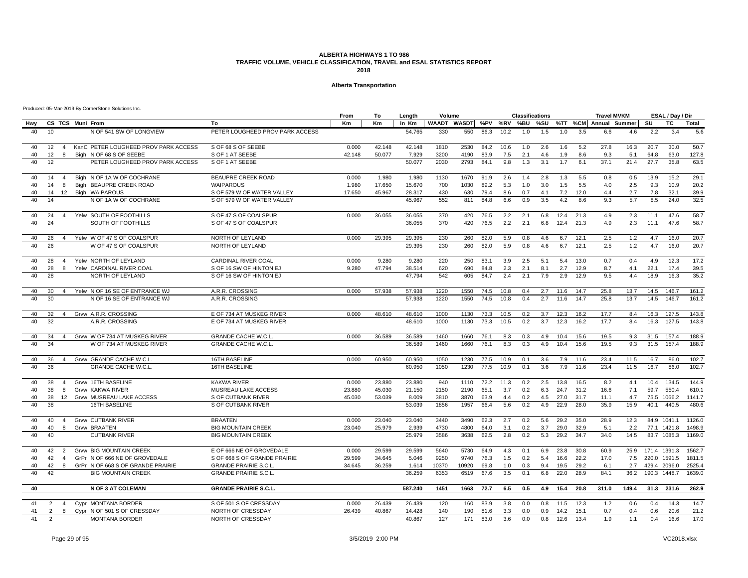# ALBERTA HIGHWAYS 1 TO 986
## TRAFFIC VOLUME, VEHICLE CLASSIFICATION, TRAVEL and ESAL STATISTICS REPORT
## 2018

**Alberta Transportation**

Produced: 05-Mar-2019 By CornerStone Solutions Inc.

| Hwy | CS | TCS | Muni | From | To | From Km | To Km | Length in Km | Volume WAADT | Volume WASDT | %PV | %RV | %BU | %SU | %TT | %CM | Travel MVKM Annual | Travel MVKM Summer | ESAL / Day / Dir SU | ESAL / Day / Dir TC | ESAL / Day / Dir Total |
|---|---|---|---|---|---|---|---|---|---|---|---|---|---|---|---|---|---|---|---|---|---|
| 40 | 10 | | | N OF 541 SW OF LONGVIEW | PETER LOUGHEED PROV PARK ACCESS | | | 54.765 | 330 | 550 | 86.3 | 10.2 | 1.0 | 1.5 | 1.0 | 3.5 | 6.6 | 4.6 | 2.2 | 3.4 | 5.6 |
| 40 | 12 | 4 | KanC | PETER LOUGHEED PROV PARK ACCESS | S OF 68 S OF SEEBE | 0.000 | 42.148 | 42.148 | 1810 | 2530 | 84.2 | 10.6 | 1.0 | 2.6 | 1.6 | 5.2 | 27.8 | 16.3 | 20.7 | 30.0 | 50.7 |
| 40 | 12 | 8 | Bigh | N OF 68 S OF SEEBE | S OF 1 AT SEEBE | 42.148 | 50.077 | 7.929 | 3200 | 4190 | 83.9 | 7.5 | 2.1 | 4.6 | 1.9 | 8.6 | 9.3 | 5.1 | 64.8 | 63.0 | 127.8 |
| 40 | 12 | | | PETER LOUGHEED PROV PARK ACCESS | S OF 1 AT SEEBE | | | 50.077 | 2030 | 2793 | 84.1 | 9.8 | 1.3 | 3.1 | 1.7 | 6.1 | 37.1 | 21.4 | 27.7 | 35.8 | 63.5 |
| 40 | 14 | 4 | Bigh | N OF 1A W OF COCHRANE | BEAUPRE CREEK ROAD | 0.000 | 1.980 | 1.980 | 1130 | 1670 | 91.9 | 2.6 | 1.4 | 2.8 | 1.3 | 5.5 | 0.8 | 0.5 | 13.9 | 15.2 | 29.1 |
| 40 | 14 | 8 | Bigh | BEAUPRE CREEK ROAD | WAIPAROUS | 1.980 | 17.650 | 15.670 | 700 | 1030 | 89.2 | 5.3 | 1.0 | 3.0 | 1.5 | 5.5 | 4.0 | 2.5 | 9.3 | 10.9 | 20.2 |
| 40 | 14 | 12 | Bigh | WAIPAROUS | S OF 579 W OF WATER VALLEY | 17.650 | 45.967 | 28.317 | 430 | 630 | 79.4 | 8.6 | 0.7 | 4.1 | 7.2 | 12.0 | 4.4 | 2.7 | 7.8 | 32.1 | 39.9 |
| 40 | 14 | | | N OF 1A W OF COCHRANE | S OF 579 W OF WATER VALLEY | | | 45.967 | 552 | 811 | 84.8 | 6.6 | 0.9 | 3.5 | 4.2 | 8.6 | 9.3 | 5.7 | 8.5 | 24.0 | 32.5 |
| 40 | 24 | 4 | Yelw | SOUTH OF FOOTHILLS | S OF 47 S OF COALSPUR | 0.000 | 36.055 | 36.055 | 370 | 420 | 76.5 | 2.2 | 2.1 | 6.8 | 12.4 | 21.3 | 4.9 | 2.3 | 11.1 | 47.6 | 58.7 |
| 40 | 24 | | | SOUTH OF FOOTHILLS | S OF 47 S OF COALSPUR | | | 36.055 | 370 | 420 | 76.5 | 2.2 | 2.1 | 6.8 | 12.4 | 21.3 | 4.9 | 2.3 | 11.1 | 47.6 | 58.7 |
| 40 | 26 | 4 | Yelw | W OF 47 S OF COALSPUR | NORTH OF LEYLAND | 0.000 | 29.395 | 29.395 | 230 | 260 | 82.0 | 5.9 | 0.8 | 4.6 | 6.7 | 12.1 | 2.5 | 1.2 | 4.7 | 16.0 | 20.7 |
| 40 | 26 | | | W OF 47 S OF COALSPUR | NORTH OF LEYLAND | | | 29.395 | 230 | 260 | 82.0 | 5.9 | 0.8 | 4.6 | 6.7 | 12.1 | 2.5 | 1.2 | 4.7 | 16.0 | 20.7 |
| 40 | 28 | 4 | Yelw | NORTH OF LEYLAND | CARDINAL RIVER COAL | 0.000 | 9.280 | 9.280 | 220 | 250 | 83.1 | 3.9 | 2.5 | 5.1 | 5.4 | 13.0 | 0.7 | 0.4 | 4.9 | 12.3 | 17.2 |
| 40 | 28 | 8 | Yelw | CARDINAL RIVER COAL | S OF 16 SW OF HINTON EJ | 9.280 | 47.794 | 38.514 | 620 | 690 | 84.8 | 2.3 | 2.1 | 8.1 | 2.7 | 12.9 | 8.7 | 4.1 | 22.1 | 17.4 | 39.5 |
| 40 | 28 | | | NORTH OF LEYLAND | S OF 16 SW OF HINTON EJ | | | 47.794 | 542 | 605 | 84.7 | 2.4 | 2.1 | 7.9 | 2.9 | 12.9 | 9.5 | 4.4 | 18.9 | 16.3 | 35.2 |
| 40 | 30 | 4 | Yelw | N OF 16 SE OF ENTRANCE WJ | A.R.R. CROSSING | 0.000 | 57.938 | 57.938 | 1220 | 1550 | 74.5 | 10.8 | 0.4 | 2.7 | 11.6 | 14.7 | 25.8 | 13.7 | 14.5 | 146.7 | 161.2 |
| 40 | 30 | | | N OF 16 SE OF ENTRANCE WJ | A.R.R. CROSSING | | | 57.938 | 1220 | 1550 | 74.5 | 10.8 | 0.4 | 2.7 | 11.6 | 14.7 | 25.8 | 13.7 | 14.5 | 146.7 | 161.2 |
| 40 | 32 | 4 | Grvw | A.R.R. CROSSING | E OF 734 AT MUSKEG RIVER | 0.000 | 48.610 | 48.610 | 1000 | 1130 | 73.3 | 10.5 | 0.2 | 3.7 | 12.3 | 16.2 | 17.7 | 8.4 | 16.3 | 127.5 | 143.8 |
| 40 | 32 | | | A.R.R. CROSSING | E OF 734 AT MUSKEG RIVER | | | 48.610 | 1000 | 1130 | 73.3 | 10.5 | 0.2 | 3.7 | 12.3 | 16.2 | 17.7 | 8.4 | 16.3 | 127.5 | 143.8 |
| 40 | 34 | 4 | Grvw | W OF 734 AT MUSKEG RIVER | GRANDE CACHE W.C.L. | 0.000 | 36.589 | 36.589 | 1460 | 1660 | 76.1 | 8.3 | 0.3 | 4.9 | 10.4 | 15.6 | 19.5 | 9.3 | 31.5 | 157.4 | 188.9 |
| 40 | 34 | | | W OF 734 AT MUSKEG RIVER | GRANDE CACHE W.C.L. | | | 36.589 | 1460 | 1660 | 76.1 | 8.3 | 0.3 | 4.9 | 10.4 | 15.6 | 19.5 | 9.3 | 31.5 | 157.4 | 188.9 |
| 40 | 36 | 4 | Grvw | GRANDE CACHE W.C.L. | 16TH BASELINE | 0.000 | 60.950 | 60.950 | 1050 | 1230 | 77.5 | 10.9 | 0.1 | 3.6 | 7.9 | 11.6 | 23.4 | 11.5 | 16.7 | 86.0 | 102.7 |
| 40 | 36 | | | GRANDE CACHE W.C.L. | 16TH BASELINE | | | 60.950 | 1050 | 1230 | 77.5 | 10.9 | 0.1 | 3.6 | 7.9 | 11.6 | 23.4 | 11.5 | 16.7 | 86.0 | 102.7 |
| 40 | 38 | 4 | Grvw | 16TH BASELINE | KAKWA RIVER | 0.000 | 23.880 | 23.880 | 940 | 1110 | 72.2 | 11.3 | 0.2 | 2.5 | 13.8 | 16.5 | 8.2 | 4.1 | 10.4 | 134.5 | 144.9 |
| 40 | 38 | 8 | Grvw | KAKWA RIVER | MUSREAU LAKE ACCESS | 23.880 | 45.030 | 21.150 | 2150 | 2190 | 65.1 | 3.7 | 0.2 | 6.3 | 24.7 | 31.2 | 16.6 | 7.1 | 59.7 | 550.4 | 610.1 |
| 40 | 38 | 12 | Grvw | MUSREAU LAKE ACCESS | S OF CUTBANK RIVER | 45.030 | 53.039 | 8.009 | 3810 | 3870 | 63.9 | 4.4 | 0.2 | 4.5 | 27.0 | 31.7 | 11.1 | 4.7 | 75.5 | 1066.2 | 1141.7 |
| 40 | 38 | | | 16TH BASELINE | S OF CUTBANK RIVER | | | 53.039 | 1856 | 1957 | 66.4 | 5.6 | 0.2 | 4.9 | 22.9 | 28.0 | 35.9 | 15.9 | 40.1 | 440.5 | 480.6 |
| 40 | 40 | 4 | Grvw | CUTBANK RIVER | BRAATEN | 0.000 | 23.040 | 23.040 | 3440 | 3490 | 62.3 | 2.7 | 0.2 | 5.6 | 29.2 | 35.0 | 28.9 | 12.3 | 84.9 | 1041.1 | 1126.0 |
| 40 | 40 | 8 | Grvw | BRAATEN | BIG MOUNTAIN CREEK | 23.040 | 25.979 | 2.939 | 4730 | 4800 | 64.0 | 3.1 | 0.2 | 3.7 | 29.0 | 32.9 | 5.1 | 2.2 | 77.1 | 1421.8 | 1498.9 |
| 40 | 40 | | | CUTBANK RIVER | BIG MOUNTAIN CREEK | | | 25.979 | 3586 | 3638 | 62.5 | 2.8 | 0.2 | 5.3 | 29.2 | 34.7 | 34.0 | 14.5 | 83.7 | 1085.3 | 1169.0 |
| 40 | 42 | 2 | Grvw | BIG MOUNTAIN CREEK | E OF 666 NE OF GROVEDALE | 0.000 | 29.599 | 29.599 | 5640 | 5730 | 64.9 | 4.3 | 0.1 | 6.9 | 23.8 | 30.8 | 60.9 | 25.9 | 171.4 | 1391.3 | 1562.7 |
| 40 | 42 | 4 | GrPr | N OF 666 NE OF GROVEDALE | S OF 668 S OF GRANDE PRAIRIE | 29.599 | 34.645 | 5.046 | 9250 | 9740 | 76.3 | 1.5 | 0.2 | 5.4 | 16.6 | 22.2 | 17.0 | 7.5 | 220.0 | 1591.5 | 1811.5 |
| 40 | 42 | 8 | GrPr | N OF 668 S OF GRANDE PRAIRIE | GRANDE PRAIRIE S.C.L. | 34.645 | 36.259 | 1.614 | 10370 | 10920 | 69.8 | 1.0 | 0.3 | 9.4 | 19.5 | 29.2 | 6.1 | 2.7 | 429.4 | 2096.0 | 2525.4 |
| 40 | 42 | | | BIG MOUNTAIN CREEK | GRANDE PRAIRIE S.C.L. | | | 36.259 | 6353 | 6519 | 67.6 | 3.5 | 0.1 | 6.8 | 22.0 | 28.9 | 84.1 | 36.2 | 190.3 | 1448.7 | 1639.0 |
| **40** | | | | **N OF 3 AT COLEMAN** | **GRANDE PRAIRIE S.C.L.** | | | **587.240** | **1451** | **1663** | **72.7** | **6.5** | **0.5** | **4.9** | **15.4** | **20.8** | **311.0** | **149.4** | **31.3** | **231.6** | **262.9** |
| 41 | 2 | 4 | Cypr | MONTANA BORDER | S OF 501 S OF CRESSDAY | 0.000 | 26.439 | 26.439 | 120 | 160 | 83.9 | 3.8 | 0.0 | 0.8 | 11.5 | 12.3 | 1.2 | 0.6 | 0.4 | 14.3 | 14.7 |
| 41 | 2 | 8 | Cypr | N OF 501 S OF CRESSDAY | NORTH OF CRESSDAY | 26.439 | 40.867 | 14.428 | 140 | 190 | 81.6 | 3.3 | 0.0 | 0.9 | 14.2 | 15.1 | 0.7 | 0.4 | 0.6 | 20.6 | 21.2 |
| 41 | 2 | | | MONTANA BORDER | NORTH OF CRESSDAY | | | 40.867 | 127 | 171 | 83.0 | 3.6 | 0.0 | 0.8 | 12.6 | 13.4 | 1.9 | 1.1 | 0.4 | 16.6 | 17.0 |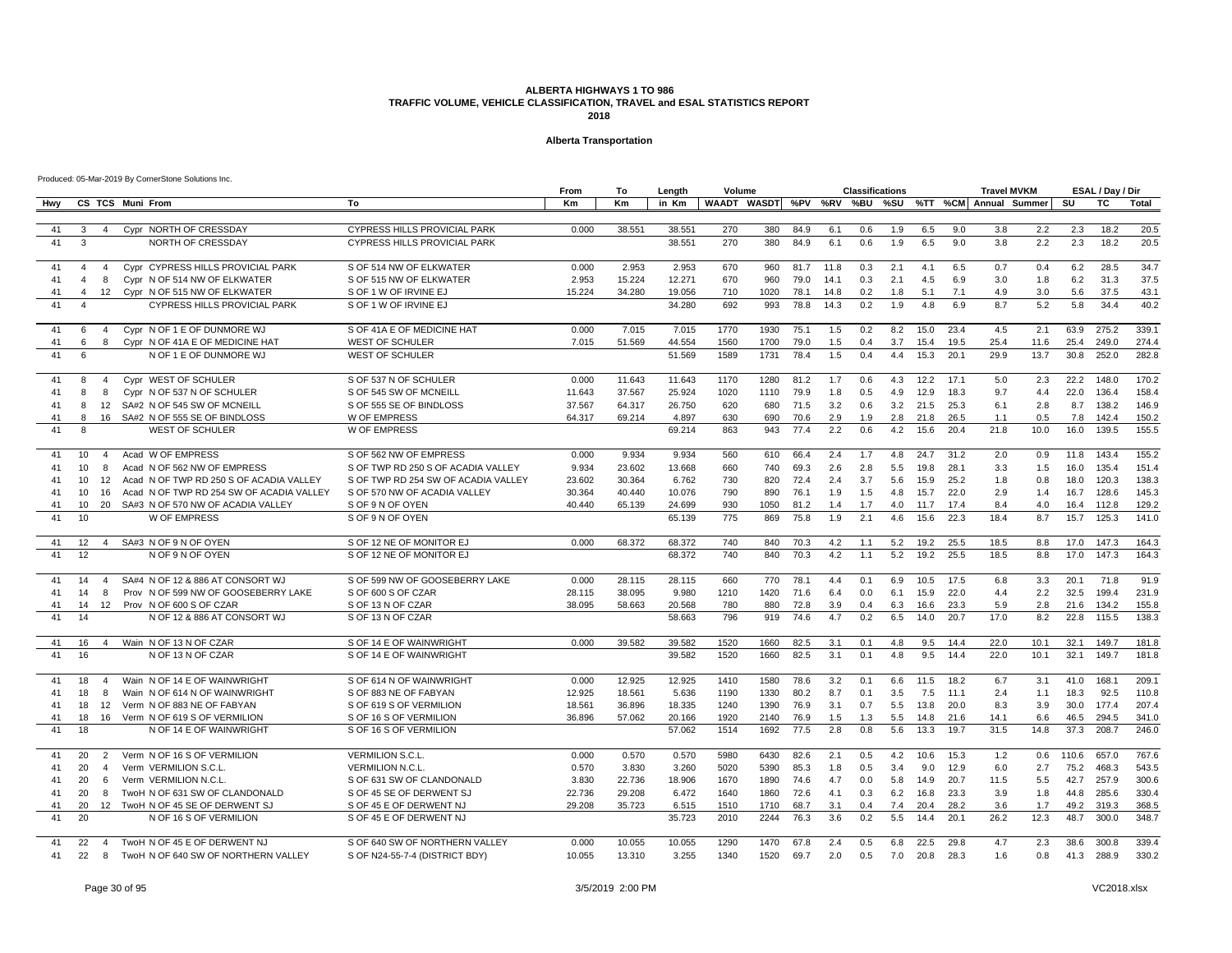# ALBERTA HIGHWAYS 1 TO 986
## TRAFFIC VOLUME, VEHICLE CLASSIFICATION, TRAVEL and ESAL STATISTICS REPORT
## 2018

### Alberta Transportation

Produced: 05-Mar-2019 By CornerStone Solutions Inc.

| Hwy | CS | TCS | Muni | From | To | From Km | To Km | Length in Km | Volume WAADT | Volume WASDT | %PV | %RV | %BU | %SU | %TT | %CM | Travel MVKM Annual | Travel MVKM Summer | ESAL SU | ESAL TC | ESAL Total |
|---|---|---|---|---|---|---|---|---|---|---|---|---|---|---|---|---|---|---|---|---|---|
| 41 | 3 | 4 | Cypr | NORTH OF CRESSDAY | CYPRESS HILLS PROVICIAL PARK | 0.000 | 38.551 | 38.551 | 270 | 380 | 84.9 | 6.1 | 0.6 | 1.9 | 6.5 | 9.0 | 3.8 | 2.2 | 2.3 | 18.2 | 20.5 |
| 41 | 3 | | | NORTH OF CRESSDAY | CYPRESS HILLS PROVICIAL PARK | | | 38.551 | 270 | 380 | 84.9 | 6.1 | 0.6 | 1.9 | 6.5 | 9.0 | 3.8 | 2.2 | 2.3 | 18.2 | 20.5 |
| 41 | 4 | 4 | Cypr | CYPRESS HILLS PROVICIAL PARK | S OF 514 NW OF ELKWATER | 0.000 | 2.953 | 2.953 | 670 | 960 | 81.7 | 11.8 | 0.3 | 2.1 | 4.1 | 6.5 | 0.7 | 0.4 | 6.2 | 28.5 | 34.7 |
| 41 | 4 | 8 | Cypr | N OF 514 NW OF ELKWATER | S OF 515 NW OF ELKWATER | 2.953 | 15.224 | 12.271 | 670 | 960 | 79.0 | 14.1 | 0.3 | 2.1 | 4.5 | 6.9 | 3.0 | 1.8 | 6.2 | 31.3 | 37.5 |
| 41 | 4 | 12 | Cypr | N OF 515 NW OF ELKWATER | S OF 1 W OF IRVINE EJ | 15.224 | 34.280 | 19.056 | 710 | 1020 | 78.1 | 14.8 | 0.2 | 1.8 | 5.1 | 7.1 | 4.9 | 3.0 | 5.6 | 37.5 | 43.1 |
| 41 | 4 | | | CYPRESS HILLS PROVICIAL PARK | S OF 1 W OF IRVINE EJ | | | 34.280 | 692 | 993 | 78.8 | 14.3 | 0.2 | 1.9 | 4.8 | 6.9 | 8.7 | 5.2 | 5.8 | 34.4 | 40.2 |
| 41 | 6 | 4 | Cypr | N OF 1 E OF DUNMORE WJ | S OF 41A E OF MEDICINE HAT | 0.000 | 7.015 | 7.015 | 1770 | 1930 | 75.1 | 1.5 | 0.2 | 8.2 | 15.0 | 23.4 | 4.5 | 2.1 | 63.9 | 275.2 | 339.1 |
| 41 | 6 | 8 | Cypr | N OF 41A E OF MEDICINE HAT | WEST OF SCHULER | 7.015 | 51.569 | 44.554 | 1560 | 1700 | 79.0 | 1.5 | 0.4 | 3.7 | 15.4 | 19.5 | 25.4 | 11.6 | 25.4 | 249.0 | 274.4 |
| 41 | 6 | | | N OF 1 E OF DUNMORE WJ | WEST OF SCHULER | | | 51.569 | 1589 | 1731 | 78.4 | 1.5 | 0.4 | 4.4 | 15.3 | 20.1 | 29.9 | 13.7 | 30.8 | 252.0 | 282.8 |
| 41 | 8 | 4 | Cypr | WEST OF SCHULER | S OF 537 N OF SCHULER | 0.000 | 11.643 | 11.643 | 1170 | 1280 | 81.2 | 1.7 | 0.6 | 4.3 | 12.2 | 17.1 | 5.0 | 2.3 | 22.2 | 148.0 | 170.2 |
| 41 | 8 | 8 | Cypr | N OF 537 N OF SCHULER | S OF 545 SW OF MCNEILL | 11.643 | 37.567 | 25.924 | 1020 | 1110 | 79.9 | 1.8 | 0.5 | 4.9 | 12.9 | 18.3 | 9.7 | 4.4 | 22.0 | 136.4 | 158.4 |
| 41 | 8 | 12 | SA#2 | N OF 545 SW OF MCNEILL | S OF 555 SE OF BINDLOSS | 37.567 | 64.317 | 26.750 | 620 | 680 | 71.5 | 3.2 | 0.6 | 3.2 | 21.5 | 25.3 | 6.1 | 2.8 | 8.7 | 138.2 | 146.9 |
| 41 | 8 | 16 | SA#2 | N OF 555 SE OF BINDLOSS | W OF EMPRESS | 64.317 | 69.214 | 4.897 | 630 | 690 | 70.6 | 2.9 | 1.9 | 2.8 | 21.8 | 26.5 | 1.1 | 0.5 | 7.8 | 142.4 | 150.2 |
| 41 | 8 | | | WEST OF SCHULER | W OF EMPRESS | | | 69.214 | 863 | 943 | 77.4 | 2.2 | 0.6 | 4.2 | 15.6 | 20.4 | 21.8 | 10.0 | 16.0 | 139.5 | 155.5 |
| 41 | 10 | 4 | Acad | W OF EMPRESS | S OF 562 NW OF EMPRESS | 0.000 | 9.934 | 9.934 | 560 | 610 | 66.4 | 2.4 | 1.7 | 4.8 | 24.7 | 31.2 | 2.0 | 0.9 | 11.8 | 143.4 | 155.2 |
| 41 | 10 | 8 | Acad | N OF 562 NW OF EMPRESS | S OF TWP RD 250 S OF ACADIA VALLEY | 9.934 | 23.602 | 13.668 | 660 | 740 | 69.3 | 2.6 | 2.8 | 5.5 | 19.8 | 28.1 | 3.3 | 1.5 | 16.0 | 135.4 | 151.4 |
| 41 | 10 | 12 | Acad | N OF TWP RD 250 S OF ACADIA VALLEY | S OF TWP RD 254 SW OF ACADIA VALLEY | 23.602 | 30.364 | 6.762 | 730 | 820 | 72.4 | 2.4 | 3.7 | 5.6 | 15.9 | 25.2 | 1.8 | 0.8 | 18.0 | 120.3 | 138.3 |
| 41 | 10 | 16 | Acad | N OF TWP RD 254 SW OF ACADIA VALLEY | S OF 570 NW OF ACADIA VALLEY | 30.364 | 40.440 | 10.076 | 790 | 890 | 76.1 | 1.9 | 1.5 | 4.8 | 15.7 | 22.0 | 2.9 | 1.4 | 16.7 | 128.6 | 145.3 |
| 41 | 10 | 20 | SA#3 | N OF 570 NW OF ACADIA VALLEY | S OF 9 N OF OYEN | 40.440 | 65.139 | 24.699 | 930 | 1050 | 81.2 | 1.4 | 1.7 | 4.0 | 11.7 | 17.4 | 8.4 | 4.0 | 16.4 | 112.8 | 129.2 |
| 41 | 10 | | | W OF EMPRESS | S OF 9 N OF OYEN | | | 65.139 | 775 | 869 | 75.8 | 1.9 | 2.1 | 4.6 | 15.6 | 22.3 | 18.4 | 8.7 | 15.7 | 125.3 | 141.0 |
| 41 | 12 | 4 | SA#3 | N OF 9 N OF OYEN | S OF 12 NE OF MONITOR EJ | 0.000 | 68.372 | 68.372 | 740 | 840 | 70.3 | 4.2 | 1.1 | 5.2 | 19.2 | 25.5 | 18.5 | 8.8 | 17.0 | 147.3 | 164.3 |
| 41 | 12 | | | N OF 9 N OF OYEN | S OF 12 NE OF MONITOR EJ | | | 68.372 | 740 | 840 | 70.3 | 4.2 | 1.1 | 5.2 | 19.2 | 25.5 | 18.5 | 8.8 | 17.0 | 147.3 | 164.3 |
| 41 | 14 | 4 | SA#4 | N OF 12 & 886 AT CONSORT WJ | S OF 599 NW OF GOOSEBERRY LAKE | 0.000 | 28.115 | 28.115 | 660 | 770 | 78.1 | 4.4 | 0.1 | 6.9 | 10.5 | 17.5 | 6.8 | 3.3 | 20.1 | 71.8 | 91.9 |
| 41 | 14 | 8 | Prov | N OF 599 NW OF GOOSEBERRY LAKE | S OF 600 S OF CZAR | 28.115 | 38.095 | 9.980 | 1210 | 1420 | 71.6 | 6.4 | 0.0 | 6.1 | 15.9 | 22.0 | 4.4 | 2.2 | 32.5 | 199.4 | 231.9 |
| 41 | 14 | 12 | Prov | N OF 600 S OF CZAR | S OF 13 N OF CZAR | 38.095 | 58.663 | 20.568 | 780 | 880 | 72.8 | 3.9 | 0.4 | 6.3 | 16.6 | 23.3 | 5.9 | 2.8 | 21.6 | 134.2 | 155.8 |
| 41 | 14 | | | N OF 12 & 886 AT CONSORT WJ | S OF 13 N OF CZAR | | | 58.663 | 796 | 919 | 74.6 | 4.7 | 0.2 | 6.5 | 14.0 | 20.7 | 17.0 | 8.2 | 22.8 | 115.5 | 138.3 |
| 41 | 16 | 4 | Wain | N OF 13 N OF CZAR | S OF 14 E OF WAINWRIGHT | 0.000 | 39.582 | 39.582 | 1520 | 1660 | 82.5 | 3.1 | 0.1 | 4.8 | 9.5 | 14.4 | 22.0 | 10.1 | 32.1 | 149.7 | 181.8 |
| 41 | 16 | | | N OF 13 N OF CZAR | S OF 14 E OF WAINWRIGHT | | | 39.582 | 1520 | 1660 | 82.5 | 3.1 | 0.1 | 4.8 | 9.5 | 14.4 | 22.0 | 10.1 | 32.1 | 149.7 | 181.8 |
| 41 | 18 | 4 | Wain | N OF 14 E OF WAINWRIGHT | S OF 614 N OF WAINWRIGHT | 0.000 | 12.925 | 12.925 | 1410 | 1580 | 78.6 | 3.2 | 0.1 | 6.6 | 11.5 | 18.2 | 6.7 | 3.1 | 41.0 | 168.1 | 209.1 |
| 41 | 18 | 8 | Wain | N OF 614 N OF WAINWRIGHT | S OF 883 NE OF FABYAN | 12.925 | 18.561 | 5.636 | 1190 | 1330 | 80.2 | 8.7 | 0.1 | 3.5 | 7.5 | 11.1 | 2.4 | 1.1 | 18.3 | 92.5 | 110.8 |
| 41 | 18 | 12 | Verm | N OF 883 NE OF FABYAN | S OF 619 S OF VERMILION | 18.561 | 36.896 | 18.335 | 1240 | 1390 | 76.9 | 3.1 | 0.7 | 5.5 | 13.8 | 20.0 | 8.3 | 3.9 | 30.0 | 177.4 | 207.4 |
| 41 | 18 | 16 | Verm | N OF 619 S OF VERMILION | S OF 16 S OF VERMILION | 36.896 | 57.062 | 20.166 | 1920 | 2140 | 76.9 | 1.5 | 1.3 | 5.5 | 14.8 | 21.6 | 14.1 | 6.6 | 46.5 | 294.5 | 341.0 |
| 41 | 18 | | | N OF 14 E OF WAINWRIGHT | S OF 16 S OF VERMILION | | | 57.062 | 1514 | 1692 | 77.5 | 2.8 | 0.8 | 5.6 | 13.3 | 19.7 | 31.5 | 14.8 | 37.3 | 208.7 | 246.0 |
| 41 | 20 | 2 | Verm | N OF 16 S OF VERMILION | VERMILION S.C.L. | 0.000 | 0.570 | 0.570 | 5980 | 6430 | 82.6 | 2.1 | 0.5 | 4.2 | 10.6 | 15.3 | 1.2 | 0.6 | 110.6 | 657.0 | 767.6 |
| 41 | 20 | 4 | Verm | VERMILION S.C.L. | VERMILION N.C.L. | 0.570 | 3.830 | 3.260 | 5020 | 5390 | 85.3 | 1.8 | 0.5 | 3.4 | 9.0 | 12.9 | 6.0 | 2.7 | 75.2 | 468.3 | 543.5 |
| 41 | 20 | 6 | Verm | VERMILION N.C.L. | S OF 631 SW OF CLANDONALD | 3.830 | 22.736 | 18.906 | 1670 | 1890 | 74.6 | 4.7 | 0.0 | 5.8 | 14.9 | 20.7 | 11.5 | 5.5 | 42.7 | 257.9 | 300.6 |
| 41 | 20 | 8 | TwoH | N OF 631 SW OF CLANDONALD | S OF 45 SE OF DERWENT SJ | 22.736 | 29.208 | 6.472 | 1640 | 1860 | 72.6 | 4.1 | 0.3 | 6.2 | 16.8 | 23.3 | 3.9 | 1.8 | 44.8 | 285.6 | 330.4 |
| 41 | 20 | 12 | TwoH | N OF 45 SE OF DERWENT SJ | S OF 45 E OF DERWENT NJ | 29.208 | 35.723 | 6.515 | 1510 | 1710 | 68.7 | 3.1 | 0.4 | 7.4 | 20.4 | 28.2 | 3.6 | 1.7 | 49.2 | 319.3 | 368.5 |
| 41 | 20 | | | N OF 16 S OF VERMILION | S OF 45 E OF DERWENT NJ | | | 35.723 | 2010 | 2244 | 76.3 | 3.6 | 0.2 | 5.5 | 14.4 | 20.1 | 26.2 | 12.3 | 48.7 | 300.0 | 348.7 |
| 41 | 22 | 4 | TwoH | N OF 45 E OF DERWENT NJ | S OF 640 SW OF NORTHERN VALLEY | 0.000 | 10.055 | 10.055 | 1290 | 1470 | 67.8 | 2.4 | 0.5 | 6.8 | 22.5 | 29.8 | 4.7 | 2.3 | 38.6 | 300.8 | 339.4 |
| 41 | 22 | 8 | TwoH | N OF 640 SW OF NORTHERN VALLEY | S OF N24-55-7-4 (DISTRICT BDY) | 10.055 | 13.310 | 3.255 | 1340 | 1520 | 69.7 | 2.0 | 0.5 | 7.0 | 20.8 | 28.3 | 1.6 | 0.8 | 41.3 | 288.9 | 330.2 |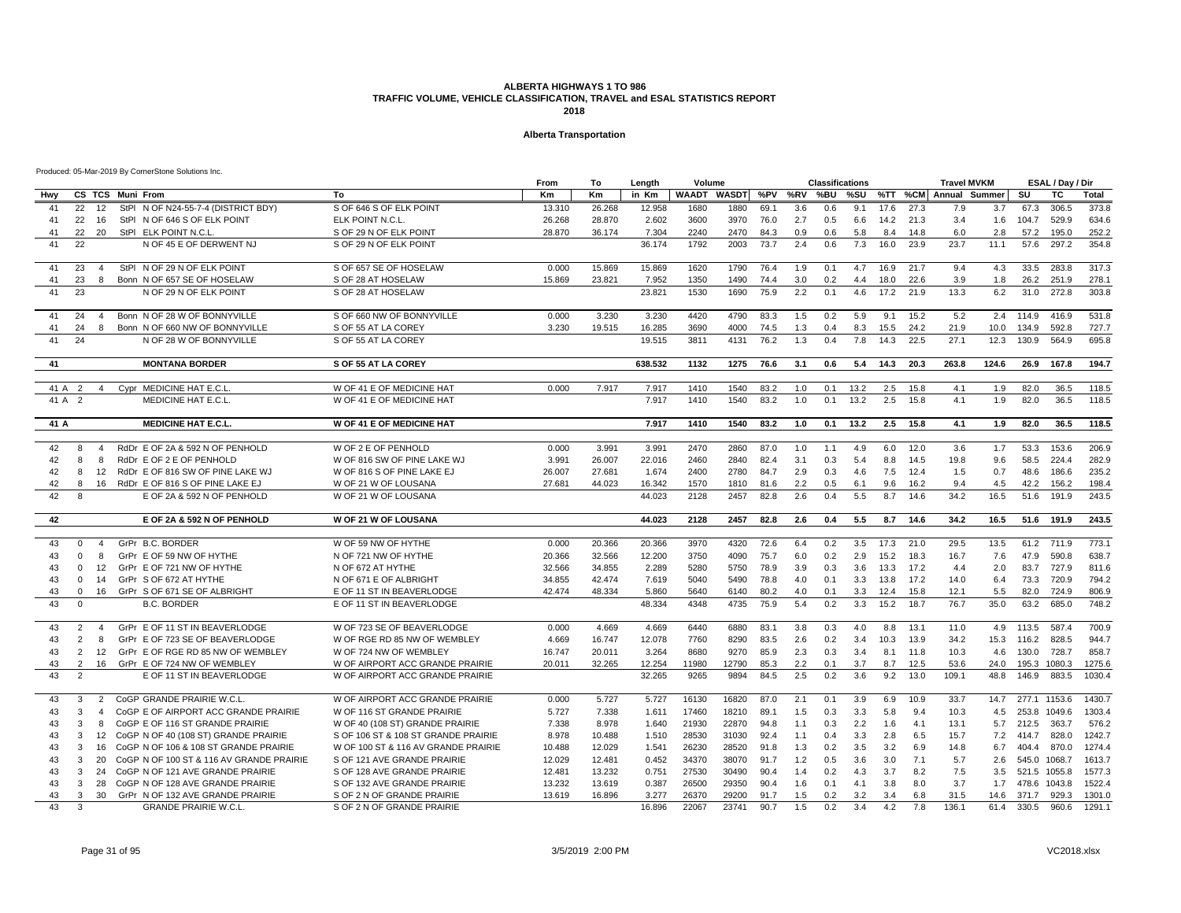# ALBERTA HIGHWAYS 1 TO 986
## TRAFFIC VOLUME, VEHICLE CLASSIFICATION, TRAVEL and ESAL STATISTICS REPORT
## 2018

**Alberta Transportation**

Produced: 05-Mar-2019 By CornerStone Solutions Inc.

| Hwy | CS | TCS | Muni | From | To | From Km | To Km | Length in Km | Volume WAADT | Volume WASDT | %PV | %RV | %BU | %SU | %TT | %CM | Travel MVKM Annual | Travel MVKM Summer | ESAL / Day / Dir SU | ESAL / Day / Dir TC | ESAL / Day / Dir Total |
|---|---|---|---|---|---|---|---|---|---|---|---|---|---|---|---|---|---|---|---|---|---|
| 41 | 22 | 12 | StPl | N OF N24-55-7-4 (DISTRICT BDY) | S OF 646 S OF ELK POINT | 13.310 | 26.268 | 12.958 | 1680 | 1880 | 69.1 | 3.6 | 0.6 | 9.1 | 17.6 | 27.3 | 7.9 | 3.7 | 67.3 | 306.5 | 373.8 |
| 41 | 22 | 16 | StPl | N OF 646 S OF ELK POINT | ELK POINT N.C.L. | 26.268 | 28.870 | 2.602 | 3600 | 3970 | 76.0 | 2.7 | 0.5 | 6.6 | 14.2 | 21.3 | 3.4 | 1.6 | 104.7 | 529.9 | 634.6 |
| 41 | 22 | 20 | StPl | ELK POINT N.C.L. | S OF 29 N OF ELK POINT | 28.870 | 36.174 | 7.304 | 2240 | 2470 | 84.3 | 0.9 | 0.6 | 5.8 | 8.4 | 14.8 | 6.0 | 2.8 | 57.2 | 195.0 | 252.2 |
| 41 | 22 | | | N OF 45 E OF DERWENT NJ | S OF 29 N OF ELK POINT | | | 36.174 | 1792 | 2003 | 73.7 | 2.4 | 0.6 | 7.3 | 16.0 | 23.9 | 23.7 | 11.1 | 57.6 | 297.2 | 354.8 |
| 41 | 23 | 4 | StPl | N OF 29 N OF ELK POINT | S OF 657 SE OF HOSELAW | 0.000 | 15.869 | 15.869 | 1620 | 1790 | 76.4 | 1.9 | 0.1 | 4.7 | 16.9 | 21.7 | 9.4 | 4.3 | 33.5 | 283.8 | 317.3 |
| 41 | 23 | 8 | Bonn | N OF 657 SE OF HOSELAW | S OF 28 AT HOSELAW | 15.869 | 23.821 | 7.952 | 1350 | 1490 | 74.4 | 3.0 | 0.2 | 4.4 | 18.0 | 22.6 | 3.9 | 1.8 | 26.2 | 251.9 | 278.1 |
| 41 | 23 | | | N OF 29 N OF ELK POINT | S OF 28 AT HOSELAW | | | 23.821 | 1530 | 1690 | 75.9 | 2.2 | 0.1 | 4.6 | 17.2 | 21.9 | 13.3 | 6.2 | 31.0 | 272.8 | 303.8 |
| 41 | 24 | 4 | Bonn | N OF 28 W OF BONNYVILLE | S OF 660 NW OF BONNYVILLE | 0.000 | 3.230 | 3.230 | 4420 | 4790 | 83.3 | 1.5 | 0.2 | 5.9 | 9.1 | 15.2 | 5.2 | 2.4 | 114.9 | 416.9 | 531.8 |
| 41 | 24 | 8 | Bonn | N OF 660 NW OF BONNYVILLE | S OF 55 AT LA COREY | 3.230 | 19.515 | 16.285 | 3690 | 4000 | 74.5 | 1.3 | 0.4 | 8.3 | 15.5 | 24.2 | 21.9 | 10.0 | 134.9 | 592.8 | 727.7 |
| 41 | 24 | | | N OF 28 W OF BONNYVILLE | S OF 55 AT LA COREY | | | 19.515 | 3811 | 4131 | 76.2 | 1.3 | 0.4 | 7.8 | 14.3 | 22.5 | 27.1 | 12.3 | 130.9 | 564.9 | 695.8 |
| **41** | | | | **MONTANA BORDER** | **S OF 55 AT LA COREY** | | | **638.532** | **1132** | **1275** | **76.6** | **3.1** | **0.6** | **5.4** | **14.3** | **20.3** | **263.8** | **124.6** | **26.9** | **167.8** | **194.7** |
| 41 A | 2 | 4 | Cypr | MEDICINE HAT E.C.L. | W OF 41 E OF MEDICINE HAT | 0.000 | 7.917 | 7.917 | 1410 | 1540 | 83.2 | 1.0 | 0.1 | 13.2 | 2.5 | 15.8 | 4.1 | 1.9 | 82.0 | 36.5 | 118.5 |
| 41 A | 2 | | | MEDICINE HAT E.C.L. | W OF 41 E OF MEDICINE HAT | | | 7.917 | 1410 | 1540 | 83.2 | 1.0 | 0.1 | 13.2 | 2.5 | 15.8 | 4.1 | 1.9 | 82.0 | 36.5 | 118.5 |
| **41 A** | | | | **MEDICINE HAT E.C.L.** | **W OF 41 E OF MEDICINE HAT** | | | **7.917** | **1410** | **1540** | **83.2** | **1.0** | **0.1** | **13.2** | **2.5** | **15.8** | **4.1** | **1.9** | **82.0** | **36.5** | **118.5** |
| 42 | 8 | 4 | RdDr | E OF 2A & 592 N OF PENHOLD | W OF 2 E OF PENHOLD | 0.000 | 3.991 | 3.991 | 2470 | 2860 | 87.0 | 1.0 | 1.1 | 4.9 | 6.0 | 12.0 | 3.6 | 1.7 | 53.3 | 153.6 | 206.9 |
| 42 | 8 | 8 | RdDr | E OF 2 E OF PENHOLD | W OF 816 SW OF PINE LAKE WJ | 3.991 | 26.007 | 22.016 | 2460 | 2840 | 82.4 | 3.1 | 0.3 | 5.4 | 8.8 | 14.5 | 19.8 | 9.6 | 58.5 | 224.4 | 282.9 |
| 42 | 8 | 12 | RdDr | E OF 816 SW OF PINE LAKE WJ | W OF 816 S OF PINE LAKE EJ | 26.007 | 27.681 | 1.674 | 2400 | 2780 | 84.7 | 2.9 | 0.3 | 4.6 | 7.5 | 12.4 | 1.5 | 0.7 | 48.6 | 186.6 | 235.2 |
| 42 | 8 | 16 | RdDr | E OF 816 S OF PINE LAKE EJ | W OF 21 W OF LOUSANA | 27.681 | 44.023 | 16.342 | 1570 | 1810 | 81.6 | 2.2 | 0.5 | 6.1 | 9.6 | 16.2 | 9.4 | 4.5 | 42.2 | 156.2 | 198.4 |
| 42 | 8 | | | E OF 2A & 592 N OF PENHOLD | W OF 21 W OF LOUSANA | | | 44.023 | 2128 | 2457 | 82.8 | 2.6 | 0.4 | 5.5 | 8.7 | 14.6 | 34.2 | 16.5 | 51.6 | 191.9 | 243.5 |
| **42** | | | | **E OF 2A & 592 N OF PENHOLD** | **W OF 21 W OF LOUSANA** | | | **44.023** | **2128** | **2457** | **82.8** | **2.6** | **0.4** | **5.5** | **8.7** | **14.6** | **34.2** | **16.5** | **51.6** | **191.9** | **243.5** |
| 43 | 0 | 4 | GrPr | B.C. BORDER | W OF 59 NW OF HYTHE | 0.000 | 20.366 | 20.366 | 3970 | 4320 | 72.6 | 6.4 | 0.2 | 3.5 | 17.3 | 21.0 | 29.5 | 13.5 | 61.2 | 711.9 | 773.1 |
| 43 | 0 | 8 | GrPr | E OF 59 NW OF HYTHE | N OF 721 NW OF HYTHE | 20.366 | 32.566 | 12.200 | 3750 | 4090 | 75.7 | 6.0 | 0.2 | 2.9 | 15.2 | 18.3 | 16.7 | 7.6 | 47.9 | 590.8 | 638.7 |
| 43 | 0 | 12 | GrPr | E OF 721 NW OF HYTHE | N OF 672 AT HYTHE | 32.566 | 34.855 | 2.289 | 5280 | 5750 | 78.9 | 3.9 | 0.3 | 3.6 | 13.3 | 17.2 | 4.4 | 2.0 | 83.7 | 727.9 | 811.6 |
| 43 | 0 | 14 | GrPr | S OF 672 AT HYTHE | N OF 671 E OF ALBRIGHT | 34.855 | 42.474 | 7.619 | 5040 | 5490 | 78.8 | 4.0 | 0.1 | 3.3 | 13.8 | 17.2 | 14.0 | 6.4 | 73.3 | 720.9 | 794.2 |
| 43 | 0 | 16 | GrPr | S OF 671 SE OF ALBRIGHT | E OF 11 ST IN BEAVERLODGE | 42.474 | 48.334 | 5.860 | 5640 | 6140 | 80.2 | 4.0 | 0.1 | 3.3 | 12.4 | 15.8 | 12.1 | 5.5 | 82.0 | 724.9 | 806.9 |
| 43 | 0 | | | B.C. BORDER | E OF 11 ST IN BEAVERLODGE | | | 48.334 | 4348 | 4735 | 75.9 | 5.4 | 0.2 | 3.3 | 15.2 | 18.7 | 76.7 | 35.0 | 63.2 | 685.0 | 748.2 |
| 43 | 2 | 4 | GrPr | E OF 11 ST IN BEAVERLODGE | W OF 723 SE OF BEAVERLODGE | 0.000 | 4.669 | 4.669 | 6440 | 6880 | 83.1 | 3.8 | 0.3 | 4.0 | 8.8 | 13.1 | 11.0 | 4.9 | 113.5 | 587.4 | 700.9 |
| 43 | 2 | 8 | GrPr | E OF 723 SE OF BEAVERLODGE | W OF RGE RD 85 NW OF WEMBLEY | 4.669 | 16.747 | 12.078 | 7760 | 8290 | 83.5 | 2.6 | 0.2 | 3.4 | 10.3 | 13.9 | 34.2 | 15.3 | 116.2 | 828.5 | 944.7 |
| 43 | 2 | 12 | GrPr | E OF RGE RD 85 NW OF WEMBLEY | W OF 724 NW OF WEMBLEY | 16.747 | 20.011 | 3.264 | 8680 | 9270 | 85.9 | 2.3 | 0.3 | 3.4 | 8.1 | 11.8 | 10.3 | 4.6 | 130.0 | 728.7 | 858.7 |
| 43 | 2 | 16 | GrPr | E OF 724 NW OF WEMBLEY | W OF AIRPORT ACC GRANDE PRAIRIE | 20.011 | 32.265 | 12.254 | 11980 | 12790 | 85.3 | 2.2 | 0.1 | 3.7 | 8.7 | 12.5 | 53.6 | 24.0 | 195.3 | 1080.3 | 1275.6 |
| 43 | 2 | | | E OF 11 ST IN BEAVERLODGE | W OF AIRPORT ACC GRANDE PRAIRIE | | | 32.265 | 9265 | 9894 | 84.5 | 2.5 | 0.2 | 3.6 | 9.2 | 13.0 | 109.1 | 48.8 | 146.9 | 883.5 | 1030.4 |
| 43 | 3 | 2 | CoGP | GRANDE PRAIRIE W.C.L. | W OF AIRPORT ACC GRANDE PRAIRIE | 0.000 | 5.727 | 5.727 | 16130 | 16820 | 87.0 | 2.1 | 0.1 | 3.9 | 6.9 | 10.9 | 33.7 | 14.7 | 277.1 | 1153.6 | 1430.7 |
| 43 | 3 | 4 | CoGP | E OF AIRPORT ACC GRANDE PRAIRIE | W OF 116 ST GRANDE PRAIRIE | 5.727 | 7.338 | 1.611 | 17460 | 18210 | 89.1 | 1.5 | 0.3 | 3.3 | 5.8 | 9.4 | 10.3 | 4.5 | 253.8 | 1049.6 | 1303.4 |
| 43 | 3 | 8 | CoGP | E OF 116 ST GRANDE PRAIRIE | W OF 40 (108 ST) GRANDE PRAIRIE | 7.338 | 8.978 | 1.640 | 21930 | 22870 | 94.8 | 1.1 | 0.3 | 2.2 | 1.6 | 4.1 | 13.1 | 5.7 | 212.5 | 363.7 | 576.2 |
| 43 | 3 | 12 | CoGP | N OF 40 (108 ST) GRANDE PRAIRIE | S OF 106 ST & 108 ST GRANDE PRAIRIE | 8.978 | 10.488 | 1.510 | 28530 | 31030 | 92.4 | 1.1 | 0.4 | 3.3 | 2.8 | 6.5 | 15.7 | 7.2 | 414.7 | 828.0 | 1242.7 |
| 43 | 3 | 16 | CoGP | N OF 106 & 108 ST GRANDE PRAIRIE | W OF 100 ST & 116 AV GRANDE PRAIRIE | 10.488 | 12.029 | 1.541 | 26230 | 28520 | 91.8 | 1.3 | 0.2 | 3.5 | 3.2 | 6.9 | 14.8 | 6.7 | 404.4 | 870.0 | 1274.4 |
| 43 | 3 | 20 | CoGP | N OF 100 ST & 116 AV GRANDE PRAIRIE | S OF 121 AVE GRANDE PRAIRIE | 12.029 | 12.481 | 0.452 | 34370 | 38070 | 91.7 | 1.2 | 0.5 | 3.6 | 3.0 | 7.1 | 5.7 | 2.6 | 545.0 | 1068.7 | 1613.7 |
| 43 | 3 | 24 | CoGP | N OF 121 AVE GRANDE PRAIRIE | S OF 128 AVE GRANDE PRAIRIE | 12.481 | 13.232 | 0.751 | 27530 | 30490 | 90.4 | 1.4 | 0.2 | 4.3 | 3.7 | 8.2 | 7.5 | 3.5 | 521.5 | 1055.8 | 1577.3 |
| 43 | 3 | 28 | CoGP | N OF 128 AVE GRANDE PRAIRIE | S OF 132 AVE GRANDE PRAIRIE | 13.232 | 13.619 | 0.387 | 26500 | 29350 | 90.4 | 1.6 | 0.1 | 4.1 | 3.8 | 8.0 | 3.7 | 1.7 | 478.6 | 1043.8 | 1522.4 |
| 43 | 3 | 30 | GrPr | N OF 132 AVE GRANDE PRAIRIE | S OF 2 N OF GRANDE PRAIRIE | 13.619 | 16.896 | 3.277 | 26370 | 29200 | 91.7 | 1.5 | 0.2 | 3.2 | 3.4 | 6.8 | 31.5 | 14.6 | 371.7 | 929.3 | 1301.0 |
| 43 | 3 | | | GRANDE PRAIRIE W.C.L. | S OF 2 N OF GRANDE PRAIRIE | | | 16.896 | 22067 | 23741 | 90.7 | 1.5 | 0.2 | 3.4 | 4.2 | 7.8 | 136.1 | 61.4 | 330.5 | 960.6 | 1291.1 |

3/5/2019 2:00 PM

VC2018.xlsx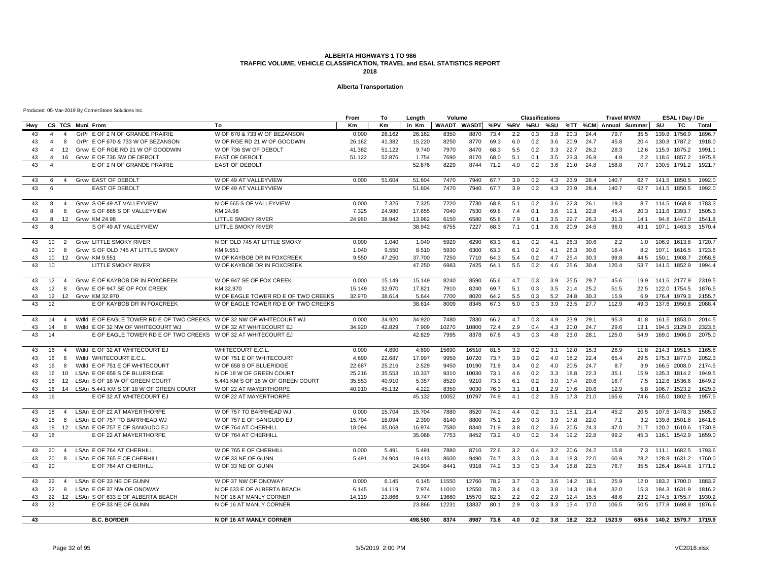# ALBERTA HIGHWAYS 1 TO 986
## TRAFFIC VOLUME, VEHICLE CLASSIFICATION, TRAVEL and ESAL STATISTICS REPORT
## 2018

### Alberta Transportation

Produced: 05-Mar-2019 By CornerStone Solutions Inc.

| Hwy | CS | TCS | Muni | From | To | From Km | To Km | Length in Km | Volume WAADT | Volume WASDT | %PV | %RV | %BU | %SU | %TT | %CM | Travel MVKM Annual | Travel MVKM Summer | ESAL SU | ESAL TC | ESAL Total |
|---|---|---|---|---|---|---|---|---|---|---|---|---|---|---|---|---|---|---|---|---|---|
| 43 | 4 | 4 | GrPr | E OF 2 N OF GRANDE PRAIRIE | W OF 670 & 733 W OF BEZANSON | 0.000 | 26.162 | 26.162 | 8350 | 8870 | 73.4 | 2.2 | 0.3 | 3.8 | 20.3 | 24.4 | 79.7 | 35.5 | 139.8 | 1756.9 | 1896.7 |
| 43 | 4 | 8 | GrPr | E OF 670 & 733 W OF BEZANSON | W OF RGE RD 21 W OF GOODWIN | 26.162 | 41.382 | 15.220 | 8250 | 8770 | 69.3 | 6.0 | 0.2 | 3.6 | 20.9 | 24.7 | 45.8 | 20.4 | 130.8 | 1787.2 | 1918.0 |
| 43 | 4 | 12 | Grvw | E OF RGE RD 21 W OF GOODWIN | W OF 736 SW OF DEBOLT | 41.382 | 51.122 | 9.740 | 7970 | 8470 | 68.3 | 5.5 | 0.2 | 3.3 | 22.7 | 26.2 | 28.3 | 12.6 | 115.9 | 1875.2 | 1991.1 |
| 43 | 4 | 16 | Grvw | E OF 736 SW OF DEBOLT | EAST OF DEBOLT | 51.122 | 52.876 | 1.754 | 7690 | 8170 | 68.0 | 5.1 | 0.1 | 3.5 | 23.3 | 26.9 | 4.9 | 2.2 | 118.6 | 1857.2 | 1975.8 |
| 43 | 4 | | | E OF 2 N OF GRANDE PRAIRIE | EAST OF DEBOLT | | | 52.876 | 8229 | 8744 | 71.2 | 4.0 | 0.2 | 3.6 | 21.0 | 24.8 | 158.8 | 70.7 | 130.5 | 1791.2 | 1921.7 |
| 43 | 6 | 4 | Grvw | EAST OF DEBOLT | W OF 49 AT VALLEYVIEW | 0.000 | 51.604 | 51.604 | 7470 | 7940 | 67.7 | 3.9 | 0.2 | 4.3 | 23.9 | 28.4 | 140.7 | 62.7 | 141.5 | 1850.5 | 1992.0 |
| 43 | 6 | | | EAST OF DEBOLT | W OF 49 AT VALLEYVIEW | | | 51.604 | 7470 | 7940 | 67.7 | 3.9 | 0.2 | 4.3 | 23.9 | 28.4 | 140.7 | 62.7 | 141.5 | 1850.5 | 1992.0 |
| 43 | 8 | 4 | Grvw | S OF 49 AT VALLEYVIEW | N OF 665 S OF VALLEYVIEW | 0.000 | 7.325 | 7.325 | 7220 | 7730 | 68.8 | 5.1 | 0.2 | 3.6 | 22.3 | 26.1 | 19.3 | 8.7 | 114.5 | 1668.8 | 1783.3 |
| 43 | 8 | 8 | Grvw | S OF 665 S OF VALLEYVIEW | KM 24.98 | 7.325 | 24.980 | 17.655 | 7040 | 7530 | 69.8 | 7.4 | 0.1 | 3.6 | 19.1 | 22.8 | 45.4 | 20.3 | 111.6 | 1393.7 | 1505.3 |
| 43 | 8 | 12 | Grvw | KM 24.98 | LITTLE SMOKY RIVER | 24.980 | 38.942 | 13.962 | 6150 | 6580 | 65.8 | 7.9 | 0.1 | 3.5 | 22.7 | 26.3 | 31.3 | 14.1 | 94.8 | 1447.0 | 1541.8 |
| 43 | 8 | | | S OF 49 AT VALLEYVIEW | LITTLE SMOKY RIVER | | | 38.942 | 6755 | 7227 | 68.3 | 7.1 | 0.1 | 3.6 | 20.9 | 24.6 | 96.0 | 43.1 | 107.1 | 1463.3 | 1570.4 |
| 43 | 10 | 2 | Grvw | LITTLE SMOKY RIVER | N OF OLD 745 AT LITTLE SMOKY | 0.000 | 1.040 | 1.040 | 5920 | 6290 | 63.3 | 6.1 | 0.2 | 4.1 | 26.3 | 30.6 | 2.2 | 1.0 | 106.9 | 1613.8 | 1720.7 |
| 43 | 10 | 8 | Grvw | S OF OLD 745 AT LITTLE SMOKY | KM 9.551 | 1.040 | 9.550 | 8.510 | 5930 | 6300 | 63.3 | 6.1 | 0.2 | 4.1 | 26.3 | 30.6 | 18.4 | 8.2 | 107.1 | 1616.5 | 1723.6 |
| 43 | 10 | 12 | Grvw | KM 9.551 | W OF KAYBOB DR IN FOXCREEK | 9.550 | 47.250 | 37.700 | 7250 | 7710 | 64.3 | 5.4 | 0.2 | 4.7 | 25.4 | 30.3 | 99.8 | 44.5 | 150.1 | 1908.7 | 2058.8 |
| 43 | 10 | | | LITTLE SMOKY RIVER | W OF KAYBOB DR IN FOXCREEK | | | 47.250 | 6983 | 7425 | 64.1 | 5.5 | 0.2 | 4.6 | 25.6 | 30.4 | 120.4 | 53.7 | 141.5 | 1852.9 | 1994.4 |
| 43 | 12 | 4 | Grvw | E OF KAYBOB DR IN FOXCREEK | W OF 947 SE OF FOX CREEK | 0.000 | 15.149 | 15.149 | 8240 | 8590 | 65.6 | 4.7 | 0.3 | 3.9 | 25.5 | 29.7 | 45.6 | 19.9 | 141.6 | 2177.9 | 2319.5 |
| 43 | 12 | 8 | Grvw | E OF 947 SE OF FOX CREEK | KM 32.970 | 15.149 | 32.970 | 17.821 | 7910 | 8240 | 69.7 | 5.1 | 0.3 | 3.5 | 21.4 | 25.2 | 51.5 | 22.5 | 122.0 | 1754.5 | 1876.5 |
| 43 | 12 | 12 | Grvw | KM 32.970 | W OF EAGLE TOWER RD E OF TWO CREEKS | 32.970 | 38.614 | 5.644 | 7700 | 8020 | 64.2 | 5.5 | 0.3 | 5.2 | 24.8 | 30.3 | 15.9 | 6.9 | 176.4 | 1979.3 | 2155.7 |
| 43 | 12 | | | E OF KAYBOB DR IN FOXCREEK | W OF EAGLE TOWER RD E OF TWO CREEKS | | | 38.614 | 8009 | 8345 | 67.3 | 5.0 | 0.3 | 3.9 | 23.5 | 27.7 | 112.9 | 49.3 | 137.6 | 1950.8 | 2088.4 |
| 43 | 14 | 4 | Wdld | E OF EAGLE TOWER RD E OF TWO CREEKS | W OF 32 NW OF WHITECOURT WJ | 0.000 | 34.920 | 34.920 | 7480 | 7830 | 66.2 | 4.7 | 0.3 | 4.9 | 23.9 | 29.1 | 95.3 | 41.8 | 161.5 | 1853.0 | 2014.5 |
| 43 | 14 | 8 | Wdld | E OF 32 NW OF WHITECOURT WJ | W OF 32 AT WHITECOURT EJ | 34.920 | 42.829 | 7.909 | 10270 | 10800 | 72.4 | 2.9 | 0.4 | 4.3 | 20.0 | 24.7 | 29.6 | 13.1 | 194.5 | 2129.0 | 2323.5 |
| 43 | 14 | | | E OF EAGLE TOWER RD E OF TWO CREEKS | W OF 32 AT WHITECOURT EJ | | | 42.829 | 7995 | 8378 | 67.6 | 4.3 | 0.3 | 4.8 | 23.0 | 28.1 | 125.0 | 54.9 | 169.0 | 1906.0 | 2075.0 |
| 43 | 16 | 4 | Wdld | E OF 32 AT WHITECOURT EJ | WHITECOURT E.C.L. | 0.000 | 4.690 | 4.690 | 15690 | 16510 | 81.5 | 3.2 | 0.2 | 3.1 | 12.0 | 15.3 | 26.9 | 11.8 | 214.3 | 1951.5 | 2165.8 |
| 43 | 16 | 6 | Wdld | WHITECOURT E.C.L. | W OF 751 E OF WHITECOURT | 4.690 | 22.687 | 17.997 | 9950 | 10720 | 73.7 | 3.9 | 0.2 | 4.0 | 18.2 | 22.4 | 65.4 | 29.5 | 175.3 | 1877.0 | 2052.3 |
| 43 | 16 | 8 | Wdld | E OF 751 E OF WHITECOURT | W OF 658 S OF BLUERIDGE | 22.687 | 25.216 | 2.529 | 9450 | 10190 | 71.9 | 3.4 | 0.2 | 4.0 | 20.5 | 24.7 | 8.7 | 3.9 | 166.5 | 2008.0 | 2174.5 |
| 43 | 16 | 10 | LSAn | E OF 658 S OF BLUERIDGE | N OF 18 W OF GREEN COURT | 25.216 | 35.553 | 10.337 | 9310 | 10030 | 73.1 | 4.6 | 0.2 | 3.3 | 18.8 | 22.3 | 35.1 | 15.9 | 135.3 | 1814.2 | 1949.5 |
| 43 | 16 | 12 | LSAn | S OF 18 W OF GREEN COURT | 5.441 KM S OF 18 W OF GREEN COURT | 35.553 | 40.910 | 5.357 | 8520 | 9210 | 73.3 | 6.1 | 0.2 | 3.0 | 17.4 | 20.6 | 16.7 | 7.5 | 112.6 | 1536.6 | 1649.2 |
| 43 | 16 | 14 | LSAn | 5.441 KM S OF 18 W OF GREEN COURT | W OF 22 AT MAYERTHORPE | 40.910 | 45.132 | 4.222 | 8350 | 9030 | 76.3 | 3.1 | 0.1 | 2.9 | 17.6 | 20.6 | 12.9 | 5.8 | 106.7 | 1523.2 | 1629.9 |
| 43 | 16 | | | E OF 32 AT WHITECOURT EJ | W OF 22 AT MAYERTHORPE | | | 45.132 | 10052 | 10797 | 74.9 | 4.1 | 0.2 | 3.5 | 17.3 | 21.0 | 165.6 | 74.6 | 155.0 | 1802.5 | 1957.5 |
| 43 | 18 | 4 | LSAn | E OF 22 AT MAYERTHORPE | W OF 757 TO BARRHEAD WJ | 0.000 | 15.704 | 15.704 | 7880 | 8520 | 74.2 | 4.4 | 0.2 | 3.1 | 18.1 | 21.4 | 45.2 | 20.5 | 107.6 | 1478.3 | 1585.9 |
| 43 | 18 | 8 | LSAn | E OF 757 TO BARRHEAD WJ | W OF 757 E OF SANGUDO EJ | 15.704 | 18.094 | 2.390 | 8140 | 8800 | 75.1 | 2.9 | 0.3 | 3.9 | 17.8 | 22.0 | 7.1 | 3.2 | 139.8 | 1501.8 | 1641.6 |
| 43 | 18 | 12 | LSAn | E OF 757 E OF SANGUDO EJ | W OF 764 AT CHERHILL | 18.094 | 35.068 | 16.974 | 7580 | 8340 | 71.9 | 3.8 | 0.2 | 3.6 | 20.5 | 24.3 | 47.0 | 21.7 | 120.2 | 1610.6 | 1730.8 |
| 43 | 18 | | | E OF 22 AT MAYERTHORPE | W OF 764 AT CHERHILL | | | 35.068 | 7753 | 8452 | 73.2 | 4.0 | 0.2 | 3.4 | 19.2 | 22.8 | 99.2 | 45.3 | 116.1 | 1542.9 | 1659.0 |
| 43 | 20 | 4 | LSAn | E OF 764 AT CHERHILL | W OF 765 E OF CHERHILL | 0.000 | 5.491 | 5.491 | 7880 | 8710 | 72.6 | 3.2 | 0.4 | 3.2 | 20.6 | 24.2 | 15.8 | 7.3 | 111.1 | 1682.5 | 1793.6 |
| 43 | 20 | 8 | LSAn | E OF 765 E OF CHERHILL | W OF 33 NE OF GUNN | 5.491 | 24.904 | 19.413 | 8600 | 9490 | 74.7 | 3.3 | 0.3 | 3.4 | 18.3 | 22.0 | 60.9 | 28.2 | 128.8 | 1631.2 | 1760.0 |
| 43 | 20 | | | E OF 764 AT CHERHILL | W OF 33 NE OF GUNN | | | 24.904 | 8441 | 9318 | 74.2 | 3.3 | 0.3 | 3.4 | 18.8 | 22.5 | 76.7 | 35.5 | 126.4 | 1644.8 | 1771.2 |
| 43 | 22 | 4 | LSAn | E OF 33 NE OF GUNN | W OF 37 NW OF ONOWAY | 0.000 | 6.145 | 6.145 | 11550 | 12760 | 78.2 | 3.7 | 0.3 | 3.6 | 14.2 | 18.1 | 25.9 | 12.0 | 183.2 | 1700.0 | 1883.2 |
| 43 | 22 | 8 | LSAn | E OF 37 NW OF ONOWAY | N OF 633 E OF ALBERTA BEACH | 6.145 | 14.119 | 7.974 | 11010 | 12550 | 78.2 | 3.4 | 0.3 | 3.8 | 14.3 | 18.4 | 32.0 | 15.3 | 184.3 | 1631.9 | 1816.2 |
| 43 | 22 | 12 | LSAn | S OF 633 E OF ALBERTA BEACH | N OF 16 AT MANLY CORNER | 14.119 | 23.866 | 9.747 | 13660 | 15570 | 82.3 | 2.2 | 0.2 | 2.9 | 12.4 | 15.5 | 48.6 | 23.2 | 174.5 | 1755.7 | 1930.2 |
| 43 | 22 | | | E OF 33 NE OF GUNN | N OF 16 AT MANLY CORNER | | | 23.866 | 12231 | 13837 | 80.1 | 2.9 | 0.3 | 3.3 | 13.4 | 17.0 | 106.5 | 50.5 | 177.8 | 1698.8 | 1876.6 |
| **43** | | | | **B.C. BORDER** | **N OF 16 AT MANLY CORNER** | | | **498.580** | **8374** | **8987** | **73.8** | **4.0** | **0.2** | **3.8** | **18.2** | **22.2** | **1523.9** | **685.6** | **140.2** | **1579.7** | **1719.9** |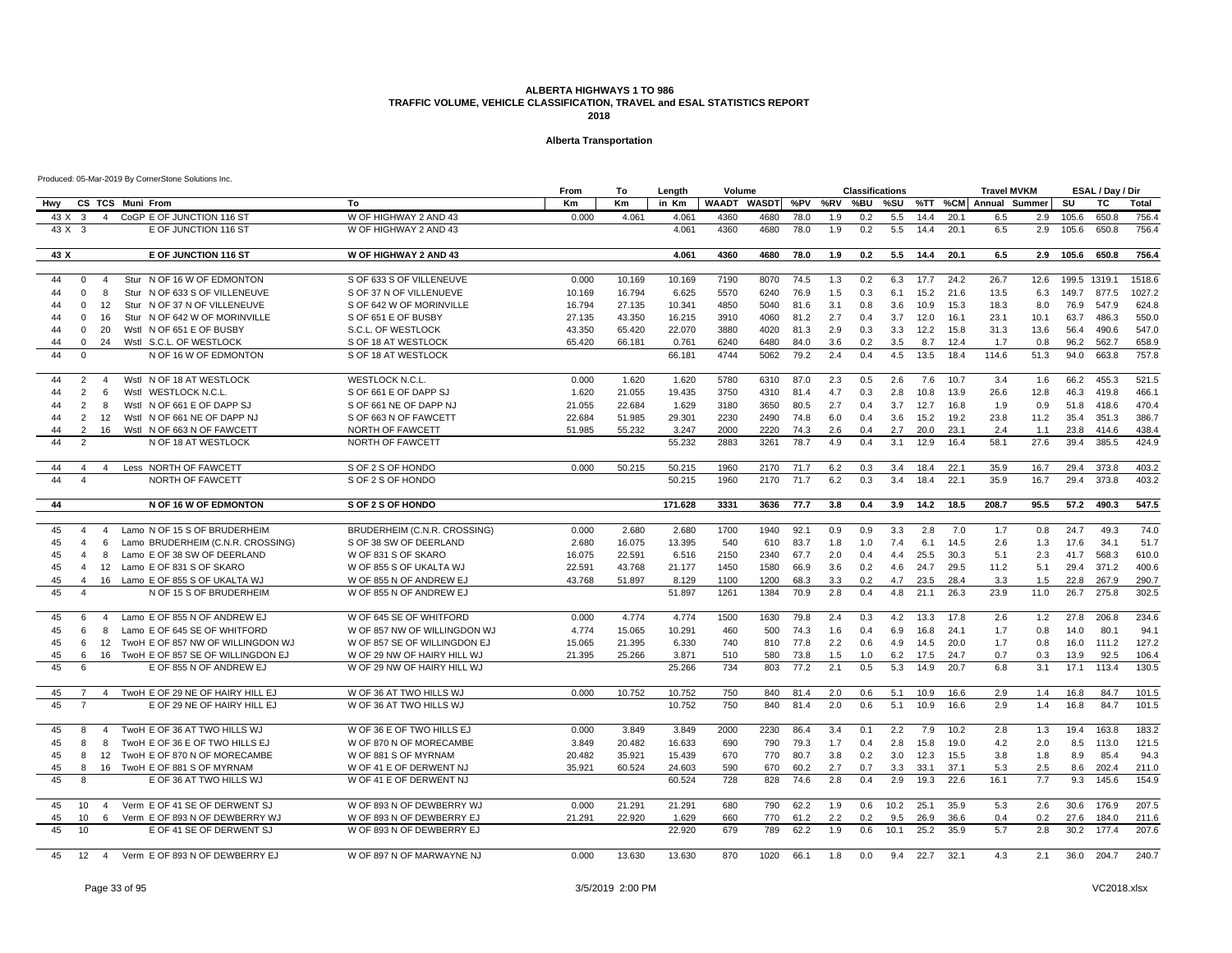# ALBERTA HIGHWAYS 1 TO 986
## TRAFFIC VOLUME, VEHICLE CLASSIFICATION, TRAVEL and ESAL STATISTICS REPORT
## 2018

**Alberta Transportation**

Produced: 05-Mar-2019 By CornerStone Solutions Inc.

| Hwy | CS | TCS | Muni | From | To | From Km | To Km | Length in Km | Volume WAADT | Volume WASDT | %PV | %RV | %BU | %SU | %TT | %CM | Travel MVKM Annual | Travel MVKM Summer | ESAL / Day / Dir SU | ESAL / Day / Dir TC | ESAL / Day / Dir Total |
|---|---|---|---|---|---|---|---|---|---|---|---|---|---|---|---|---|---|---|---|---|---|
| 43 X | 3 | 4 | CoGP | E OF JUNCTION 116 ST | W OF HIGHWAY 2 AND 43 | 0.000 | 4.061 | 4.061 | 4360 | 4680 | 78.0 | 1.9 | 0.2 | 5.5 | 14.4 | 20.1 | 6.5 | 2.9 | 105.6 | 650.8 | 756.4 |
| 43 X | 3 | | | E OF JUNCTION 116 ST | W OF HIGHWAY 2 AND 43 | | | 4.061 | 4360 | 4680 | 78.0 | 1.9 | 0.2 | 5.5 | 14.4 | 20.1 | 6.5 | 2.9 | 105.6 | 650.8 | 756.4 |
| **43 X** | | | | **E OF JUNCTION 116 ST** | **W OF HIGHWAY 2 AND 43** | | | **4.061** | **4360** | **4680** | **78.0** | **1.9** | **0.2** | **5.5** | **14.4** | **20.1** | **6.5** | **2.9** | **105.6** | **650.8** | **756.4** |
| 44 | 0 | 4 | Stur | N OF 16 W OF EDMONTON | S OF 633 S OF VILLENEUVE | 0.000 | 10.169 | 10.169 | 7190 | 8070 | 74.5 | 1.3 | 0.2 | 6.3 | 17.7 | 24.2 | 26.7 | 12.6 | 199.5 | 1319.1 | 1518.6 |
| 44 | 0 | 8 | Stur | N OF 633 S OF VILLENEUVE | S OF 37 N OF VILLENUEVE | 10.169 | 16.794 | 6.625 | 5570 | 6240 | 76.9 | 1.5 | 0.3 | 6.1 | 15.2 | 21.6 | 13.5 | 6.3 | 149.7 | 877.5 | 1027.2 |
| 44 | 0 | 12 | Stur | N OF 37 N OF VILLENEUVE | S OF 642 W OF MORINVILLE | 16.794 | 27.135 | 10.341 | 4850 | 5040 | 81.6 | 3.1 | 0.8 | 3.6 | 10.9 | 15.3 | 18.3 | 8.0 | 76.9 | 547.9 | 624.8 |
| 44 | 0 | 16 | Stur | N OF 642 W OF MORINVILLE | S OF 651 E OF BUSBY | 27.135 | 43.350 | 16.215 | 3910 | 4060 | 81.2 | 2.7 | 0.4 | 3.7 | 12.0 | 16.1 | 23.1 | 10.1 | 63.7 | 486.3 | 550.0 |
| 44 | 0 | 20 | Wstl | N OF 651 E OF BUSBY | S.C.L. OF WESTLOCK | 43.350 | 65.420 | 22.070 | 3880 | 4020 | 81.3 | 2.9 | 0.3 | 3.3 | 12.2 | 15.8 | 31.3 | 13.6 | 56.4 | 490.6 | 547.0 |
| 44 | 0 | 24 | Wstl | S.C.L. OF WESTLOCK | S OF 18 AT WESTLOCK | 65.420 | 66.181 | 0.761 | 6240 | 6480 | 84.0 | 3.6 | 0.2 | 3.5 | 8.7 | 12.4 | 1.7 | 0.8 | 96.2 | 562.7 | 658.9 |
| 44 | 0 | | | N OF 16 W OF EDMONTON | S OF 18 AT WESTLOCK | | | 66.181 | 4744 | 5062 | 79.2 | 2.4 | 0.4 | 4.5 | 13.5 | 18.4 | 114.6 | 51.3 | 94.0 | 663.8 | 757.8 |
| 44 | 2 | 4 | Wstl | N OF 18 AT WESTLOCK | WESTLOCK N.C.L. | 0.000 | 1.620 | 1.620 | 5780 | 6310 | 87.0 | 2.3 | 0.5 | 2.6 | 7.6 | 10.7 | 3.4 | 1.6 | 66.2 | 455.3 | 521.5 |
| 44 | 2 | 6 | Wstl | WESTLOCK N.C.L. | S OF 661 E OF DAPP SJ | 1.620 | 21.055 | 19.435 | 3750 | 4310 | 81.4 | 4.7 | 0.3 | 2.8 | 10.8 | 13.9 | 26.6 | 12.8 | 46.3 | 419.8 | 466.1 |
| 44 | 2 | 8 | Wstl | N OF 661 E OF DAPP SJ | S OF 661 NE OF DAPP NJ | 21.055 | 22.684 | 1.629 | 3180 | 3650 | 80.5 | 2.7 | 0.4 | 3.7 | 12.7 | 16.8 | 1.9 | 0.9 | 51.8 | 418.6 | 470.4 |
| 44 | 2 | 12 | Wstl | N OF 661 NE OF DAPP NJ | S OF 663 N OF FAWCETT | 22.684 | 51.985 | 29.301 | 2230 | 2490 | 74.8 | 6.0 | 0.4 | 3.6 | 15.2 | 19.2 | 23.8 | 11.2 | 35.4 | 351.3 | 386.7 |
| 44 | 2 | 16 | Wstl | N OF 663 N OF FAWCETT | NORTH OF FAWCETT | 51.985 | 55.232 | 3.247 | 2000 | 2220 | 74.3 | 2.6 | 0.4 | 2.7 | 20.0 | 23.1 | 2.4 | 1.1 | 23.8 | 414.6 | 438.4 |
| 44 | 2 | | | N OF 18 AT WESTLOCK | NORTH OF FAWCETT | | | 55.232 | 2883 | 3261 | 78.7 | 4.9 | 0.4 | 3.1 | 12.9 | 16.4 | 58.1 | 27.6 | 39.4 | 385.5 | 424.9 |
| 44 | 4 | 4 | Less | NORTH OF FAWCETT | S OF 2 S OF HONDO | 0.000 | 50.215 | 50.215 | 1960 | 2170 | 71.7 | 6.2 | 0.3 | 3.4 | 18.4 | 22.1 | 35.9 | 16.7 | 29.4 | 373.8 | 403.2 |
| 44 | 4 | | | NORTH OF FAWCETT | S OF 2 S OF HONDO | | | 50.215 | 1960 | 2170 | 71.7 | 6.2 | 0.3 | 3.4 | 18.4 | 22.1 | 35.9 | 16.7 | 29.4 | 373.8 | 403.2 |
| **44** | | | | **N OF 16 W OF EDMONTON** | **S OF 2 S OF HONDO** | | | **171.628** | **3331** | **3636** | **77.7** | **3.8** | **0.4** | **3.9** | **14.2** | **18.5** | **208.7** | **95.5** | **57.2** | **490.3** | **547.5** |
| 45 | 4 | 4 | Lamo | N OF 15 S OF BRUDERHEIM | BRUDERHEIM (C.N.R. CROSSING) | 0.000 | 2.680 | 2.680 | 1700 | 1940 | 92.1 | 0.9 | 0.9 | 3.3 | 2.8 | 7.0 | 1.7 | 0.8 | 24.7 | 49.3 | 74.0 |
| 45 | 4 | 6 | Lamo | BRUDERHEIM (C.N.R. CROSSING) | S OF 38 SW OF DEERLAND | 2.680 | 16.075 | 13.395 | 540 | 610 | 83.7 | 1.8 | 1.0 | 7.4 | 6.1 | 14.5 | 2.6 | 1.3 | 17.6 | 34.1 | 51.7 |
| 45 | 4 | 8 | Lamo | E OF 38 SW OF DEERLAND | W OF 831 S OF SKARO | 16.075 | 22.591 | 6.516 | 2150 | 2340 | 67.7 | 2.0 | 0.4 | 4.4 | 25.5 | 30.3 | 5.1 | 2.3 | 41.7 | 568.3 | 610.0 |
| 45 | 4 | 12 | Lamo | E OF 831 S OF SKARO | W OF 855 S OF UKALTA WJ | 22.591 | 43.768 | 21.177 | 1450 | 1580 | 66.9 | 3.6 | 0.2 | 4.6 | 24.7 | 29.5 | 11.2 | 5.1 | 29.4 | 371.2 | 400.6 |
| 45 | 4 | 16 | Lamo | E OF 855 S OF UKALTA WJ | W OF 855 N OF ANDREW EJ | 43.768 | 51.897 | 8.129 | 1100 | 1200 | 68.3 | 3.3 | 0.2 | 4.7 | 23.5 | 28.4 | 3.3 | 1.5 | 22.8 | 267.9 | 290.7 |
| 45 | 4 | | | N OF 15 S OF BRUDERHEIM | W OF 855 N OF ANDREW EJ | | | 51.897 | 1261 | 1384 | 70.9 | 2.8 | 0.4 | 4.8 | 21.1 | 26.3 | 23.9 | 11.0 | 26.7 | 275.8 | 302.5 |
| 45 | 6 | 4 | Lamo | E OF 855 N OF ANDREW EJ | W OF 645 SE OF WHITFORD | 0.000 | 4.774 | 4.774 | 1500 | 1630 | 79.8 | 2.4 | 0.3 | 4.2 | 13.3 | 17.8 | 2.6 | 1.2 | 27.8 | 206.8 | 234.6 |
| 45 | 6 | 8 | Lamo | E OF 645 SE OF WHITFORD | W OF 857 NW OF WILLINGDON WJ | 4.774 | 15.065 | 10.291 | 460 | 500 | 74.3 | 1.6 | 0.4 | 6.9 | 16.8 | 24.1 | 1.7 | 0.8 | 14.0 | 80.1 | 94.1 |
| 45 | 6 | 12 | TwoH | E OF 857 NW OF WILLINGDON WJ | W OF 857 SE OF WILLINGDON EJ | 15.065 | 21.395 | 6.330 | 740 | 810 | 77.8 | 2.2 | 0.6 | 4.9 | 14.5 | 20.0 | 1.7 | 0.8 | 16.0 | 111.2 | 127.2 |
| 45 | 6 | 16 | TwoH | E OF 857 SE OF WILLINGDON EJ | W OF 29 NW OF HAIRY HILL WJ | 21.395 | 25.266 | 3.871 | 510 | 580 | 73.8 | 1.5 | 1.0 | 6.2 | 17.5 | 24.7 | 0.7 | 0.3 | 13.9 | 92.5 | 106.4 |
| 45 | 6 | | | E OF 855 N OF ANDREW EJ | W OF 29 NW OF HAIRY HILL WJ | | | 25.266 | 734 | 803 | 77.2 | 2.1 | 0.5 | 5.3 | 14.9 | 20.7 | 6.8 | 3.1 | 17.1 | 113.4 | 130.5 |
| 45 | 7 | 4 | TwoH | E OF 29 NE OF HAIRY HILL EJ | W OF 36 AT TWO HILLS WJ | 0.000 | 10.752 | 10.752 | 750 | 840 | 81.4 | 2.0 | 0.6 | 5.1 | 10.9 | 16.6 | 2.9 | 1.4 | 16.8 | 84.7 | 101.5 |
| 45 | 7 | | | E OF 29 NE OF HAIRY HILL EJ | W OF 36 AT TWO HILLS WJ | | | 10.752 | 750 | 840 | 81.4 | 2.0 | 0.6 | 5.1 | 10.9 | 16.6 | 2.9 | 1.4 | 16.8 | 84.7 | 101.5 |
| 45 | 8 | 4 | TwoH | E OF 36 AT TWO HILLS WJ | W OF 36 E OF TWO HILLS EJ | 0.000 | 3.849 | 3.849 | 2000 | 2230 | 86.4 | 3.4 | 0.1 | 2.2 | 7.9 | 10.2 | 2.8 | 1.3 | 19.4 | 163.8 | 183.2 |
| 45 | 8 | 8 | TwoH | E OF 36 E OF TWO HILLS EJ | W OF 870 N OF MORECAMBE | 3.849 | 20.482 | 16.633 | 690 | 790 | 79.3 | 1.7 | 0.4 | 2.8 | 15.8 | 19.0 | 4.2 | 2.0 | 8.5 | 113.0 | 121.5 |
| 45 | 8 | 12 | TwoH | E OF 870 N OF MORECAMBE | W OF 881 S OF MYRNAM | 20.482 | 35.921 | 15.439 | 670 | 770 | 80.7 | 3.8 | 0.2 | 3.0 | 12.3 | 15.5 | 3.8 | 1.8 | 8.9 | 85.4 | 94.3 |
| 45 | 8 | 16 | TwoH | E OF 881 S OF MYRNAM | W OF 41 E OF DERWENT NJ | 35.921 | 60.524 | 24.603 | 590 | 670 | 60.2 | 2.7 | 0.7 | 3.3 | 33.1 | 37.1 | 5.3 | 2.5 | 8.6 | 202.4 | 211.0 |
| 45 | 8 | | | E OF 36 AT TWO HILLS WJ | W OF 41 E OF DERWENT NJ | | | 60.524 | 728 | 828 | 74.6 | 2.8 | 0.4 | 2.9 | 19.3 | 22.6 | 16.1 | 7.7 | 9.3 | 145.6 | 154.9 |
| 45 | 10 | 4 | Verm | E OF 41 SE OF DERWENT SJ | W OF 893 N OF DEWBERRY WJ | 0.000 | 21.291 | 21.291 | 680 | 790 | 62.2 | 1.9 | 0.6 | 10.2 | 25.1 | 35.9 | 5.3 | 2.6 | 30.6 | 176.9 | 207.5 |
| 45 | 10 | 6 | Verm | E OF 893 N OF DEWBERRY WJ | W OF 893 N OF DEWBERRY EJ | 21.291 | 22.920 | 1.629 | 660 | 770 | 61.2 | 2.2 | 0.2 | 9.5 | 26.9 | 36.6 | 0.4 | 0.2 | 27.6 | 184.0 | 211.6 |
| 45 | 10 | | | E OF 41 SE OF DERWENT SJ | W OF 893 N OF DEWBERRY EJ | | | 22.920 | 679 | 789 | 62.2 | 1.9 | 0.6 | 10.1 | 25.2 | 35.9 | 5.7 | 2.8 | 30.2 | 177.4 | 207.6 |
| 45 | 12 | 4 | Verm | E OF 893 N OF DEWBERRY EJ | W OF 897 N OF MARWAYNE NJ | 0.000 | 13.630 | 13.630 | 870 | 1020 | 66.1 | 1.8 | 0.0 | 9.4 | 22.7 | 32.1 | 4.3 | 2.1 | 36.0 | 204.7 | 240.7 |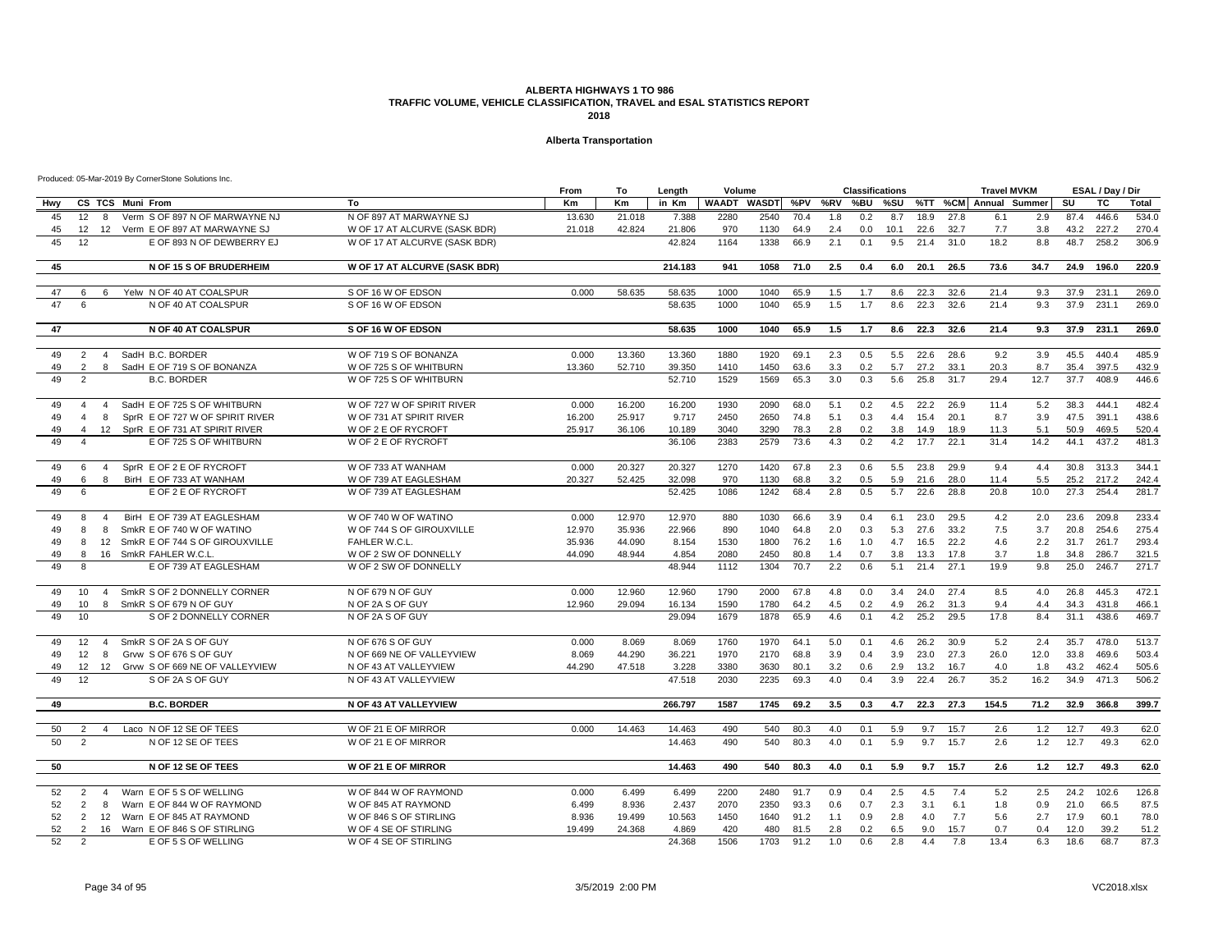# ALBERTA HIGHWAYS 1 TO 986
## TRAFFIC VOLUME, VEHICLE CLASSIFICATION, TRAVEL and ESAL STATISTICS REPORT
## 2018

**Alberta Transportation**

Produced: 05-Mar-2019 By CornerStone Solutions Inc.

| Hwy | CS | TCS | Muni | From | To | From Km | To Km | Length in Km | Volume WAADT | Volume WASDT | %PV | %RV | %BU | %SU | %TT | %CM | Travel MVKM Annual | Travel MVKM Summer | ESAL / Day / Dir SU | ESAL / Day / Dir TC | ESAL / Day / Dir Total |
|---|---|---|---|---|---|---|---|---|---|---|---|---|---|---|---|---|---|---|---|---|---|
| 45 | 12 | 8 | Verm | S OF 897 N OF MARWAYNE NJ | N OF 897 AT MARWAYNE SJ | 13.630 | 21.018 | 7.388 | 2280 | 2540 | 70.4 | 1.8 | 0.2 | 8.7 | 18.9 | 27.8 | 6.1 | 2.9 | 87.4 | 446.6 | 534.0 |
| 45 | 12 | 12 | Verm | E OF 897 AT MARWAYNE SJ | W OF 17 AT ALCURVE (SASK BDR) | 21.018 | 42.824 | 21.806 | 970 | 1130 | 64.9 | 2.4 | 0.0 | 10.1 | 22.6 | 32.7 | 7.7 | 3.8 | 43.2 | 227.2 | 270.4 |
| 45 | 12 | | | E OF 893 N OF DEWBERRY EJ | W OF 17 AT ALCURVE (SASK BDR) | | | 42.824 | 1164 | 1338 | 66.9 | 2.1 | 0.1 | 9.5 | 21.4 | 31.0 | 18.2 | 8.8 | 48.7 | 258.2 | 306.9 |
| **45** | | | | **N OF 15 S OF BRUDERHEIM** | **W OF 17 AT ALCURVE (SASK BDR)** | | | **214.183** | **941** | **1058** | **71.0** | **2.5** | **0.4** | **6.0** | **20.1** | **26.5** | **73.6** | **34.7** | **24.9** | **196.0** | **220.9** |
| 47 | 6 | 6 | Yelw | N OF 40 AT COALSPUR | S OF 16 W OF EDSON | 0.000 | 58.635 | 58.635 | 1000 | 1040 | 65.9 | 1.5 | 1.7 | 8.6 | 22.3 | 32.6 | 21.4 | 9.3 | 37.9 | 231.1 | 269.0 |
| 47 | 6 | | | N OF 40 AT COALSPUR | S OF 16 W OF EDSON | | | 58.635 | 1000 | 1040 | 65.9 | 1.5 | 1.7 | 8.6 | 22.3 | 32.6 | 21.4 | 9.3 | 37.9 | 231.1 | 269.0 |
| **47** | | | | **N OF 40 AT COALSPUR** | **S OF 16 W OF EDSON** | | | **58.635** | **1000** | **1040** | **65.9** | **1.5** | **1.7** | **8.6** | **22.3** | **32.6** | **21.4** | **9.3** | **37.9** | **231.1** | **269.0** |
| 49 | 2 | 4 | SadH | B.C. BORDER | W OF 719 S OF BONANZA | 0.000 | 13.360 | 13.360 | 1880 | 1920 | 69.1 | 2.3 | 0.5 | 5.5 | 22.6 | 28.6 | 9.2 | 3.9 | 45.5 | 440.4 | 485.9 |
| 49 | 2 | 8 | SadH | E OF 719 S OF BONANZA | W OF 725 S OF WHITBURN | 13.360 | 52.710 | 39.350 | 1410 | 1450 | 63.6 | 3.3 | 0.2 | 5.7 | 27.2 | 33.1 | 20.3 | 8.7 | 35.4 | 397.5 | 432.9 |
| 49 | 2 | | | B.C. BORDER | W OF 725 S OF WHITBURN | | | 52.710 | 1529 | 1569 | 65.3 | 3.0 | 0.3 | 5.6 | 25.8 | 31.7 | 29.4 | 12.7 | 37.7 | 408.9 | 446.6 |
| 49 | 4 | 4 | SadH | E OF 725 S OF WHITBURN | W OF 727 W OF SPIRIT RIVER | 0.000 | 16.200 | 16.200 | 1930 | 2090 | 68.0 | 5.1 | 0.2 | 4.5 | 22.2 | 26.9 | 11.4 | 5.2 | 38.3 | 444.1 | 482.4 |
| 49 | 4 | 8 | SprR | E OF 727 W OF SPIRIT RIVER | W OF 731 AT SPIRIT RIVER | 16.200 | 25.917 | 9.717 | 2450 | 2650 | 74.8 | 5.1 | 0.3 | 4.4 | 15.4 | 20.1 | 8.7 | 3.9 | 47.5 | 391.1 | 438.6 |
| 49 | 4 | 12 | SprR | E OF 731 AT SPIRIT RIVER | W OF 2 E OF RYCROFT | 25.917 | 36.106 | 10.189 | 3040 | 3290 | 78.3 | 2.8 | 0.2 | 3.8 | 14.9 | 18.9 | 11.3 | 5.1 | 50.9 | 469.5 | 520.4 |
| 49 | 4 | | | E OF 725 S OF WHITBURN | W OF 2 E OF RYCROFT | | | 36.106 | 2383 | 2579 | 73.6 | 4.3 | 0.2 | 4.2 | 17.7 | 22.1 | 31.4 | 14.2 | 44.1 | 437.2 | 481.3 |
| 49 | 6 | 4 | SprR | E OF 2 E OF RYCROFT | W OF 733 AT WANHAM | 0.000 | 20.327 | 20.327 | 1270 | 1420 | 67.8 | 2.3 | 0.6 | 5.5 | 23.8 | 29.9 | 9.4 | 4.4 | 30.8 | 313.3 | 344.1 |
| 49 | 6 | 8 | BirH | E OF 733 AT WANHAM | W OF 739 AT EAGLESHAM | 20.327 | 52.425 | 32.098 | 970 | 1130 | 68.8 | 3.2 | 0.5 | 5.9 | 21.6 | 28.0 | 11.4 | 5.5 | 25.2 | 217.2 | 242.4 |
| 49 | 6 | | | E OF 2 E OF RYCROFT | W OF 739 AT EAGLESHAM | | | 52.425 | 1086 | 1242 | 68.4 | 2.8 | 0.5 | 5.7 | 22.6 | 28.8 | 20.8 | 10.0 | 27.3 | 254.4 | 281.7 |
| 49 | 8 | 4 | BirH | E OF 739 AT EAGLESHAM | W OF 740 W OF WATINO | 0.000 | 12.970 | 12.970 | 880 | 1030 | 66.6 | 3.9 | 0.4 | 6.1 | 23.0 | 29.5 | 4.2 | 2.0 | 23.6 | 209.8 | 233.4 |
| 49 | 8 | 8 | SmkR | E OF 740 W OF WATINO | W OF 744 S OF GIROUXVILLE | 12.970 | 35.936 | 22.966 | 890 | 1040 | 64.8 | 2.0 | 0.3 | 5.3 | 27.6 | 33.2 | 7.5 | 3.7 | 20.8 | 254.6 | 275.4 |
| 49 | 8 | 12 | SmkR | E OF 744 S OF GIROUXVILLE | FAHLER W.C.L. | 35.936 | 44.090 | 8.154 | 1530 | 1800 | 76.2 | 1.6 | 1.0 | 4.7 | 16.5 | 22.2 | 4.6 | 2.2 | 31.7 | 261.7 | 293.4 |
| 49 | 8 | 16 | SmkR | FAHLER W.C.L. | W OF 2 SW OF DONNELLY | 44.090 | 48.944 | 4.854 | 2080 | 2450 | 80.8 | 1.4 | 0.7 | 3.8 | 13.3 | 17.8 | 3.7 | 1.8 | 34.8 | 286.7 | 321.5 |
| 49 | 8 | | | E OF 739 AT EAGLESHAM | W OF 2 SW OF DONNELLY | | | 48.944 | 1112 | 1304 | 70.7 | 2.2 | 0.6 | 5.1 | 21.4 | 27.1 | 19.9 | 9.8 | 25.0 | 246.7 | 271.7 |
| 49 | 10 | 4 | SmkR | S OF 2 DONNELLY CORNER | N OF 679 N OF GUY | 0.000 | 12.960 | 12.960 | 1790 | 2000 | 67.8 | 4.8 | 0.0 | 3.4 | 24.0 | 27.4 | 8.5 | 4.0 | 26.8 | 445.3 | 472.1 |
| 49 | 10 | 8 | SmkR | S OF 679 N OF GUY | N OF 2A S OF GUY | 12.960 | 29.094 | 16.134 | 1590 | 1780 | 64.2 | 4.5 | 0.2 | 4.9 | 26.2 | 31.3 | 9.4 | 4.4 | 34.3 | 431.8 | 466.1 |
| 49 | 10 | | | S OF 2 DONNELLY CORNER | N OF 2A S OF GUY | | | 29.094 | 1679 | 1878 | 65.9 | 4.6 | 0.1 | 4.2 | 25.2 | 29.5 | 17.8 | 8.4 | 31.1 | 438.6 | 469.7 |
| 49 | 12 | 4 | SmkR | S OF 2A S OF GUY | N OF 676 S OF GUY | 0.000 | 8.069 | 8.069 | 1760 | 1970 | 64.1 | 5.0 | 0.1 | 4.6 | 26.2 | 30.9 | 5.2 | 2.4 | 35.7 | 478.0 | 513.7 |
| 49 | 12 | 8 | Grvw | S OF 676 S OF GUY | N OF 669 NE OF VALLEYVIEW | 8.069 | 44.290 | 36.221 | 1970 | 2170 | 68.8 | 3.9 | 0.4 | 3.9 | 23.0 | 27.3 | 26.0 | 12.0 | 33.8 | 469.6 | 503.4 |
| 49 | 12 | 12 | Grvw | S OF 669 NE OF VALLEYVIEW | N OF 43 AT VALLEYVIEW | 44.290 | 47.518 | 3.228 | 3380 | 3630 | 80.1 | 3.2 | 0.6 | 2.9 | 13.2 | 16.7 | 4.0 | 1.8 | 43.2 | 462.4 | 505.6 |
| 49 | 12 | | | S OF 2A S OF GUY | N OF 43 AT VALLEYVIEW | | | 47.518 | 2030 | 2235 | 69.3 | 4.0 | 0.4 | 3.9 | 22.4 | 26.7 | 35.2 | 16.2 | 34.9 | 471.3 | 506.2 |
| **49** | | | | **B.C. BORDER** | **N OF 43 AT VALLEYVIEW** | | | **266.797** | **1587** | **1745** | **69.2** | **3.5** | **0.3** | **4.7** | **22.3** | **27.3** | **154.5** | **71.2** | **32.9** | **366.8** | **399.7** |
| 50 | 2 | 4 | Laco | N OF 12 SE OF TEES | W OF 21 E OF MIRROR | 0.000 | 14.463 | 14.463 | 490 | 540 | 80.3 | 4.0 | 0.1 | 5.9 | 9.7 | 15.7 | 2.6 | 1.2 | 12.7 | 49.3 | 62.0 |
| 50 | 2 | | | N OF 12 SE OF TEES | W OF 21 E OF MIRROR | | | 14.463 | 490 | 540 | 80.3 | 4.0 | 0.1 | 5.9 | 9.7 | 15.7 | 2.6 | 1.2 | 12.7 | 49.3 | 62.0 |
| **50** | | | | **N OF 12 SE OF TEES** | **W OF 21 E OF MIRROR** | | | **14.463** | **490** | **540** | **80.3** | **4.0** | **0.1** | **5.9** | **9.7** | **15.7** | **2.6** | **1.2** | **12.7** | **49.3** | **62.0** |
| 52 | 2 | 4 | Warn | E OF 5 S OF WELLING | W OF 844 W OF RAYMOND | 0.000 | 6.499 | 6.499 | 2200 | 2480 | 91.7 | 0.9 | 0.4 | 2.5 | 4.5 | 7.4 | 5.2 | 2.5 | 24.2 | 102.6 | 126.8 |
| 52 | 2 | 8 | Warn | E OF 844 W OF RAYMOND | W OF 845 AT RAYMOND | 6.499 | 8.936 | 2.437 | 2070 | 2350 | 93.3 | 0.6 | 0.7 | 2.3 | 3.1 | 6.1 | 1.8 | 0.9 | 21.0 | 66.5 | 87.5 |
| 52 | 2 | 12 | Warn | E OF 845 AT RAYMOND | W OF 846 S OF STIRLING | 8.936 | 19.499 | 10.563 | 1450 | 1640 | 91.2 | 1.1 | 0.9 | 2.8 | 4.0 | 7.7 | 5.6 | 2.7 | 17.9 | 60.1 | 78.0 |
| 52 | 2 | 16 | Warn | E OF 846 S OF STIRLING | W OF 4 SE OF STIRLING | 19.499 | 24.368 | 4.869 | 420 | 480 | 81.5 | 2.8 | 0.2 | 6.5 | 9.0 | 15.7 | 0.7 | 0.4 | 12.0 | 39.2 | 51.2 |
| 52 | 2 | | | E OF 5 S OF WELLING | W OF 4 SE OF STIRLING | | | 24.368 | 1506 | 1703 | 91.2 | 1.0 | 0.6 | 2.8 | 4.4 | 7.8 | 13.4 | 6.3 | 18.6 | 68.7 | 87.3 |

3/5/2019 2:00 PM VC2018.xlsx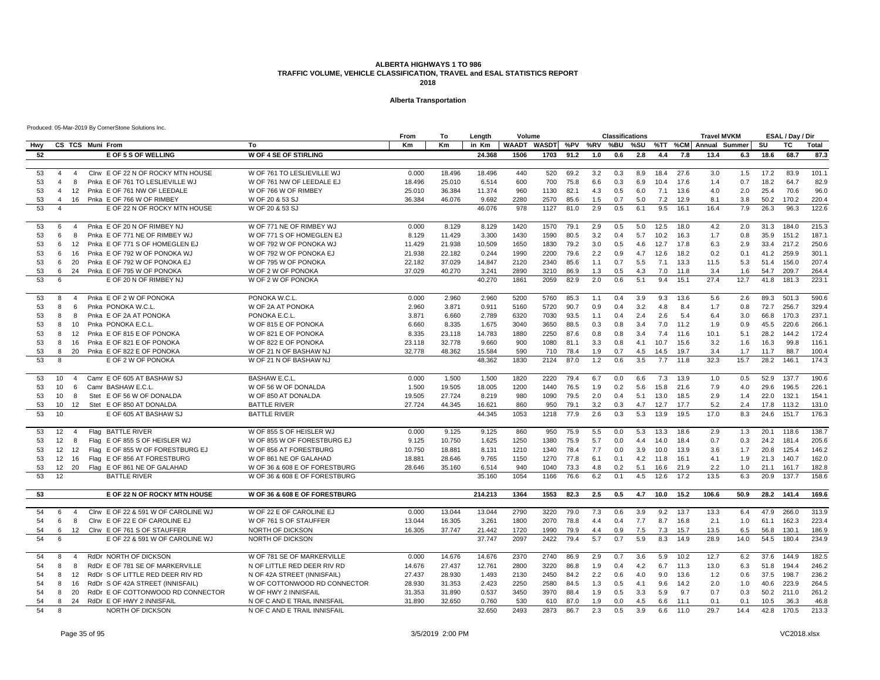# ALBERTA HIGHWAYS 1 TO 986
## TRAFFIC VOLUME, VEHICLE CLASSIFICATION, TRAVEL and ESAL STATISTICS REPORT
## 2018

**Alberta Transportation**

Produced: 05-Mar-2019 By CornerStone Solutions Inc.

| Hwy | CS | TCS | Muni | From | To | From Km | To Km | Length in Km | Volume WAADT | WASDT | %PV | %RV | Classifications %BU | %SU | %TT | %CM | Travel MVKM Annual | Summer | ESAL / Day / Dir SU | TC | Total |
|---|---|---|---|---|---|---|---|---|---|---|---|---|---|---|---|---|---|---|---|---|---|
| 52 | | | | E OF 5 S OF WELLING | W OF 4 SE OF STIRLING | | | 24.368 | 1506 | 1703 | 91.2 | 1.0 | 0.6 | 2.8 | 4.4 | 7.8 | 13.4 | 6.3 | 18.6 | 68.7 | 87.3 |
| 53 | 4 | 4 | Clrw | E OF 22 N OF ROCKY MTN HOUSE | W OF 761 TO LESLIEVILLE WJ | 0.000 | 18.496 | 18.496 | 440 | 520 | 69.2 | 3.2 | 0.3 | 8.9 | 18.4 | 27.6 | 3.0 | 1.5 | 17.2 | 83.9 | 101.1 |
| 53 | 4 | 8 | Pnka | E OF 761 TO LESLIEVILLE WJ | W OF 761 NW OF LEEDALE EJ | 18.496 | 25.010 | 6.514 | 600 | 700 | 75.8 | 6.6 | 0.3 | 6.9 | 10.4 | 17.6 | 1.4 | 0.7 | 18.2 | 64.7 | 82.9 |
| 53 | 4 | 12 | Pnka | E OF 761 NW OF LEEDALE | W OF 766 W OF RIMBEY | 25.010 | 36.384 | 11.374 | 960 | 1130 | 82.1 | 4.3 | 0.5 | 6.0 | 7.1 | 13.6 | 4.0 | 2.0 | 25.4 | 70.6 | 96.0 |
| 53 | 4 | 16 | Pnka | E OF 766 W OF RIMBEY | W OF 20 & 53 SJ | 36.384 | 46.076 | 9.692 | 2280 | 2570 | 85.6 | 1.5 | 0.7 | 5.0 | 7.2 | 12.9 | 8.1 | 3.8 | 50.2 | 170.2 | 220.4 |
| 53 | 4 | | | E OF 22 N OF ROCKY MTN HOUSE | W OF 20 & 53 SJ | | | 46.076 | 978 | 1127 | 81.0 | 2.9 | 0.5 | 6.1 | 9.5 | 16.1 | 16.4 | 7.9 | 26.3 | 96.3 | 122.6 |
| 53 | 6 | 4 | Pnka | E OF 20 N OF RIMBEY NJ | W OF 771 NE OF RIMBEY WJ | 0.000 | 8.129 | 8.129 | 1420 | 1570 | 79.1 | 2.9 | 0.5 | 5.0 | 12.5 | 18.0 | 4.2 | 2.0 | 31.3 | 184.0 | 215.3 |
| 53 | 6 | 8 | Pnka | E OF 771 NE OF RIMBEY WJ | W OF 771 S OF HOMEGLEN EJ | 8.129 | 11.429 | 3.300 | 1430 | 1590 | 80.5 | 3.2 | 0.4 | 5.7 | 10.2 | 16.3 | 1.7 | 0.8 | 35.9 | 151.2 | 187.1 |
| 53 | 6 | 12 | Pnka | E OF 771 S OF HOMEGLEN EJ | W OF 792 W OF PONOKA WJ | 11.429 | 21.938 | 10.509 | 1650 | 1830 | 79.2 | 3.0 | 0.5 | 4.6 | 12.7 | 17.8 | 6.3 | 2.9 | 33.4 | 217.2 | 250.6 |
| 53 | 6 | 16 | Pnka | E OF 792 W OF PONOKA WJ | W OF 792 W OF PONOKA EJ | 21.938 | 22.182 | 0.244 | 1990 | 2200 | 79.6 | 2.2 | 0.9 | 4.7 | 12.6 | 18.2 | 0.2 | 0.1 | 41.2 | 259.9 | 301.1 |
| 53 | 6 | 20 | Pnka | E OF 792 W OF PONOKA EJ | W OF 795 W OF PONOKA | 22.182 | 37.029 | 14.847 | 2120 | 2340 | 85.6 | 1.1 | 0.7 | 5.5 | 7.1 | 13.3 | 11.5 | 5.3 | 51.4 | 156.0 | 207.4 |
| 53 | 6 | 24 | Pnka | E OF 795 W OF PONOKA | W OF 2 W OF PONOKA | 37.029 | 40.270 | 3.241 | 2890 | 3210 | 86.9 | 1.3 | 0.5 | 4.3 | 7.0 | 11.8 | 3.4 | 1.6 | 54.7 | 209.7 | 264.4 |
| 53 | 6 | | | E OF 20 N OF RIMBEY NJ | W OF 2 W OF PONOKA | | | 40.270 | 1861 | 2059 | 82.9 | 2.0 | 0.6 | 5.1 | 9.4 | 15.1 | 27.4 | 12.7 | 41.8 | 181.3 | 223.1 |
| 53 | 8 | 4 | Pnka | E OF 2 W OF PONOKA | PONOKA W.C.L. | 0.000 | 2.960 | 2.960 | 5200 | 5760 | 85.3 | 1.1 | 0.4 | 3.9 | 9.3 | 13.6 | 5.6 | 2.6 | 89.3 | 501.3 | 590.6 |
| 53 | 8 | 6 | Pnka | PONOKA W.C.L. | W OF 2A AT PONOKA | 2.960 | 3.871 | 0.911 | 5160 | 5720 | 90.7 | 0.9 | 0.4 | 3.2 | 4.8 | 8.4 | 1.7 | 0.8 | 72.7 | 256.7 | 329.4 |
| 53 | 8 | 8 | Pnka | E OF 2A AT PONOKA | PONOKA E.C.L. | 3.871 | 6.660 | 2.789 | 6320 | 7030 | 93.5 | 1.1 | 0.4 | 2.4 | 2.6 | 5.4 | 6.4 | 3.0 | 66.8 | 170.3 | 237.1 |
| 53 | 8 | 10 | Pnka | PONOKA E.C.L. | W OF 815 E OF PONOKA | 6.660 | 8.335 | 1.675 | 3040 | 3650 | 88.5 | 0.3 | 0.8 | 3.4 | 7.0 | 11.2 | 1.9 | 0.9 | 45.5 | 220.6 | 266.1 |
| 53 | 8 | 12 | Pnka | E OF 815 E OF PONOKA | W OF 821 E OF PONOKA | 8.335 | 23.118 | 14.783 | 1880 | 2250 | 87.6 | 0.8 | 0.8 | 3.4 | 7.4 | 11.6 | 10.1 | 5.1 | 28.2 | 144.2 | 172.4 |
| 53 | 8 | 16 | Pnka | E OF 821 E OF PONOKA | W OF 822 E OF PONOKA | 23.118 | 32.778 | 9.660 | 900 | 1080 | 81.1 | 3.3 | 0.8 | 4.1 | 10.7 | 15.6 | 3.2 | 1.6 | 16.3 | 99.8 | 116.1 |
| 53 | 8 | 20 | Pnka | E OF 822 E OF PONOKA | W OF 21 N OF BASHAW NJ | 32.778 | 48.362 | 15.584 | 590 | 710 | 78.4 | 1.9 | 0.7 | 4.5 | 14.5 | 19.7 | 3.4 | 1.7 | 11.7 | 88.7 | 100.4 |
| 53 | 8 | | | E OF 2 W OF PONOKA | W OF 21 N OF BASHAW NJ | | | 48.362 | 1830 | 2124 | 87.0 | 1.2 | 0.6 | 3.5 | 7.7 | 11.8 | 32.3 | 15.7 | 28.2 | 146.1 | 174.3 |
| 53 | 10 | 4 | Camr | E OF 605 AT BASHAW SJ | BASHAW E.C.L. | 0.000 | 1.500 | 1.500 | 1820 | 2220 | 79.4 | 6.7 | 0.0 | 6.6 | 7.3 | 13.9 | 1.0 | 0.5 | 52.9 | 137.7 | 190.6 |
| 53 | 10 | 6 | Camr | BASHAW E.C.L. | W OF 56 W OF DONALDA | 1.500 | 19.505 | 18.005 | 1200 | 1440 | 76.5 | 1.9 | 0.2 | 5.6 | 15.8 | 21.6 | 7.9 | 4.0 | 29.6 | 196.5 | 226.1 |
| 53 | 10 | 8 | Stet | E OF 56 W OF DONALDA | W OF 850 AT DONALDA | 19.505 | 27.724 | 8.219 | 980 | 1090 | 79.5 | 2.0 | 0.4 | 5.1 | 13.0 | 18.5 | 2.9 | 1.4 | 22.0 | 132.1 | 154.1 |
| 53 | 10 | 12 | Stet | E OF 850 AT DONALDA | BATTLE RIVER | 27.724 | 44.345 | 16.621 | 860 | 950 | 79.1 | 3.2 | 0.3 | 4.7 | 12.7 | 17.7 | 5.2 | 2.4 | 17.8 | 113.2 | 131.0 |
| 53 | 10 | | | E OF 605 AT BASHAW SJ | BATTLE RIVER | | | 44.345 | 1053 | 1218 | 77.9 | 2.6 | 0.3 | 5.3 | 13.9 | 19.5 | 17.0 | 8.3 | 24.6 | 151.7 | 176.3 |
| 53 | 12 | 4 | Flag | BATTLE RIVER | W OF 855 S OF HEISLER WJ | 0.000 | 9.125 | 9.125 | 860 | 950 | 75.9 | 5.5 | 0.0 | 5.3 | 13.3 | 18.6 | 2.9 | 1.3 | 20.1 | 118.6 | 138.7 |
| 53 | 12 | 8 | Flag | E OF 855 S OF HEISLER WJ | W OF 855 W OF FORESTBURG EJ | 9.125 | 10.750 | 1.625 | 1250 | 1380 | 75.9 | 5.7 | 0.0 | 4.4 | 14.0 | 18.4 | 0.7 | 0.3 | 24.2 | 181.4 | 205.6 |
| 53 | 12 | 12 | Flag | E OF 855 W OF FORESTBURG EJ | W OF 856 AT FORESTBURG | 10.750 | 18.881 | 8.131 | 1210 | 1340 | 78.4 | 7.7 | 0.0 | 3.9 | 10.0 | 13.9 | 3.6 | 1.7 | 20.8 | 125.4 | 146.2 |
| 53 | 12 | 16 | Flag | E OF 856 AT FORESTBURG | W OF 861 NE OF GALAHAD | 18.881 | 28.646 | 9.765 | 1150 | 1270 | 77.8 | 6.1 | 0.1 | 4.2 | 11.8 | 16.1 | 4.1 | 1.9 | 21.3 | 140.7 | 162.0 |
| 53 | 12 | 20 | Flag | E OF 861 NE OF GALAHAD | W OF 36 & 608 E OF FORESTBURG | 28.646 | 35.160 | 6.514 | 940 | 1040 | 73.3 | 4.8 | 0.2 | 5.1 | 16.6 | 21.9 | 2.2 | 1.0 | 21.1 | 161.7 | 182.8 |
| 53 | 12 | | | BATTLE RIVER | W OF 36 & 608 E OF FORESTBURG | | | 35.160 | 1054 | 1166 | 76.6 | 6.2 | 0.1 | 4.5 | 12.6 | 17.2 | 13.5 | 6.3 | 20.9 | 137.7 | 158.6 |
| 53 | | | | E OF 22 N OF ROCKY MTN HOUSE | W OF 36 & 608 E OF FORESTBURG | | | 214.213 | 1364 | 1553 | 82.3 | 2.5 | 0.5 | 4.7 | 10.0 | 15.2 | 106.6 | 50.9 | 28.2 | 141.4 | 169.6 |
| 54 | 6 | 4 | Clrw | E OF 22 & 591 W OF CAROLINE WJ | W OF 22 E OF CAROLINE EJ | 0.000 | 13.044 | 13.044 | 2790 | 3220 | 79.0 | 7.3 | 0.6 | 3.9 | 9.2 | 13.7 | 13.3 | 6.4 | 47.9 | 266.0 | 313.9 |
| 54 | 6 | 8 | Clrw | E OF 22 E OF CAROLINE EJ | W OF 761 S OF STAUFFER | 13.044 | 16.305 | 3.261 | 1800 | 2070 | 78.8 | 4.4 | 0.4 | 7.7 | 8.7 | 16.8 | 2.1 | 1.0 | 61.1 | 162.3 | 223.4 |
| 54 | 6 | 12 | Clrw | E OF 761 S OF STAUFFER | NORTH OF DICKSON | 16.305 | 37.747 | 21.442 | 1720 | 1990 | 79.9 | 4.4 | 0.9 | 7.5 | 7.3 | 15.7 | 13.5 | 6.5 | 56.8 | 130.1 | 186.9 |
| 54 | 6 | | | E OF 22 & 591 W OF CAROLINE WJ | NORTH OF DICKSON | | | 37.747 | 2097 | 2422 | 79.4 | 5.7 | 0.7 | 5.9 | 8.3 | 14.9 | 28.9 | 14.0 | 54.5 | 180.4 | 234.9 |
| 54 | 8 | 4 | RdDr | NORTH OF DICKSON | W OF 781 SE OF MARKERVILLE | 0.000 | 14.676 | 14.676 | 2370 | 2740 | 86.9 | 2.9 | 0.7 | 3.6 | 5.9 | 10.2 | 12.7 | 6.2 | 37.6 | 144.9 | 182.5 |
| 54 | 8 | 8 | RdDr | E OF 781 SE OF MARKERVILLE | N OF LITTLE RED DEER RIV RD | 14.676 | 27.437 | 12.761 | 2800 | 3220 | 86.8 | 1.9 | 0.4 | 4.2 | 6.7 | 11.3 | 13.0 | 6.3 | 51.8 | 194.4 | 246.2 |
| 54 | 8 | 12 | RdDr | S OF LITTLE RED DEER RIV RD | N OF 42A STREET (INNISFAIL) | 27.437 | 28.930 | 1.493 | 2130 | 2450 | 84.2 | 2.2 | 0.6 | 4.0 | 9.0 | 13.6 | 1.2 | 0.6 | 37.5 | 198.7 | 236.2 |
| 54 | 8 | 16 | RdDr | S OF 42A STREET (INNISFAIL) | W OF COTTONWOOD RD CONNECTOR | 28.930 | 31.353 | 2.423 | 2250 | 2580 | 84.5 | 1.3 | 0.5 | 4.1 | 9.6 | 14.2 | 2.0 | 1.0 | 40.6 | 223.9 | 264.5 |
| 54 | 8 | 20 | RdDr | E OF COTTONWOOD RD CONNECTOR | W OF HWY 2 INNISFAIL | 31.353 | 31.890 | 0.537 | 3450 | 3970 | 88.4 | 1.9 | 0.5 | 3.3 | 5.9 | 9.7 | 0.7 | 0.3 | 50.2 | 211.0 | 261.2 |
| 54 | 8 | 24 | RdDr | E OF HWY 2 INNISFAIL | N OF C AND E TRAIL INNISFAIL | 31.890 | 32.650 | 0.760 | 530 | 610 | 87.0 | 1.9 | 0.0 | 4.5 | 6.6 | 11.1 | 0.1 | 0.1 | 10.5 | 36.3 | 46.8 |
| 54 | 8 | | | NORTH OF DICKSON | N OF C AND E TRAIL INNISFAIL | | | 32.650 | 2493 | 2873 | 86.7 | 2.3 | 0.5 | 3.9 | 6.6 | 11.0 | 29.7 | 14.4 | 42.8 | 170.5 | 213.3 |

3/5/2019 2:00 PM VC2018.xlsx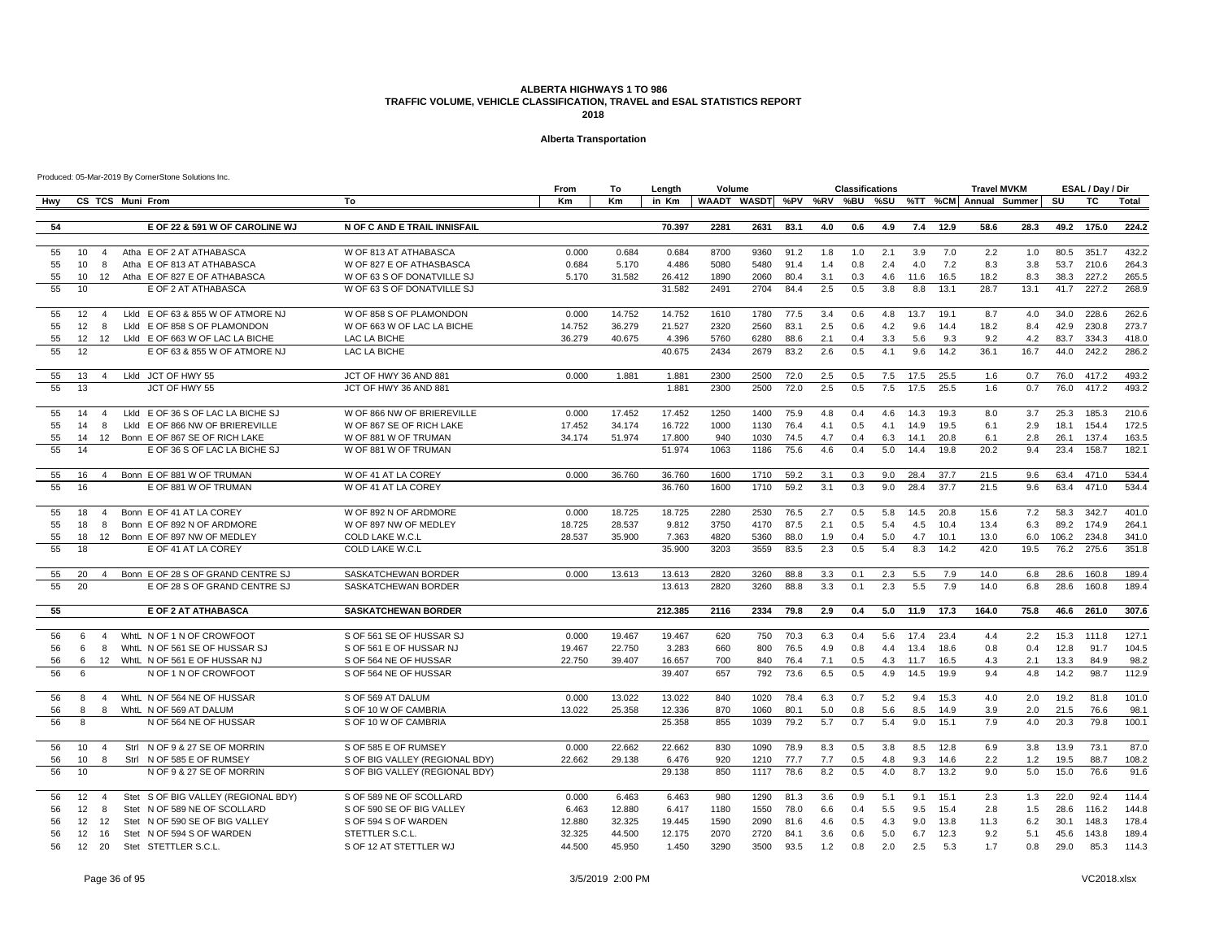# ALBERTA HIGHWAYS 1 TO 986
## TRAFFIC VOLUME, VEHICLE CLASSIFICATION, TRAVEL and ESAL STATISTICS REPORT
## 2018

**Alberta Transportation**

Produced: 05-Mar-2019 By CornerStone Solutions Inc.

| Hwy | CS | TCS | Muni | From | To | From Km | To Km | Length in Km | Volume WAADT | Volume WASDT | %PV | %RV | %BU | %SU | %TT | %CM | Travel MVKM Annual | Travel MVKM Summer | ESAL / Day / Dir SU | ESAL / Day / Dir TC | ESAL / Day / Dir Total |
|---|---|---|---|---|---|---|---|---|---|---|---|---|---|---|---|---|---|---|---|---|---|
| **54** | | | | **E OF 22 & 591 W OF CAROLINE WJ** | **N OF C AND E TRAIL INNISFAIL** | | | **70.397** | **2281** | **2631** | **83.1** | **4.0** | **0.6** | **4.9** | **7.4** | **12.9** | **58.6** | **28.3** | **49.2** | **175.0** | **224.2** |
| 55 | 10 | 4 | Atha | E OF 2 AT ATHABASCA | W OF 813 AT ATHABASCA | 0.000 | 0.684 | 0.684 | 8700 | 9360 | 91.2 | 1.8 | 1.0 | 2.1 | 3.9 | 7.0 | 2.2 | 1.0 | 80.5 | 351.7 | 432.2 |
| 55 | 10 | 8 | Atha | E OF 813 AT ATHABASCA | W OF 827 E OF ATHASBASCA | 0.684 | 5.170 | 4.486 | 5080 | 5480 | 91.4 | 1.4 | 0.8 | 2.4 | 4.0 | 7.2 | 8.3 | 3.8 | 53.7 | 210.6 | 264.3 |
| 55 | 10 | 12 | Atha | E OF 827 E OF ATHABASCA | W OF 63 S OF DONATVILLE SJ | 5.170 | 31.582 | 26.412 | 1890 | 2060 | 80.4 | 3.1 | 0.3 | 4.6 | 11.6 | 16.5 | 18.2 | 8.3 | 38.3 | 227.2 | 265.5 |
| 55 | 10 | | | E OF 2 AT ATHABASCA | W OF 63 S OF DONATVILLE SJ | | | 31.582 | 2491 | 2704 | 84.4 | 2.5 | 0.5 | 3.8 | 8.8 | 13.1 | 28.7 | 13.1 | 41.7 | 227.2 | 268.9 |
| 55 | 12 | 4 | Lkld | E OF 63 & 855 W OF ATMORE NJ | W OF 858 S OF PLAMONDON | 0.000 | 14.752 | 14.752 | 1610 | 1780 | 77.5 | 3.4 | 0.6 | 4.8 | 13.7 | 19.1 | 8.7 | 4.0 | 34.0 | 228.6 | 262.6 |
| 55 | 12 | 8 | Lkld | E OF 858 S OF PLAMONDON | W OF 663 W OF LAC LA BICHE | 14.752 | 36.279 | 21.527 | 2320 | 2560 | 83.1 | 2.5 | 0.6 | 4.2 | 9.6 | 14.4 | 18.2 | 8.4 | 42.9 | 230.8 | 273.7 |
| 55 | 12 | 12 | Lkld | E OF 663 W OF LAC LA BICHE | LAC LA BICHE | 36.279 | 40.675 | 4.396 | 5760 | 6280 | 88.6 | 2.1 | 0.4 | 3.3 | 5.6 | 9.3 | 9.2 | 4.2 | 83.7 | 334.3 | 418.0 |
| 55 | 12 | | | E OF 63 & 855 W OF ATMORE NJ | LAC LA BICHE | | | 40.675 | 2434 | 2679 | 83.2 | 2.6 | 0.5 | 4.1 | 9.6 | 14.2 | 36.1 | 16.7 | 44.0 | 242.2 | 286.2 |
| 55 | 13 | 4 | Lkld | JCT OF HWY 55 | JCT OF HWY 36 AND 881 | 0.000 | 1.881 | 1.881 | 2300 | 2500 | 72.0 | 2.5 | 0.5 | 7.5 | 17.5 | 25.5 | 1.6 | 0.7 | 76.0 | 417.2 | 493.2 |
| 55 | 13 | | | JCT OF HWY 55 | JCT OF HWY 36 AND 881 | | | 1.881 | 2300 | 2500 | 72.0 | 2.5 | 0.5 | 7.5 | 17.5 | 25.5 | 1.6 | 0.7 | 76.0 | 417.2 | 493.2 |
| 55 | 14 | 4 | Lkld | E OF 36 S OF LAC LA BICHE SJ | W OF 866 NW OF BRIEREVILLE | 0.000 | 17.452 | 17.452 | 1250 | 1400 | 75.9 | 4.8 | 0.4 | 4.6 | 14.3 | 19.3 | 8.0 | 3.7 | 25.3 | 185.3 | 210.6 |
| 55 | 14 | 8 | Lkld | E OF 866 NW OF BRIEREVILLE | W OF 867 SE OF RICH LAKE | 17.452 | 34.174 | 16.722 | 1000 | 1130 | 76.4 | 4.1 | 0.5 | 4.1 | 14.9 | 19.5 | 6.1 | 2.9 | 18.1 | 154.4 | 172.5 |
| 55 | 14 | 12 | Bonn | E OF 867 SE OF RICH LAKE | W OF 881 W OF TRUMAN | 34.174 | 51.974 | 17.800 | 940 | 1030 | 74.5 | 4.7 | 0.4 | 6.3 | 14.1 | 20.8 | 6.1 | 2.8 | 26.1 | 137.4 | 163.5 |
| 55 | 14 | | | E OF 36 S OF LAC LA BICHE SJ | W OF 881 W OF TRUMAN | | | 51.974 | 1063 | 1186 | 75.6 | 4.6 | 0.4 | 5.0 | 14.4 | 19.8 | 20.2 | 9.4 | 23.4 | 158.7 | 182.1 |
| 55 | 16 | 4 | Bonn | E OF 881 W OF TRUMAN | W OF 41 AT LA COREY | 0.000 | 36.760 | 36.760 | 1600 | 1710 | 59.2 | 3.1 | 0.3 | 9.0 | 28.4 | 37.7 | 21.5 | 9.6 | 63.4 | 471.0 | 534.4 |
| 55 | 16 | | | E OF 881 W OF TRUMAN | W OF 41 AT LA COREY | | | 36.760 | 1600 | 1710 | 59.2 | 3.1 | 0.3 | 9.0 | 28.4 | 37.7 | 21.5 | 9.6 | 63.4 | 471.0 | 534.4 |
| 55 | 18 | 4 | Bonn | E OF 41 AT LA COREY | W OF 892 N OF ARDMORE | 0.000 | 18.725 | 18.725 | 2280 | 2530 | 76.5 | 2.7 | 0.5 | 5.8 | 14.5 | 20.8 | 15.6 | 7.2 | 58.3 | 342.7 | 401.0 |
| 55 | 18 | 8 | Bonn | E OF 892 N OF ARDMORE | W OF 897 NW OF MEDLEY | 18.725 | 28.537 | 9.812 | 3750 | 4170 | 87.5 | 2.1 | 0.5 | 5.4 | 4.5 | 10.4 | 13.4 | 6.3 | 89.2 | 174.9 | 264.1 |
| 55 | 18 | 12 | Bonn | E OF 897 NW OF MEDLEY | COLD LAKE W.C.L | 28.537 | 35.900 | 7.363 | 4820 | 5360 | 88.0 | 1.9 | 0.4 | 5.0 | 4.7 | 10.1 | 13.0 | 6.0 | 106.2 | 234.8 | 341.0 |
| 55 | 18 | | | E OF 41 AT LA COREY | COLD LAKE W.C.L | | | 35.900 | 3203 | 3559 | 83.5 | 2.3 | 0.5 | 5.4 | 8.3 | 14.2 | 42.0 | 19.5 | 76.2 | 275.6 | 351.8 |
| 55 | 20 | 4 | Bonn | E OF 28 S OF GRAND CENTRE SJ | SASKATCHEWAN BORDER | 0.000 | 13.613 | 13.613 | 2820 | 3260 | 88.8 | 3.3 | 0.1 | 2.3 | 5.5 | 7.9 | 14.0 | 6.8 | 28.6 | 160.8 | 189.4 |
| 55 | 20 | | | E OF 28 S OF GRAND CENTRE SJ | SASKATCHEWAN BORDER | | | 13.613 | 2820 | 3260 | 88.8 | 3.3 | 0.1 | 2.3 | 5.5 | 7.9 | 14.0 | 6.8 | 28.6 | 160.8 | 189.4 |
| **55** | | | | **E OF 2 AT ATHABASCA** | **SASKATCHEWAN BORDER** | | | **212.385** | **2116** | **2334** | **79.8** | **2.9** | **0.4** | **5.0** | **11.9** | **17.3** | **164.0** | **75.8** | **46.6** | **261.0** | **307.6** |
| 56 | 6 | 4 | WhtL | N OF 1 N OF CROWFOOT | S OF 561 SE OF HUSSAR SJ | 0.000 | 19.467 | 19.467 | 620 | 750 | 70.3 | 6.3 | 0.4 | 5.6 | 17.4 | 23.4 | 4.4 | 2.2 | 15.3 | 111.8 | 127.1 |
| 56 | 6 | 8 | WhtL | N OF 561 SE OF HUSSAR SJ | S OF 561 E OF HUSSAR NJ | 19.467 | 22.750 | 3.283 | 660 | 800 | 76.5 | 4.9 | 0.8 | 4.4 | 13.4 | 18.6 | 0.8 | 0.4 | 12.8 | 91.7 | 104.5 |
| 56 | 6 | 12 | WhtL | N OF 561 E OF HUSSAR NJ | S OF 564 NE OF HUSSAR | 22.750 | 39.407 | 16.657 | 700 | 840 | 76.4 | 7.1 | 0.5 | 4.3 | 11.7 | 16.5 | 4.3 | 2.1 | 13.3 | 84.9 | 98.2 |
| 56 | 6 | | | N OF 1 N OF CROWFOOT | S OF 564 NE OF HUSSAR | | | 39.407 | 657 | 792 | 73.6 | 6.5 | 0.5 | 4.9 | 14.5 | 19.9 | 9.4 | 4.8 | 14.2 | 98.7 | 112.9 |
| 56 | 8 | 4 | WhtL | N OF 564 NE OF HUSSAR | S OF 569 AT DALUM | 0.000 | 13.022 | 13.022 | 840 | 1020 | 78.4 | 6.3 | 0.7 | 5.2 | 9.4 | 15.3 | 4.0 | 2.0 | 19.2 | 81.8 | 101.0 |
| 56 | 8 | 8 | WhtL | N OF 569 AT DALUM | S OF 10 W OF CAMBRIA | 13.022 | 25.358 | 12.336 | 870 | 1060 | 80.1 | 5.0 | 0.8 | 5.6 | 8.5 | 14.9 | 3.9 | 2.0 | 21.5 | 76.6 | 98.1 |
| 56 | 8 | | | N OF 564 NE OF HUSSAR | S OF 10 W OF CAMBRIA | | | 25.358 | 855 | 1039 | 79.2 | 5.7 | 0.7 | 5.4 | 9.0 | 15.1 | 7.9 | 4.0 | 20.3 | 79.8 | 100.1 |
| 56 | 10 | 4 | Strl | N OF 9 & 27 SE OF MORRIN | S OF 585 E OF RUMSEY | 0.000 | 22.662 | 22.662 | 830 | 1090 | 78.9 | 8.3 | 0.5 | 3.8 | 8.5 | 12.8 | 6.9 | 3.8 | 13.9 | 73.1 | 87.0 |
| 56 | 10 | 8 | Strl | N OF 585 E OF RUMSEY | S OF BIG VALLEY (REGIONAL BDY) | 22.662 | 29.138 | 6.476 | 920 | 1210 | 77.7 | 7.7 | 0.5 | 4.8 | 9.3 | 14.6 | 2.2 | 1.2 | 19.5 | 88.7 | 108.2 |
| 56 | 10 | | | N OF 9 & 27 SE OF MORRIN | S OF BIG VALLEY (REGIONAL BDY) | | | 29.138 | 850 | 1117 | 78.6 | 8.2 | 0.5 | 4.0 | 8.7 | 13.2 | 9.0 | 5.0 | 15.0 | 76.6 | 91.6 |
| 56 | 12 | 4 | Stet | S OF BIG VALLEY (REGIONAL BDY) | S OF 589 NE OF SCOLLARD | 0.000 | 6.463 | 6.463 | 980 | 1290 | 81.3 | 3.6 | 0.9 | 5.1 | 9.1 | 15.1 | 2.3 | 1.3 | 22.0 | 92.4 | 114.4 |
| 56 | 12 | 8 | Stet | N OF 589 NE OF SCOLLARD | S OF 590 SE OF BIG VALLEY | 6.463 | 12.880 | 6.417 | 1180 | 1550 | 78.0 | 6.6 | 0.4 | 5.5 | 9.5 | 15.4 | 2.8 | 1.5 | 28.6 | 116.2 | 144.8 |
| 56 | 12 | 12 | Stet | N OF 590 SE OF BIG VALLEY | S OF 594 S OF WARDEN | 12.880 | 32.325 | 19.445 | 1590 | 2090 | 81.6 | 4.6 | 0.5 | 4.3 | 9.0 | 13.8 | 11.3 | 6.2 | 30.1 | 148.3 | 178.4 |
| 56 | 12 | 16 | Stet | N OF 594 S OF WARDEN | STETTLER S.C.L. | 32.325 | 44.500 | 12.175 | 2070 | 2720 | 84.1 | 3.6 | 0.6 | 5.0 | 6.7 | 12.3 | 9.2 | 5.1 | 45.6 | 143.8 | 189.4 |
| 56 | 12 | 20 | Stet | STETTLER S.C.L. | S OF 12 AT STETTLER WJ | 44.500 | 45.950 | 1.450 | 3290 | 3500 | 93.5 | 1.2 | 0.8 | 2.0 | 2.5 | 5.3 | 1.7 | 0.8 | 29.0 | 85.3 | 114.3 |

3/5/2019 2:00 PM

VC2018.xlsx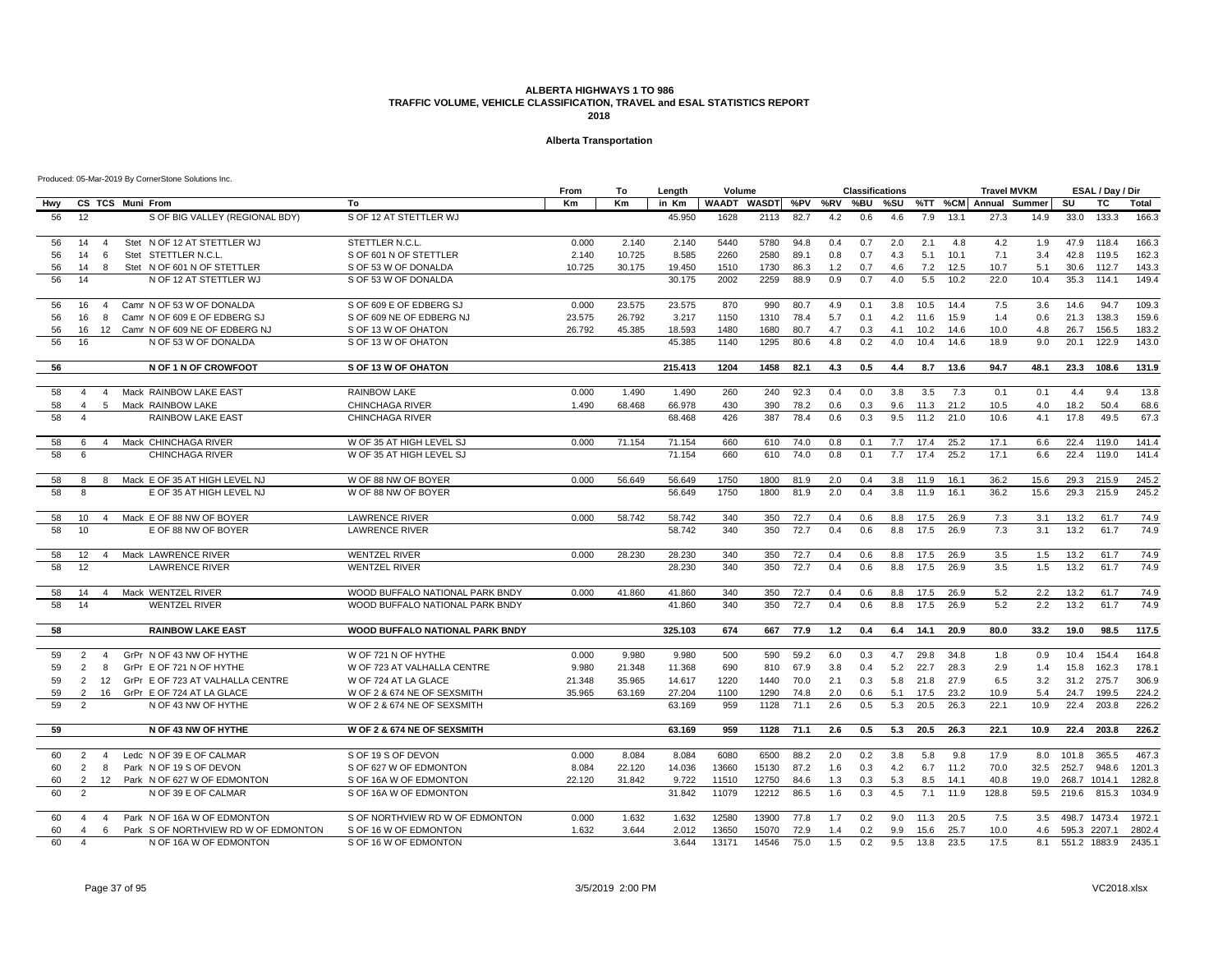# ALBERTA HIGHWAYS 1 TO 986
## TRAFFIC VOLUME, VEHICLE CLASSIFICATION, TRAVEL and ESAL STATISTICS REPORT
## 2018

**Alberta Transportation**

Produced: 05-Mar-2019 By CornerStone Solutions Inc.

| | | | | | | From | To | Length | Volume | | | Classifications | | | | | Travel MVKM | | ESAL / Day / Dir | | |
|---|---|---|---|---|---|---|---|---|---|---|---|---|---|---|---|---|---|---|---|---|---|
| Hwy | CS | TCS | Muni | From | To | Km | Km | in Km | WAADT | WASDT | %PV | %RV | %BU | %SU | %TT | %CM | Annual | Summer | SU | TC | Total |
| 56 | 12 | | | S OF BIG VALLEY (REGIONAL BDY) | S OF 12 AT STETTLER WJ | | | 45.950 | 1628 | 2113 | 82.7 | 4.2 | 0.6 | 4.6 | 7.9 | 13.1 | 27.3 | 14.9 | 33.0 | 133.3 | 166.3 |
| 56 | 14 | 4 | Stet | N OF 12 AT STETTLER WJ | STETTLER N.C.L. | 0.000 | 2.140 | 2.140 | 5440 | 5780 | 94.8 | 0.4 | 0.7 | 2.0 | 2.1 | 4.8 | 4.2 | 1.9 | 47.9 | 118.4 | 166.3 |
| 56 | 14 | 6 | Stet | STETTLER N.C.L. | S OF 601 N OF STETTLER | 2.140 | 10.725 | 8.585 | 2260 | 2580 | 89.1 | 0.8 | 0.7 | 4.3 | 5.1 | 10.1 | 7.1 | 3.4 | 42.8 | 119.5 | 162.3 |
| 56 | 14 | 8 | Stet | N OF 601 N OF STETTLER | S OF 53 W OF DONALDA | 10.725 | 30.175 | 19.450 | 1510 | 1730 | 86.3 | 1.2 | 0.7 | 4.6 | 7.2 | 12.5 | 10.7 | 5.1 | 30.6 | 112.7 | 143.3 |
| 56 | 14 | | | N OF 12 AT STETTLER WJ | S OF 53 W OF DONALDA | | | 30.175 | 2002 | 2259 | 88.9 | 0.9 | 0.7 | 4.0 | 5.5 | 10.2 | 22.0 | 10.4 | 35.3 | 114.1 | 149.4 |
| 56 | 16 | 4 | Camr | N OF 53 W OF DONALDA | S OF 609 E OF EDBERG SJ | 0.000 | 23.575 | 23.575 | 870 | 990 | 80.7 | 4.9 | 0.1 | 3.8 | 10.5 | 14.4 | 7.5 | 3.6 | 14.6 | 94.7 | 109.3 |
| 56 | 16 | 8 | Camr | N OF 609 E OF EDBERG SJ | S OF 609 NE OF EDBERG NJ | 23.575 | 26.792 | 3.217 | 1150 | 1310 | 78.4 | 5.7 | 0.1 | 4.2 | 11.6 | 15.9 | 1.4 | 0.6 | 21.3 | 138.3 | 159.6 |
| 56 | 16 | 12 | Camr | N OF 609 NE OF EDBERG NJ | S OF 13 W OF OHATON | 26.792 | 45.385 | 18.593 | 1480 | 1680 | 80.7 | 4.7 | 0.3 | 4.1 | 10.2 | 14.6 | 10.0 | 4.8 | 26.7 | 156.5 | 183.2 |
| 56 | 16 | | | N OF 53 W OF DONALDA | S OF 13 W OF OHATON | | | 45.385 | 1140 | 1295 | 80.6 | 4.8 | 0.2 | 4.0 | 10.4 | 14.6 | 18.9 | 9.0 | 20.1 | 122.9 | 143.0 |
| **56** | | | | **N OF 1 N OF CROWFOOT** | **S OF 13 W OF OHATON** | | | **215.413** | **1204** | **1458** | **82.1** | **4.3** | **0.5** | **4.4** | **8.7** | **13.6** | **94.7** | **48.1** | **23.3** | **108.6** | **131.9** |
| 58 | 4 | 4 | Mack | RAINBOW LAKE EAST | RAINBOW LAKE | 0.000 | 1.490 | 1.490 | 260 | 240 | 92.3 | 0.4 | 0.0 | 3.8 | 3.5 | 7.3 | 0.1 | 0.1 | 4.4 | 9.4 | 13.8 |
| 58 | 4 | 5 | Mack | RAINBOW LAKE | CHINCHAGA RIVER | 1.490 | 68.468 | 66.978 | 430 | 390 | 78.2 | 0.6 | 0.3 | 9.6 | 11.3 | 21.2 | 10.5 | 4.0 | 18.2 | 50.4 | 68.6 |
| 58 | 4 | | | RAINBOW LAKE EAST | CHINCHAGA RIVER | | | 68.468 | 426 | 387 | 78.4 | 0.6 | 0.3 | 9.5 | 11.2 | 21.0 | 10.6 | 4.1 | 17.8 | 49.5 | 67.3 |
| 58 | 6 | 4 | Mack | CHINCHAGA RIVER | W OF 35 AT HIGH LEVEL SJ | 0.000 | 71.154 | 71.154 | 660 | 610 | 74.0 | 0.8 | 0.1 | 7.7 | 17.4 | 25.2 | 17.1 | 6.6 | 22.4 | 119.0 | 141.4 |
| 58 | 6 | | | CHINCHAGA RIVER | W OF 35 AT HIGH LEVEL SJ | | | 71.154 | 660 | 610 | 74.0 | 0.8 | 0.1 | 7.7 | 17.4 | 25.2 | 17.1 | 6.6 | 22.4 | 119.0 | 141.4 |
| 58 | 8 | 8 | Mack | E OF 35 AT HIGH LEVEL NJ | W OF 88 NW OF BOYER | 0.000 | 56.649 | 56.649 | 1750 | 1800 | 81.9 | 2.0 | 0.4 | 3.8 | 11.9 | 16.1 | 36.2 | 15.6 | 29.3 | 215.9 | 245.2 |
| 58 | 8 | | | E OF 35 AT HIGH LEVEL NJ | W OF 88 NW OF BOYER | | | 56.649 | 1750 | 1800 | 81.9 | 2.0 | 0.4 | 3.8 | 11.9 | 16.1 | 36.2 | 15.6 | 29.3 | 215.9 | 245.2 |
| 58 | 10 | 4 | Mack | E OF 88 NW OF BOYER | LAWRENCE RIVER | 0.000 | 58.742 | 58.742 | 340 | 350 | 72.7 | 0.4 | 0.6 | 8.8 | 17.5 | 26.9 | 7.3 | 3.1 | 13.2 | 61.7 | 74.9 |
| 58 | 10 | | | E OF 88 NW OF BOYER | LAWRENCE RIVER | | | 58.742 | 340 | 350 | 72.7 | 0.4 | 0.6 | 8.8 | 17.5 | 26.9 | 7.3 | 3.1 | 13.2 | 61.7 | 74.9 |
| 58 | 12 | 4 | Mack | LAWRENCE RIVER | WENTZEL RIVER | 0.000 | 28.230 | 28.230 | 340 | 350 | 72.7 | 0.4 | 0.6 | 8.8 | 17.5 | 26.9 | 3.5 | 1.5 | 13.2 | 61.7 | 74.9 |
| 58 | 12 | | | LAWRENCE RIVER | WENTZEL RIVER | | | 28.230 | 340 | 350 | 72.7 | 0.4 | 0.6 | 8.8 | 17.5 | 26.9 | 3.5 | 1.5 | 13.2 | 61.7 | 74.9 |
| 58 | 14 | 4 | Mack | WENTZEL RIVER | WOOD BUFFALO NATIONAL PARK BNDY | 0.000 | 41.860 | 41.860 | 340 | 350 | 72.7 | 0.4 | 0.6 | 8.8 | 17.5 | 26.9 | 5.2 | 2.2 | 13.2 | 61.7 | 74.9 |
| 58 | 14 | | | WENTZEL RIVER | WOOD BUFFALO NATIONAL PARK BNDY | | | 41.860 | 340 | 350 | 72.7 | 0.4 | 0.6 | 8.8 | 17.5 | 26.9 | 5.2 | 2.2 | 13.2 | 61.7 | 74.9 |
| **58** | | | | **RAINBOW LAKE EAST** | **WOOD BUFFALO NATIONAL PARK BNDY** | | | **325.103** | **674** | **667** | **77.9** | **1.2** | **0.4** | **6.4** | **14.1** | **20.9** | **80.0** | **33.2** | **19.0** | **98.5** | **117.5** |
| 59 | 2 | 4 | GrPr | N OF 43 NW OF HYTHE | W OF 721 N OF HYTHE | 0.000 | 9.980 | 9.980 | 500 | 590 | 59.2 | 6.0 | 0.3 | 4.7 | 29.8 | 34.8 | 1.8 | 0.9 | 10.4 | 154.4 | 164.8 |
| 59 | 2 | 8 | GrPr | E OF 721 N OF HYTHE | W OF 723 AT VALHALLA CENTRE | 9.980 | 21.348 | 11.368 | 690 | 810 | 67.9 | 3.8 | 0.4 | 5.2 | 22.7 | 28.3 | 2.9 | 1.4 | 15.8 | 162.3 | 178.1 |
| 59 | 2 | 12 | GrPr | E OF 723 AT VALHALLA CENTRE | W OF 724 AT LA GLACE | 21.348 | 35.965 | 14.617 | 1220 | 1440 | 70.0 | 2.1 | 0.3 | 5.8 | 21.8 | 27.9 | 6.5 | 3.2 | 31.2 | 275.7 | 306.9 |
| 59 | 2 | 16 | GrPr | E OF 724 AT LA GLACE | W OF 2 & 674 NE OF SEXSMITH | 35.965 | 63.169 | 27.204 | 1100 | 1290 | 74.8 | 2.0 | 0.6 | 5.1 | 17.5 | 23.2 | 10.9 | 5.4 | 24.7 | 199.5 | 224.2 |
| 59 | 2 | | | N OF 43 NW OF HYTHE | W OF 2 & 674 NE OF SEXSMITH | | | 63.169 | 959 | 1128 | 71.1 | 2.6 | 0.5 | 5.3 | 20.5 | 26.3 | 22.1 | 10.9 | 22.4 | 203.8 | 226.2 |
| **59** | | | | **N OF 43 NW OF HYTHE** | **W OF 2 & 674 NE OF SEXSMITH** | | | **63.169** | **959** | **1128** | **71.1** | **2.6** | **0.5** | **5.3** | **20.5** | **26.3** | **22.1** | **10.9** | **22.4** | **203.8** | **226.2** |
| 60 | 2 | 4 | Ledc | N OF 39 E OF CALMAR | S OF 19 S OF DEVON | 0.000 | 8.084 | 8.084 | 6080 | 6500 | 88.2 | 2.0 | 0.2 | 3.8 | 5.8 | 9.8 | 17.9 | 8.0 | 101.8 | 365.5 | 467.3 |
| 60 | 2 | 8 | Park | N OF 19 S OF DEVON | S OF 627 W OF EDMONTON | 8.084 | 22.120 | 14.036 | 13660 | 15130 | 87.2 | 1.6 | 0.3 | 4.2 | 6.7 | 11.2 | 70.0 | 32.5 | 252.7 | 948.6 | 1201.3 |
| 60 | 2 | 12 | Park | N OF 627 W OF EDMONTON | S OF 16A W OF EDMONTON | 22.120 | 31.842 | 9.722 | 11510 | 12750 | 84.6 | 1.3 | 0.3 | 5.3 | 8.5 | 14.1 | 40.8 | 19.0 | 268.7 | 1014.1 | 1282.8 |
| 60 | 2 | | | N OF 39 E OF CALMAR | S OF 16A W OF EDMONTON | | | 31.842 | 11079 | 12212 | 86.5 | 1.6 | 0.3 | 4.5 | 7.1 | 11.9 | 128.8 | 59.5 | 219.6 | 815.3 | 1034.9 |
| 60 | 4 | 4 | Park | N OF 16A W OF EDMONTON | S OF NORTHVIEW RD W OF EDMONTON | 0.000 | 1.632 | 1.632 | 12580 | 13900 | 77.8 | 1.7 | 0.2 | 9.0 | 11.3 | 20.5 | 7.5 | 3.5 | 498.7 | 1473.4 | 1972.1 |
| 60 | 4 | 6 | Park | S OF NORTHVIEW RD W OF EDMONTON | S OF 16 W OF EDMONTON | 1.632 | 3.644 | 2.012 | 13650 | 15070 | 72.9 | 1.4 | 0.2 | 9.9 | 15.6 | 25.7 | 10.0 | 4.6 | 595.3 | 2207.1 | 2802.4 |
| 60 | 4 | | | N OF 16A W OF EDMONTON | S OF 16 W OF EDMONTON | | | 3.644 | 13171 | 14546 | 75.0 | 1.5 | 0.2 | 9.5 | 13.8 | 23.5 | 17.5 | 8.1 | 551.2 | 1883.9 | 2435.1 |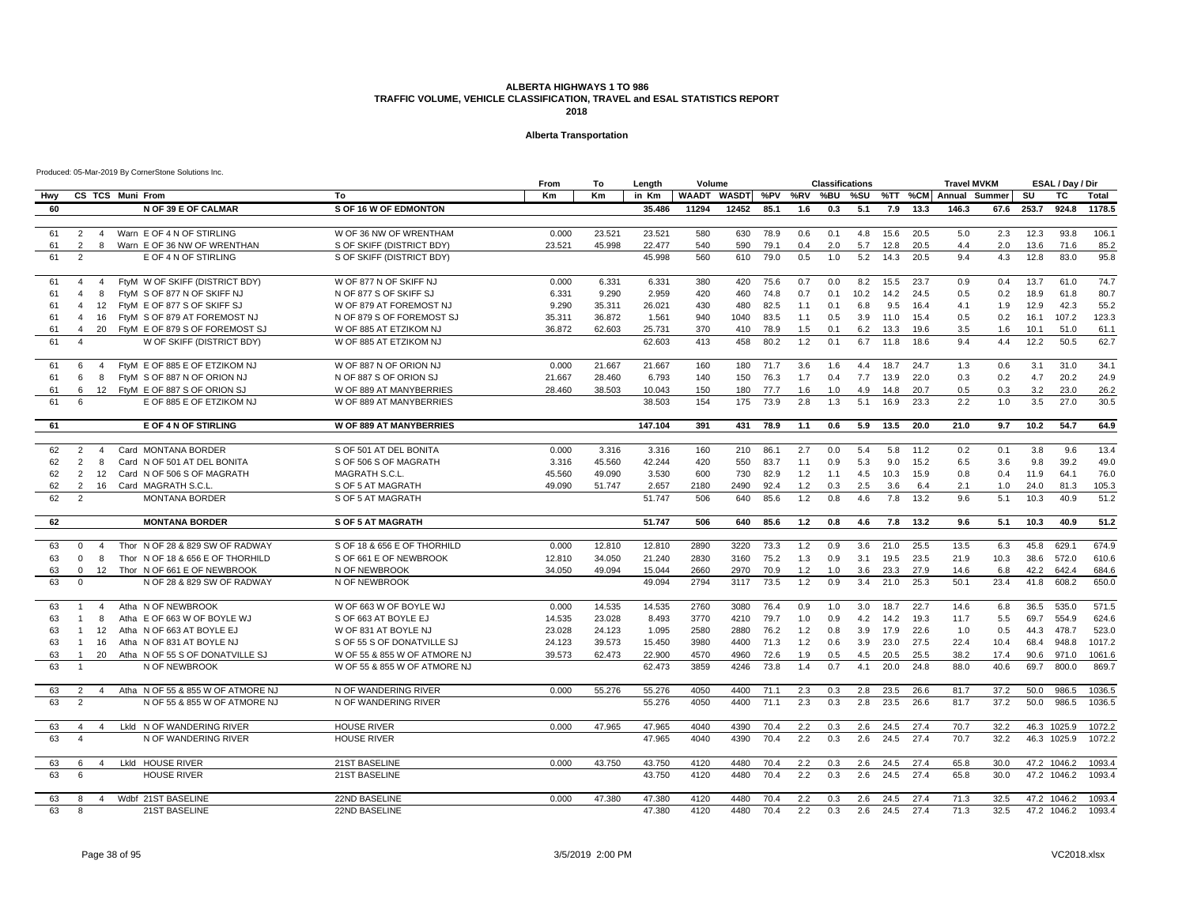# ALBERTA HIGHWAYS 1 TO 986
## TRAFFIC VOLUME, VEHICLE CLASSIFICATION, TRAVEL and ESAL STATISTICS REPORT
## 2018

**Alberta Transportation**

Produced: 05-Mar-2019 By CornerStone Solutions Inc.

| Hwy | CS | TCS | Muni | From | To | From Km | To Km | Length in Km | Volume WAADT | Volume WASDT | %PV | %RV | %BU | %SU | %TT | %CM | Travel MVKM Annual | Travel MVKM Summer | ESAL / Day / Dir SU | ESAL / Day / Dir TC | ESAL / Day / Dir Total |
|---|---|---|---|---|---|---|---|---|---|---|---|---|---|---|---|---|---|---|---|---|---|
| 60 | | | | N OF 39 E OF CALMAR | S OF 16 W OF EDMONTON | | | 35.486 | 11294 | 12452 | 85.1 | 1.6 | 0.3 | 5.1 | 7.9 | 13.3 | 146.3 | 67.6 | 253.7 | 924.8 | 1178.5 |
| 61 | 2 | 4 | Warn | E OF 4 N OF STIRLING | W OF 36 NW OF WRENTHAM | 0.000 | 23.521 | 23.521 | 580 | 630 | 78.9 | 0.6 | 0.1 | 4.8 | 15.6 | 20.5 | 5.0 | 2.3 | 12.3 | 93.8 | 106.1 |
| 61 | 2 | 8 | Warn | E OF 36 NW OF WRENTHAN | S OF SKIFF (DISTRICT BDY) | 23.521 | 45.998 | 22.477 | 540 | 590 | 79.1 | 0.4 | 2.0 | 5.7 | 12.8 | 20.5 | 4.4 | 2.0 | 13.6 | 71.6 | 85.2 |
| 61 | 2 | | | E OF 4 N OF STIRLING | S OF SKIFF (DISTRICT BDY) | | | 45.998 | 560 | 610 | 79.0 | 0.5 | 1.0 | 5.2 | 14.3 | 20.5 | 9.4 | 4.3 | 12.8 | 83.0 | 95.8 |
| 61 | 4 | 4 | FtyM | W OF SKIFF (DISTRICT BDY) | W OF 877 N OF SKIFF NJ | 0.000 | 6.331 | 6.331 | 380 | 420 | 75.6 | 0.7 | 0.0 | 8.2 | 15.5 | 23.7 | 0.9 | 0.4 | 13.7 | 61.0 | 74.7 |
| 61 | 4 | 8 | FtyM | S OF 877 N OF SKIFF NJ | N OF 877 S OF SKIFF SJ | 6.331 | 9.290 | 2.959 | 420 | 460 | 74.8 | 0.7 | 0.1 | 10.2 | 14.2 | 24.5 | 0.5 | 0.2 | 18.9 | 61.8 | 80.7 |
| 61 | 4 | 12 | FtyM | E OF 877 S OF SKIFF SJ | W OF 879 AT FOREMOST NJ | 9.290 | 35.311 | 26.021 | 430 | 480 | 82.5 | 1.1 | 0.1 | 6.8 | 9.5 | 16.4 | 4.1 | 1.9 | 12.9 | 42.3 | 55.2 |
| 61 | 4 | 16 | FtyM | S OF 879 AT FOREMOST NJ | N OF 879 S OF FOREMOST SJ | 35.311 | 36.872 | 1.561 | 940 | 1040 | 83.5 | 1.1 | 0.5 | 3.9 | 11.0 | 15.4 | 0.5 | 0.2 | 16.1 | 107.2 | 123.3 |
| 61 | 4 | 20 | FtyM | E OF 879 S OF FOREMOST SJ | W OF 885 AT ETZIKOM NJ | 36.872 | 62.603 | 25.731 | 370 | 410 | 78.9 | 1.5 | 0.1 | 6.2 | 13.3 | 19.6 | 3.5 | 1.6 | 10.1 | 51.0 | 61.1 |
| 61 | 4 | | | W OF SKIFF (DISTRICT BDY) | W OF 885 AT ETZIKOM NJ | | | 62.603 | 413 | 458 | 80.2 | 1.2 | 0.1 | 6.7 | 11.8 | 18.6 | 9.4 | 4.4 | 12.2 | 50.5 | 62.7 |
| 61 | 6 | 4 | FtyM | E OF 885 E OF ETZIKOM NJ | W OF 887 N OF ORION NJ | 0.000 | 21.667 | 21.667 | 160 | 180 | 71.7 | 3.6 | 1.6 | 4.4 | 18.7 | 24.7 | 1.3 | 0.6 | 3.1 | 31.0 | 34.1 |
| 61 | 6 | 8 | FtyM | S OF 887 N OF ORION NJ | N OF 887 S OF ORION SJ | 21.667 | 28.460 | 6.793 | 140 | 150 | 76.3 | 1.7 | 0.4 | 7.7 | 13.9 | 22.0 | 0.3 | 0.2 | 4.7 | 20.2 | 24.9 |
| 61 | 6 | 12 | FtyM | E OF 887 S OF ORION SJ | W OF 889 AT MANYBERRIES | 28.460 | 38.503 | 10.043 | 150 | 180 | 77.7 | 1.6 | 1.0 | 4.9 | 14.8 | 20.7 | 0.5 | 0.3 | 3.2 | 23.0 | 26.2 |
| 61 | 6 | | | E OF 885 E OF ETZIKOM NJ | W OF 889 AT MANYBERRIES | | | 38.503 | 154 | 175 | 73.9 | 2.8 | 1.3 | 5.1 | 16.9 | 23.3 | 2.2 | 1.0 | 3.5 | 27.0 | 30.5 |
| 61 | | | | E OF 4 N OF STIRLING | W OF 889 AT MANYBERRIES | | | 147.104 | 391 | 431 | 78.9 | 1.1 | 0.6 | 5.9 | 13.5 | 20.0 | 21.0 | 9.7 | 10.2 | 54.7 | 64.9 |
| 62 | 2 | 4 | Card | MONTANA BORDER | S OF 501 AT DEL BONITA | 0.000 | 3.316 | 3.316 | 160 | 210 | 86.1 | 2.7 | 0.0 | 5.4 | 5.8 | 11.2 | 0.2 | 0.1 | 3.8 | 9.6 | 13.4 |
| 62 | 2 | 8 | Card | N OF 501 AT DEL BONITA | S OF 506 S OF MAGRATH | 3.316 | 45.560 | 42.244 | 420 | 550 | 83.7 | 1.1 | 0.9 | 5.3 | 9.0 | 15.2 | 6.5 | 3.6 | 9.8 | 39.2 | 49.0 |
| 62 | 2 | 12 | Card | N OF 506 S OF MAGRATH | MAGRATH S.C.L. | 45.560 | 49.090 | 3.530 | 600 | 730 | 82.9 | 1.2 | 1.1 | 4.5 | 10.3 | 15.9 | 0.8 | 0.4 | 11.9 | 64.1 | 76.0 |
| 62 | 2 | 16 | Card | MAGRATH S.C.L. | S OF 5 AT MAGRATH | 49.090 | 51.747 | 2.657 | 2180 | 2490 | 92.4 | 1.2 | 0.3 | 2.5 | 3.6 | 6.4 | 2.1 | 1.0 | 24.0 | 81.3 | 105.3 |
| 62 | 2 | | | MONTANA BORDER | S OF 5 AT MAGRATH | | | 51.747 | 506 | 640 | 85.6 | 1.2 | 0.8 | 4.6 | 7.8 | 13.2 | 9.6 | 5.1 | 10.3 | 40.9 | 51.2 |
| 62 | | | | MONTANA BORDER | S OF 5 AT MAGRATH | | | 51.747 | 506 | 640 | 85.6 | 1.2 | 0.8 | 4.6 | 7.8 | 13.2 | 9.6 | 5.1 | 10.3 | 40.9 | 51.2 |
| 63 | 0 | 4 | Thor | N OF 28 & 829 SW OF RADWAY | S OF 18 & 656 E OF THORHILD | 0.000 | 12.810 | 12.810 | 2890 | 3220 | 73.3 | 1.2 | 0.9 | 3.6 | 21.0 | 25.5 | 13.5 | 6.3 | 45.8 | 629.1 | 674.9 |
| 63 | 0 | 8 | Thor | N OF 18 & 656 E OF THORHILD | S OF 661 E OF NEWBROOK | 12.810 | 34.050 | 21.240 | 2830 | 3160 | 75.2 | 1.3 | 0.9 | 3.1 | 19.5 | 23.5 | 21.9 | 10.3 | 38.6 | 572.0 | 610.6 |
| 63 | 0 | 12 | Thor | N OF 661 E OF NEWBROOK | N OF NEWBROOK | 34.050 | 49.094 | 15.044 | 2660 | 2970 | 70.9 | 1.2 | 1.0 | 3.6 | 23.3 | 27.9 | 14.6 | 6.8 | 42.2 | 642.4 | 684.6 |
| 63 | 0 | | | N OF 28 & 829 SW OF RADWAY | N OF NEWBROOK | | | 49.094 | 2794 | 3117 | 73.5 | 1.2 | 0.9 | 3.4 | 21.0 | 25.3 | 50.1 | 23.4 | 41.8 | 608.2 | 650.0 |
| 63 | 1 | 4 | Atha | N OF NEWBROOK | W OF 663 W OF BOYLE WJ | 0.000 | 14.535 | 14.535 | 2760 | 3080 | 76.4 | 0.9 | 1.0 | 3.0 | 18.7 | 22.7 | 14.6 | 6.8 | 36.5 | 535.0 | 571.5 |
| 63 | 1 | 8 | Atha | E OF 663 W OF BOYLE WJ | S OF 663 AT BOYLE EJ | 14.535 | 23.028 | 8.493 | 3770 | 4210 | 79.7 | 1.0 | 0.9 | 4.2 | 14.2 | 19.3 | 11.7 | 5.5 | 69.7 | 554.9 | 624.6 |
| 63 | 1 | 12 | Atha | N OF 663 AT BOYLE EJ | W OF 831 AT BOYLE NJ | 23.028 | 24.123 | 1.095 | 2580 | 2880 | 76.2 | 1.2 | 0.8 | 3.9 | 17.9 | 22.6 | 1.0 | 0.5 | 44.3 | 478.7 | 523.0 |
| 63 | 1 | 16 | Atha | N OF 831 AT BOYLE NJ | S OF 55 S OF DONATVILLE SJ | 24.123 | 39.573 | 15.450 | 3980 | 4400 | 71.3 | 1.2 | 0.6 | 3.9 | 23.0 | 27.5 | 22.4 | 10.4 | 68.4 | 948.8 | 1017.2 |
| 63 | 1 | 20 | Atha | N OF 55 S OF DONATVILLE SJ | W OF 55 & 855 W OF ATMORE NJ | 39.573 | 62.473 | 22.900 | 4570 | 4960 | 72.6 | 1.9 | 0.5 | 4.5 | 20.5 | 25.5 | 38.2 | 17.4 | 90.6 | 971.0 | 1061.6 |
| 63 | 1 | | | N OF NEWBROOK | W OF 55 & 855 W OF ATMORE NJ | | | 62.473 | 3859 | 4246 | 73.8 | 1.4 | 0.7 | 4.1 | 20.0 | 24.8 | 88.0 | 40.6 | 69.7 | 800.0 | 869.7 |
| 63 | 2 | 4 | Atha | N OF 55 & 855 W OF ATMORE NJ | N OF WANDERING RIVER | 0.000 | 55.276 | 55.276 | 4050 | 4400 | 71.1 | 2.3 | 0.3 | 2.8 | 23.5 | 26.6 | 81.7 | 37.2 | 50.0 | 986.5 | 1036.5 |
| 63 | 2 | | | N OF 55 & 855 W OF ATMORE NJ | N OF WANDERING RIVER | | | 55.276 | 4050 | 4400 | 71.1 | 2.3 | 0.3 | 2.8 | 23.5 | 26.6 | 81.7 | 37.2 | 50.0 | 986.5 | 1036.5 |
| 63 | 4 | 4 | Lkld | N OF WANDERING RIVER | HOUSE RIVER | 0.000 | 47.965 | 47.965 | 4040 | 4390 | 70.4 | 2.2 | 0.3 | 2.6 | 24.5 | 27.4 | 70.7 | 32.2 | 46.3 | 1025.9 | 1072.2 |
| 63 | 4 | | | N OF WANDERING RIVER | HOUSE RIVER | | | 47.965 | 4040 | 4390 | 70.4 | 2.2 | 0.3 | 2.6 | 24.5 | 27.4 | 70.7 | 32.2 | 46.3 | 1025.9 | 1072.2 |
| 63 | 6 | 4 | Lkld | HOUSE RIVER | 21ST BASELINE | 0.000 | 43.750 | 43.750 | 4120 | 4480 | 70.4 | 2.2 | 0.3 | 2.6 | 24.5 | 27.4 | 65.8 | 30.0 | 47.2 | 1046.2 | 1093.4 |
| 63 | 6 | | | HOUSE RIVER | 21ST BASELINE | | | 43.750 | 4120 | 4480 | 70.4 | 2.2 | 0.3 | 2.6 | 24.5 | 27.4 | 65.8 | 30.0 | 47.2 | 1046.2 | 1093.4 |
| 63 | 8 | 4 | Wdbf | 21ST BASELINE | 22ND BASELINE | 0.000 | 47.380 | 47.380 | 4120 | 4480 | 70.4 | 2.2 | 0.3 | 2.6 | 24.5 | 27.4 | 71.3 | 32.5 | 47.2 | 1046.2 | 1093.4 |
| 63 | 8 | | | 21ST BASELINE | 22ND BASELINE | | | 47.380 | 4120 | 4480 | 70.4 | 2.2 | 0.3 | 2.6 | 24.5 | 27.4 | 71.3 | 32.5 | 47.2 | 1046.2 | 1093.4 |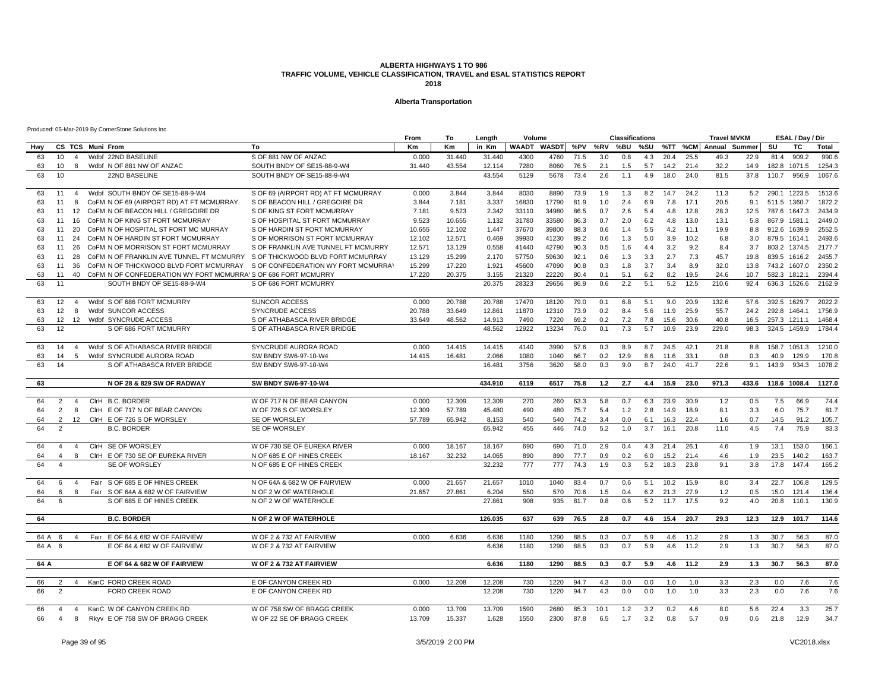# ALBERTA HIGHWAYS 1 TO 986
## TRAFFIC VOLUME, VEHICLE CLASSIFICATION, TRAVEL and ESAL STATISTICS REPORT
## 2018

### Alberta Transportation

Produced: 05-Mar-2019 By CornerStone Solutions Inc.

| Hwy | CS | TCS | Muni | From | To | From Km | To Km | Length in Km | Volume WAADT | Volume WASDT | %PV | %RV | %BU | %SU | %TT | %CM | Travel MVKM Annual | Travel MVKM Summer | ESAL / Day / Dir SU | ESAL / Day / Dir TC | ESAL / Day / Dir Total |
|---|---|---|---|---|---|---|---|---|---|---|---|---|---|---|---|---|---|---|---|---|---|
| 63 | 10 | 4 | Wdbf | 22ND BASELINE | S OF 881 NW OF ANZAC | 0.000 | 31.440 | 31.440 | 4300 | 4760 | 71.5 | 3.0 | 0.8 | 4.3 | 20.4 | 25.5 | 49.3 | 22.9 | 81.4 | 909.2 | 990.6 |
| 63 | 10 | 8 | Wdbf | N OF 881 NW OF ANZAC | SOUTH BNDY OF SE15-88-9-W4 | 31.440 | 43.554 | 12.114 | 7280 | 8060 | 76.5 | 2.1 | 1.5 | 5.7 | 14.2 | 21.4 | 32.2 | 14.9 | 182.8 | 1071.5 | 1254.3 |
| 63 | 10 | | | 22ND BASELINE | SOUTH BNDY OF SE15-88-9-W4 | | | 43.554 | 5129 | 5678 | 73.4 | 2.6 | 1.1 | 4.9 | 18.0 | 24.0 | 81.5 | 37.8 | 110.7 | 956.9 | 1067.6 |
| 63 | 11 | 4 | Wdbf | SOUTH BNDY OF SE15-88-9-W4 | S OF 69 (AIRPORT RD) AT FT MCMURRAY | 0.000 | 3.844 | 3.844 | 8030 | 8890 | 73.9 | 1.9 | 1.3 | 8.2 | 14.7 | 24.2 | 11.3 | 5.2 | 290.1 | 1223.5 | 1513.6 |
| 63 | 11 | 8 | CoFM | N OF 69 (AIRPORT RD) AT FT MCMURRAY | S OF BEACON HILL / GREGOIRE DR | 3.844 | 7.181 | 3.337 | 16830 | 17790 | 81.9 | 1.0 | 2.4 | 6.9 | 7.8 | 17.1 | 20.5 | 9.1 | 511.5 | 1360.7 | 1872.2 |
| 63 | 11 | 12 | CoFM | N OF BEACON HILL / GREGOIRE DR | S OF KING ST FORT MCMURRAY | 7.181 | 9.523 | 2.342 | 33110 | 34980 | 86.5 | 0.7 | 2.6 | 5.4 | 4.8 | 12.8 | 28.3 | 12.5 | 787.6 | 1647.3 | 2434.9 |
| 63 | 11 | 16 | CoFM | N OF KING ST FORT MCMURRAY | S OF HOSPITAL ST FORT MCMURRAY | 9.523 | 10.655 | 1.132 | 31780 | 33580 | 86.3 | 0.7 | 2.0 | 6.2 | 4.8 | 13.0 | 13.1 | 5.8 | 867.9 | 1581.1 | 2449.0 |
| 63 | 11 | 20 | CoFM | N OF HOSPITAL ST FORT MC MURRAY | S OF HARDIN ST FORT MCMURRAY | 10.655 | 12.102 | 1.447 | 37670 | 39800 | 88.3 | 0.6 | 1.4 | 5.5 | 4.2 | 11.1 | 19.9 | 8.8 | 912.6 | 1639.9 | 2552.5 |
| 63 | 11 | 24 | CoFM | N OF HARDIN ST FORT MCMURRAY | S OF MORRISON ST FORT MCMURRAY | 12.102 | 12.571 | 0.469 | 39930 | 41230 | 89.2 | 0.6 | 1.3 | 5.0 | 3.9 | 10.2 | 6.8 | 3.0 | 879.5 | 1614.1 | 2493.6 |
| 63 | 11 | 26 | CoFM | N OF MORRISON ST FORT MCMURRAY | S OF FRANKLIN AVE TUNNEL FT MCMURRY | 12.571 | 13.129 | 0.558 | 41440 | 42790 | 90.3 | 0.5 | 1.6 | 4.4 | 3.2 | 9.2 | 8.4 | 3.7 | 803.2 | 1374.5 | 2177.7 |
| 63 | 11 | 28 | CoFM | N OF FRANKLIN AVE TUNNEL FT MCMURRY | S OF THICKWOOD BLVD FORT MCMURRAY | 13.129 | 15.299 | 2.170 | 57750 | 59630 | 92.1 | 0.6 | 1.3 | 3.3 | 2.7 | 7.3 | 45.7 | 19.8 | 839.5 | 1616.2 | 2455.7 |
| 63 | 11 | 36 | CoFM | N OF THICKWOOD BLVD FORT MCMURRAY | S OF CONFEDERATION WY FORT MCMURRAY | 15.299 | 17.220 | 1.921 | 45600 | 47090 | 90.8 | 0.3 | 1.8 | 3.7 | 3.4 | 8.9 | 32.0 | 13.8 | 743.2 | 1607.0 | 2350.2 |
| 63 | 11 | 40 | CoFM | N OF CONFEDERATION WY FORT MCMURRAY | S OF 686 FORT MCMURRY | 17.220 | 20.375 | 3.155 | 21320 | 22220 | 80.4 | 0.1 | 5.1 | 6.2 | 8.2 | 19.5 | 24.6 | 10.7 | 582.3 | 1812.1 | 2394.4 |
| 63 | 11 | | | SOUTH BNDY OF SE15-88-9-W4 | S OF 686 FORT MCMURRY | | | 20.375 | 28323 | 29656 | 86.9 | 0.6 | 2.2 | 5.1 | 5.2 | 12.5 | 210.6 | 92.4 | 636.3 | 1526.6 | 2162.9 |
| 63 | 12 | 4 | Wdbf | S OF 686 FORT MCMURRY | SUNCOR ACCESS | 0.000 | 20.788 | 20.788 | 17470 | 18120 | 79.0 | 0.1 | 6.8 | 5.1 | 9.0 | 20.9 | 132.6 | 57.6 | 392.5 | 1629.7 | 2022.2 |
| 63 | 12 | 8 | Wdbf | SUNCOR ACCESS | SYNCRUDE ACCESS | 20.788 | 33.649 | 12.861 | 11870 | 12310 | 73.9 | 0.2 | 8.4 | 5.6 | 11.9 | 25.9 | 55.7 | 24.2 | 292.8 | 1464.1 | 1756.9 |
| 63 | 12 | 12 | Wdbf | SYNCRUDE ACCESS | S OF ATHABASCA RIVER BRIDGE | 33.649 | 48.562 | 14.913 | 7490 | 7220 | 69.2 | 0.2 | 7.2 | 7.8 | 15.6 | 30.6 | 40.8 | 16.5 | 257.3 | 1211.1 | 1468.4 |
| 63 | 12 | | | S OF 686 FORT MCMURRY | S OF ATHABASCA RIVER BRIDGE | | | 48.562 | 12922 | 13234 | 76.0 | 0.1 | 7.3 | 5.7 | 10.9 | 23.9 | 229.0 | 98.3 | 324.5 | 1459.9 | 1784.4 |
| 63 | 14 | 4 | Wdbf | S OF ATHABASCA RIVER BRIDGE | SYNCRUDE AURORA ROAD | 0.000 | 14.415 | 14.415 | 4140 | 3990 | 57.6 | 0.3 | 8.9 | 8.7 | 24.5 | 42.1 | 21.8 | 8.8 | 158.7 | 1051.3 | 1210.0 |
| 63 | 14 | 5 | Wdbf | SYNCRUDE AURORA ROAD | SW BNDY SW6-97-10-W4 | 14.415 | 16.481 | 2.066 | 1080 | 1040 | 66.7 | 0.2 | 12.9 | 8.6 | 11.6 | 33.1 | 0.8 | 0.3 | 40.9 | 129.9 | 170.8 |
| 63 | 14 | | | S OF ATHABASCA RIVER BRIDGE | SW BNDY SW6-97-10-W4 | | | 16.481 | 3756 | 3620 | 58.0 | 0.3 | 9.0 | 8.7 | 24.0 | 41.7 | 22.6 | 9.1 | 143.9 | 934.3 | 1078.2 |
| **63** | | | | **N OF 28 & 829 SW OF RADWAY** | **SW BNDY SW6-97-10-W4** | | | **434.910** | **6119** | **6517** | **75.8** | **1.2** | **2.7** | **4.4** | **15.9** | **23.0** | **971.3** | **433.6** | **118.6** | **1008.4** | **1127.0** |
| 64 | 2 | 4 | ClrH | B.C. BORDER | W OF 717 N OF BEAR CANYON | 0.000 | 12.309 | 12.309 | 270 | 260 | 63.3 | 5.8 | 0.7 | 6.3 | 23.9 | 30.9 | 1.2 | 0.5 | 7.5 | 66.9 | 74.4 |
| 64 | 2 | 8 | ClrH | E OF 717 N OF BEAR CANYON | W OF 726 S OF WORSLEY | 12.309 | 57.789 | 45.480 | 490 | 480 | 75.7 | 5.4 | 1.2 | 2.8 | 14.9 | 18.9 | 8.1 | 3.3 | 6.0 | 75.7 | 81.7 |
| 64 | 2 | 12 | ClrH | E OF 726 S OF WORSLEY | SE OF WORSLEY | 57.789 | 65.942 | 8.153 | 540 | 540 | 74.2 | 3.4 | 0.0 | 6.1 | 16.3 | 22.4 | 1.6 | 0.7 | 14.5 | 91.2 | 105.7 |
| 64 | 2 | | | B.C. BORDER | SE OF WORSLEY | | | 65.942 | 455 | 446 | 74.0 | 5.2 | 1.0 | 3.7 | 16.1 | 20.8 | 11.0 | 4.5 | 7.4 | 75.9 | 83.3 |
| 64 | 4 | 4 | ClrH | SE OF WORSLEY | W OF 730 SE OF EUREKA RIVER | 0.000 | 18.167 | 18.167 | 690 | 690 | 71.0 | 2.9 | 0.4 | 4.3 | 21.4 | 26.1 | 4.6 | 1.9 | 13.1 | 153.0 | 166.1 |
| 64 | 4 | 8 | ClrH | E OF 730 SE OF EUREKA RIVER | N OF 685 E OF HINES CREEK | 18.167 | 32.232 | 14.065 | 890 | 890 | 77.7 | 0.9 | 0.2 | 6.0 | 15.2 | 21.4 | 4.6 | 1.9 | 23.5 | 140.2 | 163.7 |
| 64 | 4 | | | SE OF WORSLEY | N OF 685 E OF HINES CREEK | | | 32.232 | 777 | 777 | 74.3 | 1.9 | 0.3 | 5.2 | 18.3 | 23.8 | 9.1 | 3.8 | 17.8 | 147.4 | 165.2 |
| 64 | 6 | 4 | Fair | S OF 685 E OF HINES CREEK | N OF 64A & 682 W OF FAIRVIEW | 0.000 | 21.657 | 21.657 | 1010 | 1040 | 83.4 | 0.7 | 0.6 | 5.1 | 10.2 | 15.9 | 8.0 | 3.4 | 22.7 | 106.8 | 129.5 |
| 64 | 6 | 8 | Fair | S OF 64A & 682 W OF FAIRVIEW | N OF 2 W OF WATERHOLE | 21.657 | 27.861 | 6.204 | 550 | 570 | 70.6 | 1.5 | 0.4 | 6.2 | 21.3 | 27.9 | 1.2 | 0.5 | 15.0 | 121.4 | 136.4 |
| 64 | 6 | | | S OF 685 E OF HINES CREEK | N OF 2 W OF WATERHOLE | | | 27.861 | 908 | 935 | 81.7 | 0.8 | 0.6 | 5.2 | 11.7 | 17.5 | 9.2 | 4.0 | 20.8 | 110.1 | 130.9 |
| **64** | | | | **B.C. BORDER** | **N OF 2 W OF WATERHOLE** | | | **126.035** | **637** | **639** | **76.5** | **2.8** | **0.7** | **4.6** | **15.4** | **20.7** | **29.3** | **12.3** | **12.9** | **101.7** | **114.6** |
| 64 A | 6 | 4 | Fair | E OF 64 & 682 W OF FAIRVIEW | W OF 2 & 732 AT FAIRVIEW | 0.000 | 6.636 | 6.636 | 1180 | 1290 | 88.5 | 0.3 | 0.7 | 5.9 | 4.6 | 11.2 | 2.9 | 1.3 | 30.7 | 56.3 | 87.0 |
| 64 A | 6 | | | E OF 64 & 682 W OF FAIRVIEW | W OF 2 & 732 AT FAIRVIEW | | | 6.636 | 1180 | 1290 | 88.5 | 0.3 | 0.7 | 5.9 | 4.6 | 11.2 | 2.9 | 1.3 | 30.7 | 56.3 | 87.0 |
| **64 A** | | | | **E OF 64 & 682 W OF FAIRVIEW** | **W OF 2 & 732 AT FAIRVIEW** | | | **6.636** | **1180** | **1290** | **88.5** | **0.3** | **0.7** | **5.9** | **4.6** | **11.2** | **2.9** | **1.3** | **30.7** | **56.3** | **87.0** |
| 66 | 2 | 4 | KanC | FORD CREEK ROAD | E OF CANYON CREEK RD | 0.000 | 12.208 | 12.208 | 730 | 1220 | 94.7 | 4.3 | 0.0 | 0.0 | 1.0 | 1.0 | 3.3 | 2.3 | 0.0 | 7.6 | 7.6 |
| 66 | 2 | | | FORD CREEK ROAD | E OF CANYON CREEK RD | | | 12.208 | 730 | 1220 | 94.7 | 4.3 | 0.0 | 0.0 | 1.0 | 1.0 | 3.3 | 2.3 | 0.0 | 7.6 | 7.6 |
| 66 | 4 | 4 | KanC | W OF CANYON CREEK RD | W OF 758 SW OF BRAGG CREEK | 0.000 | 13.709 | 13.709 | 1590 | 2680 | 85.3 | 10.1 | 1.2 | 3.2 | 0.2 | 4.6 | 8.0 | 5.6 | 22.4 | 3.3 | 25.7 |
| 66 | 4 | 8 | Rkyv | E OF 758 SW OF BRAGG CREEK | W OF 22 SE OF BRAGG CREEK | 13.709 | 15.337 | 1.628 | 1550 | 2300 | 87.8 | 6.5 | 1.7 | 3.2 | 0.8 | 5.7 | 0.9 | 0.6 | 21.8 | 12.9 | 34.7 |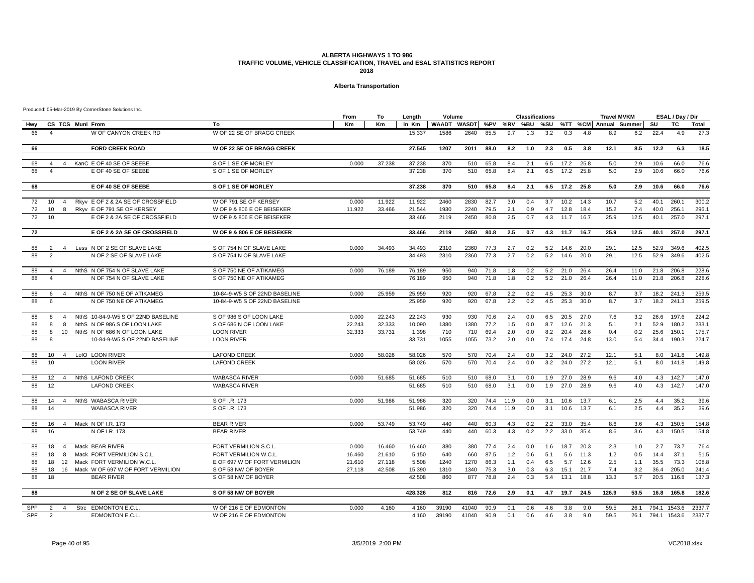# ALBERTA HIGHWAYS 1 TO 986
## TRAFFIC VOLUME, VEHICLE CLASSIFICATION, TRAVEL and ESAL STATISTICS REPORT
## 2018

**Alberta Transportation**

Produced: 05-Mar-2019 By CornerStone Solutions Inc.

| Hwy | CS | TCS | Muni | From | To | From Km | To Km | Length in Km | Volume WAADT | Volume WASDT | %PV | %RV | %BU | %SU | %TT | %CM | Travel MVKM Annual | Travel MVKM Summer | ESAL / Day / Dir SU | ESAL / Day / Dir TC | ESAL / Day / Dir Total |
|---|---|---|---|---|---|---|---|---|---|---|---|---|---|---|---|---|---|---|---|---|---|
| 66 | 4 | | | W OF CANYON CREEK RD | W OF 22 SE OF BRAGG CREEK | | | 15.337 | 1586 | 2640 | 85.5 | 9.7 | 1.3 | 3.2 | 0.3 | 4.8 | 8.9 | 6.2 | 22.4 | 4.9 | 27.3 |
| **66** | | | | **FORD CREEK ROAD** | **W OF 22 SE OF BRAGG CREEK** | | | **27.545** | **1207** | **2011** | **88.0** | **8.2** | **1.0** | **2.3** | **0.5** | **3.8** | **12.1** | **8.5** | **12.2** | **6.3** | **18.5** |
| 68 | 4 | 4 | KanC | E OF 40 SE OF SEEBE | S OF 1 SE OF MORLEY | 0.000 | 37.238 | 37.238 | 370 | 510 | 65.8 | 8.4 | 2.1 | 6.5 | 17.2 | 25.8 | 5.0 | 2.9 | 10.6 | 66.0 | 76.6 |
| 68 | 4 | | | E OF 40 SE OF SEEBE | S OF 1 SE OF MORLEY | | | 37.238 | 370 | 510 | 65.8 | 8.4 | 2.1 | 6.5 | 17.2 | 25.8 | 5.0 | 2.9 | 10.6 | 66.0 | 76.6 |
| **68** | | | | **E OF 40 SE OF SEEBE** | **S OF 1 SE OF MORLEY** | | | **37.238** | **370** | **510** | **65.8** | **8.4** | **2.1** | **6.5** | **17.2** | **25.8** | **5.0** | **2.9** | **10.6** | **66.0** | **76.6** |
| 72 | 10 | 4 | Rkyv | E OF 2 & 2A SE OF CROSSFIELD | W OF 791 SE OF KERSEY | 0.000 | 11.922 | 11.922 | 2460 | 2830 | 82.7 | 3.0 | 0.4 | 3.7 | 10.2 | 14.3 | 10.7 | 5.2 | 40.1 | 260.1 | 300.2 |
| 72 | 10 | 8 | Rkyv | E OF 791 SE OF KERSEY | W OF 9 & 806 E OF BEISEKER | 11.922 | 33.466 | 21.544 | 1930 | 2240 | 79.5 | 2.1 | 0.9 | 4.7 | 12.8 | 18.4 | 15.2 | 7.4 | 40.0 | 256.1 | 296.1 |
| 72 | 10 | | | E OF 2 & 2A SE OF CROSSFIELD | W OF 9 & 806 E OF BEISEKER | | | 33.466 | 2119 | 2450 | 80.8 | 2.5 | 0.7 | 4.3 | 11.7 | 16.7 | 25.9 | 12.5 | 40.1 | 257.0 | 297.1 |
| **72** | | | | **E OF 2 & 2A SE OF CROSSFIELD** | **W OF 9 & 806 E OF BEISEKER** | | | **33.466** | **2119** | **2450** | **80.8** | **2.5** | **0.7** | **4.3** | **11.7** | **16.7** | **25.9** | **12.5** | **40.1** | **257.0** | **297.1** |
| 88 | 2 | 4 | Less | N OF 2 SE OF SLAVE LAKE | S OF 754 N OF SLAVE LAKE | 0.000 | 34.493 | 34.493 | 2310 | 2360 | 77.3 | 2.7 | 0.2 | 5.2 | 14.6 | 20.0 | 29.1 | 12.5 | 52.9 | 349.6 | 402.5 |
| 88 | 2 | | | N OF 2 SE OF SLAVE LAKE | S OF 754 N OF SLAVE LAKE | | | 34.493 | 2310 | 2360 | 77.3 | 2.7 | 0.2 | 5.2 | 14.6 | 20.0 | 29.1 | 12.5 | 52.9 | 349.6 | 402.5 |
| 88 | 4 | 4 | NthS | N OF 754 N OF SLAVE LAKE | S OF 750 NE OF ATIKAMEG | 0.000 | 76.189 | 76.189 | 950 | 940 | 71.8 | 1.8 | 0.2 | 5.2 | 21.0 | 26.4 | 26.4 | 11.0 | 21.8 | 206.8 | 228.6 |
| 88 | 4 | | | N OF 754 N OF SLAVE LAKE | S OF 750 NE OF ATIKAMEG | | | 76.189 | 950 | 940 | 71.8 | 1.8 | 0.2 | 5.2 | 21.0 | 26.4 | 26.4 | 11.0 | 21.8 | 206.8 | 228.6 |
| 88 | 6 | 4 | NthS | N OF 750 NE OF ATIKAMEG | 10-84-9-W5 S OF 22ND BASELINE | 0.000 | 25.959 | 25.959 | 920 | 920 | 67.8 | 2.2 | 0.2 | 4.5 | 25.3 | 30.0 | 8.7 | 3.7 | 18.2 | 241.3 | 259.5 |
| 88 | 6 | | | N OF 750 NE OF ATIKAMEG | 10-84-9-W5 S OF 22ND BASELINE | | | 25.959 | 920 | 920 | 67.8 | 2.2 | 0.2 | 4.5 | 25.3 | 30.0 | 8.7 | 3.7 | 18.2 | 241.3 | 259.5 |
| 88 | 8 | 4 | NthS | 10-84-9-W5 S OF 22ND BASELINE | S OF 986 S OF LOON LAKE | 0.000 | 22.243 | 22.243 | 930 | 930 | 70.6 | 2.4 | 0.0 | 6.5 | 20.5 | 27.0 | 7.6 | 3.2 | 26.6 | 197.6 | 224.2 |
| 88 | 8 | 8 | NthS | N OF 986 S OF LOON LAKE | S OF 686 N OF LOON LAKE | 22.243 | 32.333 | 10.090 | 1380 | 1380 | 77.2 | 1.5 | 0.0 | 8.7 | 12.6 | 21.3 | 5.1 | 2.1 | 52.9 | 180.2 | 233.1 |
| 88 | 8 | 10 | NthS | N OF 686 N OF LOON LAKE | LOON RIVER | 32.333 | 33.731 | 1.398 | 710 | 710 | 69.4 | 2.0 | 0.0 | 8.2 | 20.4 | 28.6 | 0.4 | 0.2 | 25.6 | 150.1 | 175.7 |
| 88 | 8 | | | 10-84-9-W5 S OF 22ND BASELINE | LOON RIVER | | | 33.731 | 1055 | 1055 | 73.2 | 2.0 | 0.0 | 7.4 | 17.4 | 24.8 | 13.0 | 5.4 | 34.4 | 190.3 | 224.7 |
| 88 | 10 | 4 | LofO | LOON RIVER | LAFOND CREEK | 0.000 | 58.026 | 58.026 | 570 | 570 | 70.4 | 2.4 | 0.0 | 3.2 | 24.0 | 27.2 | 12.1 | 5.1 | 8.0 | 141.8 | 149.8 |
| 88 | 10 | | | LOON RIVER | LAFOND CREEK | | | 58.026 | 570 | 570 | 70.4 | 2.4 | 0.0 | 3.2 | 24.0 | 27.2 | 12.1 | 5.1 | 8.0 | 141.8 | 149.8 |
| 88 | 12 | 4 | NthS | LAFOND CREEK | WABASCA RIVER | 0.000 | 51.685 | 51.685 | 510 | 510 | 68.0 | 3.1 | 0.0 | 1.9 | 27.0 | 28.9 | 9.6 | 4.0 | 4.3 | 142.7 | 147.0 |
| 88 | 12 | | | LAFOND CREEK | WABASCA RIVER | | | 51.685 | 510 | 510 | 68.0 | 3.1 | 0.0 | 1.9 | 27.0 | 28.9 | 9.6 | 4.0 | 4.3 | 142.7 | 147.0 |
| 88 | 14 | 4 | NthS | WABASCA RIVER | S OF I.R. 173 | 0.000 | 51.986 | 51.986 | 320 | 320 | 74.4 | 11.9 | 0.0 | 3.1 | 10.6 | 13.7 | 6.1 | 2.5 | 4.4 | 35.2 | 39.6 |
| 88 | 14 | | | WABASCA RIVER | S OF I.R. 173 | | | 51.986 | 320 | 320 | 74.4 | 11.9 | 0.0 | 3.1 | 10.6 | 13.7 | 6.1 | 2.5 | 4.4 | 35.2 | 39.6 |
| 88 | 16 | 4 | Mack | N OF I.R. 173 | BEAR RIVER | 0.000 | 53.749 | 53.749 | 440 | 440 | 60.3 | 4.3 | 0.2 | 2.2 | 33.0 | 35.4 | 8.6 | 3.6 | 4.3 | 150.5 | 154.8 |
| 88 | 16 | | | N OF I.R. 173 | BEAR RIVER | | | 53.749 | 440 | 440 | 60.3 | 4.3 | 0.2 | 2.2 | 33.0 | 35.4 | 8.6 | 3.6 | 4.3 | 150.5 | 154.8 |
| 88 | 18 | 4 | Mack | BEAR RIVER | FORT VERMILION S.C.L. | 0.000 | 16.460 | 16.460 | 380 | 380 | 77.4 | 2.4 | 0.0 | 1.6 | 18.7 | 20.3 | 2.3 | 1.0 | 2.7 | 73.7 | 76.4 |
| 88 | 18 | 8 | Mack | FORT VERMILION S.C.L. | FORT VERMILION W.C.L. | 16.460 | 21.610 | 5.150 | 640 | 660 | 87.5 | 1.2 | 0.6 | 5.1 | 5.6 | 11.3 | 1.2 | 0.5 | 14.4 | 37.1 | 51.5 |
| 88 | 18 | 12 | Mack | FORT VERMILION W.C.L. | E OF 697 W OF FORT VERMILION | 21.610 | 27.118 | 5.508 | 1240 | 1270 | 86.3 | 1.1 | 0.4 | 6.5 | 5.7 | 12.6 | 2.5 | 1.1 | 35.5 | 73.3 | 108.8 |
| 88 | 18 | 16 | Mack | W OF 697 W OF FORT VERMILION | S OF 58 NW OF BOYER | 27.118 | 42.508 | 15.390 | 1310 | 1340 | 75.3 | 3.0 | 0.3 | 6.3 | 15.1 | 21.7 | 7.4 | 3.2 | 36.4 | 205.0 | 241.4 |
| 88 | 18 | | | BEAR RIVER | S OF 58 NW OF BOYER | | | 42.508 | 860 | 877 | 78.8 | 2.4 | 0.3 | 5.4 | 13.1 | 18.8 | 13.3 | 5.7 | 20.5 | 116.8 | 137.3 |
| **88** | | | | **N OF 2 SE OF SLAVE LAKE** | **S OF 58 NW OF BOYER** | | | **428.326** | **812** | **816** | **72.6** | **2.9** | **0.1** | **4.7** | **19.7** | **24.5** | **126.9** | **53.5** | **16.8** | **165.8** | **182.6** |
| SPF | 2 | 4 | Strc | EDMONTON E.C.L. | W OF 216 E OF EDMONTON | 0.000 | 4.160 | 4.160 | 39190 | 41040 | 90.9 | 0.1 | 0.6 | 4.6 | 3.8 | 9.0 | 59.5 | 26.1 | 794.1 | 1543.6 | 2337.7 |
| SPF | 2 | | | EDMONTON E.C.L. | W OF 216 E OF EDMONTON | | | 4.160 | 39190 | 41040 | 90.9 | 0.1 | 0.6 | 4.6 | 3.8 | 9.0 | 59.5 | 26.1 | 794.1 | 1543.6 | 2337.7 |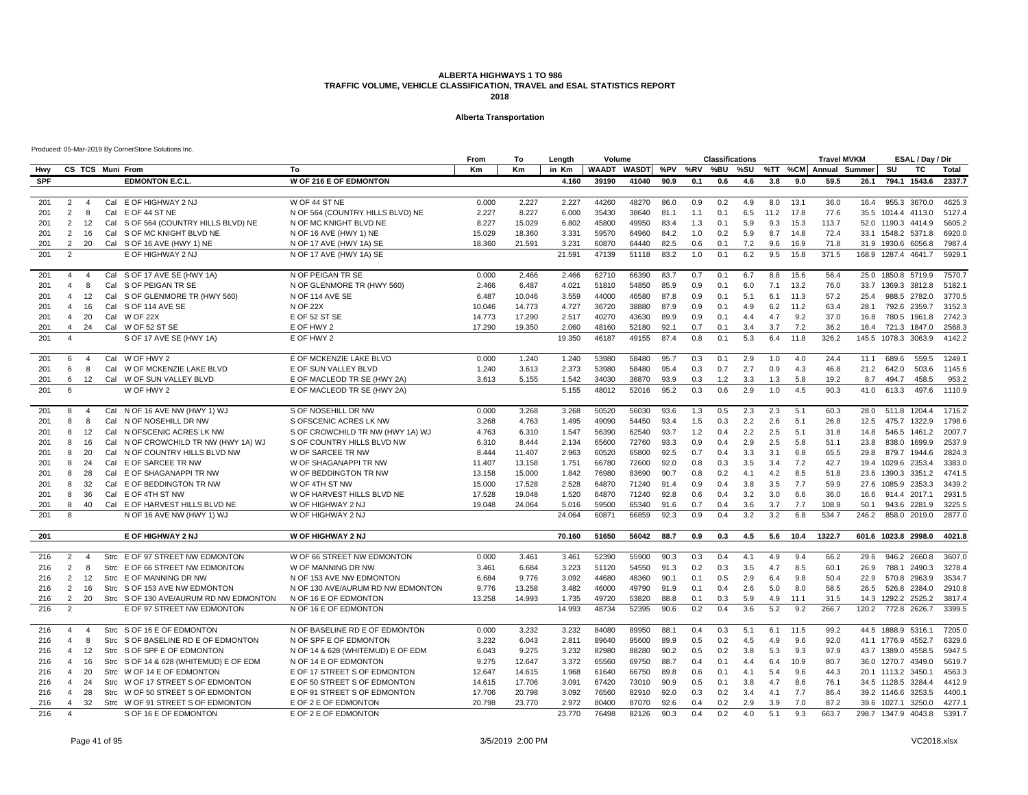# ALBERTA HIGHWAYS 1 TO 986
# TRAFFIC VOLUME, VEHICLE CLASSIFICATION, TRAVEL and ESAL STATISTICS REPORT
# 2018

**Alberta Transportation**

Produced: 05-Mar-2019 By CornerStone Solutions Inc.

| Hwy | CS | TCS | Muni | From | To | From Km | To Km | Length in Km | Volume WAADT | Volume WASDT | %PV | %RV | %BU | %SU | %TT | %CM | Travel MVKM Annual | Travel MVKM Summer | ESAL / Day / Dir SU | ESAL / Day / Dir TC | ESAL / Day / Dir Total |
|---|---|---|---|---|---|---|---|---|---|---|---|---|---|---|---|---|---|---|---|---|---|
| **SPF** | | | | **EDMONTON E.C.L.** | **W OF 216 E OF EDMONTON** | | | **4.160** | **39190** | **41040** | **90.9** | **0.1** | **0.6** | **4.6** | **3.8** | **9.0** | **59.5** | **26.1** | **794.1** | **1543.6** | **2337.7** |
| 201 | 2 | 4 | Cal | E OF HIGHWAY 2 NJ | W OF 44 ST NE | 0.000 | 2.227 | 2.227 | 44260 | 48270 | 86.0 | 0.9 | 0.2 | 4.9 | 8.0 | 13.1 | 36.0 | 16.4 | 955.3 | 3670.0 | 4625.3 |
| 201 | 2 | 8 | Cal | E OF 44 ST NE | N OF 564 (COUNTRY HILLS BLVD) NE | 2.227 | 8.227 | 6.000 | 35430 | 38640 | 81.1 | 1.1 | 0.1 | 6.5 | 11.2 | 17.8 | 77.6 | 35.5 | 1014.4 | 4113.0 | 5127.4 |
| 201 | 2 | 12 | Cal | S OF 564 (COUNTRY HILLS BLVD) NE | N OF MC KNIGHT BLVD NE | 8.227 | 15.029 | 6.802 | 45800 | 49950 | 83.4 | 1.3 | 0.1 | 5.9 | 9.3 | 15.3 | 113.7 | 52.0 | 1190.3 | 4414.9 | 5605.2 |
| 201 | 2 | 16 | Cal | S OF MC KNIGHT BLVD NE | N OF 16 AVE (HWY 1) NE | 15.029 | 18.360 | 3.331 | 59570 | 64960 | 84.2 | 1.0 | 0.2 | 5.9 | 8.7 | 14.8 | 72.4 | 33.1 | 1548.2 | 5371.8 | 6920.0 |
| 201 | 2 | 20 | Cal | S OF 16 AVE (HWY 1) NE | N OF 17 AVE (HWY 1A) SE | 18.360 | 21.591 | 3.231 | 60870 | 64440 | 82.5 | 0.6 | 0.1 | 7.2 | 9.6 | 16.9 | 71.8 | 31.9 | 1930.6 | 6056.8 | 7987.4 |
| 201 | 2 | | | E OF HIGHWAY 2 NJ | N OF 17 AVE (HWY 1A) SE | | | 21.591 | 47139 | 51118 | 83.2 | 1.0 | 0.1 | 6.2 | 9.5 | 15.8 | 371.5 | 168.9 | 1287.4 | 4641.7 | 5929.1 |
| 201 | 4 | 4 | Cal | S OF 17 AVE SE (HWY 1A) | N OF PEIGAN TR SE | 0.000 | 2.466 | 2.466 | 62710 | 66390 | 83.7 | 0.7 | 0.1 | 6.7 | 8.8 | 15.6 | 56.4 | 25.0 | 1850.8 | 5719.9 | 7570.7 |
| 201 | 4 | 8 | Cal | S OF PEIGAN TR SE | N OF GLENMORE TR (HWY 560) | 2.466 | 6.487 | 4.021 | 51810 | 54850 | 85.9 | 0.9 | 0.1 | 6.0 | 7.1 | 13.2 | 76.0 | 33.7 | 1369.3 | 3812.8 | 5182.1 |
| 201 | 4 | 12 | Cal | S OF GLENMORE TR (HWY 560) | N OF 114 AVE SE | 6.487 | 10.046 | 3.559 | 44000 | 46580 | 87.8 | 0.9 | 0.1 | 5.1 | 6.1 | 11.3 | 57.2 | 25.4 | 988.5 | 2782.0 | 3770.5 |
| 201 | 4 | 16 | Cal | S OF 114 AVE SE | N OF 22X | 10.046 | 14.773 | 4.727 | 36720 | 38880 | 87.9 | 0.9 | 0.1 | 4.9 | 6.2 | 11.2 | 63.4 | 28.1 | 792.6 | 2359.7 | 3152.3 |
| 201 | 4 | 20 | Cal | W OF 22X | E OF 52 ST SE | 14.773 | 17.290 | 2.517 | 40270 | 43630 | 89.9 | 0.9 | 0.1 | 4.4 | 4.7 | 9.2 | 37.0 | 16.8 | 780.5 | 1961.8 | 2742.3 |
| 201 | 4 | 24 | Cal | W OF 52 ST SE | E OF HWY 2 | 17.290 | 19.350 | 2.060 | 48160 | 52180 | 92.1 | 0.7 | 0.1 | 3.4 | 3.7 | 7.2 | 36.2 | 16.4 | 721.3 | 1847.0 | 2568.3 |
| 201 | 4 | | | S OF 17 AVE SE (HWY 1A) | E OF HWY 2 | | | 19.350 | 46187 | 49155 | 87.4 | 0.8 | 0.1 | 5.3 | 6.4 | 11.8 | 326.2 | 145.5 | 1078.3 | 3063.9 | 4142.2 |
| 201 | 6 | 4 | Cal | W OF HWY 2 | E OF MCKENZIE LAKE BLVD | 0.000 | 1.240 | 1.240 | 53980 | 58480 | 95.7 | 0.3 | 0.1 | 2.9 | 1.0 | 4.0 | 24.4 | 11.1 | 689.6 | 559.5 | 1249.1 |
| 201 | 6 | 8 | Cal | W OF MCKENZIE LAKE BLVD | E OF SUN VALLEY BLVD | 1.240 | 3.613 | 2.373 | 53980 | 58480 | 95.4 | 0.3 | 0.7 | 2.7 | 0.9 | 4.3 | 46.8 | 21.2 | 642.0 | 503.6 | 1145.6 |
| 201 | 6 | 12 | Cal | W OF SUN VALLEY BLVD | E OF MACLEOD TR SE (HWY 2A) | 3.613 | 5.155 | 1.542 | 34030 | 36870 | 93.9 | 0.3 | 1.2 | 3.3 | 1.3 | 5.8 | 19.2 | 8.7 | 494.7 | 458.5 | 953.2 |
| 201 | 6 | | | W OF HWY 2 | E OF MACLEOD TR SE (HWY 2A) | | | 5.155 | 48012 | 52016 | 95.2 | 0.3 | 0.6 | 2.9 | 1.0 | 4.5 | 90.3 | 41.0 | 613.3 | 497.6 | 1110.9 |
| 201 | 8 | 4 | Cal | N OF 16 AVE NW (HWY 1) WJ | S OF NOSEHILL DR NW | 0.000 | 3.268 | 3.268 | 50520 | 56030 | 93.6 | 1.3 | 0.5 | 2.3 | 2.3 | 5.1 | 60.3 | 28.0 | 511.8 | 1204.4 | 1716.2 |
| 201 | 8 | 8 | Cal | N OF NOSEHILL DR NW | S OFSCENIC ACRES LK NW | 3.268 | 4.763 | 1.495 | 49090 | 54450 | 93.4 | 1.5 | 0.3 | 2.2 | 2.6 | 5.1 | 26.8 | 12.5 | 475.7 | 1322.9 | 1798.6 |
| 201 | 8 | 12 | Cal | N OFSCENIC ACRES LK NW | S OF CROWCHILD TR NW (HWY 1A) WJ | 4.763 | 6.310 | 1.547 | 56390 | 62540 | 93.7 | 1.2 | 0.4 | 2.2 | 2.5 | 5.1 | 31.8 | 14.8 | 546.5 | 1461.2 | 2007.7 |
| 201 | 8 | 16 | Cal | N OF CROWCHILD TR NW (HWY 1A) WJ | S OF COUNTRY HILLS BLVD NW | 6.310 | 8.444 | 2.134 | 65600 | 72760 | 93.3 | 0.9 | 0.4 | 2.9 | 2.5 | 5.8 | 51.1 | 23.8 | 838.0 | 1699.9 | 2537.9 |
| 201 | 8 | 20 | Cal | N OF COUNTRY HILLS BLVD NW | W OF SARCEE TR NW | 8.444 | 11.407 | 2.963 | 60520 | 65800 | 92.5 | 0.7 | 0.4 | 3.3 | 3.1 | 6.8 | 65.5 | 29.8 | 879.7 | 1944.6 | 2824.3 |
| 201 | 8 | 24 | Cal | E OF SARCEE TR NW | W OF SHAGANAPPI TR NW | 11.407 | 13.158 | 1.751 | 66780 | 72600 | 92.0 | 0.8 | 0.3 | 3.5 | 3.4 | 7.2 | 42.7 | 19.4 | 1029.6 | 2353.4 | 3383.0 |
| 201 | 8 | 28 | Cal | E OF SHAGANAPPI TR NW | W OF BEDDINGTON TR NW | 13.158 | 15.000 | 1.842 | 76980 | 83690 | 90.7 | 0.8 | 0.2 | 4.1 | 4.2 | 8.5 | 51.8 | 23.6 | 1390.3 | 3351.2 | 4741.5 |
| 201 | 8 | 32 | Cal | E OF BEDDINGTON TR NW | W OF 4TH ST NW | 15.000 | 17.528 | 2.528 | 64870 | 71240 | 91.4 | 0.9 | 0.4 | 3.8 | 3.5 | 7.7 | 59.9 | 27.6 | 1085.9 | 2353.3 | 3439.2 |
| 201 | 8 | 36 | Cal | E OF 4TH ST NW | W OF HARVEST HILLS BLVD NE | 17.528 | 19.048 | 1.520 | 64870 | 71240 | 92.8 | 0.6 | 0.4 | 3.2 | 3.0 | 6.6 | 36.0 | 16.6 | 914.4 | 2017.1 | 2931.5 |
| 201 | 8 | 40 | Cal | E OF HARVEST HILLS BLVD NE | W OF HIGHWAY 2 NJ | 19.048 | 24.064 | 5.016 | 59500 | 65340 | 91.6 | 0.7 | 0.4 | 3.6 | 3.7 | 7.7 | 108.9 | 50.1 | 943.6 | 2281.9 | 3225.5 |
| 201 | 8 | | | N OF 16 AVE NW (HWY 1) WJ | W OF HIGHWAY 2 NJ | | | 24.064 | 60871 | 66859 | 92.3 | 0.9 | 0.4 | 3.2 | 3.2 | 6.8 | 534.7 | 246.2 | 858.0 | 2019.0 | 2877.0 |
| **201** | | | | **E OF HIGHWAY 2 NJ** | **W OF HIGHWAY 2 NJ** | | | **70.160** | **51650** | **56042** | **88.7** | **0.9** | **0.3** | **4.5** | **5.6** | **10.4** | **1322.7** | **601.6** | **1023.8** | **2998.0** | **4021.8** |
| 216 | 2 | 4 | Strc | E OF 97 STREET NW EDMONTON | W OF 66 STREET NW EDMONTON | 0.000 | 3.461 | 3.461 | 52390 | 55900 | 90.3 | 0.3 | 0.4 | 4.1 | 4.9 | 9.4 | 66.2 | 29.6 | 946.2 | 2660.8 | 3607.0 |
| 216 | 2 | 8 | Strc | E OF 66 STREET NW EDMONTON | W OF MANNING DR NW | 3.461 | 6.684 | 3.223 | 51120 | 54550 | 91.3 | 0.2 | 0.3 | 3.5 | 4.7 | 8.5 | 60.1 | 26.9 | 788.1 | 2490.3 | 3278.4 |
| 216 | 2 | 12 | Strc | E OF MANNING DR NW | N OF 153 AVE NW EDMONTON | 6.684 | 9.776 | 3.092 | 44680 | 48360 | 90.1 | 0.1 | 0.5 | 2.9 | 6.4 | 9.8 | 50.4 | 22.9 | 570.8 | 2963.9 | 3534.7 |
| 216 | 2 | 16 | Strc | S OF 153 AVE NW EDMONTON | N OF 130 AVE/AURUM RD NW EDMONTON | 9.776 | 13.258 | 3.482 | 46000 | 49790 | 91.9 | 0.1 | 0.4 | 2.6 | 5.0 | 8.0 | 58.5 | 26.5 | 526.8 | 2384.0 | 2910.8 |
| 216 | 2 | 20 | Strc | S OF 130 AVE/AURUM RD NW EDMONTON | N OF 16 E OF EDMONTON | 13.258 | 14.993 | 1.735 | 49720 | 53820 | 88.8 | 0.1 | 0.3 | 5.9 | 4.9 | 11.1 | 31.5 | 14.3 | 1292.2 | 2525.2 | 3817.4 |
| 216 | 2 | | | E OF 97 STREET NW EDMONTON | N OF 16 E OF EDMONTON | | | 14.993 | 48734 | 52395 | 90.6 | 0.2 | 0.4 | 3.6 | 5.2 | 9.2 | 266.7 | 120.2 | 772.8 | 2626.7 | 3399.5 |
| 216 | 4 | 4 | Strc | S OF 16 E OF EDMONTON | N OF BASELINE RD E OF EDMONTON | 0.000 | 3.232 | 3.232 | 84080 | 89950 | 88.1 | 0.4 | 0.3 | 5.1 | 6.1 | 11.5 | 99.2 | 44.5 | 1888.9 | 5316.1 | 7205.0 |
| 216 | 4 | 8 | Strc | S OF BASELINE RD E OF EDMONTON | N OF SPF E OF EDMONTON | 3.232 | 6.043 | 2.811 | 89640 | 95600 | 89.9 | 0.5 | 0.2 | 4.5 | 4.9 | 9.6 | 92.0 | 41.1 | 1776.9 | 4552.7 | 6329.6 |
| 216 | 4 | 12 | Strc | S OF SPF E OF EDMONTON | N OF 14 & 628 (WHITEMUD) E OF EDM | 6.043 | 9.275 | 3.232 | 82980 | 88280 | 90.2 | 0.5 | 0.2 | 3.8 | 5.3 | 9.3 | 97.9 | 43.7 | 1389.0 | 4558.5 | 5947.5 |
| 216 | 4 | 16 | Strc | S OF 14 & 628 (WHITEMUD) E OF EDM | N OF 14 E OF EDMONTON | 9.275 | 12.647 | 3.372 | 65560 | 69750 | 88.7 | 0.4 | 0.1 | 4.4 | 6.4 | 10.9 | 80.7 | 36.0 | 1270.7 | 4349.0 | 5619.7 |
| 216 | 4 | 20 | Strc | W OF 14 E OF EDMONTON | E OF 17 STREET S OF EDMONTON | 12.647 | 14.615 | 1.968 | 61640 | 66750 | 89.8 | 0.6 | 0.1 | 4.1 | 5.4 | 9.6 | 44.3 | 20.1 | 1113.2 | 3450.1 | 4563.3 |
| 216 | 4 | 24 | Strc | W OF 17 STREET S OF EDMONTON | E OF 50 STREET S OF EDMONTON | 14.615 | 17.706 | 3.091 | 67420 | 73010 | 90.9 | 0.5 | 0.1 | 3.8 | 4.7 | 8.6 | 76.1 | 34.5 | 1128.5 | 3284.4 | 4412.9 |
| 216 | 4 | 28 | Strc | W OF 50 STREET S OF EDMONTON | E OF 91 STREET S OF EDMONTON | 17.706 | 20.798 | 3.092 | 76560 | 82910 | 92.0 | 0.3 | 0.2 | 3.4 | 4.1 | 7.7 | 86.4 | 39.2 | 1146.6 | 3253.5 | 4400.1 |
| 216 | 4 | 32 | Strc | W OF 91 STREET S OF EDMONTON | E OF 2 E OF EDMONTON | 20.798 | 23.770 | 2.972 | 80400 | 87070 | 92.6 | 0.4 | 0.2 | 2.9 | 3.9 | 7.0 | 87.2 | 39.6 | 1027.1 | 3250.0 | 4277.1 |
| 216 | 4 | | | S OF 16 E OF EDMONTON | E OF 2 E OF EDMONTON | | | 23.770 | 76498 | 82126 | 90.3 | 0.4 | 0.2 | 4.0 | 5.1 | 9.3 | 663.7 | 298.7 | 1347.9 | 4043.8 | 5391.7 |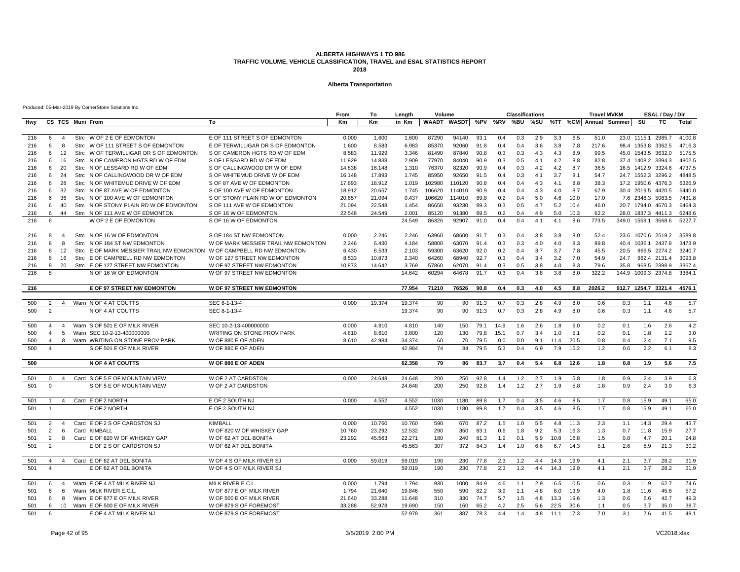# ALBERTA HIGHWAYS 1 TO 986
## TRAFFIC VOLUME, VEHICLE CLASSIFICATION, TRAVEL and ESAL STATISTICS REPORT
## 2018

**Alberta Transportation**

Produced: 05-Mar-2019 By CornerStone Solutions Inc.

| Hwy | CS | TCS | Muni | From | To | From Km | To Km | Length in Km | Volume WAADT | Volume WASDT | %PV | %RV | %BU | %SU | %TT | %CM | Travel MVKM Annual | Travel MVKM Summer | ESAL SU | ESAL TC | ESAL Total |
|---|---|---|---|---|---|---|---|---|---|---|---|---|---|---|---|---|---|---|---|---|---|
| 216 | 6 | 4 | Strc | W OF 2 E OF EDMONTON | E OF 111 STREET S OF EDMONTON | 0.000 | 1.600 | 1.600 | 87290 | 94140 | 93.1 | 0.4 | 0.3 | 2.9 | 3.3 | 6.5 | 51.0 | 23.0 | 1115.1 | 2985.7 | 4100.8 |
| 216 | 6 | 8 | Strc | W OF 111 STREET S OF EDMONTON | E OF TERWILLIGAR DR S OF EDMONTON | 1.600 | 8.583 | 6.983 | 85370 | 92060 | 91.8 | 0.4 | 0.4 | 3.6 | 3.8 | 7.8 | 217.6 | 98.4 | 1353.8 | 3362.5 | 4716.3 |
| 216 | 6 | 12 | Strc | W OF TERWILLIGAR DR S OF EDMONTON | S OF CAMERON HGTS RD W OF EDM | 8.583 | 11.929 | 3.346 | 81490 | 87840 | 90.8 | 0.3 | 0.3 | 4.3 | 4.3 | 8.9 | 99.5 | 45.0 | 1543.5 | 3632.0 | 5175.5 |
| 216 | 6 | 16 | Strc | N OF CAMERON HGTS RD W OF EDM | S OF LESSARD RD W OF EDM | 11.929 | 14.838 | 2.909 | 77970 | 84040 | 90.9 | 0.3 | 0.5 | 4.1 | 4.2 | 8.8 | 82.8 | 37.4 | 1408.2 | 3394.3 | 4802.5 |
| 216 | 6 | 20 | Strc | N OF LESSARD RD W OF EDM | S OF CALLINGWOOD DR W OF EDM | 14.838 | 16.148 | 1.310 | 76370 | 82320 | 90.9 | 0.4 | 0.3 | 4.2 | 4.2 | 8.7 | 36.5 | 16.5 | 1412.9 | 3324.6 | 4737.5 |
| 216 | 6 | 24 | Strc | N OF CALLINGWOOD DR W OF EDM | S OF WHITEMUD DRIVE W OF EDM | 16.148 | 17.893 | 1.745 | 85950 | 92650 | 91.5 | 0.4 | 0.3 | 4.1 | 3.7 | 8.1 | 54.7 | 24.7 | 1552.3 | 3296.2 | 4848.5 |
| 216 | 6 | 28 | Strc | N OF WHITEMUD DRIVE W OF EDM | S OF 87 AVE W OF EDMONTON | 17.893 | 18.912 | 1.019 | 102980 | 110120 | 90.8 | 0.4 | 0.4 | 4.3 | 4.1 | 8.8 | 38.3 | 17.2 | 1950.6 | 4376.3 | 6326.9 |
| 216 | 6 | 32 | Strc | N OF 87 AVE W OF EDMONTON | S OF 100 AVE W OF EDMONTON | 18.912 | 20.657 | 1.745 | 106620 | 114010 | 90.9 | 0.4 | 0.4 | 4.3 | 4.0 | 8.7 | 67.9 | 30.4 | 2019.5 | 4420.5 | 6440.0 |
| 216 | 6 | 36 | Strc | N OF 100 AVE W OF EDMONTON | S OF STONY PLAIN RD W OF EDMONTON | 20.657 | 21.094 | 0.437 | 106620 | 114010 | 89.8 | 0.2 | 0.4 | 5.0 | 4.6 | 10.0 | 17.0 | 7.6 | 2348.3 | 5083.5 | 7431.8 |
| 216 | 6 | 40 | Strc | N OF STONY PLAIN RD W OF EDMONTON | S OF 111 AVE W OF EDMONTON | 21.094 | 22.548 | 1.454 | 86650 | 93230 | 89.3 | 0.3 | 0.5 | 4.7 | 5.2 | 10.4 | 46.0 | 20.7 | 1794.0 | 4670.3 | 6464.3 |
| 216 | 6 | 44 | Strc | N OF 111 AVE W OF EDMONTON | S OF 16 W OF EDMONTON | 22.548 | 24.549 | 2.001 | 85120 | 91380 | 89.5 | 0.2 | 0.4 | 4.9 | 5.0 | 10.3 | 62.2 | 28.0 | 1837.3 | 4411.3 | 6248.6 |
| 216 | 6 | | | W OF 2 E OF EDMONTON | S OF 16 W OF EDMONTON | | | 24.549 | 86326 | 92907 | 91.0 | 0.4 | 0.4 | 4.1 | 4.1 | 8.6 | 773.5 | 349.0 | 1559.1 | 3668.6 | 5227.7 |
| 216 | 8 | 4 | Strc | N OF 16 W OF EDMONTON | S OF 184 ST NW EDMONTON | 0.000 | 2.246 | 2.246 | 63960 | 68600 | 91.7 | 0.3 | 0.4 | 3.8 | 3.8 | 8.0 | 52.4 | 23.6 | 1070.6 | 2519.2 | 3589.8 |
| 216 | 8 | 8 | Strc | N OF 184 ST NW EDMONTON | W OF MARK MESSIER TRAIL NW EDMONTON | 2.246 | 6.430 | 4.184 | 58800 | 63070 | 91.4 | 0.3 | 0.3 | 4.0 | 4.0 | 8.3 | 89.8 | 40.4 | 1036.1 | 2437.8 | 3473.9 |
| 216 | 8 | 12 | Strc | E OF MARK MESSIER TRAIL NW EDMONTON | W OF CAMPBELL RD NW EDMONTON | 6.430 | 8.533 | 2.103 | 59300 | 63620 | 92.0 | 0.2 | 0.4 | 3.7 | 3.7 | 7.8 | 45.5 | 20.5 | 966.5 | 2274.2 | 3240.7 |
| 216 | 8 | 16 | Strc | E OF CAMPBELL RD NW EDMONTON | W OF 127 STREET NW EDMONTON | 8.533 | 10.873 | 2.340 | 64260 | 68940 | 92.7 | 0.3 | 0.4 | 3.4 | 3.2 | 7.0 | 54.9 | 24.7 | 962.4 | 2131.4 | 3093.8 |
| 216 | 8 | 20 | Strc | E OF 127 STREET NW EDMONTON | W OF 97 STREET NW EDMONTON | 10.873 | 14.642 | 3.769 | 57860 | 62070 | 91.4 | 0.3 | 0.5 | 3.8 | 4.0 | 8.3 | 79.6 | 35.8 | 968.5 | 2398.9 | 3367.4 |
| 216 | 8 | | | N OF 16 W OF EDMONTON | W OF 97 STREET NW EDMONTON | | | 14.642 | 60294 | 64678 | 91.7 | 0.3 | 0.4 | 3.8 | 3.8 | 8.0 | 322.2 | 144.9 | 1009.3 | 2374.8 | 3384.1 |
| **216** | | | | **E OF 97 STREET NW EDMONTON** | **W OF 97 STREET NW EDMONTON** | | | **77.954** | **71210** | **76526** | **90.8** | **0.4** | **0.3** | **4.0** | **4.5** | **8.8** | **2026.2** | **912.7** | **1254.7** | **3321.4** | **4576.1** |
| 500 | 2 | 4 | Warn | N OF 4 AT COUTTS | SEC 8-1-13-4 | 0.000 | 19.374 | 19.374 | 90 | 90 | 91.3 | 0.7 | 0.3 | 2.8 | 4.9 | 8.0 | 0.6 | 0.3 | 1.1 | 4.6 | 5.7 |
| 500 | 2 | | | N OF 4 AT COUTTS | SEC 8-1-13-4 | | | 19.374 | 90 | 90 | 91.3 | 0.7 | 0.3 | 2.8 | 4.9 | 8.0 | 0.6 | 0.3 | 1.1 | 4.6 | 5.7 |
| 500 | 4 | 4 | Warn | S OF 501 E OF MILK RIVER | SEC 10-2-13-400000000 | 0.000 | 4.810 | 4.810 | 140 | 150 | 79.1 | 14.9 | 1.6 | 2.6 | 1.8 | 6.0 | 0.2 | 0.1 | 1.6 | 2.6 | 4.2 |
| 500 | 4 | 5 | Warn | SEC 10-2-13-400000000 | WRITING ON STONE PROV PARK | 4.810 | 8.610 | 3.800 | 120 | 130 | 79.8 | 15.1 | 0.7 | 3.4 | 1.0 | 5.1 | 0.2 | 0.1 | 1.8 | 1.2 | 3.0 |
| 500 | 4 | 8 | Warn | WRITING ON STONE PROV PARK | W OF 880 E OF ADEN | 8.610 | 42.984 | 34.374 | 60 | 70 | 79.5 | 0.0 | 0.0 | 9.1 | 11.4 | 20.5 | 0.8 | 0.4 | 2.4 | 7.1 | 9.5 |
| 500 | 4 | | | S OF 501 E OF MILK RIVER | W OF 880 E OF ADEN | | | 42.984 | 74 | 84 | 79.5 | 5.3 | 0.4 | 6.9 | 7.9 | 15.2 | 1.2 | 0.6 | 2.2 | 6.1 | 8.3 |
| **500** | | | | **N OF 4 AT COUTTS** | **W OF 880 E OF ADEN** | | | **62.358** | **79** | **86** | **83.7** | **3.7** | **0.4** | **5.4** | **6.8** | **12.6** | **1.8** | **0.8** | **1.9** | **5.6** | **7.5** |
| 501 | 0 | 4 | Card | S OF 5 E OF MOUNTAIN VIEW | W OF 2 AT CARDSTON | 0.000 | 24.648 | 24.648 | 200 | 250 | 92.8 | 1.4 | 1.2 | 2.7 | 1.9 | 5.8 | 1.8 | 0.9 | 2.4 | 3.9 | 6.3 |
| 501 | 0 | | | S OF 5 E OF MOUNTAIN VIEW | W OF 2 AT CARDSTON | | | 24.648 | 200 | 250 | 92.8 | 1.4 | 1.2 | 2.7 | 1.9 | 5.8 | 1.8 | 0.9 | 2.4 | 3.9 | 6.3 |
| 501 | 1 | 4 | Card | E OF 2 NORTH | E OF 2 SOUTH NJ | 0.000 | 4.552 | 4.552 | 1030 | 1180 | 89.8 | 1.7 | 0.4 | 3.5 | 4.6 | 8.5 | 1.7 | 0.8 | 15.9 | 49.1 | 65.0 |
| 501 | 1 | | | E OF 2 NORTH | E OF 2 SOUTH NJ | | | 4.552 | 1030 | 1180 | 89.8 | 1.7 | 0.4 | 3.5 | 4.6 | 8.5 | 1.7 | 0.8 | 15.9 | 49.1 | 65.0 |
| 501 | 2 | 4 | Card | E OF 2 S OF CARDSTON SJ | KIMBALL | 0.000 | 10.760 | 10.760 | 590 | 670 | 87.2 | 1.5 | 1.0 | 5.5 | 4.8 | 11.3 | 2.3 | 1.1 | 14.3 | 29.4 | 43.7 |
| 501 | 2 | 6 | Card | KIMBALL | W OF 820 W OF WHISKEY GAP | 10.760 | 23.292 | 12.532 | 290 | 350 | 83.1 | 0.6 | 1.8 | 9.2 | 5.3 | 16.3 | 1.3 | 0.7 | 11.8 | 15.9 | 27.7 |
| 501 | 2 | 8 | Card | E OF 820 W OF WHISKEY GAP | W OF 62 AT DEL BONITA | 23.292 | 45.563 | 22.271 | 180 | 240 | 81.3 | 1.9 | 0.1 | 5.9 | 10.8 | 16.8 | 1.5 | 0.8 | 4.7 | 20.1 | 24.8 |
| 501 | 2 | | | E OF 2 S OF CARDSTON SJ | W OF 62 AT DEL BONITA | | | 45.563 | 307 | 372 | 84.3 | 1.4 | 1.0 | 6.6 | 6.7 | 14.3 | 5.1 | 2.6 | 8.9 | 21.3 | 30.2 |
| 501 | 4 | 4 | Card | E OF 62 AT DEL BONITA | W OF 4 S OF MILK RIVER SJ | 0.000 | 59.019 | 59.019 | 190 | 230 | 77.8 | 2.3 | 1.2 | 4.4 | 14.3 | 19.9 | 4.1 | 2.1 | 3.7 | 28.2 | 31.9 |
| 501 | 4 | | | E OF 62 AT DEL BONITA | W OF 4 S OF MILK RIVER SJ | | | 59.019 | 190 | 230 | 77.8 | 2.3 | 1.2 | 4.4 | 14.3 | 19.9 | 4.1 | 2.1 | 3.7 | 28.2 | 31.9 |
| 501 | 6 | 4 | Warn | E OF 4 AT MILK RIVER NJ | MILK RIVER E.C.L. | 0.000 | 1.794 | 1.794 | 930 | 1000 | 84.9 | 4.6 | 1.1 | 2.9 | 6.5 | 10.5 | 0.6 | 0.3 | 11.9 | 62.7 | 74.6 |
| 501 | 6 | 6 | Warn | MILK RIVER E.C.L. | W OF 877 E OF MILK RIVER | 1.794 | 21.640 | 19.846 | 550 | 590 | 82.2 | 3.9 | 1.1 | 4.8 | 8.0 | 13.9 | 4.0 | 1.8 | 11.6 | 45.6 | 57.2 |
| 501 | 6 | 8 | Warn | E OF 877 E OF MILK RIVER | W OF 500 E OF MILK RIVER | 21.640 | 33.288 | 11.648 | 310 | 330 | 74.7 | 5.7 | 1.5 | 4.8 | 13.3 | 19.6 | 1.3 | 0.6 | 6.6 | 42.7 | 49.3 |
| 501 | 6 | 10 | Warn | E OF 500 E OF MILK RIVER | W OF 879 S OF FOREMOST | 33.288 | 52.978 | 19.690 | 150 | 160 | 65.2 | 4.2 | 2.5 | 5.6 | 22.5 | 30.6 | 1.1 | 0.5 | 3.7 | 35.0 | 38.7 |
| 501 | 6 | | | E OF 4 AT MILK RIVER NJ | W OF 879 S OF FOREMOST | | | 52.978 | 361 | 387 | 78.3 | 4.4 | 1.4 | 4.8 | 11.1 | 17.3 | 7.0 | 3.1 | 7.6 | 41.5 | 49.1 |

3/5/2019 2:00 PM VC2018.xlsx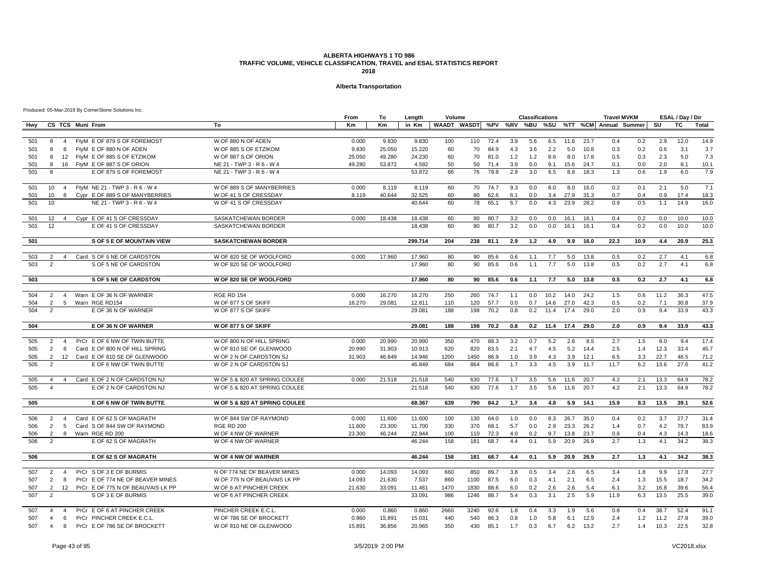# ALBERTA HIGHWAYS 1 TO 986
## TRAFFIC VOLUME, VEHICLE CLASSIFICATION, TRAVEL and ESAL STATISTICS REPORT
## 2018

**Alberta Transportation**

Produced: 05-Mar-2019 By CornerStone Solutions Inc.

| Hwy | CS | TCS | Muni | From | To | From Km | To Km | Length in Km | Volume WAADT | WASDT | %PV | %RV | Classifications %BU | %SU | %TT | %CM | Travel MVKM Annual | Summer | ESAL / Day / Dir SU | TC | Total |
|---|---|---|---|---|---|---|---|---|---|---|---|---|---|---|---|---|---|---|---|---|---|
| 501 | 8 | 4 | FtyM | E OF 879 S OF FOREMOST | W OF 880 N OF ADEN | 0.000 | 9.830 | 9.830 | 100 | 110 | 72.4 | 3.9 | 5.6 | 6.5 | 11.6 | 23.7 | 0.4 | 0.2 | 2.9 | 12.0 | 14.9 |
| 501 | 8 | 8 | FtyM | E OF 880 N OF ADEN | W OF 885 S OF ETZIKOM | 9.830 | 25.050 | 15.220 | 60 | 70 | 84.9 | 4.3 | 3.6 | 2.2 | 5.0 | 10.8 | 0.3 | 0.2 | 0.6 | 3.1 | 3.7 |
| 501 | 8 | 12 | FtyM | E OF 885 S OF ETZIKOM | W OF 887 S OF ORION | 25.050 | 49.280 | 24.230 | 60 | 70 | 81.0 | 1.2 | 1.2 | 8.6 | 8.0 | 17.8 | 0.5 | 0.3 | 2.3 | 5.0 | 7.3 |
| 501 | 8 | 16 | FtyM | E OF 887 S OF ORION | NE 21 - TWP 3 - R 6 - W 4 | 49.280 | 53.872 | 4.592 | 50 | 50 | 71.4 | 3.9 | 0.0 | 9.1 | 15.6 | 24.7 | 0.1 | 0.0 | 2.0 | 8.1 | 10.1 |
| 501 | 8 | | | E OF 879 S OF FOREMOST | NE 21 - TWP 3 - R 6 - W 4 | | | 53.872 | 66 | 76 | 78.8 | 2.9 | 3.0 | 6.5 | 8.8 | 18.3 | 1.3 | 0.6 | 1.9 | 6.0 | 7.9 |
| 501 | 10 | 4 | FtyM | NE 21 - TWP 3 - R 6 - W 4 | W OF 889 S OF MANYBERRIES | 0.000 | 8.119 | 8.119 | 60 | 70 | 74.7 | 9.3 | 0.0 | 8.0 | 8.0 | 16.0 | 0.2 | 0.1 | 2.1 | 5.0 | 7.1 |
| 501 | 10 | 8 | Cypr | E OF 889 S OF MANYBERRIES | W OF 41 S OF CRESSDAY | 8.119 | 40.644 | 32.525 | 60 | 80 | 62.6 | 6.1 | 0.0 | 3.4 | 27.9 | 31.3 | 0.7 | 0.4 | 0.9 | 17.4 | 18.3 |
| 501 | 10 | | | NE 21 - TWP 3 - R 6 - W 4 | W OF 41 S OF CRESSDAY | | | 40.644 | 60 | 78 | 65.1 | 6.7 | 0.0 | 4.3 | 23.9 | 28.2 | 0.9 | 0.5 | 1.1 | 14.9 | 16.0 |
| 501 | 12 | 4 | Cypr | E OF 41 S OF CRESSDAY | SASKATCHEWAN BORDER | 0.000 | 18.438 | 18.438 | 60 | 80 | 80.7 | 3.2 | 0.0 | 0.0 | 16.1 | 16.1 | 0.4 | 0.2 | 0.0 | 10.0 | 10.0 |
| 501 | 12 | | | E OF 41 S OF CRESSDAY | SASKATCHEWAN BORDER | | | 18.438 | 60 | 80 | 80.7 | 3.2 | 0.0 | 0.0 | 16.1 | 16.1 | 0.4 | 0.2 | 0.0 | 10.0 | 10.0 |
| **501** | | | | **S OF 5 E OF MOUNTAIN VIEW** | **SASKATCHEWAN BORDER** | | | **299.714** | **204** | **238** | **81.1** | **2.9** | **1.2** | **4.9** | **9.9** | **16.0** | **22.3** | **10.9** | **4.4** | **20.9** | **25.3** |
| 503 | 2 | 4 | Card | S OF 5 NE OF CARDSTON | W OF 820 SE OF WOOLFORD | 0.000 | 17.960 | 17.960 | 80 | 90 | 85.6 | 0.6 | 1.1 | 7.7 | 5.0 | 13.8 | 0.5 | 0.2 | 2.7 | 4.1 | 6.8 |
| 503 | 2 | | | S OF 5 NE OF CARDSTON | W OF 820 SE OF WOOLFORD | | | 17.960 | 80 | 90 | 85.6 | 0.6 | 1.1 | 7.7 | 5.0 | 13.8 | 0.5 | 0.2 | 2.7 | 4.1 | 6.8 |
| **503** | | | | **S OF 5 NE OF CARDSTON** | **W OF 820 SE OF WOOLFORD** | | | **17.960** | **80** | **90** | **85.6** | **0.6** | **1.1** | **7.7** | **5.0** | **13.8** | **0.5** | **0.2** | **2.7** | **4.1** | **6.8** |
| 504 | 2 | 4 | Warn | E OF 36 N OF WARNER | RGE RD 154 | 0.000 | 16.270 | 16.270 | 250 | 260 | 74.7 | 1.1 | 0.0 | 10.2 | 14.0 | 24.2 | 1.5 | 0.6 | 11.2 | 36.3 | 47.5 |
| 504 | 2 | 5 | Warn | RGE RD154 | W OF 877 S OF SKIFF | 16.270 | 29.081 | 12.811 | 110 | 120 | 57.7 | 0.0 | 0.7 | 14.6 | 27.0 | 42.3 | 0.5 | 0.2 | 7.1 | 30.8 | 37.9 |
| 504 | 2 | | | E OF 36 N OF WARNER | W OF 877 S OF SKIFF | | | 29.081 | 188 | 198 | 70.2 | 0.8 | 0.2 | 11.4 | 17.4 | 29.0 | 2.0 | 0.9 | 9.4 | 33.9 | 43.3 |
| **504** | | | | **E OF 36 N OF WARNER** | **W OF 877 S OF SKIFF** | | | **29.081** | **188** | **198** | **70.2** | **0.8** | **0.2** | **11.4** | **17.4** | **29.0** | **2.0** | **0.9** | **9.4** | **33.9** | **43.3** |
| 505 | 2 | 4 | PrCr | E OF 6 NW OF TWIN BUTTE | W OF 800 N OF HILL SPRING | 0.000 | 20.990 | 20.990 | 350 | 470 | 88.3 | 3.2 | 0.7 | 5.2 | 2.6 | 8.5 | 2.7 | 1.5 | 8.0 | 9.4 | 17.4 |
| 505 | 2 | 8 | Card | E OF 800 N OF HILL SPRING | W OF 810 SE OF GLENWOOD | 20.990 | 31.903 | 10.913 | 620 | 820 | 83.5 | 2.1 | 4.7 | 4.5 | 5.2 | 14.4 | 2.5 | 1.4 | 12.3 | 33.4 | 45.7 |
| 505 | 2 | 12 | Card | E OF 810 SE OF GLENWOOD | W OF 2 N OF CARDSTON SJ | 31.903 | 46.849 | 14.946 | 1200 | 1450 | 86.9 | 1.0 | 3.9 | 4.3 | 3.9 | 12.1 | 6.5 | 3.3 | 22.7 | 48.5 | 71.2 |
| 505 | 2 | | | E OF 6 NW OF TWIN BUTTE | W OF 2 N OF CARDSTON SJ | | | 46.849 | 684 | 864 | 86.6 | 1.7 | 3.3 | 4.5 | 3.9 | 11.7 | 11.7 | 6.2 | 13.6 | 27.6 | 41.2 |
| 505 | 4 | 4 | Card | E OF 2 N OF CARDSTON NJ | W OF 5 & 820 AT SPRING COULEE | 0.000 | 21.518 | 21.518 | 540 | 630 | 77.6 | 1.7 | 3.5 | 5.6 | 11.6 | 20.7 | 4.2 | 2.1 | 13.3 | 64.9 | 78.2 |
| 505 | 4 | | | E OF 2 N OF CARDSTON NJ | W OF 5 & 820 AT SPRING COULEE | | | 21.518 | 540 | 630 | 77.6 | 1.7 | 3.5 | 5.6 | 11.6 | 20.7 | 4.2 | 2.1 | 13.3 | 64.9 | 78.2 |
| **505** | | | | **E OF 6 NW OF TWIN BUTTE** | **W OF 5 & 820 AT SPRING COULEE** | | | **68.367** | **639** | **790** | **84.2** | **1.7** | **3.4** | **4.8** | **5.9** | **14.1** | **15.9** | **8.3** | **13.5** | **39.1** | **52.6** |
| 506 | 2 | 4 | Card | E OF 62 S OF MAGRATH | W OF 844 SW OF RAYMOND | 0.000 | 11.600 | 11.600 | 100 | 130 | 64.0 | 1.0 | 0.0 | 8.3 | 26.7 | 35.0 | 0.4 | 0.2 | 3.7 | 27.7 | 31.4 |
| 506 | 2 | 5 | Card | S OF 844 SW OF RAYMOND | RGE RD 200 | 11.600 | 23.300 | 11.700 | 330 | 370 | 68.1 | 5.7 | 0.0 | 2.9 | 23.3 | 26.2 | 1.4 | 0.7 | 4.2 | 79.7 | 83.9 |
| 506 | 2 | 8 | Warn | RGE RD 200 | W OF 4 NW OF WARNER | 23.300 | 46.244 | 22.944 | 100 | 110 | 72.3 | 4.0 | 0.2 | 9.7 | 13.8 | 23.7 | 0.8 | 0.4 | 4.3 | 14.3 | 18.6 |
| 506 | 2 | | | E OF 62 S OF MAGRATH | W OF 4 NW OF WARNER | | | 46.244 | 158 | 181 | 68.7 | 4.4 | 0.1 | 5.9 | 20.9 | 26.9 | 2.7 | 1.3 | 4.1 | 34.2 | 38.3 |
| **506** | | | | **E OF 62 S OF MAGRATH** | **W OF 4 NW OF WARNER** | | | **46.244** | **158** | **181** | **68.7** | **4.4** | **0.1** | **5.9** | **20.9** | **26.9** | **2.7** | **1.3** | **4.1** | **34.2** | **38.3** |
| 507 | 2 | 4 | PrCr | S OF 3 E OF BURMIS | N OF 774 NE OF BEAVER MINES | 0.000 | 14.093 | 14.093 | 660 | 850 | 89.7 | 3.8 | 0.5 | 3.4 | 2.6 | 6.5 | 3.4 | 1.8 | 9.9 | 17.8 | 27.7 |
| 507 | 2 | 8 | PrCr | E OF 774 NE OF BEAVER MINES | W OF 775 N OF BEAUVAIS LK PP | 14.093 | 21.630 | 7.537 | 860 | 1100 | 87.5 | 6.0 | 0.3 | 4.1 | 2.1 | 6.5 | 2.4 | 1.3 | 15.5 | 18.7 | 34.2 |
| 507 | 2 | 12 | PrCr | E OF 775 N OF BEAUVAIS LK PP | W OF 6 AT PINCHER CREEK | 21.630 | 33.091 | 11.461 | 1470 | 1830 | 88.6 | 6.0 | 0.2 | 2.6 | 2.6 | 5.4 | 6.1 | 3.2 | 16.8 | 39.6 | 56.4 |
| 507 | 2 | | | S OF 3 E OF BURMIS | W OF 6 AT PINCHER CREEK | | | 33.091 | 986 | 1246 | 88.7 | 5.4 | 0.3 | 3.1 | 2.5 | 5.9 | 11.9 | 6.3 | 13.5 | 25.5 | 39.0 |
| 507 | 4 | 4 | PrCr | E OF 6 AT PINCHER CREEK | PINCHER CREEK E.C.L. | 0.000 | 0.860 | 0.860 | 2660 | 3240 | 92.6 | 1.8 | 0.4 | 3.3 | 1.9 | 5.6 | 0.8 | 0.4 | 38.7 | 52.4 | 91.1 |
| 507 | 4 | 6 | PrCr | PINCHER CREEK E.C.L. | W OF 786 SE OF BROCKETT | 0.860 | 15.891 | 15.031 | 440 | 540 | 86.3 | 0.8 | 1.0 | 5.8 | 6.1 | 12.9 | 2.4 | 1.2 | 11.2 | 27.8 | 39.0 |
| 507 | 4 | 8 | PrCr | E OF 786 SE OF BROCKETT | W OF 810 NE OF GLENWOOD | 15.891 | 36.856 | 20.965 | 350 | 430 | 85.1 | 1.7 | 0.3 | 6.7 | 6.2 | 13.2 | 2.7 | 1.4 | 10.3 | 22.5 | 32.8 |

3/5/2019 2:00 PM VC2018.xlsx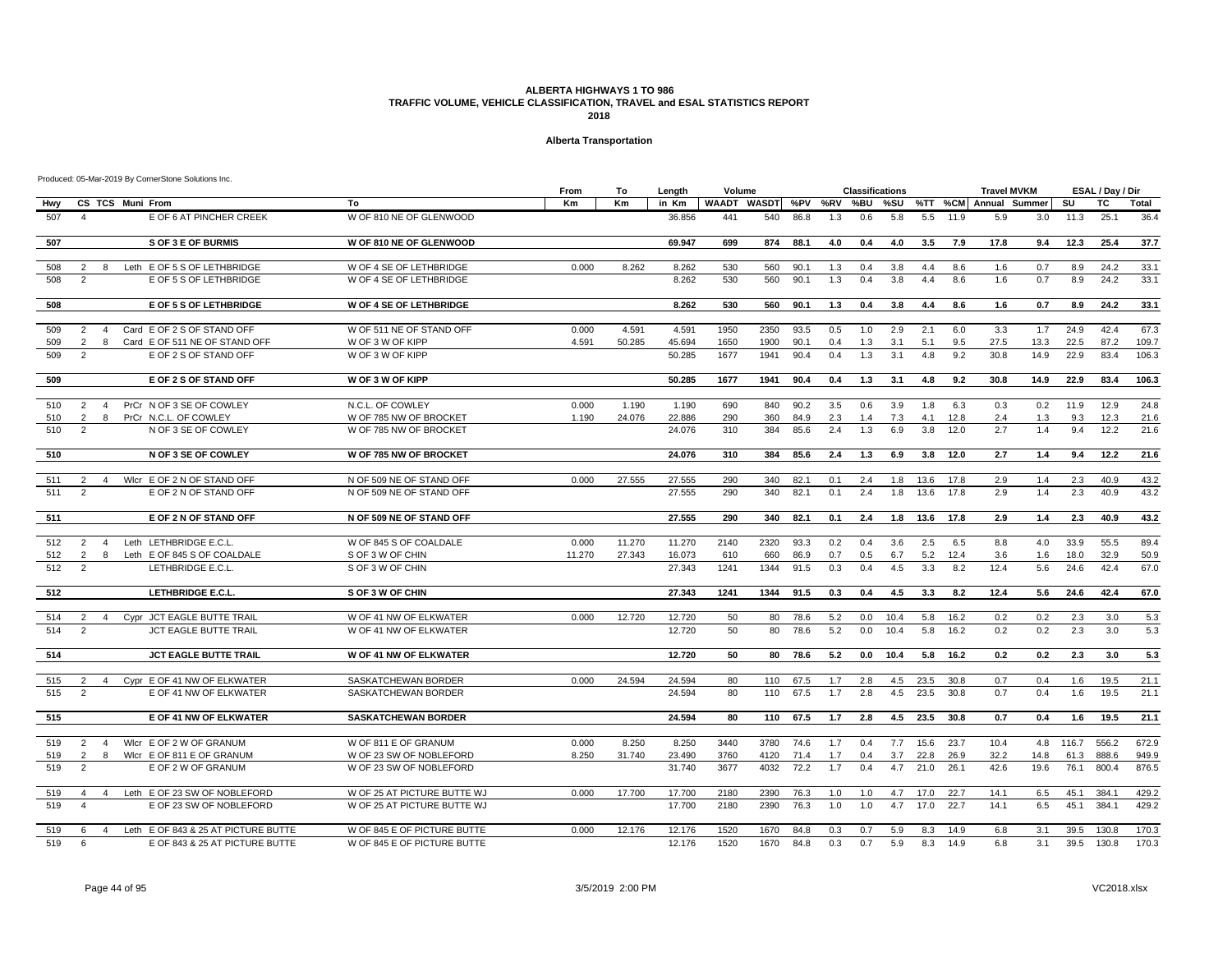# ALBERTA HIGHWAYS 1 TO 986
## TRAFFIC VOLUME, VEHICLE CLASSIFICATION, TRAVEL and ESAL STATISTICS REPORT
## 2018

### Alberta Transportation

Produced: 05-Mar-2019 By CornerStone Solutions Inc.

| Hwy | CS | TCS | Muni | From | To | From Km | To Km | Length in Km | Volume WAADT | Volume WASDT | %PV | %RV | %BU | %SU | %TT | %CM | Travel MVKM Annual | Travel MVKM Summer | ESAL / Day / Dir SU | ESAL / Day / Dir TC | ESAL / Day / Dir Total |
|---|---|---|---|---|---|---|---|---|---|---|---|---|---|---|---|---|---|---|---|---|---|
| 507 | 4 | | | E OF 6 AT PINCHER CREEK | W OF 810 NE OF GLENWOOD | | | 36.856 | 441 | 540 | 86.8 | 1.3 | 0.6 | 5.8 | 5.5 | 11.9 | 5.9 | 3.0 | 11.3 | 25.1 | 36.4 |
| **507** | | | | **S OF 3 E OF BURMIS** | **W OF 810 NE OF GLENWOOD** | | | **69.947** | **699** | **874** | **88.1** | **4.0** | **0.4** | **4.0** | **3.5** | **7.9** | **17.8** | **9.4** | **12.3** | **25.4** | **37.7** |
| 508 | 2 | 8 | Leth | E OF 5 S OF LETHBRIDGE | W OF 4 SE OF LETHBRIDGE | 0.000 | 8.262 | 8.262 | 530 | 560 | 90.1 | 1.3 | 0.4 | 3.8 | 4.4 | 8.6 | 1.6 | 0.7 | 8.9 | 24.2 | 33.1 |
| 508 | 2 | | | E OF 5 S OF LETHBRIDGE | W OF 4 SE OF LETHBRIDGE | | | 8.262 | 530 | 560 | 90.1 | 1.3 | 0.4 | 3.8 | 4.4 | 8.6 | 1.6 | 0.7 | 8.9 | 24.2 | 33.1 |
| **508** | | | | **E OF 5 S OF LETHBRIDGE** | **W OF 4 SE OF LETHBRIDGE** | | | **8.262** | **530** | **560** | **90.1** | **1.3** | **0.4** | **3.8** | **4.4** | **8.6** | **1.6** | **0.7** | **8.9** | **24.2** | **33.1** |
| 509 | 2 | 4 | Card | E OF 2 S OF STAND OFF | W OF 511 NE OF STAND OFF | 0.000 | 4.591 | 4.591 | 1950 | 2350 | 93.5 | 0.5 | 1.0 | 2.9 | 2.1 | 6.0 | 3.3 | 1.7 | 24.9 | 42.4 | 67.3 |
| 509 | 2 | 8 | Card | E OF 511 NE OF STAND OFF | W OF 3 W OF KIPP | 4.591 | 50.285 | 45.694 | 1650 | 1900 | 90.1 | 0.4 | 1.3 | 3.1 | 5.1 | 9.5 | 27.5 | 13.3 | 22.5 | 87.2 | 109.7 |
| 509 | 2 | | | E OF 2 S OF STAND OFF | W OF 3 W OF KIPP | | | 50.285 | 1677 | 1941 | 90.4 | 0.4 | 1.3 | 3.1 | 4.8 | 9.2 | 30.8 | 14.9 | 22.9 | 83.4 | 106.3 |
| **509** | | | | **E OF 2 S OF STAND OFF** | **W OF 3 W OF KIPP** | | | **50.285** | **1677** | **1941** | **90.4** | **0.4** | **1.3** | **3.1** | **4.8** | **9.2** | **30.8** | **14.9** | **22.9** | **83.4** | **106.3** |
| 510 | 2 | 4 | PrCr | N OF 3 SE OF COWLEY | N.C.L. OF COWLEY | 0.000 | 1.190 | 1.190 | 690 | 840 | 90.2 | 3.5 | 0.6 | 3.9 | 1.8 | 6.3 | 0.3 | 0.2 | 11.9 | 12.9 | 24.8 |
| 510 | 2 | 8 | PrCr | N.C.L. OF COWLEY | W OF 785 NW OF BROCKET | 1.190 | 24.076 | 22.886 | 290 | 360 | 84.9 | 2.3 | 1.4 | 7.3 | 4.1 | 12.8 | 2.4 | 1.3 | 9.3 | 12.3 | 21.6 |
| 510 | 2 | | | N OF 3 SE OF COWLEY | W OF 785 NW OF BROCKET | | | 24.076 | 310 | 384 | 85.6 | 2.4 | 1.3 | 6.9 | 3.8 | 12.0 | 2.7 | 1.4 | 9.4 | 12.2 | 21.6 |
| **510** | | | | **N OF 3 SE OF COWLEY** | **W OF 785 NW OF BROCKET** | | | **24.076** | **310** | **384** | **85.6** | **2.4** | **1.3** | **6.9** | **3.8** | **12.0** | **2.7** | **1.4** | **9.4** | **12.2** | **21.6** |
| 511 | 2 | 4 | Wlcr | E OF 2 N OF STAND OFF | N OF 509 NE OF STAND OFF | 0.000 | 27.555 | 27.555 | 290 | 340 | 82.1 | 0.1 | 2.4 | 1.8 | 13.6 | 17.8 | 2.9 | 1.4 | 2.3 | 40.9 | 43.2 |
| 511 | 2 | | | E OF 2 N OF STAND OFF | N OF 509 NE OF STAND OFF | | | 27.555 | 290 | 340 | 82.1 | 0.1 | 2.4 | 1.8 | 13.6 | 17.8 | 2.9 | 1.4 | 2.3 | 40.9 | 43.2 |
| **511** | | | | **E OF 2 N OF STAND OFF** | **N OF 509 NE OF STAND OFF** | | | **27.555** | **290** | **340** | **82.1** | **0.1** | **2.4** | **1.8** | **13.6** | **17.8** | **2.9** | **1.4** | **2.3** | **40.9** | **43.2** |
| 512 | 2 | 4 | Leth | LETHBRIDGE E.C.L. | W OF 845 S OF COALDALE | 0.000 | 11.270 | 11.270 | 2140 | 2320 | 93.3 | 0.2 | 0.4 | 3.6 | 2.5 | 6.5 | 8.8 | 4.0 | 33.9 | 55.5 | 89.4 |
| 512 | 2 | 8 | Leth | E OF 845 S OF COALDALE | S OF 3 W OF CHIN | 11.270 | 27.343 | 16.073 | 610 | 660 | 86.9 | 0.7 | 0.5 | 6.7 | 5.2 | 12.4 | 3.6 | 1.6 | 18.0 | 32.9 | 50.9 |
| 512 | 2 | | | LETHBRIDGE E.C.L. | S OF 3 W OF CHIN | | | 27.343 | 1241 | 1344 | 91.5 | 0.3 | 0.4 | 4.5 | 3.3 | 8.2 | 12.4 | 5.6 | 24.6 | 42.4 | 67.0 |
| **512** | | | | **LETHBRIDGE E.C.L.** | **S OF 3 W OF CHIN** | | | **27.343** | **1241** | **1344** | **91.5** | **0.3** | **0.4** | **4.5** | **3.3** | **8.2** | **12.4** | **5.6** | **24.6** | **42.4** | **67.0** |
| 514 | 2 | 4 | Cypr | JCT EAGLE BUTTE TRAIL | W OF 41 NW OF ELKWATER | 0.000 | 12.720 | 12.720 | 50 | 80 | 78.6 | 5.2 | 0.0 | 10.4 | 5.8 | 16.2 | 0.2 | 0.2 | 2.3 | 3.0 | 5.3 |
| 514 | 2 | | | JCT EAGLE BUTTE TRAIL | W OF 41 NW OF ELKWATER | | | 12.720 | 50 | 80 | 78.6 | 5.2 | 0.0 | 10.4 | 5.8 | 16.2 | 0.2 | 0.2 | 2.3 | 3.0 | 5.3 |
| **514** | | | | **JCT EAGLE BUTTE TRAIL** | **W OF 41 NW OF ELKWATER** | | | **12.720** | **50** | **80** | **78.6** | **5.2** | **0.0** | **10.4** | **5.8** | **16.2** | **0.2** | **0.2** | **2.3** | **3.0** | **5.3** |
| 515 | 2 | 4 | Cypr | E OF 41 NW OF ELKWATER | SASKATCHEWAN BORDER | 0.000 | 24.594 | 24.594 | 80 | 110 | 67.5 | 1.7 | 2.8 | 4.5 | 23.5 | 30.8 | 0.7 | 0.4 | 1.6 | 19.5 | 21.1 |
| 515 | 2 | | | E OF 41 NW OF ELKWATER | SASKATCHEWAN BORDER | | | 24.594 | 80 | 110 | 67.5 | 1.7 | 2.8 | 4.5 | 23.5 | 30.8 | 0.7 | 0.4 | 1.6 | 19.5 | 21.1 |
| **515** | | | | **E OF 41 NW OF ELKWATER** | **SASKATCHEWAN BORDER** | | | **24.594** | **80** | **110** | **67.5** | **1.7** | **2.8** | **4.5** | **23.5** | **30.8** | **0.7** | **0.4** | **1.6** | **19.5** | **21.1** |
| 519 | 2 | 4 | Wlcr | E OF 2 W OF GRANUM | W OF 811 E OF GRANUM | 0.000 | 8.250 | 8.250 | 3440 | 3780 | 74.6 | 1.7 | 0.4 | 7.7 | 15.6 | 23.7 | 10.4 | 4.8 | 116.7 | 556.2 | 672.9 |
| 519 | 2 | 8 | Wlcr | E OF 811 E OF GRANUM | W OF 23 SW OF NOBLEFORD | 8.250 | 31.740 | 23.490 | 3760 | 4120 | 71.4 | 1.7 | 0.4 | 3.7 | 22.8 | 26.9 | 32.2 | 14.8 | 61.3 | 888.6 | 949.9 |
| 519 | 2 | | | E OF 2 W OF GRANUM | W OF 23 SW OF NOBLEFORD | | | 31.740 | 3677 | 4032 | 72.2 | 1.7 | 0.4 | 4.7 | 21.0 | 26.1 | 42.6 | 19.6 | 76.1 | 800.4 | 876.5 |
| 519 | 4 | 4 | Leth | E OF 23 SW OF NOBLEFORD | W OF 25 AT PICTURE BUTTE WJ | 0.000 | 17.700 | 17.700 | 2180 | 2390 | 76.3 | 1.0 | 1.0 | 4.7 | 17.0 | 22.7 | 14.1 | 6.5 | 45.1 | 384.1 | 429.2 |
| 519 | 4 | | | E OF 23 SW OF NOBLEFORD | W OF 25 AT PICTURE BUTTE WJ | | | 17.700 | 2180 | 2390 | 76.3 | 1.0 | 1.0 | 4.7 | 17.0 | 22.7 | 14.1 | 6.5 | 45.1 | 384.1 | 429.2 |
| 519 | 6 | 4 | Leth | E OF 843 & 25 AT PICTURE BUTTE | W OF 845 E OF PICTURE BUTTE | 0.000 | 12.176 | 12.176 | 1520 | 1670 | 84.8 | 0.3 | 0.7 | 5.9 | 8.3 | 14.9 | 6.8 | 3.1 | 39.5 | 130.8 | 170.3 |
| 519 | 6 | | | E OF 843 & 25 AT PICTURE BUTTE | W OF 845 E OF PICTURE BUTTE | | | 12.176 | 1520 | 1670 | 84.8 | 0.3 | 0.7 | 5.9 | 8.3 | 14.9 | 6.8 | 3.1 | 39.5 | 130.8 | 170.3 |

3/5/2019 2:00 PM VC2018.xlsx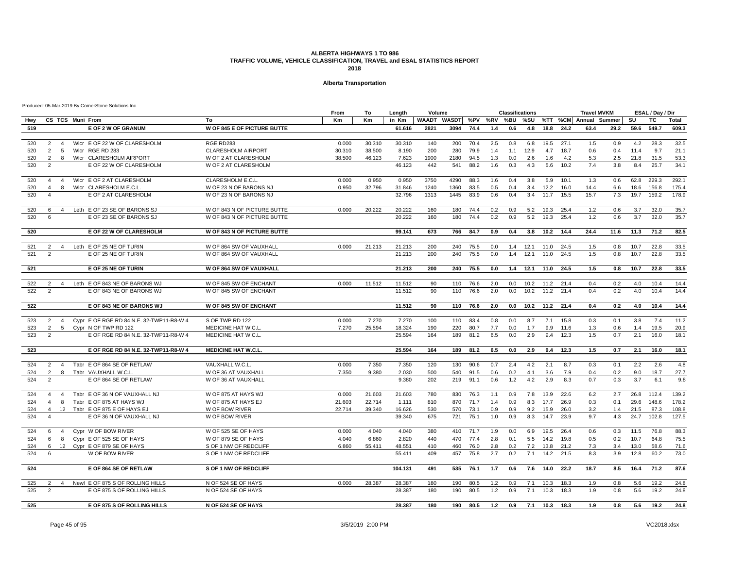# ALBERTA HIGHWAYS 1 TO 986
## TRAFFIC VOLUME, VEHICLE CLASSIFICATION, TRAVEL and ESAL STATISTICS REPORT
## 2018

**Alberta Transportation**

Produced: 05-Mar-2019 By CornerStone Solutions Inc.

| Hwy | CS | TCS | Muni | From | To | From Km | To Km | Length in Km | Volume WAADT | Volume WASDT | %PV | %RV | %BU | %SU | %TT | %CM | Travel MVKM Annual | Travel MVKM Summer | ESAL / Day / Dir SU | ESAL / Day / Dir TC | ESAL / Day / Dir Total |
|---|---|---|---|---|---|---|---|---|---|---|---|---|---|---|---|---|---|---|---|---|---|
| **519** | | | | **E OF 2 W OF GRANUM** | **W OF 845 E OF PICTURE BUTTE** | | | **61.616** | **2821** | **3094** | **74.4** | **1.4** | **0.6** | **4.8** | **18.8** | **24.2** | **63.4** | **29.2** | **59.6** | **549.7** | **609.3** |
| 520 | 2 | 4 | Wlcr | E OF 22 W OF CLARESHOLM | RGE RD283 | 0.000 | 30.310 | 30.310 | 140 | 200 | 70.4 | 2.5 | 0.8 | 6.8 | 19.5 | 27.1 | 1.5 | 0.9 | 4.2 | 28.3 | 32.5 |
| 520 | 2 | 5 | Wlcr | RGE RD 283 | CLARESHOLM AIRPORT | 30.310 | 38.500 | 8.190 | 200 | 280 | 79.9 | 1.4 | 1.1 | 12.9 | 4.7 | 18.7 | 0.6 | 0.4 | 11.4 | 9.7 | 21.1 |
| 520 | 2 | 8 | Wlcr | CLARESHOLM AIRPORT | W OF 2 AT CLARESHOLM | 38.500 | 46.123 | 7.623 | 1900 | 2180 | 94.5 | 1.3 | 0.0 | 2.6 | 1.6 | 4.2 | 5.3 | 2.5 | 21.8 | 31.5 | 53.3 |
| 520 | 2 | | | E OF 22 W OF CLARESHOLM | W OF 2 AT CLARESHOLM | | | 46.123 | 442 | 541 | 88.2 | 1.6 | 0.3 | 4.3 | 5.6 | 10.2 | 7.4 | 3.8 | 8.4 | 25.7 | 34.1 |
| 520 | 4 | 4 | Wlcr | E OF 2 AT CLARESHOLM | CLARESHOLM E.C.L. | 0.000 | 0.950 | 0.950 | 3750 | 4290 | 88.3 | 1.6 | 0.4 | 3.8 | 5.9 | 10.1 | 1.3 | 0.6 | 62.8 | 229.3 | 292.1 |
| 520 | 4 | 8 | Wlcr | CLARESHOLM E.C.L. | W OF 23 N OF BARONS NJ | 0.950 | 32.796 | 31.846 | 1240 | 1360 | 83.5 | 0.5 | 0.4 | 3.4 | 12.2 | 16.0 | 14.4 | 6.6 | 18.6 | 156.8 | 175.4 |
| 520 | 4 | | | E OF 2 AT CLARESHOLM | W OF 23 N OF BARONS NJ | | | 32.796 | 1313 | 1445 | 83.9 | 0.6 | 0.4 | 3.4 | 11.7 | 15.5 | 15.7 | 7.3 | 19.7 | 159.2 | 178.9 |
| 520 | 6 | 4 | Leth | E OF 23 SE OF BARONS SJ | W OF 843 N OF PICTURE BUTTE | 0.000 | 20.222 | 20.222 | 160 | 180 | 74.4 | 0.2 | 0.9 | 5.2 | 19.3 | 25.4 | 1.2 | 0.6 | 3.7 | 32.0 | 35.7 |
| 520 | 6 | | | E OF 23 SE OF BARONS SJ | W OF 843 N OF PICTURE BUTTE | | | 20.222 | 160 | 180 | 74.4 | 0.2 | 0.9 | 5.2 | 19.3 | 25.4 | 1.2 | 0.6 | 3.7 | 32.0 | 35.7 |
| **520** | | | | **E OF 22 W OF CLARESHOLM** | **W OF 843 N OF PICTURE BUTTE** | | | **99.141** | **673** | **766** | **84.7** | **0.9** | **0.4** | **3.8** | **10.2** | **14.4** | **24.4** | **11.6** | **11.3** | **71.2** | **82.5** |
| 521 | 2 | 4 | Leth | E OF 25 NE OF TURIN | W OF 864 SW OF VAUXHALL | 0.000 | 21.213 | 21.213 | 200 | 240 | 75.5 | 0.0 | 1.4 | 12.1 | 11.0 | 24.5 | 1.5 | 0.8 | 10.7 | 22.8 | 33.5 |
| 521 | 2 | | | E OF 25 NE OF TURIN | W OF 864 SW OF VAUXHALL | | | 21.213 | 200 | 240 | 75.5 | 0.0 | 1.4 | 12.1 | 11.0 | 24.5 | 1.5 | 0.8 | 10.7 | 22.8 | 33.5 |
| **521** | | | | **E OF 25 NE OF TURIN** | **W OF 864 SW OF VAUXHALL** | | | **21.213** | **200** | **240** | **75.5** | **0.0** | **1.4** | **12.1** | **11.0** | **24.5** | **1.5** | **0.8** | **10.7** | **22.8** | **33.5** |
| 522 | 2 | 4 | Leth | E OF 843 NE OF BARONS WJ | W OF 845 SW OF ENCHANT | 0.000 | 11.512 | 11.512 | 90 | 110 | 76.6 | 2.0 | 0.0 | 10.2 | 11.2 | 21.4 | 0.4 | 0.2 | 4.0 | 10.4 | 14.4 |
| 522 | 2 | | | E OF 843 NE OF BARONS WJ | W OF 845 SW OF ENCHANT | | | 11.512 | 90 | 110 | 76.6 | 2.0 | 0.0 | 10.2 | 11.2 | 21.4 | 0.4 | 0.2 | 4.0 | 10.4 | 14.4 |
| **522** | | | | **E OF 843 NE OF BARONS WJ** | **W OF 845 SW OF ENCHANT** | | | **11.512** | **90** | **110** | **76.6** | **2.0** | **0.0** | **10.2** | **11.2** | **21.4** | **0.4** | **0.2** | **4.0** | **10.4** | **14.4** |
| 523 | 2 | 4 | Cypr | E OF RGE RD 84 N.E. 32-TWP11-R8-W 4 | S OF TWP RD 122 | 0.000 | 7.270 | 7.270 | 100 | 110 | 83.4 | 0.8 | 0.0 | 8.7 | 7.1 | 15.8 | 0.3 | 0.1 | 3.8 | 7.4 | 11.2 |
| 523 | 2 | 5 | Cypr | N OF TWP RD 122 | MEDICINE HAT W.C.L. | 7.270 | 25.594 | 18.324 | 190 | 220 | 80.7 | 7.7 | 0.0 | 1.7 | 9.9 | 11.6 | 1.3 | 0.6 | 1.4 | 19.5 | 20.9 |
| 523 | 2 | | | E OF RGE RD 84 N.E. 32-TWP11-R8-W 4 | MEDICINE HAT W.C.L. | | | 25.594 | 164 | 189 | 81.2 | 6.5 | 0.0 | 2.9 | 9.4 | 12.3 | 1.5 | 0.7 | 2.1 | 16.0 | 18.1 |
| **523** | | | | **E OF RGE RD 84 N.E. 32-TWP11-R8-W 4** | **MEDICINE HAT W.C.L.** | | | **25.594** | **164** | **189** | **81.2** | **6.5** | **0.0** | **2.9** | **9.4** | **12.3** | **1.5** | **0.7** | **2.1** | **16.0** | **18.1** |
| 524 | 2 | 4 | Tabr | E OF 864 SE OF RETLAW | VAUXHALL W.C.L. | 0.000 | 7.350 | 7.350 | 120 | 130 | 90.6 | 0.7 | 2.4 | 4.2 | 2.1 | 8.7 | 0.3 | 0.1 | 2.2 | 2.6 | 4.8 |
| 524 | 2 | 8 | Tabr | VAUXHALL W.C.L. | W OF 36 AT VAUXHALL | 7.350 | 9.380 | 2.030 | 500 | 540 | 91.5 | 0.6 | 0.2 | 4.1 | 3.6 | 7.9 | 0.4 | 0.2 | 9.0 | 18.7 | 27.7 |
| 524 | 2 | | | E OF 864 SE OF RETLAW | W OF 36 AT VAUXHALL | | | 9.380 | 202 | 219 | 91.1 | 0.6 | 1.2 | 4.2 | 2.9 | 8.3 | 0.7 | 0.3 | 3.7 | 6.1 | 9.8 |
| 524 | 4 | 4 | Tabr | E OF 36 N OF VAUXHALL NJ | W OF 875 AT HAYS WJ | 0.000 | 21.603 | 21.603 | 780 | 830 | 76.3 | 1.1 | 0.9 | 7.8 | 13.9 | 22.6 | 6.2 | 2.7 | 26.8 | 112.4 | 139.2 |
| 524 | 4 | 8 | Tabr | E OF 875 AT HAYS WJ | W OF 875 AT HAYS EJ | 21.603 | 22.714 | 1.111 | 810 | 870 | 71.7 | 1.4 | 0.9 | 8.3 | 17.7 | 26.9 | 0.3 | 0.1 | 29.6 | 148.6 | 178.2 |
| 524 | 4 | 12 | Tabr | E OF 875 E OF HAYS EJ | W OF BOW RIVER | 22.714 | 39.340 | 16.626 | 530 | 570 | 73.1 | 0.9 | 0.9 | 9.2 | 15.9 | 26.0 | 3.2 | 1.4 | 21.5 | 87.3 | 108.8 |
| 524 | 4 | | | E OF 36 N OF VAUXHALL NJ | W OF BOW RIVER | | | 39.340 | 675 | 721 | 75.1 | 1.0 | 0.9 | 8.3 | 14.7 | 23.9 | 9.7 | 4.3 | 24.7 | 102.8 | 127.5 |
| 524 | 6 | 4 | Cypr | W OF BOW RIVER | W OF 525 SE OF HAYS | 0.000 | 4.040 | 4.040 | 380 | 410 | 71.7 | 1.9 | 0.0 | 6.9 | 19.5 | 26.4 | 0.6 | 0.3 | 11.5 | 76.8 | 88.3 |
| 524 | 6 | 8 | Cypr | E OF 525 SE OF HAYS | W OF 879 SE OF HAYS | 4.040 | 6.860 | 2.820 | 440 | 470 | 77.4 | 2.8 | 0.1 | 5.5 | 14.2 | 19.8 | 0.5 | 0.2 | 10.7 | 64.8 | 75.5 |
| 524 | 6 | 12 | Cypr | E OF 879 SE OF HAYS | S OF 1 NW OF REDCLIFF | 6.860 | 55.411 | 48.551 | 410 | 460 | 76.0 | 2.8 | 0.2 | 7.2 | 13.8 | 21.2 | 7.3 | 3.4 | 13.0 | 58.6 | 71.6 |
| 524 | 6 | | | W OF BOW RIVER | S OF 1 NW OF REDCLIFF | | | 55.411 | 409 | 457 | 75.8 | 2.7 | 0.2 | 7.1 | 14.2 | 21.5 | 8.3 | 3.9 | 12.8 | 60.2 | 73.0 |
| **524** | | | | **E OF 864 SE OF RETLAW** | **S OF 1 NW OF REDCLIFF** | | | **104.131** | **491** | **535** | **76.1** | **1.7** | **0.6** | **7.6** | **14.0** | **22.2** | **18.7** | **8.5** | **16.4** | **71.2** | **87.6** |
| 525 | 2 | 4 | Newl | E OF 875 S OF ROLLING HILLS | N OF 524 SE OF HAYS | 0.000 | 28.387 | 28.387 | 180 | 190 | 80.5 | 1.2 | 0.9 | 7.1 | 10.3 | 18.3 | 1.9 | 0.8 | 5.6 | 19.2 | 24.8 |
| 525 | 2 | | | E OF 875 S OF ROLLING HILLS | N OF 524 SE OF HAYS | | | 28.387 | 180 | 190 | 80.5 | 1.2 | 0.9 | 7.1 | 10.3 | 18.3 | 1.9 | 0.8 | 5.6 | 19.2 | 24.8 |
| **525** | | | | **E OF 875 S OF ROLLING HILLS** | **N OF 524 SE OF HAYS** | | | **28.387** | **180** | **190** | **80.5** | **1.2** | **0.9** | **7.1** | **10.3** | **18.3** | **1.9** | **0.8** | **5.6** | **19.2** | **24.8** |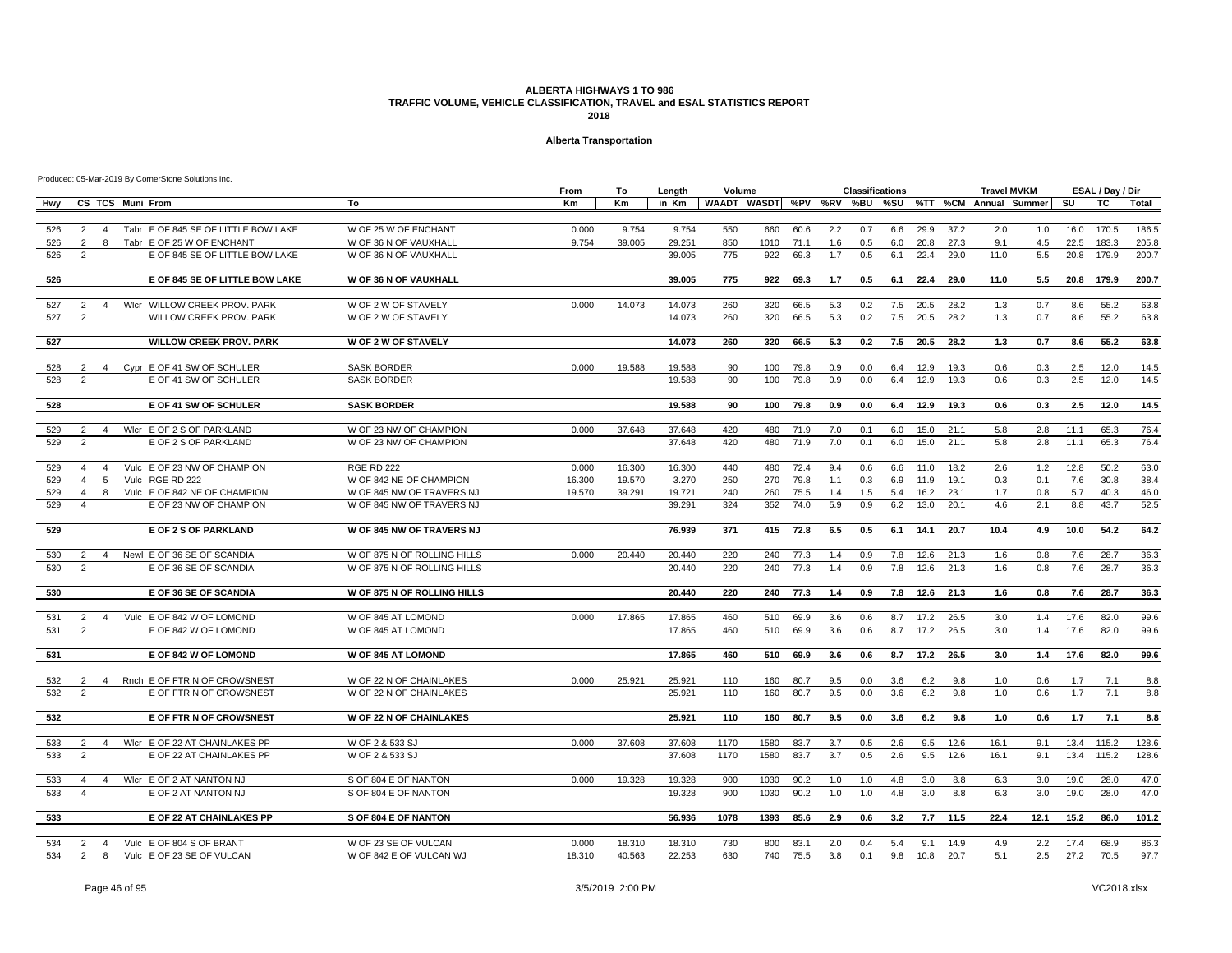# ALBERTA HIGHWAYS 1 TO 986
## TRAFFIC VOLUME, VEHICLE CLASSIFICATION, TRAVEL and ESAL STATISTICS REPORT
## 2018

**Alberta Transportation**

Produced: 05-Mar-2019 By CornerStone Solutions Inc.

| Hwy | CS | TCS | Muni | From | To | From Km | To Km | Length in Km | Volume WAADT | WASDT | %PV | %RV | Classifications %BU | %SU | %TT | %CM | Travel MVKM Annual | Summer | ESAL / Day / Dir SU | TC | Total |
|---|---|---|---|---|---|---|---|---|---|---|---|---|---|---|---|---|---|---|---|---|---|
| 526 | 2 | 4 | Tabr | E OF 845 SE OF LITTLE BOW LAKE | W OF 25 W OF ENCHANT | 0.000 | 9.754 | 9.754 | 550 | 660 | 60.6 | 2.2 | 0.7 | 6.6 | 29.9 | 37.2 | 2.0 | 1.0 | 16.0 | 170.5 | 186.5 |
| 526 | 2 | 8 | Tabr | E OF 25 W OF ENCHANT | W OF 36 N OF VAUXHALL | 9.754 | 39.005 | 29.251 | 850 | 1010 | 71.1 | 1.6 | 0.5 | 6.0 | 20.8 | 27.3 | 9.1 | 4.5 | 22.5 | 183.3 | 205.8 |
| 526 | 2 | | | E OF 845 SE OF LITTLE BOW LAKE | W OF 36 N OF VAUXHALL | | | 39.005 | 775 | 922 | 69.3 | 1.7 | 0.5 | 6.1 | 22.4 | 29.0 | 11.0 | 5.5 | 20.8 | 179.9 | 200.7 |
| **526** | | | | **E OF 845 SE OF LITTLE BOW LAKE** | **W OF 36 N OF VAUXHALL** | | | **39.005** | **775** | **922** | **69.3** | **1.7** | **0.5** | **6.1** | **22.4** | **29.0** | **11.0** | **5.5** | **20.8** | **179.9** | **200.7** |
| 527 | 2 | 4 | Wlcr | WILLOW CREEK PROV. PARK | W OF 2 W OF STAVELY | 0.000 | 14.073 | 14.073 | 260 | 320 | 66.5 | 5.3 | 0.2 | 7.5 | 20.5 | 28.2 | 1.3 | 0.7 | 8.6 | 55.2 | 63.8 |
| 527 | 2 | | | WILLOW CREEK PROV. PARK | W OF 2 W OF STAVELY | | | 14.073 | 260 | 320 | 66.5 | 5.3 | 0.2 | 7.5 | 20.5 | 28.2 | 1.3 | 0.7 | 8.6 | 55.2 | 63.8 |
| **527** | | | | **WILLOW CREEK PROV. PARK** | **W OF 2 W OF STAVELY** | | | **14.073** | **260** | **320** | **66.5** | **5.3** | **0.2** | **7.5** | **20.5** | **28.2** | **1.3** | **0.7** | **8.6** | **55.2** | **63.8** |
| 528 | 2 | 4 | Cypr | E OF 41 SW OF SCHULER | SASK BORDER | 0.000 | 19.588 | 19.588 | 90 | 100 | 79.8 | 0.9 | 0.0 | 6.4 | 12.9 | 19.3 | 0.6 | 0.3 | 2.5 | 12.0 | 14.5 |
| 528 | 2 | | | E OF 41 SW OF SCHULER | SASK BORDER | | | 19.588 | 90 | 100 | 79.8 | 0.9 | 0.0 | 6.4 | 12.9 | 19.3 | 0.6 | 0.3 | 2.5 | 12.0 | 14.5 |
| **528** | | | | **E OF 41 SW OF SCHULER** | **SASK BORDER** | | | **19.588** | **90** | **100** | **79.8** | **0.9** | **0.0** | **6.4** | **12.9** | **19.3** | **0.6** | **0.3** | **2.5** | **12.0** | **14.5** |
| 529 | 2 | 4 | Wlcr | E OF 2 S OF PARKLAND | W OF 23 NW OF CHAMPION | 0.000 | 37.648 | 37.648 | 420 | 480 | 71.9 | 7.0 | 0.1 | 6.0 | 15.0 | 21.1 | 5.8 | 2.8 | 11.1 | 65.3 | 76.4 |
| 529 | 2 | | | E OF 2 S OF PARKLAND | W OF 23 NW OF CHAMPION | | | 37.648 | 420 | 480 | 71.9 | 7.0 | 0.1 | 6.0 | 15.0 | 21.1 | 5.8 | 2.8 | 11.1 | 65.3 | 76.4 |
| 529 | 4 | 4 | Vulc | E OF 23 NW OF CHAMPION | RGE RD 222 | 0.000 | 16.300 | 16.300 | 440 | 480 | 72.4 | 9.4 | 0.6 | 6.6 | 11.0 | 18.2 | 2.6 | 1.2 | 12.8 | 50.2 | 63.0 |
| 529 | 4 | 5 | Vulc | RGE RD 222 | W OF 842 NE OF CHAMPION | 16.300 | 19.570 | 3.270 | 250 | 270 | 79.8 | 1.1 | 0.3 | 6.9 | 11.9 | 19.1 | 0.3 | 0.1 | 7.6 | 30.8 | 38.4 |
| 529 | 4 | 8 | Vulc | E OF 842 NE OF CHAMPION | W OF 845 NW OF TRAVERS NJ | 19.570 | 39.291 | 19.721 | 240 | 260 | 75.5 | 1.4 | 1.5 | 5.4 | 16.2 | 23.1 | 1.7 | 0.8 | 5.7 | 40.3 | 46.0 |
| 529 | 4 | | | E OF 23 NW OF CHAMPION | W OF 845 NW OF TRAVERS NJ | | | 39.291 | 324 | 352 | 74.0 | 5.9 | 0.9 | 6.2 | 13.0 | 20.1 | 4.6 | 2.1 | 8.8 | 43.7 | 52.5 |
| **529** | | | | **E OF 2 S OF PARKLAND** | **W OF 845 NW OF TRAVERS NJ** | | | **76.939** | **371** | **415** | **72.8** | **6.5** | **0.5** | **6.1** | **14.1** | **20.7** | **10.4** | **4.9** | **10.0** | **54.2** | **64.2** |
| 530 | 2 | 4 | Newl | E OF 36 SE OF SCANDIA | W OF 875 N OF ROLLING HILLS | 0.000 | 20.440 | 20.440 | 220 | 240 | 77.3 | 1.4 | 0.9 | 7.8 | 12.6 | 21.3 | 1.6 | 0.8 | 7.6 | 28.7 | 36.3 |
| 530 | 2 | | | E OF 36 SE OF SCANDIA | W OF 875 N OF ROLLING HILLS | | | 20.440 | 220 | 240 | 77.3 | 1.4 | 0.9 | 7.8 | 12.6 | 21.3 | 1.6 | 0.8 | 7.6 | 28.7 | 36.3 |
| **530** | | | | **E OF 36 SE OF SCANDIA** | **W OF 875 N OF ROLLING HILLS** | | | **20.440** | **220** | **240** | **77.3** | **1.4** | **0.9** | **7.8** | **12.6** | **21.3** | **1.6** | **0.8** | **7.6** | **28.7** | **36.3** |
| 531 | 2 | 4 | Vulc | E OF 842 W OF LOMOND | W OF 845 AT LOMOND | 0.000 | 17.865 | 17.865 | 460 | 510 | 69.9 | 3.6 | 0.6 | 8.7 | 17.2 | 26.5 | 3.0 | 1.4 | 17.6 | 82.0 | 99.6 |
| 531 | 2 | | | E OF 842 W OF LOMOND | W OF 845 AT LOMOND | | | 17.865 | 460 | 510 | 69.9 | 3.6 | 0.6 | 8.7 | 17.2 | 26.5 | 3.0 | 1.4 | 17.6 | 82.0 | 99.6 |
| **531** | | | | **E OF 842 W OF LOMOND** | **W OF 845 AT LOMOND** | | | **17.865** | **460** | **510** | **69.9** | **3.6** | **0.6** | **8.7** | **17.2** | **26.5** | **3.0** | **1.4** | **17.6** | **82.0** | **99.6** |
| 532 | 2 | 4 | Rnch | E OF FTR N OF CROWSNEST | W OF 22 N OF CHAINLAKES | 0.000 | 25.921 | 25.921 | 110 | 160 | 80.7 | 9.5 | 0.0 | 3.6 | 6.2 | 9.8 | 1.0 | 0.6 | 1.7 | 7.1 | 8.8 |
| 532 | 2 | | | E OF FTR N OF CROWSNEST | W OF 22 N OF CHAINLAKES | | | 25.921 | 110 | 160 | 80.7 | 9.5 | 0.0 | 3.6 | 6.2 | 9.8 | 1.0 | 0.6 | 1.7 | 7.1 | 8.8 |
| **532** | | | | **E OF FTR N OF CROWSNEST** | **W OF 22 N OF CHAINLAKES** | | | **25.921** | **110** | **160** | **80.7** | **9.5** | **0.0** | **3.6** | **6.2** | **9.8** | **1.0** | **0.6** | **1.7** | **7.1** | **8.8** |
| 533 | 2 | 4 | Wlcr | E OF 22 AT CHAINLAKES PP | W OF 2 & 533 SJ | 0.000 | 37.608 | 37.608 | 1170 | 1580 | 83.7 | 3.7 | 0.5 | 2.6 | 9.5 | 12.6 | 16.1 | 9.1 | 13.4 | 115.2 | 128.6 |
| 533 | 2 | | | E OF 22 AT CHAINLAKES PP | W OF 2 & 533 SJ | | | 37.608 | 1170 | 1580 | 83.7 | 3.7 | 0.5 | 2.6 | 9.5 | 12.6 | 16.1 | 9.1 | 13.4 | 115.2 | 128.6 |
| 533 | 4 | 4 | Wlcr | E OF 2 AT NANTON NJ | S OF 804 E OF NANTON | 0.000 | 19.328 | 19.328 | 900 | 1030 | 90.2 | 1.0 | 1.0 | 4.8 | 3.0 | 8.8 | 6.3 | 3.0 | 19.0 | 28.0 | 47.0 |
| 533 | 4 | | | E OF 2 AT NANTON NJ | S OF 804 E OF NANTON | | | 19.328 | 900 | 1030 | 90.2 | 1.0 | 1.0 | 4.8 | 3.0 | 8.8 | 6.3 | 3.0 | 19.0 | 28.0 | 47.0 |
| **533** | | | | **E OF 22 AT CHAINLAKES PP** | **S OF 804 E OF NANTON** | | | **56.936** | **1078** | **1393** | **85.6** | **2.9** | **0.6** | **3.2** | **7.7** | **11.5** | **22.4** | **12.1** | **15.2** | **86.0** | **101.2** |
| 534 | 2 | 4 | Vulc | E OF 804 S OF BRANT | W OF 23 SE OF VULCAN | 0.000 | 18.310 | 18.310 | 730 | 800 | 83.1 | 2.0 | 0.4 | 5.4 | 9.1 | 14.9 | 4.9 | 2.2 | 17.4 | 68.9 | 86.3 |
| 534 | 2 | 8 | Vulc | E OF 23 SE OF VULCAN | W OF 842 E OF VULCAN WJ | 18.310 | 40.563 | 22.253 | 630 | 740 | 75.5 | 3.8 | 0.1 | 9.8 | 10.8 | 20.7 | 5.1 | 2.5 | 27.2 | 70.5 | 97.7 |

3/5/2019 2:00 PM

VC2018.xlsx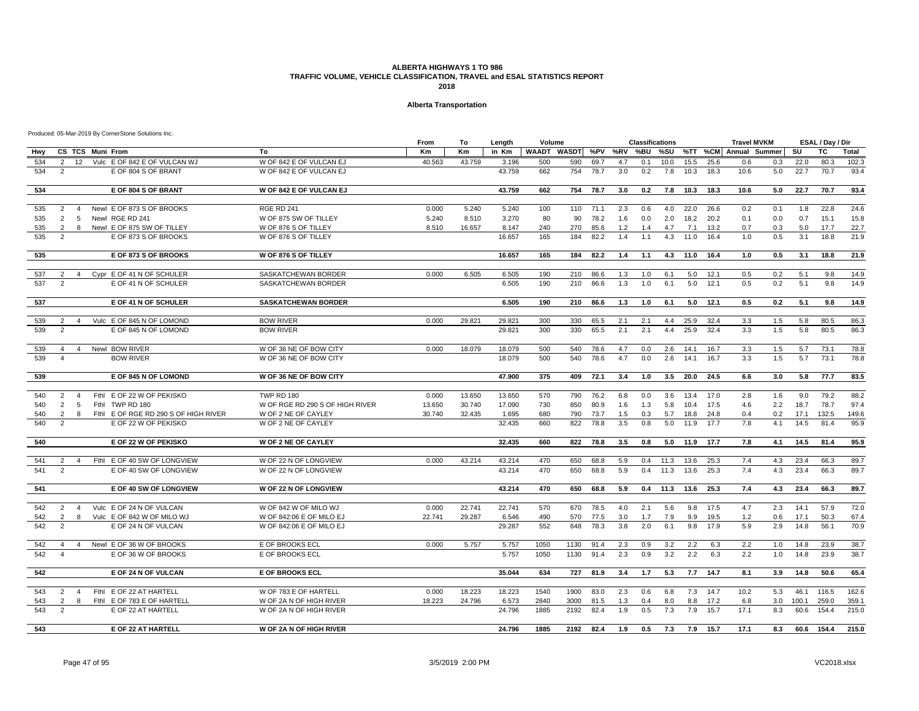# ALBERTA HIGHWAYS 1 TO 986
## TRAFFIC VOLUME, VEHICLE CLASSIFICATION, TRAVEL and ESAL STATISTICS REPORT
## 2018

### Alberta Transportation

Produced: 05-Mar-2019 By CornerStone Solutions Inc.

| Hwy | CS | TCS | Muni | From | To | From Km | To Km | Length in Km | Volume WAADT | Volume WASDT | %PV | %RV | %BU | %SU | %TT | %CM | Travel MVKM Annual | Travel MVKM Summer | ESAL / Day / Dir SU | ESAL / Day / Dir TC | ESAL / Day / Dir Total |
|---|---|---|---|---|---|---|---|---|---|---|---|---|---|---|---|---|---|---|---|---|---|
| 534 | 2 | 12 | Vulc | E OF 842 E OF VULCAN WJ | W OF 842 E OF VULCAN EJ | 40.563 | 43.759 | 3.196 | 500 | 590 | 69.7 | 4.7 | 0.1 | 10.0 | 15.5 | 25.6 | 0.6 | 0.3 | 22.0 | 80.3 | 102.3 |
| 534 | 2 | | | E OF 804 S OF BRANT | W OF 842 E OF VULCAN EJ | | | 43.759 | 662 | 754 | 78.7 | 3.0 | 0.2 | 7.8 | 10.3 | 18.3 | 10.6 | 5.0 | 22.7 | 70.7 | 93.4 |
| **534** | | | | **E OF 804 S OF BRANT** | **W OF 842 E OF VULCAN EJ** | | | **43.759** | **662** | **754** | **78.7** | **3.0** | **0.2** | **7.8** | **10.3** | **18.3** | **10.6** | **5.0** | **22.7** | **70.7** | **93.4** |
| 535 | 2 | 4 | Newl | E OF 873 S OF BROOKS | RGE RD 241 | 0.000 | 5.240 | 5.240 | 100 | 110 | 71.1 | 2.3 | 0.6 | 4.0 | 22.0 | 26.6 | 0.2 | 0.1 | 1.8 | 22.8 | 24.6 |
| 535 | 2 | 5 | Newl | RGE RD 241 | W OF 875 SW OF TILLEY | 5.240 | 8.510 | 3.270 | 80 | 90 | 78.2 | 1.6 | 0.0 | 2.0 | 18.2 | 20.2 | 0.1 | 0.0 | 0.7 | 15.1 | 15.8 |
| 535 | 2 | 8 | Newl | E OF 875 SW OF TILLEY | W OF 876 S OF TILLEY | 8.510 | 16.657 | 8.147 | 240 | 270 | 85.6 | 1.2 | 1.4 | 4.7 | 7.1 | 13.2 | 0.7 | 0.3 | 5.0 | 17.7 | 22.7 |
| 535 | 2 | | | E OF 873 S OF BROOKS | W OF 876 S OF TILLEY | | | 16.657 | 165 | 184 | 82.2 | 1.4 | 1.1 | 4.3 | 11.0 | 16.4 | 1.0 | 0.5 | 3.1 | 18.8 | 21.9 |
| **535** | | | | **E OF 873 S OF BROOKS** | **W OF 876 S OF TILLEY** | | | **16.657** | **165** | **184** | **82.2** | **1.4** | **1.1** | **4.3** | **11.0** | **16.4** | **1.0** | **0.5** | **3.1** | **18.8** | **21.9** |
| 537 | 2 | 4 | Cypr | E OF 41 N OF SCHULER | SASKATCHEWAN BORDER | 0.000 | 6.505 | 6.505 | 190 | 210 | 86.6 | 1.3 | 1.0 | 6.1 | 5.0 | 12.1 | 0.5 | 0.2 | 5.1 | 9.8 | 14.9 |
| 537 | 2 | | | E OF 41 N OF SCHULER | SASKATCHEWAN BORDER | | | 6.505 | 190 | 210 | 86.6 | 1.3 | 1.0 | 6.1 | 5.0 | 12.1 | 0.5 | 0.2 | 5.1 | 9.8 | 14.9 |
| **537** | | | | **E OF 41 N OF SCHULER** | **SASKATCHEWAN BORDER** | | | **6.505** | **190** | **210** | **86.6** | **1.3** | **1.0** | **6.1** | **5.0** | **12.1** | **0.5** | **0.2** | **5.1** | **9.8** | **14.9** |
| 539 | 2 | 4 | Vulc | E OF 845 N OF LOMOND | BOW RIVER | 0.000 | 29.821 | 29.821 | 300 | 330 | 65.5 | 2.1 | 2.1 | 4.4 | 25.9 | 32.4 | 3.3 | 1.5 | 5.8 | 80.5 | 86.3 |
| 539 | 2 | | | E OF 845 N OF LOMOND | BOW RIVER | | | 29.821 | 300 | 330 | 65.5 | 2.1 | 2.1 | 4.4 | 25.9 | 32.4 | 3.3 | 1.5 | 5.8 | 80.5 | 86.3 |
| 539 | 4 | 4 | Newl | BOW RIVER | W OF 36 NE OF BOW CITY | 0.000 | 18.079 | 18.079 | 500 | 540 | 78.6 | 4.7 | 0.0 | 2.6 | 14.1 | 16.7 | 3.3 | 1.5 | 5.7 | 73.1 | 78.8 |
| 539 | 4 | | | BOW RIVER | W OF 36 NE OF BOW CITY | | | 18.079 | 500 | 540 | 78.6 | 4.7 | 0.0 | 2.6 | 14.1 | 16.7 | 3.3 | 1.5 | 5.7 | 73.1 | 78.8 |
| **539** | | | | **E OF 845 N OF LOMOND** | **W OF 36 NE OF BOW CITY** | | | **47.900** | **375** | **409** | **72.1** | **3.4** | **1.0** | **3.5** | **20.0** | **24.5** | **6.6** | **3.0** | **5.8** | **77.7** | **83.5** |
| 540 | 2 | 4 | Fthl | E OF 22 W OF PEKISKO | TWP RD 180 | 0.000 | 13.650 | 13.650 | 570 | 790 | 76.2 | 6.8 | 0.0 | 3.6 | 13.4 | 17.0 | 2.8 | 1.6 | 9.0 | 79.2 | 88.2 |
| 540 | 2 | 5 | Fthl | TWP RD 180 | W OF RGE RD 290 S OF HIGH RIVER | 13.650 | 30.740 | 17.090 | 730 | 850 | 80.9 | 1.6 | 1.3 | 5.8 | 10.4 | 17.5 | 4.6 | 2.2 | 18.7 | 78.7 | 97.4 |
| 540 | 2 | 8 | Fthl | E OF RGE RD 290 S OF HIGH RIVER | W OF 2 NE OF CAYLEY | 30.740 | 32.435 | 1.695 | 680 | 790 | 73.7 | 1.5 | 0.3 | 5.7 | 18.8 | 24.8 | 0.4 | 0.2 | 17.1 | 132.5 | 149.6 |
| 540 | 2 | | | E OF 22 W OF PEKISKO | W OF 2 NE OF CAYLEY | | | 32.435 | 660 | 822 | 78.8 | 3.5 | 0.8 | 5.0 | 11.9 | 17.7 | 7.8 | 4.1 | 14.5 | 81.4 | 95.9 |
| **540** | | | | **E OF 22 W OF PEKISKO** | **W OF 2 NE OF CAYLEY** | | | **32.435** | **660** | **822** | **78.8** | **3.5** | **0.8** | **5.0** | **11.9** | **17.7** | **7.8** | **4.1** | **14.5** | **81.4** | **95.9** |
| 541 | 2 | 4 | Fthl | E OF 40 SW OF LONGVIEW | W OF 22 N OF LONGVIEW | 0.000 | 43.214 | 43.214 | 470 | 650 | 68.8 | 5.9 | 0.4 | 11.3 | 13.6 | 25.3 | 7.4 | 4.3 | 23.4 | 66.3 | 89.7 |
| 541 | 2 | | | E OF 40 SW OF LONGVIEW | W OF 22 N OF LONGVIEW | | | 43.214 | 470 | 650 | 68.8 | 5.9 | 0.4 | 11.3 | 13.6 | 25.3 | 7.4 | 4.3 | 23.4 | 66.3 | 89.7 |
| **541** | | | | **E OF 40 SW OF LONGVIEW** | **W OF 22 N OF LONGVIEW** | | | **43.214** | **470** | **650** | **68.8** | **5.9** | **0.4** | **11.3** | **13.6** | **25.3** | **7.4** | **4.3** | **23.4** | **66.3** | **89.7** |
| 542 | 2 | 4 | Vulc | E OF 24 N OF VULCAN | W OF 842 W OF MILO WJ | 0.000 | 22.741 | 22.741 | 570 | 670 | 78.5 | 4.0 | 2.1 | 5.6 | 9.8 | 17.5 | 4.7 | 2.3 | 14.1 | 57.9 | 72.0 |
| 542 | 2 | 8 | Vulc | E OF 842 W OF MILO WJ | W OF 842:06 E OF MILO EJ | 22.741 | 29.287 | 6.546 | 490 | 570 | 77.5 | 3.0 | 1.7 | 7.9 | 9.9 | 19.5 | 1.2 | 0.6 | 17.1 | 50.3 | 67.4 |
| 542 | 2 | | | E OF 24 N OF VULCAN | W OF 842:06 E OF MILO EJ | | | 29.287 | 552 | 648 | 78.3 | 3.8 | 2.0 | 6.1 | 9.8 | 17.9 | 5.9 | 2.9 | 14.8 | 56.1 | 70.9 |
| 542 | 4 | 4 | Newl | E OF 36 W OF BROOKS | E OF BROOKS ECL | 0.000 | 5.757 | 5.757 | 1050 | 1130 | 91.4 | 2.3 | 0.9 | 3.2 | 2.2 | 6.3 | 2.2 | 1.0 | 14.8 | 23.9 | 38.7 |
| 542 | 4 | | | E OF 36 W OF BROOKS | E OF BROOKS ECL | | | 5.757 | 1050 | 1130 | 91.4 | 2.3 | 0.9 | 3.2 | 2.2 | 6.3 | 2.2 | 1.0 | 14.8 | 23.9 | 38.7 |
| **542** | | | | **E OF 24 N OF VULCAN** | **E OF BROOKS ECL** | | | **35.044** | **634** | **727** | **81.9** | **3.4** | **1.7** | **5.3** | **7.7** | **14.7** | **8.1** | **3.9** | **14.8** | **50.6** | **65.4** |
| 543 | 2 | 4 | Fthl | E OF 22 AT HARTELL | W OF 783 E OF HARTELL | 0.000 | 18.223 | 18.223 | 1540 | 1900 | 83.0 | 2.3 | 0.6 | 6.8 | 7.3 | 14.7 | 10.2 | 5.3 | 46.1 | 116.5 | 162.6 |
| 543 | 2 | 8 | Fthl | E OF 783 E OF HARTELL | W OF 2A N OF HIGH RIVER | 18.223 | 24.796 | 6.573 | 2840 | 3000 | 81.5 | 1.3 | 0.4 | 8.0 | 8.8 | 17.2 | 6.8 | 3.0 | 100.1 | 259.0 | 359.1 |
| 543 | 2 | | | E OF 22 AT HARTELL | W OF 2A N OF HIGH RIVER | | | 24.796 | 1885 | 2192 | 82.4 | 1.9 | 0.5 | 7.3 | 7.9 | 15.7 | 17.1 | 8.3 | 60.6 | 154.4 | 215.0 |
| **543** | | | | **E OF 22 AT HARTELL** | **W OF 2A N OF HIGH RIVER** | | | **24.796** | **1885** | **2192** | **82.4** | **1.9** | **0.5** | **7.3** | **7.9** | **15.7** | **17.1** | **8.3** | **60.6** | **154.4** | **215.0** |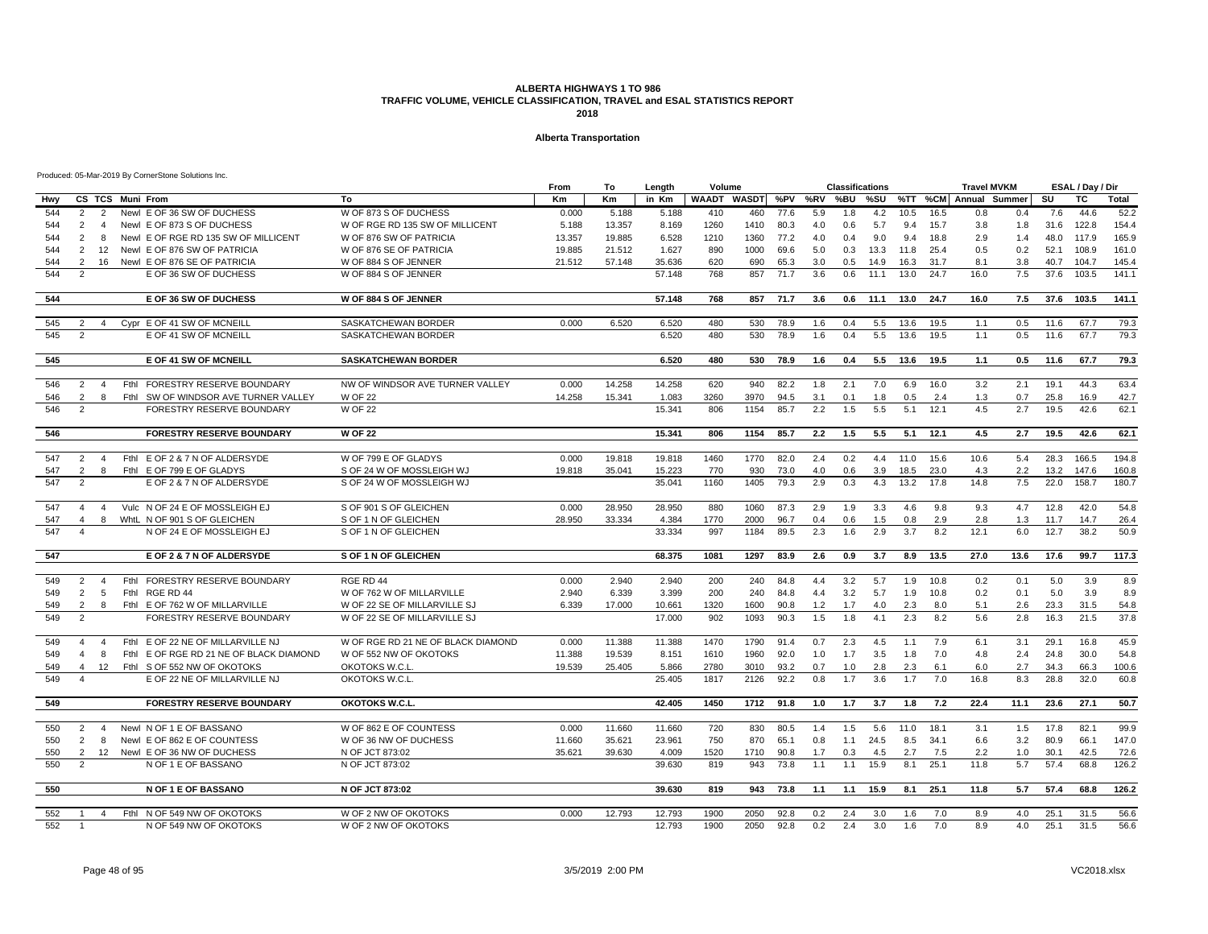# ALBERTA HIGHWAYS 1 TO 986
## TRAFFIC VOLUME, VEHICLE CLASSIFICATION, TRAVEL and ESAL STATISTICS REPORT
## 2018

**Alberta Transportation**

Produced: 05-Mar-2019 By CornerStone Solutions Inc.

| Hwy | CS | TCS | Muni | From | To | From Km | To Km | Length in Km | Volume WAADT | Volume WASDT | %PV | %RV | %BU | %SU | %TT | %CM | Travel MVKM Annual | Travel MVKM Summer | ESAL SU | ESAL TC | ESAL Total |
|---|---|---|---|---|---|---|---|---|---|---|---|---|---|---|---|---|---|---|---|---|---|
| 544 | 2 | 2 | Newl | E OF 36 SW OF DUCHESS | W OF 873 S OF DUCHESS | 0.000 | 5.188 | 5.188 | 410 | 460 | 77.6 | 5.9 | 1.8 | 4.2 | 10.5 | 16.5 | 0.8 | 0.4 | 7.6 | 44.6 | 52.2 |
| 544 | 2 | 4 | Newl | E OF 873 S OF DUCHESS | W OF RGE RD 135 SW OF MILLICENT | 5.188 | 13.357 | 8.169 | 1260 | 1410 | 80.3 | 4.0 | 0.6 | 5.7 | 9.4 | 15.7 | 3.8 | 1.8 | 31.6 | 122.8 | 154.4 |
| 544 | 2 | 8 | Newl | E OF RGE RD 135 SW OF MILLICENT | W OF 876 SW OF PATRICIA | 13.357 | 19.885 | 6.528 | 1210 | 1360 | 77.2 | 4.0 | 0.4 | 9.0 | 9.4 | 18.8 | 2.9 | 1.4 | 48.0 | 117.9 | 165.9 |
| 544 | 2 | 12 | Newl | E OF 876 SW OF PATRICIA | W OF 876 SE OF PATRICIA | 19.885 | 21.512 | 1.627 | 890 | 1000 | 69.6 | 5.0 | 0.3 | 13.3 | 11.8 | 25.4 | 0.5 | 0.2 | 52.1 | 108.9 | 161.0 |
| 544 | 2 | 16 | Newl | E OF 876 SE OF PATRICIA | W OF 884 S OF JENNER | 21.512 | 57.148 | 35.636 | 620 | 690 | 65.3 | 3.0 | 0.5 | 14.9 | 16.3 | 31.7 | 8.1 | 3.8 | 40.7 | 104.7 | 145.4 |
| 544 | 2 | | | E OF 36 SW OF DUCHESS | W OF 884 S OF JENNER | | | 57.148 | 768 | 857 | 71.7 | 3.6 | 0.6 | 11.1 | 13.0 | 24.7 | 16.0 | 7.5 | 37.6 | 103.5 | 141.1 |
| **544** | | | | **E OF 36 SW OF DUCHESS** | **W OF 884 S OF JENNER** | | | **57.148** | **768** | **857** | **71.7** | **3.6** | **0.6** | **11.1** | **13.0** | **24.7** | **16.0** | **7.5** | **37.6** | **103.5** | **141.1** |
| 545 | 2 | 4 | Cypr | E OF 41 SW OF MCNEILL | SASKATCHEWAN BORDER | 0.000 | 6.520 | 6.520 | 480 | 530 | 78.9 | 1.6 | 0.4 | 5.5 | 13.6 | 19.5 | 1.1 | 0.5 | 11.6 | 67.7 | 79.3 |
| 545 | 2 | | | E OF 41 SW OF MCNEILL | SASKATCHEWAN BORDER | | | 6.520 | 480 | 530 | 78.9 | 1.6 | 0.4 | 5.5 | 13.6 | 19.5 | 1.1 | 0.5 | 11.6 | 67.7 | 79.3 |
| **545** | | | | **E OF 41 SW OF MCNEILL** | **SASKATCHEWAN BORDER** | | | **6.520** | **480** | **530** | **78.9** | **1.6** | **0.4** | **5.5** | **13.6** | **19.5** | **1.1** | **0.5** | **11.6** | **67.7** | **79.3** |
| 546 | 2 | 4 | Fthl | FORESTRY RESERVE BOUNDARY | NW OF WINDSOR AVE TURNER VALLEY | 0.000 | 14.258 | 14.258 | 620 | 940 | 82.2 | 1.8 | 2.1 | 7.0 | 6.9 | 16.0 | 3.2 | 2.1 | 19.1 | 44.3 | 63.4 |
| 546 | 2 | 8 | Fthl | SW OF WINDSOR AVE TURNER VALLEY | W OF 22 | 14.258 | 15.341 | 1.083 | 3260 | 3970 | 94.5 | 3.1 | 0.1 | 1.8 | 0.5 | 2.4 | 1.3 | 0.7 | 25.8 | 16.9 | 42.7 |
| 546 | 2 | | | FORESTRY RESERVE BOUNDARY | W OF 22 | | | 15.341 | 806 | 1154 | 85.7 | 2.2 | 1.5 | 5.5 | 5.1 | 12.1 | 4.5 | 2.7 | 19.5 | 42.6 | 62.1 |
| **546** | | | | **FORESTRY RESERVE BOUNDARY** | **W OF 22** | | | **15.341** | **806** | **1154** | **85.7** | **2.2** | **1.5** | **5.5** | **5.1** | **12.1** | **4.5** | **2.7** | **19.5** | **42.6** | **62.1** |
| 547 | 2 | 4 | Fthl | E OF 2 & 7 N OF ALDERSYDE | W OF 799 E OF GLADYS | 0.000 | 19.818 | 19.818 | 1460 | 1770 | 82.0 | 2.4 | 0.2 | 4.4 | 11.0 | 15.6 | 10.6 | 5.4 | 28.3 | 166.5 | 194.8 |
| 547 | 2 | 8 | Fthl | E OF 799 E OF GLADYS | S OF 24 W OF MOSSLEIGH WJ | 19.818 | 35.041 | 15.223 | 770 | 930 | 73.0 | 4.0 | 0.6 | 3.9 | 18.5 | 23.0 | 4.3 | 2.2 | 13.2 | 147.6 | 160.8 |
| 547 | 2 | | | E OF 2 & 7 N OF ALDERSYDE | S OF 24 W OF MOSSLEIGH WJ | | | 35.041 | 1160 | 1405 | 79.3 | 2.9 | 0.3 | 4.3 | 13.2 | 17.8 | 14.8 | 7.5 | 22.0 | 158.7 | 180.7 |
| 547 | 4 | 4 | Vulc | N OF 24 E OF MOSSLEIGH EJ | S OF 901 S OF GLEICHEN | 0.000 | 28.950 | 28.950 | 880 | 1060 | 87.3 | 2.9 | 1.9 | 3.3 | 4.6 | 9.8 | 9.3 | 4.7 | 12.8 | 42.0 | 54.8 |
| 547 | 4 | 8 | WhtL | N OF 901 S OF GLEICHEN | S OF 1 N OF GLEICHEN | 28.950 | 33.334 | 4.384 | 1770 | 2000 | 96.7 | 0.4 | 0.6 | 1.5 | 0.8 | 2.9 | 2.8 | 1.3 | 11.7 | 14.7 | 26.4 |
| 547 | 4 | | | N OF 24 E OF MOSSLEIGH EJ | S OF 1 N OF GLEICHEN | | | 33.334 | 997 | 1184 | 89.5 | 2.3 | 1.6 | 2.9 | 3.7 | 8.2 | 12.1 | 6.0 | 12.7 | 38.2 | 50.9 |
| **547** | | | | **E OF 2 & 7 N OF ALDERSYDE** | **S OF 1 N OF GLEICHEN** | | | **68.375** | **1081** | **1297** | **83.9** | **2.6** | **0.9** | **3.7** | **8.9** | **13.5** | **27.0** | **13.6** | **17.6** | **99.7** | **117.3** |
| 549 | 2 | 4 | Fthl | FORESTRY RESERVE BOUNDARY | RGE RD 44 | 0.000 | 2.940 | 2.940 | 200 | 240 | 84.8 | 4.4 | 3.2 | 5.7 | 1.9 | 10.8 | 0.2 | 0.1 | 5.0 | 3.9 | 8.9 |
| 549 | 2 | 5 | Fthl | RGE RD 44 | W OF 762 W OF MILLARVILLE | 2.940 | 6.339 | 3.399 | 200 | 240 | 84.8 | 4.4 | 3.2 | 5.7 | 1.9 | 10.8 | 0.2 | 0.1 | 5.0 | 3.9 | 8.9 |
| 549 | 2 | 8 | Fthl | E OF 762 W OF MILLARVILLE | W OF 22 SE OF MILLARVILLE SJ | 6.339 | 17.000 | 10.661 | 1320 | 1600 | 90.8 | 1.2 | 1.7 | 4.0 | 2.3 | 8.0 | 5.1 | 2.6 | 23.3 | 31.5 | 54.8 |
| 549 | 2 | | | FORESTRY RESERVE BOUNDARY | W OF 22 SE OF MILLARVILLE SJ | | | 17.000 | 902 | 1093 | 90.3 | 1.5 | 1.8 | 4.1 | 2.3 | 8.2 | 5.6 | 2.8 | 16.3 | 21.5 | 37.8 |
| 549 | 4 | 4 | Fthl | E OF 22 NE OF MILLARVILLE NJ | W OF RGE RD 21 NE OF BLACK DIAMOND | 0.000 | 11.388 | 11.388 | 1470 | 1790 | 91.4 | 0.7 | 2.3 | 4.5 | 1.1 | 7.9 | 6.1 | 3.1 | 29.1 | 16.8 | 45.9 |
| 549 | 4 | 8 | Fthl | E OF RGE RD 21 NE OF BLACK DIAMOND | W OF 552 NW OF OKOTOKS | 11.388 | 19.539 | 8.151 | 1610 | 1960 | 92.0 | 1.0 | 1.7 | 3.5 | 1.8 | 7.0 | 4.8 | 2.4 | 24.8 | 30.0 | 54.8 |
| 549 | 4 | 12 | Fthl | S OF 552 NW OF OKOTOKS | OKOTOKS W.C.L. | 19.539 | 25.405 | 5.866 | 2780 | 3010 | 93.2 | 0.7 | 1.0 | 2.8 | 2.3 | 6.1 | 6.0 | 2.7 | 34.3 | 66.3 | 100.6 |
| 549 | 4 | | | E OF 22 NE OF MILLARVILLE NJ | OKOTOKS W.C.L. | | | 25.405 | 1817 | 2126 | 92.2 | 0.8 | 1.7 | 3.6 | 1.7 | 7.0 | 16.8 | 8.3 | 28.8 | 32.0 | 60.8 |
| **549** | | | | **FORESTRY RESERVE BOUNDARY** | **OKOTOKS W.C.L.** | | | **42.405** | **1450** | **1712** | **91.8** | **1.0** | **1.7** | **3.7** | **1.8** | **7.2** | **22.4** | **11.1** | **23.6** | **27.1** | **50.7** |
| 550 | 2 | 4 | Newl | N OF 1 E OF BASSANO | W OF 862 E OF COUNTESS | 0.000 | 11.660 | 11.660 | 720 | 830 | 80.5 | 1.4 | 1.5 | 5.6 | 11.0 | 18.1 | 3.1 | 1.5 | 17.8 | 82.1 | 99.9 |
| 550 | 2 | 8 | Newl | E OF 862 E OF COUNTESS | W OF 36 NW OF DUCHESS | 11.660 | 35.621 | 23.961 | 750 | 870 | 65.1 | 0.8 | 1.1 | 24.5 | 8.5 | 34.1 | 6.6 | 3.2 | 80.9 | 66.1 | 147.0 |
| 550 | 2 | 12 | Newl | E OF 36 NW OF DUCHESS | N OF JCT 873:02 | 35.621 | 39.630 | 4.009 | 1520 | 1710 | 90.8 | 1.7 | 0.3 | 4.5 | 2.7 | 7.5 | 2.2 | 1.0 | 30.1 | 42.5 | 72.6 |
| 550 | 2 | | | N OF 1 E OF BASSANO | N OF JCT 873:02 | | | 39.630 | 819 | 943 | 73.8 | 1.1 | 1.1 | 15.9 | 8.1 | 25.1 | 11.8 | 5.7 | 57.4 | 68.8 | 126.2 |
| **550** | | | | **N OF 1 E OF BASSANO** | **N OF JCT 873:02** | | | **39.630** | **819** | **943** | **73.8** | **1.1** | **1.1** | **15.9** | **8.1** | **25.1** | **11.8** | **5.7** | **57.4** | **68.8** | **126.2** |
| 552 | 1 | 4 | Fthl | N OF 549 NW OF OKOTOKS | W OF 2 NW OF OKOTOKS | 0.000 | 12.793 | 12.793 | 1900 | 2050 | 92.8 | 0.2 | 2.4 | 3.0 | 1.6 | 7.0 | 8.9 | 4.0 | 25.1 | 31.5 | 56.6 |
| 552 | 1 | | | N OF 549 NW OF OKOTOKS | W OF 2 NW OF OKOTOKS | | | 12.793 | 1900 | 2050 | 92.8 | 0.2 | 2.4 | 3.0 | 1.6 | 7.0 | 8.9 | 4.0 | 25.1 | 31.5 | 56.6 |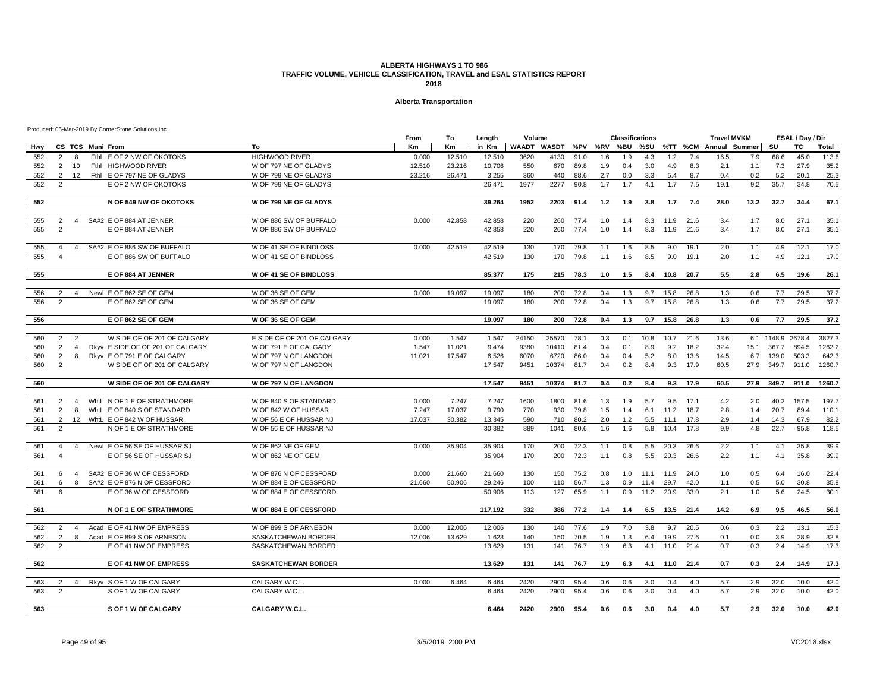# ALBERTA HIGHWAYS 1 TO 986
## TRAFFIC VOLUME, VEHICLE CLASSIFICATION, TRAVEL and ESAL STATISTICS REPORT
## 2018

**Alberta Transportation**

Produced: 05-Mar-2019 By CornerStone Solutions Inc.

| Hwy | CS | TCS | Muni | From | To | From Km | To Km | Length in Km | Volume WAADT | Volume WASDT | %PV | %RV | %BU | %SU | %TT | %CM | Travel MVKM Annual | Travel MVKM Summer | ESAL / Day / Dir SU | ESAL / Day / Dir TC | ESAL / Day / Dir Total |
|---|---|---|---|---|---|---|---|---|---|---|---|---|---|---|---|---|---|---|---|---|---|
| 552 | 2 | 8 | Fthl | E OF 2 NW OF OKOTOKS | HIGHWOOD RIVER | 0.000 | 12.510 | 12.510 | 3620 | 4130 | 91.0 | 1.6 | 1.9 | 4.3 | 1.2 | 7.4 | 16.5 | 7.9 | 68.6 | 45.0 | 113.6 |
| 552 | 2 | 10 | Fthl | HIGHWOOD RIVER | W OF 797 NE OF GLADYS | 12.510 | 23.216 | 10.706 | 550 | 670 | 89.8 | 1.9 | 0.4 | 3.0 | 4.9 | 8.3 | 2.1 | 1.1 | 7.3 | 27.9 | 35.2 |
| 552 | 2 | 12 | Fthl | E OF 797 NE OF GLADYS | W OF 799 NE OF GLADYS | 23.216 | 26.471 | 3.255 | 360 | 440 | 88.6 | 2.7 | 0.0 | 3.3 | 5.4 | 8.7 | 0.4 | 0.2 | 5.2 | 20.1 | 25.3 |
| 552 | 2 | | | E OF 2 NW OF OKOTOKS | W OF 799 NE OF GLADYS | | | 26.471 | 1977 | 2277 | 90.8 | 1.7 | 1.7 | 4.1 | 1.7 | 7.5 | 19.1 | 9.2 | 35.7 | 34.8 | 70.5 |
| **552** | | | | **N OF 549 NW OF OKOTOKS** | **W OF 799 NE OF GLADYS** | | | **39.264** | **1952** | **2203** | **91.4** | **1.2** | **1.9** | **3.8** | **1.7** | **7.4** | **28.0** | **13.2** | **32.7** | **34.4** | **67.1** |
| 555 | 2 | 4 | SA#2 | E OF 884 AT JENNER | W OF 886 SW OF BUFFALO | 0.000 | 42.858 | 42.858 | 220 | 260 | 77.4 | 1.0 | 1.4 | 8.3 | 11.9 | 21.6 | 3.4 | 1.7 | 8.0 | 27.1 | 35.1 |
| 555 | 2 | | | E OF 884 AT JENNER | W OF 886 SW OF BUFFALO | | | 42.858 | 220 | 260 | 77.4 | 1.0 | 1.4 | 8.3 | 11.9 | 21.6 | 3.4 | 1.7 | 8.0 | 27.1 | 35.1 |
| 555 | 4 | 4 | SA#2 | E OF 886 SW OF BUFFALO | W OF 41 SE OF BINDLOSS | 0.000 | 42.519 | 42.519 | 130 | 170 | 79.8 | 1.1 | 1.6 | 8.5 | 9.0 | 19.1 | 2.0 | 1.1 | 4.9 | 12.1 | 17.0 |
| 555 | 4 | | | E OF 886 SW OF BUFFALO | W OF 41 SE OF BINDLOSS | | | 42.519 | 130 | 170 | 79.8 | 1.1 | 1.6 | 8.5 | 9.0 | 19.1 | 2.0 | 1.1 | 4.9 | 12.1 | 17.0 |
| **555** | | | | **E OF 884 AT JENNER** | **W OF 41 SE OF BINDLOSS** | | | **85.377** | **175** | **215** | **78.3** | **1.0** | **1.5** | **8.4** | **10.8** | **20.7** | **5.5** | **2.8** | **6.5** | **19.6** | **26.1** |
| 556 | 2 | 4 | Newl | E OF 862 SE OF GEM | W OF 36 SE OF GEM | 0.000 | 19.097 | 19.097 | 180 | 200 | 72.8 | 0.4 | 1.3 | 9.7 | 15.8 | 26.8 | 1.3 | 0.6 | 7.7 | 29.5 | 37.2 |
| 556 | 2 | | | E OF 862 SE OF GEM | W OF 36 SE OF GEM | | | 19.097 | 180 | 200 | 72.8 | 0.4 | 1.3 | 9.7 | 15.8 | 26.8 | 1.3 | 0.6 | 7.7 | 29.5 | 37.2 |
| **556** | | | | **E OF 862 SE OF GEM** | **W OF 36 SE OF GEM** | | | **19.097** | **180** | **200** | **72.8** | **0.4** | **1.3** | **9.7** | **15.8** | **26.8** | **1.3** | **0.6** | **7.7** | **29.5** | **37.2** |
| 560 | 2 | 2 | | W SIDE OF OF 201 OF CALGARY | E SIDE OF OF 201 OF CALGARY | 0.000 | 1.547 | 1.547 | 24150 | 25570 | 78.1 | 0.3 | 0.1 | 10.8 | 10.7 | 21.6 | 13.6 | 6.1 | 1148.9 | 2678.4 | 3827.3 |
| 560 | 2 | 4 | Rkyv | E SIDE OF OF 201 OF CALGARY | W OF 791 E OF CALGARY | 1.547 | 11.021 | 9.474 | 9380 | 10410 | 81.4 | 0.4 | 0.1 | 8.9 | 9.2 | 18.2 | 32.4 | 15.1 | 367.7 | 894.5 | 1262.2 |
| 560 | 2 | 8 | Rkyv | E OF 791 E OF CALGARY | W OF 797 N OF LANGDON | 11.021 | 17.547 | 6.526 | 6070 | 6720 | 86.0 | 0.4 | 0.4 | 5.2 | 8.0 | 13.6 | 14.5 | 6.7 | 139.0 | 503.3 | 642.3 |
| 560 | 2 | | | W SIDE OF OF 201 OF CALGARY | W OF 797 N OF LANGDON | | | 17.547 | 9451 | 10374 | 81.7 | 0.4 | 0.2 | 8.4 | 9.3 | 17.9 | 60.5 | 27.9 | 349.7 | 911.0 | 1260.7 |
| **560** | | | | **W SIDE OF OF 201 OF CALGARY** | **W OF 797 N OF LANGDON** | | | **17.547** | **9451** | **10374** | **81.7** | **0.4** | **0.2** | **8.4** | **9.3** | **17.9** | **60.5** | **27.9** | **349.7** | **911.0** | **1260.7** |
| 561 | 2 | 4 | WhtL | N OF 1 E OF STRATHMORE | W OF 840 S OF STANDARD | 0.000 | 7.247 | 7.247 | 1600 | 1800 | 81.6 | 1.3 | 1.9 | 5.7 | 9.5 | 17.1 | 4.2 | 2.0 | 40.2 | 157.5 | 197.7 |
| 561 | 2 | 8 | WhtL | E OF 840 S OF STANDARD | W OF 842 W OF HUSSAR | 7.247 | 17.037 | 9.790 | 770 | 930 | 79.8 | 1.5 | 1.4 | 6.1 | 11.2 | 18.7 | 2.8 | 1.4 | 20.7 | 89.4 | 110.1 |
| 561 | 2 | 12 | WhtL | E OF 842 W OF HUSSAR | W OF 56 E OF HUSSAR NJ | 17.037 | 30.382 | 13.345 | 590 | 710 | 80.2 | 2.0 | 1.2 | 5.5 | 11.1 | 17.8 | 2.9 | 1.4 | 14.3 | 67.9 | 82.2 |
| 561 | 2 | | | N OF 1 E OF STRATHMORE | W OF 56 E OF HUSSAR NJ | | | 30.382 | 889 | 1041 | 80.6 | 1.6 | 1.6 | 5.8 | 10.4 | 17.8 | 9.9 | 4.8 | 22.7 | 95.8 | 118.5 |
| 561 | 4 | 4 | Newl | E OF 56 SE OF HUSSAR SJ | W OF 862 NE OF GEM | 0.000 | 35.904 | 35.904 | 170 | 200 | 72.3 | 1.1 | 0.8 | 5.5 | 20.3 | 26.6 | 2.2 | 1.1 | 4.1 | 35.8 | 39.9 |
| 561 | 4 | | | E OF 56 SE OF HUSSAR SJ | W OF 862 NE OF GEM | | | 35.904 | 170 | 200 | 72.3 | 1.1 | 0.8 | 5.5 | 20.3 | 26.6 | 2.2 | 1.1 | 4.1 | 35.8 | 39.9 |
| 561 | 6 | 4 | SA#2 | E OF 36 W OF CESSFORD | W OF 876 N OF CESSFORD | 0.000 | 21.660 | 21.660 | 130 | 150 | 75.2 | 0.8 | 1.0 | 11.1 | 11.9 | 24.0 | 1.0 | 0.5 | 6.4 | 16.0 | 22.4 |
| 561 | 6 | 8 | SA#2 | E OF 876 N OF CESSFORD | W OF 884 E OF CESSFORD | 21.660 | 50.906 | 29.246 | 100 | 110 | 56.7 | 1.3 | 0.9 | 11.4 | 29.7 | 42.0 | 1.1 | 0.5 | 5.0 | 30.8 | 35.8 |
| 561 | 6 | | | E OF 36 W OF CESSFORD | W OF 884 E OF CESSFORD | | | 50.906 | 113 | 127 | 65.9 | 1.1 | 0.9 | 11.2 | 20.9 | 33.0 | 2.1 | 1.0 | 5.6 | 24.5 | 30.1 |
| **561** | | | | **N OF 1 E OF STRATHMORE** | **W OF 884 E OF CESSFORD** | | | **117.192** | **332** | **386** | **77.2** | **1.4** | **1.4** | **6.5** | **13.5** | **21.4** | **14.2** | **6.9** | **9.5** | **46.5** | **56.0** |
| 562 | 2 | 4 | Acad | E OF 41 NW OF EMPRESS | W OF 899 S OF ARNESON | 0.000 | 12.006 | 12.006 | 130 | 140 | 77.6 | 1.9 | 7.0 | 3.8 | 9.7 | 20.5 | 0.6 | 0.3 | 2.2 | 13.1 | 15.3 |
| 562 | 2 | 8 | Acad | E OF 899 S OF ARNESON | SASKATCHEWAN BORDER | 12.006 | 13.629 | 1.623 | 140 | 150 | 70.5 | 1.9 | 1.3 | 6.4 | 19.9 | 27.6 | 0.1 | 0.0 | 3.9 | 28.9 | 32.8 |
| 562 | 2 | | | E OF 41 NW OF EMPRESS | SASKATCHEWAN BORDER | | | 13.629 | 131 | 141 | 76.7 | 1.9 | 6.3 | 4.1 | 11.0 | 21.4 | 0.7 | 0.3 | 2.4 | 14.9 | 17.3 |
| **562** | | | | **E OF 41 NW OF EMPRESS** | **SASKATCHEWAN BORDER** | | | **13.629** | **131** | **141** | **76.7** | **1.9** | **6.3** | **4.1** | **11.0** | **21.4** | **0.7** | **0.3** | **2.4** | **14.9** | **17.3** |
| 563 | 2 | 4 | Rkyv | S OF 1 W OF CALGARY | CALGARY W.C.L. | 0.000 | 6.464 | 6.464 | 2420 | 2900 | 95.4 | 0.6 | 0.6 | 3.0 | 0.4 | 4.0 | 5.7 | 2.9 | 32.0 | 10.0 | 42.0 |
| 563 | 2 | | | S OF 1 W OF CALGARY | CALGARY W.C.L. | | | 6.464 | 2420 | 2900 | 95.4 | 0.6 | 0.6 | 3.0 | 0.4 | 4.0 | 5.7 | 2.9 | 32.0 | 10.0 | 42.0 |
| **563** | | | | **S OF 1 W OF CALGARY** | **CALGARY W.C.L.** | | | **6.464** | **2420** | **2900** | **95.4** | **0.6** | **0.6** | **3.0** | **0.4** | **4.0** | **5.7** | **2.9** | **32.0** | **10.0** | **42.0** |

3/5/2019 2:00 PM VC2018.xlsx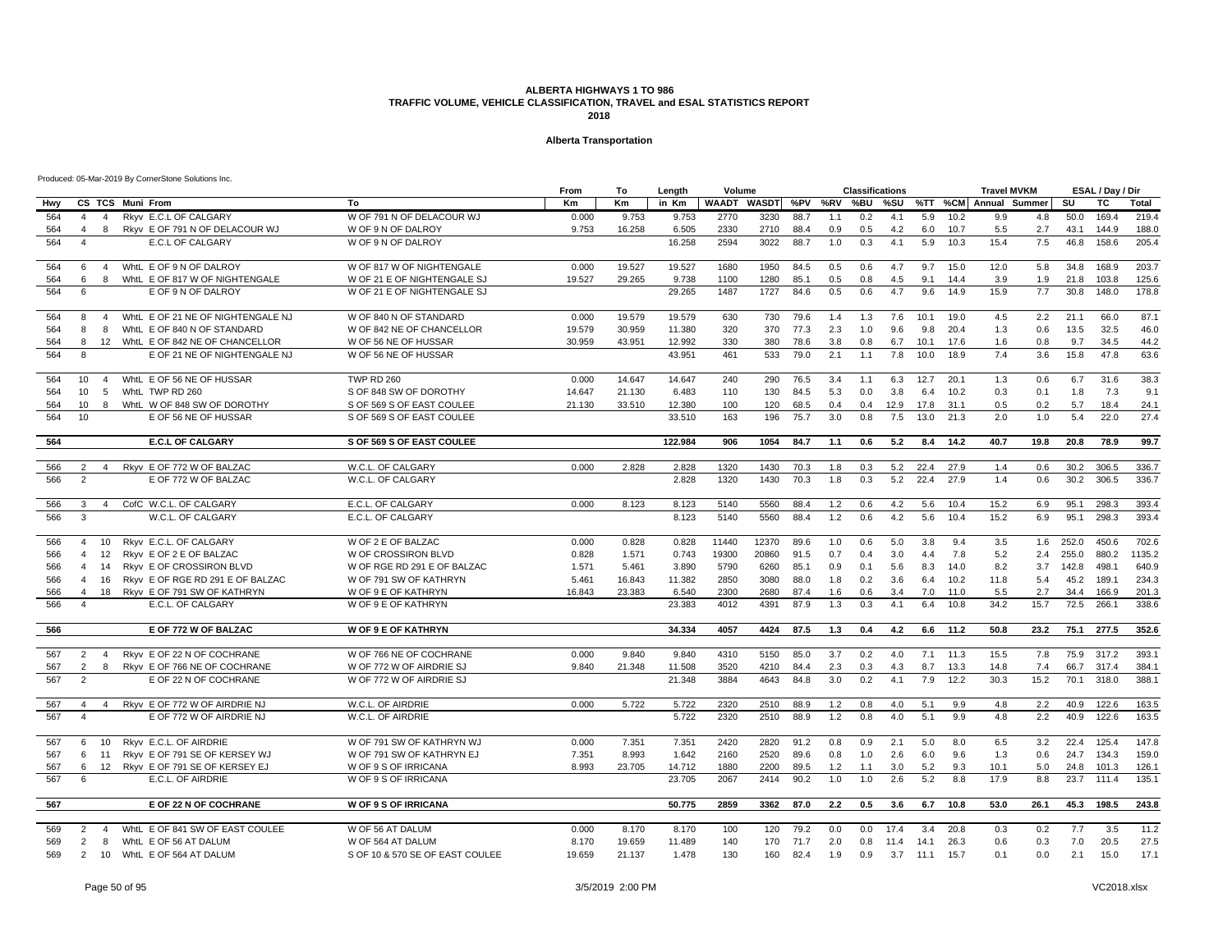# ALBERTA HIGHWAYS 1 TO 986
## TRAFFIC VOLUME, VEHICLE CLASSIFICATION, TRAVEL and ESAL STATISTICS REPORT
## 2018

### Alberta Transportation

Produced: 05-Mar-2019 By CornerStone Solutions Inc.

| Hwy | CS | TCS | Muni | From | To | From Km | To Km | Length in Km | Volume WAADT | Volume WASDT | %PV | %RV | %BU | %SU | %TT | %CM | Travel MVKM Annual | Travel MVKM Summer | ESAL SU | ESAL TC | ESAL Total |
|---|---|---|---|---|---|---|---|---|---|---|---|---|---|---|---|---|---|---|---|---|---|
| 564 | 4 | 4 | Rkyv | E.C.L OF CALGARY | W OF 791 N OF DELACOUR WJ | 0.000 | 9.753 | 9.753 | 2770 | 3230 | 88.7 | 1.1 | 0.2 | 4.1 | 5.9 | 10.2 | 9.9 | 4.8 | 50.0 | 169.4 | 219.4 |
| 564 | 4 | 8 | Rkyv | E OF 791 N OF DELACOUR WJ | W OF 9 N OF DALROY | 9.753 | 16.258 | 6.505 | 2330 | 2710 | 88.4 | 0.9 | 0.5 | 4.2 | 6.0 | 10.7 | 5.5 | 2.7 | 43.1 | 144.9 | 188.0 |
| 564 | 4 | | | E.C.L OF CALGARY | W OF 9 N OF DALROY | | | 16.258 | 2594 | 3022 | 88.7 | 1.0 | 0.3 | 4.1 | 5.9 | 10.3 | 15.4 | 7.5 | 46.8 | 158.6 | 205.4 |
| 564 | 6 | 4 | WhtL | E OF 9 N OF DALROY | W OF 817 W OF NIGHTENGALE | 0.000 | 19.527 | 19.527 | 1680 | 1950 | 84.5 | 0.5 | 0.6 | 4.7 | 9.7 | 15.0 | 12.0 | 5.8 | 34.8 | 168.9 | 203.7 |
| 564 | 6 | 8 | WhtL | E OF 817 W OF NIGHTENGALE | W OF 21 E OF NIGHTENGALE SJ | 19.527 | 29.265 | 9.738 | 1100 | 1280 | 85.1 | 0.5 | 0.8 | 4.5 | 9.1 | 14.4 | 3.9 | 1.9 | 21.8 | 103.8 | 125.6 |
| 564 | 6 | | | E OF 9 N OF DALROY | W OF 21 E OF NIGHTENGALE SJ | | | 29.265 | 1487 | 1727 | 84.6 | 0.5 | 0.6 | 4.7 | 9.6 | 14.9 | 15.9 | 7.7 | 30.8 | 148.0 | 178.8 |
| 564 | 8 | 4 | WhtL | E OF 21 NE OF NIGHTENGALE NJ | W OF 840 N OF STANDARD | 0.000 | 19.579 | 19.579 | 630 | 730 | 79.6 | 1.4 | 1.3 | 7.6 | 10.1 | 19.0 | 4.5 | 2.2 | 21.1 | 66.0 | 87.1 |
| 564 | 8 | 8 | WhtL | E OF 840 N OF STANDARD | W OF 842 NE OF CHANCELLOR | 19.579 | 30.959 | 11.380 | 320 | 370 | 77.3 | 2.3 | 1.0 | 9.6 | 9.8 | 20.4 | 1.3 | 0.6 | 13.5 | 32.5 | 46.0 |
| 564 | 8 | 12 | WhtL | E OF 842 NE OF CHANCELLOR | W OF 56 NE OF HUSSAR | 30.959 | 43.951 | 12.992 | 330 | 380 | 78.6 | 3.8 | 0.8 | 6.7 | 10.1 | 17.6 | 1.6 | 0.8 | 9.7 | 34.5 | 44.2 |
| 564 | 8 | | | E OF 21 NE OF NIGHTENGALE NJ | W OF 56 NE OF HUSSAR | | | 43.951 | 461 | 533 | 79.0 | 2.1 | 1.1 | 7.8 | 10.0 | 18.9 | 7.4 | 3.6 | 15.8 | 47.8 | 63.6 |
| 564 | 10 | 4 | WhtL | E OF 56 NE OF HUSSAR | TWP RD 260 | 0.000 | 14.647 | 14.647 | 240 | 290 | 76.5 | 3.4 | 1.1 | 6.3 | 12.7 | 20.1 | 1.3 | 0.6 | 6.7 | 31.6 | 38.3 |
| 564 | 10 | 5 | WhtL | TWP RD 260 | S OF 848 SW OF DOROTHY | 14.647 | 21.130 | 6.483 | 110 | 130 | 84.5 | 5.3 | 0.0 | 3.8 | 6.4 | 10.2 | 0.3 | 0.1 | 1.8 | 7.3 | 9.1 |
| 564 | 10 | 8 | WhtL | W OF 848 SW OF DOROTHY | S OF 569 S OF EAST COULEE | 21.130 | 33.510 | 12.380 | 100 | 120 | 68.5 | 0.4 | 0.4 | 12.9 | 17.8 | 31.1 | 0.5 | 0.2 | 5.7 | 18.4 | 24.1 |
| 564 | 10 | | | E OF 56 NE OF HUSSAR | S OF 569 S OF EAST COULEE | | | 33.510 | 163 | 196 | 75.7 | 3.0 | 0.8 | 7.5 | 13.0 | 21.3 | 2.0 | 1.0 | 5.4 | 22.0 | 27.4 |
| **564** | | | | **E.C.L OF CALGARY** | **S OF 569 S OF EAST COULEE** | | | **122.984** | **906** | **1054** | **84.7** | **1.1** | **0.6** | **5.2** | **8.4** | **14.2** | **40.7** | **19.8** | **20.8** | **78.9** | **99.7** |
| 566 | 2 | 4 | Rkyv | E OF 772 W OF BALZAC | W.C.L. OF CALGARY | 0.000 | 2.828 | 2.828 | 1320 | 1430 | 70.3 | 1.8 | 0.3 | 5.2 | 22.4 | 27.9 | 1.4 | 0.6 | 30.2 | 306.5 | 336.7 |
| 566 | 2 | | | E OF 772 W OF BALZAC | W.C.L. OF CALGARY | | | 2.828 | 1320 | 1430 | 70.3 | 1.8 | 0.3 | 5.2 | 22.4 | 27.9 | 1.4 | 0.6 | 30.2 | 306.5 | 336.7 |
| 566 | 3 | 4 | CofC | W.C.L. OF CALGARY | E.C.L. OF CALGARY | 0.000 | 8.123 | 8.123 | 5140 | 5560 | 88.4 | 1.2 | 0.6 | 4.2 | 5.6 | 10.4 | 15.2 | 6.9 | 95.1 | 298.3 | 393.4 |
| 566 | 3 | | | W.C.L. OF CALGARY | E.C.L. OF CALGARY | | | 8.123 | 5140 | 5560 | 88.4 | 1.2 | 0.6 | 4.2 | 5.6 | 10.4 | 15.2 | 6.9 | 95.1 | 298.3 | 393.4 |
| 566 | 4 | 10 | Rkyv | E.C.L. OF CALGARY | W OF 2 E OF BALZAC | 0.000 | 0.828 | 0.828 | 11440 | 12370 | 89.6 | 1.0 | 0.6 | 5.0 | 3.8 | 9.4 | 3.5 | 1.6 | 252.0 | 450.6 | 702.6 |
| 566 | 4 | 12 | Rkyv | E OF 2 E OF BALZAC | W OF CROSSIRON BLVD | 0.828 | 1.571 | 0.743 | 19300 | 20860 | 91.5 | 0.7 | 0.4 | 3.0 | 4.4 | 7.8 | 5.2 | 2.4 | 255.0 | 880.2 | 1135.2 |
| 566 | 4 | 14 | Rkyv | E OF CROSSIRON BLVD | W OF RGE RD 291 E OF BALZAC | 1.571 | 5.461 | 3.890 | 5790 | 6260 | 85.1 | 0.9 | 0.1 | 5.6 | 8.3 | 14.0 | 8.2 | 3.7 | 142.8 | 498.1 | 640.9 |
| 566 | 4 | 16 | Rkyv | E OF RGE RD 291 E OF BALZAC | W OF 791 SW OF KATHRYN | 5.461 | 16.843 | 11.382 | 2850 | 3080 | 88.0 | 1.8 | 0.2 | 3.6 | 6.4 | 10.2 | 11.8 | 5.4 | 45.2 | 189.1 | 234.3 |
| 566 | 4 | 18 | Rkyv | E OF 791 SW OF KATHRYN | W OF 9 E OF KATHRYN | 16.843 | 23.383 | 6.540 | 2300 | 2680 | 87.4 | 1.6 | 0.6 | 3.4 | 7.0 | 11.0 | 5.5 | 2.7 | 34.4 | 166.9 | 201.3 |
| 566 | 4 | | | E.C.L. OF CALGARY | W OF 9 E OF KATHRYN | | | 23.383 | 4012 | 4391 | 87.9 | 1.3 | 0.3 | 4.1 | 6.4 | 10.8 | 34.2 | 15.7 | 72.5 | 266.1 | 338.6 |
| **566** | | | | **E OF 772 W OF BALZAC** | **W OF 9 E OF KATHRYN** | | | **34.334** | **4057** | **4424** | **87.5** | **1.3** | **0.4** | **4.2** | **6.6** | **11.2** | **50.8** | **23.2** | **75.1** | **277.5** | **352.6** |
| 567 | 2 | 4 | Rkyv | E OF 22 N OF COCHRANE | W OF 766 NE OF COCHRANE | 0.000 | 9.840 | 9.840 | 4310 | 5150 | 85.0 | 3.7 | 0.2 | 4.0 | 7.1 | 11.3 | 15.5 | 7.8 | 75.9 | 317.2 | 393.1 |
| 567 | 2 | 8 | Rkyv | E OF 766 NE OF COCHRANE | W OF 772 W OF AIRDRIE SJ | 9.840 | 21.348 | 11.508 | 3520 | 4210 | 84.4 | 2.3 | 0.3 | 4.3 | 8.7 | 13.3 | 14.8 | 7.4 | 66.7 | 317.4 | 384.1 |
| 567 | 2 | | | E OF 22 N OF COCHRANE | W OF 772 W OF AIRDRIE SJ | | | 21.348 | 3884 | 4643 | 84.8 | 3.0 | 0.2 | 4.1 | 7.9 | 12.2 | 30.3 | 15.2 | 70.1 | 318.0 | 388.1 |
| 567 | 4 | 4 | Rkyv | E OF 772 W OF AIRDRIE NJ | W.C.L. OF AIRDRIE | 0.000 | 5.722 | 5.722 | 2320 | 2510 | 88.9 | 1.2 | 0.8 | 4.0 | 5.1 | 9.9 | 4.8 | 2.2 | 40.9 | 122.6 | 163.5 |
| 567 | 4 | | | E OF 772 W OF AIRDRIE NJ | W.C.L. OF AIRDRIE | | | 5.722 | 2320 | 2510 | 88.9 | 1.2 | 0.8 | 4.0 | 5.1 | 9.9 | 4.8 | 2.2 | 40.9 | 122.6 | 163.5 |
| 567 | 6 | 10 | Rkyv | E.C.L. OF AIRDRIE | W OF 791 SW OF KATHRYN WJ | 0.000 | 7.351 | 7.351 | 2420 | 2820 | 91.2 | 0.8 | 0.9 | 2.1 | 5.0 | 8.0 | 6.5 | 3.2 | 22.4 | 125.4 | 147.8 |
| 567 | 6 | 11 | Rkyv | E OF 791 SE OF KERSEY WJ | W OF 791 SW OF KATHRYN EJ | 7.351 | 8.993 | 1.642 | 2160 | 2520 | 89.6 | 0.8 | 1.0 | 2.6 | 6.0 | 9.6 | 1.3 | 0.6 | 24.7 | 134.3 | 159.0 |
| 567 | 6 | 12 | Rkyv | E OF 791 SE OF KERSEY EJ | W OF 9 S OF IRRICANA | 8.993 | 23.705 | 14.712 | 1880 | 2200 | 89.5 | 1.2 | 1.1 | 3.0 | 5.2 | 9.3 | 10.1 | 5.0 | 24.8 | 101.3 | 126.1 |
| 567 | 6 | | | E.C.L. OF AIRDRIE | W OF 9 S OF IRRICANA | | | 23.705 | 2067 | 2414 | 90.2 | 1.0 | 1.0 | 2.6 | 5.2 | 8.8 | 17.9 | 8.8 | 23.7 | 111.4 | 135.1 |
| **567** | | | | **E OF 22 N OF COCHRANE** | **W OF 9 S OF IRRICANA** | | | **50.775** | **2859** | **3362** | **87.0** | **2.2** | **0.5** | **3.6** | **6.7** | **10.8** | **53.0** | **26.1** | **45.3** | **198.5** | **243.8** |
| 569 | 2 | 4 | WhtL | E OF 841 SW OF EAST COULEE | W OF 56 AT DALUM | 0.000 | 8.170 | 8.170 | 100 | 120 | 79.2 | 0.0 | 0.0 | 17.4 | 3.4 | 20.8 | 0.3 | 0.2 | 7.7 | 3.5 | 11.2 |
| 569 | 2 | 8 | WhtL | E OF 56 AT DALUM | W OF 564 AT DALUM | 8.170 | 19.659 | 11.489 | 140 | 170 | 71.7 | 2.0 | 0.8 | 11.4 | 14.1 | 26.3 | 0.6 | 0.3 | 7.0 | 20.5 | 27.5 |
| 569 | 2 | 10 | WhtL | E OF 564 AT DALUM | S OF 10 & 570 SE OF EAST COULEE | 19.659 | 21.137 | 1.478 | 130 | 160 | 82.4 | 1.9 | 0.9 | 3.7 | 11.1 | 15.7 | 0.1 | 0.0 | 2.1 | 15.0 | 17.1 |

3/5/2019 2:00 PM VC2018.xlsx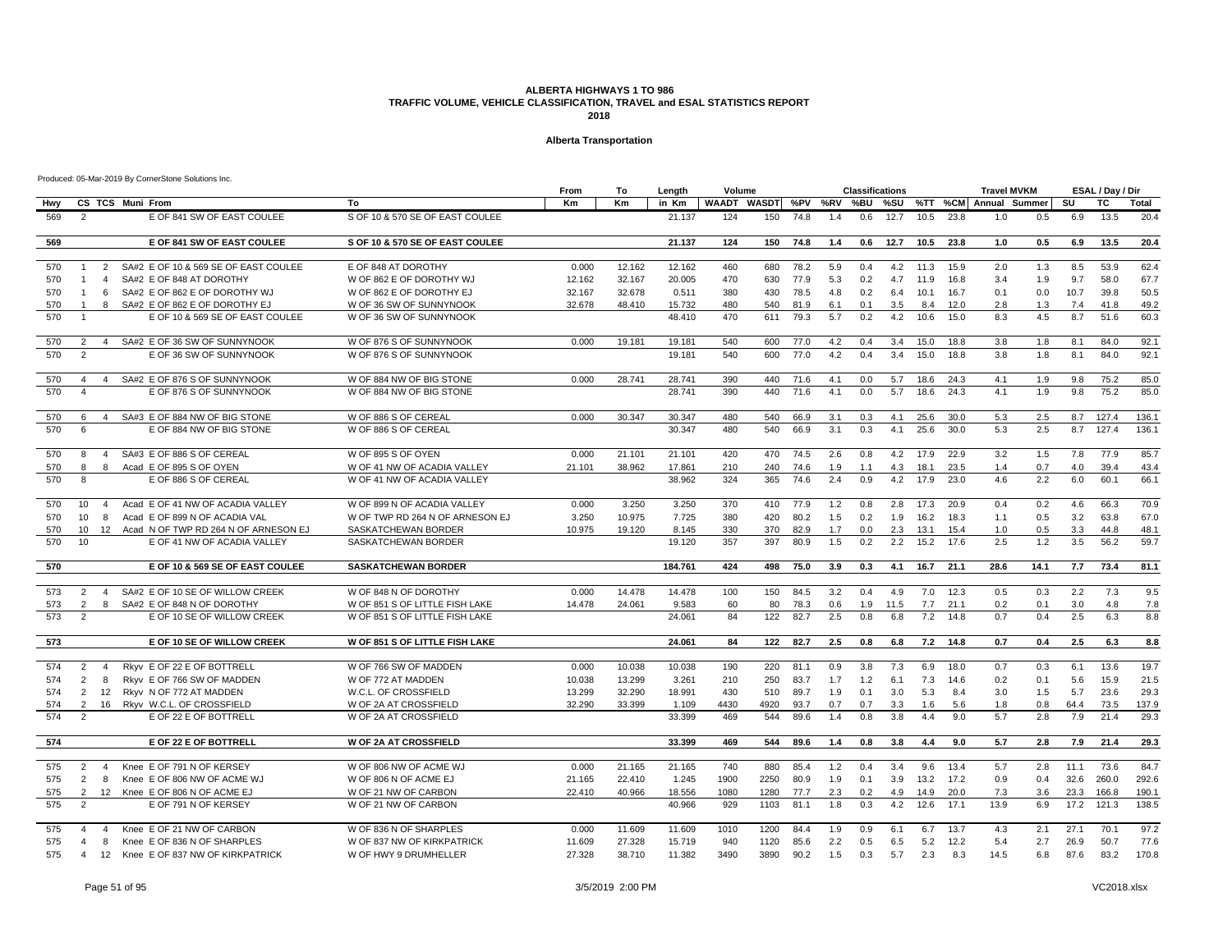# ALBERTA HIGHWAYS 1 TO 986
## TRAFFIC VOLUME, VEHICLE CLASSIFICATION, TRAVEL and ESAL STATISTICS REPORT
## 2018

**Alberta Transportation**

Produced: 05-Mar-2019 By CornerStone Solutions Inc.

| Hwy | CS | TCS | Muni | From | To | From Km | To Km | Length in Km | Volume WAADT | Volume WASDT | %PV | %RV | %BU | %SU | %TT | %CM | Travel MVKM Annual | Travel MVKM Summer | ESAL SU | ESAL TC | ESAL Total |
|---|---|---|---|---|---|---|---|---|---|---|---|---|---|---|---|---|---|---|---|---|---|
| 569 | 2 | | | E OF 841 SW OF EAST COULEE | S OF 10 & 570 SE OF EAST COULEE | | | 21.137 | 124 | 150 | 74.8 | 1.4 | 0.6 | 12.7 | 10.5 | 23.8 | 1.0 | 0.5 | 6.9 | 13.5 | 20.4 |
| **569** | | | | **E OF 841 SW OF EAST COULEE** | **S OF 10 & 570 SE OF EAST COULEE** | | | **21.137** | **124** | **150** | **74.8** | **1.4** | **0.6** | **12.7** | **10.5** | **23.8** | **1.0** | **0.5** | **6.9** | **13.5** | **20.4** |
| 570 | 1 | 2 | SA#2 | E OF 10 & 569 SE OF EAST COULEE | E OF 848 AT DOROTHY | 0.000 | 12.162 | 12.162 | 460 | 680 | 78.2 | 5.9 | 0.4 | 4.2 | 11.3 | 15.9 | 2.0 | 1.3 | 8.5 | 53.9 | 62.4 |
| 570 | 1 | 4 | SA#2 | E OF 848 AT DOROTHY | W OF 862 E OF DOROTHY WJ | 12.162 | 32.167 | 20.005 | 470 | 630 | 77.9 | 5.3 | 0.2 | 4.7 | 11.9 | 16.8 | 3.4 | 1.9 | 9.7 | 58.0 | 67.7 |
| 570 | 1 | 6 | SA#2 | E OF 862 E OF DOROTHY WJ | W OF 862 E OF DOROTHY EJ | 32.167 | 32.678 | 0.511 | 380 | 430 | 78.5 | 4.8 | 0.2 | 6.4 | 10.1 | 16.7 | 0.1 | 0.0 | 10.7 | 39.8 | 50.5 |
| 570 | 1 | 8 | SA#2 | E OF 862 E OF DOROTHY EJ | W OF 36 SW OF SUNNYNOOK | 32.678 | 48.410 | 15.732 | 480 | 540 | 81.9 | 6.1 | 0.1 | 3.5 | 8.4 | 12.0 | 2.8 | 1.3 | 7.4 | 41.8 | 49.2 |
| 570 | 1 | | | E OF 10 & 569 SE OF EAST COULEE | W OF 36 SW OF SUNNYNOOK | | | 48.410 | 470 | 611 | 79.3 | 5.7 | 0.2 | 4.2 | 10.6 | 15.0 | 8.3 | 4.5 | 8.7 | 51.6 | 60.3 |
| 570 | 2 | 4 | SA#2 | E OF 36 SW OF SUNNYNOOK | W OF 876 S OF SUNNYNOOK | 0.000 | 19.181 | 19.181 | 540 | 600 | 77.0 | 4.2 | 0.4 | 3.4 | 15.0 | 18.8 | 3.8 | 1.8 | 8.1 | 84.0 | 92.1 |
| 570 | 2 | | | E OF 36 SW OF SUNNYNOOK | W OF 876 S OF SUNNYNOOK | | | 19.181 | 540 | 600 | 77.0 | 4.2 | 0.4 | 3.4 | 15.0 | 18.8 | 3.8 | 1.8 | 8.1 | 84.0 | 92.1 |
| 570 | 4 | 4 | SA#2 | E OF 876 S OF SUNNYNOOK | W OF 884 NW OF BIG STONE | 0.000 | 28.741 | 28.741 | 390 | 440 | 71.6 | 4.1 | 0.0 | 5.7 | 18.6 | 24.3 | 4.1 | 1.9 | 9.8 | 75.2 | 85.0 |
| 570 | 4 | | | E OF 876 S OF SUNNYNOOK | W OF 884 NW OF BIG STONE | | | 28.741 | 390 | 440 | 71.6 | 4.1 | 0.0 | 5.7 | 18.6 | 24.3 | 4.1 | 1.9 | 9.8 | 75.2 | 85.0 |
| 570 | 6 | 4 | SA#3 | E OF 884 NW OF BIG STONE | W OF 886 S OF CEREAL | 0.000 | 30.347 | 30.347 | 480 | 540 | 66.9 | 3.1 | 0.3 | 4.1 | 25.6 | 30.0 | 5.3 | 2.5 | 8.7 | 127.4 | 136.1 |
| 570 | 6 | | | E OF 884 NW OF BIG STONE | W OF 886 S OF CEREAL | | | 30.347 | 480 | 540 | 66.9 | 3.1 | 0.3 | 4.1 | 25.6 | 30.0 | 5.3 | 2.5 | 8.7 | 127.4 | 136.1 |
| 570 | 8 | 4 | SA#3 | E OF 886 S OF CEREAL | W OF 895 S OF OYEN | 0.000 | 21.101 | 21.101 | 420 | 470 | 74.5 | 2.6 | 0.8 | 4.2 | 17.9 | 22.9 | 3.2 | 1.5 | 7.8 | 77.9 | 85.7 |
| 570 | 8 | 8 | Acad | E OF 895 S OF OYEN | W OF 41 NW OF ACADIA VALLEY | 21.101 | 38.962 | 17.861 | 210 | 240 | 74.6 | 1.9 | 1.1 | 4.3 | 18.1 | 23.5 | 1.4 | 0.7 | 4.0 | 39.4 | 43.4 |
| 570 | 8 | | | E OF 886 S OF CEREAL | W OF 41 NW OF ACADIA VALLEY | | | 38.962 | 324 | 365 | 74.6 | 2.4 | 0.9 | 4.2 | 17.9 | 23.0 | 4.6 | 2.2 | 6.0 | 60.1 | 66.1 |
| 570 | 10 | 4 | Acad | E OF 41 NW OF ACADIA VALLEY | W OF 899 N OF ACADIA VALLEY | 0.000 | 3.250 | 3.250 | 370 | 410 | 77.9 | 1.2 | 0.8 | 2.8 | 17.3 | 20.9 | 0.4 | 0.2 | 4.6 | 66.3 | 70.9 |
| 570 | 10 | 8 | Acad | E OF 899 N OF ACADIA VAL | W OF TWP RD 264 N OF ARNESON EJ | 3.250 | 10.975 | 7.725 | 380 | 420 | 80.2 | 1.5 | 0.2 | 1.9 | 16.2 | 18.3 | 1.1 | 0.5 | 3.2 | 63.8 | 67.0 |
| 570 | 10 | 12 | Acad | N OF TWP RD 264 N OF ARNESON EJ | SASKATCHEWAN BORDER | 10.975 | 19.120 | 8.145 | 330 | 370 | 82.9 | 1.7 | 0.0 | 2.3 | 13.1 | 15.4 | 1.0 | 0.5 | 3.3 | 44.8 | 48.1 |
| 570 | 10 | | | E OF 41 NW OF ACADIA VALLEY | SASKATCHEWAN BORDER | | | 19.120 | 357 | 397 | 80.9 | 1.5 | 0.2 | 2.2 | 15.2 | 17.6 | 2.5 | 1.2 | 3.5 | 56.2 | 59.7 |
| **570** | | | | **E OF 10 & 569 SE OF EAST COULEE** | **SASKATCHEWAN BORDER** | | | **184.761** | **424** | **498** | **75.0** | **3.9** | **0.3** | **4.1** | **16.7** | **21.1** | **28.6** | **14.1** | **7.7** | **73.4** | **81.1** |
| 573 | 2 | 4 | SA#2 | E OF 10 SE OF WILLOW CREEK | W OF 848 N OF DOROTHY | 0.000 | 14.478 | 14.478 | 100 | 150 | 84.5 | 3.2 | 0.4 | 4.9 | 7.0 | 12.3 | 0.5 | 0.3 | 2.2 | 7.3 | 9.5 |
| 573 | 2 | 8 | SA#2 | E OF 848 N OF DOROTHY | W OF 851 S OF LITTLE FISH LAKE | 14.478 | 24.061 | 9.583 | 60 | 80 | 78.3 | 0.6 | 1.9 | 11.5 | 7.7 | 21.1 | 0.2 | 0.1 | 3.0 | 4.8 | 7.8 |
| 573 | 2 | | | E OF 10 SE OF WILLOW CREEK | W OF 851 S OF LITTLE FISH LAKE | | | 24.061 | 84 | 122 | 82.7 | 2.5 | 0.8 | 6.8 | 7.2 | 14.8 | 0.7 | 0.4 | 2.5 | 6.3 | 8.8 |
| **573** | | | | **E OF 10 SE OF WILLOW CREEK** | **W OF 851 S OF LITTLE FISH LAKE** | | | **24.061** | **84** | **122** | **82.7** | **2.5** | **0.8** | **6.8** | **7.2** | **14.8** | **0.7** | **0.4** | **2.5** | **6.3** | **8.8** |
| 574 | 2 | 4 | Rkyv | E OF 22 E OF BOTTRELL | W OF 766 SW OF MADDEN | 0.000 | 10.038 | 10.038 | 190 | 220 | 81.1 | 0.9 | 3.8 | 7.3 | 6.9 | 18.0 | 0.7 | 0.3 | 6.1 | 13.6 | 19.7 |
| 574 | 2 | 8 | Rkyv | E OF 766 SW OF MADDEN | W OF 772 AT MADDEN | 10.038 | 13.299 | 3.261 | 210 | 250 | 83.7 | 1.7 | 1.2 | 6.1 | 7.3 | 14.6 | 0.2 | 0.1 | 5.6 | 15.9 | 21.5 |
| 574 | 2 | 12 | Rkyv | N OF 772 AT MADDEN | W.C.L. OF CROSSFIELD | 13.299 | 32.290 | 18.991 | 430 | 510 | 89.7 | 1.9 | 0.1 | 3.0 | 5.3 | 8.4 | 3.0 | 1.5 | 5.7 | 23.6 | 29.3 |
| 574 | 2 | 16 | Rkyv | W.C.L. OF CROSSFIELD | W OF 2A AT CROSSFIELD | 32.290 | 33.399 | 1.109 | 4430 | 4920 | 93.7 | 0.7 | 0.7 | 3.3 | 1.6 | 5.6 | 1.8 | 0.8 | 64.4 | 73.5 | 137.9 |
| 574 | 2 | | | E OF 22 E OF BOTTRELL | W OF 2A AT CROSSFIELD | | | 33.399 | 469 | 544 | 89.6 | 1.4 | 0.8 | 3.8 | 4.4 | 9.0 | 5.7 | 2.8 | 7.9 | 21.4 | 29.3 |
| **574** | | | | **E OF 22 E OF BOTTRELL** | **W OF 2A AT CROSSFIELD** | | | **33.399** | **469** | **544** | **89.6** | **1.4** | **0.8** | **3.8** | **4.4** | **9.0** | **5.7** | **2.8** | **7.9** | **21.4** | **29.3** |
| 575 | 2 | 4 | Knee | E OF 791 N OF KERSEY | W OF 806 NW OF ACME WJ | 0.000 | 21.165 | 21.165 | 740 | 880 | 85.4 | 1.2 | 0.4 | 3.4 | 9.6 | 13.4 | 5.7 | 2.8 | 11.1 | 73.6 | 84.7 |
| 575 | 2 | 8 | Knee | E OF 806 NW OF ACME WJ | W OF 806 N OF ACME EJ | 21.165 | 22.410 | 1.245 | 1900 | 2250 | 80.9 | 1.9 | 0.1 | 3.9 | 13.2 | 17.2 | 0.9 | 0.4 | 32.6 | 260.0 | 292.6 |
| 575 | 2 | 12 | Knee | E OF 806 N OF ACME EJ | W OF 21 NW OF CARBON | 22.410 | 40.966 | 18.556 | 1080 | 1280 | 77.7 | 2.3 | 0.2 | 4.9 | 14.9 | 20.0 | 7.3 | 3.6 | 23.3 | 166.8 | 190.1 |
| 575 | 2 | | | E OF 791 N OF KERSEY | W OF 21 NW OF CARBON | | | 40.966 | 929 | 1103 | 81.1 | 1.8 | 0.3 | 4.2 | 12.6 | 17.1 | 13.9 | 6.9 | 17.2 | 121.3 | 138.5 |
| 575 | 4 | 4 | Knee | E OF 21 NW OF CARBON | W OF 836 N OF SHARPLES | 0.000 | 11.609 | 11.609 | 1010 | 1200 | 84.4 | 1.9 | 0.9 | 6.1 | 6.7 | 13.7 | 4.3 | 2.1 | 27.1 | 70.1 | 97.2 |
| 575 | 4 | 8 | Knee | E OF 836 N OF SHARPLES | W OF 837 NW OF KIRKPATRICK | 11.609 | 27.328 | 15.719 | 940 | 1120 | 85.6 | 2.2 | 0.5 | 6.5 | 5.2 | 12.2 | 5.4 | 2.7 | 26.9 | 50.7 | 77.6 |
| 575 | 4 | 12 | Knee | E OF 837 NW OF KIRKPATRICK | W OF HWY 9 DRUMHELLER | 27.328 | 38.710 | 11.382 | 3490 | 3890 | 90.2 | 1.5 | 0.3 | 5.7 | 2.3 | 8.3 | 14.5 | 6.8 | 87.6 | 83.2 | 170.8 |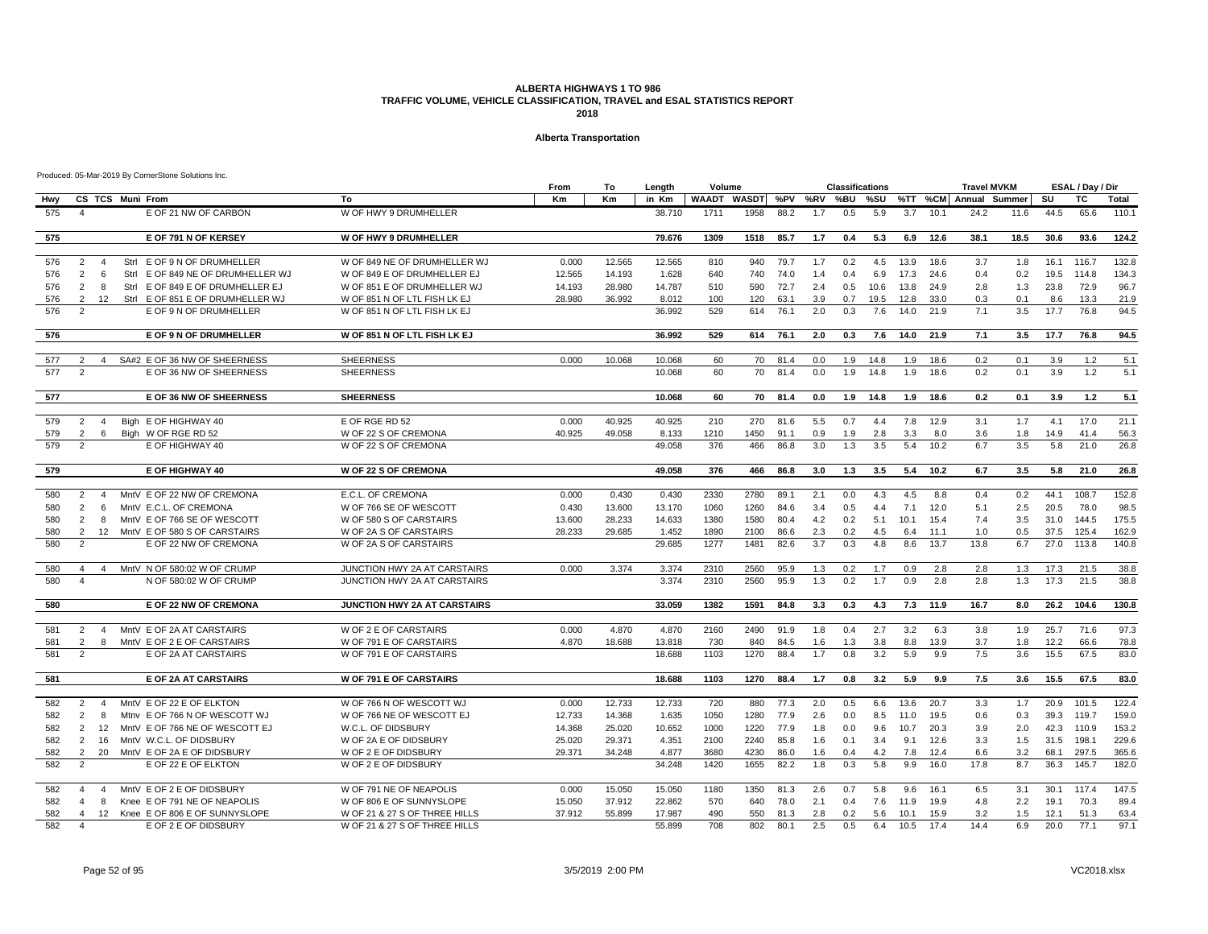# ALBERTA HIGHWAYS 1 TO 986
## TRAFFIC VOLUME, VEHICLE CLASSIFICATION, TRAVEL and ESAL STATISTICS REPORT
## 2018

**Alberta Transportation**

Produced: 05-Mar-2019 By CornerStone Solutions Inc.

| Hwy | CS | TCS | Muni | From | To | From Km | To Km | Length in Km | Volume WAADT | Volume WASDT | %PV | %RV | %BU | %SU | %TT | %CM | Travel MVKM Annual | Travel MVKM Summer | ESAL / Day / Dir SU | ESAL / Day / Dir TC | ESAL / Day / Dir Total |
|---|---|---|---|---|---|---|---|---|---|---|---|---|---|---|---|---|---|---|---|---|---|
| 575 | 4 | | | E OF 21 NW OF CARBON | W OF HWY 9 DRUMHELLER | | | 38.710 | 1711 | 1958 | 88.2 | 1.7 | 0.5 | 5.9 | 3.7 | 10.1 | 24.2 | 11.6 | 44.5 | 65.6 | 110.1 |
| **575** | | | | **E OF 791 N OF KERSEY** | **W OF HWY 9 DRUMHELLER** | | | **79.676** | **1309** | **1518** | **85.7** | **1.7** | **0.4** | **5.3** | **6.9** | **12.6** | **38.1** | **18.5** | **30.6** | **93.6** | **124.2** |
| 576 | 2 | 4 | Strl | E OF 9 N OF DRUMHELLER | W OF 849 NE OF DRUMHELLER WJ | 0.000 | 12.565 | 12.565 | 810 | 940 | 79.7 | 1.7 | 0.2 | 4.5 | 13.9 | 18.6 | 3.7 | 1.8 | 16.1 | 116.7 | 132.8 |
| 576 | 2 | 6 | Strl | E OF 849 NE OF DRUMHELLER WJ | W OF 849 E OF DRUMHELLER EJ | 12.565 | 14.193 | 1.628 | 640 | 740 | 74.0 | 1.4 | 0.4 | 6.9 | 17.3 | 24.6 | 0.4 | 0.2 | 19.5 | 114.8 | 134.3 |
| 576 | 2 | 8 | Strl | E OF 849 E OF DRUMHELLER EJ | W OF 851 E OF DRUMHELLER WJ | 14.193 | 28.980 | 14.787 | 510 | 590 | 72.7 | 2.4 | 0.5 | 10.6 | 13.8 | 24.9 | 2.8 | 1.3 | 23.8 | 72.9 | 96.7 |
| 576 | 2 | 12 | Strl | E OF 851 E OF DRUMHELLER WJ | W OF 851 N OF LTL FISH LK EJ | 28.980 | 36.992 | 8.012 | 100 | 120 | 63.1 | 3.9 | 0.7 | 19.5 | 12.8 | 33.0 | 0.3 | 0.1 | 8.6 | 13.3 | 21.9 |
| 576 | 2 | | | E OF 9 N OF DRUMHELLER | W OF 851 N OF LTL FISH LK EJ | | | 36.992 | 529 | 614 | 76.1 | 2.0 | 0.3 | 7.6 | 14.0 | 21.9 | 7.1 | 3.5 | 17.7 | 76.8 | 94.5 |
| **576** | | | | **E OF 9 N OF DRUMHELLER** | **W OF 851 N OF LTL FISH LK EJ** | | | **36.992** | **529** | **614** | **76.1** | **2.0** | **0.3** | **7.6** | **14.0** | **21.9** | **7.1** | **3.5** | **17.7** | **76.8** | **94.5** |
| 577 | 2 | 4 | SA#2 | E OF 36 NW OF SHEERNESS | SHEERNESS | 0.000 | 10.068 | 10.068 | 60 | 70 | 81.4 | 0.0 | 1.9 | 14.8 | 1.9 | 18.6 | 0.2 | 0.1 | 3.9 | 1.2 | 5.1 |
| 577 | 2 | | | E OF 36 NW OF SHEERNESS | SHEERNESS | | | 10.068 | 60 | 70 | 81.4 | 0.0 | 1.9 | 14.8 | 1.9 | 18.6 | 0.2 | 0.1 | 3.9 | 1.2 | 5.1 |
| **577** | | | | **E OF 36 NW OF SHEERNESS** | **SHEERNESS** | | | **10.068** | **60** | **70** | **81.4** | **0.0** | **1.9** | **14.8** | **1.9** | **18.6** | **0.2** | **0.1** | **3.9** | **1.2** | **5.1** |
| 579 | 2 | 4 | Bigh | E OF HIGHWAY 40 | E OF RGE RD 52 | 0.000 | 40.925 | 40.925 | 210 | 270 | 81.6 | 5.5 | 0.7 | 4.4 | 7.8 | 12.9 | 3.1 | 1.7 | 4.1 | 17.0 | 21.1 |
| 579 | 2 | 6 | Bigh | W OF RGE RD 52 | W OF 22 S OF CREMONA | 40.925 | 49.058 | 8.133 | 1210 | 1450 | 91.1 | 0.9 | 1.9 | 2.8 | 3.3 | 8.0 | 3.6 | 1.8 | 14.9 | 41.4 | 56.3 |
| 579 | 2 | | | E OF HIGHWAY 40 | W OF 22 S OF CREMONA | | | 49.058 | 376 | 466 | 86.8 | 3.0 | 1.3 | 3.5 | 5.4 | 10.2 | 6.7 | 3.5 | 5.8 | 21.0 | 26.8 |
| **579** | | | | **E OF HIGHWAY 40** | **W OF 22 S OF CREMONA** | | | **49.058** | **376** | **466** | **86.8** | **3.0** | **1.3** | **3.5** | **5.4** | **10.2** | **6.7** | **3.5** | **5.8** | **21.0** | **26.8** |
| 580 | 2 | 4 | MntV | E OF 22 NW OF CREMONA | E.C.L. OF CREMONA | 0.000 | 0.430 | 0.430 | 2330 | 2780 | 89.1 | 2.1 | 0.0 | 4.3 | 4.5 | 8.8 | 0.4 | 0.2 | 44.1 | 108.7 | 152.8 |
| 580 | 2 | 6 | MntV | E.C.L. OF CREMONA | W OF 766 SE OF WESCOTT | 0.430 | 13.600 | 13.170 | 1060 | 1260 | 84.6 | 3.4 | 0.5 | 4.4 | 7.1 | 12.0 | 5.1 | 2.5 | 20.5 | 78.0 | 98.5 |
| 580 | 2 | 8 | MntV | E OF 766 SE OF WESCOTT | W OF 580 S OF CARSTAIRS | 13.600 | 28.233 | 14.633 | 1380 | 1580 | 80.4 | 4.2 | 0.2 | 5.1 | 10.1 | 15.4 | 7.4 | 3.5 | 31.0 | 144.5 | 175.5 |
| 580 | 2 | 12 | MntV | E OF 580 S OF CARSTAIRS | W OF 2A S OF CARSTAIRS | 28.233 | 29.685 | 1.452 | 1890 | 2100 | 86.6 | 2.3 | 0.2 | 4.5 | 6.4 | 11.1 | 1.0 | 0.5 | 37.5 | 125.4 | 162.9 |
| 580 | 2 | | | E OF 22 NW OF CREMONA | W OF 2A S OF CARSTAIRS | | | 29.685 | 1277 | 1481 | 82.6 | 3.7 | 0.3 | 4.8 | 8.6 | 13.7 | 13.8 | 6.7 | 27.0 | 113.8 | 140.8 |
| 580 | 4 | 4 | MntV | N OF 580:02 W OF CRUMP | JUNCTION HWY 2A AT CARSTAIRS | 0.000 | 3.374 | 3.374 | 2310 | 2560 | 95.9 | 1.3 | 0.2 | 1.7 | 0.9 | 2.8 | 2.8 | 1.3 | 17.3 | 21.5 | 38.8 |
| 580 | 4 | | | N OF 580:02 W OF CRUMP | JUNCTION HWY 2A AT CARSTAIRS | | | 3.374 | 2310 | 2560 | 95.9 | 1.3 | 0.2 | 1.7 | 0.9 | 2.8 | 2.8 | 1.3 | 17.3 | 21.5 | 38.8 |
| **580** | | | | **E OF 22 NW OF CREMONA** | **JUNCTION HWY 2A AT CARSTAIRS** | | | **33.059** | **1382** | **1591** | **84.8** | **3.3** | **0.3** | **4.3** | **7.3** | **11.9** | **16.7** | **8.0** | **26.2** | **104.6** | **130.8** |
| 581 | 2 | 4 | MntV | E OF 2A AT CARSTAIRS | W OF 2 E OF CARSTAIRS | 0.000 | 4.870 | 4.870 | 2160 | 2490 | 91.9 | 1.8 | 0.4 | 2.7 | 3.2 | 6.3 | 3.8 | 1.9 | 25.7 | 71.6 | 97.3 |
| 581 | 2 | 8 | MntV | E OF 2 E OF CARSTAIRS | W OF 791 E OF CARSTAIRS | 4.870 | 18.688 | 13.818 | 730 | 840 | 84.5 | 1.6 | 1.3 | 3.8 | 8.8 | 13.9 | 3.7 | 1.8 | 12.2 | 66.6 | 78.8 |
| 581 | 2 | | | E OF 2A AT CARSTAIRS | W OF 791 E OF CARSTAIRS | | | 18.688 | 1103 | 1270 | 88.4 | 1.7 | 0.8 | 3.2 | 5.9 | 9.9 | 7.5 | 3.6 | 15.5 | 67.5 | 83.0 |
| **581** | | | | **E OF 2A AT CARSTAIRS** | **W OF 791 E OF CARSTAIRS** | | | **18.688** | **1103** | **1270** | **88.4** | **1.7** | **0.8** | **3.2** | **5.9** | **9.9** | **7.5** | **3.6** | **15.5** | **67.5** | **83.0** |
| 582 | 2 | 4 | MntV | E OF 22 E OF ELKTON | W OF 766 N OF WESCOTT WJ | 0.000 | 12.733 | 12.733 | 720 | 880 | 77.3 | 2.0 | 0.5 | 6.6 | 13.6 | 20.7 | 3.3 | 1.7 | 20.9 | 101.5 | 122.4 |
| 582 | 2 | 8 | Mtnv | E OF 766 N OF WESCOTT WJ | W OF 766 NE OF WESCOTT EJ | 12.733 | 14.368 | 1.635 | 1050 | 1280 | 77.9 | 2.6 | 0.0 | 8.5 | 11.0 | 19.5 | 0.6 | 0.3 | 39.3 | 119.7 | 159.0 |
| 582 | 2 | 12 | MntV | E OF 766 NE OF WESCOTT EJ | W.C.L. OF DIDSBURY | 14.368 | 25.020 | 10.652 | 1000 | 1220 | 77.9 | 1.8 | 0.0 | 9.6 | 10.7 | 20.3 | 3.9 | 2.0 | 42.3 | 110.9 | 153.2 |
| 582 | 2 | 16 | MntV | W.C.L. OF DIDSBURY | W OF 2A E OF DIDSBURY | 25.020 | 29.371 | 4.351 | 2100 | 2240 | 85.8 | 1.6 | 0.1 | 3.4 | 9.1 | 12.6 | 3.3 | 1.5 | 31.5 | 198.1 | 229.6 |
| 582 | 2 | 20 | MntV | E OF 2A E OF DIDSBURY | W OF 2 E OF DIDSBURY | 29.371 | 34.248 | 4.877 | 3680 | 4230 | 86.0 | 1.6 | 0.4 | 4.2 | 7.8 | 12.4 | 6.6 | 3.2 | 68.1 | 297.5 | 365.6 |
| 582 | 2 | | | E OF 22 E OF ELKTON | W OF 2 E OF DIDSBURY | | | 34.248 | 1420 | 1655 | 82.2 | 1.8 | 0.3 | 5.8 | 9.9 | 16.0 | 17.8 | 8.7 | 36.3 | 145.7 | 182.0 |
| 582 | 4 | 4 | MntV | E OF 2 E OF DIDSBURY | W OF 791 NE OF NEAPOLIS | 0.000 | 15.050 | 15.050 | 1180 | 1350 | 81.3 | 2.6 | 0.7 | 5.8 | 9.6 | 16.1 | 6.5 | 3.1 | 30.1 | 117.4 | 147.5 |
| 582 | 4 | 8 | Knee | E OF 791 NE OF NEAPOLIS | W OF 806 E OF SUNNYSLOPE | 15.050 | 37.912 | 22.862 | 570 | 640 | 78.0 | 2.1 | 0.4 | 7.6 | 11.9 | 19.9 | 4.8 | 2.2 | 19.1 | 70.3 | 89.4 |
| 582 | 4 | 12 | Knee | E OF 806 E OF SUNNYSLOPE | W OF 21 & 27 S OF THREE HILLS | 37.912 | 55.899 | 17.987 | 490 | 550 | 81.3 | 2.8 | 0.2 | 5.6 | 10.1 | 15.9 | 3.2 | 1.5 | 12.1 | 51.3 | 63.4 |
| 582 | 4 | | | E OF 2 E OF DIDSBURY | W OF 21 & 27 S OF THREE HILLS | | | 55.899 | 708 | 802 | 80.1 | 2.5 | 0.5 | 6.4 | 10.5 | 17.4 | 14.4 | 6.9 | 20.0 | 77.1 | 97.1 |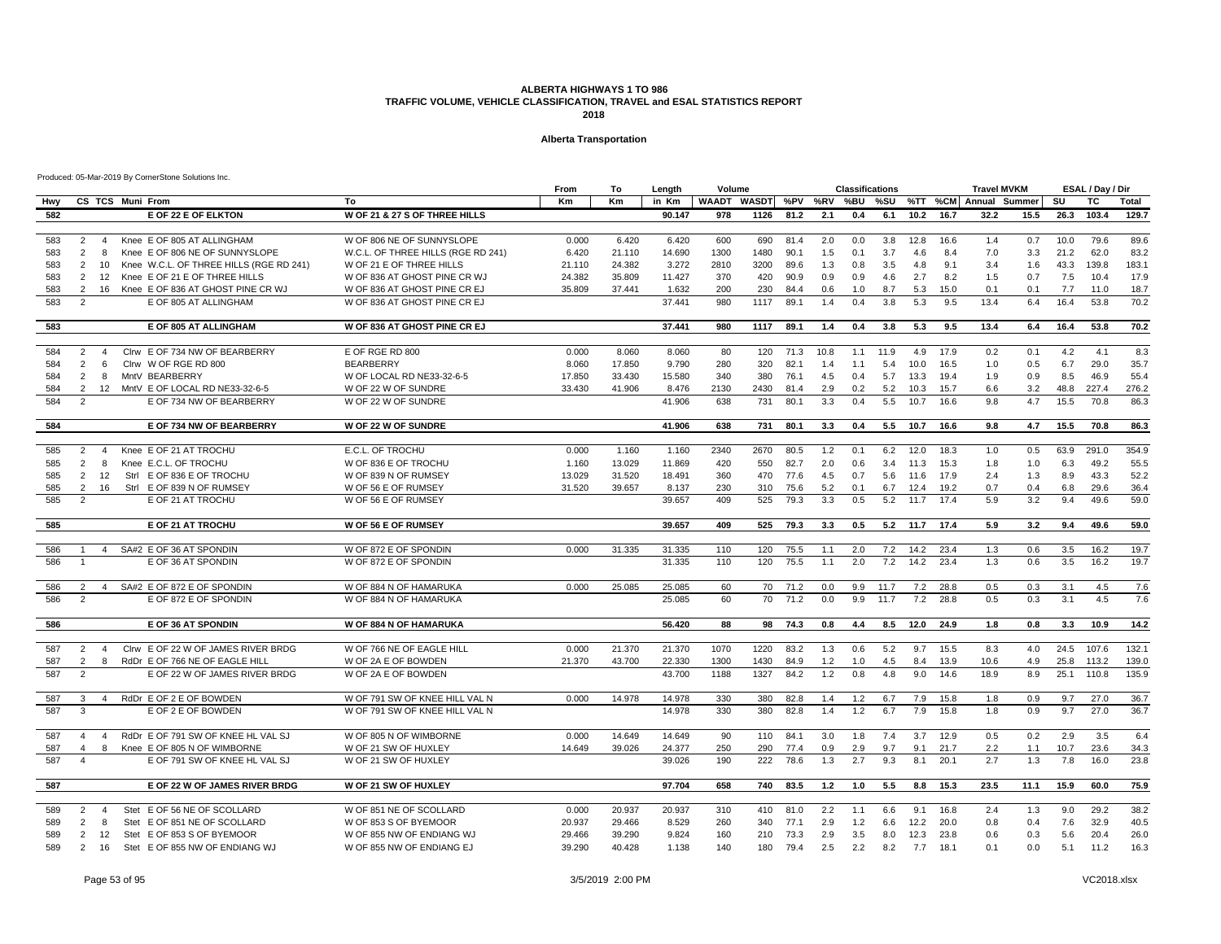# ALBERTA HIGHWAYS 1 TO 986
## TRAFFIC VOLUME, VEHICLE CLASSIFICATION, TRAVEL and ESAL STATISTICS REPORT
## 2018

**Alberta Transportation**

Produced: 05-Mar-2019 By CornerStone Solutions Inc.

| Hwy | CS | TCS | Muni | From | To | From Km | To Km | Length in Km | Volume WAADT | Volume WASDT | %PV | %RV | %BU | %SU | %TT | %CM | Travel MVKM Annual | Travel MVKM Summer | ESAL / Day / Dir SU | ESAL / Day / Dir TC | ESAL / Day / Dir Total |
|---|---|---|---|---|---|---|---|---|---|---|---|---|---|---|---|---|---|---|---|---|---|
| 582 | | | | E OF 22 E OF ELKTON | W OF 21 & 27 S OF THREE HILLS | | | 90.147 | 978 | 1126 | 81.2 | 2.1 | 0.4 | 6.1 | 10.2 | 16.7 | 32.2 | 15.5 | 26.3 | 103.4 | 129.7 |
| 583 | 2 | 4 | Knee | E OF 805 AT ALLINGHAM | W OF 806 NE OF SUNNYSLOPE | 0.000 | 6.420 | 6.420 | 600 | 690 | 81.4 | 2.0 | 0.0 | 3.8 | 12.8 | 16.6 | 1.4 | 0.7 | 10.0 | 79.6 | 89.6 |
| 583 | 2 | 8 | Knee | E OF 806 NE OF SUNNYSLOPE | W.C.L. OF THREE HILLS (RGE RD 241) | 6.420 | 21.110 | 14.690 | 1300 | 1480 | 90.1 | 1.5 | 0.1 | 3.7 | 4.6 | 8.4 | 7.0 | 3.3 | 21.2 | 62.0 | 83.2 |
| 583 | 2 | 10 | Knee | W.C.L. OF THREE HILLS (RGE RD 241) | W OF 21 E OF THREE HILLS | 21.110 | 24.382 | 3.272 | 2810 | 3200 | 89.6 | 1.3 | 0.8 | 3.5 | 4.8 | 9.1 | 3.4 | 1.6 | 43.3 | 139.8 | 183.1 |
| 583 | 2 | 12 | Knee | E OF 21 E OF THREE HILLS | W OF 836 AT GHOST PINE CR WJ | 24.382 | 35.809 | 11.427 | 370 | 420 | 90.9 | 0.9 | 0.9 | 4.6 | 2.7 | 8.2 | 1.5 | 0.7 | 7.5 | 10.4 | 17.9 |
| 583 | 2 | 16 | Knee | E OF 836 AT GHOST PINE CR WJ | W OF 836 AT GHOST PINE CR EJ | 35.809 | 37.441 | 1.632 | 200 | 230 | 84.4 | 0.6 | 1.0 | 8.7 | 5.3 | 15.0 | 0.1 | 0.1 | 7.7 | 11.0 | 18.7 |
| 583 | 2 | | | E OF 805 AT ALLINGHAM | W OF 836 AT GHOST PINE CR EJ | | | 37.441 | 980 | 1117 | 89.1 | 1.4 | 0.4 | 3.8 | 5.3 | 9.5 | 13.4 | 6.4 | 16.4 | 53.8 | 70.2 |
| 583 | | | | E OF 805 AT ALLINGHAM | W OF 836 AT GHOST PINE CR EJ | | | 37.441 | 980 | 1117 | 89.1 | 1.4 | 0.4 | 3.8 | 5.3 | 9.5 | 13.4 | 6.4 | 16.4 | 53.8 | 70.2 |
| 584 | 2 | 4 | Clrw | E OF 734 NW OF BEARBERRY | E OF RGE RD 800 | 0.000 | 8.060 | 8.060 | 80 | 120 | 71.3 | 10.8 | 1.1 | 11.9 | 4.9 | 17.9 | 0.2 | 0.1 | 4.2 | 4.1 | 8.3 |
| 584 | 2 | 6 | Clrw | W OF RGE RD 800 | BEARBERRY | 8.060 | 17.850 | 9.790 | 280 | 320 | 82.1 | 1.4 | 1.1 | 5.4 | 10.0 | 16.5 | 1.0 | 0.5 | 6.7 | 29.0 | 35.7 |
| 584 | 2 | 8 | MntV | BEARBERRY | W OF LOCAL RD NE33-32-6-5 | 17.850 | 33.430 | 15.580 | 340 | 380 | 76.1 | 4.5 | 0.4 | 5.7 | 13.3 | 19.4 | 1.9 | 0.9 | 8.5 | 46.9 | 55.4 |
| 584 | 2 | 12 | MntV | E OF LOCAL RD NE33-32-6-5 | W OF 22 W OF SUNDRE | 33.430 | 41.906 | 8.476 | 2130 | 2430 | 81.4 | 2.9 | 0.2 | 5.2 | 10.3 | 15.7 | 6.6 | 3.2 | 48.8 | 227.4 | 276.2 |
| 584 | 2 | | | E OF 734 NW OF BEARBERRY | W OF 22 W OF SUNDRE | | | 41.906 | 638 | 731 | 80.1 | 3.3 | 0.4 | 5.5 | 10.7 | 16.6 | 9.8 | 4.7 | 15.5 | 70.8 | 86.3 |
| 584 | | | | E OF 734 NW OF BEARBERRY | W OF 22 W OF SUNDRE | | | 41.906 | 638 | 731 | 80.1 | 3.3 | 0.4 | 5.5 | 10.7 | 16.6 | 9.8 | 4.7 | 15.5 | 70.8 | 86.3 |
| 585 | 2 | 4 | Knee | E OF 21 AT TROCHU | E.C.L. OF TROCHU | 0.000 | 1.160 | 1.160 | 2340 | 2670 | 80.5 | 1.2 | 0.1 | 6.2 | 12.0 | 18.3 | 1.0 | 0.5 | 63.9 | 291.0 | 354.9 |
| 585 | 2 | 8 | Knee | E.C.L. OF TROCHU | W OF 836 E OF TROCHU | 1.160 | 13.029 | 11.869 | 420 | 550 | 82.7 | 2.0 | 0.6 | 3.4 | 11.3 | 15.3 | 1.8 | 1.0 | 6.3 | 49.2 | 55.5 |
| 585 | 2 | 12 | Strl | E OF 836 E OF TROCHU | W OF 839 N OF RUMSEY | 13.029 | 31.520 | 18.491 | 360 | 470 | 77.6 | 4.5 | 0.7 | 5.6 | 11.6 | 17.9 | 2.4 | 1.3 | 8.9 | 43.3 | 52.2 |
| 585 | 2 | 16 | Strl | E OF 839 N OF RUMSEY | W OF 56 E OF RUMSEY | 31.520 | 39.657 | 8.137 | 230 | 310 | 75.6 | 5.2 | 0.1 | 6.7 | 12.4 | 19.2 | 0.7 | 0.4 | 6.8 | 29.6 | 36.4 |
| 585 | 2 | | | E OF 21 AT TROCHU | W OF 56 E OF RUMSEY | | | 39.657 | 409 | 525 | 79.3 | 3.3 | 0.5 | 5.2 | 11.7 | 17.4 | 5.9 | 3.2 | 9.4 | 49.6 | 59.0 |
| 585 | | | | E OF 21 AT TROCHU | W OF 56 E OF RUMSEY | | | 39.657 | 409 | 525 | 79.3 | 3.3 | 0.5 | 5.2 | 11.7 | 17.4 | 5.9 | 3.2 | 9.4 | 49.6 | 59.0 |
| 586 | 1 | 4 | SA#2 | E OF 36 AT SPONDIN | W OF 872 E OF SPONDIN | 0.000 | 31.335 | 31.335 | 110 | 120 | 75.5 | 1.1 | 2.0 | 7.2 | 14.2 | 23.4 | 1.3 | 0.6 | 3.5 | 16.2 | 19.7 |
| 586 | 1 | | | E OF 36 AT SPONDIN | W OF 872 E OF SPONDIN | | | 31.335 | 110 | 120 | 75.5 | 1.1 | 2.0 | 7.2 | 14.2 | 23.4 | 1.3 | 0.6 | 3.5 | 16.2 | 19.7 |
| 586 | 2 | 4 | SA#2 | E OF 872 E OF SPONDIN | W OF 884 N OF HAMARUKA | 0.000 | 25.085 | 25.085 | 60 | 70 | 71.2 | 0.0 | 9.9 | 11.7 | 7.2 | 28.8 | 0.5 | 0.3 | 3.1 | 4.5 | 7.6 |
| 586 | 2 | | | E OF 872 E OF SPONDIN | W OF 884 N OF HAMARUKA | | | 25.085 | 60 | 70 | 71.2 | 0.0 | 9.9 | 11.7 | 7.2 | 28.8 | 0.5 | 0.3 | 3.1 | 4.5 | 7.6 |
| 586 | | | | E OF 36 AT SPONDIN | W OF 884 N OF HAMARUKA | | | 56.420 | 88 | 98 | 74.3 | 0.8 | 4.4 | 8.5 | 12.0 | 24.9 | 1.8 | 0.8 | 3.3 | 10.9 | 14.2 |
| 587 | 2 | 4 | Clrw | E OF 22 W OF JAMES RIVER BRDG | W OF 766 NE OF EAGLE HILL | 0.000 | 21.370 | 21.370 | 1070 | 1220 | 83.2 | 1.3 | 0.6 | 5.2 | 9.7 | 15.5 | 8.3 | 4.0 | 24.5 | 107.6 | 132.1 |
| 587 | 2 | 8 | RdDr | E OF 766 NE OF EAGLE HILL | W OF 2A E OF BOWDEN | 21.370 | 43.700 | 22.330 | 1300 | 1430 | 84.9 | 1.2 | 1.0 | 4.5 | 8.4 | 13.9 | 10.6 | 4.9 | 25.8 | 113.2 | 139.0 |
| 587 | 2 | | | E OF 22 W OF JAMES RIVER BRDG | W OF 2A E OF BOWDEN | | | 43.700 | 1188 | 1327 | 84.2 | 1.2 | 0.8 | 4.8 | 9.0 | 14.6 | 18.9 | 8.9 | 25.1 | 110.8 | 135.9 |
| 587 | 3 | 4 | RdDr | E OF 2 E OF BOWDEN | W OF 791 SW OF KNEE HILL VAL N | 0.000 | 14.978 | 14.978 | 330 | 380 | 82.8 | 1.4 | 1.2 | 6.7 | 7.9 | 15.8 | 1.8 | 0.9 | 9.7 | 27.0 | 36.7 |
| 587 | 3 | | | E OF 2 E OF BOWDEN | W OF 791 SW OF KNEE HILL VAL N | | | 14.978 | 330 | 380 | 82.8 | 1.4 | 1.2 | 6.7 | 7.9 | 15.8 | 1.8 | 0.9 | 9.7 | 27.0 | 36.7 |
| 587 | 4 | 4 | RdDr | E OF 791 SW OF KNEE HL VAL SJ | W OF 805 N OF WIMBORNE | 0.000 | 14.649 | 14.649 | 90 | 110 | 84.1 | 3.0 | 1.8 | 7.4 | 3.7 | 12.9 | 0.5 | 0.2 | 2.9 | 3.5 | 6.4 |
| 587 | 4 | 8 | Knee | E OF 805 N OF WIMBORNE | W OF 21 SW OF HUXLEY | 14.649 | 39.026 | 24.377 | 250 | 290 | 77.4 | 0.9 | 2.9 | 9.7 | 9.1 | 21.7 | 2.2 | 1.1 | 10.7 | 23.6 | 34.3 |
| 587 | 4 | | | E OF 791 SW OF KNEE HL VAL SJ | W OF 21 SW OF HUXLEY | | | 39.026 | 190 | 222 | 78.6 | 1.3 | 2.7 | 9.3 | 8.1 | 20.1 | 2.7 | 1.3 | 7.8 | 16.0 | 23.8 |
| 587 | | | | E OF 22 W OF JAMES RIVER BRDG | W OF 21 SW OF HUXLEY | | | 97.704 | 658 | 740 | 83.5 | 1.2 | 1.0 | 5.5 | 8.8 | 15.3 | 23.5 | 11.1 | 15.9 | 60.0 | 75.9 |
| 589 | 2 | 4 | Stet | E OF 56 NE OF SCOLLARD | W OF 851 NE OF SCOLLARD | 0.000 | 20.937 | 20.937 | 310 | 410 | 81.0 | 2.2 | 1.1 | 6.6 | 9.1 | 16.8 | 2.4 | 1.3 | 9.0 | 29.2 | 38.2 |
| 589 | 2 | 8 | Stet | E OF 851 NE OF SCOLLARD | W OF 853 S OF BYEMOOR | 20.937 | 29.466 | 8.529 | 260 | 340 | 77.1 | 2.9 | 1.2 | 6.6 | 12.2 | 20.0 | 0.8 | 0.4 | 7.6 | 32.9 | 40.5 |
| 589 | 2 | 12 | Stet | E OF 853 S OF BYEMOOR | W OF 855 NW OF ENDIANG WJ | 29.466 | 39.290 | 9.824 | 160 | 210 | 73.3 | 2.9 | 3.5 | 8.0 | 12.3 | 23.8 | 0.6 | 0.3 | 5.6 | 20.4 | 26.0 |
| 589 | 2 | 16 | Stet | E OF 855 NW OF ENDIANG WJ | W OF 855 NW OF ENDIANG EJ | 39.290 | 40.428 | 1.138 | 140 | 180 | 79.4 | 2.5 | 2.2 | 8.2 | 7.7 | 18.1 | 0.1 | 0.0 | 5.1 | 11.2 | 16.3 |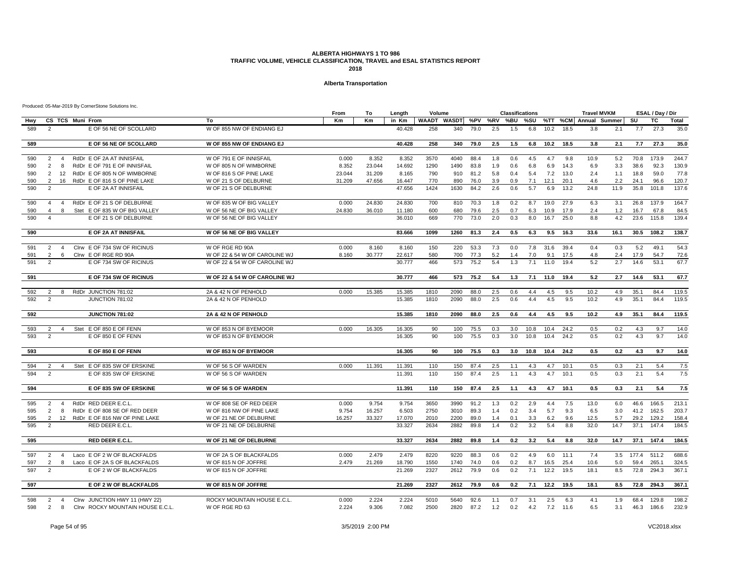# ALBERTA HIGHWAYS 1 TO 986
## TRAFFIC VOLUME, VEHICLE CLASSIFICATION, TRAVEL and ESAL STATISTICS REPORT
## 2018

**Alberta Transportation**

Produced: 05-Mar-2019 By CornerStone Solutions Inc.

| Hwy | CS | TCS | Muni | From | To | From Km | To Km | Length in Km | Volume WAADT | Volume WASDT | %PV | %RV | %BU | %SU | %TT | %CM | Travel MVKM Annual | Travel MVKM Summer | ESAL / Day / Dir SU | ESAL / Day / Dir TC | ESAL / Day / Dir Total |
|---|---|---|---|---|---|---|---|---|---|---|---|---|---|---|---|---|---|---|---|---|---|
| 589 | 2 | | | E OF 56 NE OF SCOLLARD | W OF 855 NW OF ENDIANG EJ | | | 40.428 | 258 | 340 | 79.0 | 2.5 | 1.5 | 6.8 | 10.2 | 18.5 | 3.8 | 2.1 | 7.7 | 27.3 | 35.0 |
| **589** | | | | **E OF 56 NE OF SCOLLARD** | **W OF 855 NW OF ENDIANG EJ** | | | **40.428** | **258** | **340** | **79.0** | **2.5** | **1.5** | **6.8** | **10.2** | **18.5** | **3.8** | **2.1** | **7.7** | **27.3** | **35.0** |
| 590 | 2 | 4 | RdDr | E OF 2A AT INNISFAIL | W OF 791 E OF INNISFAIL | 0.000 | 8.352 | 8.352 | 3570 | 4040 | 88.4 | 1.8 | 0.6 | 4.5 | 4.7 | 9.8 | 10.9 | 5.2 | 70.8 | 173.9 | 244.7 |
| 590 | 2 | 8 | RdDr | E OF 791 E OF INNISFAIL | W OF 805 N OF WIMBORNE | 8.352 | 23.044 | 14.692 | 1290 | 1490 | 83.8 | 1.9 | 0.6 | 6.8 | 6.9 | 14.3 | 6.9 | 3.3 | 38.6 | 92.3 | 130.9 |
| 590 | 2 | 12 | RdDr | E OF 805 N OF WIMBORNE | W OF 816 S OF PINE LAKE | 23.044 | 31.209 | 8.165 | 790 | 910 | 81.2 | 5.8 | 0.4 | 5.4 | 7.2 | 13.0 | 2.4 | 1.1 | 18.8 | 59.0 | 77.8 |
| 590 | 2 | 16 | RdDr | E OF 816 S OF PINE LAKE | W OF 21 S OF DELBURNE | 31.209 | 47.656 | 16.447 | 770 | 890 | 76.0 | 3.9 | 0.9 | 7.1 | 12.1 | 20.1 | 4.6 | 2.2 | 24.1 | 96.6 | 120.7 |
| 590 | 2 | | | E OF 2A AT INNISFAIL | W OF 21 S OF DELBURNE | | | 47.656 | 1424 | 1630 | 84.2 | 2.6 | 0.6 | 5.7 | 6.9 | 13.2 | 24.8 | 11.9 | 35.8 | 101.8 | 137.6 |
| 590 | 4 | 4 | RdDr | E OF 21 S OF DELBURNE | W OF 835 W OF BIG VALLEY | 0.000 | 24.830 | 24.830 | 700 | 810 | 70.3 | 1.8 | 0.2 | 8.7 | 19.0 | 27.9 | 6.3 | 3.1 | 26.8 | 137.9 | 164.7 |
| 590 | 4 | 8 | Stet | E OF 835 W OF BIG VALLEY | W OF 56 NE OF BIG VALLEY | 24.830 | 36.010 | 11.180 | 600 | 680 | 79.6 | 2.5 | 0.7 | 6.3 | 10.9 | 17.9 | 2.4 | 1.2 | 16.7 | 67.8 | 84.5 |
| 590 | 4 | | | E OF 21 S OF DELBURNE | W OF 56 NE OF BIG VALLEY | | | 36.010 | 669 | 770 | 73.0 | 2.0 | 0.3 | 8.0 | 16.7 | 25.0 | 8.8 | 4.2 | 23.6 | 115.8 | 139.4 |
| **590** | | | | **E OF 2A AT INNISFAIL** | **W OF 56 NE OF BIG VALLEY** | | | **83.666** | **1099** | **1260** | **81.3** | **2.4** | **0.5** | **6.3** | **9.5** | **16.3** | **33.6** | **16.1** | **30.5** | **108.2** | **138.7** |
| 591 | 2 | 4 | Clrw | E OF 734 SW OF RICINUS | W OF RGE RD 90A | 0.000 | 8.160 | 8.160 | 150 | 220 | 53.3 | 7.3 | 0.0 | 7.8 | 31.6 | 39.4 | 0.4 | 0.3 | 5.2 | 49.1 | 54.3 |
| 591 | 2 | 6 | Clrw | E OF RGE RD 90A | W OF 22 & 54 W OF CAROLINE WJ | 8.160 | 30.777 | 22.617 | 580 | 700 | 77.3 | 5.2 | 1.4 | 7.0 | 9.1 | 17.5 | 4.8 | 2.4 | 17.9 | 54.7 | 72.6 |
| 591 | 2 | | | E OF 734 SW OF RICINUS | W OF 22 & 54 W OF CAROLINE WJ | | | 30.777 | 466 | 573 | 75.2 | 5.4 | 1.3 | 7.1 | 11.0 | 19.4 | 5.2 | 2.7 | 14.6 | 53.1 | 67.7 |
| **591** | | | | **E OF 734 SW OF RICINUS** | **W OF 22 & 54 W OF CAROLINE WJ** | | | **30.777** | **466** | **573** | **75.2** | **5.4** | **1.3** | **7.1** | **11.0** | **19.4** | **5.2** | **2.7** | **14.6** | **53.1** | **67.7** |
| 592 | 2 | 8 | RdDr | JUNCTION 781:02 | 2A & 42 N OF PENHOLD | 0.000 | 15.385 | 15.385 | 1810 | 2090 | 88.0 | 2.5 | 0.6 | 4.4 | 4.5 | 9.5 | 10.2 | 4.9 | 35.1 | 84.4 | 119.5 |
| 592 | 2 | | | JUNCTION 781:02 | 2A & 42 N OF PENHOLD | | | 15.385 | 1810 | 2090 | 88.0 | 2.5 | 0.6 | 4.4 | 4.5 | 9.5 | 10.2 | 4.9 | 35.1 | 84.4 | 119.5 |
| **592** | | | | **JUNCTION 781:02** | **2A & 42 N OF PENHOLD** | | | **15.385** | **1810** | **2090** | **88.0** | **2.5** | **0.6** | **4.4** | **4.5** | **9.5** | **10.2** | **4.9** | **35.1** | **84.4** | **119.5** |
| 593 | 2 | 4 | Stet | E OF 850 E OF FENN | W OF 853 N OF BYEMOOR | 0.000 | 16.305 | 16.305 | 90 | 100 | 75.5 | 0.3 | 3.0 | 10.8 | 10.4 | 24.2 | 0.5 | 0.2 | 4.3 | 9.7 | 14.0 |
| 593 | 2 | | | E OF 850 E OF FENN | W OF 853 N OF BYEMOOR | | | 16.305 | 90 | 100 | 75.5 | 0.3 | 3.0 | 10.8 | 10.4 | 24.2 | 0.5 | 0.2 | 4.3 | 9.7 | 14.0 |
| **593** | | | | **E OF 850 E OF FENN** | **W OF 853 N OF BYEMOOR** | | | **16.305** | **90** | **100** | **75.5** | **0.3** | **3.0** | **10.8** | **10.4** | **24.2** | **0.5** | **0.2** | **4.3** | **9.7** | **14.0** |
| 594 | 2 | 4 | Stet | E OF 835 SW OF ERSKINE | W OF 56 S OF WARDEN | 0.000 | 11.391 | 11.391 | 110 | 150 | 87.4 | 2.5 | 1.1 | 4.3 | 4.7 | 10.1 | 0.5 | 0.3 | 2.1 | 5.4 | 7.5 |
| 594 | 2 | | | E OF 835 SW OF ERSKINE | W OF 56 S OF WARDEN | | | 11.391 | 110 | 150 | 87.4 | 2.5 | 1.1 | 4.3 | 4.7 | 10.1 | 0.5 | 0.3 | 2.1 | 5.4 | 7.5 |
| **594** | | | | **E OF 835 SW OF ERSKINE** | **W OF 56 S OF WARDEN** | | | **11.391** | **110** | **150** | **87.4** | **2.5** | **1.1** | **4.3** | **4.7** | **10.1** | **0.5** | **0.3** | **2.1** | **5.4** | **7.5** |
| 595 | 2 | 4 | RdDr | RED DEER E.C.L. | W OF 808 SE OF RED DEER | 0.000 | 9.754 | 9.754 | 3650 | 3990 | 91.2 | 1.3 | 0.2 | 2.9 | 4.4 | 7.5 | 13.0 | 6.0 | 46.6 | 166.5 | 213.1 |
| 595 | 2 | 8 | RdDr | E OF 808 SE OF RED DEER | W OF 816 NW OF PINE LAKE | 9.754 | 16.257 | 6.503 | 2750 | 3010 | 89.3 | 1.4 | 0.2 | 3.4 | 5.7 | 9.3 | 6.5 | 3.0 | 41.2 | 162.5 | 203.7 |
| 595 | 2 | 12 | RdDr | E OF 816 NW OF PINE LAKE | W OF 21 NE OF DELBURNE | 16.257 | 33.327 | 17.070 | 2010 | 2200 | 89.0 | 1.4 | 0.1 | 3.3 | 6.2 | 9.6 | 12.5 | 5.7 | 29.2 | 129.2 | 158.4 |
| 595 | 2 | | | RED DEER E.C.L. | W OF 21 NE OF DELBURNE | | | 33.327 | 2634 | 2882 | 89.8 | 1.4 | 0.2 | 3.2 | 5.4 | 8.8 | 32.0 | 14.7 | 37.1 | 147.4 | 184.5 |
| **595** | | | | **RED DEER E.C.L.** | **W OF 21 NE OF DELBURNE** | | | **33.327** | **2634** | **2882** | **89.8** | **1.4** | **0.2** | **3.2** | **5.4** | **8.8** | **32.0** | **14.7** | **37.1** | **147.4** | **184.5** |
| 597 | 2 | 4 | Laco | E OF 2 W OF BLACKFALDS | W OF 2A S OF BLACKFALDS | 0.000 | 2.479 | 2.479 | 8220 | 9220 | 88.3 | 0.6 | 0.2 | 4.9 | 6.0 | 11.1 | 7.4 | 3.5 | 177.4 | 511.2 | 688.6 |
| 597 | 2 | 8 | Laco | E OF 2A S OF BLACKFALDS | W OF 815 N OF JOFFRE | 2.479 | 21.269 | 18.790 | 1550 | 1740 | 74.0 | 0.6 | 0.2 | 8.7 | 16.5 | 25.4 | 10.6 | 5.0 | 59.4 | 265.1 | 324.5 |
| 597 | 2 | | | E OF 2 W OF BLACKFALDS | W OF 815 N OF JOFFRE | | | 21.269 | 2327 | 2612 | 79.9 | 0.6 | 0.2 | 7.1 | 12.2 | 19.5 | 18.1 | 8.5 | 72.8 | 294.3 | 367.1 |
| **597** | | | | **E OF 2 W OF BLACKFALDS** | **W OF 815 N OF JOFFRE** | | | **21.269** | **2327** | **2612** | **79.9** | **0.6** | **0.2** | **7.1** | **12.2** | **19.5** | **18.1** | **8.5** | **72.8** | **294.3** | **367.1** |
| 598 | 2 | 4 | Clrw | JUNCTION HWY 11 (HWY 22) | ROCKY MOUNTAIN HOUSE E.C.L. | 0.000 | 2.224 | 2.224 | 5010 | 5640 | 92.6 | 1.1 | 0.7 | 3.1 | 2.5 | 6.3 | 4.1 | 1.9 | 68.4 | 129.8 | 198.2 |
| 598 | 2 | 8 | Clrw | ROCKY MOUNTAIN HOUSE E.C.L. | W OF RGE RD 63 | 2.224 | 9.306 | 7.082 | 2500 | 2820 | 87.2 | 1.2 | 0.2 | 4.2 | 7.2 | 11.6 | 6.5 | 3.1 | 46.3 | 186.6 | 232.9 |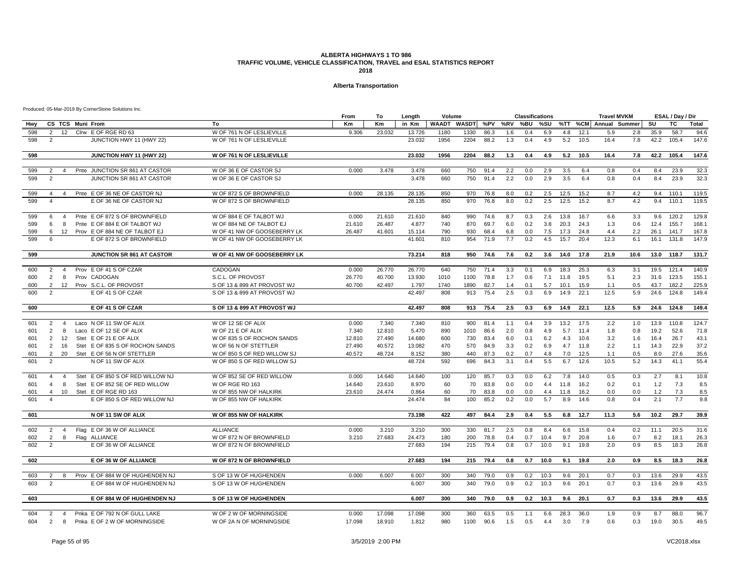# ALBERTA HIGHWAYS 1 TO 986
## TRAFFIC VOLUME, VEHICLE CLASSIFICATION, TRAVEL and ESAL STATISTICS REPORT
## 2018

**Alberta Transportation**

Produced: 05-Mar-2019 By CornerStone Solutions Inc.

| Hwy | CS | TCS | Muni | From | To | From Km | To Km | Length in Km | Volume WAADT | Volume WASDT | %PV | %RV | %BU | %SU | %TT | %CM | Travel MVKM Annual | Travel MVKM Summer | ESAL SU | ESAL TC | ESAL Total |
|---|---|---|---|---|---|---|---|---|---|---|---|---|---|---|---|---|---|---|---|---|---|
| 598 | 2 | 12 | Clrw | E OF RGE RD 63 | W OF 761 N OF LESLIEVILLE | 9.306 | 23.032 | 13.726 | 1180 | 1330 | 86.3 | 1.6 | 0.4 | 6.9 | 4.8 | 12.1 | 5.9 | 2.8 | 35.9 | 58.7 | 94.6 |
| 598 | 2 | | | JUNCTION HWY 11 (HWY 22) | W OF 761 N OF LESLIEVILLE | | | 23.032 | 1956 | 2204 | 88.2 | 1.3 | 0.4 | 4.9 | 5.2 | 10.5 | 16.4 | 7.8 | 42.2 | 105.4 | 147.6 |
| **598** | | | | **JUNCTION HWY 11 (HWY 22)** | **W OF 761 N OF LESLIEVILLE** | | | **23.032** | **1956** | **2204** | **88.2** | **1.3** | **0.4** | **4.9** | **5.2** | **10.5** | **16.4** | **7.8** | **42.2** | **105.4** | **147.6** |
| 599 | 2 | 4 | Pnte | JUNCTION SR 861 AT CASTOR | W OF 36 E OF CASTOR SJ | 0.000 | 3.478 | 3.478 | 660 | 750 | 91.4 | 2.2 | 0.0 | 2.9 | 3.5 | 6.4 | 0.8 | 0.4 | 8.4 | 23.9 | 32.3 |
| 599 | 2 | | | JUNCTION SR 861 AT CASTOR | W OF 36 E OF CASTOR SJ | | | 3.478 | 660 | 750 | 91.4 | 2.2 | 0.0 | 2.9 | 3.5 | 6.4 | 0.8 | 0.4 | 8.4 | 23.9 | 32.3 |
| 599 | 4 | 4 | Pnte | E OF 36 NE OF CASTOR NJ | W OF 872 S OF BROWNFIELD | 0.000 | 28.135 | 28.135 | 850 | 970 | 76.8 | 8.0 | 0.2 | 2.5 | 12.5 | 15.2 | 8.7 | 4.2 | 9.4 | 110.1 | 119.5 |
| 599 | 4 | | | E OF 36 NE OF CASTOR NJ | W OF 872 S OF BROWNFIELD | | | 28.135 | 850 | 970 | 76.8 | 8.0 | 0.2 | 2.5 | 12.5 | 15.2 | 8.7 | 4.2 | 9.4 | 110.1 | 119.5 |
| 599 | 6 | 4 | Pnte | E OF 872 S OF BROWNFIELD | W OF 884 E OF TALBOT WJ | 0.000 | 21.610 | 21.610 | 840 | 990 | 74.6 | 8.7 | 0.3 | 2.6 | 13.8 | 16.7 | 6.6 | 3.3 | 9.6 | 120.2 | 129.8 |
| 599 | 6 | 8 | Pnte | E OF 884 E OF TALBOT WJ | W OF 884 NE OF TALBOT EJ | 21.610 | 26.487 | 4.877 | 740 | 870 | 69.7 | 6.0 | 0.2 | 3.8 | 20.3 | 24.3 | 1.3 | 0.6 | 12.4 | 155.7 | 168.1 |
| 599 | 6 | 12 | Prov | E OF 884 NE OF TALBOT EJ | W OF 41 NW OF GOOSEBERRY LK | 26.487 | 41.601 | 15.114 | 790 | 930 | 68.4 | 6.8 | 0.0 | 7.5 | 17.3 | 24.8 | 4.4 | 2.2 | 26.1 | 141.7 | 167.8 |
| 599 | 6 | | | E OF 872 S OF BROWNFIELD | W OF 41 NW OF GOOSEBERRY LK | | | 41.601 | 810 | 954 | 71.9 | 7.7 | 0.2 | 4.5 | 15.7 | 20.4 | 12.3 | 6.1 | 16.1 | 131.8 | 147.9 |
| **599** | | | | **JUNCTION SR 861 AT CASTOR** | **W OF 41 NW OF GOOSEBERRY LK** | | | **73.214** | **818** | **950** | **74.6** | **7.6** | **0.2** | **3.6** | **14.0** | **17.8** | **21.9** | **10.6** | **13.0** | **118.7** | **131.7** |
| 600 | 2 | 4 | Prov | E OF 41 S OF CZAR | CADOGAN | 0.000 | 26.770 | 26.770 | 640 | 750 | 71.4 | 3.3 | 0.1 | 6.9 | 18.3 | 25.3 | 6.3 | 3.1 | 19.5 | 121.4 | 140.9 |
| 600 | 2 | 8 | Prov | CADOGAN | S.C.L. OF PROVOST | 26.770 | 40.700 | 13.930 | 1010 | 1100 | 78.8 | 1.7 | 0.6 | 7.1 | 11.8 | 19.5 | 5.1 | 2.3 | 31.6 | 123.5 | 155.1 |
| 600 | 2 | 12 | Prov | S.C.L. OF PROVOST | S OF 13 & 899 AT PROVOST WJ | 40.700 | 42.497 | 1.797 | 1740 | 1890 | 82.7 | 1.4 | 0.1 | 5.7 | 10.1 | 15.9 | 1.1 | 0.5 | 43.7 | 182.2 | 225.9 |
| 600 | 2 | | | E OF 41 S OF CZAR | S OF 13 & 899 AT PROVOST WJ | | | 42.497 | 808 | 913 | 75.4 | 2.5 | 0.3 | 6.9 | 14.9 | 22.1 | 12.5 | 5.9 | 24.6 | 124.8 | 149.4 |
| **600** | | | | **E OF 41 S OF CZAR** | **S OF 13 & 899 AT PROVOST WJ** | | | **42.497** | **808** | **913** | **75.4** | **2.5** | **0.3** | **6.9** | **14.9** | **22.1** | **12.5** | **5.9** | **24.6** | **124.8** | **149.4** |
| 601 | 2 | 4 | Laco | N OF 11 SW OF ALIX | W OF 12 SE OF ALIX | 0.000 | 7.340 | 7.340 | 810 | 900 | 81.4 | 1.1 | 0.4 | 3.9 | 13.2 | 17.5 | 2.2 | 1.0 | 13.9 | 110.8 | 124.7 |
| 601 | 2 | 8 | Laco | E OF 12 SE OF ALIX | W OF 21 E OF ALIX | 7.340 | 12.810 | 5.470 | 890 | 1010 | 86.6 | 2.0 | 0.8 | 4.9 | 5.7 | 11.4 | 1.8 | 0.8 | 19.2 | 52.6 | 71.8 |
| 601 | 2 | 12 | Stet | E OF 21 E OF ALIX | W OF 835 S OF ROCHON SANDS | 12.810 | 27.490 | 14.680 | 600 | 730 | 83.4 | 6.0 | 0.1 | 6.2 | 4.3 | 10.6 | 3.2 | 1.6 | 16.4 | 26.7 | 43.1 |
| 601 | 2 | 16 | Stet | E OF 835 S OF ROCHON SANDS | W OF 56 N OF STETTLER | 27.490 | 40.572 | 13.082 | 470 | 570 | 84.9 | 3.3 | 0.2 | 6.9 | 4.7 | 11.8 | 2.2 | 1.1 | 14.3 | 22.9 | 37.2 |
| 601 | 2 | 20 | Stet | E OF 56 N OF STETTLER | W OF 850 S OF RED WILLOW SJ | 40.572 | 48.724 | 8.152 | 380 | 440 | 87.3 | 0.2 | 0.7 | 4.8 | 7.0 | 12.5 | 1.1 | 0.5 | 8.0 | 27.6 | 35.6 |
| 601 | 2 | | | N OF 11 SW OF ALIX | W OF 850 S OF RED WILLOW SJ | | | 48.724 | 592 | 696 | 84.3 | 3.1 | 0.4 | 5.5 | 6.7 | 12.6 | 10.5 | 5.2 | 14.3 | 41.1 | 55.4 |
| 601 | 4 | 4 | Stet | E OF 850 S OF RED WILLOW NJ | W OF 852 SE OF RED WILLOW | 0.000 | 14.640 | 14.640 | 100 | 120 | 85.7 | 0.3 | 0.0 | 6.2 | 7.8 | 14.0 | 0.5 | 0.3 | 2.7 | 8.1 | 10.8 |
| 601 | 4 | 8 | Stet | E OF 852 SE OF RED WILLOW | W OF RGE RD 163 | 14.640 | 23.610 | 8.970 | 60 | 70 | 83.8 | 0.0 | 0.0 | 4.4 | 11.8 | 16.2 | 0.2 | 0.1 | 1.2 | 7.3 | 8.5 |
| 601 | 4 | 10 | Stet | E OF RGE RD 163 | W OF 855 NW OF HALKIRK | 23.610 | 24.474 | 0.864 | 60 | 70 | 83.8 | 0.0 | 0.0 | 4.4 | 11.8 | 16.2 | 0.0 | 0.0 | 1.2 | 7.3 | 8.5 |
| 601 | 4 | | | E OF 850 S OF RED WILLOW NJ | W OF 855 NW OF HALKIRK | | | 24.474 | 84 | 100 | 85.2 | 0.2 | 0.0 | 5.7 | 8.9 | 14.6 | 0.8 | 0.4 | 2.1 | 7.7 | 9.8 |
| **601** | | | | **N OF 11 SW OF ALIX** | **W OF 855 NW OF HALKIRK** | | | **73.198** | **422** | **497** | **84.4** | **2.9** | **0.4** | **5.5** | **6.8** | **12.7** | **11.3** | **5.6** | **10.2** | **29.7** | **39.9** |
| 602 | 2 | 4 | Flag | E OF 36 W OF ALLIANCE | ALLIANCE | 0.000 | 3.210 | 3.210 | 300 | 330 | 81.7 | 2.5 | 0.8 | 8.4 | 6.6 | 15.8 | 0.4 | 0.2 | 11.1 | 20.5 | 31.6 |
| 602 | 2 | 8 | Flag | ALLIANCE | W OF 872 N OF BROWNFIELD | 3.210 | 27.683 | 24.473 | 180 | 200 | 78.8 | 0.4 | 0.7 | 10.4 | 9.7 | 20.8 | 1.6 | 0.7 | 8.2 | 18.1 | 26.3 |
| 602 | 2 | | | E OF 36 W OF ALLIANCE | W OF 872 N OF BROWNFIELD | | | 27.683 | 194 | 215 | 79.4 | 0.8 | 0.7 | 10.0 | 9.1 | 19.8 | 2.0 | 0.9 | 8.5 | 18.3 | 26.8 |
| **602** | | | | **E OF 36 W OF ALLIANCE** | **W OF 872 N OF BROWNFIELD** | | | **27.683** | **194** | **215** | **79.4** | **0.8** | **0.7** | **10.0** | **9.1** | **19.8** | **2.0** | **0.9** | **8.5** | **18.3** | **26.8** |
| 603 | 2 | 8 | Prov | E OF 884 W OF HUGHENDEN NJ | S OF 13 W OF HUGHENDEN | 0.000 | 6.007 | 6.007 | 300 | 340 | 79.0 | 0.9 | 0.2 | 10.3 | 9.6 | 20.1 | 0.7 | 0.3 | 13.6 | 29.9 | 43.5 |
| 603 | 2 | | | E OF 884 W OF HUGHENDEN NJ | S OF 13 W OF HUGHENDEN | | | 6.007 | 300 | 340 | 79.0 | 0.9 | 0.2 | 10.3 | 9.6 | 20.1 | 0.7 | 0.3 | 13.6 | 29.9 | 43.5 |
| **603** | | | | **E OF 884 W OF HUGHENDEN NJ** | **S OF 13 W OF HUGHENDEN** | | | **6.007** | **300** | **340** | **79.0** | **0.9** | **0.2** | **10.3** | **9.6** | **20.1** | **0.7** | **0.3** | **13.6** | **29.9** | **43.5** |
| 604 | 2 | 4 | Pnka | E OF 792 N OF GULL LAKE | W OF 2 W OF MORNINGSIDE | 0.000 | 17.098 | 17.098 | 300 | 360 | 63.5 | 0.5 | 1.1 | 6.6 | 28.3 | 36.0 | 1.9 | 0.9 | 8.7 | 88.0 | 96.7 |
| 604 | 2 | 8 | Pnka | E OF 2 W OF MORNINGSIDE | W OF 2A N OF MORNINGSIDE | 17.098 | 18.910 | 1.812 | 980 | 1100 | 90.6 | 1.5 | 0.5 | 4.4 | 3.0 | 7.9 | 0.6 | 0.3 | 19.0 | 30.5 | 49.5 |

3/5/2019 2:00 PM VC2018.xlsx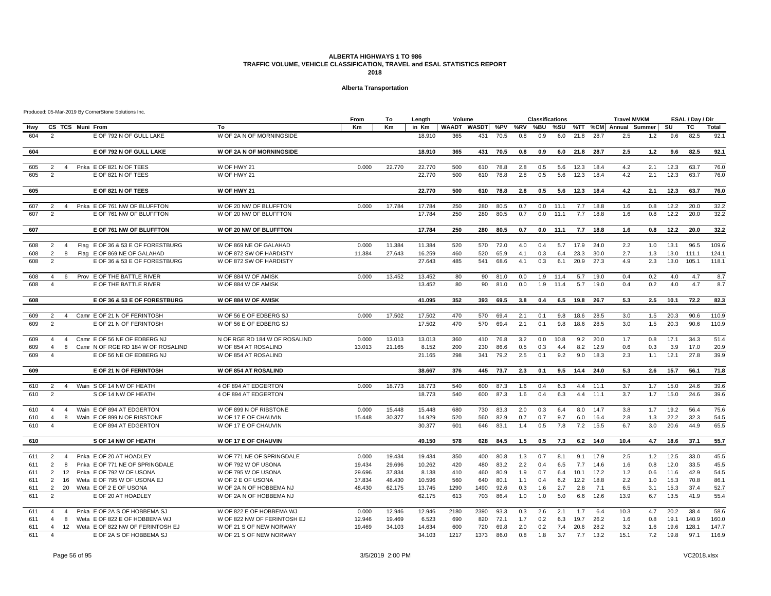# ALBERTA HIGHWAYS 1 TO 986
## TRAFFIC VOLUME, VEHICLE CLASSIFICATION, TRAVEL and ESAL STATISTICS REPORT
## 2018

**Alberta Transportation**

Produced: 05-Mar-2019 By CornerStone Solutions Inc.

| Hwy | CS | TCS | Muni | From | To | From Km | To Km | Length in Km | Volume WAADT | Volume WASDT | %PV | %RV | %BU | %SU | %TT | %CM | Travel MVKM Annual | Travel MVKM Summer | ESAL SU | ESAL TC | ESAL Total |
|---|---|---|---|---|---|---|---|---|---|---|---|---|---|---|---|---|---|---|---|---|---|
| 604 | 2 | | | E OF 792 N OF GULL LAKE | W OF 2A N OF MORNINGSIDE | | | 18.910 | 365 | 431 | 70.5 | 0.8 | 0.9 | 6.0 | 21.8 | 28.7 | 2.5 | 1.2 | 9.6 | 82.5 | 92.1 |
| **604** | | | | **E OF 792 N OF GULL LAKE** | **W OF 2A N OF MORNINGSIDE** | | | **18.910** | **365** | **431** | **70.5** | **0.8** | **0.9** | **6.0** | **21.8** | **28.7** | **2.5** | **1.2** | **9.6** | **82.5** | **92.1** |
| 605 | 2 | 4 | Pnka | E OF 821 N OF TEES | W OF HWY 21 | 0.000 | 22.770 | 22.770 | 500 | 610 | 78.8 | 2.8 | 0.5 | 5.6 | 12.3 | 18.4 | 4.2 | 2.1 | 12.3 | 63.7 | 76.0 |
| 605 | 2 | | | E OF 821 N OF TEES | W OF HWY 21 | | | 22.770 | 500 | 610 | 78.8 | 2.8 | 0.5 | 5.6 | 12.3 | 18.4 | 4.2 | 2.1 | 12.3 | 63.7 | 76.0 |
| **605** | | | | **E OF 821 N OF TEES** | **W OF HWY 21** | | | **22.770** | **500** | **610** | **78.8** | **2.8** | **0.5** | **5.6** | **12.3** | **18.4** | **4.2** | **2.1** | **12.3** | **63.7** | **76.0** |
| 607 | 2 | 4 | Pnka | E OF 761 NW OF BLUFFTON | W OF 20 NW OF BLUFFTON | 0.000 | 17.784 | 17.784 | 250 | 280 | 80.5 | 0.7 | 0.0 | 11.1 | 7.7 | 18.8 | 1.6 | 0.8 | 12.2 | 20.0 | 32.2 |
| 607 | 2 | | | E OF 761 NW OF BLUFFTON | W OF 20 NW OF BLUFFTON | | | 17.784 | 250 | 280 | 80.5 | 0.7 | 0.0 | 11.1 | 7.7 | 18.8 | 1.6 | 0.8 | 12.2 | 20.0 | 32.2 |
| **607** | | | | **E OF 761 NW OF BLUFFTON** | **W OF 20 NW OF BLUFFTON** | | | **17.784** | **250** | **280** | **80.5** | **0.7** | **0.0** | **11.1** | **7.7** | **18.8** | **1.6** | **0.8** | **12.2** | **20.0** | **32.2** |
| 608 | 2 | 4 | Flag | E OF 36 & 53 E OF FORESTBURG | W OF 869 NE OF GALAHAD | 0.000 | 11.384 | 11.384 | 520 | 570 | 72.0 | 4.0 | 0.4 | 5.7 | 17.9 | 24.0 | 2.2 | 1.0 | 13.1 | 96.5 | 109.6 |
| 608 | 2 | 8 | Flag | E OF 869 NE OF GALAHAD | W OF 872 SW OF HARDISTY | 11.384 | 27.643 | 16.259 | 460 | 520 | 65.9 | 4.1 | 0.3 | 6.4 | 23.3 | 30.0 | 2.7 | 1.3 | 13.0 | 111.1 | 124.1 |
| 608 | 2 | | | E OF 36 & 53 E OF FORESTBURG | W OF 872 SW OF HARDISTY | | | 27.643 | 485 | 541 | 68.6 | 4.1 | 0.3 | 6.1 | 20.9 | 27.3 | 4.9 | 2.3 | 13.0 | 105.1 | 118.1 |
| 608 | 4 | 6 | Prov | E OF THE BATTLE RIVER | W OF 884 W OF AMISK | 0.000 | 13.452 | 13.452 | 80 | 90 | 81.0 | 0.0 | 1.9 | 11.4 | 5.7 | 19.0 | 0.4 | 0.2 | 4.0 | 4.7 | 8.7 |
| 608 | 4 | | | E OF THE BATTLE RIVER | W OF 884 W OF AMISK | | | 13.452 | 80 | 90 | 81.0 | 0.0 | 1.9 | 11.4 | 5.7 | 19.0 | 0.4 | 0.2 | 4.0 | 4.7 | 8.7 |
| **608** | | | | **E OF 36 & 53 E OF FORESTBURG** | **W OF 884 W OF AMISK** | | | **41.095** | **352** | **393** | **69.5** | **3.8** | **0.4** | **6.5** | **19.8** | **26.7** | **5.3** | **2.5** | **10.1** | **72.2** | **82.3** |
| 609 | 2 | 4 | Camr | E OF 21 N OF FERINTOSH | W OF 56 E OF EDBERG SJ | 0.000 | 17.502 | 17.502 | 470 | 570 | 69.4 | 2.1 | 0.1 | 9.8 | 18.6 | 28.5 | 3.0 | 1.5 | 20.3 | 90.6 | 110.9 |
| 609 | 2 | | | E OF 21 N OF FERINTOSH | W OF 56 E OF EDBERG SJ | | | 17.502 | 470 | 570 | 69.4 | 2.1 | 0.1 | 9.8 | 18.6 | 28.5 | 3.0 | 1.5 | 20.3 | 90.6 | 110.9 |
| 609 | 4 | 4 | Camr | E OF 56 NE OF EDBERG NJ | N OF RGE RD 184 W OF ROSALIND | 0.000 | 13.013 | 13.013 | 360 | 410 | 76.8 | 3.2 | 0.0 | 10.8 | 9.2 | 20.0 | 1.7 | 0.8 | 17.1 | 34.3 | 51.4 |
| 609 | 4 | 8 | Camr | N OF RGE RD 184 W OF ROSALIND | W OF 854 AT ROSALIND | 13.013 | 21.165 | 8.152 | 200 | 230 | 86.6 | 0.5 | 0.3 | 4.4 | 8.2 | 12.9 | 0.6 | 0.3 | 3.9 | 17.0 | 20.9 |
| 609 | 4 | | | E OF 56 NE OF EDBERG NJ | W OF 854 AT ROSALIND | | | 21.165 | 298 | 341 | 79.2 | 2.5 | 0.1 | 9.2 | 9.0 | 18.3 | 2.3 | 1.1 | 12.1 | 27.8 | 39.9 |
| **609** | | | | **E OF 21 N OF FERINTOSH** | **W OF 854 AT ROSALIND** | | | **38.667** | **376** | **445** | **73.7** | **2.3** | **0.1** | **9.5** | **14.4** | **24.0** | **5.3** | **2.6** | **15.7** | **56.1** | **71.8** |
| 610 | 2 | 4 | Wain | S OF 14 NW OF HEATH | 4 OF 894 AT EDGERTON | 0.000 | 18.773 | 18.773 | 540 | 600 | 87.3 | 1.6 | 0.4 | 6.3 | 4.4 | 11.1 | 3.7 | 1.7 | 15.0 | 24.6 | 39.6 |
| 610 | 2 | | | S OF 14 NW OF HEATH | 4 OF 894 AT EDGERTON | | | 18.773 | 540 | 600 | 87.3 | 1.6 | 0.4 | 6.3 | 4.4 | 11.1 | 3.7 | 1.7 | 15.0 | 24.6 | 39.6 |
| 610 | 4 | 4 | Wain | E OF 894 AT EDGERTON | W OF 899 N OF RIBSTONE | 0.000 | 15.448 | 15.448 | 680 | 730 | 83.3 | 2.0 | 0.3 | 6.4 | 8.0 | 14.7 | 3.8 | 1.7 | 19.2 | 56.4 | 75.6 |
| 610 | 4 | 8 | Wain | E OF 899 N OF RIBSTONE | W OF 17 E OF CHAUVIN | 15.448 | 30.377 | 14.929 | 520 | 560 | 82.9 | 0.7 | 0.7 | 9.7 | 6.0 | 16.4 | 2.8 | 1.3 | 22.2 | 32.3 | 54.5 |
| 610 | 4 | | | E OF 894 AT EDGERTON | W OF 17 E OF CHAUVIN | | | 30.377 | 601 | 646 | 83.1 | 1.4 | 0.5 | 7.8 | 7.2 | 15.5 | 6.7 | 3.0 | 20.6 | 44.9 | 65.5 |
| **610** | | | | **S OF 14 NW OF HEATH** | **W OF 17 E OF CHAUVIN** | | | **49.150** | **578** | **628** | **84.5** | **1.5** | **0.5** | **7.3** | **6.2** | **14.0** | **10.4** | **4.7** | **18.6** | **37.1** | **55.7** |
| 611 | 2 | 4 | Pnka | E OF 20 AT HOADLEY | W OF 771 NE OF SPRINGDALE | 0.000 | 19.434 | 19.434 | 350 | 400 | 80.8 | 1.3 | 0.7 | 8.1 | 9.1 | 17.9 | 2.5 | 1.2 | 12.5 | 33.0 | 45.5 |
| 611 | 2 | 8 | Pnka | E OF 771 NE OF SPRINGDALE | W OF 792 W OF USONA | 19.434 | 29.696 | 10.262 | 420 | 480 | 83.2 | 2.2 | 0.4 | 6.5 | 7.7 | 14.6 | 1.6 | 0.8 | 12.0 | 33.5 | 45.5 |
| 611 | 2 | 12 | Pnka | E OF 792 W OF USONA | W OF 795 W OF USONA | 29.696 | 37.834 | 8.138 | 410 | 460 | 80.9 | 1.9 | 0.7 | 6.4 | 10.1 | 17.2 | 1.2 | 0.6 | 11.6 | 42.9 | 54.5 |
| 611 | 2 | 16 | Weta | E OF 795 W OF USONA EJ | W OF 2 E OF USONA | 37.834 | 48.430 | 10.596 | 560 | 640 | 80.1 | 1.1 | 0.4 | 6.2 | 12.2 | 18.8 | 2.2 | 1.0 | 15.3 | 70.8 | 86.1 |
| 611 | 2 | 20 | Weta | E OF 2 E OF USONA | W OF 2A N OF HOBBEMA NJ | 48.430 | 62.175 | 13.745 | 1290 | 1490 | 92.6 | 0.3 | 1.6 | 2.7 | 2.8 | 7.1 | 6.5 | 3.1 | 15.3 | 37.4 | 52.7 |
| 611 | 2 | | | E OF 20 AT HOADLEY | W OF 2A N OF HOBBEMA NJ | | | 62.175 | 613 | 703 | 86.4 | 1.0 | 1.0 | 5.0 | 6.6 | 12.6 | 13.9 | 6.7 | 13.5 | 41.9 | 55.4 |
| 611 | 4 | 4 | Pnka | E OF 2A S OF HOBBEMA SJ | W OF 822 E OF HOBBEMA WJ | 0.000 | 12.946 | 12.946 | 2180 | 2390 | 93.3 | 0.3 | 2.6 | 2.1 | 1.7 | 6.4 | 10.3 | 4.7 | 20.2 | 38.4 | 58.6 |
| 611 | 4 | 8 | Weta | E OF 822 E OF HOBBEMA WJ | W OF 822 NW OF FERINTOSH EJ | 12.946 | 19.469 | 6.523 | 690 | 820 | 72.1 | 1.7 | 0.2 | 6.3 | 19.7 | 26.2 | 1.6 | 0.8 | 19.1 | 140.9 | 160.0 |
| 611 | 4 | 12 | Weta | E OF 822 NW OF FERINTOSH EJ | W OF 21 S OF NEW NORWAY | 19.469 | 34.103 | 14.634 | 600 | 720 | 69.8 | 2.0 | 0.2 | 7.4 | 20.6 | 28.2 | 3.2 | 1.6 | 19.6 | 128.1 | 147.7 |
| 611 | 4 | | | E OF 2A S OF HOBBEMA SJ | W OF 21 S OF NEW NORWAY | | | 34.103 | 1217 | 1373 | 86.0 | 0.8 | 1.8 | 3.7 | 7.7 | 13.2 | 15.1 | 7.2 | 19.8 | 97.1 | 116.9 |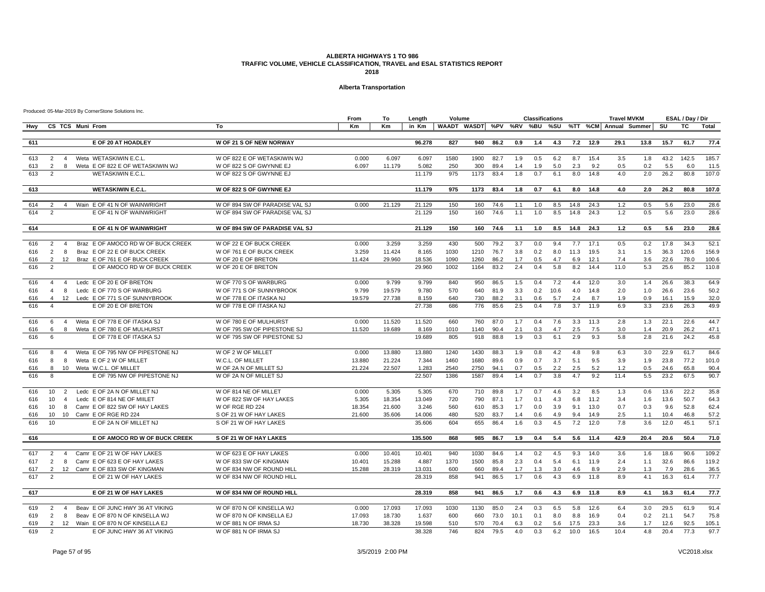# ALBERTA HIGHWAYS 1 TO 986
## TRAFFIC VOLUME, VEHICLE CLASSIFICATION, TRAVEL and ESAL STATISTICS REPORT
## 2018

**Alberta Transportation**

Produced: 05-Mar-2019 By CornerStone Solutions Inc.

| Hwy | CS | TCS | Muni | From | To | From Km | To Km | Length in Km | Volume WAADT | Volume WASDT | %PV | %RV | %BU | %SU | %TT | %CM | Travel MVKM Annual | Travel MVKM Summer | ESAL / Day / Dir SU | ESAL / Day / Dir TC | ESAL / Day / Dir Total |
|---|---|---|---|---|---|---|---|---|---|---|---|---|---|---|---|---|---|---|---|---|---|
| 611 | | | | E OF 20 AT HOADLEY | W OF 21 S OF NEW NORWAY | | | 96.278 | 827 | 940 | 86.2 | 0.9 | 1.4 | 4.3 | 7.2 | 12.9 | 29.1 | 13.8 | 15.7 | 61.7 | 77.4 |
| 613 | 2 | 4 | Weta | WETASKIWIN E.C.L. | W OF 822 E OF WETASKIWIN WJ | 0.000 | 6.097 | 6.097 | 1580 | 1900 | 82.7 | 1.9 | 0.5 | 6.2 | 8.7 | 15.4 | 3.5 | 1.8 | 43.2 | 142.5 | 185.7 |
| 613 | 2 | 8 | Weta | E OF 822 E OF WETASKIWIN WJ | W OF 822 S OF GWYNNE EJ | 6.097 | 11.179 | 5.082 | 250 | 300 | 89.4 | 1.4 | 1.9 | 5.0 | 2.3 | 9.2 | 0.5 | 0.2 | 5.5 | 6.0 | 11.5 |
| 613 | 2 | | | WETASKIWIN E.C.L. | W OF 822 S OF GWYNNE EJ | | | 11.179 | 975 | 1173 | 83.4 | 1.8 | 0.7 | 6.1 | 8.0 | 14.8 | 4.0 | 2.0 | 26.2 | 80.8 | 107.0 |
| 613 | | | | WETASKIWIN E.C.L. | W OF 822 S OF GWYNNE EJ | | | 11.179 | 975 | 1173 | 83.4 | 1.8 | 0.7 | 6.1 | 8.0 | 14.8 | 4.0 | 2.0 | 26.2 | 80.8 | 107.0 |
| 614 | 2 | 4 | Wain | E OF 41 N OF WAINWRIGHT | W OF 894 SW OF PARADISE VAL SJ | 0.000 | 21.129 | 21.129 | 150 | 160 | 74.6 | 1.1 | 1.0 | 8.5 | 14.8 | 24.3 | 1.2 | 0.5 | 5.6 | 23.0 | 28.6 |
| 614 | 2 | | | E OF 41 N OF WAINWRIGHT | W OF 894 SW OF PARADISE VAL SJ | | | 21.129 | 150 | 160 | 74.6 | 1.1 | 1.0 | 8.5 | 14.8 | 24.3 | 1.2 | 0.5 | 5.6 | 23.0 | 28.6 |
| 614 | | | | E OF 41 N OF WAINWRIGHT | W OF 894 SW OF PARADISE VAL SJ | | | 21.129 | 150 | 160 | 74.6 | 1.1 | 1.0 | 8.5 | 14.8 | 24.3 | 1.2 | 0.5 | 5.6 | 23.0 | 28.6 |
| 616 | 2 | 4 | Braz | E OF AMOCO RD W OF BUCK CREEK | W OF 22 E OF BUCK CREEK | 0.000 | 3.259 | 3.259 | 430 | 500 | 79.2 | 3.7 | 0.0 | 9.4 | 7.7 | 17.1 | 0.5 | 0.2 | 17.8 | 34.3 | 52.1 |
| 616 | 2 | 8 | Braz | E OF 22 E OF BUCK CREEK | W OF 761 E OF BUCK CREEK | 3.259 | 11.424 | 8.165 | 1030 | 1210 | 76.7 | 3.8 | 0.2 | 8.0 | 11.3 | 19.5 | 3.1 | 1.5 | 36.3 | 120.6 | 156.9 |
| 616 | 2 | 12 | Braz | E OF 761 E OF BUCK CREEK | W OF 20 E OF BRETON | 11.424 | 29.960 | 18.536 | 1090 | 1260 | 86.2 | 1.7 | 0.5 | 4.7 | 6.9 | 12.1 | 7.4 | 3.6 | 22.6 | 78.0 | 100.6 |
| 616 | 2 | | | E OF AMOCO RD W OF BUCK CREEK | W OF 20 E OF BRETON | | | 29.960 | 1002 | 1164 | 83.2 | 2.4 | 0.4 | 5.8 | 8.2 | 14.4 | 11.0 | 5.3 | 25.6 | 85.2 | 110.8 |
| 616 | 4 | 4 | Ledc | E OF 20 E OF BRETON | W OF 770 S OF WARBURG | 0.000 | 9.799 | 9.799 | 840 | 950 | 86.5 | 1.5 | 0.4 | 7.2 | 4.4 | 12.0 | 3.0 | 1.4 | 26.6 | 38.3 | 64.9 |
| 616 | 4 | 8 | Ledc | E OF 770 S OF WARBURG | W OF 771 S OF SUNNYBROOK | 9.799 | 19.579 | 9.780 | 570 | 640 | 81.9 | 3.3 | 0.2 | 10.6 | 4.0 | 14.8 | 2.0 | 1.0 | 26.6 | 23.6 | 50.2 |
| 616 | 4 | 12 | Ledc | E OF 771 S OF SUNNYBROOK | W OF 778 E OF ITASKA NJ | 19.579 | 27.738 | 8.159 | 640 | 730 | 88.2 | 3.1 | 0.6 | 5.7 | 2.4 | 8.7 | 1.9 | 0.9 | 16.1 | 15.9 | 32.0 |
| 616 | 4 | | | E OF 20 E OF BRETON | W OF 778 E OF ITASKA NJ | | | 27.738 | 686 | 776 | 85.6 | 2.5 | 0.4 | 7.8 | 3.7 | 11.9 | 6.9 | 3.3 | 23.6 | 26.3 | 49.9 |
| 616 | 6 | 4 | Weta | E OF 778 E OF ITASKA SJ | W OF 780 E OF MULHURST | 0.000 | 11.520 | 11.520 | 660 | 760 | 87.0 | 1.7 | 0.4 | 7.6 | 3.3 | 11.3 | 2.8 | 1.3 | 22.1 | 22.6 | 44.7 |
| 616 | 6 | 8 | Weta | E OF 780 E OF MULHURST | W OF 795 SW OF PIPESTONE SJ | 11.520 | 19.689 | 8.169 | 1010 | 1140 | 90.4 | 2.1 | 0.3 | 4.7 | 2.5 | 7.5 | 3.0 | 1.4 | 20.9 | 26.2 | 47.1 |
| 616 | 6 | | | E OF 778 E OF ITASKA SJ | W OF 795 SW OF PIPESTONE SJ | | | 19.689 | 805 | 918 | 88.8 | 1.9 | 0.3 | 6.1 | 2.9 | 9.3 | 5.8 | 2.8 | 21.6 | 24.2 | 45.8 |
| 616 | 8 | 4 | Weta | E OF 795 NW OF PIPESTONE NJ | W OF 2 W OF MILLET | 0.000 | 13.880 | 13.880 | 1240 | 1430 | 88.3 | 1.9 | 0.8 | 4.2 | 4.8 | 9.8 | 6.3 | 3.0 | 22.9 | 61.7 | 84.6 |
| 616 | 8 | 8 | Weta | E OF 2 W OF MILLET | W.C.L. OF MILLET | 13.880 | 21.224 | 7.344 | 1460 | 1680 | 89.6 | 0.9 | 0.7 | 3.7 | 5.1 | 9.5 | 3.9 | 1.9 | 23.8 | 77.2 | 101.0 |
| 616 | 8 | 10 | Weta | W.C.L. OF MILLET | W OF 2A N OF MILLET SJ | 21.224 | 22.507 | 1.283 | 2540 | 2750 | 94.1 | 0.7 | 0.5 | 2.2 | 2.5 | 5.2 | 1.2 | 0.5 | 24.6 | 65.8 | 90.4 |
| 616 | 8 | | | E OF 795 NW OF PIPESTONE NJ | W OF 2A N OF MILLET SJ | | | 22.507 | 1386 | 1587 | 89.4 | 1.4 | 0.7 | 3.8 | 4.7 | 9.2 | 11.4 | 5.5 | 23.2 | 67.5 | 90.7 |
| 616 | 10 | 2 | Ledc | E OF 2A N OF MILLET NJ | W OF 814 NE OF MILLET | 0.000 | 5.305 | 5.305 | 670 | 710 | 89.8 | 1.7 | 0.7 | 4.6 | 3.2 | 8.5 | 1.3 | 0.6 | 13.6 | 22.2 | 35.8 |
| 616 | 10 | 4 | Ledc | E OF 814 NE OF MIILET | W OF 822 SW OF HAY LAKES | 5.305 | 18.354 | 13.049 | 720 | 790 | 87.1 | 1.7 | 0.1 | 4.3 | 6.8 | 11.2 | 3.4 | 1.6 | 13.6 | 50.7 | 64.3 |
| 616 | 10 | 8 | Camr | E OF 822 SW OF HAY LAKES | W OF RGE RD 224 | 18.354 | 21.600 | 3.246 | 560 | 610 | 85.3 | 1.7 | 0.0 | 3.9 | 9.1 | 13.0 | 0.7 | 0.3 | 9.6 | 52.8 | 62.4 |
| 616 | 10 | 10 | Camr | E OF RGE RD 224 | S OF 21 W OF HAY LAKES | 21.600 | 35.606 | 14.006 | 480 | 520 | 83.7 | 1.4 | 0.6 | 4.9 | 9.4 | 14.9 | 2.5 | 1.1 | 10.4 | 46.8 | 57.2 |
| 616 | 10 | | | E OF 2A N OF MILLET NJ | S OF 21 W OF HAY LAKES | | | 35.606 | 604 | 655 | 86.4 | 1.6 | 0.3 | 4.5 | 7.2 | 12.0 | 7.8 | 3.6 | 12.0 | 45.1 | 57.1 |
| 616 | | | | E OF AMOCO RD W OF BUCK CREEK | S OF 21 W OF HAY LAKES | | | 135.500 | 868 | 985 | 86.7 | 1.9 | 0.4 | 5.4 | 5.6 | 11.4 | 42.9 | 20.4 | 20.6 | 50.4 | 71.0 |
| 617 | 2 | 4 | Camr | E OF 21 W OF HAY LAKES | W OF 623 E OF HAY LAKES | 0.000 | 10.401 | 10.401 | 940 | 1030 | 84.6 | 1.4 | 0.2 | 4.5 | 9.3 | 14.0 | 3.6 | 1.6 | 18.6 | 90.6 | 109.2 |
| 617 | 2 | 8 | Camr | E OF 623 E OF HAY LAKES | W OF 833 SW OF KINGMAN | 10.401 | 15.288 | 4.887 | 1370 | 1500 | 85.8 | 2.3 | 0.4 | 5.4 | 6.1 | 11.9 | 2.4 | 1.1 | 32.6 | 86.6 | 119.2 |
| 617 | 2 | 12 | Camr | E OF 833 SW OF KINGMAN | W OF 834 NW OF ROUND HILL | 15.288 | 28.319 | 13.031 | 600 | 660 | 89.4 | 1.7 | 1.3 | 3.0 | 4.6 | 8.9 | 2.9 | 1.3 | 7.9 | 28.6 | 36.5 |
| 617 | 2 | | | E OF 21 W OF HAY LAKES | W OF 834 NW OF ROUND HILL | | | 28.319 | 858 | 941 | 86.5 | 1.7 | 0.6 | 4.3 | 6.9 | 11.8 | 8.9 | 4.1 | 16.3 | 61.4 | 77.7 |
| 617 | | | | E OF 21 W OF HAY LAKES | W OF 834 NW OF ROUND HILL | | | 28.319 | 858 | 941 | 86.5 | 1.7 | 0.6 | 4.3 | 6.9 | 11.8 | 8.9 | 4.1 | 16.3 | 61.4 | 77.7 |
| 619 | 2 | 4 | Beav | E OF JUNC HWY 36 AT VIKING | W OF 870 N OF KINSELLA WJ | 0.000 | 17.093 | 17.093 | 1030 | 1130 | 85.0 | 2.4 | 0.3 | 6.5 | 5.8 | 12.6 | 6.4 | 3.0 | 29.5 | 61.9 | 91.4 |
| 619 | 2 | 8 | Beav | E OF 870 N OF KINSELLA WJ | W OF 870 N OF KINSELLA EJ | 17.093 | 18.730 | 1.637 | 600 | 660 | 73.0 | 10.1 | 0.1 | 8.0 | 8.8 | 16.9 | 0.4 | 0.2 | 21.1 | 54.7 | 75.8 |
| 619 | 2 | 12 | Wain | E OF 870 N OF KINSELLA EJ | W OF 881 N OF IRMA SJ | 18.730 | 38.328 | 19.598 | 510 | 570 | 70.4 | 6.3 | 0.2 | 5.6 | 17.5 | 23.3 | 3.6 | 1.7 | 12.6 | 92.5 | 105.1 |
| 619 | 2 | | | E OF JUNC HWY 36 AT VIKING | W OF 881 N OF IRMA SJ | | | 38.328 | 746 | 824 | 79.5 | 4.0 | 0.3 | 6.2 | 10.0 | 16.5 | 10.4 | 4.8 | 20.4 | 77.3 | 97.7 |

3/5/2019 2:00 PM

VC2018.xlsx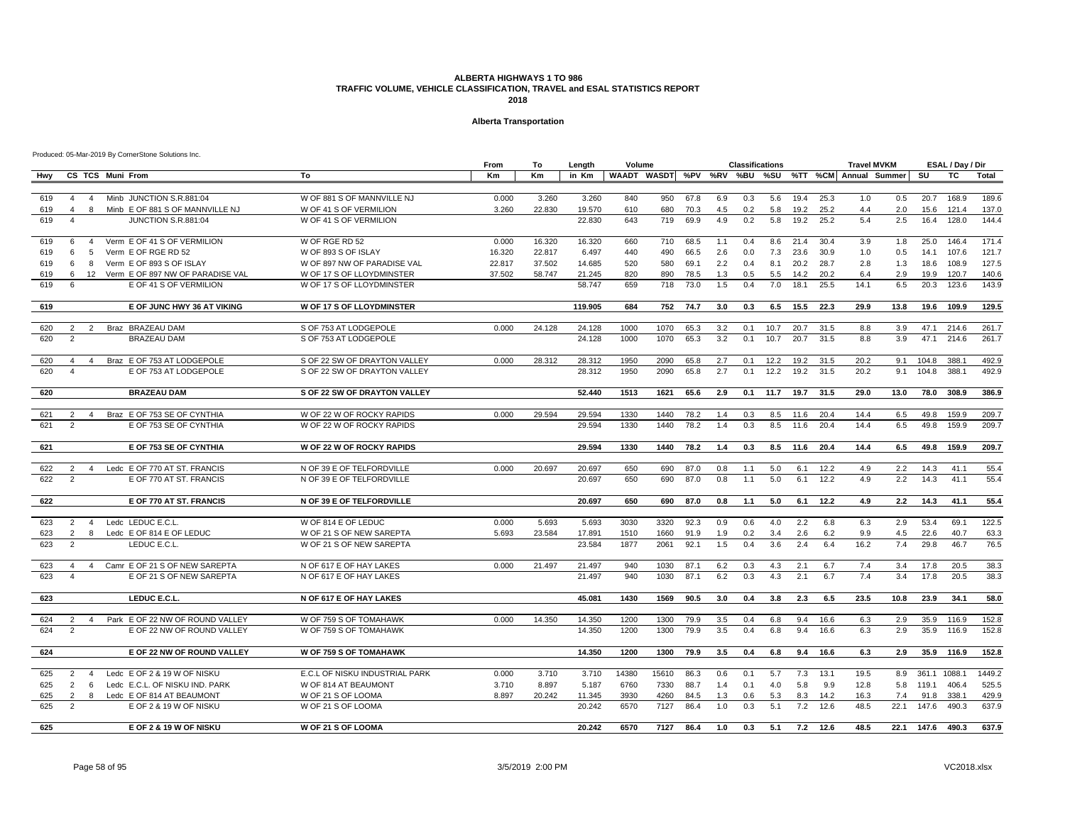# ALBERTA HIGHWAYS 1 TO 986
## TRAFFIC VOLUME, VEHICLE CLASSIFICATION, TRAVEL and ESAL STATISTICS REPORT
## 2018

**Alberta Transportation**

Produced: 05-Mar-2019 By CornerStone Solutions Inc.

| Hwy | CS | TCS | Muni | From | To | From Km | To Km | Length in Km | Volume WAADT | WASDT | %PV | %RV | Classifications %BU | %SU | %TT | %CM | Travel MVKM Annual | Summer | ESAL / Day / Dir SU | TC | Total |
|---|---|---|---|---|---|---|---|---|---|---|---|---|---|---|---|---|---|---|---|---|---|
| 619 | 4 | 4 | Minb | JUNCTION S.R.881:04 | W OF 881 S OF MANNVILLE NJ | 0.000 | 3.260 | 3.260 | 840 | 950 | 67.8 | 6.9 | 0.3 | 5.6 | 19.4 | 25.3 | 1.0 | 0.5 | 20.7 | 168.9 | 189.6 |
| 619 | 4 | 8 | Minb | E OF 881 S OF MANNVILLE NJ | W OF 41 S OF VERMILION | 3.260 | 22.830 | 19.570 | 610 | 680 | 70.3 | 4.5 | 0.2 | 5.8 | 19.2 | 25.2 | 4.4 | 2.0 | 15.6 | 121.4 | 137.0 |
| 619 | 4 | | | JUNCTION S.R.881:04 | W OF 41 S OF VERMILION | | | 22.830 | 643 | 719 | 69.9 | 4.9 | 0.2 | 5.8 | 19.2 | 25.2 | 5.4 | 2.5 | 16.4 | 128.0 | 144.4 |
| 619 | 6 | 4 | Verm | E OF 41 S OF VERMILION | W OF RGE RD 52 | 0.000 | 16.320 | 16.320 | 660 | 710 | 68.5 | 1.1 | 0.4 | 8.6 | 21.4 | 30.4 | 3.9 | 1.8 | 25.0 | 146.4 | 171.4 |
| 619 | 6 | 5 | Verm | E OF RGE RD 52 | W OF 893 S OF ISLAY | 16.320 | 22.817 | 6.497 | 440 | 490 | 66.5 | 2.6 | 0.0 | 7.3 | 23.6 | 30.9 | 1.0 | 0.5 | 14.1 | 107.6 | 121.7 |
| 619 | 6 | 8 | Verm | E OF 893 S OF ISLAY | W OF 897 NW OF PARADISE VAL | 22.817 | 37.502 | 14.685 | 520 | 580 | 69.1 | 2.2 | 0.4 | 8.1 | 20.2 | 28.7 | 2.8 | 1.3 | 18.6 | 108.9 | 127.5 |
| 619 | 6 | 12 | Verm | E OF 897 NW OF PARADISE VAL | W OF 17 S OF LLOYDMINSTER | 37.502 | 58.747 | 21.245 | 820 | 890 | 78.5 | 1.3 | 0.5 | 5.5 | 14.2 | 20.2 | 6.4 | 2.9 | 19.9 | 120.7 | 140.6 |
| 619 | 6 | | | E OF 41 S OF VERMILION | W OF 17 S OF LLOYDMINSTER | | | 58.747 | 659 | 718 | 73.0 | 1.5 | 0.4 | 7.0 | 18.1 | 25.5 | 14.1 | 6.5 | 20.3 | 123.6 | 143.9 |
| **619** | | | | **E OF JUNC HWY 36 AT VIKING** | **W OF 17 S OF LLOYDMINSTER** | | | **119.905** | **684** | **752** | **74.7** | **3.0** | **0.3** | **6.5** | **15.5** | **22.3** | **29.9** | **13.8** | **19.6** | **109.9** | **129.5** |
| 620 | 2 | 2 | Braz | BRAZEAU DAM | S OF 753 AT LODGEPOLE | 0.000 | 24.128 | 24.128 | 1000 | 1070 | 65.3 | 3.2 | 0.1 | 10.7 | 20.7 | 31.5 | 8.8 | 3.9 | 47.1 | 214.6 | 261.7 |
| 620 | 2 | | | BRAZEAU DAM | S OF 753 AT LODGEPOLE | | | 24.128 | 1000 | 1070 | 65.3 | 3.2 | 0.1 | 10.7 | 20.7 | 31.5 | 8.8 | 3.9 | 47.1 | 214.6 | 261.7 |
| 620 | 4 | 4 | Braz | E OF 753 AT LODGEPOLE | S OF 22 SW OF DRAYTON VALLEY | 0.000 | 28.312 | 28.312 | 1950 | 2090 | 65.8 | 2.7 | 0.1 | 12.2 | 19.2 | 31.5 | 20.2 | 9.1 | 104.8 | 388.1 | 492.9 |
| 620 | 4 | | | E OF 753 AT LODGEPOLE | S OF 22 SW OF DRAYTON VALLEY | | | 28.312 | 1950 | 2090 | 65.8 | 2.7 | 0.1 | 12.2 | 19.2 | 31.5 | 20.2 | 9.1 | 104.8 | 388.1 | 492.9 |
| **620** | | | | **BRAZEAU DAM** | **S OF 22 SW OF DRAYTON VALLEY** | | | **52.440** | **1513** | **1621** | **65.6** | **2.9** | **0.1** | **11.7** | **19.7** | **31.5** | **29.0** | **13.0** | **78.0** | **308.9** | **386.9** |
| 621 | 2 | 4 | Braz | E OF 753 SE OF CYNTHIA | W OF 22 W OF ROCKY RAPIDS | 0.000 | 29.594 | 29.594 | 1330 | 1440 | 78.2 | 1.4 | 0.3 | 8.5 | 11.6 | 20.4 | 14.4 | 6.5 | 49.8 | 159.9 | 209.7 |
| 621 | 2 | | | E OF 753 SE OF CYNTHIA | W OF 22 W OF ROCKY RAPIDS | | | 29.594 | 1330 | 1440 | 78.2 | 1.4 | 0.3 | 8.5 | 11.6 | 20.4 | 14.4 | 6.5 | 49.8 | 159.9 | 209.7 |
| **621** | | | | **E OF 753 SE OF CYNTHIA** | **W OF 22 W OF ROCKY RAPIDS** | | | **29.594** | **1330** | **1440** | **78.2** | **1.4** | **0.3** | **8.5** | **11.6** | **20.4** | **14.4** | **6.5** | **49.8** | **159.9** | **209.7** |
| 622 | 2 | 4 | Ledc | E OF 770 AT ST. FRANCIS | N OF 39 E OF TELFORDVILLE | 0.000 | 20.697 | 20.697 | 650 | 690 | 87.0 | 0.8 | 1.1 | 5.0 | 6.1 | 12.2 | 4.9 | 2.2 | 14.3 | 41.1 | 55.4 |
| 622 | 2 | | | E OF 770 AT ST. FRANCIS | N OF 39 E OF TELFORDVILLE | | | 20.697 | 650 | 690 | 87.0 | 0.8 | 1.1 | 5.0 | 6.1 | 12.2 | 4.9 | 2.2 | 14.3 | 41.1 | 55.4 |
| **622** | | | | **E OF 770 AT ST. FRANCIS** | **N OF 39 E OF TELFORDVILLE** | | | **20.697** | **650** | **690** | **87.0** | **0.8** | **1.1** | **5.0** | **6.1** | **12.2** | **4.9** | **2.2** | **14.3** | **41.1** | **55.4** |
| 623 | 2 | 4 | Ledc | LEDUC E.C.L. | W OF 814 E OF LEDUC | 0.000 | 5.693 | 5.693 | 3030 | 3320 | 92.3 | 0.9 | 0.6 | 4.0 | 2.2 | 6.8 | 6.3 | 2.9 | 53.4 | 69.1 | 122.5 |
| 623 | 2 | 8 | Ledc | E OF 814 E OF LEDUC | W OF 21 S OF NEW SAREPTA | 5.693 | 23.584 | 17.891 | 1510 | 1660 | 91.9 | 1.9 | 0.2 | 3.4 | 2.6 | 6.2 | 9.9 | 4.5 | 22.6 | 40.7 | 63.3 |
| 623 | 2 | | | LEDUC E.C.L. | W OF 21 S OF NEW SAREPTA | | | 23.584 | 1877 | 2061 | 92.1 | 1.5 | 0.4 | 3.6 | 2.4 | 6.4 | 16.2 | 7.4 | 29.8 | 46.7 | 76.5 |
| 623 | 4 | 4 | Camr | E OF 21 S OF NEW SAREPTA | N OF 617 E OF HAY LAKES | 0.000 | 21.497 | 21.497 | 940 | 1030 | 87.1 | 6.2 | 0.3 | 4.3 | 2.1 | 6.7 | 7.4 | 3.4 | 17.8 | 20.5 | 38.3 |
| 623 | 4 | | | E OF 21 S OF NEW SAREPTA | N OF 617 E OF HAY LAKES | | | 21.497 | 940 | 1030 | 87.1 | 6.2 | 0.3 | 4.3 | 2.1 | 6.7 | 7.4 | 3.4 | 17.8 | 20.5 | 38.3 |
| **623** | | | | **LEDUC E.C.L.** | **N OF 617 E OF HAY LAKES** | | | **45.081** | **1430** | **1569** | **90.5** | **3.0** | **0.4** | **3.8** | **2.3** | **6.5** | **23.5** | **10.8** | **23.9** | **34.1** | **58.0** |
| 624 | 2 | 4 | Park | E OF 22 NW OF ROUND VALLEY | W OF 759 S OF TOMAHAWK | 0.000 | 14.350 | 14.350 | 1200 | 1300 | 79.9 | 3.5 | 0.4 | 6.8 | 9.4 | 16.6 | 6.3 | 2.9 | 35.9 | 116.9 | 152.8 |
| 624 | 2 | | | E OF 22 NW OF ROUND VALLEY | W OF 759 S OF TOMAHAWK | | | 14.350 | 1200 | 1300 | 79.9 | 3.5 | 0.4 | 6.8 | 9.4 | 16.6 | 6.3 | 2.9 | 35.9 | 116.9 | 152.8 |
| **624** | | | | **E OF 22 NW OF ROUND VALLEY** | **W OF 759 S OF TOMAHAWK** | | | **14.350** | **1200** | **1300** | **79.9** | **3.5** | **0.4** | **6.8** | **9.4** | **16.6** | **6.3** | **2.9** | **35.9** | **116.9** | **152.8** |
| 625 | 2 | 4 | Ledc | E OF 2 & 19 W OF NISKU | E.C.L OF NISKU INDUSTRIAL PARK | 0.000 | 3.710 | 3.710 | 14380 | 15610 | 86.3 | 0.6 | 0.1 | 5.7 | 7.3 | 13.1 | 19.5 | 8.9 | 361.1 | 1088.1 | 1449.2 |
| 625 | 2 | 6 | Ledc | E.C.L. OF NISKU IND. PARK | W OF 814 AT BEAUMONT | 3.710 | 8.897 | 5.187 | 6760 | 7330 | 88.7 | 1.4 | 0.1 | 4.0 | 5.8 | 9.9 | 12.8 | 5.8 | 119.1 | 406.4 | 525.5 |
| 625 | 2 | 8 | Ledc | E OF 814 AT BEAUMONT | W OF 21 S OF LOOMA | 8.897 | 20.242 | 11.345 | 3930 | 4260 | 84.5 | 1.3 | 0.6 | 5.3 | 8.3 | 14.2 | 16.3 | 7.4 | 91.8 | 338.1 | 429.9 |
| 625 | 2 | | | E OF 2 & 19 W OF NISKU | W OF 21 S OF LOOMA | | | 20.242 | 6570 | 7127 | 86.4 | 1.0 | 0.3 | 5.1 | 7.2 | 12.6 | 48.5 | 22.1 | 147.6 | 490.3 | 637.9 |
| **625** | | | | **E OF 2 & 19 W OF NISKU** | **W OF 21 S OF LOOMA** | | | **20.242** | **6570** | **7127** | **86.4** | **1.0** | **0.3** | **5.1** | **7.2** | **12.6** | **48.5** | **22.1** | **147.6** | **490.3** | **637.9** |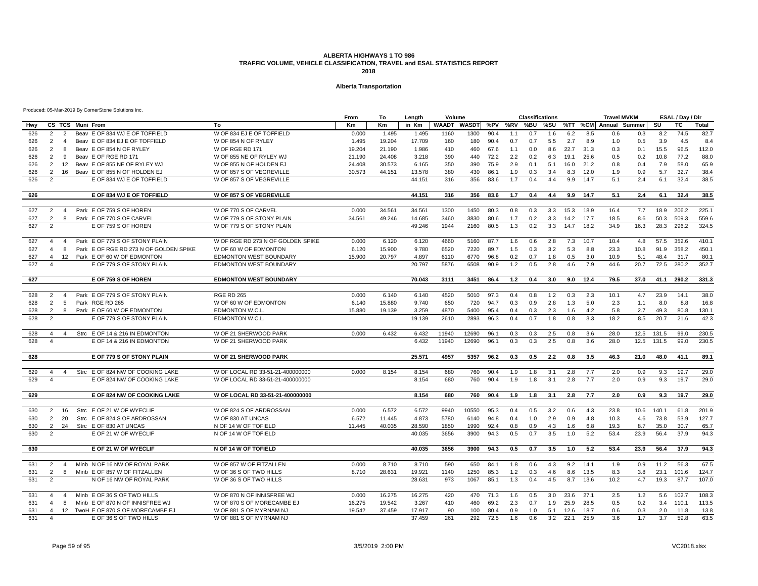# ALBERTA HIGHWAYS 1 TO 986
## TRAFFIC VOLUME, VEHICLE CLASSIFICATION, TRAVEL and ESAL STATISTICS REPORT
## 2018

**Alberta Transportation**

Produced: 05-Mar-2019 By CornerStone Solutions Inc.

| Hwy | CS | TCS | Muni | From | To | From Km | To Km | Length in Km | Volume WAADT | Volume WASDT | %PV | %RV | %BU | %SU | %TT | %CM | Travel MVKM Annual | Travel MVKM Summer | ESAL SU | ESAL TC | ESAL Total |
|---|---|---|---|---|---|---|---|---|---|---|---|---|---|---|---|---|---|---|---|---|---|
| 626 | 2 | 2 | Beav | E OF 834 WJ E OF TOFFIELD | W OF 834 EJ E OF TOFFIELD | 0.000 | 1.495 | 1.495 | 1160 | 1300 | 90.4 | 1.1 | 0.7 | 1.6 | 6.2 | 8.5 | 0.6 | 0.3 | 8.2 | 74.5 | 82.7 |
| 626 | 2 | 4 | Beav | E OF 834 EJ E OF TOFFIELD | W OF 854 N OF RYLEY | 1.495 | 19.204 | 17.709 | 160 | 180 | 90.4 | 0.7 | 0.7 | 5.5 | 2.7 | 8.9 | 1.0 | 0.5 | 3.9 | 4.5 | 8.4 |
| 626 | 2 | 8 | Beav | E OF 854 N OF RYLEY | W OF RGE RD 171 | 19.204 | 21.190 | 1.986 | 410 | 460 | 67.6 | 1.1 | 0.0 | 8.6 | 22.7 | 31.3 | 0.3 | 0.1 | 15.5 | 96.5 | 112.0 |
| 626 | 2 | 9 | Beav | E OF RGE RD 171 | W OF 855 NE OF RYLEY WJ | 21.190 | 24.408 | 3.218 | 390 | 440 | 72.2 | 2.2 | 0.2 | 6.3 | 19.1 | 25.6 | 0.5 | 0.2 | 10.8 | 77.2 | 88.0 |
| 626 | 2 | 12 | Beav | E OF 855 NE OF RYLEY WJ | W OF 855 N OF HOLDEN EJ | 24.408 | 30.573 | 6.165 | 350 | 390 | 75.9 | 2.9 | 0.1 | 5.1 | 16.0 | 21.2 | 0.8 | 0.4 | 7.9 | 58.0 | 65.9 |
| 626 | 2 | 16 | Beav | E OF 855 N OF HOLDEN EJ | W OF 857 S OF VEGREVILLE | 30.573 | 44.151 | 13.578 | 380 | 430 | 86.1 | 1.9 | 0.3 | 3.4 | 8.3 | 12.0 | 1.9 | 0.9 | 5.7 | 32.7 | 38.4 |
| 626 | 2 | | | E OF 834 WJ E OF TOFFIELD | W OF 857 S OF VEGREVILLE | | | 44.151 | 316 | 356 | 83.6 | 1.7 | 0.4 | 4.4 | 9.9 | 14.7 | 5.1 | 2.4 | 6.1 | 32.4 | 38.5 |
| **626** | | | | **E OF 834 WJ E OF TOFFIELD** | **W OF 857 S OF VEGREVILLE** | | | **44.151** | **316** | **356** | **83.6** | **1.7** | **0.4** | **4.4** | **9.9** | **14.7** | **5.1** | **2.4** | **6.1** | **32.4** | **38.5** |
| 627 | 2 | 4 | Park | E OF 759 S OF HOREN | W OF 770 S OF CARVEL | 0.000 | 34.561 | 34.561 | 1300 | 1450 | 80.3 | 0.8 | 0.3 | 3.3 | 15.3 | 18.9 | 16.4 | 7.7 | 18.9 | 206.2 | 225.1 |
| 627 | 2 | 8 | Park | E OF 770 S OF CARVEL | W OF 779 S OF STONY PLAIN | 34.561 | 49.246 | 14.685 | 3460 | 3830 | 80.6 | 1.7 | 0.2 | 3.3 | 14.2 | 17.7 | 18.5 | 8.6 | 50.3 | 509.3 | 559.6 |
| 627 | 2 | | | E OF 759 S OF HOREN | W OF 779 S OF STONY PLAIN | | | 49.246 | 1944 | 2160 | 80.5 | 1.3 | 0.2 | 3.3 | 14.7 | 18.2 | 34.9 | 16.3 | 28.3 | 296.2 | 324.5 |
| 627 | 4 | 4 | Park | E OF 779 S OF STONY PLAIN | W OF RGE RD 273 N OF GOLDEN SPIKE | 0.000 | 6.120 | 6.120 | 4660 | 5160 | 87.7 | 1.6 | 0.6 | 2.8 | 7.3 | 10.7 | 10.4 | 4.8 | 57.5 | 352.6 | 410.1 |
| 627 | 4 | 8 | Park | E OF RGE RD 273 N OF GOLDEN SPIKE | W OF 60 W OF EDMONTON | 6.120 | 15.900 | 9.780 | 6520 | 7220 | 89.7 | 1.5 | 0.3 | 3.2 | 5.3 | 8.8 | 23.3 | 10.8 | 91.9 | 358.2 | 450.1 |
| 627 | 4 | 12 | Park | E OF 60 W OF EDMONTON | EDMONTON WEST BOUNDARY | 15.900 | 20.797 | 4.897 | 6110 | 6770 | 96.8 | 0.2 | 0.7 | 1.8 | 0.5 | 3.0 | 10.9 | 5.1 | 48.4 | 31.7 | 80.1 |
| 627 | 4 | | | E OF 779 S OF STONY PLAIN | EDMONTON WEST BOUNDARY | | | 20.797 | 5876 | 6508 | 90.9 | 1.2 | 0.5 | 2.8 | 4.6 | 7.9 | 44.6 | 20.7 | 72.5 | 280.2 | 352.7 |
| **627** | | | | **E OF 759 S OF HOREN** | **EDMONTON WEST BOUNDARY** | | | **70.043** | **3111** | **3451** | **86.4** | **1.2** | **0.4** | **3.0** | **9.0** | **12.4** | **79.5** | **37.0** | **41.1** | **290.2** | **331.3** |
| 628 | 2 | 4 | Park | E OF 779 S OF STONY PLAIN | RGE RD 265 | 0.000 | 6.140 | 6.140 | 4520 | 5010 | 97.3 | 0.4 | 0.8 | 1.2 | 0.3 | 2.3 | 10.1 | 4.7 | 23.9 | 14.1 | 38.0 |
| 628 | 2 | 5 | Park | RGE RD 265 | W OF 60 W OF EDMONTON | 6.140 | 15.880 | 9.740 | 650 | 720 | 94.7 | 0.3 | 0.9 | 2.8 | 1.3 | 5.0 | 2.3 | 1.1 | 8.0 | 8.8 | 16.8 |
| 628 | 2 | 8 | Park | E OF 60 W OF EDMONTON | EDMONTON W.C.L. | 15.880 | 19.139 | 3.259 | 4870 | 5400 | 95.4 | 0.4 | 0.3 | 2.3 | 1.6 | 4.2 | 5.8 | 2.7 | 49.3 | 80.8 | 130.1 |
| 628 | 2 | | | E OF 779 S OF STONY PLAIN | EDMONTON W.C.L. | | | 19.139 | 2610 | 2893 | 96.3 | 0.4 | 0.7 | 1.8 | 0.8 | 3.3 | 18.2 | 8.5 | 20.7 | 21.6 | 42.3 |
| 628 | 4 | 4 | Strc | E OF 14 & 216 IN EDMONTON | W OF 21 SHERWOOD PARK | 0.000 | 6.432 | 6.432 | 11940 | 12690 | 96.1 | 0.3 | 0.3 | 2.5 | 0.8 | 3.6 | 28.0 | 12.5 | 131.5 | 99.0 | 230.5 |
| 628 | 4 | | | E OF 14 & 216 IN EDMONTON | W OF 21 SHERWOOD PARK | | | 6.432 | 11940 | 12690 | 96.1 | 0.3 | 0.3 | 2.5 | 0.8 | 3.6 | 28.0 | 12.5 | 131.5 | 99.0 | 230.5 |
| **628** | | | | **E OF 779 S OF STONY PLAIN** | **W OF 21 SHERWOOD PARK** | | | **25.571** | **4957** | **5357** | **96.2** | **0.3** | **0.5** | **2.2** | **0.8** | **3.5** | **46.3** | **21.0** | **48.0** | **41.1** | **89.1** |
| 629 | 4 | 4 | Strc | E OF 824 NW OF COOKING LAKE | W OF LOCAL RD 33-51-21-400000000 | 0.000 | 8.154 | 8.154 | 680 | 760 | 90.4 | 1.9 | 1.8 | 3.1 | 2.8 | 7.7 | 2.0 | 0.9 | 9.3 | 19.7 | 29.0 |
| 629 | 4 | | | E OF 824 NW OF COOKING LAKE | W OF LOCAL RD 33-51-21-400000000 | | | 8.154 | 680 | 760 | 90.4 | 1.9 | 1.8 | 3.1 | 2.8 | 7.7 | 2.0 | 0.9 | 9.3 | 19.7 | 29.0 |
| **629** | | | | **E OF 824 NW OF COOKING LAKE** | **W OF LOCAL RD 33-51-21-400000000** | | | **8.154** | **680** | **760** | **90.4** | **1.9** | **1.8** | **3.1** | **2.8** | **7.7** | **2.0** | **0.9** | **9.3** | **19.7** | **29.0** |
| 630 | 2 | 16 | Strc | E OF 21 W OF WYECLIF | W OF 824 S OF ARDROSSAN | 0.000 | 6.572 | 6.572 | 9940 | 10550 | 95.3 | 0.4 | 0.5 | 3.2 | 0.6 | 4.3 | 23.8 | 10.6 | 140.1 | 61.8 | 201.9 |
| 630 | 2 | 20 | Strc | E OF 824 S OF ARDROSSAN | W OF 830 AT UNCAS | 6.572 | 11.445 | 4.873 | 5780 | 6140 | 94.8 | 0.4 | 1.0 | 2.9 | 0.9 | 4.8 | 10.3 | 4.6 | 73.8 | 53.9 | 127.7 |
| 630 | 2 | 24 | Strc | E OF 830 AT UNCAS | N OF 14 W OF TOFIELD | 11.445 | 40.035 | 28.590 | 1850 | 1990 | 92.4 | 0.8 | 0.9 | 4.3 | 1.6 | 6.8 | 19.3 | 8.7 | 35.0 | 30.7 | 65.7 |
| 630 | 2 | | | E OF 21 W OF WYECLIF | N OF 14 W OF TOFIELD | | | 40.035 | 3656 | 3900 | 94.3 | 0.5 | 0.7 | 3.5 | 1.0 | 5.2 | 53.4 | 23.9 | 56.4 | 37.9 | 94.3 |
| **630** | | | | **E OF 21 W OF WYECLIF** | **N OF 14 W OF TOFIELD** | | | **40.035** | **3656** | **3900** | **94.3** | **0.5** | **0.7** | **3.5** | **1.0** | **5.2** | **53.4** | **23.9** | **56.4** | **37.9** | **94.3** |
| 631 | 2 | 4 | Minb | N OF 16 NW OF ROYAL PARK | W OF 857 W OF FITZALLEN | 0.000 | 8.710 | 8.710 | 590 | 650 | 84.1 | 1.8 | 0.6 | 4.3 | 9.2 | 14.1 | 1.9 | 0.9 | 11.2 | 56.3 | 67.5 |
| 631 | 2 | 8 | Minb | E OF 857 W OF FITZALLEN | W OF 36 S OF TWO HILLS | 8.710 | 28.631 | 19.921 | 1140 | 1250 | 85.3 | 1.2 | 0.3 | 4.6 | 8.6 | 13.5 | 8.3 | 3.8 | 23.1 | 101.6 | 124.7 |
| 631 | 2 | | | N OF 16 NW OF ROYAL PARK | W OF 36 S OF TWO HILLS | | | 28.631 | 973 | 1067 | 85.1 | 1.3 | 0.4 | 4.5 | 8.7 | 13.6 | 10.2 | 4.7 | 19.3 | 87.7 | 107.0 |
| 631 | 4 | 4 | Minb | E OF 36 S OF TWO HILLS | W OF 870 N OF INNISFREE WJ | 0.000 | 16.275 | 16.275 | 420 | 470 | 71.3 | 1.6 | 0.5 | 3.0 | 23.6 | 27.1 | 2.5 | 1.2 | 5.6 | 102.7 | 108.3 |
| 631 | 4 | 8 | Minb | E OF 870 N OF INNISFREE WJ | W OF 870 S OF MORECAMBE EJ | 16.275 | 19.542 | 3.267 | 410 | 460 | 69.2 | 2.3 | 0.7 | 1.9 | 25.9 | 28.5 | 0.5 | 0.2 | 3.4 | 110.1 | 113.5 |
| 631 | 4 | 12 | TwoH | E OF 870 S OF MORECAMBE EJ | W OF 881 S OF MYRNAM NJ | 19.542 | 37.459 | 17.917 | 90 | 100 | 80.4 | 0.9 | 1.0 | 5.1 | 12.6 | 18.7 | 0.6 | 0.3 | 2.0 | 11.8 | 13.8 |
| 631 | 4 | | | E OF 36 S OF TWO HILLS | W OF 881 S OF MYRNAM NJ | | | 37.459 | 261 | 292 | 72.5 | 1.6 | 0.6 | 3.2 | 22.1 | 25.9 | 3.6 | 1.7 | 3.7 | 59.8 | 63.5 |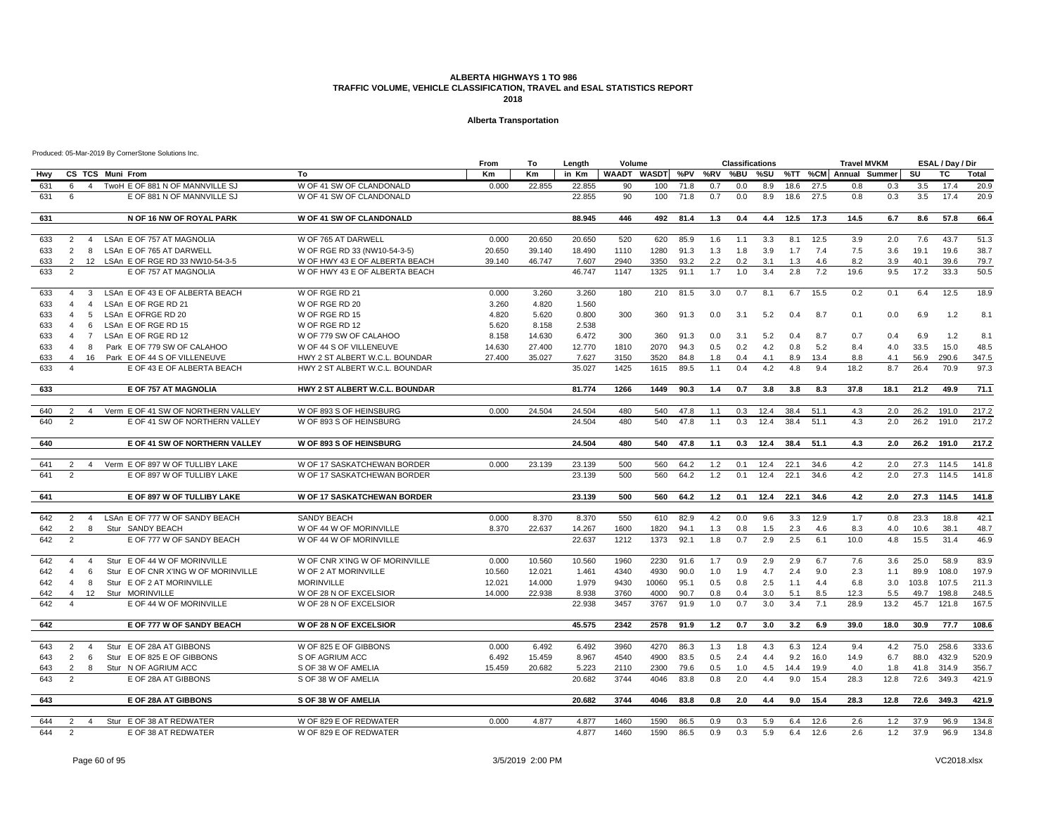# ALBERTA HIGHWAYS 1 TO 986
## TRAFFIC VOLUME, VEHICLE CLASSIFICATION, TRAVEL and ESAL STATISTICS REPORT
## 2018

**Alberta Transportation**

Produced: 05-Mar-2019 By CornerStone Solutions Inc.

| Hwy | CS | TCS | Muni | From | To | From Km | To Km | Length in Km | Volume WAADT | Volume WASDT | %PV | %RV | %BU | %SU | %TT | %CM | Travel MVKM Annual | Travel MVKM Summer | ESAL SU | ESAL TC | ESAL Total |
|---|---|---|---|---|---|---|---|---|---|---|---|---|---|---|---|---|---|---|---|---|---|
| 631 | 6 | 4 | TwoH | E OF 881 N OF MANNVILLE SJ | W OF 41 SW OF CLANDONALD | 0.000 | 22.855 | 22.855 | 90 | 100 | 71.8 | 0.7 | 0.0 | 8.9 | 18.6 | 27.5 | 0.8 | 0.3 | 3.5 | 17.4 | 20.9 |
| 631 | 6 | | | E OF 881 N OF MANNVILLE SJ | W OF 41 SW OF CLANDONALD | | | 22.855 | 90 | 100 | 71.8 | 0.7 | 0.0 | 8.9 | 18.6 | 27.5 | 0.8 | 0.3 | 3.5 | 17.4 | 20.9 |
| **631** | | | | **N OF 16 NW OF ROYAL PARK** | **W OF 41 SW OF CLANDONALD** | | | **88.945** | **446** | **492** | **81.4** | **1.3** | **0.4** | **4.4** | **12.5** | **17.3** | **14.5** | **6.7** | **8.6** | **57.8** | **66.4** |
| 633 | 2 | 4 | LSAn | E OF 757 AT MAGNOLIA | W OF 765 AT DARWELL | 0.000 | 20.650 | 20.650 | 520 | 620 | 85.9 | 1.6 | 1.1 | 3.3 | 8.1 | 12.5 | 3.9 | 2.0 | 7.6 | 43.7 | 51.3 |
| 633 | 2 | 8 | LSAn | E OF 765 AT DARWELL | W OF RGE RD 33 (NW10-54-3-5) | 20.650 | 39.140 | 18.490 | 1110 | 1280 | 91.3 | 1.3 | 1.8 | 3.9 | 1.7 | 7.4 | 7.5 | 3.6 | 19.1 | 19.6 | 38.7 |
| 633 | 2 | 12 | LSAn | E OF RGE RD 33 NW10-54-3-5 | W OF HWY 43 E OF ALBERTA BEACH | 39.140 | 46.747 | 7.607 | 2940 | 3350 | 93.2 | 2.2 | 0.2 | 3.1 | 1.3 | 4.6 | 8.2 | 3.9 | 40.1 | 39.6 | 79.7 |
| 633 | 2 | | | E OF 757 AT MAGNOLIA | W OF HWY 43 E OF ALBERTA BEACH | | | 46.747 | 1147 | 1325 | 91.1 | 1.7 | 1.0 | 3.4 | 2.8 | 7.2 | 19.6 | 9.5 | 17.2 | 33.3 | 50.5 |
| 633 | 4 | 3 | LSAn | E OF 43 E OF ALBERTA BEACH | W OF RGE RD 21 | 0.000 | 3.260 | 3.260 | 180 | 210 | 81.5 | 3.0 | 0.7 | 8.1 | 6.7 | 15.5 | 0.2 | 0.1 | 6.4 | 12.5 | 18.9 |
| 633 | 4 | 4 | LSAn | E OF RGE RD 21 | W OF RGE RD 20 | 3.260 | 4.820 | 1.560 | | | | | | | | | | | | | |
| 633 | 4 | 5 | LSAn | E OFRGE RD 20 | W OF RGE RD 15 | 4.820 | 5.620 | 0.800 | 300 | 360 | 91.3 | 0.0 | 3.1 | 5.2 | 0.4 | 8.7 | 0.1 | 0.0 | 6.9 | 1.2 | 8.1 |
| 633 | 4 | 6 | LSAn | E OF RGE RD 15 | W OF RGE RD 12 | 5.620 | 8.158 | 2.538 | | | | | | | | | | | | | |
| 633 | 4 | 7 | LSAn | E OF RGE RD 12 | W OF 779 SW OF CALAHOO | 8.158 | 14.630 | 6.472 | 300 | 360 | 91.3 | 0.0 | 3.1 | 5.2 | 0.4 | 8.7 | 0.7 | 0.4 | 6.9 | 1.2 | 8.1 |
| 633 | 4 | 8 | Park | E OF 779 SW OF CALAHOO | W OF 44 S OF VILLENEUVE | 14.630 | 27.400 | 12.770 | 1810 | 2070 | 94.3 | 0.5 | 0.2 | 4.2 | 0.8 | 5.2 | 8.4 | 4.0 | 33.5 | 15.0 | 48.5 |
| 633 | 4 | 16 | Park | E OF 44 S OF VILLENEUVE | HWY 2 ST ALBERT W.C.L. BOUNDAR | 27.400 | 35.027 | 7.627 | 3150 | 3520 | 84.8 | 1.8 | 0.4 | 4.1 | 8.9 | 13.4 | 8.8 | 4.1 | 56.9 | 290.6 | 347.5 |
| 633 | 4 | | | E OF 43 E OF ALBERTA BEACH | HWY 2 ST ALBERT W.C.L. BOUNDAR | | | 35.027 | 1425 | 1615 | 89.5 | 1.1 | 0.4 | 4.2 | 4.8 | 9.4 | 18.2 | 8.7 | 26.4 | 70.9 | 97.3 |
| **633** | | | | **E OF 757 AT MAGNOLIA** | **HWY 2 ST ALBERT W.C.L. BOUNDAR** | | | **81.774** | **1266** | **1449** | **90.3** | **1.4** | **0.7** | **3.8** | **3.8** | **8.3** | **37.8** | **18.1** | **21.2** | **49.9** | **71.1** |
| 640 | 2 | 4 | Verm | E OF 41 SW OF NORTHERN VALLEY | W OF 893 S OF HEINSBURG | 0.000 | 24.504 | 24.504 | 480 | 540 | 47.8 | 1.1 | 0.3 | 12.4 | 38.4 | 51.1 | 4.3 | 2.0 | 26.2 | 191.0 | 217.2 |
| 640 | 2 | | | E OF 41 SW OF NORTHERN VALLEY | W OF 893 S OF HEINSBURG | | | 24.504 | 480 | 540 | 47.8 | 1.1 | 0.3 | 12.4 | 38.4 | 51.1 | 4.3 | 2.0 | 26.2 | 191.0 | 217.2 |
| **640** | | | | **E OF 41 SW OF NORTHERN VALLEY** | **W OF 893 S OF HEINSBURG** | | | **24.504** | **480** | **540** | **47.8** | **1.1** | **0.3** | **12.4** | **38.4** | **51.1** | **4.3** | **2.0** | **26.2** | **191.0** | **217.2** |
| 641 | 2 | 4 | Verm | E OF 897 W OF TULLIBY LAKE | W OF 17 SASKATCHEWAN BORDER | 0.000 | 23.139 | 23.139 | 500 | 560 | 64.2 | 1.2 | 0.1 | 12.4 | 22.1 | 34.6 | 4.2 | 2.0 | 27.3 | 114.5 | 141.8 |
| 641 | 2 | | | E OF 897 W OF TULLIBY LAKE | W OF 17 SASKATCHEWAN BORDER | | | 23.139 | 500 | 560 | 64.2 | 1.2 | 0.1 | 12.4 | 22.1 | 34.6 | 4.2 | 2.0 | 27.3 | 114.5 | 141.8 |
| **641** | | | | **E OF 897 W OF TULLIBY LAKE** | **W OF 17 SASKATCHEWAN BORDER** | | | **23.139** | **500** | **560** | **64.2** | **1.2** | **0.1** | **12.4** | **22.1** | **34.6** | **4.2** | **2.0** | **27.3** | **114.5** | **141.8** |
| 642 | 2 | 4 | LSAn | E OF 777 W OF SANDY BEACH | SANDY BEACH | 0.000 | 8.370 | 8.370 | 550 | 610 | 82.9 | 4.2 | 0.0 | 9.6 | 3.3 | 12.9 | 1.7 | 0.8 | 23.3 | 18.8 | 42.1 |
| 642 | 2 | 8 | Stur | SANDY BEACH | W OF 44 W OF MORINVILLE | 8.370 | 22.637 | 14.267 | 1600 | 1820 | 94.1 | 1.3 | 0.8 | 1.5 | 2.3 | 4.6 | 8.3 | 4.0 | 10.6 | 38.1 | 48.7 |
| 642 | 2 | | | E OF 777 W OF SANDY BEACH | W OF 44 W OF MORINVILLE | | | 22.637 | 1212 | 1373 | 92.1 | 1.8 | 0.7 | 2.9 | 2.5 | 6.1 | 10.0 | 4.8 | 15.5 | 31.4 | 46.9 |
| 642 | 4 | 4 | Stur | E OF 44 W OF MORINVILLE | W OF CNR X'ING W OF MORINVILLE | 0.000 | 10.560 | 10.560 | 1960 | 2230 | 91.6 | 1.7 | 0.9 | 2.9 | 2.9 | 6.7 | 7.6 | 3.6 | 25.0 | 58.9 | 83.9 |
| 642 | 4 | 6 | Stur | E OF CNR X'ING W OF MORINVILLE | W OF 2 AT MORINVILLE | 10.560 | 12.021 | 1.461 | 4340 | 4930 | 90.0 | 1.0 | 1.9 | 4.7 | 2.4 | 9.0 | 2.3 | 1.1 | 89.9 | 108.0 | 197.9 |
| 642 | 4 | 8 | Stur | E OF 2 AT MORINVILLE | MORINVILLE | 12.021 | 14.000 | 1.979 | 9430 | 10060 | 95.1 | 0.5 | 0.8 | 2.5 | 1.1 | 4.4 | 6.8 | 3.0 | 103.8 | 107.5 | 211.3 |
| 642 | 4 | 12 | Stur | MORINVILLE | W OF 28 N OF EXCELSIOR | 14.000 | 22.938 | 8.938 | 3760 | 4000 | 90.7 | 0.8 | 0.4 | 3.0 | 5.1 | 8.5 | 12.3 | 5.5 | 49.7 | 198.8 | 248.5 |
| 642 | 4 | | | E OF 44 W OF MORINVILLE | W OF 28 N OF EXCELSIOR | | | 22.938 | 3457 | 3767 | 91.9 | 1.0 | 0.7 | 3.0 | 3.4 | 7.1 | 28.9 | 13.2 | 45.7 | 121.8 | 167.5 |
| **642** | | | | **E OF 777 W OF SANDY BEACH** | **W OF 28 N OF EXCELSIOR** | | | **45.575** | **2342** | **2578** | **91.9** | **1.2** | **0.7** | **3.0** | **3.2** | **6.9** | **39.0** | **18.0** | **30.9** | **77.7** | **108.6** |
| 643 | 2 | 4 | Stur | E OF 28A AT GIBBONS | W OF 825 E OF GIBBONS | 0.000 | 6.492 | 6.492 | 3960 | 4270 | 86.3 | 1.3 | 1.8 | 4.3 | 6.3 | 12.4 | 9.4 | 4.2 | 75.0 | 258.6 | 333.6 |
| 643 | 2 | 6 | Stur | E OF 825 E OF GIBBONS | S OF AGRIUM ACC | 6.492 | 15.459 | 8.967 | 4540 | 4900 | 83.5 | 0.5 | 2.4 | 4.4 | 9.2 | 16.0 | 14.9 | 6.7 | 88.0 | 432.9 | 520.9 |
| 643 | 2 | 8 | Stur | N OF AGRIUM ACC | S OF 38 W OF AMELIA | 15.459 | 20.682 | 5.223 | 2110 | 2300 | 79.6 | 0.5 | 1.0 | 4.5 | 14.4 | 19.9 | 4.0 | 1.8 | 41.8 | 314.9 | 356.7 |
| 643 | 2 | | | E OF 28A AT GIBBONS | S OF 38 W OF AMELIA | | | 20.682 | 3744 | 4046 | 83.8 | 0.8 | 2.0 | 4.4 | 9.0 | 15.4 | 28.3 | 12.8 | 72.6 | 349.3 | 421.9 |
| **643** | | | | **E OF 28A AT GIBBONS** | **S OF 38 W OF AMELIA** | | | **20.682** | **3744** | **4046** | **83.8** | **0.8** | **2.0** | **4.4** | **9.0** | **15.4** | **28.3** | **12.8** | **72.6** | **349.3** | **421.9** |
| 644 | 2 | 4 | Stur | E OF 38 AT REDWATER | W OF 829 E OF REDWATER | 0.000 | 4.877 | 4.877 | 1460 | 1590 | 86.5 | 0.9 | 0.3 | 5.9 | 6.4 | 12.6 | 2.6 | 1.2 | 37.9 | 96.9 | 134.8 |
| 644 | 2 | | | E OF 38 AT REDWATER | W OF 829 E OF REDWATER | | | 4.877 | 1460 | 1590 | 86.5 | 0.9 | 0.3 | 5.9 | 6.4 | 12.6 | 2.6 | 1.2 | 37.9 | 96.9 | 134.8 |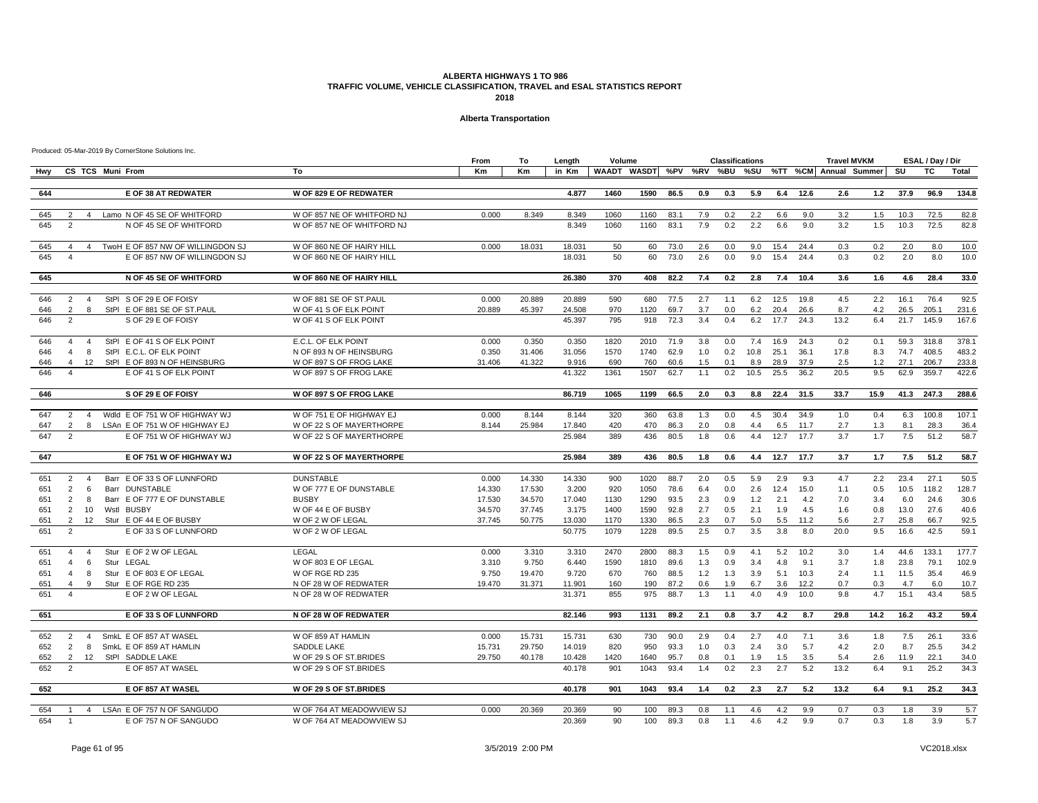# ALBERTA HIGHWAYS 1 TO 986
## TRAFFIC VOLUME, VEHICLE CLASSIFICATION, TRAVEL and ESAL STATISTICS REPORT
## 2018

**Alberta Transportation**

Produced: 05-Mar-2019 By CornerStone Solutions Inc.

| Hwy | CS | TCS | Muni | From | To | From Km | To Km | Length in Km | Volume WAADT | Volume WASDT | %PV | %RV | %BU | %SU | %TT | %CM | Travel MVKM Annual | Travel MVKM Summer | ESAL / Day / Dir SU | ESAL / Day / Dir TC | ESAL / Day / Dir Total |
|---|---|---|---|---|---|---|---|---|---|---|---|---|---|---|---|---|---|---|---|---|---|
| **644** | | | | **E OF 38 AT REDWATER** | **W OF 829 E OF REDWATER** | | | **4.877** | **1460** | **1590** | **86.5** | **0.9** | **0.3** | **5.9** | **6.4** | **12.6** | **2.6** | **1.2** | **37.9** | **96.9** | **134.8** |
| 645 | 2 | 4 | Lamo | N OF 45 SE OF WHITFORD | W OF 857 NE OF WHITFORD NJ | 0.000 | 8.349 | 8.349 | 1060 | 1160 | 83.1 | 7.9 | 0.2 | 2.2 | 6.6 | 9.0 | 3.2 | 1.5 | 10.3 | 72.5 | 82.8 |
| 645 | 2 | | | N OF 45 SE OF WHITFORD | W OF 857 NE OF WHITFORD NJ | | | 8.349 | 1060 | 1160 | 83.1 | 7.9 | 0.2 | 2.2 | 6.6 | 9.0 | 3.2 | 1.5 | 10.3 | 72.5 | 82.8 |
| 645 | 4 | 4 | TwoH | E OF 857 NW OF WILLINGDON SJ | W OF 860 NE OF HAIRY HILL | 0.000 | 18.031 | 18.031 | 50 | 60 | 73.0 | 2.6 | 0.0 | 9.0 | 15.4 | 24.4 | 0.3 | 0.2 | 2.0 | 8.0 | 10.0 |
| 645 | 4 | | | E OF 857 NW OF WILLINGDON SJ | W OF 860 NE OF HAIRY HILL | | | 18.031 | 50 | 60 | 73.0 | 2.6 | 0.0 | 9.0 | 15.4 | 24.4 | 0.3 | 0.2 | 2.0 | 8.0 | 10.0 |
| **645** | | | | **N OF 45 SE OF WHITFORD** | **W OF 860 NE OF HAIRY HILL** | | | **26.380** | **370** | **408** | **82.2** | **7.4** | **0.2** | **2.8** | **7.4** | **10.4** | **3.6** | **1.6** | **4.6** | **28.4** | **33.0** |
| 646 | 2 | 4 | StPl | S OF 29 E OF FOISY | W OF 881 SE OF ST.PAUL | 0.000 | 20.889 | 20.889 | 590 | 680 | 77.5 | 2.7 | 1.1 | 6.2 | 12.5 | 19.8 | 4.5 | 2.2 | 16.1 | 76.4 | 92.5 |
| 646 | 2 | 8 | StPl | E OF 881 SE OF ST.PAUL | W OF 41 S OF ELK POINT | 20.889 | 45.397 | 24.508 | 970 | 1120 | 69.7 | 3.7 | 0.0 | 6.2 | 20.4 | 26.6 | 8.7 | 4.2 | 26.5 | 205.1 | 231.6 |
| 646 | 2 | | | S OF 29 E OF FOISY | W OF 41 S OF ELK POINT | | | 45.397 | 795 | 918 | 72.3 | 3.4 | 0.4 | 6.2 | 17.7 | 24.3 | 13.2 | 6.4 | 21.7 | 145.9 | 167.6 |
| 646 | 4 | 4 | StPl | E OF 41 S OF ELK POINT | E.C.L. OF ELK POINT | 0.000 | 0.350 | 0.350 | 1820 | 2010 | 71.9 | 3.8 | 0.0 | 7.4 | 16.9 | 24.3 | 0.2 | 0.1 | 59.3 | 318.8 | 378.1 |
| 646 | 4 | 8 | StPl | E.C.L. OF ELK POINT | N OF 893 N OF HEINSBURG | 0.350 | 31.406 | 31.056 | 1570 | 1740 | 62.9 | 1.0 | 0.2 | 10.8 | 25.1 | 36.1 | 17.8 | 8.3 | 74.7 | 408.5 | 483.2 |
| 646 | 4 | 12 | StPl | E OF 893 N OF HEINSBURG | W OF 897 S OF FROG LAKE | 31.406 | 41.322 | 9.916 | 690 | 760 | 60.6 | 1.5 | 0.1 | 8.9 | 28.9 | 37.9 | 2.5 | 1.2 | 27.1 | 206.7 | 233.8 |
| 646 | 4 | | | E OF 41 S OF ELK POINT | W OF 897 S OF FROG LAKE | | | 41.322 | 1361 | 1507 | 62.7 | 1.1 | 0.2 | 10.5 | 25.5 | 36.2 | 20.5 | 9.5 | 62.9 | 359.7 | 422.6 |
| **646** | | | | **S OF 29 E OF FOISY** | **W OF 897 S OF FROG LAKE** | | | **86.719** | **1065** | **1199** | **66.5** | **2.0** | **0.3** | **8.8** | **22.4** | **31.5** | **33.7** | **15.9** | **41.3** | **247.3** | **288.6** |
| 647 | 2 | 4 | Wdld | E OF 751 W OF HIGHWAY WJ | W OF 751 E OF HIGHWAY EJ | 0.000 | 8.144 | 8.144 | 320 | 360 | 63.8 | 1.3 | 0.0 | 4.5 | 30.4 | 34.9 | 1.0 | 0.4 | 6.3 | 100.8 | 107.1 |
| 647 | 2 | 8 | LSAn | E OF 751 W OF HIGHWAY EJ | W OF 22 S OF MAYERTHORPE | 8.144 | 25.984 | 17.840 | 420 | 470 | 86.3 | 2.0 | 0.8 | 4.4 | 6.5 | 11.7 | 2.7 | 1.3 | 8.1 | 28.3 | 36.4 |
| 647 | 2 | | | E OF 751 W OF HIGHWAY WJ | W OF 22 S OF MAYERTHORPE | | | 25.984 | 389 | 436 | 80.5 | 1.8 | 0.6 | 4.4 | 12.7 | 17.7 | 3.7 | 1.7 | 7.5 | 51.2 | 58.7 |
| **647** | | | | **E OF 751 W OF HIGHWAY WJ** | **W OF 22 S OF MAYERTHORPE** | | | **25.984** | **389** | **436** | **80.5** | **1.8** | **0.6** | **4.4** | **12.7** | **17.7** | **3.7** | **1.7** | **7.5** | **51.2** | **58.7** |
| 651 | 2 | 4 | Barr | E OF 33 S OF LUNNFORD | DUNSTABLE | 0.000 | 14.330 | 14.330 | 900 | 1020 | 88.7 | 2.0 | 0.5 | 5.9 | 2.9 | 9.3 | 4.7 | 2.2 | 23.4 | 27.1 | 50.5 |
| 651 | 2 | 6 | Barr | DUNSTABLE | W OF 777 E OF DUNSTABLE | 14.330 | 17.530 | 3.200 | 920 | 1050 | 78.6 | 6.4 | 0.0 | 2.6 | 12.4 | 15.0 | 1.1 | 0.5 | 10.5 | 118.2 | 128.7 |
| 651 | 2 | 8 | Barr | E OF 777 E OF DUNSTABLE | BUSBY | 17.530 | 34.570 | 17.040 | 1130 | 1290 | 93.5 | 2.3 | 0.9 | 1.2 | 2.1 | 4.2 | 7.0 | 3.4 | 6.0 | 24.6 | 30.6 |
| 651 | 2 | 10 | Wstl | BUSBY | W OF 44 E OF BUSBY | 34.570 | 37.745 | 3.175 | 1400 | 1590 | 92.8 | 2.7 | 0.5 | 2.1 | 1.9 | 4.5 | 1.6 | 0.8 | 13.0 | 27.6 | 40.6 |
| 651 | 2 | 12 | Stur | E OF 44 E OF BUSBY | W OF 2 W OF LEGAL | 37.745 | 50.775 | 13.030 | 1170 | 1330 | 86.5 | 2.3 | 0.7 | 5.0 | 5.5 | 11.2 | 5.6 | 2.7 | 25.8 | 66.7 | 92.5 |
| 651 | 2 | | | E OF 33 S OF LUNNFORD | W OF 2 W OF LEGAL | | | 50.775 | 1079 | 1228 | 89.5 | 2.5 | 0.7 | 3.5 | 3.8 | 8.0 | 20.0 | 9.5 | 16.6 | 42.5 | 59.1 |
| 651 | 4 | 4 | Stur | E OF 2 W OF LEGAL | LEGAL | 0.000 | 3.310 | 3.310 | 2470 | 2800 | 88.3 | 1.5 | 0.9 | 4.1 | 5.2 | 10.2 | 3.0 | 1.4 | 44.6 | 133.1 | 177.7 |
| 651 | 4 | 6 | Stur | LEGAL | W OF 803 E OF LEGAL | 3.310 | 9.750 | 6.440 | 1590 | 1810 | 89.6 | 1.3 | 0.9 | 3.4 | 4.8 | 9.1 | 3.7 | 1.8 | 23.8 | 79.1 | 102.9 |
| 651 | 4 | 8 | Stur | E OF 803 E OF LEGAL | W OF RGE RD 235 | 9.750 | 19.470 | 9.720 | 670 | 760 | 88.5 | 1.2 | 1.3 | 3.9 | 5.1 | 10.3 | 2.4 | 1.1 | 11.5 | 35.4 | 46.9 |
| 651 | 4 | 9 | Stur | E OF RGE RD 235 | N OF 28 W OF REDWATER | 19.470 | 31.371 | 11.901 | 160 | 190 | 87.2 | 0.6 | 1.9 | 6.7 | 3.6 | 12.2 | 0.7 | 0.3 | 4.7 | 6.0 | 10.7 |
| 651 | 4 | | | E OF 2 W OF LEGAL | N OF 28 W OF REDWATER | | | 31.371 | 855 | 975 | 88.7 | 1.3 | 1.1 | 4.0 | 4.9 | 10.0 | 9.8 | 4.7 | 15.1 | 43.4 | 58.5 |
| **651** | | | | **E OF 33 S OF LUNNFORD** | **N OF 28 W OF REDWATER** | | | **82.146** | **993** | **1131** | **89.2** | **2.1** | **0.8** | **3.7** | **4.2** | **8.7** | **29.8** | **14.2** | **16.2** | **43.2** | **59.4** |
| 652 | 2 | 4 | SmkL | E OF 857 AT WASEL | W OF 859 AT HAMLIN | 0.000 | 15.731 | 15.731 | 630 | 730 | 90.0 | 2.9 | 0.4 | 2.7 | 4.0 | 7.1 | 3.6 | 1.8 | 7.5 | 26.1 | 33.6 |
| 652 | 2 | 8 | SmkL | E OF 859 AT HAMLIN | SADDLE LAKE | 15.731 | 29.750 | 14.019 | 820 | 950 | 93.3 | 1.0 | 0.3 | 2.4 | 3.0 | 5.7 | 4.2 | 2.0 | 8.7 | 25.5 | 34.2 |
| 652 | 2 | 12 | StPl | SADDLE LAKE | W OF 29 S OF ST.BRIDES | 29.750 | 40.178 | 10.428 | 1420 | 1640 | 95.7 | 0.8 | 0.1 | 1.9 | 1.5 | 3.5 | 5.4 | 2.6 | 11.9 | 22.1 | 34.0 |
| 652 | 2 | | | E OF 857 AT WASEL | W OF 29 S OF ST.BRIDES | | | 40.178 | 901 | 1043 | 93.4 | 1.4 | 0.2 | 2.3 | 2.7 | 5.2 | 13.2 | 6.4 | 9.1 | 25.2 | 34.3 |
| **652** | | | | **E OF 857 AT WASEL** | **W OF 29 S OF ST.BRIDES** | | | **40.178** | **901** | **1043** | **93.4** | **1.4** | **0.2** | **2.3** | **2.7** | **5.2** | **13.2** | **6.4** | **9.1** | **25.2** | **34.3** |
| 654 | 1 | 4 | LSAn | E OF 757 N OF SANGUDO | W OF 764 AT MEADOWVIEW SJ | 0.000 | 20.369 | 20.369 | 90 | 100 | 89.3 | 0.8 | 1.1 | 4.6 | 4.2 | 9.9 | 0.7 | 0.3 | 1.8 | 3.9 | 5.7 |
| 654 | 1 | | | E OF 757 N OF SANGUDO | W OF 764 AT MEADOWVIEW SJ | | | 20.369 | 90 | 100 | 89.3 | 0.8 | 1.1 | 4.6 | 4.2 | 9.9 | 0.7 | 0.3 | 1.8 | 3.9 | 5.7 |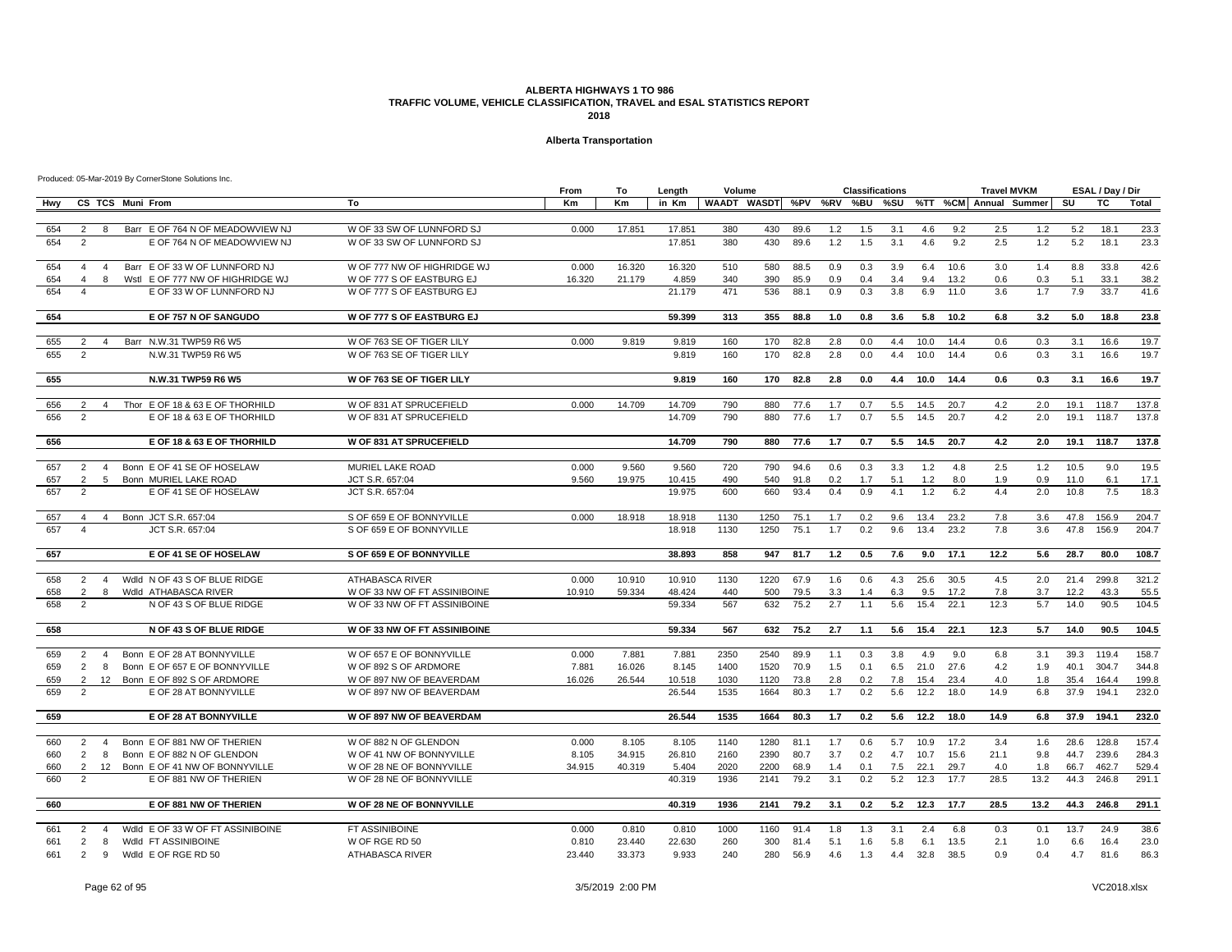# ALBERTA HIGHWAYS 1 TO 986
## TRAFFIC VOLUME, VEHICLE CLASSIFICATION, TRAVEL and ESAL STATISTICS REPORT
## 2018

**Alberta Transportation**

Produced: 05-Mar-2019 By CornerStone Solutions Inc.

| Hwy | CS | TCS | Muni | From | To | From Km | To Km | Length in Km | Volume WAADT | Volume WASDT | %PV | %RV | %BU | %SU | %TT | %CM | Travel MVKM Annual | Travel MVKM Summer | ESAL SU | ESAL TC | ESAL Total |
|---|---|---|---|---|---|---|---|---|---|---|---|---|---|---|---|---|---|---|---|---|---|
| 654 | 2 | 8 | Barr | E OF 764 N OF MEADOWVIEW NJ | W OF 33 SW OF LUNNFORD SJ | 0.000 | 17.851 | 17.851 | 380 | 430 | 89.6 | 1.2 | 1.5 | 3.1 | 4.6 | 9.2 | 2.5 | 1.2 | 5.2 | 18.1 | 23.3 |
| 654 | 2 | | | E OF 764 N OF MEADOWVIEW NJ | W OF 33 SW OF LUNNFORD SJ | | | 17.851 | 380 | 430 | 89.6 | 1.2 | 1.5 | 3.1 | 4.6 | 9.2 | 2.5 | 1.2 | 5.2 | 18.1 | 23.3 |
| 654 | 4 | 4 | Barr | E OF 33 W OF LUNNFORD NJ | W OF 777 NW OF HIGHRIDGE WJ | 0.000 | 16.320 | 16.320 | 510 | 580 | 88.5 | 0.9 | 0.3 | 3.9 | 6.4 | 10.6 | 3.0 | 1.4 | 8.8 | 33.8 | 42.6 |
| 654 | 4 | 8 | Wstl | E OF 777 NW OF HIGHRIDGE WJ | W OF 777 S OF EASTBURG EJ | 16.320 | 21.179 | 4.859 | 340 | 390 | 85.9 | 0.9 | 0.4 | 3.4 | 9.4 | 13.2 | 0.6 | 0.3 | 5.1 | 33.1 | 38.2 |
| 654 | 4 | | | E OF 33 W OF LUNNFORD NJ | W OF 777 S OF EASTBURG EJ | | | 21.179 | 471 | 536 | 88.1 | 0.9 | 0.3 | 3.8 | 6.9 | 11.0 | 3.6 | 1.7 | 7.9 | 33.7 | 41.6 |
| **654** | | | | **E OF 757 N OF SANGUDO** | **W OF 777 S OF EASTBURG EJ** | | | **59.399** | **313** | **355** | **88.8** | **1.0** | **0.8** | **3.6** | **5.8** | **10.2** | **6.8** | **3.2** | **5.0** | **18.8** | **23.8** |
| 655 | 2 | 4 | Barr | N.W.31 TWP59 R6 W5 | W OF 763 SE OF TIGER LILY | 0.000 | 9.819 | 9.819 | 160 | 170 | 82.8 | 2.8 | 0.0 | 4.4 | 10.0 | 14.4 | 0.6 | 0.3 | 3.1 | 16.6 | 19.7 |
| 655 | 2 | | | N.W.31 TWP59 R6 W5 | W OF 763 SE OF TIGER LILY | | | 9.819 | 160 | 170 | 82.8 | 2.8 | 0.0 | 4.4 | 10.0 | 14.4 | 0.6 | 0.3 | 3.1 | 16.6 | 19.7 |
| **655** | | | | **N.W.31 TWP59 R6 W5** | **W OF 763 SE OF TIGER LILY** | | | **9.819** | **160** | **170** | **82.8** | **2.8** | **0.0** | **4.4** | **10.0** | **14.4** | **0.6** | **0.3** | **3.1** | **16.6** | **19.7** |
| 656 | 2 | 4 | Thor | E OF 18 & 63 E OF THORHILD | W OF 831 AT SPRUCEFIELD | 0.000 | 14.709 | 14.709 | 790 | 880 | 77.6 | 1.7 | 0.7 | 5.5 | 14.5 | 20.7 | 4.2 | 2.0 | 19.1 | 118.7 | 137.8 |
| 656 | 2 | | | E OF 18 & 63 E OF THORHILD | W OF 831 AT SPRUCEFIELD | | | 14.709 | 790 | 880 | 77.6 | 1.7 | 0.7 | 5.5 | 14.5 | 20.7 | 4.2 | 2.0 | 19.1 | 118.7 | 137.8 |
| **656** | | | | **E OF 18 & 63 E OF THORHILD** | **W OF 831 AT SPRUCEFIELD** | | | **14.709** | **790** | **880** | **77.6** | **1.7** | **0.7** | **5.5** | **14.5** | **20.7** | **4.2** | **2.0** | **19.1** | **118.7** | **137.8** |
| 657 | 2 | 4 | Bonn | E OF 41 SE OF HOSELAW | MURIEL LAKE ROAD | 0.000 | 9.560 | 9.560 | 720 | 790 | 94.6 | 0.6 | 0.3 | 3.3 | 1.2 | 4.8 | 2.5 | 1.2 | 10.5 | 9.0 | 19.5 |
| 657 | 2 | 5 | Bonn | MURIEL LAKE ROAD | JCT S.R. 657:04 | 9.560 | 19.975 | 10.415 | 490 | 540 | 91.8 | 0.2 | 1.7 | 5.1 | 1.2 | 8.0 | 1.9 | 0.9 | 11.0 | 6.1 | 17.1 |
| 657 | 2 | | | E OF 41 SE OF HOSELAW | JCT S.R. 657:04 | | | 19.975 | 600 | 660 | 93.4 | 0.4 | 0.9 | 4.1 | 1.2 | 6.2 | 4.4 | 2.0 | 10.8 | 7.5 | 18.3 |
| 657 | 4 | 4 | Bonn | JCT S.R. 657:04 | S OF 659 E OF BONNYVILLE | 0.000 | 18.918 | 18.918 | 1130 | 1250 | 75.1 | 1.7 | 0.2 | 9.6 | 13.4 | 23.2 | 7.8 | 3.6 | 47.8 | 156.9 | 204.7 |
| 657 | 4 | | | JCT S.R. 657:04 | S OF 659 E OF BONNYVILLE | | | 18.918 | 1130 | 1250 | 75.1 | 1.7 | 0.2 | 9.6 | 13.4 | 23.2 | 7.8 | 3.6 | 47.8 | 156.9 | 204.7 |
| **657** | | | | **E OF 41 SE OF HOSELAW** | **S OF 659 E OF BONNYVILLE** | | | **38.893** | **858** | **947** | **81.7** | **1.2** | **0.5** | **7.6** | **9.0** | **17.1** | **12.2** | **5.6** | **28.7** | **80.0** | **108.7** |
| 658 | 2 | 4 | Wdld | N OF 43 S OF BLUE RIDGE | ATHABASCA RIVER | 0.000 | 10.910 | 10.910 | 1130 | 1220 | 67.9 | 1.6 | 0.6 | 4.3 | 25.6 | 30.5 | 4.5 | 2.0 | 21.4 | 299.8 | 321.2 |
| 658 | 2 | 8 | Wdld | ATHABASCA RIVER | W OF 33 NW OF FT ASSINIBOINE | 10.910 | 59.334 | 48.424 | 440 | 500 | 79.5 | 3.3 | 1.4 | 6.3 | 9.5 | 17.2 | 7.8 | 3.7 | 12.2 | 43.3 | 55.5 |
| 658 | 2 | | | N OF 43 S OF BLUE RIDGE | W OF 33 NW OF FT ASSINIBOINE | | | 59.334 | 567 | 632 | 75.2 | 2.7 | 1.1 | 5.6 | 15.4 | 22.1 | 12.3 | 5.7 | 14.0 | 90.5 | 104.5 |
| **658** | | | | **N OF 43 S OF BLUE RIDGE** | **W OF 33 NW OF FT ASSINIBOINE** | | | **59.334** | **567** | **632** | **75.2** | **2.7** | **1.1** | **5.6** | **15.4** | **22.1** | **12.3** | **5.7** | **14.0** | **90.5** | **104.5** |
| 659 | 2 | 4 | Bonn | E OF 28 AT BONNYVILLE | W OF 657 E OF BONNYVILLE | 0.000 | 7.881 | 7.881 | 2350 | 2540 | 89.9 | 1.1 | 0.3 | 3.8 | 4.9 | 9.0 | 6.8 | 3.1 | 39.3 | 119.4 | 158.7 |
| 659 | 2 | 8 | Bonn | E OF 657 E OF BONNYVILLE | W OF 892 S OF ARDMORE | 7.881 | 16.026 | 8.145 | 1400 | 1520 | 70.9 | 1.5 | 0.1 | 6.5 | 21.0 | 27.6 | 4.2 | 1.9 | 40.1 | 304.7 | 344.8 |
| 659 | 2 | 12 | Bonn | E OF 892 S OF ARDMORE | W OF 897 NW OF BEAVERDAM | 16.026 | 26.544 | 10.518 | 1030 | 1120 | 73.8 | 2.8 | 0.2 | 7.8 | 15.4 | 23.4 | 4.0 | 1.8 | 35.4 | 164.4 | 199.8 |
| 659 | 2 | | | E OF 28 AT BONNYVILLE | W OF 897 NW OF BEAVERDAM | | | 26.544 | 1535 | 1664 | 80.3 | 1.7 | 0.2 | 5.6 | 12.2 | 18.0 | 14.9 | 6.8 | 37.9 | 194.1 | 232.0 |
| **659** | | | | **E OF 28 AT BONNYVILLE** | **W OF 897 NW OF BEAVERDAM** | | | **26.544** | **1535** | **1664** | **80.3** | **1.7** | **0.2** | **5.6** | **12.2** | **18.0** | **14.9** | **6.8** | **37.9** | **194.1** | **232.0** |
| 660 | 2 | 4 | Bonn | E OF 881 NW OF THERIEN | W OF 882 N OF GLENDON | 0.000 | 8.105 | 8.105 | 1140 | 1280 | 81.1 | 1.7 | 0.6 | 5.7 | 10.9 | 17.2 | 3.4 | 1.6 | 28.6 | 128.8 | 157.4 |
| 660 | 2 | 8 | Bonn | E OF 882 N OF GLENDON | W OF 41 NW OF BONNYVILLE | 8.105 | 34.915 | 26.810 | 2160 | 2390 | 80.7 | 3.7 | 0.2 | 4.7 | 10.7 | 15.6 | 21.1 | 9.8 | 44.7 | 239.6 | 284.3 |
| 660 | 2 | 12 | Bonn | E OF 41 NW OF BONNYVILLE | W OF 28 NE OF BONNYVILLE | 34.915 | 40.319 | 5.404 | 2020 | 2200 | 68.9 | 1.4 | 0.1 | 7.5 | 22.1 | 29.7 | 4.0 | 1.8 | 66.7 | 462.7 | 529.4 |
| 660 | 2 | | | E OF 881 NW OF THERIEN | W OF 28 NE OF BONNYVILLE | | | 40.319 | 1936 | 2141 | 79.2 | 3.1 | 0.2 | 5.2 | 12.3 | 17.7 | 28.5 | 13.2 | 44.3 | 246.8 | 291.1 |
| **660** | | | | **E OF 881 NW OF THERIEN** | **W OF 28 NE OF BONNYVILLE** | | | **40.319** | **1936** | **2141** | **79.2** | **3.1** | **0.2** | **5.2** | **12.3** | **17.7** | **28.5** | **13.2** | **44.3** | **246.8** | **291.1** |
| 661 | 2 | 4 | Wdld | E OF 33 W OF FT ASSINIBOINE | FT ASSINIBOINE | 0.000 | 0.810 | 0.810 | 1000 | 1160 | 91.4 | 1.8 | 1.3 | 3.1 | 2.4 | 6.8 | 0.3 | 0.1 | 13.7 | 24.9 | 38.6 |
| 661 | 2 | 8 | Wdld | FT ASSINIBOINE | W OF RGE RD 50 | 0.810 | 23.440 | 22.630 | 260 | 300 | 81.4 | 5.1 | 1.6 | 5.8 | 6.1 | 13.5 | 2.1 | 1.0 | 6.6 | 16.4 | 23.0 |
| 661 | 2 | 9 | Wdld | E OF RGE RD 50 | ATHABASCA RIVER | 23.440 | 33.373 | 9.933 | 240 | 280 | 56.9 | 4.6 | 1.3 | 4.4 | 32.8 | 38.5 | 0.9 | 0.4 | 4.7 | 81.6 | 86.3 |

3/5/2019 2:00 PM VC2018.xlsx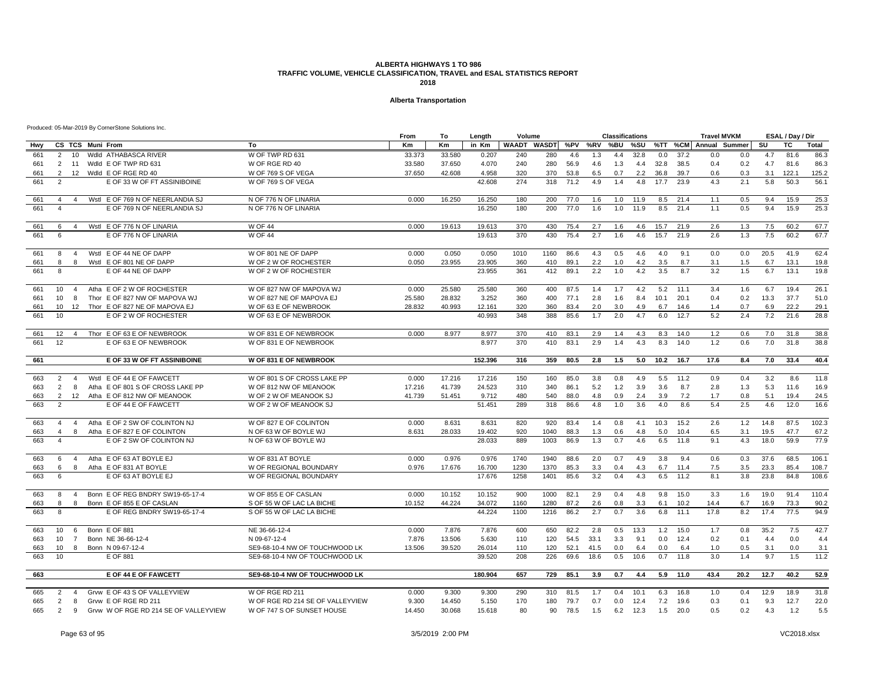# ALBERTA HIGHWAYS 1 TO 986
## TRAFFIC VOLUME, VEHICLE CLASSIFICATION, TRAVEL and ESAL STATISTICS REPORT
## 2018

### Alberta Transportation

Produced: 05-Mar-2019 By CornerStone Solutions Inc.

| Hwy | CS | TCS | Muni | From | To | From Km | To Km | Length in Km | Volume WAADT | Volume WASDT | %PV | %RV | %BU | %SU | %TT | %CM | Travel MVKM Annual | Travel MVKM Summer | ESAL / Day / Dir SU | ESAL / Day / Dir TC | ESAL / Day / Dir Total |
|---|---|---|---|---|---|---|---|---|---|---|---|---|---|---|---|---|---|---|---|---|---|
| 661 | 2 | 10 | Wdld | ATHABASCA RIVER | W OF TWP RD 631 | 33.373 | 33.580 | 0.207 | 240 | 280 | 4.6 | 1.3 | 4.4 | 32.8 | 0.0 | 37.2 | 0.0 | 0.0 | 4.7 | 81.6 | 86.3 |
| 661 | 2 | 11 | Wdld | E OF TWP RD 631 | W OF RGE RD 40 | 33.580 | 37.650 | 4.070 | 240 | 280 | 56.9 | 4.6 | 1.3 | 4.4 | 32.8 | 38.5 | 0.4 | 0.2 | 4.7 | 81.6 | 86.3 |
| 661 | 2 | 12 | Wdld | E OF RGE RD 40 | W OF 769 S OF VEGA | 37.650 | 42.608 | 4.958 | 320 | 370 | 53.8 | 6.5 | 0.7 | 2.2 | 36.8 | 39.7 | 0.6 | 0.3 | 3.1 | 122.1 | 125.2 |
| 661 | 2 | | | E OF 33 W OF FT ASSINIBOINE | W OF 769 S OF VEGA | | | 42.608 | 274 | 318 | 71.2 | 4.9 | 1.4 | 4.8 | 17.7 | 23.9 | 4.3 | 2.1 | 5.8 | 50.3 | 56.1 |
| 661 | 4 | 4 | Wstl | E OF 769 N OF NEERLANDIA SJ | N OF 776 N OF LINARIA | 0.000 | 16.250 | 16.250 | 180 | 200 | 77.0 | 1.6 | 1.0 | 11.9 | 8.5 | 21.4 | 1.1 | 0.5 | 9.4 | 15.9 | 25.3 |
| 661 | 4 | | | E OF 769 N OF NEERLANDIA SJ | N OF 776 N OF LINARIA | | | 16.250 | 180 | 200 | 77.0 | 1.6 | 1.0 | 11.9 | 8.5 | 21.4 | 1.1 | 0.5 | 9.4 | 15.9 | 25.3 |
| 661 | 6 | 4 | Wstl | E OF 776 N OF LINARIA | W OF 44 | 0.000 | 19.613 | 19.613 | 370 | 430 | 75.4 | 2.7 | 1.6 | 4.6 | 15.7 | 21.9 | 2.6 | 1.3 | 7.5 | 60.2 | 67.7 |
| 661 | 6 | | | E OF 776 N OF LINARIA | W OF 44 | | | 19.613 | 370 | 430 | 75.4 | 2.7 | 1.6 | 4.6 | 15.7 | 21.9 | 2.6 | 1.3 | 7.5 | 60.2 | 67.7 |
| 661 | 8 | 4 | Wstl | E OF 44 NE OF DAPP | W OF 801 NE OF DAPP | 0.000 | 0.050 | 0.050 | 1010 | 1160 | 86.6 | 4.3 | 0.5 | 4.6 | 4.0 | 9.1 | 0.0 | 0.0 | 20.5 | 41.9 | 62.4 |
| 661 | 8 | 8 | Wstl | E OF 801 NE OF DAPP | W OF 2 W OF ROCHESTER | 0.050 | 23.955 | 23.905 | 360 | 410 | 89.1 | 2.2 | 1.0 | 4.2 | 3.5 | 8.7 | 3.1 | 1.5 | 6.7 | 13.1 | 19.8 |
| 661 | 8 | | | E OF 44 NE OF DAPP | W OF 2 W OF ROCHESTER | | | 23.955 | 361 | 412 | 89.1 | 2.2 | 1.0 | 4.2 | 3.5 | 8.7 | 3.2 | 1.5 | 6.7 | 13.1 | 19.8 |
| 661 | 10 | 4 | Atha | E OF 2 W OF ROCHESTER | W OF 827 NW OF MAPOVA WJ | 0.000 | 25.580 | 25.580 | 360 | 400 | 87.5 | 1.4 | 1.7 | 4.2 | 5.2 | 11.1 | 3.4 | 1.6 | 6.7 | 19.4 | 26.1 |
| 661 | 10 | 8 | Thor | E OF 827 NW OF MAPOVA WJ | W OF 827 NE OF MAPOVA EJ | 25.580 | 28.832 | 3.252 | 360 | 400 | 77.1 | 2.8 | 1.6 | 8.4 | 10.1 | 20.1 | 0.4 | 0.2 | 13.3 | 37.7 | 51.0 |
| 661 | 10 | 12 | Thor | E OF 827 NE OF MAPOVA EJ | W OF 63 E OF NEWBROOK | 28.832 | 40.993 | 12.161 | 320 | 360 | 83.4 | 2.0 | 3.0 | 4.9 | 6.7 | 14.6 | 1.4 | 0.7 | 6.9 | 22.2 | 29.1 |
| 661 | 10 | | | E OF 2 W OF ROCHESTER | W OF 63 E OF NEWBROOK | | | 40.993 | 348 | 388 | 85.6 | 1.7 | 2.0 | 4.7 | 6.0 | 12.7 | 5.2 | 2.4 | 7.2 | 21.6 | 28.8 |
| 661 | 12 | 4 | Thor | E OF 63 E OF NEWBROOK | W OF 831 E OF NEWBROOK | 0.000 | 8.977 | 8.977 | 370 | 410 | 83.1 | 2.9 | 1.4 | 4.3 | 8.3 | 14.0 | 1.2 | 0.6 | 7.0 | 31.8 | 38.8 |
| 661 | 12 | | | E OF 63 E OF NEWBROOK | W OF 831 E OF NEWBROOK | | | 8.977 | 370 | 410 | 83.1 | 2.9 | 1.4 | 4.3 | 8.3 | 14.0 | 1.2 | 0.6 | 7.0 | 31.8 | 38.8 |
| **661** | | | | **E OF 33 W OF FT ASSINIBOINE** | **W OF 831 E OF NEWBROOK** | | | **152.396** | **316** | **359** | **80.5** | **2.8** | **1.5** | **5.0** | **10.2** | **16.7** | **17.6** | **8.4** | **7.0** | **33.4** | **40.4** |
| 663 | 2 | 4 | Wstl | E OF 44 E OF FAWCETT | W OF 801 S OF CROSS LAKE PP | 0.000 | 17.216 | 17.216 | 150 | 160 | 85.0 | 3.8 | 0.8 | 4.9 | 5.5 | 11.2 | 0.9 | 0.4 | 3.2 | 8.6 | 11.8 |
| 663 | 2 | 8 | Atha | E OF 801 S OF CROSS LAKE PP | W OF 812 NW OF MEANOOK | 17.216 | 41.739 | 24.523 | 310 | 340 | 86.1 | 5.2 | 1.2 | 3.9 | 3.6 | 8.7 | 2.8 | 1.3 | 5.3 | 11.6 | 16.9 |
| 663 | 2 | 12 | Atha | E OF 812 NW OF MEANOOK | W OF 2 W OF MEANOOK SJ | 41.739 | 51.451 | 9.712 | 480 | 540 | 88.0 | 4.8 | 0.9 | 2.4 | 3.9 | 7.2 | 1.7 | 0.8 | 5.1 | 19.4 | 24.5 |
| 663 | 2 | | | E OF 44 E OF FAWCETT | W OF 2 W OF MEANOOK SJ | | | 51.451 | 289 | 318 | 86.6 | 4.8 | 1.0 | 3.6 | 4.0 | 8.6 | 5.4 | 2.5 | 4.6 | 12.0 | 16.6 |
| 663 | 4 | 4 | Atha | E OF 2 SW OF COLINTON NJ | W OF 827 E OF COLINTON | 0.000 | 8.631 | 8.631 | 820 | 920 | 83.4 | 1.4 | 0.8 | 4.1 | 10.3 | 15.2 | 2.6 | 1.2 | 14.8 | 87.5 | 102.3 |
| 663 | 4 | 8 | Atha | E OF 827 E OF COLINTON | N OF 63 W OF BOYLE WJ | 8.631 | 28.033 | 19.402 | 920 | 1040 | 88.3 | 1.3 | 0.6 | 4.8 | 5.0 | 10.4 | 6.5 | 3.1 | 19.5 | 47.7 | 67.2 |
| 663 | 4 | | | E OF 2 SW OF COLINTON NJ | N OF 63 W OF BOYLE WJ | | | 28.033 | 889 | 1003 | 86.9 | 1.3 | 0.7 | 4.6 | 6.5 | 11.8 | 9.1 | 4.3 | 18.0 | 59.9 | 77.9 |
| 663 | 6 | 4 | Atha | E OF 63 AT BOYLE EJ | W OF 831 AT BOYLE | 0.000 | 0.976 | 0.976 | 1740 | 1940 | 88.6 | 2.0 | 0.7 | 4.9 | 3.8 | 9.4 | 0.6 | 0.3 | 37.6 | 68.5 | 106.1 |
| 663 | 6 | 8 | Atha | E OF 831 AT BOYLE | W OF REGIONAL BOUNDARY | 0.976 | 17.676 | 16.700 | 1230 | 1370 | 85.3 | 3.3 | 0.4 | 4.3 | 6.7 | 11.4 | 7.5 | 3.5 | 23.3 | 85.4 | 108.7 |
| 663 | 6 | | | E OF 63 AT BOYLE EJ | W OF REGIONAL BOUNDARY | | | 17.676 | 1258 | 1401 | 85.6 | 3.2 | 0.4 | 4.3 | 6.5 | 11.2 | 8.1 | 3.8 | 23.8 | 84.8 | 108.6 |
| 663 | 8 | 4 | Bonn | E OF REG BNDRY SW19-65-17-4 | W OF 855 E OF CASLAN | 0.000 | 10.152 | 10.152 | 900 | 1000 | 82.1 | 2.9 | 0.4 | 4.8 | 9.8 | 15.0 | 3.3 | 1.6 | 19.0 | 91.4 | 110.4 |
| 663 | 8 | 8 | Bonn | E OF 855 E OF CASLAN | S OF 55 W OF LAC LA BICHE | 10.152 | 44.224 | 34.072 | 1160 | 1280 | 87.2 | 2.6 | 0.8 | 3.3 | 6.1 | 10.2 | 14.4 | 6.7 | 16.9 | 73.3 | 90.2 |
| 663 | 8 | | | E OF REG BNDRY SW19-65-17-4 | S OF 55 W OF LAC LA BICHE | | | 44.224 | 1100 | 1216 | 86.2 | 2.7 | 0.7 | 3.6 | 6.8 | 11.1 | 17.8 | 8.2 | 17.4 | 77.5 | 94.9 |
| 663 | 10 | 6 | Bonn | E OF 881 | NE 36-66-12-4 | 0.000 | 7.876 | 7.876 | 600 | 650 | 82.2 | 2.8 | 0.5 | 13.3 | 1.2 | 15.0 | 1.7 | 0.8 | 35.2 | 7.5 | 42.7 |
| 663 | 10 | 7 | Bonn | NE 36-66-12-4 | N 09-67-12-4 | 7.876 | 13.506 | 5.630 | 110 | 120 | 54.5 | 33.1 | 3.3 | 9.1 | 0.0 | 12.4 | 0.2 | 0.1 | 4.4 | 0.0 | 4.4 |
| 663 | 10 | 8 | Bonn | N 09-67-12-4 | SE9-68-10-4 NW OF TOUCHWOOD LK | 13.506 | 39.520 | 26.014 | 110 | 120 | 52.1 | 41.5 | 0.0 | 6.4 | 0.0 | 6.4 | 1.0 | 0.5 | 3.1 | 0.0 | 3.1 |
| 663 | 10 | | | E OF 881 | SE9-68-10-4 NW OF TOUCHWOOD LK | | | 39.520 | 208 | 226 | 69.6 | 18.6 | 0.5 | 10.6 | 0.7 | 11.8 | 3.0 | 1.4 | 9.7 | 1.5 | 11.2 |
| **663** | | | | **E OF 44 E OF FAWCETT** | **SE9-68-10-4 NW OF TOUCHWOOD LK** | | | **180.904** | **657** | **729** | **85.1** | **3.9** | **0.7** | **4.4** | **5.9** | **11.0** | **43.4** | **20.2** | **12.7** | **40.2** | **52.9** |
| 665 | 2 | 4 | Grvw | E OF 43 S OF VALLEYVIEW | W OF RGE RD 211 | 0.000 | 9.300 | 9.300 | 290 | 310 | 81.5 | 1.7 | 0.4 | 10.1 | 6.3 | 16.8 | 1.0 | 0.4 | 12.9 | 18.9 | 31.8 |
| 665 | 2 | 8 | Grvw | E OF RGE RD 211 | W OF RGE RD 214 SE OF VALLEYVIEW | 9.300 | 14.450 | 5.150 | 170 | 180 | 79.7 | 0.7 | 0.0 | 12.4 | 7.2 | 19.6 | 0.3 | 0.1 | 9.3 | 12.7 | 22.0 |
| 665 | 2 | 9 | Grvw | W OF RGE RD 214 SE OF VALLEYVIEW | W OF 747 S OF SUNSET HOUSE | 14.450 | 30.068 | 15.618 | 80 | 90 | 78.5 | 1.5 | 6.2 | 12.3 | 1.5 | 20.0 | 0.5 | 0.2 | 4.3 | 1.2 | 5.5 |

3/5/2019 2:00 PM VC2018.xlsx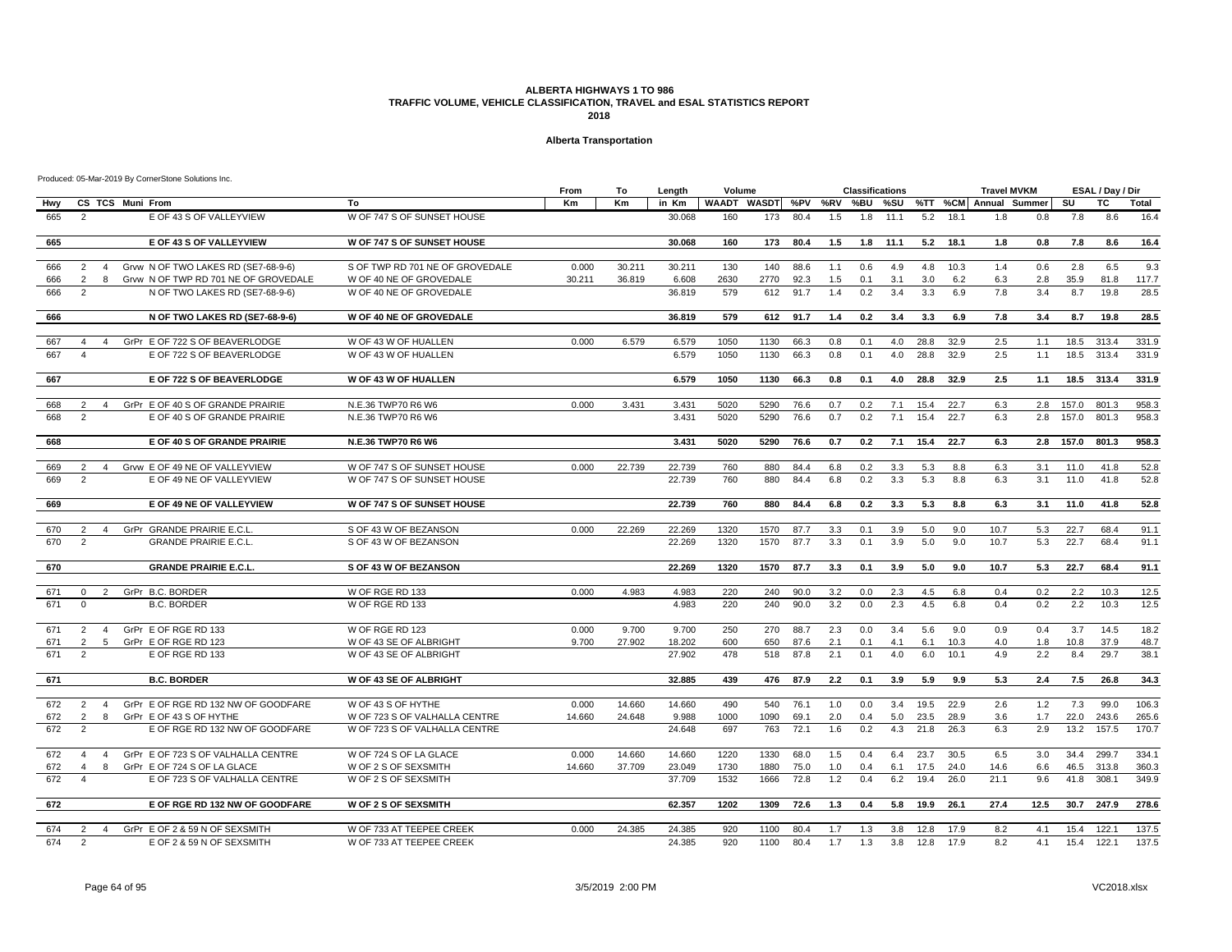# ALBERTA HIGHWAYS 1 TO 986
## TRAFFIC VOLUME, VEHICLE CLASSIFICATION, TRAVEL and ESAL STATISTICS REPORT
## 2018

**Alberta Transportation**

Produced: 05-Mar-2019 By CornerStone Solutions Inc.

| Hwy | CS | TCS | Muni | From | To | From Km | To Km | Length in Km | Volume WAADT | Volume WASDT | %PV | %RV | %BU | %SU | %TT | %CM | Travel MVKM Annual | Travel MVKM Summer | ESAL / Day / Dir SU | ESAL / Day / Dir TC | ESAL / Day / Dir Total |
|---|---|---|---|---|---|---|---|---|---|---|---|---|---|---|---|---|---|---|---|---|---|
| 665 | 2 | | | E OF 43 S OF VALLEYVIEW | W OF 747 S OF SUNSET HOUSE | | | 30.068 | 160 | 173 | 80.4 | 1.5 | 1.8 | 11.1 | 5.2 | 18.1 | 1.8 | 0.8 | 7.8 | 8.6 | 16.4 |
| **665** | | | | **E OF 43 S OF VALLEYVIEW** | **W OF 747 S OF SUNSET HOUSE** | | | **30.068** | **160** | **173** | **80.4** | **1.5** | **1.8** | **11.1** | **5.2** | **18.1** | **1.8** | **0.8** | **7.8** | **8.6** | **16.4** |
| 666 | 2 | 4 | Grvw | N OF TWO LAKES RD (SE7-68-9-6) | S OF TWP RD 701 NE OF GROVEDALE | 0.000 | 30.211 | 30.211 | 130 | 140 | 88.6 | 1.1 | 0.6 | 4.9 | 4.8 | 10.3 | 1.4 | 0.6 | 2.8 | 6.5 | 9.3 |
| 666 | 2 | 8 | Grvw | N OF TWP RD 701 NE OF GROVEDALE | W OF 40 NE OF GROVEDALE | 30.211 | 36.819 | 6.608 | 2630 | 2770 | 92.3 | 1.5 | 0.1 | 3.1 | 3.0 | 6.2 | 6.3 | 2.8 | 35.9 | 81.8 | 117.7 |
| 666 | 2 | | | N OF TWO LAKES RD (SE7-68-9-6) | W OF 40 NE OF GROVEDALE | | | 36.819 | 579 | 612 | 91.7 | 1.4 | 0.2 | 3.4 | 3.3 | 6.9 | 7.8 | 3.4 | 8.7 | 19.8 | 28.5 |
| **666** | | | | **N OF TWO LAKES RD (SE7-68-9-6)** | **W OF 40 NE OF GROVEDALE** | | | **36.819** | **579** | **612** | **91.7** | **1.4** | **0.2** | **3.4** | **3.3** | **6.9** | **7.8** | **3.4** | **8.7** | **19.8** | **28.5** |
| 667 | 4 | 4 | GrPr | E OF 722 S OF BEAVERLODGE | W OF 43 W OF HUALLEN | 0.000 | 6.579 | 6.579 | 1050 | 1130 | 66.3 | 0.8 | 0.1 | 4.0 | 28.8 | 32.9 | 2.5 | 1.1 | 18.5 | 313.4 | 331.9 |
| 667 | 4 | | | E OF 722 S OF BEAVERLODGE | W OF 43 W OF HUALLEN | | | 6.579 | 1050 | 1130 | 66.3 | 0.8 | 0.1 | 4.0 | 28.8 | 32.9 | 2.5 | 1.1 | 18.5 | 313.4 | 331.9 |
| **667** | | | | **E OF 722 S OF BEAVERLODGE** | **W OF 43 W OF HUALLEN** | | | **6.579** | **1050** | **1130** | **66.3** | **0.8** | **0.1** | **4.0** | **28.8** | **32.9** | **2.5** | **1.1** | **18.5** | **313.4** | **331.9** |
| 668 | 2 | 4 | GrPr | E OF 40 S OF GRANDE PRAIRIE | N.E.36 TWP70 R6 W6 | 0.000 | 3.431 | 3.431 | 5020 | 5290 | 76.6 | 0.7 | 0.2 | 7.1 | 15.4 | 22.7 | 6.3 | 2.8 | 157.0 | 801.3 | 958.3 |
| 668 | 2 | | | E OF 40 S OF GRANDE PRAIRIE | N.E.36 TWP70 R6 W6 | | | 3.431 | 5020 | 5290 | 76.6 | 0.7 | 0.2 | 7.1 | 15.4 | 22.7 | 6.3 | 2.8 | 157.0 | 801.3 | 958.3 |
| **668** | | | | **E OF 40 S OF GRANDE PRAIRIE** | **N.E.36 TWP70 R6 W6** | | | **3.431** | **5020** | **5290** | **76.6** | **0.7** | **0.2** | **7.1** | **15.4** | **22.7** | **6.3** | **2.8** | **157.0** | **801.3** | **958.3** |
| 669 | 2 | 4 | Grvw | E OF 49 NE OF VALLEYVIEW | W OF 747 S OF SUNSET HOUSE | 0.000 | 22.739 | 22.739 | 760 | 880 | 84.4 | 6.8 | 0.2 | 3.3 | 5.3 | 8.8 | 6.3 | 3.1 | 11.0 | 41.8 | 52.8 |
| 669 | 2 | | | E OF 49 NE OF VALLEYVIEW | W OF 747 S OF SUNSET HOUSE | | | 22.739 | 760 | 880 | 84.4 | 6.8 | 0.2 | 3.3 | 5.3 | 8.8 | 6.3 | 3.1 | 11.0 | 41.8 | 52.8 |
| **669** | | | | **E OF 49 NE OF VALLEYVIEW** | **W OF 747 S OF SUNSET HOUSE** | | | **22.739** | **760** | **880** | **84.4** | **6.8** | **0.2** | **3.3** | **5.3** | **8.8** | **6.3** | **3.1** | **11.0** | **41.8** | **52.8** |
| 670 | 2 | 4 | GrPr | GRANDE PRAIRIE E.C.L. | S OF 43 W OF BEZANSON | 0.000 | 22.269 | 22.269 | 1320 | 1570 | 87.7 | 3.3 | 0.1 | 3.9 | 5.0 | 9.0 | 10.7 | 5.3 | 22.7 | 68.4 | 91.1 |
| 670 | 2 | | | GRANDE PRAIRIE E.C.L. | S OF 43 W OF BEZANSON | | | 22.269 | 1320 | 1570 | 87.7 | 3.3 | 0.1 | 3.9 | 5.0 | 9.0 | 10.7 | 5.3 | 22.7 | 68.4 | 91.1 |
| **670** | | | | **GRANDE PRAIRIE E.C.L.** | **S OF 43 W OF BEZANSON** | | | **22.269** | **1320** | **1570** | **87.7** | **3.3** | **0.1** | **3.9** | **5.0** | **9.0** | **10.7** | **5.3** | **22.7** | **68.4** | **91.1** |
| 671 | 0 | 2 | GrPr | B.C. BORDER | W OF RGE RD 133 | 0.000 | 4.983 | 4.983 | 220 | 240 | 90.0 | 3.2 | 0.0 | 2.3 | 4.5 | 6.8 | 0.4 | 0.2 | 2.2 | 10.3 | 12.5 |
| 671 | 0 | | | B.C. BORDER | W OF RGE RD 133 | | | 4.983 | 220 | 240 | 90.0 | 3.2 | 0.0 | 2.3 | 4.5 | 6.8 | 0.4 | 0.2 | 2.2 | 10.3 | 12.5 |
| 671 | 2 | 4 | GrPr | E OF RGE RD 133 | W OF RGE RD 123 | 0.000 | 9.700 | 9.700 | 250 | 270 | 88.7 | 2.3 | 0.0 | 3.4 | 5.6 | 9.0 | 0.9 | 0.4 | 3.7 | 14.5 | 18.2 |
| 671 | 2 | 5 | GrPr | E OF RGE RD 123 | W OF 43 SE OF ALBRIGHT | 9.700 | 27.902 | 18.202 | 600 | 650 | 87.6 | 2.1 | 0.1 | 4.1 | 6.1 | 10.3 | 4.0 | 1.8 | 10.8 | 37.9 | 48.7 |
| 671 | 2 | | | E OF RGE RD 133 | W OF 43 SE OF ALBRIGHT | | | 27.902 | 478 | 518 | 87.8 | 2.1 | 0.1 | 4.0 | 6.0 | 10.1 | 4.9 | 2.2 | 8.4 | 29.7 | 38.1 |
| **671** | | | | **B.C. BORDER** | **W OF 43 SE OF ALBRIGHT** | | | **32.885** | **439** | **476** | **87.9** | **2.2** | **0.1** | **3.9** | **5.9** | **9.9** | **5.3** | **2.4** | **7.5** | **26.8** | **34.3** |
| 672 | 2 | 4 | GrPr | E OF RGE RD 132 NW OF GOODFARE | W OF 43 S OF HYTHE | 0.000 | 14.660 | 14.660 | 490 | 540 | 76.1 | 1.0 | 0.0 | 3.4 | 19.5 | 22.9 | 2.6 | 1.2 | 7.3 | 99.0 | 106.3 |
| 672 | 2 | 8 | GrPr | E OF 43 S OF HYTHE | W OF 723 S OF VALHALLA CENTRE | 14.660 | 24.648 | 9.988 | 1000 | 1090 | 69.1 | 2.0 | 0.4 | 5.0 | 23.5 | 28.9 | 3.6 | 1.7 | 22.0 | 243.6 | 265.6 |
| 672 | 2 | | | E OF RGE RD 132 NW OF GOODFARE | W OF 723 S OF VALHALLA CENTRE | | | 24.648 | 697 | 763 | 72.1 | 1.6 | 0.2 | 4.3 | 21.8 | 26.3 | 6.3 | 2.9 | 13.2 | 157.5 | 170.7 |
| 672 | 4 | 4 | GrPr | E OF 723 S OF VALHALLA CENTRE | W OF 724 S OF LA GLACE | 0.000 | 14.660 | 14.660 | 1220 | 1330 | 68.0 | 1.5 | 0.4 | 6.4 | 23.7 | 30.5 | 6.5 | 3.0 | 34.4 | 299.7 | 334.1 |
| 672 | 4 | 8 | GrPr | E OF 724 S OF LA GLACE | W OF 2 S OF SEXSMITH | 14.660 | 37.709 | 23.049 | 1730 | 1880 | 75.0 | 1.0 | 0.4 | 6.1 | 17.5 | 24.0 | 14.6 | 6.6 | 46.5 | 313.8 | 360.3 |
| 672 | 4 | | | E OF 723 S OF VALHALLA CENTRE | W OF 2 S OF SEXSMITH | | | 37.709 | 1532 | 1666 | 72.8 | 1.2 | 0.4 | 6.2 | 19.4 | 26.0 | 21.1 | 9.6 | 41.8 | 308.1 | 349.9 |
| **672** | | | | **E OF RGE RD 132 NW OF GOODFARE** | **W OF 2 S OF SEXSMITH** | | | **62.357** | **1202** | **1309** | **72.6** | **1.3** | **0.4** | **5.8** | **19.9** | **26.1** | **27.4** | **12.5** | **30.7** | **247.9** | **278.6** |
| 674 | 2 | 4 | GrPr | E OF 2 & 59 N OF SEXSMITH | W OF 733 AT TEEPEE CREEK | 0.000 | 24.385 | 24.385 | 920 | 1100 | 80.4 | 1.7 | 1.3 | 3.8 | 12.8 | 17.9 | 8.2 | 4.1 | 15.4 | 122.1 | 137.5 |
| 674 | 2 | | | E OF 2 & 59 N OF SEXSMITH | W OF 733 AT TEEPEE CREEK | | | 24.385 | 920 | 1100 | 80.4 | 1.7 | 1.3 | 3.8 | 12.8 | 17.9 | 8.2 | 4.1 | 15.4 | 122.1 | 137.5 |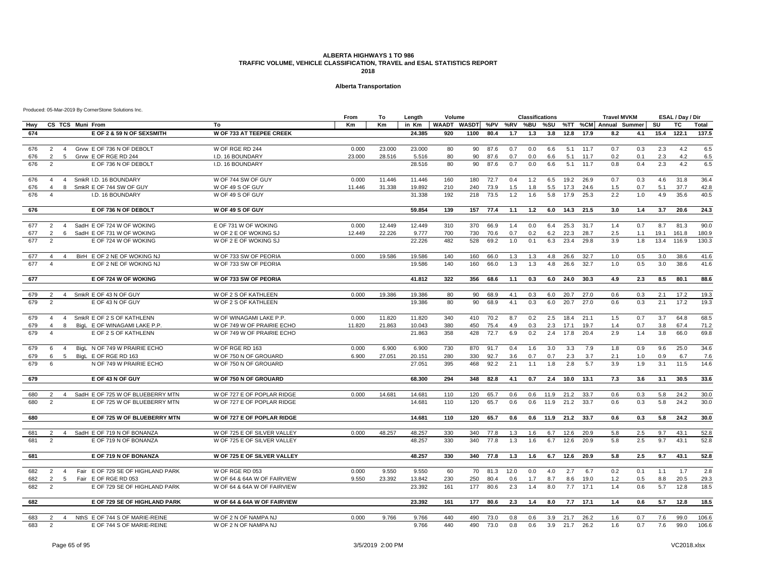# ALBERTA HIGHWAYS 1 TO 986
## TRAFFIC VOLUME, VEHICLE CLASSIFICATION, TRAVEL and ESAL STATISTICS REPORT
## 2018

**Alberta Transportation**

Produced: 05-Mar-2019 By CornerStone Solutions Inc.

| Hwy | CS | TCS | Muni | From | To | From Km | To Km | Length in Km | Volume WAADT | Volume WASDT | %PV | %RV | %BU | %SU | %TT | %CM | Travel MVKM Annual | Travel MVKM Summer | ESAL SU | ESAL TC | ESAL Total |
|---|---|---|---|---|---|---|---|---|---|---|---|---|---|---|---|---|---|---|---|---|---|
| 674 | | | | E OF 2 & 59 N OF SEXSMITH | W OF 733 AT TEEPEE CREEK | | | 24.385 | 920 | 1100 | 80.4 | 1.7 | 1.3 | 3.8 | 12.8 | 17.9 | 8.2 | 4.1 | 15.4 | 122.1 | 137.5 |
| 676 | 2 | 4 | Grvw | E OF 736 N OF DEBOLT | W OF RGE RD 244 | 0.000 | 23.000 | 23.000 | 80 | 90 | 87.6 | 0.7 | 0.0 | 6.6 | 5.1 | 11.7 | 0.7 | 0.3 | 2.3 | 4.2 | 6.5 |
| 676 | 2 | 5 | Grvw | E OF RGE RD 244 | I.D. 16 BOUNDARY | 23.000 | 28.516 | 5.516 | 80 | 90 | 87.6 | 0.7 | 0.0 | 6.6 | 5.1 | 11.7 | 0.2 | 0.1 | 2.3 | 4.2 | 6.5 |
| 676 | 2 | | | E OF 736 N OF DEBOLT | I.D. 16 BOUNDARY | | | 28.516 | 80 | 90 | 87.6 | 0.7 | 0.0 | 6.6 | 5.1 | 11.7 | 0.8 | 0.4 | 2.3 | 4.2 | 6.5 |
| 676 | 4 | 4 | SmkR | I.D. 16 BOUNDARY | W OF 744 SW OF GUY | 0.000 | 11.446 | 11.446 | 160 | 180 | 72.7 | 0.4 | 1.2 | 6.5 | 19.2 | 26.9 | 0.7 | 0.3 | 4.6 | 31.8 | 36.4 |
| 676 | 4 | 8 | SmkR | E OF 744 SW OF GUY | W OF 49 S OF GUY | 11.446 | 31.338 | 19.892 | 210 | 240 | 73.9 | 1.5 | 1.8 | 5.5 | 17.3 | 24.6 | 1.5 | 0.7 | 5.1 | 37.7 | 42.8 |
| 676 | 4 | | | I.D. 16 BOUNDARY | W OF 49 S OF GUY | | | 31.338 | 192 | 218 | 73.5 | 1.2 | 1.6 | 5.8 | 17.9 | 25.3 | 2.2 | 1.0 | 4.9 | 35.6 | 40.5 |
| 676 | | | | E OF 736 N OF DEBOLT | W OF 49 S OF GUY | | | 59.854 | 139 | 157 | 77.4 | 1.1 | 1.2 | 6.0 | 14.3 | 21.5 | 3.0 | 1.4 | 3.7 | 20.6 | 24.3 |
| 677 | 2 | 4 | SadH | E OF 724 W OF WOKING | E OF 731 W OF WOKING | 0.000 | 12.449 | 12.449 | 310 | 370 | 66.9 | 1.4 | 0.0 | 6.4 | 25.3 | 31.7 | 1.4 | 0.7 | 8.7 | 81.3 | 90.0 |
| 677 | 2 | 6 | SadH | E OF 731 W OF WOKING | W OF 2 E OF WOKING SJ | 12.449 | 22.226 | 9.777 | 700 | 730 | 70.6 | 0.7 | 0.2 | 6.2 | 22.3 | 28.7 | 2.5 | 1.1 | 19.1 | 161.8 | 180.9 |
| 677 | 2 | | | E OF 724 W OF WOKING | W OF 2 E OF WOKING SJ | | | 22.226 | 482 | 528 | 69.2 | 1.0 | 0.1 | 6.3 | 23.4 | 29.8 | 3.9 | 1.8 | 13.4 | 116.9 | 130.3 |
| 677 | 4 | 4 | BirH | E OF 2 NE OF WOKING NJ | W OF 733 SW OF PEORIA | 0.000 | 19.586 | 19.586 | 140 | 160 | 66.0 | 1.3 | 1.3 | 4.8 | 26.6 | 32.7 | 1.0 | 0.5 | 3.0 | 38.6 | 41.6 |
| 677 | 4 | | | E OF 2 NE OF WOKING NJ | W OF 733 SW OF PEORIA | | | 19.586 | 140 | 160 | 66.0 | 1.3 | 1.3 | 4.8 | 26.6 | 32.7 | 1.0 | 0.5 | 3.0 | 38.6 | 41.6 |
| 677 | | | | E OF 724 W OF WOKING | W OF 733 SW OF PEORIA | | | 41.812 | 322 | 356 | 68.6 | 1.1 | 0.3 | 6.0 | 24.0 | 30.3 | 4.9 | 2.3 | 8.5 | 80.1 | 88.6 |
| 679 | 2 | 4 | SmkR | E OF 43 N OF GUY | W OF 2 S OF KATHLEEN | 0.000 | 19.386 | 19.386 | 80 | 90 | 68.9 | 4.1 | 0.3 | 6.0 | 20.7 | 27.0 | 0.6 | 0.3 | 2.1 | 17.2 | 19.3 |
| 679 | 2 | | | E OF 43 N OF GUY | W OF 2 S OF KATHLEEN | | | 19.386 | 80 | 90 | 68.9 | 4.1 | 0.3 | 6.0 | 20.7 | 27.0 | 0.6 | 0.3 | 2.1 | 17.2 | 19.3 |
| 679 | 4 | 4 | SmkR | E OF 2 S OF KATHLENN | W OF WINAGAMI LAKE P.P. | 0.000 | 11.820 | 11.820 | 340 | 410 | 70.2 | 8.7 | 0.2 | 2.5 | 18.4 | 21.1 | 1.5 | 0.7 | 3.7 | 64.8 | 68.5 |
| 679 | 4 | 8 | BigL | E OF WINAGAMI LAKE P.P. | W OF 749 W OF PRAIRIE ECHO | 11.820 | 21.863 | 10.043 | 380 | 450 | 75.4 | 4.9 | 0.3 | 2.3 | 17.1 | 19.7 | 1.4 | 0.7 | 3.8 | 67.4 | 71.2 |
| 679 | 4 | | | E OF 2 S OF KATHLENN | W OF 749 W OF PRAIRIE ECHO | | | 21.863 | 358 | 428 | 72.7 | 6.9 | 0.2 | 2.4 | 17.8 | 20.4 | 2.9 | 1.4 | 3.8 | 66.0 | 69.8 |
| 679 | 6 | 4 | BigL | N OF 749 W PRAIRIE ECHO | W OF RGE RD 163 | 0.000 | 6.900 | 6.900 | 730 | 870 | 91.7 | 0.4 | 1.6 | 3.0 | 3.3 | 7.9 | 1.8 | 0.9 | 9.6 | 25.0 | 34.6 |
| 679 | 6 | 5 | BigL | E OF RGE RD 163 | W OF 750 N OF GROUARD | 6.900 | 27.051 | 20.151 | 280 | 330 | 92.7 | 3.6 | 0.7 | 0.7 | 2.3 | 3.7 | 2.1 | 1.0 | 0.9 | 6.7 | 7.6 |
| 679 | 6 | | | N OF 749 W PRAIRIE ECHO | W OF 750 N OF GROUARD | | | 27.051 | 395 | 468 | 92.2 | 2.1 | 1.1 | 1.8 | 2.8 | 5.7 | 3.9 | 1.9 | 3.1 | 11.5 | 14.6 |
| 679 | | | | E OF 43 N OF GUY | W OF 750 N OF GROUARD | | | 68.300 | 294 | 348 | 82.8 | 4.1 | 0.7 | 2.4 | 10.0 | 13.1 | 7.3 | 3.6 | 3.1 | 30.5 | 33.6 |
| 680 | 2 | 4 | SadH | E OF 725 W OF BLUEBERRY MTN | W OF 727 E OF POPLAR RIDGE | 0.000 | 14.681 | 14.681 | 110 | 120 | 65.7 | 0.6 | 0.6 | 11.9 | 21.2 | 33.7 | 0.6 | 0.3 | 5.8 | 24.2 | 30.0 |
| 680 | 2 | | | E OF 725 W OF BLUEBERRY MTN | W OF 727 E OF POPLAR RIDGE | | | 14.681 | 110 | 120 | 65.7 | 0.6 | 0.6 | 11.9 | 21.2 | 33.7 | 0.6 | 0.3 | 5.8 | 24.2 | 30.0 |
| 680 | | | | E OF 725 W OF BLUEBERRY MTN | W OF 727 E OF POPLAR RIDGE | | | 14.681 | 110 | 120 | 65.7 | 0.6 | 0.6 | 11.9 | 21.2 | 33.7 | 0.6 | 0.3 | 5.8 | 24.2 | 30.0 |
| 681 | 2 | 4 | SadH | E OF 719 N OF BONANZA | W OF 725 E OF SILVER VALLEY | 0.000 | 48.257 | 48.257 | 330 | 340 | 77.8 | 1.3 | 1.6 | 6.7 | 12.6 | 20.9 | 5.8 | 2.5 | 9.7 | 43.1 | 52.8 |
| 681 | 2 | | | E OF 719 N OF BONANZA | W OF 725 E OF SILVER VALLEY | | | 48.257 | 330 | 340 | 77.8 | 1.3 | 1.6 | 6.7 | 12.6 | 20.9 | 5.8 | 2.5 | 9.7 | 43.1 | 52.8 |
| 681 | | | | E OF 719 N OF BONANZA | W OF 725 E OF SILVER VALLEY | | | 48.257 | 330 | 340 | 77.8 | 1.3 | 1.6 | 6.7 | 12.6 | 20.9 | 5.8 | 2.5 | 9.7 | 43.1 | 52.8 |
| 682 | 2 | 4 | Fair | E OF 729 SE OF HIGHLAND PARK | W OF RGE RD 053 | 0.000 | 9.550 | 9.550 | 60 | 70 | 81.3 | 12.0 | 0.0 | 4.0 | 2.7 | 6.7 | 0.2 | 0.1 | 1.1 | 1.7 | 2.8 |
| 682 | 2 | 5 | Fair | E OF RGE RD 053 | W OF 64 & 64A W OF FAIRVIEW | 9.550 | 23.392 | 13.842 | 230 | 250 | 80.4 | 0.6 | 1.7 | 8.7 | 8.6 | 19.0 | 1.2 | 0.5 | 8.8 | 20.5 | 29.3 |
| 682 | 2 | | | E OF 729 SE OF HIGHLAND PARK | W OF 64 & 64A W OF FAIRVIEW | | | 23.392 | 161 | 177 | 80.6 | 2.3 | 1.4 | 8.0 | 7.7 | 17.1 | 1.4 | 0.6 | 5.7 | 12.8 | 18.5 |
| 682 | | | | E OF 729 SE OF HIGHLAND PARK | W OF 64 & 64A W OF FAIRVIEW | | | 23.392 | 161 | 177 | 80.6 | 2.3 | 1.4 | 8.0 | 7.7 | 17.1 | 1.4 | 0.6 | 5.7 | 12.8 | 18.5 |
| 683 | 2 | 4 | NthS | E OF 744 S OF MARIE-REINE | W OF 2 N OF NAMPA NJ | 0.000 | 9.766 | 9.766 | 440 | 490 | 73.0 | 0.8 | 0.6 | 3.9 | 21.7 | 26.2 | 1.6 | 0.7 | 7.6 | 99.0 | 106.6 |
| 683 | 2 | | | E OF 744 S OF MARIE-REINE | W OF 2 N OF NAMPA NJ | | | 9.766 | 440 | 490 | 73.0 | 0.8 | 0.6 | 3.9 | 21.7 | 26.2 | 1.6 | 0.7 | 7.6 | 99.0 | 106.6 |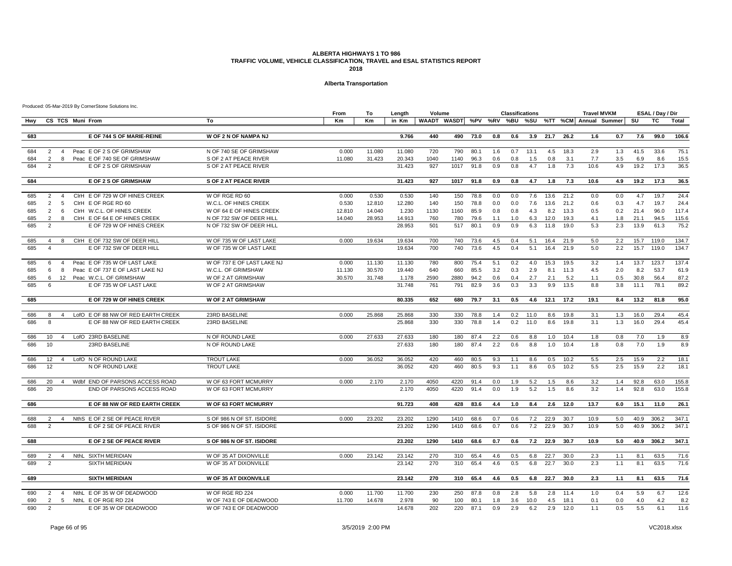# ALBERTA HIGHWAYS 1 TO 986
## TRAFFIC VOLUME, VEHICLE CLASSIFICATION, TRAVEL and ESAL STATISTICS REPORT
## 2018

**Alberta Transportation**

Produced: 05-Mar-2019 By CornerStone Solutions Inc.

| Hwy | CS | TCS | Muni | From | To | From Km | To Km | Length in Km | Volume WAADT | Volume WASDT | %PV | %RV | Classifications %BU | %SU | %TT | %CM | Travel MVKM Annual | Travel MVKM Summer | ESAL / Day / Dir SU | TC | Total |
|---|---|---|---|---|---|---|---|---|---|---|---|---|---|---|---|---|---|---|---|---|---|
| **683** | | | | **E OF 744 S OF MARIE-REINE** | **W OF 2 N OF NAMPA NJ** | | | **9.766** | **440** | **490** | **73.0** | **0.8** | **0.6** | **3.9** | **21.7** | **26.2** | **1.6** | **0.7** | **7.6** | **99.0** | **106.6** |
| 684 | 2 | 4 | Peac | E OF 2 S OF GRIMSHAW | N OF 740 SE OF GRIMSHAW | 0.000 | 11.080 | 11.080 | 720 | 790 | 80.1 | 1.6 | 0.7 | 13.1 | 4.5 | 18.3 | 2.9 | 1.3 | 41.5 | 33.6 | 75.1 |
| 684 | 2 | 8 | Peac | E OF 740 SE OF GRIMSHAW | S OF 2 AT PEACE RIVER | 11.080 | 31.423 | 20.343 | 1040 | 1140 | 96.3 | 0.6 | 0.8 | 1.5 | 0.8 | 3.1 | 7.7 | 3.5 | 6.9 | 8.6 | 15.5 |
| 684 | 2 | | | E OF 2 S OF GRIMSHAW | S OF 2 AT PEACE RIVER | | | 31.423 | 927 | 1017 | 91.8 | 0.9 | 0.8 | 4.7 | 1.8 | 7.3 | 10.6 | 4.9 | 19.2 | 17.3 | 36.5 |
| **684** | | | | **E OF 2 S OF GRIMSHAW** | **S OF 2 AT PEACE RIVER** | | | **31.423** | **927** | **1017** | **91.8** | **0.9** | **0.8** | **4.7** | **1.8** | **7.3** | **10.6** | **4.9** | **19.2** | **17.3** | **36.5** |
| 685 | 2 | 4 | ClrH | E OF 729 W OF HINES CREEK | W OF RGE RD 60 | 0.000 | 0.530 | 0.530 | 140 | 150 | 78.8 | 0.0 | 0.0 | 7.6 | 13.6 | 21.2 | 0.0 | 0.0 | 4.7 | 19.7 | 24.4 |
| 685 | 2 | 5 | ClrH | E OF RGE RD 60 | W.C.L. OF HINES CREEK | 0.530 | 12.810 | 12.280 | 140 | 150 | 78.8 | 0.0 | 0.0 | 7.6 | 13.6 | 21.2 | 0.6 | 0.3 | 4.7 | 19.7 | 24.4 |
| 685 | 2 | 6 | ClrH | W.C.L. OF HINES CREEK | W OF 64 E OF HINES CREEK | 12.810 | 14.040 | 1.230 | 1130 | 1160 | 85.9 | 0.8 | 0.8 | 4.3 | 8.2 | 13.3 | 0.5 | 0.2 | 21.4 | 96.0 | 117.4 |
| 685 | 2 | 8 | ClrH | E OF 64 E OF HINES CREEK | N OF 732 SW OF DEER HILL | 14.040 | 28.953 | 14.913 | 760 | 780 | 79.6 | 1.1 | 1.0 | 6.3 | 12.0 | 19.3 | 4.1 | 1.8 | 21.1 | 94.5 | 115.6 |
| 685 | 2 | | | E OF 729 W OF HINES CREEK | N OF 732 SW OF DEER HILL | | | 28.953 | 501 | 517 | 80.1 | 0.9 | 0.9 | 6.3 | 11.8 | 19.0 | 5.3 | 2.3 | 13.9 | 61.3 | 75.2 |
| 685 | 4 | 8 | ClrH | E OF 732 SW OF DEER HILL | W OF 735 W OF LAST LAKE | 0.000 | 19.634 | 19.634 | 700 | 740 | 73.6 | 4.5 | 0.4 | 5.1 | 16.4 | 21.9 | 5.0 | 2.2 | 15.7 | 119.0 | 134.7 |
| 685 | 4 | | | E OF 732 SW OF DEER HILL | W OF 735 W OF LAST LAKE | | | 19.634 | 700 | 740 | 73.6 | 4.5 | 0.4 | 5.1 | 16.4 | 21.9 | 5.0 | 2.2 | 15.7 | 119.0 | 134.7 |
| 685 | 6 | 4 | Peac | E OF 735 W OF LAST LAKE | W OF 737 E OF LAST LAKE NJ | 0.000 | 11.130 | 11.130 | 780 | 800 | 75.4 | 5.1 | 0.2 | 4.0 | 15.3 | 19.5 | 3.2 | 1.4 | 13.7 | 123.7 | 137.4 |
| 685 | 6 | 8 | Peac | E OF 737 E OF LAST LAKE NJ | W.C.L. OF GRIMSHAW | 11.130 | 30.570 | 19.440 | 640 | 660 | 85.5 | 3.2 | 0.3 | 2.9 | 8.1 | 11.3 | 4.5 | 2.0 | 8.2 | 53.7 | 61.9 |
| 685 | 6 | 12 | Peac | W.C.L. OF GRIMSHAW | W OF 2 AT GRIMSHAW | 30.570 | 31.748 | 1.178 | 2590 | 2880 | 94.2 | 0.6 | 0.4 | 2.7 | 2.1 | 5.2 | 1.1 | 0.5 | 30.8 | 56.4 | 87.2 |
| 685 | 6 | | | E OF 735 W OF LAST LAKE | W OF 2 AT GRIMSHAW | | | 31.748 | 761 | 791 | 82.9 | 3.6 | 0.3 | 3.3 | 9.9 | 13.5 | 8.8 | 3.8 | 11.1 | 78.1 | 89.2 |
| **685** | | | | **E OF 729 W OF HINES CREEK** | **W OF 2 AT GRIMSHAW** | | | **80.335** | **652** | **680** | **79.7** | **3.1** | **0.5** | **4.6** | **12.1** | **17.2** | **19.1** | **8.4** | **13.2** | **81.8** | **95.0** |
| 686 | 8 | 4 | LofO | E OF 88 NW OF RED EARTH CREEK | 23RD BASELINE | 0.000 | 25.868 | 25.868 | 330 | 330 | 78.8 | 1.4 | 0.2 | 11.0 | 8.6 | 19.8 | 3.1 | 1.3 | 16.0 | 29.4 | 45.4 |
| 686 | 8 | | | E OF 88 NW OF RED EARTH CREEK | 23RD BASELINE | | | 25.868 | 330 | 330 | 78.8 | 1.4 | 0.2 | 11.0 | 8.6 | 19.8 | 3.1 | 1.3 | 16.0 | 29.4 | 45.4 |
| 686 | 10 | 4 | LofO | 23RD BASELINE | N OF ROUND LAKE | 0.000 | 27.633 | 27.633 | 180 | 180 | 87.4 | 2.2 | 0.6 | 8.8 | 1.0 | 10.4 | 1.8 | 0.8 | 7.0 | 1.9 | 8.9 |
| 686 | 10 | | | 23RD BASELINE | N OF ROUND LAKE | | | 27.633 | 180 | 180 | 87.4 | 2.2 | 0.6 | 8.8 | 1.0 | 10.4 | 1.8 | 0.8 | 7.0 | 1.9 | 8.9 |
| 686 | 12 | 4 | LofO | N OF ROUND LAKE | TROUT LAKE | 0.000 | 36.052 | 36.052 | 420 | 460 | 80.5 | 9.3 | 1.1 | 8.6 | 0.5 | 10.2 | 5.5 | 2.5 | 15.9 | 2.2 | 18.1 |
| 686 | 12 | | | N OF ROUND LAKE | TROUT LAKE | | | 36.052 | 420 | 460 | 80.5 | 9.3 | 1.1 | 8.6 | 0.5 | 10.2 | 5.5 | 2.5 | 15.9 | 2.2 | 18.1 |
| 686 | 20 | 4 | Wdbf | END OF PARSONS ACCESS ROAD | W OF 63 FORT MCMURRY | 0.000 | 2.170 | 2.170 | 4050 | 4220 | 91.4 | 0.0 | 1.9 | 5.2 | 1.5 | 8.6 | 3.2 | 1.4 | 92.8 | 63.0 | 155.8 |
| 686 | 20 | | | END OF PARSONS ACCESS ROAD | W OF 63 FORT MCMURRY | | | 2.170 | 4050 | 4220 | 91.4 | 0.0 | 1.9 | 5.2 | 1.5 | 8.6 | 3.2 | 1.4 | 92.8 | 63.0 | 155.8 |
| **686** | | | | **E OF 88 NW OF RED EARTH CREEK** | **W OF 63 FORT MCMURRY** | | | **91.723** | **408** | **428** | **83.6** | **4.4** | **1.0** | **8.4** | **2.6** | **12.0** | **13.7** | **6.0** | **15.1** | **11.0** | **26.1** |
| 688 | 2 | 4 | NthS | E OF 2 SE OF PEACE RIVER | S OF 986 N OF ST. ISIDORE | 0.000 | 23.202 | 23.202 | 1290 | 1410 | 68.6 | 0.7 | 0.6 | 7.2 | 22.9 | 30.7 | 10.9 | 5.0 | 40.9 | 306.2 | 347.1 |
| 688 | 2 | | | E OF 2 SE OF PEACE RIVER | S OF 986 N OF ST. ISIDORE | | | 23.202 | 1290 | 1410 | 68.6 | 0.7 | 0.6 | 7.2 | 22.9 | 30.7 | 10.9 | 5.0 | 40.9 | 306.2 | 347.1 |
| **688** | | | | **E OF 2 SE OF PEACE RIVER** | **S OF 986 N OF ST. ISIDORE** | | | **23.202** | **1290** | **1410** | **68.6** | **0.7** | **0.6** | **7.2** | **22.9** | **30.7** | **10.9** | **5.0** | **40.9** | **306.2** | **347.1** |
| 689 | 2 | 4 | NthL | SIXTH MERIDIAN | W OF 35 AT DIXONVILLE | 0.000 | 23.142 | 23.142 | 270 | 310 | 65.4 | 4.6 | 0.5 | 6.8 | 22.7 | 30.0 | 2.3 | 1.1 | 8.1 | 63.5 | 71.6 |
| 689 | 2 | | | SIXTH MERIDIAN | W OF 35 AT DIXONVILLE | | | 23.142 | 270 | 310 | 65.4 | 4.6 | 0.5 | 6.8 | 22.7 | 30.0 | 2.3 | 1.1 | 8.1 | 63.5 | 71.6 |
| **689** | | | | **SIXTH MERIDIAN** | **W OF 35 AT DIXONVILLE** | | | **23.142** | **270** | **310** | **65.4** | **4.6** | **0.5** | **6.8** | **22.7** | **30.0** | **2.3** | **1.1** | **8.1** | **63.5** | **71.6** |
| 690 | 2 | 4 | NthL | E OF 35 W OF DEADWOOD | W OF RGE RD 224 | 0.000 | 11.700 | 11.700 | 230 | 250 | 87.8 | 0.8 | 2.8 | 5.8 | 2.8 | 11.4 | 1.0 | 0.4 | 5.9 | 6.7 | 12.6 |
| 690 | 2 | 5 | NthL | E OF RGE RD 224 | W OF 743 E OF DEADWOOD | 11.700 | 14.678 | 2.978 | 90 | 100 | 80.1 | 1.8 | 3.6 | 10.0 | 4.5 | 18.1 | 0.1 | 0.0 | 4.0 | 4.2 | 8.2 |
| 690 | 2 | | | E OF 35 W OF DEADWOOD | W OF 743 E OF DEADWOOD | | | 14.678 | 202 | 220 | 87.1 | 0.9 | 2.9 | 6.2 | 2.9 | 12.0 | 1.1 | 0.5 | 5.5 | 6.1 | 11.6 |

3/5/2019 2:00 PM VC2018.xlsx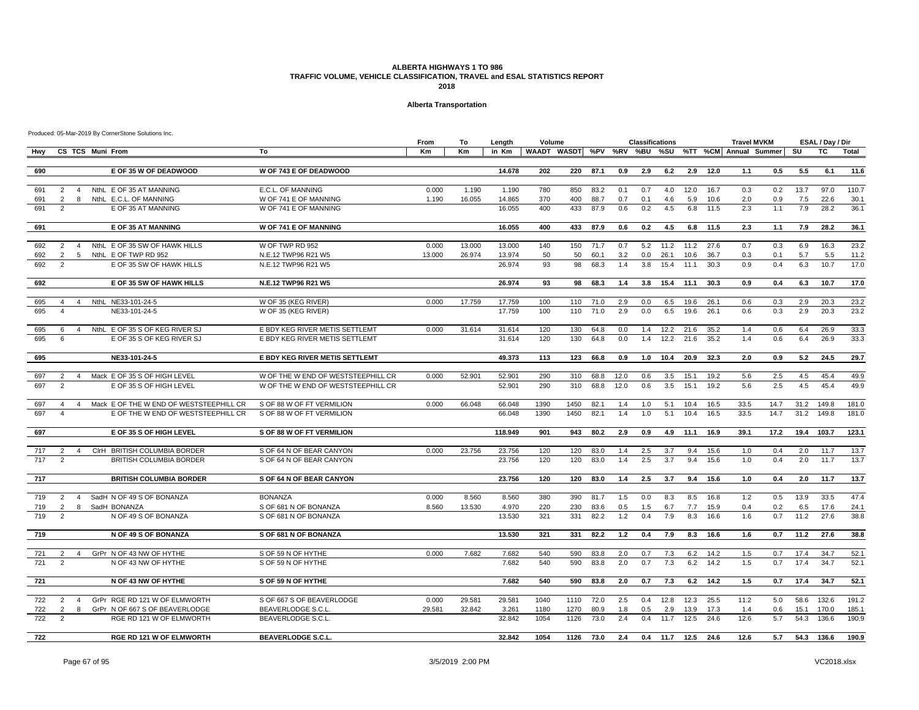# ALBERTA HIGHWAYS 1 TO 986
## TRAFFIC VOLUME, VEHICLE CLASSIFICATION, TRAVEL and ESAL STATISTICS REPORT
## 2018

### Alberta Transportation

Produced: 05-Mar-2019 By CornerStone Solutions Inc.

| Hwy | CS | TCS | Muni | From | To | From Km | To Km | Length in Km | Volume WAADT | Volume WASDT | %PV | Classifications %RV | %BU | %SU | %TT | %CM | Travel MVKM Annual | Travel MVKM Summer | ESAL / Day / Dir SU | TC | Total |
|---|---|---|---|---|---|---|---|---|---|---|---|---|---|---|---|---|---|---|---|---|---|
| 690 | | | | E OF 35 W OF DEADWOOD | W OF 743 E OF DEADWOOD | | | 14.678 | 202 | 220 | 87.1 | 0.9 | 2.9 | 6.2 | 2.9 | 12.0 | 1.1 | 0.5 | 5.5 | 6.1 | 11.6 |
| 691 | 2 | 4 | NthL | E OF 35 AT MANNING | E.C.L. OF MANNING | 0.000 | 1.190 | 1.190 | 780 | 850 | 83.2 | 0.1 | 0.7 | 4.0 | 12.0 | 16.7 | 0.3 | 0.2 | 13.7 | 97.0 | 110.7 |
| 691 | 2 | 8 | NthL | E.C.L. OF MANNING | W OF 741 E OF MANNING | 1.190 | 16.055 | 14.865 | 370 | 400 | 88.7 | 0.7 | 0.1 | 4.6 | 5.9 | 10.6 | 2.0 | 0.9 | 7.5 | 22.6 | 30.1 |
| 691 | 2 | | | E OF 35 AT MANNING | W OF 741 E OF MANNING | | | 16.055 | 400 | 433 | 87.9 | 0.6 | 0.2 | 4.5 | 6.8 | 11.5 | 2.3 | 1.1 | 7.9 | 28.2 | 36.1 |
| 691 | | | | E OF 35 AT MANNING | W OF 741 E OF MANNING | | | 16.055 | 400 | 433 | 87.9 | 0.6 | 0.2 | 4.5 | 6.8 | 11.5 | 2.3 | 1.1 | 7.9 | 28.2 | 36.1 |
| 692 | 2 | 4 | NthL | E OF 35 SW OF HAWK HILLS | W OF TWP RD 952 | 0.000 | 13.000 | 13.000 | 140 | 150 | 71.7 | 0.7 | 5.2 | 11.2 | 11.2 | 27.6 | 0.7 | 0.3 | 6.9 | 16.3 | 23.2 |
| 692 | 2 | 5 | NthL | E OF TWP RD 952 | N.E.12 TWP96 R21 W5 | 13.000 | 26.974 | 13.974 | 50 | 50 | 60.1 | 3.2 | 0.0 | 26.1 | 10.6 | 36.7 | 0.3 | 0.1 | 5.7 | 5.5 | 11.2 |
| 692 | 2 | | | E OF 35 SW OF HAWK HILLS | N.E.12 TWP96 R21 W5 | | | 26.974 | 93 | 98 | 68.3 | 1.4 | 3.8 | 15.4 | 11.1 | 30.3 | 0.9 | 0.4 | 6.3 | 10.7 | 17.0 |
| 692 | | | | E OF 35 SW OF HAWK HILLS | N.E.12 TWP96 R21 W5 | | | 26.974 | 93 | 98 | 68.3 | 1.4 | 3.8 | 15.4 | 11.1 | 30.3 | 0.9 | 0.4 | 6.3 | 10.7 | 17.0 |
| 695 | 4 | 4 | NthL | NE33-101-24-5 | W OF 35 (KEG RIVER) | 0.000 | 17.759 | 17.759 | 100 | 110 | 71.0 | 2.9 | 0.0 | 6.5 | 19.6 | 26.1 | 0.6 | 0.3 | 2.9 | 20.3 | 23.2 |
| 695 | 4 | | | NE33-101-24-5 | W OF 35 (KEG RIVER) | | | 17.759 | 100 | 110 | 71.0 | 2.9 | 0.0 | 6.5 | 19.6 | 26.1 | 0.6 | 0.3 | 2.9 | 20.3 | 23.2 |
| 695 | 6 | 4 | NthL | E OF 35 S OF KEG RIVER SJ | E BDY KEG RIVER METIS SETTLEMT | 0.000 | 31.614 | 31.614 | 120 | 130 | 64.8 | 0.0 | 1.4 | 12.2 | 21.6 | 35.2 | 1.4 | 0.6 | 6.4 | 26.9 | 33.3 |
| 695 | 6 | | | E OF 35 S OF KEG RIVER SJ | E BDY KEG RIVER METIS SETTLEMT | | | 31.614 | 120 | 130 | 64.8 | 0.0 | 1.4 | 12.2 | 21.6 | 35.2 | 1.4 | 0.6 | 6.4 | 26.9 | 33.3 |
| 695 | | | | NE33-101-24-5 | E BDY KEG RIVER METIS SETTLEMT | | | 49.373 | 113 | 123 | 66.8 | 0.9 | 1.0 | 10.4 | 20.9 | 32.3 | 2.0 | 0.9 | 5.2 | 24.5 | 29.7 |
| 697 | 2 | 4 | Mack | E OF 35 S OF HIGH LEVEL | W OF THE W END OF WESTSTEEPHILL CR | 0.000 | 52.901 | 52.901 | 290 | 310 | 68.8 | 12.0 | 0.6 | 3.5 | 15.1 | 19.2 | 5.6 | 2.5 | 4.5 | 45.4 | 49.9 |
| 697 | 2 | | | E OF 35 S OF HIGH LEVEL | W OF THE W END OF WESTSTEEPHILL CR | | | 52.901 | 290 | 310 | 68.8 | 12.0 | 0.6 | 3.5 | 15.1 | 19.2 | 5.6 | 2.5 | 4.5 | 45.4 | 49.9 |
| 697 | 4 | 4 | Mack | E OF THE W END OF WESTSTEEPHILL CR | S OF 88 W OF FT VERMILION | 0.000 | 66.048 | 66.048 | 1390 | 1450 | 82.1 | 1.4 | 1.0 | 5.1 | 10.4 | 16.5 | 33.5 | 14.7 | 31.2 | 149.8 | 181.0 |
| 697 | 4 | | | E OF THE W END OF WESTSTEEPHILL CR | S OF 88 W OF FT VERMILION | | | 66.048 | 1390 | 1450 | 82.1 | 1.4 | 1.0 | 5.1 | 10.4 | 16.5 | 33.5 | 14.7 | 31.2 | 149.8 | 181.0 |
| 697 | | | | E OF 35 S OF HIGH LEVEL | S OF 88 W OF FT VERMILION | | | 118.949 | 901 | 943 | 80.2 | 2.9 | 0.9 | 4.9 | 11.1 | 16.9 | 39.1 | 17.2 | 19.4 | 103.7 | 123.1 |
| 717 | 2 | 4 | ClrH | BRITISH COLUMBIA BORDER | S OF 64 N OF BEAR CANYON | 0.000 | 23.756 | 23.756 | 120 | 120 | 83.0 | 1.4 | 2.5 | 3.7 | 9.4 | 15.6 | 1.0 | 0.4 | 2.0 | 11.7 | 13.7 |
| 717 | 2 | | | BRITISH COLUMBIA BORDER | S OF 64 N OF BEAR CANYON | | | 23.756 | 120 | 120 | 83.0 | 1.4 | 2.5 | 3.7 | 9.4 | 15.6 | 1.0 | 0.4 | 2.0 | 11.7 | 13.7 |
| 717 | | | | BRITISH COLUMBIA BORDER | S OF 64 N OF BEAR CANYON | | | 23.756 | 120 | 120 | 83.0 | 1.4 | 2.5 | 3.7 | 9.4 | 15.6 | 1.0 | 0.4 | 2.0 | 11.7 | 13.7 |
| 719 | 2 | 4 | SadH | N OF 49 S OF BONANZA | BONANZA | 0.000 | 8.560 | 8.560 | 380 | 390 | 81.7 | 1.5 | 0.0 | 8.3 | 8.5 | 16.8 | 1.2 | 0.5 | 13.9 | 33.5 | 47.4 |
| 719 | 2 | 8 | SadH | BONANZA | S OF 681 N OF BONANZA | 8.560 | 13.530 | 4.970 | 220 | 230 | 83.6 | 0.5 | 1.5 | 6.7 | 7.7 | 15.9 | 0.4 | 0.2 | 6.5 | 17.6 | 24.1 |
| 719 | 2 | | | N OF 49 S OF BONANZA | S OF 681 N OF BONANZA | | | 13.530 | 321 | 331 | 82.2 | 1.2 | 0.4 | 7.9 | 8.3 | 16.6 | 1.6 | 0.7 | 11.2 | 27.6 | 38.8 |
| 719 | | | | N OF 49 S OF BONANZA | S OF 681 N OF BONANZA | | | 13.530 | 321 | 331 | 82.2 | 1.2 | 0.4 | 7.9 | 8.3 | 16.6 | 1.6 | 0.7 | 11.2 | 27.6 | 38.8 |
| 721 | 2 | 4 | GrPr | N OF 43 NW OF HYTHE | S OF 59 N OF HYTHE | 0.000 | 7.682 | 7.682 | 540 | 590 | 83.8 | 2.0 | 0.7 | 7.3 | 6.2 | 14.2 | 1.5 | 0.7 | 17.4 | 34.7 | 52.1 |
| 721 | 2 | | | N OF 43 NW OF HYTHE | S OF 59 N OF HYTHE | | | 7.682 | 540 | 590 | 83.8 | 2.0 | 0.7 | 7.3 | 6.2 | 14.2 | 1.5 | 0.7 | 17.4 | 34.7 | 52.1 |
| 721 | | | | N OF 43 NW OF HYTHE | S OF 59 N OF HYTHE | | | 7.682 | 540 | 590 | 83.8 | 2.0 | 0.7 | 7.3 | 6.2 | 14.2 | 1.5 | 0.7 | 17.4 | 34.7 | 52.1 |
| 722 | 2 | 4 | GrPr | RGE RD 121 W OF ELMWORTH | S OF 667 S OF BEAVERLODGE | 0.000 | 29.581 | 29.581 | 1040 | 1110 | 72.0 | 2.5 | 0.4 | 12.8 | 12.3 | 25.5 | 11.2 | 5.0 | 58.6 | 132.6 | 191.2 |
| 722 | 2 | 8 | GrPr | N OF 667 S OF BEAVERLODGE | BEAVERLODGE S.C.L. | 29.581 | 32.842 | 3.261 | 1180 | 1270 | 80.9 | 1.8 | 0.5 | 2.9 | 13.9 | 17.3 | 1.4 | 0.6 | 15.1 | 170.0 | 185.1 |
| 722 | 2 | | | RGE RD 121 W OF ELMWORTH | BEAVERLODGE S.C.L. | | | 32.842 | 1054 | 1126 | 73.0 | 2.4 | 0.4 | 11.7 | 12.5 | 24.6 | 12.6 | 5.7 | 54.3 | 136.6 | 190.9 |
| 722 | | | | RGE RD 121 W OF ELMWORTH | BEAVERLODGE S.C.L. | | | 32.842 | 1054 | 1126 | 73.0 | 2.4 | 0.4 | 11.7 | 12.5 | 24.6 | 12.6 | 5.7 | 54.3 | 136.6 | 190.9 |

3/5/2019 2:00 PM

VC2018.xlsx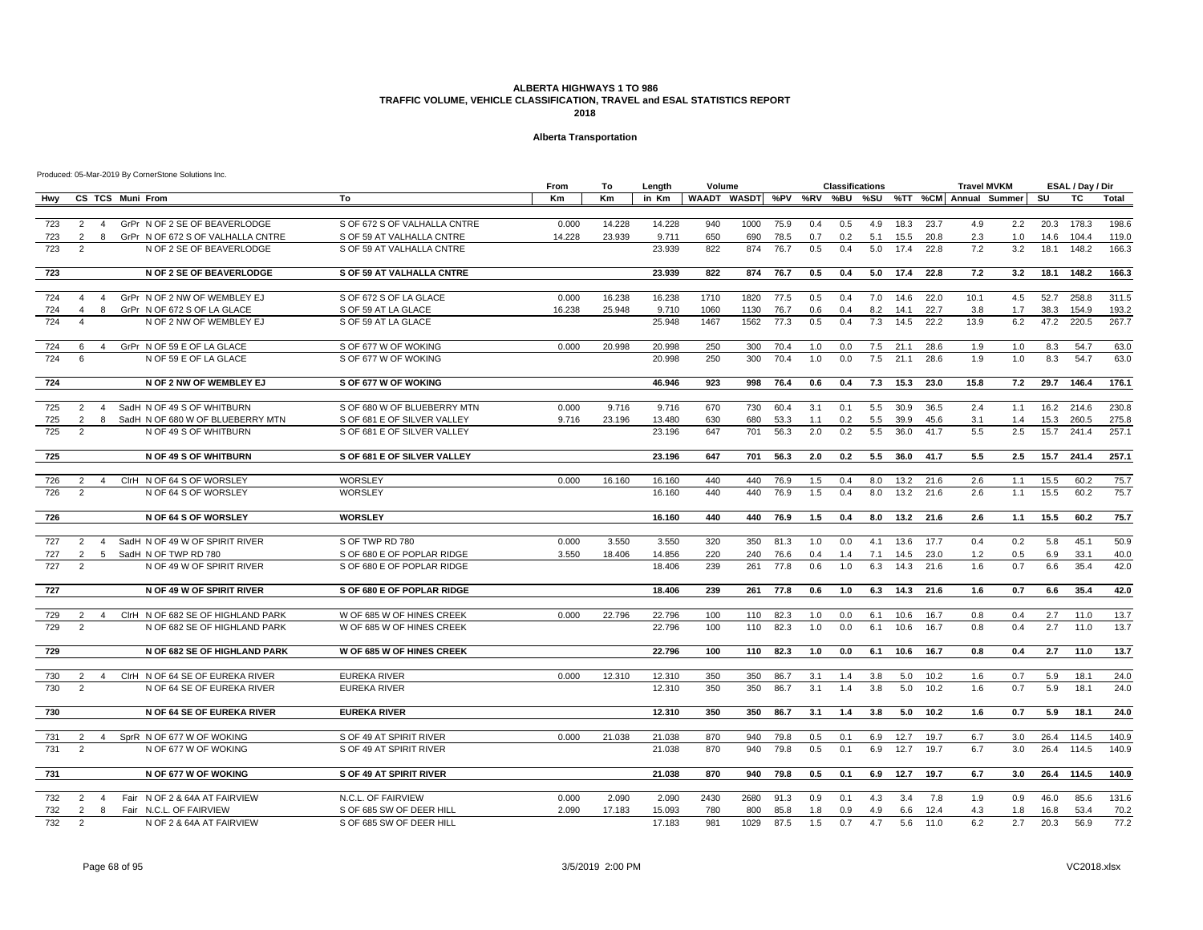# ALBERTA HIGHWAYS 1 TO 986
## TRAFFIC VOLUME, VEHICLE CLASSIFICATION, TRAVEL and ESAL STATISTICS REPORT
## 2018

**Alberta Transportation**

Produced: 05-Mar-2019 By CornerStone Solutions Inc.

| Hwy | CS | TCS | Muni | From | To | From Km | To Km | Length in Km | Volume WAADT | Volume WASDT | %PV | %RV | %BU | %SU | %TT | %CM | Travel MVKM Annual | Travel MVKM Summer | ESAL / Day / Dir SU | ESAL / Day / Dir TC | ESAL / Day / Dir Total |
|---|---|---|---|---|---|---|---|---|---|---|---|---|---|---|---|---|---|---|---|---|---|
| 723 | 2 | 4 | GrPr | N OF 2 SE OF BEAVERLODGE | S OF 672 S OF VALHALLA CNTRE | 0.000 | 14.228 | 14.228 | 940 | 1000 | 75.9 | 0.4 | 0.5 | 4.9 | 18.3 | 23.7 | 4.9 | 2.2 | 20.3 | 178.3 | 198.6 |
| 723 | 2 | 8 | GrPr | N OF 672 S OF VALHALLA CNTRE | S OF 59 AT VALHALLA CNTRE | 14.228 | 23.939 | 9.711 | 650 | 690 | 78.5 | 0.7 | 0.2 | 5.1 | 15.5 | 20.8 | 2.3 | 1.0 | 14.6 | 104.4 | 119.0 |
| 723 | 2 | | | N OF 2 SE OF BEAVERLODGE | S OF 59 AT VALHALLA CNTRE | | | 23.939 | 822 | 874 | 76.7 | 0.5 | 0.4 | 5.0 | 17.4 | 22.8 | 7.2 | 3.2 | 18.1 | 148.2 | 166.3 |
| **723** | | | | **N OF 2 SE OF BEAVERLODGE** | **S OF 59 AT VALHALLA CNTRE** | | | **23.939** | **822** | **874** | **76.7** | **0.5** | **0.4** | **5.0** | **17.4** | **22.8** | **7.2** | **3.2** | **18.1** | **148.2** | **166.3** |
| 724 | 4 | 4 | GrPr | N OF 2 NW OF WEMBLEY EJ | S OF 672 S OF LA GLACE | 0.000 | 16.238 | 16.238 | 1710 | 1820 | 77.5 | 0.5 | 0.4 | 7.0 | 14.6 | 22.0 | 10.1 | 4.5 | 52.7 | 258.8 | 311.5 |
| 724 | 4 | 8 | GrPr | N OF 672 S OF LA GLACE | S OF 59 AT LA GLACE | 16.238 | 25.948 | 9.710 | 1060 | 1130 | 76.7 | 0.6 | 0.4 | 8.2 | 14.1 | 22.7 | 3.8 | 1.7 | 38.3 | 154.9 | 193.2 |
| 724 | 4 | | | N OF 2 NW OF WEMBLEY EJ | S OF 59 AT LA GLACE | | | 25.948 | 1467 | 1562 | 77.3 | 0.5 | 0.4 | 7.3 | 14.5 | 22.2 | 13.9 | 6.2 | 47.2 | 220.5 | 267.7 |
| 724 | 6 | 4 | GrPr | N OF 59 E OF LA GLACE | S OF 677 W OF WOKING | 0.000 | 20.998 | 20.998 | 250 | 300 | 70.4 | 1.0 | 0.0 | 7.5 | 21.1 | 28.6 | 1.9 | 1.0 | 8.3 | 54.7 | 63.0 |
| 724 | 6 | | | N OF 59 E OF LA GLACE | S OF 677 W OF WOKING | | | 20.998 | 250 | 300 | 70.4 | 1.0 | 0.0 | 7.5 | 21.1 | 28.6 | 1.9 | 1.0 | 8.3 | 54.7 | 63.0 |
| **724** | | | | **N OF 2 NW OF WEMBLEY EJ** | **S OF 677 W OF WOKING** | | | **46.946** | **923** | **998** | **76.4** | **0.6** | **0.4** | **7.3** | **15.3** | **23.0** | **15.8** | **7.2** | **29.7** | **146.4** | **176.1** |
| 725 | 2 | 4 | SadH | N OF 49 S OF WHITBURN | S OF 680 W OF BLUEBERRY MTN | 0.000 | 9.716 | 9.716 | 670 | 730 | 60.4 | 3.1 | 0.1 | 5.5 | 30.9 | 36.5 | 2.4 | 1.1 | 16.2 | 214.6 | 230.8 |
| 725 | 2 | 8 | SadH | N OF 680 W OF BLUEBERRY MTN | S OF 681 E OF SILVER VALLEY | 9.716 | 23.196 | 13.480 | 630 | 680 | 53.3 | 1.1 | 0.2 | 5.5 | 39.9 | 45.6 | 3.1 | 1.4 | 15.3 | 260.5 | 275.8 |
| 725 | 2 | | | N OF 49 S OF WHITBURN | S OF 681 E OF SILVER VALLEY | | | 23.196 | 647 | 701 | 56.3 | 2.0 | 0.2 | 5.5 | 36.0 | 41.7 | 5.5 | 2.5 | 15.7 | 241.4 | 257.1 |
| **725** | | | | **N OF 49 S OF WHITBURN** | **S OF 681 E OF SILVER VALLEY** | | | **23.196** | **647** | **701** | **56.3** | **2.0** | **0.2** | **5.5** | **36.0** | **41.7** | **5.5** | **2.5** | **15.7** | **241.4** | **257.1** |
| 726 | 2 | 4 | ClrH | N OF 64 S OF WORSLEY | WORSLEY | 0.000 | 16.160 | 16.160 | 440 | 440 | 76.9 | 1.5 | 0.4 | 8.0 | 13.2 | 21.6 | 2.6 | 1.1 | 15.5 | 60.2 | 75.7 |
| 726 | 2 | | | N OF 64 S OF WORSLEY | WORSLEY | | | 16.160 | 440 | 440 | 76.9 | 1.5 | 0.4 | 8.0 | 13.2 | 21.6 | 2.6 | 1.1 | 15.5 | 60.2 | 75.7 |
| **726** | | | | **N OF 64 S OF WORSLEY** | **WORSLEY** | | | **16.160** | **440** | **440** | **76.9** | **1.5** | **0.4** | **8.0** | **13.2** | **21.6** | **2.6** | **1.1** | **15.5** | **60.2** | **75.7** |
| 727 | 2 | 4 | SadH | N OF 49 W OF SPIRIT RIVER | S OF TWP RD 780 | 0.000 | 3.550 | 3.550 | 320 | 350 | 81.3 | 1.0 | 0.0 | 4.1 | 13.6 | 17.7 | 0.4 | 0.2 | 5.8 | 45.1 | 50.9 |
| 727 | 2 | 5 | SadH | N OF TWP RD 780 | S OF 680 E OF POPLAR RIDGE | 3.550 | 18.406 | 14.856 | 220 | 240 | 76.6 | 0.4 | 1.4 | 7.1 | 14.5 | 23.0 | 1.2 | 0.5 | 6.9 | 33.1 | 40.0 |
| 727 | 2 | | | N OF 49 W OF SPIRIT RIVER | S OF 680 E OF POPLAR RIDGE | | | 18.406 | 239 | 261 | 77.8 | 0.6 | 1.0 | 6.3 | 14.3 | 21.6 | 1.6 | 0.7 | 6.6 | 35.4 | 42.0 |
| **727** | | | | **N OF 49 W OF SPIRIT RIVER** | **S OF 680 E OF POPLAR RIDGE** | | | **18.406** | **239** | **261** | **77.8** | **0.6** | **1.0** | **6.3** | **14.3** | **21.6** | **1.6** | **0.7** | **6.6** | **35.4** | **42.0** |
| 729 | 2 | 4 | ClrH | N OF 682 SE OF HIGHLAND PARK | W OF 685 W OF HINES CREEK | 0.000 | 22.796 | 22.796 | 100 | 110 | 82.3 | 1.0 | 0.0 | 6.1 | 10.6 | 16.7 | 0.8 | 0.4 | 2.7 | 11.0 | 13.7 |
| 729 | 2 | | | N OF 682 SE OF HIGHLAND PARK | W OF 685 W OF HINES CREEK | | | 22.796 | 100 | 110 | 82.3 | 1.0 | 0.0 | 6.1 | 10.6 | 16.7 | 0.8 | 0.4 | 2.7 | 11.0 | 13.7 |
| **729** | | | | **N OF 682 SE OF HIGHLAND PARK** | **W OF 685 W OF HINES CREEK** | | | **22.796** | **100** | **110** | **82.3** | **1.0** | **0.0** | **6.1** | **10.6** | **16.7** | **0.8** | **0.4** | **2.7** | **11.0** | **13.7** |
| 730 | 2 | 4 | ClrH | N OF 64 SE OF EUREKA RIVER | EUREKA RIVER | 0.000 | 12.310 | 12.310 | 350 | 350 | 86.7 | 3.1 | 1.4 | 3.8 | 5.0 | 10.2 | 1.6 | 0.7 | 5.9 | 18.1 | 24.0 |
| 730 | 2 | | | N OF 64 SE OF EUREKA RIVER | EUREKA RIVER | | | 12.310 | 350 | 350 | 86.7 | 3.1 | 1.4 | 3.8 | 5.0 | 10.2 | 1.6 | 0.7 | 5.9 | 18.1 | 24.0 |
| **730** | | | | **N OF 64 SE OF EUREKA RIVER** | **EUREKA RIVER** | | | **12.310** | **350** | **350** | **86.7** | **3.1** | **1.4** | **3.8** | **5.0** | **10.2** | **1.6** | **0.7** | **5.9** | **18.1** | **24.0** |
| 731 | 2 | 4 | SprR | N OF 677 W OF WOKING | S OF 49 AT SPIRIT RIVER | 0.000 | 21.038 | 21.038 | 870 | 940 | 79.8 | 0.5 | 0.1 | 6.9 | 12.7 | 19.7 | 6.7 | 3.0 | 26.4 | 114.5 | 140.9 |
| 731 | 2 | | | N OF 677 W OF WOKING | S OF 49 AT SPIRIT RIVER | | | 21.038 | 870 | 940 | 79.8 | 0.5 | 0.1 | 6.9 | 12.7 | 19.7 | 6.7 | 3.0 | 26.4 | 114.5 | 140.9 |
| **731** | | | | **N OF 677 W OF WOKING** | **S OF 49 AT SPIRIT RIVER** | | | **21.038** | **870** | **940** | **79.8** | **0.5** | **0.1** | **6.9** | **12.7** | **19.7** | **6.7** | **3.0** | **26.4** | **114.5** | **140.9** |
| 732 | 2 | 4 | Fair | N OF 2 & 64A AT FAIRVIEW | N.C.L. OF FAIRVIEW | 0.000 | 2.090 | 2.090 | 2430 | 2680 | 91.3 | 0.9 | 0.1 | 4.3 | 3.4 | 7.8 | 1.9 | 0.9 | 46.0 | 85.6 | 131.6 |
| 732 | 2 | 8 | Fair | N.C.L. OF FAIRVIEW | S OF 685 SW OF DEER HILL | 2.090 | 17.183 | 15.093 | 780 | 800 | 85.8 | 1.8 | 0.9 | 4.9 | 6.6 | 12.4 | 4.3 | 1.8 | 16.8 | 53.4 | 70.2 |
| 732 | 2 | | | N OF 2 & 64A AT FAIRVIEW | S OF 685 SW OF DEER HILL | | | 17.183 | 981 | 1029 | 87.5 | 1.5 | 0.7 | 4.7 | 5.6 | 11.0 | 6.2 | 2.7 | 20.3 | 56.9 | 77.2 |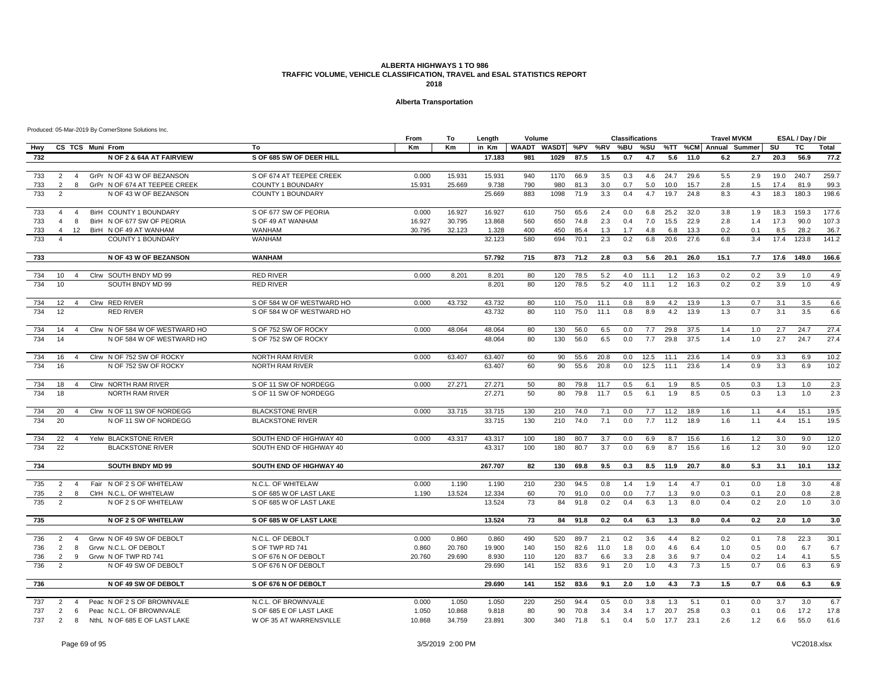# ALBERTA HIGHWAYS 1 TO 986
## TRAFFIC VOLUME, VEHICLE CLASSIFICATION, TRAVEL and ESAL STATISTICS REPORT
## 2018

### Alberta Transportation

Produced: 05-Mar-2019 By CornerStone Solutions Inc.

| Hwy | CS | TCS | Muni | From | To | From Km | To Km | Length in Km | Volume WAADT | Volume WASDT | %PV | %RV | %BU | %SU | %TT | %CM | Travel MVKM Annual | Travel MVKM Summer | ESAL / Day / Dir SU | ESAL / Day / Dir TC | ESAL / Day / Dir Total |
|---|---|---|---|---|---|---|---|---|---|---|---|---|---|---|---|---|---|---|---|---|---|
| 732 | | | | N OF 2 & 64A AT FAIRVIEW | S OF 685 SW OF DEER HILL | | | 17.183 | 981 | 1029 | 87.5 | 1.5 | 0.7 | 4.7 | 5.6 | 11.0 | 6.2 | 2.7 | 20.3 | 56.9 | 77.2 |
| 733 | 2 | 4 | GrPr | N OF 43 W OF BEZANSON | S OF 674 AT TEEPEE CREEK | 0.000 | 15.931 | 15.931 | 940 | 1170 | 66.9 | 3.5 | 0.3 | 4.6 | 24.7 | 29.6 | 5.5 | 2.9 | 19.0 | 240.7 | 259.7 |
| 733 | 2 | 8 | GrPr | N OF 674 AT TEEPEE CREEK | COUNTY 1 BOUNDARY | 15.931 | 25.669 | 9.738 | 790 | 980 | 81.3 | 3.0 | 0.7 | 5.0 | 10.0 | 15.7 | 2.8 | 1.5 | 17.4 | 81.9 | 99.3 |
| 733 | 2 | | | N OF 43 W OF BEZANSON | COUNTY 1 BOUNDARY | | | 25.669 | 883 | 1098 | 71.9 | 3.3 | 0.4 | 4.7 | 19.7 | 24.8 | 8.3 | 4.3 | 18.3 | 180.3 | 198.6 |
| 733 | 4 | 4 | BirH | COUNTY 1 BOUNDARY | S OF 677 SW OF PEORIA | 0.000 | 16.927 | 16.927 | 610 | 750 | 65.6 | 2.4 | 0.0 | 6.8 | 25.2 | 32.0 | 3.8 | 1.9 | 18.3 | 159.3 | 177.6 |
| 733 | 4 | 8 | BirH | N OF 677 SW OF PEORIA | S OF 49 AT WANHAM | 16.927 | 30.795 | 13.868 | 560 | 650 | 74.8 | 2.3 | 0.4 | 7.0 | 15.5 | 22.9 | 2.8 | 1.4 | 17.3 | 90.0 | 107.3 |
| 733 | 4 | 12 | BirH | N OF 49 AT WANHAM | WANHAM | 30.795 | 32.123 | 1.328 | 400 | 450 | 85.4 | 1.3 | 1.7 | 4.8 | 6.8 | 13.3 | 0.2 | 0.1 | 8.5 | 28.2 | 36.7 |
| 733 | 4 | | | COUNTY 1 BOUNDARY | WANHAM | | | 32.123 | 580 | 694 | 70.1 | 2.3 | 0.2 | 6.8 | 20.6 | 27.6 | 6.8 | 3.4 | 17.4 | 123.8 | 141.2 |
| 733 | | | | N OF 43 W OF BEZANSON | WANHAM | | | 57.792 | 715 | 873 | 71.2 | 2.8 | 0.3 | 5.6 | 20.1 | 26.0 | 15.1 | 7.7 | 17.6 | 149.0 | 166.6 |
| 734 | 10 | 4 | Clrw | SOUTH BNDY MD 99 | RED RIVER | 0.000 | 8.201 | 8.201 | 80 | 120 | 78.5 | 5.2 | 4.0 | 11.1 | 1.2 | 16.3 | 0.2 | 0.2 | 3.9 | 1.0 | 4.9 |
| 734 | 10 | | | SOUTH BNDY MD 99 | RED RIVER | | | 8.201 | 80 | 120 | 78.5 | 5.2 | 4.0 | 11.1 | 1.2 | 16.3 | 0.2 | 0.2 | 3.9 | 1.0 | 4.9 |
| 734 | 12 | 4 | Clrw | RED RIVER | S OF 584 W OF WESTWARD HO | 0.000 | 43.732 | 43.732 | 80 | 110 | 75.0 | 11.1 | 0.8 | 8.9 | 4.2 | 13.9 | 1.3 | 0.7 | 3.1 | 3.5 | 6.6 |
| 734 | 12 | | | RED RIVER | S OF 584 W OF WESTWARD HO | | | 43.732 | 80 | 110 | 75.0 | 11.1 | 0.8 | 8.9 | 4.2 | 13.9 | 1.3 | 0.7 | 3.1 | 3.5 | 6.6 |
| 734 | 14 | 4 | Clrw | N OF 584 W OF WESTWARD HO | S OF 752 SW OF ROCKY | 0.000 | 48.064 | 48.064 | 80 | 130 | 56.0 | 6.5 | 0.0 | 7.7 | 29.8 | 37.5 | 1.4 | 1.0 | 2.7 | 24.7 | 27.4 |
| 734 | 14 | | | N OF 584 W OF WESTWARD HO | S OF 752 SW OF ROCKY | | | 48.064 | 80 | 130 | 56.0 | 6.5 | 0.0 | 7.7 | 29.8 | 37.5 | 1.4 | 1.0 | 2.7 | 24.7 | 27.4 |
| 734 | 16 | 4 | Clrw | N OF 752 SW OF ROCKY | NORTH RAM RIVER | 0.000 | 63.407 | 63.407 | 60 | 90 | 55.6 | 20.8 | 0.0 | 12.5 | 11.1 | 23.6 | 1.4 | 0.9 | 3.3 | 6.9 | 10.2 |
| 734 | 16 | | | N OF 752 SW OF ROCKY | NORTH RAM RIVER | | | 63.407 | 60 | 90 | 55.6 | 20.8 | 0.0 | 12.5 | 11.1 | 23.6 | 1.4 | 0.9 | 3.3 | 6.9 | 10.2 |
| 734 | 18 | 4 | Clrw | NORTH RAM RIVER | S OF 11 SW OF NORDEGG | 0.000 | 27.271 | 27.271 | 50 | 80 | 79.8 | 11.7 | 0.5 | 6.1 | 1.9 | 8.5 | 0.5 | 0.3 | 1.3 | 1.0 | 2.3 |
| 734 | 18 | | | NORTH RAM RIVER | S OF 11 SW OF NORDEGG | | | 27.271 | 50 | 80 | 79.8 | 11.7 | 0.5 | 6.1 | 1.9 | 8.5 | 0.5 | 0.3 | 1.3 | 1.0 | 2.3 |
| 734 | 20 | 4 | Clrw | N OF 11 SW OF NORDEGG | BLACKSTONE RIVER | 0.000 | 33.715 | 33.715 | 130 | 210 | 74.0 | 7.1 | 0.0 | 7.7 | 11.2 | 18.9 | 1.6 | 1.1 | 4.4 | 15.1 | 19.5 |
| 734 | 20 | | | N OF 11 SW OF NORDEGG | BLACKSTONE RIVER | | | 33.715 | 130 | 210 | 74.0 | 7.1 | 0.0 | 7.7 | 11.2 | 18.9 | 1.6 | 1.1 | 4.4 | 15.1 | 19.5 |
| 734 | 22 | 4 | Yelw | BLACKSTONE RIVER | SOUTH END OF HIGHWAY 40 | 0.000 | 43.317 | 43.317 | 100 | 180 | 80.7 | 3.7 | 0.0 | 6.9 | 8.7 | 15.6 | 1.6 | 1.2 | 3.0 | 9.0 | 12.0 |
| 734 | 22 | | | BLACKSTONE RIVER | SOUTH END OF HIGHWAY 40 | | | 43.317 | 100 | 180 | 80.7 | 3.7 | 0.0 | 6.9 | 8.7 | 15.6 | 1.6 | 1.2 | 3.0 | 9.0 | 12.0 |
| 734 | | | | SOUTH BNDY MD 99 | SOUTH END OF HIGHWAY 40 | | | 267.707 | 82 | 130 | 69.8 | 9.5 | 0.3 | 8.5 | 11.9 | 20.7 | 8.0 | 5.3 | 3.1 | 10.1 | 13.2 |
| 735 | 2 | 4 | Fair | N OF 2 S OF WHITELAW | N.C.L. OF WHITELAW | 0.000 | 1.190 | 1.190 | 210 | 230 | 94.5 | 0.8 | 1.4 | 1.9 | 1.4 | 4.7 | 0.1 | 0.0 | 1.8 | 3.0 | 4.8 |
| 735 | 2 | 8 | ClrH | N.C.L. OF WHITELAW | S OF 685 W OF LAST LAKE | 1.190 | 13.524 | 12.334 | 60 | 70 | 91.0 | 0.0 | 0.0 | 7.7 | 1.3 | 9.0 | 0.3 | 0.1 | 2.0 | 0.8 | 2.8 |
| 735 | 2 | | | N OF 2 S OF WHITELAW | S OF 685 W OF LAST LAKE | | | 13.524 | 73 | 84 | 91.8 | 0.2 | 0.4 | 6.3 | 1.3 | 8.0 | 0.4 | 0.2 | 2.0 | 1.0 | 3.0 |
| 735 | | | | N OF 2 S OF WHITELAW | S OF 685 W OF LAST LAKE | | | 13.524 | 73 | 84 | 91.8 | 0.2 | 0.4 | 6.3 | 1.3 | 8.0 | 0.4 | 0.2 | 2.0 | 1.0 | 3.0 |
| 736 | 2 | 4 | Grvw | N OF 49 SW OF DEBOLT | N.C.L. OF DEBOLT | 0.000 | 0.860 | 0.860 | 490 | 520 | 89.7 | 2.1 | 0.2 | 3.6 | 4.4 | 8.2 | 0.2 | 0.1 | 7.8 | 22.3 | 30.1 |
| 736 | 2 | 8 | Grvw | N.C.L. OF DEBOLT | S OF TWP RD 741 | 0.860 | 20.760 | 19.900 | 140 | 150 | 82.6 | 11.0 | 1.8 | 0.0 | 4.6 | 6.4 | 1.0 | 0.5 | 0.0 | 6.7 | 6.7 |
| 736 | 2 | 9 | Grvw | N OF TWP RD 741 | S OF 676 N OF DEBOLT | 20.760 | 29.690 | 8.930 | 110 | 120 | 83.7 | 6.6 | 3.3 | 2.8 | 3.6 | 9.7 | 0.4 | 0.2 | 1.4 | 4.1 | 5.5 |
| 736 | 2 | | | N OF 49 SW OF DEBOLT | S OF 676 N OF DEBOLT | | | 29.690 | 141 | 152 | 83.6 | 9.1 | 2.0 | 1.0 | 4.3 | 7.3 | 1.5 | 0.7 | 0.6 | 6.3 | 6.9 |
| 736 | | | | N OF 49 SW OF DEBOLT | S OF 676 N OF DEBOLT | | | 29.690 | 141 | 152 | 83.6 | 9.1 | 2.0 | 1.0 | 4.3 | 7.3 | 1.5 | 0.7 | 0.6 | 6.3 | 6.9 |
| 737 | 2 | 4 | Peac | N OF 2 S OF BROWNVALE | N.C.L. OF BROWNVALE | 0.000 | 1.050 | 1.050 | 220 | 250 | 94.4 | 0.5 | 0.0 | 3.8 | 1.3 | 5.1 | 0.1 | 0.0 | 3.7 | 3.0 | 6.7 |
| 737 | 2 | 6 | Peac | N.C.L. OF BROWNVALE | S OF 685 E OF LAST LAKE | 1.050 | 10.868 | 9.818 | 80 | 90 | 70.8 | 3.4 | 3.4 | 1.7 | 20.7 | 25.8 | 0.3 | 0.1 | 0.6 | 17.2 | 17.8 |
| 737 | 2 | 8 | NthL | N OF 685 E OF LAST LAKE | W OF 35 AT WARRENSVILLE | 10.868 | 34.759 | 23.891 | 300 | 340 | 71.8 | 5.1 | 0.4 | 5.0 | 17.7 | 23.1 | 2.6 | 1.2 | 6.6 | 55.0 | 61.6 |

3/5/2019 2:00 PM VC2018.xlsx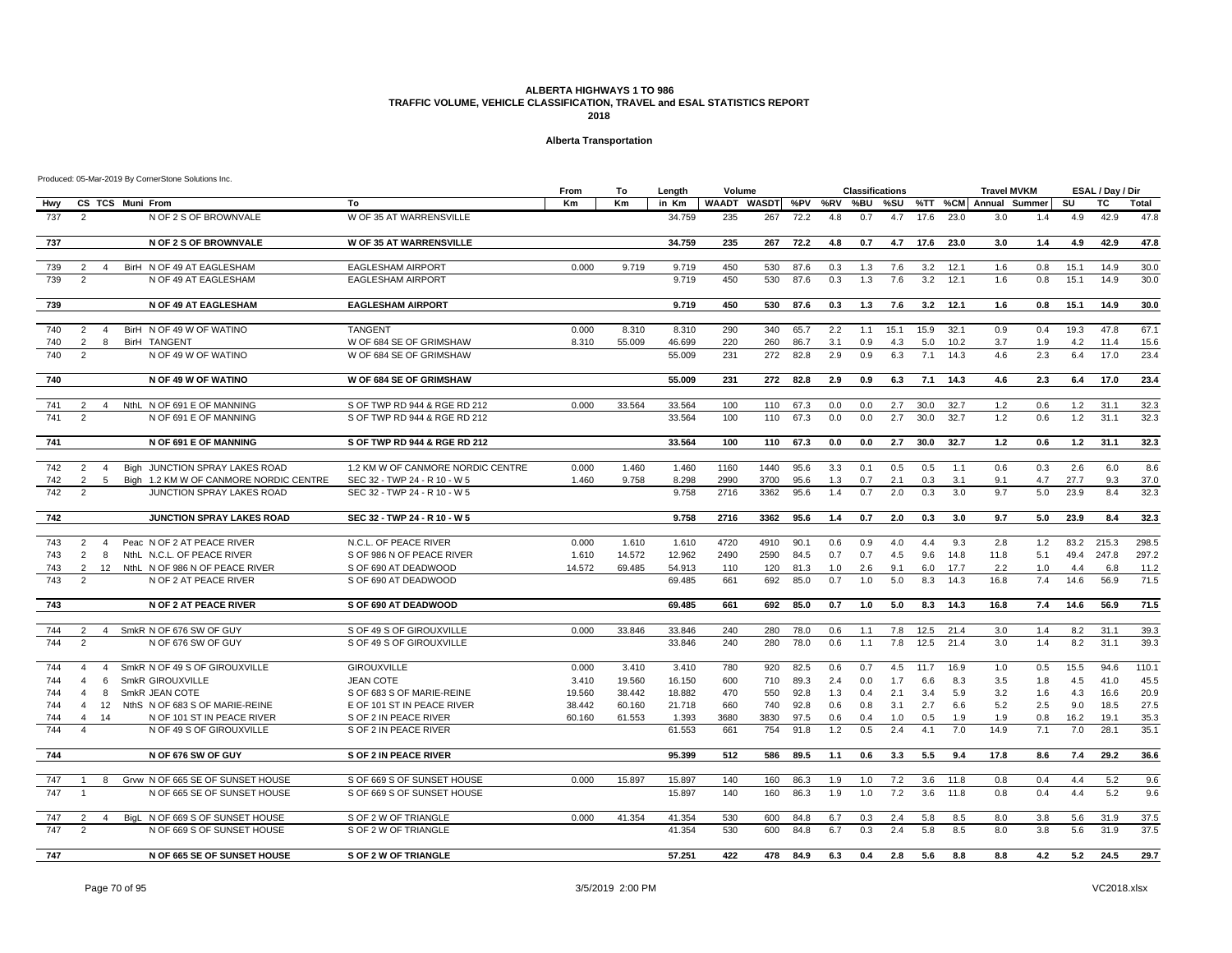# ALBERTA HIGHWAYS 1 TO 986
## TRAFFIC VOLUME, VEHICLE CLASSIFICATION, TRAVEL and ESAL STATISTICS REPORT
## 2018

**Alberta Transportation**

Produced: 05-Mar-2019 By CornerStone Solutions Inc.

| Hwy | CS | TCS | Muni | From | To | From Km | To Km | Length in Km | Volume WAADT | Volume WASDT | %PV | %RV | %BU | %SU | %TT | %CM | Travel MVKM Annual | Travel MVKM Summer | ESAL / Day / Dir SU | ESAL / Day / Dir TC | ESAL / Day / Dir Total |
|---|---|---|---|---|---|---|---|---|---|---|---|---|---|---|---|---|---|---|---|---|---|
| 737 | 2 | | | N OF 2 S OF BROWNVALE | W OF 35 AT WARRENSVILLE | | | 34.759 | 235 | 267 | 72.2 | 4.8 | 0.7 | 4.7 | 17.6 | 23.0 | 3.0 | 1.4 | 4.9 | 42.9 | 47.8 |
| **737** | | | | **N OF 2 S OF BROWNVALE** | **W OF 35 AT WARRENSVILLE** | | | **34.759** | **235** | **267** | **72.2** | **4.8** | **0.7** | **4.7** | **17.6** | **23.0** | **3.0** | **1.4** | **4.9** | **42.9** | **47.8** |
| 739 | 2 | 4 | BirH | N OF 49 AT EAGLESHAM | EAGLESHAM AIRPORT | 0.000 | 9.719 | 9.719 | 450 | 530 | 87.6 | 0.3 | 1.3 | 7.6 | 3.2 | 12.1 | 1.6 | 0.8 | 15.1 | 14.9 | 30.0 |
| 739 | 2 | | | N OF 49 AT EAGLESHAM | EAGLESHAM AIRPORT | | | 9.719 | 450 | 530 | 87.6 | 0.3 | 1.3 | 7.6 | 3.2 | 12.1 | 1.6 | 0.8 | 15.1 | 14.9 | 30.0 |
| **739** | | | | **N OF 49 AT EAGLESHAM** | **EAGLESHAM AIRPORT** | | | **9.719** | **450** | **530** | **87.6** | **0.3** | **1.3** | **7.6** | **3.2** | **12.1** | **1.6** | **0.8** | **15.1** | **14.9** | **30.0** |
| 740 | 2 | 4 | BirH | N OF 49 W OF WATINO | TANGENT | 0.000 | 8.310 | 8.310 | 290 | 340 | 65.7 | 2.2 | 1.1 | 15.1 | 15.9 | 32.1 | 0.9 | 0.4 | 19.3 | 47.8 | 67.1 |
| 740 | 2 | 8 | BirH | TANGENT | W OF 684 SE OF GRIMSHAW | 8.310 | 55.009 | 46.699 | 220 | 260 | 86.7 | 3.1 | 0.9 | 4.3 | 5.0 | 10.2 | 3.7 | 1.9 | 4.2 | 11.4 | 15.6 |
| 740 | 2 | | | N OF 49 W OF WATINO | W OF 684 SE OF GRIMSHAW | | | 55.009 | 231 | 272 | 82.8 | 2.9 | 0.9 | 6.3 | 7.1 | 14.3 | 4.6 | 2.3 | 6.4 | 17.0 | 23.4 |
| **740** | | | | **N OF 49 W OF WATINO** | **W OF 684 SE OF GRIMSHAW** | | | **55.009** | **231** | **272** | **82.8** | **2.9** | **0.9** | **6.3** | **7.1** | **14.3** | **4.6** | **2.3** | **6.4** | **17.0** | **23.4** |
| 741 | 2 | 4 | NthL | N OF 691 E OF MANNING | S OF TWP RD 944 & RGE RD 212 | 0.000 | 33.564 | 33.564 | 100 | 110 | 67.3 | 0.0 | 0.0 | 2.7 | 30.0 | 32.7 | 1.2 | 0.6 | 1.2 | 31.1 | 32.3 |
| 741 | 2 | | | N OF 691 E OF MANNING | S OF TWP RD 944 & RGE RD 212 | | | 33.564 | 100 | 110 | 67.3 | 0.0 | 0.0 | 2.7 | 30.0 | 32.7 | 1.2 | 0.6 | 1.2 | 31.1 | 32.3 |
| **741** | | | | **N OF 691 E OF MANNING** | **S OF TWP RD 944 & RGE RD 212** | | | **33.564** | **100** | **110** | **67.3** | **0.0** | **0.0** | **2.7** | **30.0** | **32.7** | **1.2** | **0.6** | **1.2** | **31.1** | **32.3** |
| 742 | 2 | 4 | Bigh | JUNCTION SPRAY LAKES ROAD | 1.2 KM W OF CANMORE NORDIC CENTRE | 0.000 | 1.460 | 1.460 | 1160 | 1440 | 95.6 | 3.3 | 0.1 | 0.5 | 0.5 | 1.1 | 0.6 | 0.3 | 2.6 | 6.0 | 8.6 |
| 742 | 2 | 5 | Bigh | 1.2 KM W OF CANMORE NORDIC CENTRE | SEC 32 - TWP 24 - R 10 - W 5 | 1.460 | 9.758 | 8.298 | 2990 | 3700 | 95.6 | 1.3 | 0.7 | 2.1 | 0.3 | 3.1 | 9.1 | 4.7 | 27.7 | 9.3 | 37.0 |
| 742 | 2 | | | JUNCTION SPRAY LAKES ROAD | SEC 32 - TWP 24 - R 10 - W 5 | | | 9.758 | 2716 | 3362 | 95.6 | 1.4 | 0.7 | 2.0 | 0.3 | 3.0 | 9.7 | 5.0 | 23.9 | 8.4 | 32.3 |
| **742** | | | | **JUNCTION SPRAY LAKES ROAD** | **SEC 32 - TWP 24 - R 10 - W 5** | | | **9.758** | **2716** | **3362** | **95.6** | **1.4** | **0.7** | **2.0** | **0.3** | **3.0** | **9.7** | **5.0** | **23.9** | **8.4** | **32.3** |
| 743 | 2 | 4 | Peac | N OF 2 AT PEACE RIVER | N.C.L. OF PEACE RIVER | 0.000 | 1.610 | 1.610 | 4720 | 4910 | 90.1 | 0.6 | 0.9 | 4.0 | 4.4 | 9.3 | 2.8 | 1.2 | 83.2 | 215.3 | 298.5 |
| 743 | 2 | 8 | NthL | N.C.L. OF PEACE RIVER | S OF 986 N OF PEACE RIVER | 1.610 | 14.572 | 12.962 | 2490 | 2590 | 84.5 | 0.7 | 0.7 | 4.5 | 9.6 | 14.8 | 11.8 | 5.1 | 49.4 | 247.8 | 297.2 |
| 743 | 2 | 12 | NthL | N OF 986 N OF PEACE RIVER | S OF 690 AT DEADWOOD | 14.572 | 69.485 | 54.913 | 110 | 120 | 81.3 | 1.0 | 2.6 | 9.1 | 6.0 | 17.7 | 2.2 | 1.0 | 4.4 | 6.8 | 11.2 |
| 743 | 2 | | | N OF 2 AT PEACE RIVER | S OF 690 AT DEADWOOD | | | 69.485 | 661 | 692 | 85.0 | 0.7 | 1.0 | 5.0 | 8.3 | 14.3 | 16.8 | 7.4 | 14.6 | 56.9 | 71.5 |
| **743** | | | | **N OF 2 AT PEACE RIVER** | **S OF 690 AT DEADWOOD** | | | **69.485** | **661** | **692** | **85.0** | **0.7** | **1.0** | **5.0** | **8.3** | **14.3** | **16.8** | **7.4** | **14.6** | **56.9** | **71.5** |
| 744 | 2 | 4 | SmkR | N OF 676 SW OF GUY | S OF 49 S OF GIROUXVILLE | 0.000 | 33.846 | 33.846 | 240 | 280 | 78.0 | 0.6 | 1.1 | 7.8 | 12.5 | 21.4 | 3.0 | 1.4 | 8.2 | 31.1 | 39.3 |
| 744 | 2 | | | N OF 676 SW OF GUY | S OF 49 S OF GIROUXVILLE | | | 33.846 | 240 | 280 | 78.0 | 0.6 | 1.1 | 7.8 | 12.5 | 21.4 | 3.0 | 1.4 | 8.2 | 31.1 | 39.3 |
| 744 | 4 | 4 | SmkR | N OF 49 S OF GIROUXVILLE | GIROUXVILLE | 0.000 | 3.410 | 3.410 | 780 | 920 | 82.5 | 0.6 | 0.7 | 4.5 | 11.7 | 16.9 | 1.0 | 0.5 | 15.5 | 94.6 | 110.1 |
| 744 | 4 | 6 | SmkR | GIROUXVILLE | JEAN COTE | 3.410 | 19.560 | 16.150 | 600 | 710 | 89.3 | 2.4 | 0.0 | 1.7 | 6.6 | 8.3 | 3.5 | 1.8 | 4.5 | 41.0 | 45.5 |
| 744 | 4 | 8 | SmkR | JEAN COTE | S OF 683 S OF MARIE-REINE | 19.560 | 38.442 | 18.882 | 470 | 550 | 92.8 | 1.3 | 0.4 | 2.1 | 3.4 | 5.9 | 3.2 | 1.6 | 4.3 | 16.6 | 20.9 |
| 744 | 4 | 12 | NthS | N OF 683 S OF MARIE-REINE | E OF 101 ST IN PEACE RIVER | 38.442 | 60.160 | 21.718 | 660 | 740 | 92.8 | 0.6 | 0.8 | 3.1 | 2.7 | 6.6 | 5.2 | 2.5 | 9.0 | 18.5 | 27.5 |
| 744 | 4 | 14 | | N OF 101 ST IN PEACE RIVER | S OF 2 IN PEACE RIVER | 60.160 | 61.553 | 1.393 | 3680 | 3830 | 97.5 | 0.6 | 0.4 | 1.0 | 0.5 | 1.9 | 1.9 | 0.8 | 16.2 | 19.1 | 35.3 |
| 744 | 4 | | | N OF 49 S OF GIROUXVILLE | S OF 2 IN PEACE RIVER | | | 61.553 | 661 | 754 | 91.8 | 1.2 | 0.5 | 2.4 | 4.1 | 7.0 | 14.9 | 7.1 | 7.0 | 28.1 | 35.1 |
| **744** | | | | **N OF 676 SW OF GUY** | **S OF 2 IN PEACE RIVER** | | | **95.399** | **512** | **586** | **89.5** | **1.1** | **0.6** | **3.3** | **5.5** | **9.4** | **17.8** | **8.6** | **7.4** | **29.2** | **36.6** |
| 747 | 1 | 8 | Grvw | N OF 665 SE OF SUNSET HOUSE | S OF 669 S OF SUNSET HOUSE | 0.000 | 15.897 | 15.897 | 140 | 160 | 86.3 | 1.9 | 1.0 | 7.2 | 3.6 | 11.8 | 0.8 | 0.4 | 4.4 | 5.2 | 9.6 |
| 747 | 1 | | | N OF 665 SE OF SUNSET HOUSE | S OF 669 S OF SUNSET HOUSE | | | 15.897 | 140 | 160 | 86.3 | 1.9 | 1.0 | 7.2 | 3.6 | 11.8 | 0.8 | 0.4 | 4.4 | 5.2 | 9.6 |
| 747 | 2 | 4 | BigL | N OF 669 S OF SUNSET HOUSE | S OF 2 W OF TRIANGLE | 0.000 | 41.354 | 41.354 | 530 | 600 | 84.8 | 6.7 | 0.3 | 2.4 | 5.8 | 8.5 | 8.0 | 3.8 | 5.6 | 31.9 | 37.5 |
| 747 | 2 | | | N OF 669 S OF SUNSET HOUSE | S OF 2 W OF TRIANGLE | | | 41.354 | 530 | 600 | 84.8 | 6.7 | 0.3 | 2.4 | 5.8 | 8.5 | 8.0 | 3.8 | 5.6 | 31.9 | 37.5 |
| **747** | | | | **N OF 665 SE OF SUNSET HOUSE** | **S OF 2 W OF TRIANGLE** | | | **57.251** | **422** | **478** | **84.9** | **6.3** | **0.4** | **2.8** | **5.6** | **8.8** | **8.8** | **4.2** | **5.2** | **24.5** | **29.7** |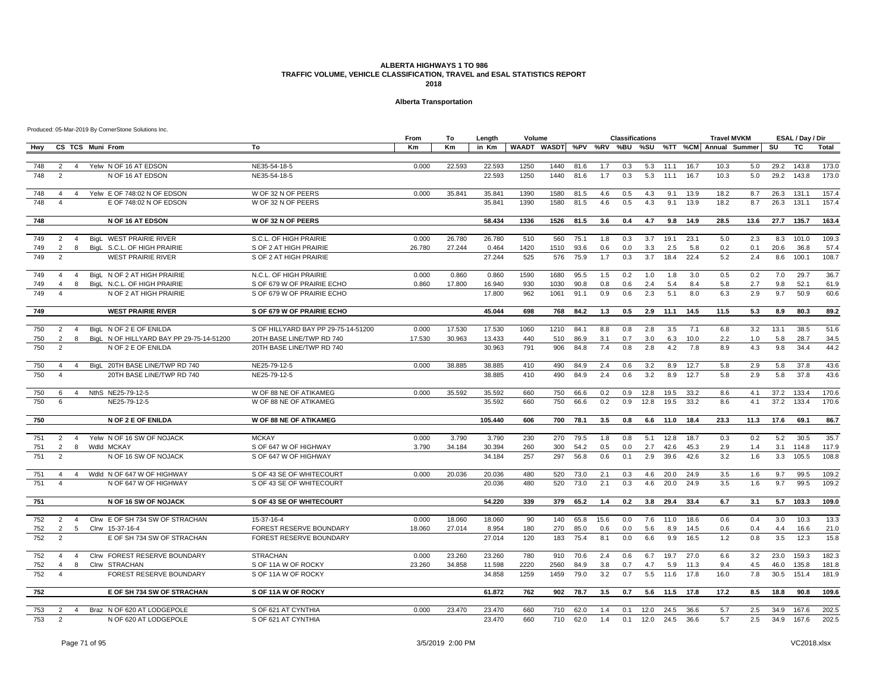# ALBERTA HIGHWAYS 1 TO 986
## TRAFFIC VOLUME, VEHICLE CLASSIFICATION, TRAVEL and ESAL STATISTICS REPORT
## 2018

### Alberta Transportation

Produced: 05-Mar-2019 By CornerStone Solutions Inc.

| Hwy | CS | TCS | Muni | From | To | From Km | To Km | Length in Km | Volume WAADT | Volume WASDT | %PV | %RV | %BU | %SU | %TT | %CM | Travel MVKM Annual | Travel MVKM Summer | ESAL / Day / Dir SU | ESAL / Day / Dir TC | ESAL / Day / Dir Total |
|---|---|---|---|---|---|---|---|---|---|---|---|---|---|---|---|---|---|---|---|---|---|
| 748 | 2 | 4 | Yelw | N OF 16 AT EDSON | NE35-54-18-5 | 0.000 | 22.593 | 22.593 | 1250 | 1440 | 81.6 | 1.7 | 0.3 | 5.3 | 11.1 | 16.7 | 10.3 | 5.0 | 29.2 | 143.8 | 173.0 |
| 748 | 2 | | | N OF 16 AT EDSON | NE35-54-18-5 | | | 22.593 | 1250 | 1440 | 81.6 | 1.7 | 0.3 | 5.3 | 11.1 | 16.7 | 10.3 | 5.0 | 29.2 | 143.8 | 173.0 |
| 748 | 4 | 4 | Yelw | E OF 748:02 N OF EDSON | W OF 32 N OF PEERS | 0.000 | 35.841 | 35.841 | 1390 | 1580 | 81.5 | 4.6 | 0.5 | 4.3 | 9.1 | 13.9 | 18.2 | 8.7 | 26.3 | 131.1 | 157.4 |
| 748 | 4 | | | E OF 748:02 N OF EDSON | W OF 32 N OF PEERS | | | 35.841 | 1390 | 1580 | 81.5 | 4.6 | 0.5 | 4.3 | 9.1 | 13.9 | 18.2 | 8.7 | 26.3 | 131.1 | 157.4 |
| **748** | | | | **N OF 16 AT EDSON** | **W OF 32 N OF PEERS** | | | **58.434** | **1336** | **1526** | **81.5** | **3.6** | **0.4** | **4.7** | **9.8** | **14.9** | **28.5** | **13.6** | **27.7** | **135.7** | **163.4** |
| 749 | 2 | 4 | BigL | WEST PRAIRIE RIVER | S.C.L. OF HIGH PRAIRIE | 0.000 | 26.780 | 26.780 | 510 | 560 | 75.1 | 1.8 | 0.3 | 3.7 | 19.1 | 23.1 | 5.0 | 2.3 | 8.3 | 101.0 | 109.3 |
| 749 | 2 | 8 | BigL | S.C.L. OF HIGH PRAIRIE | S OF 2 AT HIGH PRAIRIE | 26.780 | 27.244 | 0.464 | 1420 | 1510 | 93.6 | 0.6 | 0.0 | 3.3 | 2.5 | 5.8 | 0.2 | 0.1 | 20.6 | 36.8 | 57.4 |
| 749 | 2 | | | WEST PRAIRIE RIVER | S OF 2 AT HIGH PRAIRIE | | | 27.244 | 525 | 576 | 75.9 | 1.7 | 0.3 | 3.7 | 18.4 | 22.4 | 5.2 | 2.4 | 8.6 | 100.1 | 108.7 |
| 749 | 4 | 4 | BigL | N OF 2 AT HIGH PRAIRIE | N.C.L. OF HIGH PRAIRIE | 0.000 | 0.860 | 0.860 | 1590 | 1680 | 95.5 | 1.5 | 0.2 | 1.0 | 1.8 | 3.0 | 0.5 | 0.2 | 7.0 | 29.7 | 36.7 |
| 749 | 4 | 8 | BigL | N.C.L. OF HIGH PRAIRIE | S OF 679 W OF PRAIRIE ECHO | 0.860 | 17.800 | 16.940 | 930 | 1030 | 90.8 | 0.8 | 0.6 | 2.4 | 5.4 | 8.4 | 5.8 | 2.7 | 9.8 | 52.1 | 61.9 |
| 749 | 4 | | | N OF 2 AT HIGH PRAIRIE | S OF 679 W OF PRAIRIE ECHO | | | 17.800 | 962 | 1061 | 91.1 | 0.9 | 0.6 | 2.3 | 5.1 | 8.0 | 6.3 | 2.9 | 9.7 | 50.9 | 60.6 |
| **749** | | | | **WEST PRAIRIE RIVER** | **S OF 679 W OF PRAIRIE ECHO** | | | **45.044** | **698** | **768** | **84.2** | **1.3** | **0.5** | **2.9** | **11.1** | **14.5** | **11.5** | **5.3** | **8.9** | **80.3** | **89.2** |
| 750 | 2 | 4 | BigL | N OF 2 E OF ENILDA | S OF HILLYARD BAY PP 29-75-14-51200 | 0.000 | 17.530 | 17.530 | 1060 | 1210 | 84.1 | 8.8 | 0.8 | 2.8 | 3.5 | 7.1 | 6.8 | 3.2 | 13.1 | 38.5 | 51.6 |
| 750 | 2 | 8 | BigL | N OF HILLYARD BAY PP 29-75-14-51200 | 20TH BASE LINE/TWP RD 740 | 17.530 | 30.963 | 13.433 | 440 | 510 | 86.9 | 3.1 | 0.7 | 3.0 | 6.3 | 10.0 | 2.2 | 1.0 | 5.8 | 28.7 | 34.5 |
| 750 | 2 | | | N OF 2 E OF ENILDA | 20TH BASE LINE/TWP RD 740 | | | 30.963 | 791 | 906 | 84.8 | 7.4 | 0.8 | 2.8 | 4.2 | 7.8 | 8.9 | 4.3 | 9.8 | 34.4 | 44.2 |
| 750 | 4 | 4 | BigL | 20TH BASE LINE/TWP RD 740 | NE25-79-12-5 | 0.000 | 38.885 | 38.885 | 410 | 490 | 84.9 | 2.4 | 0.6 | 3.2 | 8.9 | 12.7 | 5.8 | 2.9 | 5.8 | 37.8 | 43.6 |
| 750 | 4 | | | 20TH BASE LINE/TWP RD 740 | NE25-79-12-5 | | | 38.885 | 410 | 490 | 84.9 | 2.4 | 0.6 | 3.2 | 8.9 | 12.7 | 5.8 | 2.9 | 5.8 | 37.8 | 43.6 |
| 750 | 6 | 4 | NthS | NE25-79-12-5 | W OF 88 NE OF ATIKAMEG | 0.000 | 35.592 | 35.592 | 660 | 750 | 66.6 | 0.2 | 0.9 | 12.8 | 19.5 | 33.2 | 8.6 | 4.1 | 37.2 | 133.4 | 170.6 |
| 750 | 6 | | | NE25-79-12-5 | W OF 88 NE OF ATIKAMEG | | | 35.592 | 660 | 750 | 66.6 | 0.2 | 0.9 | 12.8 | 19.5 | 33.2 | 8.6 | 4.1 | 37.2 | 133.4 | 170.6 |
| **750** | | | | **N OF 2 E OF ENILDA** | **W OF 88 NE OF ATIKAMEG** | | | **105.440** | **606** | **700** | **78.1** | **3.5** | **0.8** | **6.6** | **11.0** | **18.4** | **23.3** | **11.3** | **17.6** | **69.1** | **86.7** |
| 751 | 2 | 4 | Yelw | N OF 16 SW OF NOJACK | MCKAY | 0.000 | 3.790 | 3.790 | 230 | 270 | 79.5 | 1.8 | 0.8 | 5.1 | 12.8 | 18.7 | 0.3 | 0.2 | 5.2 | 30.5 | 35.7 |
| 751 | 2 | 8 | Wdld | MCKAY | S OF 647 W OF HIGHWAY | 3.790 | 34.184 | 30.394 | 260 | 300 | 54.2 | 0.5 | 0.0 | 2.7 | 42.6 | 45.3 | 2.9 | 1.4 | 3.1 | 114.8 | 117.9 |
| 751 | 2 | | | N OF 16 SW OF NOJACK | S OF 647 W OF HIGHWAY | | | 34.184 | 257 | 297 | 56.8 | 0.6 | 0.1 | 2.9 | 39.6 | 42.6 | 3.2 | 1.6 | 3.3 | 105.5 | 108.8 |
| 751 | 4 | 4 | Wdld | N OF 647 W OF HIGHWAY | S OF 43 SE OF WHITECOURT | 0.000 | 20.036 | 20.036 | 480 | 520 | 73.0 | 2.1 | 0.3 | 4.6 | 20.0 | 24.9 | 3.5 | 1.6 | 9.7 | 99.5 | 109.2 |
| 751 | 4 | | | N OF 647 W OF HIGHWAY | S OF 43 SE OF WHITECOURT | | | 20.036 | 480 | 520 | 73.0 | 2.1 | 0.3 | 4.6 | 20.0 | 24.9 | 3.5 | 1.6 | 9.7 | 99.5 | 109.2 |
| **751** | | | | **N OF 16 SW OF NOJACK** | **S OF 43 SE OF WHITECOURT** | | | **54.220** | **339** | **379** | **65.2** | **1.4** | **0.2** | **3.8** | **29.4** | **33.4** | **6.7** | **3.1** | **5.7** | **103.3** | **109.0** |
| 752 | 2 | 4 | Clrw | E OF SH 734 SW OF STRACHAN | 15-37-16-4 | 0.000 | 18.060 | 18.060 | 90 | 140 | 65.8 | 15.6 | 0.0 | 7.6 | 11.0 | 18.6 | 0.6 | 0.4 | 3.0 | 10.3 | 13.3 |
| 752 | 2 | 5 | Clrw | 15-37-16-4 | FOREST RESERVE BOUNDARY | 18.060 | 27.014 | 8.954 | 180 | 270 | 85.0 | 0.6 | 0.0 | 5.6 | 8.9 | 14.5 | 0.6 | 0.4 | 4.4 | 16.6 | 21.0 |
| 752 | 2 | | | E OF SH 734 SW OF STRACHAN | FOREST RESERVE BOUNDARY | | | 27.014 | 120 | 183 | 75.4 | 8.1 | 0.0 | 6.6 | 9.9 | 16.5 | 1.2 | 0.8 | 3.5 | 12.3 | 15.8 |
| 752 | 4 | 4 | Clrw | FOREST RESERVE BOUNDARY | STRACHAN | 0.000 | 23.260 | 23.260 | 780 | 910 | 70.6 | 2.4 | 0.6 | 6.7 | 19.7 | 27.0 | 6.6 | 3.2 | 23.0 | 159.3 | 182.3 |
| 752 | 4 | 8 | Clrw | STRACHAN | S OF 11A W OF ROCKY | 23.260 | 34.858 | 11.598 | 2220 | 2560 | 84.9 | 3.8 | 0.7 | 4.7 | 5.9 | 11.3 | 9.4 | 4.5 | 46.0 | 135.8 | 181.8 |
| 752 | 4 | | | FOREST RESERVE BOUNDARY | S OF 11A W OF ROCKY | | | 34.858 | 1259 | 1459 | 79.0 | 3.2 | 0.7 | 5.5 | 11.6 | 17.8 | 16.0 | 7.8 | 30.5 | 151.4 | 181.9 |
| **752** | | | | **E OF SH 734 SW OF STRACHAN** | **S OF 11A W OF ROCKY** | | | **61.872** | **762** | **902** | **78.7** | **3.5** | **0.7** | **5.6** | **11.5** | **17.8** | **17.2** | **8.5** | **18.8** | **90.8** | **109.6** |
| 753 | 2 | 4 | Braz | N OF 620 AT LODGEPOLE | S OF 621 AT CYNTHIA | 0.000 | 23.470 | 23.470 | 660 | 710 | 62.0 | 1.4 | 0.1 | 12.0 | 24.5 | 36.6 | 5.7 | 2.5 | 34.9 | 167.6 | 202.5 |
| 753 | 2 | | | N OF 620 AT LODGEPOLE | S OF 621 AT CYNTHIA | | | 23.470 | 660 | 710 | 62.0 | 1.4 | 0.1 | 12.0 | 24.5 | 36.6 | 5.7 | 2.5 | 34.9 | 167.6 | 202.5 |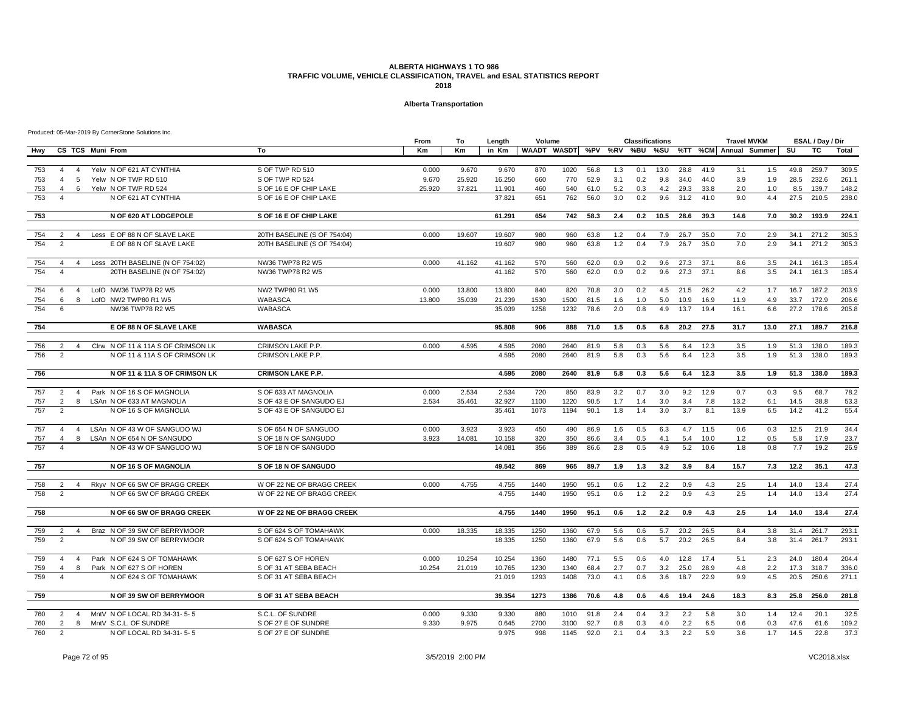# ALBERTA HIGHWAYS 1 TO 986
## TRAFFIC VOLUME, VEHICLE CLASSIFICATION, TRAVEL and ESAL STATISTICS REPORT
## 2018

**Alberta Transportation**

Produced: 05-Mar-2019 By CornerStone Solutions Inc.

| Hwy | CS | TCS | Muni | From | To | From Km | To Km | Length in Km | Volume WAADT | Volume WASDT | %PV | %RV | %BU | %SU | %TT | %CM | Travel MVKM Annual | Travel MVKM Summer | ESAL / Day / Dir SU | ESAL / Day / Dir TC | ESAL / Day / Dir Total |
|---|---|---|---|---|---|---|---|---|---|---|---|---|---|---|---|---|---|---|---|---|---|
| 753 | 4 | 4 | Yelw | N OF 621 AT CYNTHIA | S OF TWP RD 510 | 0.000 | 9.670 | 9.670 | 870 | 1020 | 56.8 | 1.3 | 0.1 | 13.0 | 28.8 | 41.9 | 3.1 | 1.5 | 49.8 | 259.7 | 309.5 |
| 753 | 4 | 5 | Yelw | N OF TWP RD 510 | S OF TWP RD 524 | 9.670 | 25.920 | 16.250 | 660 | 770 | 52.9 | 3.1 | 0.2 | 9.8 | 34.0 | 44.0 | 3.9 | 1.9 | 28.5 | 232.6 | 261.1 |
| 753 | 4 | 6 | Yelw | N OF TWP RD 524 | S OF 16 E OF CHIP LAKE | 25.920 | 37.821 | 11.901 | 460 | 540 | 61.0 | 5.2 | 0.3 | 4.2 | 29.3 | 33.8 | 2.0 | 1.0 | 8.5 | 139.7 | 148.2 |
| 753 | 4 | | | N OF 621 AT CYNTHIA | S OF 16 E OF CHIP LAKE | | | 37.821 | 651 | 762 | 56.0 | 3.0 | 0.2 | 9.6 | 31.2 | 41.0 | 9.0 | 4.4 | 27.5 | 210.5 | 238.0 |
| **753** | | | | **N OF 620 AT LODGEPOLE** | **S OF 16 E OF CHIP LAKE** | | | **61.291** | **654** | **742** | **58.3** | **2.4** | **0.2** | **10.5** | **28.6** | **39.3** | **14.6** | **7.0** | **30.2** | **193.9** | **224.1** |
| 754 | 2 | 4 | Less | E OF 88 N OF SLAVE LAKE | 20TH BASELINE (S OF 754:04) | 0.000 | 19.607 | 19.607 | 980 | 960 | 63.8 | 1.2 | 0.4 | 7.9 | 26.7 | 35.0 | 7.0 | 2.9 | 34.1 | 271.2 | 305.3 |
| 754 | 2 | | | E OF 88 N OF SLAVE LAKE | 20TH BASELINE (S OF 754:04) | | | 19.607 | 980 | 960 | 63.8 | 1.2 | 0.4 | 7.9 | 26.7 | 35.0 | 7.0 | 2.9 | 34.1 | 271.2 | 305.3 |
| 754 | 4 | 4 | Less | 20TH BASELINE (N OF 754:02) | NW36 TWP78 R2 W5 | 0.000 | 41.162 | 41.162 | 570 | 560 | 62.0 | 0.9 | 0.2 | 9.6 | 27.3 | 37.1 | 8.6 | 3.5 | 24.1 | 161.3 | 185.4 |
| 754 | 4 | | | 20TH BASELINE (N OF 754:02) | NW36 TWP78 R2 W5 | | | 41.162 | 570 | 560 | 62.0 | 0.9 | 0.2 | 9.6 | 27.3 | 37.1 | 8.6 | 3.5 | 24.1 | 161.3 | 185.4 |
| 754 | 6 | 4 | LofO | NW36 TWP78 R2 W5 | NW2 TWP80 R1 W5 | 0.000 | 13.800 | 13.800 | 840 | 820 | 70.8 | 3.0 | 0.2 | 4.5 | 21.5 | 26.2 | 4.2 | 1.7 | 16.7 | 187.2 | 203.9 |
| 754 | 6 | 8 | LofO | NW2 TWP80 R1 W5 | WABASCA | 13.800 | 35.039 | 21.239 | 1530 | 1500 | 81.5 | 1.6 | 1.0 | 5.0 | 10.9 | 16.9 | 11.9 | 4.9 | 33.7 | 172.9 | 206.6 |
| 754 | 6 | | | NW36 TWP78 R2 W5 | WABASCA | | | 35.039 | 1258 | 1232 | 78.6 | 2.0 | 0.8 | 4.9 | 13.7 | 19.4 | 16.1 | 6.6 | 27.2 | 178.6 | 205.8 |
| **754** | | | | **E OF 88 N OF SLAVE LAKE** | **WABASCA** | | | **95.808** | **906** | **888** | **71.0** | **1.5** | **0.5** | **6.8** | **20.2** | **27.5** | **31.7** | **13.0** | **27.1** | **189.7** | **216.8** |
| 756 | 2 | 4 | Clrw | N OF 11 & 11A S OF CRIMSON LK | CRIMSON LAKE P.P. | 0.000 | 4.595 | 4.595 | 2080 | 2640 | 81.9 | 5.8 | 0.3 | 5.6 | 6.4 | 12.3 | 3.5 | 1.9 | 51.3 | 138.0 | 189.3 |
| 756 | 2 | | | N OF 11 & 11A S OF CRIMSON LK | CRIMSON LAKE P.P. | | | 4.595 | 2080 | 2640 | 81.9 | 5.8 | 0.3 | 5.6 | 6.4 | 12.3 | 3.5 | 1.9 | 51.3 | 138.0 | 189.3 |
| **756** | | | | **N OF 11 & 11A S OF CRIMSON LK** | **CRIMSON LAKE P.P.** | | | **4.595** | **2080** | **2640** | **81.9** | **5.8** | **0.3** | **5.6** | **6.4** | **12.3** | **3.5** | **1.9** | **51.3** | **138.0** | **189.3** |
| 757 | 2 | 4 | Park | N OF 16 S OF MAGNOLIA | S OF 633 AT MAGNOLIA | 0.000 | 2.534 | 2.534 | 720 | 850 | 83.9 | 3.2 | 0.7 | 3.0 | 9.2 | 12.9 | 0.7 | 0.3 | 9.5 | 68.7 | 78.2 |
| 757 | 2 | 8 | LSAn | N OF 633 AT MAGNOLIA | S OF 43 E OF SANGUDO EJ | 2.534 | 35.461 | 32.927 | 1100 | 1220 | 90.5 | 1.7 | 1.4 | 3.0 | 3.4 | 7.8 | 13.2 | 6.1 | 14.5 | 38.8 | 53.3 |
| 757 | 2 | | | N OF 16 S OF MAGNOLIA | S OF 43 E OF SANGUDO EJ | | | 35.461 | 1073 | 1194 | 90.1 | 1.8 | 1.4 | 3.0 | 3.7 | 8.1 | 13.9 | 6.5 | 14.2 | 41.2 | 55.4 |
| 757 | 4 | 4 | LSAn | N OF 43 W OF SANGUDO WJ | S OF 654 N OF SANGUDO | 0.000 | 3.923 | 3.923 | 450 | 490 | 86.9 | 1.6 | 0.5 | 6.3 | 4.7 | 11.5 | 0.6 | 0.3 | 12.5 | 21.9 | 34.4 |
| 757 | 4 | 8 | LSAn | N OF 654 N OF SANGUDO | S OF 18 N OF SANGUDO | 3.923 | 14.081 | 10.158 | 320 | 350 | 86.6 | 3.4 | 0.5 | 4.1 | 5.4 | 10.0 | 1.2 | 0.5 | 5.8 | 17.9 | 23.7 |
| 757 | 4 | | | N OF 43 W OF SANGUDO WJ | S OF 18 N OF SANGUDO | | | 14.081 | 356 | 389 | 86.6 | 2.8 | 0.5 | 4.9 | 5.2 | 10.6 | 1.8 | 0.8 | 7.7 | 19.2 | 26.9 |
| **757** | | | | **N OF 16 S OF MAGNOLIA** | **S OF 18 N OF SANGUDO** | | | **49.542** | **869** | **965** | **89.7** | **1.9** | **1.3** | **3.2** | **3.9** | **8.4** | **15.7** | **7.3** | **12.2** | **35.1** | **47.3** |
| 758 | 2 | 4 | Rkyv | N OF 66 SW OF BRAGG CREEK | W OF 22 NE OF BRAGG CREEK | 0.000 | 4.755 | 4.755 | 1440 | 1950 | 95.1 | 0.6 | 1.2 | 2.2 | 0.9 | 4.3 | 2.5 | 1.4 | 14.0 | 13.4 | 27.4 |
| 758 | 2 | | | N OF 66 SW OF BRAGG CREEK | W OF 22 NE OF BRAGG CREEK | | | 4.755 | 1440 | 1950 | 95.1 | 0.6 | 1.2 | 2.2 | 0.9 | 4.3 | 2.5 | 1.4 | 14.0 | 13.4 | 27.4 |
| **758** | | | | **N OF 66 SW OF BRAGG CREEK** | **W OF 22 NE OF BRAGG CREEK** | | | **4.755** | **1440** | **1950** | **95.1** | **0.6** | **1.2** | **2.2** | **0.9** | **4.3** | **2.5** | **1.4** | **14.0** | **13.4** | **27.4** |
| 759 | 2 | 4 | Braz | N OF 39 SW OF BERRYMOOR | S OF 624 S OF TOMAHAWK | 0.000 | 18.335 | 18.335 | 1250 | 1360 | 67.9 | 5.6 | 0.6 | 5.7 | 20.2 | 26.5 | 8.4 | 3.8 | 31.4 | 261.7 | 293.1 |
| 759 | 2 | | | N OF 39 SW OF BERRYMOOR | S OF 624 S OF TOMAHAWK | | | 18.335 | 1250 | 1360 | 67.9 | 5.6 | 0.6 | 5.7 | 20.2 | 26.5 | 8.4 | 3.8 | 31.4 | 261.7 | 293.1 |
| 759 | 4 | 4 | Park | N OF 624 S OF TOMAHAWK | S OF 627 S OF HOREN | 0.000 | 10.254 | 10.254 | 1360 | 1480 | 77.1 | 5.5 | 0.6 | 4.0 | 12.8 | 17.4 | 5.1 | 2.3 | 24.0 | 180.4 | 204.4 |
| 759 | 4 | 8 | Park | N OF 627 S OF HOREN | S OF 31 AT SEBA BEACH | 10.254 | 21.019 | 10.765 | 1230 | 1340 | 68.4 | 2.7 | 0.7 | 3.2 | 25.0 | 28.9 | 4.8 | 2.2 | 17.3 | 318.7 | 336.0 |
| 759 | 4 | | | N OF 624 S OF TOMAHAWK | S OF 31 AT SEBA BEACH | | | 21.019 | 1293 | 1408 | 73.0 | 4.1 | 0.6 | 3.6 | 18.7 | 22.9 | 9.9 | 4.5 | 20.5 | 250.6 | 271.1 |
| **759** | | | | **N OF 39 SW OF BERRYMOOR** | **S OF 31 AT SEBA BEACH** | | | **39.354** | **1273** | **1386** | **70.6** | **4.8** | **0.6** | **4.6** | **19.4** | **24.6** | **18.3** | **8.3** | **25.8** | **256.0** | **281.8** |
| 760 | 2 | 4 | MntV | N OF LOCAL RD 34-31- 5- 5 | S.C.L. OF SUNDRE | 0.000 | 9.330 | 9.330 | 880 | 1010 | 91.8 | 2.4 | 0.4 | 3.2 | 2.2 | 5.8 | 3.0 | 1.4 | 12.4 | 20.1 | 32.5 |
| 760 | 2 | 8 | MntV | S.C.L. OF SUNDRE | S OF 27 E OF SUNDRE | 9.330 | 9.975 | 0.645 | 2700 | 3100 | 92.7 | 0.8 | 0.3 | 4.0 | 2.2 | 6.5 | 0.6 | 0.3 | 47.6 | 61.6 | 109.2 |
| 760 | 2 | | | N OF LOCAL RD 34-31- 5- 5 | S OF 27 E OF SUNDRE | | | 9.975 | 998 | 1145 | 92.0 | 2.1 | 0.4 | 3.3 | 2.2 | 5.9 | 3.6 | 1.7 | 14.5 | 22.8 | 37.3 |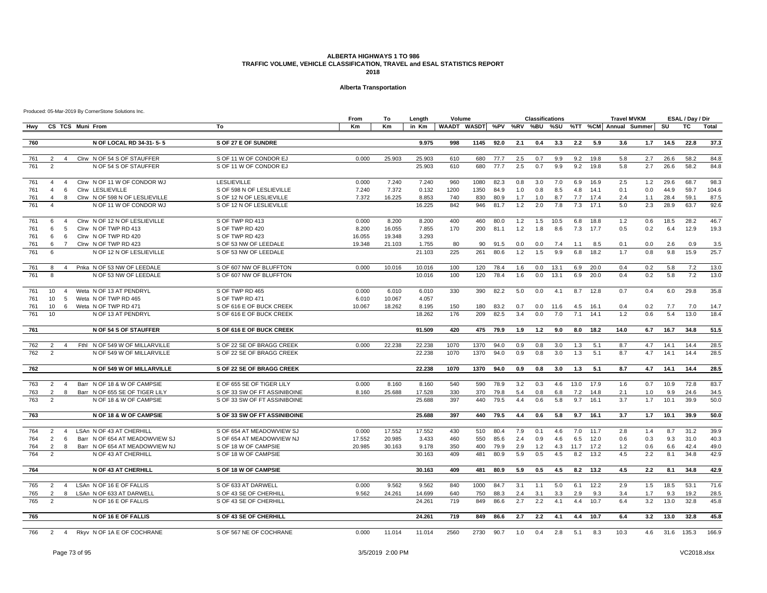# ALBERTA HIGHWAYS 1 TO 986
## TRAFFIC VOLUME, VEHICLE CLASSIFICATION, TRAVEL and ESAL STATISTICS REPORT
## 2018

**Alberta Transportation**

Produced: 05-Mar-2019 By CornerStone Solutions Inc.

| Hwy | CS | TCS | Muni | From | To | From Km | To Km | Length in Km | Volume WAADT | Volume WASDT | %PV | %RV | %BU | %SU | %TT | %CM | Travel MVKM Annual | Travel MVKM Summer | ESAL / Day / Dir SU | ESAL / Day / Dir TC | ESAL / Day / Dir Total |
|---|---|---|---|---|---|---|---|---|---|---|---|---|---|---|---|---|---|---|---|---|---|
| **760** | | | | **N OF LOCAL RD 34-31- 5- 5** | **S OF 27 E OF SUNDRE** | | | **9.975** | **998** | **1145** | **92.0** | **2.1** | **0.4** | **3.3** | **2.2** | **5.9** | **3.6** | **1.7** | **14.5** | **22.8** | **37.3** |
| 761 | 2 | 4 | Clrw | N OF 54 S OF STAUFFER | S OF 11 W OF CONDOR EJ | 0.000 | 25.903 | 25.903 | 610 | 680 | 77.7 | 2.5 | 0.7 | 9.9 | 9.2 | 19.8 | 5.8 | 2.7 | 26.6 | 58.2 | 84.8 |
| 761 | 2 | | | N OF 54 S OF STAUFFER | S OF 11 W OF CONDOR EJ | | | 25.903 | 610 | 680 | 77.7 | 2.5 | 0.7 | 9.9 | 9.2 | 19.8 | 5.8 | 2.7 | 26.6 | 58.2 | 84.8 |
| 761 | 4 | 4 | Clrw | N OF 11 W OF CONDOR WJ | LESLIEVILLE | 0.000 | 7.240 | 7.240 | 960 | 1080 | 82.3 | 0.8 | 3.0 | 7.0 | 6.9 | 16.9 | 2.5 | 1.2 | 29.6 | 68.7 | 98.3 |
| 761 | 4 | 6 | Clrw | LESLIEVILLE | S OF 598 N OF LESLIEVILLE | 7.240 | 7.372 | 0.132 | 1200 | 1350 | 84.9 | 1.0 | 0.8 | 8.5 | 4.8 | 14.1 | 0.1 | 0.0 | 44.9 | 59.7 | 104.6 |
| 761 | 4 | 8 | Clrw | N OF 598 N OF LESLIEVILLE | S OF 12 N OF LESLIEVILLE | 7.372 | 16.225 | 8.853 | 740 | 830 | 80.9 | 1.7 | 1.0 | 8.7 | 7.7 | 17.4 | 2.4 | 1.1 | 28.4 | 59.1 | 87.5 |
| 761 | 4 | | | N OF 11 W OF CONDOR WJ | S OF 12 N OF LESLIEVILLE | | | 16.225 | 842 | 946 | 81.7 | 1.2 | 2.0 | 7.8 | 7.3 | 17.1 | 5.0 | 2.3 | 28.9 | 63.7 | 92.6 |
| 761 | 6 | 4 | Clrw | N OF 12 N OF LESLIEVILLE | S OF TWP RD 413 | 0.000 | 8.200 | 8.200 | 400 | 460 | 80.0 | 1.2 | 1.5 | 10.5 | 6.8 | 18.8 | 1.2 | 0.6 | 18.5 | 28.2 | 46.7 |
| 761 | 6 | 5 | Clrw | N OF TWP RD 413 | S OF TWP RD 420 | 8.200 | 16.055 | 7.855 | 170 | 200 | 81.1 | 1.2 | 1.8 | 8.6 | 7.3 | 17.7 | 0.5 | 0.2 | 6.4 | 12.9 | 19.3 |
| 761 | 6 | 6 | Clrw | N OF TWP RD 420 | S OF TWP RD 423 | 16.055 | 19.348 | 3.293 | | | | | | | | | | | | | |
| 761 | 6 | 7 | Clrw | N OF TWP RD 423 | S OF 53 NW OF LEEDALE | 19.348 | 21.103 | 1.755 | 80 | 90 | 91.5 | 0.0 | 0.0 | 7.4 | 1.1 | 8.5 | 0.1 | 0.0 | 2.6 | 0.9 | 3.5 |
| 761 | 6 | | | N OF 12 N OF LESLIEVILLE | S OF 53 NW OF LEEDALE | | | 21.103 | 225 | 261 | 80.6 | 1.2 | 1.5 | 9.9 | 6.8 | 18.2 | 1.7 | 0.8 | 9.8 | 15.9 | 25.7 |
| 761 | 8 | 4 | Pnka | N OF 53 NW OF LEEDALE | S OF 607 NW OF BLUFFTON | 0.000 | 10.016 | 10.016 | 100 | 120 | 78.4 | 1.6 | 0.0 | 13.1 | 6.9 | 20.0 | 0.4 | 0.2 | 5.8 | 7.2 | 13.0 |
| 761 | 8 | | | N OF 53 NW OF LEEDALE | S OF 607 NW OF BLUFFTON | | | 10.016 | 100 | 120 | 78.4 | 1.6 | 0.0 | 13.1 | 6.9 | 20.0 | 0.4 | 0.2 | 5.8 | 7.2 | 13.0 |
| 761 | 10 | 4 | Weta | N OF 13 AT PENDRYL | S OF TWP RD 465 | 0.000 | 6.010 | 6.010 | 330 | 390 | 82.2 | 5.0 | 0.0 | 4.1 | 8.7 | 12.8 | 0.7 | 0.4 | 6.0 | 29.8 | 35.8 |
| 761 | 10 | 5 | Weta | N OF TWP RD 465 | S OF TWP RD 471 | 6.010 | 10.067 | 4.057 | | | | | | | | | | | | | |
| 761 | 10 | 6 | Weta | N OF TWP RD 471 | S OF 616 E OF BUCK CREEK | 10.067 | 18.262 | 8.195 | 150 | 180 | 83.2 | 0.7 | 0.0 | 11.6 | 4.5 | 16.1 | 0.4 | 0.2 | 7.7 | 7.0 | 14.7 |
| 761 | 10 | | | N OF 13 AT PENDRYL | S OF 616 E OF BUCK CREEK | | | 18.262 | 176 | 209 | 82.5 | 3.4 | 0.0 | 7.0 | 7.1 | 14.1 | 1.2 | 0.6 | 5.4 | 13.0 | 18.4 |
| **761** | | | | **N OF 54 S OF STAUFFER** | **S OF 616 E OF BUCK CREEK** | | | **91.509** | **420** | **475** | **79.9** | **1.9** | **1.2** | **9.0** | **8.0** | **18.2** | **14.0** | **6.7** | **16.7** | **34.8** | **51.5** |
| 762 | 2 | 4 | Fthl | N OF 549 W OF MILLARVILLE | S OF 22 SE OF BRAGG CREEK | 0.000 | 22.238 | 22.238 | 1070 | 1370 | 94.0 | 0.9 | 0.8 | 3.0 | 1.3 | 5.1 | 8.7 | 4.7 | 14.1 | 14.4 | 28.5 |
| 762 | 2 | | | N OF 549 W OF MILLARVILLE | S OF 22 SE OF BRAGG CREEK | | | 22.238 | 1070 | 1370 | 94.0 | 0.9 | 0.8 | 3.0 | 1.3 | 5.1 | 8.7 | 4.7 | 14.1 | 14.4 | 28.5 |
| **762** | | | | **N OF 549 W OF MILLARVILLE** | **S OF 22 SE OF BRAGG CREEK** | | | **22.238** | **1070** | **1370** | **94.0** | **0.9** | **0.8** | **3.0** | **1.3** | **5.1** | **8.7** | **4.7** | **14.1** | **14.4** | **28.5** |
| 763 | 2 | 4 | Barr | N OF 18 & W OF CAMPSIE | E OF 655 SE OF TIGER LILY | 0.000 | 8.160 | 8.160 | 540 | 590 | 78.9 | 3.2 | 0.3 | 4.6 | 13.0 | 17.9 | 1.6 | 0.7 | 10.9 | 72.8 | 83.7 |
| 763 | 2 | 8 | Barr | N OF 655 SE OF TIGER LILY | S OF 33 SW OF FT ASSINIBOINE | 8.160 | 25.688 | 17.528 | 330 | 370 | 79.8 | 5.4 | 0.8 | 6.8 | 7.2 | 14.8 | 2.1 | 1.0 | 9.9 | 24.6 | 34.5 |
| 763 | 2 | | | N OF 18 & W OF CAMPSIE | S OF 33 SW OF FT ASSINIBOINE | | | 25.688 | 397 | 440 | 79.5 | 4.4 | 0.6 | 5.8 | 9.7 | 16.1 | 3.7 | 1.7 | 10.1 | 39.9 | 50.0 |
| **763** | | | | **N OF 18 & W OF CAMPSIE** | **S OF 33 SW OF FT ASSINIBOINE** | | | **25.688** | **397** | **440** | **79.5** | **4.4** | **0.6** | **5.8** | **9.7** | **16.1** | **3.7** | **1.7** | **10.1** | **39.9** | **50.0** |
| 764 | 2 | 4 | LSAn | N OF 43 AT CHERHILL | S OF 654 AT MEADOWVIEW SJ | 0.000 | 17.552 | 17.552 | 430 | 510 | 80.4 | 7.9 | 0.1 | 4.6 | 7.0 | 11.7 | 2.8 | 1.4 | 8.7 | 31.2 | 39.9 |
| 764 | 2 | 6 | Barr | N OF 654 AT MEADOWVIEW SJ | S OF 654 AT MEADOWVIEW NJ | 17.552 | 20.985 | 3.433 | 460 | 550 | 85.6 | 2.4 | 0.9 | 4.6 | 6.5 | 12.0 | 0.6 | 0.3 | 9.3 | 31.0 | 40.3 |
| 764 | 2 | 8 | Barr | N OF 654 AT MEADOWVIEW NJ | S OF 18 W OF CAMPSIE | 20.985 | 30.163 | 9.178 | 350 | 400 | 79.9 | 2.9 | 1.2 | 4.3 | 11.7 | 17.2 | 1.2 | 0.6 | 6.6 | 42.4 | 49.0 |
| 764 | 2 | | | N OF 43 AT CHERHILL | S OF 18 W OF CAMPSIE | | | 30.163 | 409 | 481 | 80.9 | 5.9 | 0.5 | 4.5 | 8.2 | 13.2 | 4.5 | 2.2 | 8.1 | 34.8 | 42.9 |
| **764** | | | | **N OF 43 AT CHERHILL** | **S OF 18 W OF CAMPSIE** | | | **30.163** | **409** | **481** | **80.9** | **5.9** | **0.5** | **4.5** | **8.2** | **13.2** | **4.5** | **2.2** | **8.1** | **34.8** | **42.9** |
| 765 | 2 | 4 | LSAn | N OF 16 E OF FALLIS | S OF 633 AT DARWELL | 0.000 | 9.562 | 9.562 | 840 | 1000 | 84.7 | 3.1 | 1.1 | 5.0 | 6.1 | 12.2 | 2.9 | 1.5 | 18.5 | 53.1 | 71.6 |
| 765 | 2 | 8 | LSAn | N OF 633 AT DARWELL | S OF 43 SE OF CHERHILL | 9.562 | 24.261 | 14.699 | 640 | 750 | 88.3 | 2.4 | 3.1 | 3.3 | 2.9 | 9.3 | 3.4 | 1.7 | 9.3 | 19.2 | 28.5 |
| 765 | 2 | | | N OF 16 E OF FALLIS | S OF 43 SE OF CHERHILL | | | 24.261 | 719 | 849 | 86.6 | 2.7 | 2.2 | 4.1 | 4.4 | 10.7 | 6.4 | 3.2 | 13.0 | 32.8 | 45.8 |
| **765** | | | | **N OF 16 E OF FALLIS** | **S OF 43 SE OF CHERHILL** | | | **24.261** | **719** | **849** | **86.6** | **2.7** | **2.2** | **4.1** | **4.4** | **10.7** | **6.4** | **3.2** | **13.0** | **32.8** | **45.8** |
| 766 | 2 | 4 | Rkyv | N OF 1A E OF COCHRANE | S OF 567 NE OF COCHRANE | 0.000 | 11.014 | 11.014 | 2560 | 2730 | 90.7 | 1.0 | 0.4 | 2.8 | 5.1 | 8.3 | 10.3 | 4.6 | 31.6 | 135.3 | 166.9 |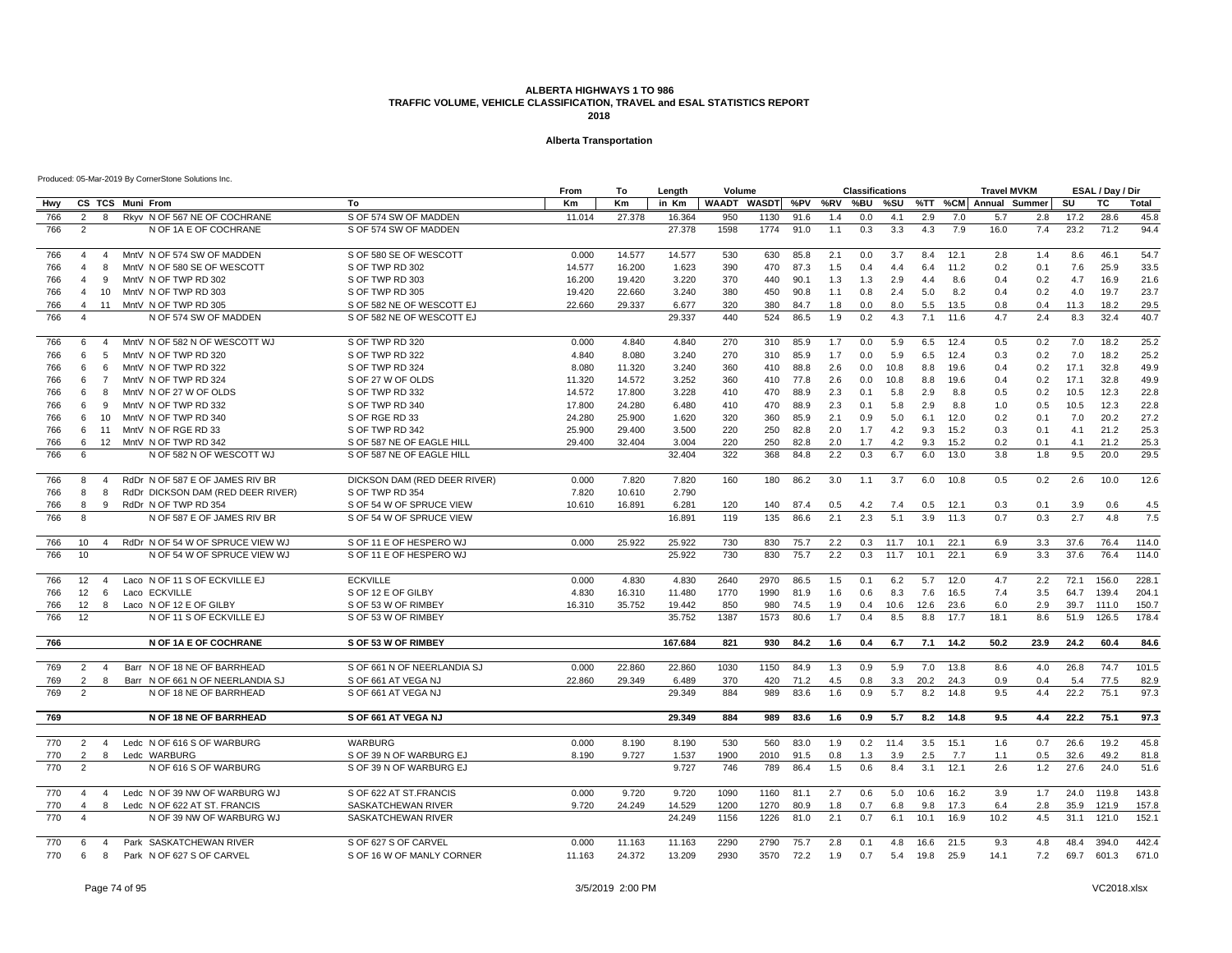# ALBERTA HIGHWAYS 1 TO 986
## TRAFFIC VOLUME, VEHICLE CLASSIFICATION, TRAVEL and ESAL STATISTICS REPORT
## 2018

**Alberta Transportation**

Produced: 05-Mar-2019 By CornerStone Solutions Inc.

| Hwy | CS | TCS | Muni | From | To | From Km | To Km | Length in Km | Volume WAADT | Volume WASDT | %PV | %RV | %BU | %SU | %TT | %CM | Travel MVKM Annual | Travel MVKM Summer | ESAL / Day / Dir SU | ESAL / Day / Dir TC | ESAL / Day / Dir Total |
|---|---|---|---|---|---|---|---|---|---|---|---|---|---|---|---|---|---|---|---|---|---|
| 766 | 2 | 8 | Rkyv | N OF 567 NE OF COCHRANE | S OF 574 SW OF MADDEN | 11.014 | 27.378 | 16.364 | 950 | 1130 | 91.6 | 1.4 | 0.0 | 4.1 | 2.9 | 7.0 | 5.7 | 2.8 | 17.2 | 28.6 | 45.8 |
| 766 | 2 | | | N OF 1A E OF COCHRANE | S OF 574 SW OF MADDEN | | | 27.378 | 1598 | 1774 | 91.0 | 1.1 | 0.3 | 3.3 | 4.3 | 7.9 | 16.0 | 7.4 | 23.2 | 71.2 | 94.4 |
| 766 | 4 | 4 | MntV | N OF 574 SW OF MADDEN | S OF 580 SE OF WESCOTT | 0.000 | 14.577 | 14.577 | 530 | 630 | 85.8 | 2.1 | 0.0 | 3.7 | 8.4 | 12.1 | 2.8 | 1.4 | 8.6 | 46.1 | 54.7 |
| 766 | 4 | 8 | MntV | N OF 580 SE OF WESCOTT | S OF TWP RD 302 | 14.577 | 16.200 | 1.623 | 390 | 470 | 87.3 | 1.5 | 0.4 | 4.4 | 6.4 | 11.2 | 0.2 | 0.1 | 7.6 | 25.9 | 33.5 |
| 766 | 4 | 9 | MntV | N OF TWP RD 302 | S OF TWP RD 303 | 16.200 | 19.420 | 3.220 | 370 | 440 | 90.1 | 1.3 | 1.3 | 2.9 | 4.4 | 8.6 | 0.4 | 0.2 | 4.7 | 16.9 | 21.6 |
| 766 | 4 | 10 | MntV | N OF TWP RD 303 | S OF TWP RD 305 | 19.420 | 22.660 | 3.240 | 380 | 450 | 90.8 | 1.1 | 0.8 | 2.4 | 5.0 | 8.2 | 0.4 | 0.2 | 4.0 | 19.7 | 23.7 |
| 766 | 4 | 11 | MntV | N OF TWP RD 305 | S OF 582 NE OF WESCOTT EJ | 22.660 | 29.337 | 6.677 | 320 | 380 | 84.7 | 1.8 | 0.0 | 8.0 | 5.5 | 13.5 | 0.8 | 0.4 | 11.3 | 18.2 | 29.5 |
| 766 | 4 | | | N OF 574 SW OF MADDEN | S OF 582 NE OF WESCOTT EJ | | | 29.337 | 440 | 524 | 86.5 | 1.9 | 0.2 | 4.3 | 7.1 | 11.6 | 4.7 | 2.4 | 8.3 | 32.4 | 40.7 |
| 766 | 6 | 4 | MntV | N OF 582 N OF WESCOTT WJ | S OF TWP RD 320 | 0.000 | 4.840 | 4.840 | 270 | 310 | 85.9 | 1.7 | 0.0 | 5.9 | 6.5 | 12.4 | 0.5 | 0.2 | 7.0 | 18.2 | 25.2 |
| 766 | 6 | 5 | MntV | N OF TWP RD 320 | S OF TWP RD 322 | 4.840 | 8.080 | 3.240 | 270 | 310 | 85.9 | 1.7 | 0.0 | 5.9 | 6.5 | 12.4 | 0.3 | 0.2 | 7.0 | 18.2 | 25.2 |
| 766 | 6 | 6 | MntV | N OF TWP RD 322 | S OF TWP RD 324 | 8.080 | 11.320 | 3.240 | 360 | 410 | 88.8 | 2.6 | 0.0 | 10.8 | 8.8 | 19.6 | 0.4 | 0.2 | 17.1 | 32.8 | 49.9 |
| 766 | 6 | 7 | MntV | N OF TWP RD 324 | S OF 27 W OF OLDS | 11.320 | 14.572 | 3.252 | 360 | 410 | 77.8 | 2.6 | 0.0 | 10.8 | 8.8 | 19.6 | 0.4 | 0.2 | 17.1 | 32.8 | 49.9 |
| 766 | 6 | 8 | MntV | N OF 27 W OF OLDS | S OF TWP RD 332 | 14.572 | 17.800 | 3.228 | 410 | 470 | 88.9 | 2.3 | 0.1 | 5.8 | 2.9 | 8.8 | 0.5 | 0.2 | 10.5 | 12.3 | 22.8 |
| 766 | 6 | 9 | MntV | N OF TWP RD 332 | S OF TWP RD 340 | 17.800 | 24.280 | 6.480 | 410 | 470 | 88.9 | 2.3 | 0.1 | 5.8 | 2.9 | 8.8 | 1.0 | 0.5 | 10.5 | 12.3 | 22.8 |
| 766 | 6 | 10 | MntV | N OF TWP RD 340 | S OF RGE RD 33 | 24.280 | 25.900 | 1.620 | 320 | 360 | 85.9 | 2.1 | 0.9 | 5.0 | 6.1 | 12.0 | 0.2 | 0.1 | 7.0 | 20.2 | 27.2 |
| 766 | 6 | 11 | MntV | N OF RGE RD 33 | S OF TWP RD 342 | 25.900 | 29.400 | 3.500 | 220 | 250 | 82.8 | 2.0 | 1.7 | 4.2 | 9.3 | 15.2 | 0.3 | 0.1 | 4.1 | 21.2 | 25.3 |
| 766 | 6 | 12 | MntV | N OF TWP RD 342 | S OF 587 NE OF EAGLE HILL | 29.400 | 32.404 | 3.004 | 220 | 250 | 82.8 | 2.0 | 1.7 | 4.2 | 9.3 | 15.2 | 0.2 | 0.1 | 4.1 | 21.2 | 25.3 |
| 766 | 6 | | | N OF 582 N OF WESCOTT WJ | S OF 587 NE OF EAGLE HILL | | | 32.404 | 322 | 368 | 84.8 | 2.2 | 0.3 | 6.7 | 6.0 | 13.0 | 3.8 | 1.8 | 9.5 | 20.0 | 29.5 |
| 766 | 8 | 4 | RdDr | N OF 587 E OF JAMES RIV BR | DICKSON DAM (RED DEER RIVER) | 0.000 | 7.820 | 7.820 | 160 | 180 | 86.2 | 3.0 | 1.1 | 3.7 | 6.0 | 10.8 | 0.5 | 0.2 | 2.6 | 10.0 | 12.6 |
| 766 | 8 | 8 | RdDr | DICKSON DAM (RED DEER RIVER) | S OF TWP RD 354 | 7.820 | 10.610 | 2.790 | | | | | | | | | | | | | |
| 766 | 8 | 9 | RdDr | N OF TWP RD 354 | S OF 54 W OF SPRUCE VIEW | 10.610 | 16.891 | 6.281 | 120 | 140 | 87.4 | 0.5 | 4.2 | 7.4 | 0.5 | 12.1 | 0.3 | 0.1 | 3.9 | 0.6 | 4.5 |
| 766 | 8 | | | N OF 587 E OF JAMES RIV BR | S OF 54 W OF SPRUCE VIEW | | | 16.891 | 119 | 135 | 86.6 | 2.1 | 2.3 | 5.1 | 3.9 | 11.3 | 0.7 | 0.3 | 2.7 | 4.8 | 7.5 |
| 766 | 10 | 4 | RdDr | N OF 54 W OF SPRUCE VIEW WJ | S OF 11 E OF HESPERO WJ | 0.000 | 25.922 | 25.922 | 730 | 830 | 75.7 | 2.2 | 0.3 | 11.7 | 10.1 | 22.1 | 6.9 | 3.3 | 37.6 | 76.4 | 114.0 |
| 766 | 10 | | | N OF 54 W OF SPRUCE VIEW WJ | S OF 11 E OF HESPERO WJ | | | 25.922 | 730 | 830 | 75.7 | 2.2 | 0.3 | 11.7 | 10.1 | 22.1 | 6.9 | 3.3 | 37.6 | 76.4 | 114.0 |
| 766 | 12 | 4 | Laco | N OF 11 S OF ECKVILLE EJ | ECKVILLE | 0.000 | 4.830 | 4.830 | 2640 | 2970 | 86.5 | 1.5 | 0.1 | 6.2 | 5.7 | 12.0 | 4.7 | 2.2 | 72.1 | 156.0 | 228.1 |
| 766 | 12 | 6 | Laco | ECKVILLE | S OF 12 E OF GILBY | 4.830 | 16.310 | 11.480 | 1770 | 1990 | 81.9 | 1.6 | 0.6 | 8.3 | 7.6 | 16.5 | 7.4 | 3.5 | 64.7 | 139.4 | 204.1 |
| 766 | 12 | 8 | Laco | N OF 12 E OF GILBY | S OF 53 W OF RIMBEY | 16.310 | 35.752 | 19.442 | 850 | 980 | 74.5 | 1.9 | 0.4 | 10.6 | 12.6 | 23.6 | 6.0 | 2.9 | 39.7 | 111.0 | 150.7 |
| 766 | 12 | | | N OF 11 S OF ECKVILLE EJ | S OF 53 W OF RIMBEY | | | 35.752 | 1387 | 1573 | 80.6 | 1.7 | 0.4 | 8.5 | 8.8 | 17.7 | 18.1 | 8.6 | 51.9 | 126.5 | 178.4 |
| **766** | | | | **N OF 1A E OF COCHRANE** | **S OF 53 W OF RIMBEY** | | | **167.684** | **821** | **930** | **84.2** | **1.6** | **0.4** | **6.7** | **7.1** | **14.2** | **50.2** | **23.9** | **24.2** | **60.4** | **84.6** |
| 769 | 2 | 4 | Barr | N OF 18 NE OF BARRHEAD | S OF 661 N OF NEERLANDIA SJ | 0.000 | 22.860 | 22.860 | 1030 | 1150 | 84.9 | 1.3 | 0.9 | 5.9 | 7.0 | 13.8 | 8.6 | 4.0 | 26.8 | 74.7 | 101.5 |
| 769 | 2 | 8 | Barr | N OF 661 N OF NEERLANDIA SJ | S OF 661 AT VEGA NJ | 22.860 | 29.349 | 6.489 | 370 | 420 | 71.2 | 4.5 | 0.8 | 3.3 | 20.2 | 24.3 | 0.9 | 0.4 | 5.4 | 77.5 | 82.9 |
| 769 | 2 | | | N OF 18 NE OF BARRHEAD | S OF 661 AT VEGA NJ | | | 29.349 | 884 | 989 | 83.6 | 1.6 | 0.9 | 5.7 | 8.2 | 14.8 | 9.5 | 4.4 | 22.2 | 75.1 | 97.3 |
| **769** | | | | **N OF 18 NE OF BARRHEAD** | **S OF 661 AT VEGA NJ** | | | **29.349** | **884** | **989** | **83.6** | **1.6** | **0.9** | **5.7** | **8.2** | **14.8** | **9.5** | **4.4** | **22.2** | **75.1** | **97.3** |
| 770 | 2 | 4 | Ledc | N OF 616 S OF WARBURG | WARBURG | 0.000 | 8.190 | 8.190 | 530 | 560 | 83.0 | 1.9 | 0.2 | 11.4 | 3.5 | 15.1 | 1.6 | 0.7 | 26.6 | 19.2 | 45.8 |
| 770 | 2 | 8 | Ledc | WARBURG | S OF 39 N OF WARBURG EJ | 8.190 | 9.727 | 1.537 | 1900 | 2010 | 91.5 | 0.8 | 1.3 | 3.9 | 2.5 | 7.7 | 1.1 | 0.5 | 32.6 | 49.2 | 81.8 |
| 770 | 2 | | | N OF 616 S OF WARBURG | S OF 39 N OF WARBURG EJ | | | 9.727 | 746 | 789 | 86.4 | 1.5 | 0.6 | 8.4 | 3.1 | 12.1 | 2.6 | 1.2 | 27.6 | 24.0 | 51.6 |
| 770 | 4 | 4 | Ledc | N OF 39 NW OF WARBURG WJ | S OF 622 AT ST.FRANCIS | 0.000 | 9.720 | 9.720 | 1090 | 1160 | 81.1 | 2.7 | 0.6 | 5.0 | 10.6 | 16.2 | 3.9 | 1.7 | 24.0 | 119.8 | 143.8 |
| 770 | 4 | 8 | Ledc | N OF 622 AT ST. FRANCIS | SASKATCHEWAN RIVER | 9.720 | 24.249 | 14.529 | 1200 | 1270 | 80.9 | 1.8 | 0.7 | 6.8 | 9.8 | 17.3 | 6.4 | 2.8 | 35.9 | 121.9 | 157.8 |
| 770 | 4 | | | N OF 39 NW OF WARBURG WJ | SASKATCHEWAN RIVER | | | 24.249 | 1156 | 1226 | 81.0 | 2.1 | 0.7 | 6.1 | 10.1 | 16.9 | 10.2 | 4.5 | 31.1 | 121.0 | 152.1 |
| 770 | 6 | 4 | Park | SASKATCHEWAN RIVER | S OF 627 S OF CARVEL | 0.000 | 11.163 | 11.163 | 2290 | 2790 | 75.7 | 2.8 | 0.1 | 4.8 | 16.6 | 21.5 | 9.3 | 4.8 | 48.4 | 394.0 | 442.4 |
| 770 | 6 | 8 | Park | N OF 627 S OF CARVEL | S OF 16 W OF MANLY CORNER | 11.163 | 24.372 | 13.209 | 2930 | 3570 | 72.2 | 1.9 | 0.7 | 5.4 | 19.8 | 25.9 | 14.1 | 7.2 | 69.7 | 601.3 | 671.0 |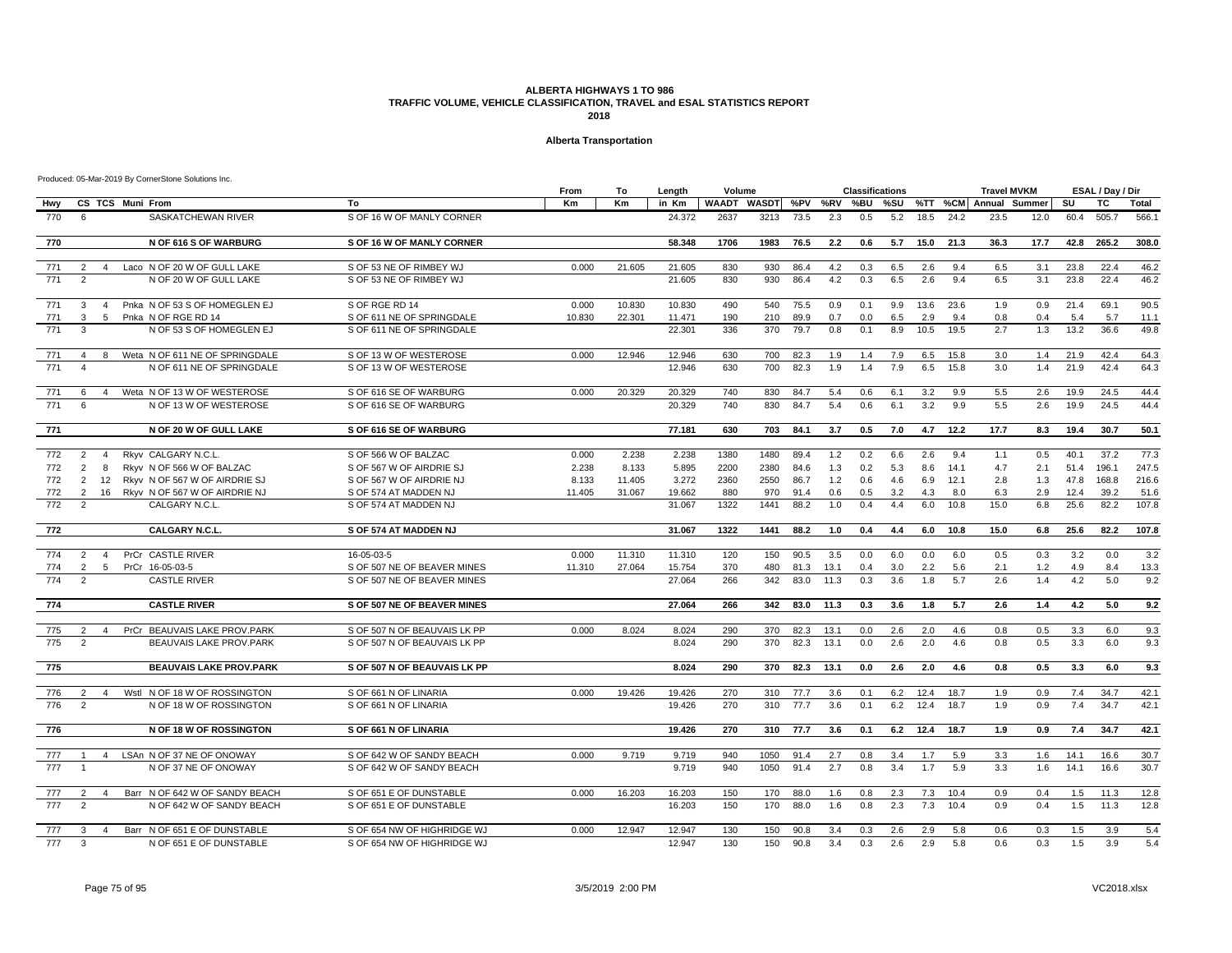# ALBERTA HIGHWAYS 1 TO 986
## TRAFFIC VOLUME, VEHICLE CLASSIFICATION, TRAVEL and ESAL STATISTICS REPORT
## 2018

**Alberta Transportation**

Produced: 05-Mar-2019 By CornerStone Solutions Inc.

| Hwy | CS | TCS | Muni | From | To | From Km | To Km | Length in Km | Volume WAADT | Volume WASDT | %PV | %RV | %BU | %SU | %TT | %CM | Travel MVKM Annual | Travel MVKM Summer | ESAL SU | ESAL TC | ESAL Total |
|---|---|---|---|---|---|---|---|---|---|---|---|---|---|---|---|---|---|---|---|---|---|
| 770 | 6 | | | SASKATCHEWAN RIVER | S OF 16 W OF MANLY CORNER | | | 24.372 | 2637 | 3213 | 73.5 | 2.3 | 0.5 | 5.2 | 18.5 | 24.2 | 23.5 | 12.0 | 60.4 | 505.7 | 566.1 |
| **770** | | | | **N OF 616 S OF WARBURG** | **S OF 16 W OF MANLY CORNER** | | | **58.348** | **1706** | **1983** | **76.5** | **2.2** | **0.6** | **5.7** | **15.0** | **21.3** | **36.3** | **17.7** | **42.8** | **265.2** | **308.0** |
| 771 | 2 | 4 | Laco | N OF 20 W OF GULL LAKE | S OF 53 NE OF RIMBEY WJ | 0.000 | 21.605 | 21.605 | 830 | 930 | 86.4 | 4.2 | 0.3 | 6.5 | 2.6 | 9.4 | 6.5 | 3.1 | 23.8 | 22.4 | 46.2 |
| 771 | 2 | | | N OF 20 W OF GULL LAKE | S OF 53 NE OF RIMBEY WJ | | | 21.605 | 830 | 930 | 86.4 | 4.2 | 0.3 | 6.5 | 2.6 | 9.4 | 6.5 | 3.1 | 23.8 | 22.4 | 46.2 |
| 771 | 3 | 4 | Pnka | N OF 53 S OF HOMEGLEN EJ | S OF RGE RD 14 | 0.000 | 10.830 | 10.830 | 490 | 540 | 75.5 | 0.9 | 0.1 | 9.9 | 13.6 | 23.6 | 1.9 | 0.9 | 21.4 | 69.1 | 90.5 |
| 771 | 3 | 5 | Pnka | N OF RGE RD 14 | S OF 611 NE OF SPRINGDALE | 10.830 | 22.301 | 11.471 | 190 | 210 | 89.9 | 0.7 | 0.0 | 6.5 | 2.9 | 9.4 | 0.8 | 0.4 | 5.4 | 5.7 | 11.1 |
| 771 | 3 | | | N OF 53 S OF HOMEGLEN EJ | S OF 611 NE OF SPRINGDALE | | | 22.301 | 336 | 370 | 79.7 | 0.8 | 0.1 | 8.9 | 10.5 | 19.5 | 2.7 | 1.3 | 13.2 | 36.6 | 49.8 |
| 771 | 4 | 8 | Weta | N OF 611 NE OF SPRINGDALE | S OF 13 W OF WESTEROSE | 0.000 | 12.946 | 12.946 | 630 | 700 | 82.3 | 1.9 | 1.4 | 7.9 | 6.5 | 15.8 | 3.0 | 1.4 | 21.9 | 42.4 | 64.3 |
| 771 | 4 | | | N OF 611 NE OF SPRINGDALE | S OF 13 W OF WESTEROSE | | | 12.946 | 630 | 700 | 82.3 | 1.9 | 1.4 | 7.9 | 6.5 | 15.8 | 3.0 | 1.4 | 21.9 | 42.4 | 64.3 |
| 771 | 6 | 4 | Weta | N OF 13 W OF WESTEROSE | S OF 616 SE OF WARBURG | 0.000 | 20.329 | 20.329 | 740 | 830 | 84.7 | 5.4 | 0.6 | 6.1 | 3.2 | 9.9 | 5.5 | 2.6 | 19.9 | 24.5 | 44.4 |
| 771 | 6 | | | N OF 13 W OF WESTEROSE | S OF 616 SE OF WARBURG | | | 20.329 | 740 | 830 | 84.7 | 5.4 | 0.6 | 6.1 | 3.2 | 9.9 | 5.5 | 2.6 | 19.9 | 24.5 | 44.4 |
| **771** | | | | **N OF 20 W OF GULL LAKE** | **S OF 616 SE OF WARBURG** | | | **77.181** | **630** | **703** | **84.1** | **3.7** | **0.5** | **7.0** | **4.7** | **12.2** | **17.7** | **8.3** | **19.4** | **30.7** | **50.1** |
| 772 | 2 | 4 | Rkyv | CALGARY N.C.L. | S OF 566 W OF BALZAC | 0.000 | 2.238 | 2.238 | 1380 | 1480 | 89.4 | 1.2 | 0.2 | 6.6 | 2.6 | 9.4 | 1.1 | 0.5 | 40.1 | 37.2 | 77.3 |
| 772 | 2 | 8 | Rkyv | N OF 566 W OF BALZAC | S OF 567 W OF AIRDRIE SJ | 2.238 | 8.133 | 5.895 | 2200 | 2380 | 84.6 | 1.3 | 0.2 | 5.3 | 8.6 | 14.1 | 4.7 | 2.1 | 51.4 | 196.1 | 247.5 |
| 772 | 2 | 12 | Rkyv | N OF 567 W OF AIRDRIE SJ | S OF 567 W OF AIRDRIE NJ | 8.133 | 11.405 | 3.272 | 2360 | 2550 | 86.7 | 1.2 | 0.6 | 4.6 | 6.9 | 12.1 | 2.8 | 1.3 | 47.8 | 168.8 | 216.6 |
| 772 | 2 | 16 | Rkyv | N OF 567 W OF AIRDRIE NJ | S OF 574 AT MADDEN NJ | 11.405 | 31.067 | 19.662 | 880 | 970 | 91.4 | 0.6 | 0.5 | 3.2 | 4.3 | 8.0 | 6.3 | 2.9 | 12.4 | 39.2 | 51.6 |
| 772 | 2 | | | CALGARY N.C.L. | S OF 574 AT MADDEN NJ | | | 31.067 | 1322 | 1441 | 88.2 | 1.0 | 0.4 | 4.4 | 6.0 | 10.8 | 15.0 | 6.8 | 25.6 | 82.2 | 107.8 |
| **772** | | | | **CALGARY N.C.L.** | **S OF 574 AT MADDEN NJ** | | | **31.067** | **1322** | **1441** | **88.2** | **1.0** | **0.4** | **4.4** | **6.0** | **10.8** | **15.0** | **6.8** | **25.6** | **82.2** | **107.8** |
| 774 | 2 | 4 | PrCr | CASTLE RIVER | 16-05-03-5 | 0.000 | 11.310 | 11.310 | 120 | 150 | 90.5 | 3.5 | 0.0 | 6.0 | 0.0 | 6.0 | 0.5 | 0.3 | 3.2 | 0.0 | 3.2 |
| 774 | 2 | 5 | PrCr | 16-05-03-5 | S OF 507 NE OF BEAVER MINES | 11.310 | 27.064 | 15.754 | 370 | 480 | 81.3 | 13.1 | 0.4 | 3.0 | 2.2 | 5.6 | 2.1 | 1.2 | 4.9 | 8.4 | 13.3 |
| 774 | 2 | | | CASTLE RIVER | S OF 507 NE OF BEAVER MINES | | | 27.064 | 266 | 342 | 83.0 | 11.3 | 0.3 | 3.6 | 1.8 | 5.7 | 2.6 | 1.4 | 4.2 | 5.0 | 9.2 |
| **774** | | | | **CASTLE RIVER** | **S OF 507 NE OF BEAVER MINES** | | | **27.064** | **266** | **342** | **83.0** | **11.3** | **0.3** | **3.6** | **1.8** | **5.7** | **2.6** | **1.4** | **4.2** | **5.0** | **9.2** |
| 775 | 2 | 4 | PrCr | BEAUVAIS LAKE PROV.PARK | S OF 507 N OF BEAUVAIS LK PP | 0.000 | 8.024 | 8.024 | 290 | 370 | 82.3 | 13.1 | 0.0 | 2.6 | 2.0 | 4.6 | 0.8 | 0.5 | 3.3 | 6.0 | 9.3 |
| 775 | 2 | | | BEAUVAIS LAKE PROV.PARK | S OF 507 N OF BEAUVAIS LK PP | | | 8.024 | 290 | 370 | 82.3 | 13.1 | 0.0 | 2.6 | 2.0 | 4.6 | 0.8 | 0.5 | 3.3 | 6.0 | 9.3 |
| **775** | | | | **BEAUVAIS LAKE PROV.PARK** | **S OF 507 N OF BEAUVAIS LK PP** | | | **8.024** | **290** | **370** | **82.3** | **13.1** | **0.0** | **2.6** | **2.0** | **4.6** | **0.8** | **0.5** | **3.3** | **6.0** | **9.3** |
| 776 | 2 | 4 | Wstl | N OF 18 W OF ROSSINGTON | S OF 661 N OF LINARIA | 0.000 | 19.426 | 19.426 | 270 | 310 | 77.7 | 3.6 | 0.1 | 6.2 | 12.4 | 18.7 | 1.9 | 0.9 | 7.4 | 34.7 | 42.1 |
| 776 | 2 | | | N OF 18 W OF ROSSINGTON | S OF 661 N OF LINARIA | | | 19.426 | 270 | 310 | 77.7 | 3.6 | 0.1 | 6.2 | 12.4 | 18.7 | 1.9 | 0.9 | 7.4 | 34.7 | 42.1 |
| **776** | | | | **N OF 18 W OF ROSSINGTON** | **S OF 661 N OF LINARIA** | | | **19.426** | **270** | **310** | **77.7** | **3.6** | **0.1** | **6.2** | **12.4** | **18.7** | **1.9** | **0.9** | **7.4** | **34.7** | **42.1** |
| 777 | 1 | 4 | LSAn | N OF 37 NE OF ONOWAY | S OF 642 W OF SANDY BEACH | 0.000 | 9.719 | 9.719 | 940 | 1050 | 91.4 | 2.7 | 0.8 | 3.4 | 1.7 | 5.9 | 3.3 | 1.6 | 14.1 | 16.6 | 30.7 |
| 777 | 1 | | | N OF 37 NE OF ONOWAY | S OF 642 W OF SANDY BEACH | | | 9.719 | 940 | 1050 | 91.4 | 2.7 | 0.8 | 3.4 | 1.7 | 5.9 | 3.3 | 1.6 | 14.1 | 16.6 | 30.7 |
| 777 | 2 | 4 | Barr | N OF 642 W OF SANDY BEACH | S OF 651 E OF DUNSTABLE | 0.000 | 16.203 | 16.203 | 150 | 170 | 88.0 | 1.6 | 0.8 | 2.3 | 7.3 | 10.4 | 0.9 | 0.4 | 1.5 | 11.3 | 12.8 |
| 777 | 2 | | | N OF 642 W OF SANDY BEACH | S OF 651 E OF DUNSTABLE | | | 16.203 | 150 | 170 | 88.0 | 1.6 | 0.8 | 2.3 | 7.3 | 10.4 | 0.9 | 0.4 | 1.5 | 11.3 | 12.8 |
| 777 | 3 | 4 | Barr | N OF 651 E OF DUNSTABLE | S OF 654 NW OF HIGHRIDGE WJ | 0.000 | 12.947 | 12.947 | 130 | 150 | 90.8 | 3.4 | 0.3 | 2.6 | 2.9 | 5.8 | 0.6 | 0.3 | 1.5 | 3.9 | 5.4 |
| 777 | 3 | | | N OF 651 E OF DUNSTABLE | S OF 654 NW OF HIGHRIDGE WJ | | | 12.947 | 130 | 150 | 90.8 | 3.4 | 0.3 | 2.6 | 2.9 | 5.8 | 0.6 | 0.3 | 1.5 | 3.9 | 5.4 |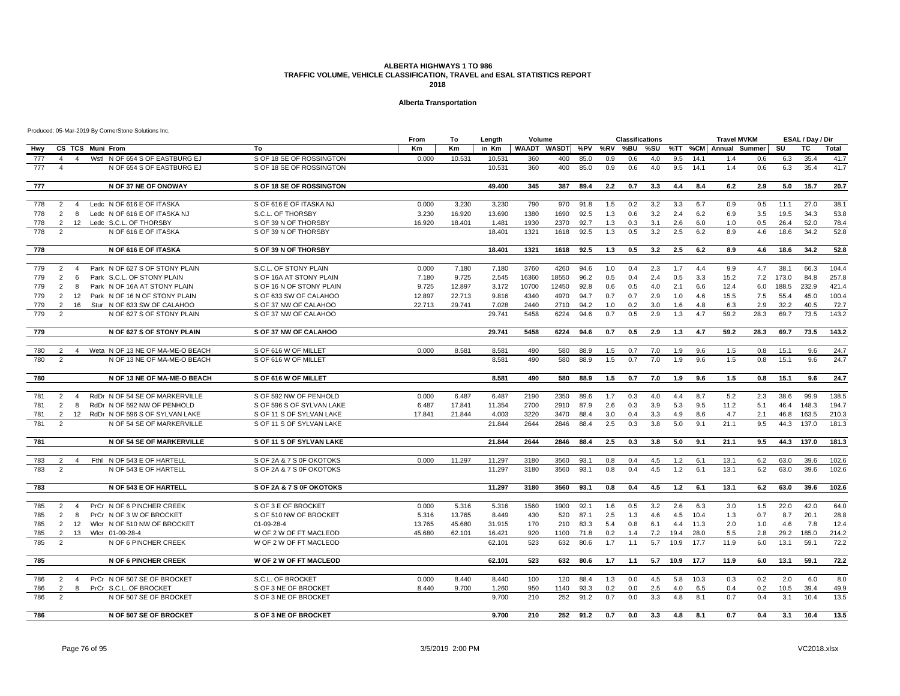# ALBERTA HIGHWAYS 1 TO 986
## TRAFFIC VOLUME, VEHICLE CLASSIFICATION, TRAVEL and ESAL STATISTICS REPORT
## 2018

**Alberta Transportation**

Produced: 05-Mar-2019 By CornerStone Solutions Inc.

| Hwy | CS | TCS | Muni | From | To | From Km | To Km | Length in Km | Volume WAADT | Volume WASDT | %PV | %RV | %BU | %SU | %TT | %CM | Travel MVKM Annual | Travel MVKM Summer | ESAL / Day / Dir SU | ESAL / Day / Dir TC | ESAL / Day / Dir Total |
|---|---|---|---|---|---|---|---|---|---|---|---|---|---|---|---|---|---|---|---|---|---|
| 777 | 4 | 4 | Wstl | N OF 654 S OF EASTBURG EJ | S OF 18 SE OF ROSSINGTON | 0.000 | 10.531 | 10.531 | 360 | 400 | 85.0 | 0.9 | 0.6 | 4.0 | 9.5 | 14.1 | 1.4 | 0.6 | 6.3 | 35.4 | 41.7 |
| 777 | 4 | | | N OF 654 S OF EASTBURG EJ | S OF 18 SE OF ROSSINGTON | | | 10.531 | 360 | 400 | 85.0 | 0.9 | 0.6 | 4.0 | 9.5 | 14.1 | 1.4 | 0.6 | 6.3 | 35.4 | 41.7 |
| **777** | | | | **N OF 37 NE OF ONOWAY** | **S OF 18 SE OF ROSSINGTON** | | | **49.400** | **345** | **387** | **89.4** | **2.2** | **0.7** | **3.3** | **4.4** | **8.4** | **6.2** | **2.9** | **5.0** | **15.7** | **20.7** |
| 778 | 2 | 4 | Ledc | N OF 616 E OF ITASKA | S OF 616 E OF ITASKA NJ | 0.000 | 3.230 | 3.230 | 790 | 970 | 91.8 | 1.5 | 0.2 | 3.2 | 3.3 | 6.7 | 0.9 | 0.5 | 11.1 | 27.0 | 38.1 |
| 778 | 2 | 8 | Ledc | N OF 616 E OF ITASKA NJ | S.C.L. OF THORSBY | 3.230 | 16.920 | 13.690 | 1380 | 1690 | 92.5 | 1.3 | 0.6 | 3.2 | 2.4 | 6.2 | 6.9 | 3.5 | 19.5 | 34.3 | 53.8 |
| 778 | 2 | 12 | Ledc | S.C.L. OF THORSBY | S OF 39 N OF THORSBY | 16.920 | 18.401 | 1.481 | 1930 | 2370 | 92.7 | 1.3 | 0.3 | 3.1 | 2.6 | 6.0 | 1.0 | 0.5 | 26.4 | 52.0 | 78.4 |
| 778 | 2 | | | N OF 616 E OF ITASKA | S OF 39 N OF THORSBY | | | 18.401 | 1321 | 1618 | 92.5 | 1.3 | 0.5 | 3.2 | 2.5 | 6.2 | 8.9 | 4.6 | 18.6 | 34.2 | 52.8 |
| **778** | | | | **N OF 616 E OF ITASKA** | **S OF 39 N OF THORSBY** | | | **18.401** | **1321** | **1618** | **92.5** | **1.3** | **0.5** | **3.2** | **2.5** | **6.2** | **8.9** | **4.6** | **18.6** | **34.2** | **52.8** |
| 779 | 2 | 4 | Park | N OF 627 S OF STONY PLAIN | S.C.L. OF STONY PLAIN | 0.000 | 7.180 | 7.180 | 3760 | 4260 | 94.6 | 1.0 | 0.4 | 2.3 | 1.7 | 4.4 | 9.9 | 4.7 | 38.1 | 66.3 | 104.4 |
| 779 | 2 | 6 | Park | S.C.L. OF STONY PLAIN | S OF 16A AT STONY PLAIN | 7.180 | 9.725 | 2.545 | 16360 | 18550 | 96.2 | 0.5 | 0.4 | 2.4 | 0.5 | 3.3 | 15.2 | 7.2 | 173.0 | 84.8 | 257.8 |
| 779 | 2 | 8 | Park | N OF 16A AT STONY PLAIN | S OF 16 N OF STONY PLAIN | 9.725 | 12.897 | 3.172 | 10700 | 12450 | 92.8 | 0.6 | 0.5 | 4.0 | 2.1 | 6.6 | 12.4 | 6.0 | 188.5 | 232.9 | 421.4 |
| 779 | 2 | 12 | Park | N OF 16 N OF STONY PLAIN | S OF 633 SW OF CALAHOO | 12.897 | 22.713 | 9.816 | 4340 | 4970 | 94.7 | 0.7 | 0.7 | 2.9 | 1.0 | 4.6 | 15.5 | 7.5 | 55.4 | 45.0 | 100.4 |
| 779 | 2 | 16 | Stur | N OF 633 SW OF CALAHOO | S OF 37 NW OF CALAHOO | 22.713 | 29.741 | 7.028 | 2440 | 2710 | 94.2 | 1.0 | 0.2 | 3.0 | 1.6 | 4.8 | 6.3 | 2.9 | 32.2 | 40.5 | 72.7 |
| 779 | 2 | | | N OF 627 S OF STONY PLAIN | S OF 37 NW OF CALAHOO | | | 29.741 | 5458 | 6224 | 94.6 | 0.7 | 0.5 | 2.9 | 1.3 | 4.7 | 59.2 | 28.3 | 69.7 | 73.5 | 143.2 |
| **779** | | | | **N OF 627 S OF STONY PLAIN** | **S OF 37 NW OF CALAHOO** | | | **29.741** | **5458** | **6224** | **94.6** | **0.7** | **0.5** | **2.9** | **1.3** | **4.7** | **59.2** | **28.3** | **69.7** | **73.5** | **143.2** |
| 780 | 2 | 4 | Weta | N OF 13 NE OF MA-ME-O BEACH | S OF 616 W OF MILLET | 0.000 | 8.581 | 8.581 | 490 | 580 | 88.9 | 1.5 | 0.7 | 7.0 | 1.9 | 9.6 | 1.5 | 0.8 | 15.1 | 9.6 | 24.7 |
| 780 | 2 | | | N OF 13 NE OF MA-ME-O BEACH | S OF 616 W OF MILLET | | | 8.581 | 490 | 580 | 88.9 | 1.5 | 0.7 | 7.0 | 1.9 | 9.6 | 1.5 | 0.8 | 15.1 | 9.6 | 24.7 |
| **780** | | | | **N OF 13 NE OF MA-ME-O BEACH** | **S OF 616 W OF MILLET** | | | **8.581** | **490** | **580** | **88.9** | **1.5** | **0.7** | **7.0** | **1.9** | **9.6** | **1.5** | **0.8** | **15.1** | **9.6** | **24.7** |
| 781 | 2 | 4 | RdDr | N OF 54 SE OF MARKERVILLE | S OF 592 NW OF PENHOLD | 0.000 | 6.487 | 6.487 | 2190 | 2350 | 89.6 | 1.7 | 0.3 | 4.0 | 4.4 | 8.7 | 5.2 | 2.3 | 38.6 | 99.9 | 138.5 |
| 781 | 2 | 8 | RdDr | N OF 592 NW OF PENHOLD | S OF 596 S OF SYLVAN LAKE | 6.487 | 17.841 | 11.354 | 2700 | 2910 | 87.9 | 2.6 | 0.3 | 3.9 | 5.3 | 9.5 | 11.2 | 5.1 | 46.4 | 148.3 | 194.7 |
| 781 | 2 | 12 | RdDr | N OF 596 S OF SYLVAN LAKE | S OF 11 S OF SYLVAN LAKE | 17.841 | 21.844 | 4.003 | 3220 | 3470 | 88.4 | 3.0 | 0.4 | 3.3 | 4.9 | 8.6 | 4.7 | 2.1 | 46.8 | 163.5 | 210.3 |
| 781 | 2 | | | N OF 54 SE OF MARKERVILLE | S OF 11 S OF SYLVAN LAKE | | | 21.844 | 2644 | 2846 | 88.4 | 2.5 | 0.3 | 3.8 | 5.0 | 9.1 | 21.1 | 9.5 | 44.3 | 137.0 | 181.3 |
| **781** | | | | **N OF 54 SE OF MARKERVILLE** | **S OF 11 S OF SYLVAN LAKE** | | | **21.844** | **2644** | **2846** | **88.4** | **2.5** | **0.3** | **3.8** | **5.0** | **9.1** | **21.1** | **9.5** | **44.3** | **137.0** | **181.3** |
| 783 | 2 | 4 | Fthl | N OF 543 E OF HARTELL | S OF 2A & 7 S 0F OKOTOKS | 0.000 | 11.297 | 11.297 | 3180 | 3560 | 93.1 | 0.8 | 0.4 | 4.5 | 1.2 | 6.1 | 13.1 | 6.2 | 63.0 | 39.6 | 102.6 |
| 783 | 2 | | | N OF 543 E OF HARTELL | S OF 2A & 7 S 0F OKOTOKS | | | 11.297 | 3180 | 3560 | 93.1 | 0.8 | 0.4 | 4.5 | 1.2 | 6.1 | 13.1 | 6.2 | 63.0 | 39.6 | 102.6 |
| **783** | | | | **N OF 543 E OF HARTELL** | **S OF 2A & 7 S 0F OKOTOKS** | | | **11.297** | **3180** | **3560** | **93.1** | **0.8** | **0.4** | **4.5** | **1.2** | **6.1** | **13.1** | **6.2** | **63.0** | **39.6** | **102.6** |
| 785 | 2 | 4 | PrCr | N OF 6 PINCHER CREEK | S OF 3 E OF BROCKET | 0.000 | 5.316 | 5.316 | 1560 | 1900 | 92.1 | 1.6 | 0.5 | 3.2 | 2.6 | 6.3 | 3.0 | 1.5 | 22.0 | 42.0 | 64.0 |
| 785 | 2 | 8 | PrCr | N OF 3 W OF BROCKET | S OF 510 NW OF BROCKET | 5.316 | 13.765 | 8.449 | 430 | 520 | 87.1 | 2.5 | 1.3 | 4.6 | 4.5 | 10.4 | 1.3 | 0.7 | 8.7 | 20.1 | 28.8 |
| 785 | 2 | 12 | Wlcr | N OF 510 NW OF BROCKET | 01-09-28-4 | 13.765 | 45.680 | 31.915 | 170 | 210 | 83.3 | 5.4 | 0.8 | 6.1 | 4.4 | 11.3 | 2.0 | 1.0 | 4.6 | 7.8 | 12.4 |
| 785 | 2 | 13 | Wlcr | 01-09-28-4 | W OF 2 W OF FT MACLEOD | 45.680 | 62.101 | 16.421 | 920 | 1100 | 71.8 | 0.2 | 1.4 | 7.2 | 19.4 | 28.0 | 5.5 | 2.8 | 29.2 | 185.0 | 214.2 |
| 785 | 2 | | | N OF 6 PINCHER CREEK | W OF 2 W OF FT MACLEOD | | | 62.101 | 523 | 632 | 80.6 | 1.7 | 1.1 | 5.7 | 10.9 | 17.7 | 11.9 | 6.0 | 13.1 | 59.1 | 72.2 |
| **785** | | | | **N OF 6 PINCHER CREEK** | **W OF 2 W OF FT MACLEOD** | | | **62.101** | **523** | **632** | **80.6** | **1.7** | **1.1** | **5.7** | **10.9** | **17.7** | **11.9** | **6.0** | **13.1** | **59.1** | **72.2** |
| 786 | 2 | 4 | PrCr | N OF 507 SE OF BROCKET | S.C.L. OF BROCKET | 0.000 | 8.440 | 8.440 | 100 | 120 | 88.4 | 1.3 | 0.0 | 4.5 | 5.8 | 10.3 | 0.3 | 0.2 | 2.0 | 6.0 | 8.0 |
| 786 | 2 | 8 | PrCr | S.C.L. OF BROCKET | S OF 3 NE OF BROCKET | 8.440 | 9.700 | 1.260 | 950 | 1140 | 93.3 | 0.2 | 0.0 | 2.5 | 4.0 | 6.5 | 0.4 | 0.2 | 10.5 | 39.4 | 49.9 |
| 786 | 2 | | | N OF 507 SE OF BROCKET | S OF 3 NE OF BROCKET | | | 9.700 | 210 | 252 | 91.2 | 0.7 | 0.0 | 3.3 | 4.8 | 8.1 | 0.7 | 0.4 | 3.1 | 10.4 | 13.5 |
| **786** | | | | **N OF 507 SE OF BROCKET** | **S OF 3 NE OF BROCKET** | | | **9.700** | **210** | **252** | **91.2** | **0.7** | **0.0** | **3.3** | **4.8** | **8.1** | **0.7** | **0.4** | **3.1** | **10.4** | **13.5** |

3/5/2019 2:00 PM

VC2018.xlsx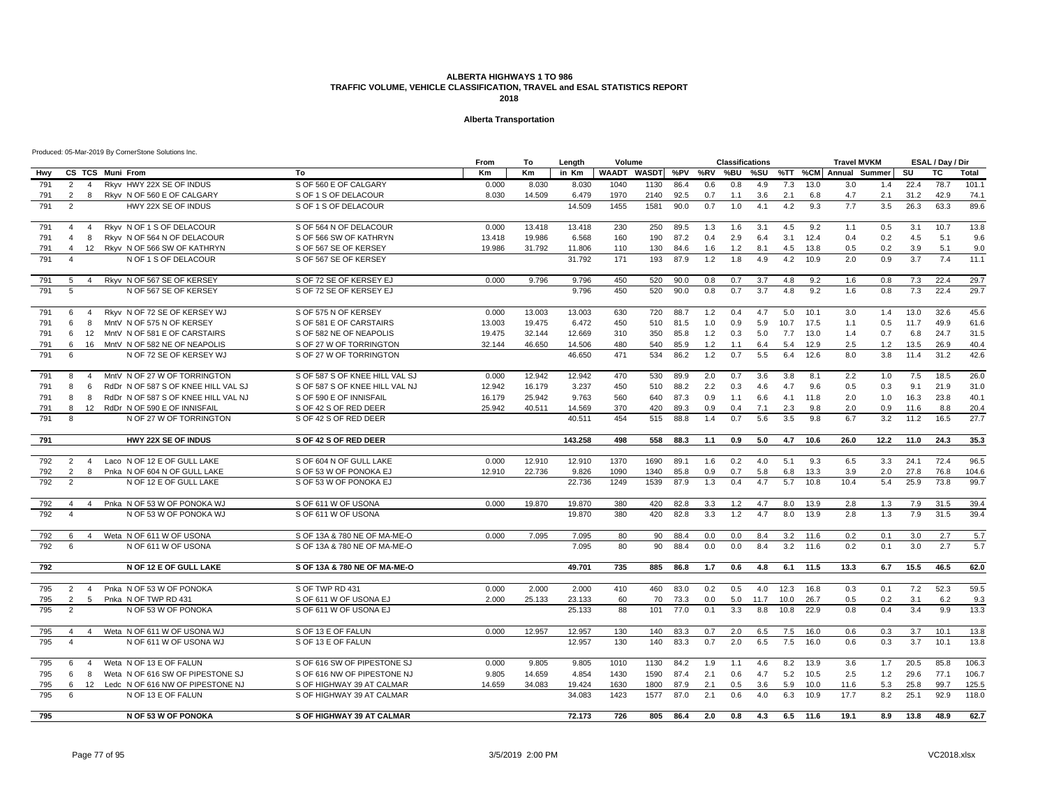# ALBERTA HIGHWAYS 1 TO 986
## TRAFFIC VOLUME, VEHICLE CLASSIFICATION, TRAVEL and ESAL STATISTICS REPORT
## 2018

**Alberta Transportation**

Produced: 05-Mar-2019 By CornerStone Solutions Inc.

| Hwy | CS | TCS | Muni | From | To | From Km | To Km | Length in Km | Volume WAADT | Volume WASDT | %PV | %RV | %BU | %SU | %TT | %CM | Travel MVKM Annual | Travel MVKM Summer | ESAL / Day / Dir SU | ESAL / Day / Dir TC | ESAL / Day / Dir Total |
|---|---|---|---|---|---|---|---|---|---|---|---|---|---|---|---|---|---|---|---|---|---|
| 791 | 2 | 4 | Rkyv | HWY 22X SE OF INDUS | S OF 560 E OF CALGARY | 0.000 | 8.030 | 8.030 | 1040 | 1130 | 86.4 | 0.6 | 0.8 | 4.9 | 7.3 | 13.0 | 3.0 | 1.4 | 22.4 | 78.7 | 101.1 |
| 791 | 2 | 8 | Rkyv | N OF 560 E OF CALGARY | S OF 1 S OF DELACOUR | 8.030 | 14.509 | 6.479 | 1970 | 2140 | 92.5 | 0.7 | 1.1 | 3.6 | 2.1 | 6.8 | 4.7 | 2.1 | 31.2 | 42.9 | 74.1 |
| 791 | 2 | | | HWY 22X SE OF INDUS | S OF 1 S OF DELACOUR | | | 14.509 | 1455 | 1581 | 90.0 | 0.7 | 1.0 | 4.1 | 4.2 | 9.3 | 7.7 | 3.5 | 26.3 | 63.3 | 89.6 |
| 791 | 4 | 4 | Rkyv | N OF 1 S OF DELACOUR | S OF 564 N OF DELACOUR | 0.000 | 13.418 | 13.418 | 230 | 250 | 89.5 | 1.3 | 1.6 | 3.1 | 4.5 | 9.2 | 1.1 | 0.5 | 3.1 | 10.7 | 13.8 |
| 791 | 4 | 8 | Rkyv | N OF 564 N OF DELACOUR | S OF 566 SW OF KATHRYN | 13.418 | 19.986 | 6.568 | 160 | 190 | 87.2 | 0.4 | 2.9 | 6.4 | 3.1 | 12.4 | 0.4 | 0.2 | 4.5 | 5.1 | 9.6 |
| 791 | 4 | 12 | Rkyv | N OF 566 SW OF KATHRYN | S OF 567 SE OF KERSEY | 19.986 | 31.792 | 11.806 | 110 | 130 | 84.6 | 1.6 | 1.2 | 8.1 | 4.5 | 13.8 | 0.5 | 0.2 | 3.9 | 5.1 | 9.0 |
| 791 | 4 | | | N OF 1 S OF DELACOUR | S OF 567 SE OF KERSEY | | | 31.792 | 171 | 193 | 87.9 | 1.2 | 1.8 | 4.9 | 4.2 | 10.9 | 2.0 | 0.9 | 3.7 | 7.4 | 11.1 |
| 791 | 5 | 4 | Rkyv | N OF 567 SE OF KERSEY | S OF 72 SE OF KERSEY EJ | 0.000 | 9.796 | 9.796 | 450 | 520 | 90.0 | 0.8 | 0.7 | 3.7 | 4.8 | 9.2 | 1.6 | 0.8 | 7.3 | 22.4 | 29.7 |
| 791 | 5 | | | N OF 567 SE OF KERSEY | S OF 72 SE OF KERSEY EJ | | | 9.796 | 450 | 520 | 90.0 | 0.8 | 0.7 | 3.7 | 4.8 | 9.2 | 1.6 | 0.8 | 7.3 | 22.4 | 29.7 |
| 791 | 6 | 4 | Rkyv | N OF 72 SE OF KERSEY WJ | S OF 575 N OF KERSEY | 0.000 | 13.003 | 13.003 | 630 | 720 | 88.7 | 1.2 | 0.4 | 4.7 | 5.0 | 10.1 | 3.0 | 1.4 | 13.0 | 32.6 | 45.6 |
| 791 | 6 | 8 | MntV | N OF 575 N OF KERSEY | S OF 581 E OF CARSTAIRS | 13.003 | 19.475 | 6.472 | 450 | 510 | 81.5 | 1.0 | 0.9 | 5.9 | 10.7 | 17.5 | 1.1 | 0.5 | 11.7 | 49.9 | 61.6 |
| 791 | 6 | 12 | MntV | N OF 581 E OF CARSTAIRS | S OF 582 NE OF NEAPOLIS | 19.475 | 32.144 | 12.669 | 310 | 350 | 85.8 | 1.2 | 0.3 | 5.0 | 7.7 | 13.0 | 1.4 | 0.7 | 6.8 | 24.7 | 31.5 |
| 791 | 6 | 16 | MntV | N OF 582 NE OF NEAPOLIS | S OF 27 W OF TORRINGTON | 32.144 | 46.650 | 14.506 | 480 | 540 | 85.9 | 1.2 | 1.1 | 6.4 | 5.4 | 12.9 | 2.5 | 1.2 | 13.5 | 26.9 | 40.4 |
| 791 | 6 | | | N OF 72 SE OF KERSEY WJ | S OF 27 W OF TORRINGTON | | | 46.650 | 471 | 534 | 86.2 | 1.2 | 0.7 | 5.5 | 6.4 | 12.6 | 8.0 | 3.8 | 11.4 | 31.2 | 42.6 |
| 791 | 8 | 4 | MntV | N OF 27 W OF TORRINGTON | S OF 587 S OF KNEE HILL VAL SJ | 0.000 | 12.942 | 12.942 | 470 | 530 | 89.9 | 2.0 | 0.7 | 3.6 | 3.8 | 8.1 | 2.2 | 1.0 | 7.5 | 18.5 | 26.0 |
| 791 | 8 | 6 | RdDr | N OF 587 S OF KNEE HILL VAL SJ | S OF 587 S OF KNEE HILL VAL NJ | 12.942 | 16.179 | 3.237 | 450 | 510 | 88.2 | 2.2 | 0.3 | 4.6 | 4.7 | 9.6 | 0.5 | 0.3 | 9.1 | 21.9 | 31.0 |
| 791 | 8 | 8 | RdDr | N OF 587 S OF KNEE HILL VAL NJ | S OF 590 E OF INNISFAIL | 16.179 | 25.942 | 9.763 | 560 | 640 | 87.3 | 0.9 | 1.1 | 6.6 | 4.1 | 11.8 | 2.0 | 1.0 | 16.3 | 23.8 | 40.1 |
| 791 | 8 | 12 | RdDr | N OF 590 E OF INNISFAIL | S OF 42 S OF RED DEER | 25.942 | 40.511 | 14.569 | 370 | 420 | 89.3 | 0.9 | 0.4 | 7.1 | 2.3 | 9.8 | 2.0 | 0.9 | 11.6 | 8.8 | 20.4 |
| 791 | 8 | | | N OF 27 W OF TORRINGTON | S OF 42 S OF RED DEER | | | 40.511 | 454 | 515 | 88.8 | 1.4 | 0.7 | 5.6 | 3.5 | 9.8 | 6.7 | 3.2 | 11.2 | 16.5 | 27.7 |
| **791** | | | | **HWY 22X SE OF INDUS** | **S OF 42 S OF RED DEER** | | | **143.258** | **498** | **558** | **88.3** | **1.1** | **0.9** | **5.0** | **4.7** | **10.6** | **26.0** | **12.2** | **11.0** | **24.3** | **35.3** |
| 792 | 2 | 4 | Laco | N OF 12 E OF GULL LAKE | S OF 604 N OF GULL LAKE | 0.000 | 12.910 | 12.910 | 1370 | 1690 | 89.1 | 1.6 | 0.2 | 4.0 | 5.1 | 9.3 | 6.5 | 3.3 | 24.1 | 72.4 | 96.5 |
| 792 | 2 | 8 | Pnka | N OF 604 N OF GULL LAKE | S OF 53 W OF PONOKA EJ | 12.910 | 22.736 | 9.826 | 1090 | 1340 | 85.8 | 0.9 | 0.7 | 5.8 | 6.8 | 13.3 | 3.9 | 2.0 | 27.8 | 76.8 | 104.6 |
| 792 | 2 | | | N OF 12 E OF GULL LAKE | S OF 53 W OF PONOKA EJ | | | 22.736 | 1249 | 1539 | 87.9 | 1.3 | 0.4 | 4.7 | 5.7 | 10.8 | 10.4 | 5.4 | 25.9 | 73.8 | 99.7 |
| 792 | 4 | 4 | Pnka | N OF 53 W OF PONOKA WJ | S OF 611 W OF USONA | 0.000 | 19.870 | 19.870 | 380 | 420 | 82.8 | 3.3 | 1.2 | 4.7 | 8.0 | 13.9 | 2.8 | 1.3 | 7.9 | 31.5 | 39.4 |
| 792 | 4 | | | N OF 53 W OF PONOKA WJ | S OF 611 W OF USONA | | | 19.870 | 380 | 420 | 82.8 | 3.3 | 1.2 | 4.7 | 8.0 | 13.9 | 2.8 | 1.3 | 7.9 | 31.5 | 39.4 |
| 792 | 6 | 4 | Weta | N OF 611 W OF USONA | S OF 13A & 780 NE OF MA-ME-O | 0.000 | 7.095 | 7.095 | 80 | 90 | 88.4 | 0.0 | 0.0 | 8.4 | 3.2 | 11.6 | 0.2 | 0.1 | 3.0 | 2.7 | 5.7 |
| 792 | 6 | | | N OF 611 W OF USONA | S OF 13A & 780 NE OF MA-ME-O | | | 7.095 | 80 | 90 | 88.4 | 0.0 | 0.0 | 8.4 | 3.2 | 11.6 | 0.2 | 0.1 | 3.0 | 2.7 | 5.7 |
| **792** | | | | **N OF 12 E OF GULL LAKE** | **S OF 13A & 780 NE OF MA-ME-O** | | | **49.701** | **735** | **885** | **86.8** | **1.7** | **0.6** | **4.8** | **6.1** | **11.5** | **13.3** | **6.7** | **15.5** | **46.5** | **62.0** |
| 795 | 2 | 4 | Pnka | N OF 53 W OF PONOKA | S OF TWP RD 431 | 0.000 | 2.000 | 2.000 | 410 | 460 | 83.0 | 0.2 | 0.5 | 4.0 | 12.3 | 16.8 | 0.3 | 0.1 | 7.2 | 52.3 | 59.5 |
| 795 | 2 | 5 | Pnka | N OF TWP RD 431 | S OF 611 W OF USONA EJ | 2.000 | 25.133 | 23.133 | 60 | 70 | 73.3 | 0.0 | 5.0 | 11.7 | 10.0 | 26.7 | 0.5 | 0.2 | 3.1 | 6.2 | 9.3 |
| 795 | 2 | | | N OF 53 W OF PONOKA | S OF 611 W OF USONA EJ | | | 25.133 | 88 | 101 | 77.0 | 0.1 | 3.3 | 8.8 | 10.8 | 22.9 | 0.8 | 0.4 | 3.4 | 9.9 | 13.3 |
| 795 | 4 | 4 | Weta | N OF 611 W OF USONA WJ | S OF 13 E OF FALUN | 0.000 | 12.957 | 12.957 | 130 | 140 | 83.3 | 0.7 | 2.0 | 6.5 | 7.5 | 16.0 | 0.6 | 0.3 | 3.7 | 10.1 | 13.8 |
| 795 | 4 | | | N OF 611 W OF USONA WJ | S OF 13 E OF FALUN | | | 12.957 | 130 | 140 | 83.3 | 0.7 | 2.0 | 6.5 | 7.5 | 16.0 | 0.6 | 0.3 | 3.7 | 10.1 | 13.8 |
| 795 | 6 | 4 | Weta | N OF 13 E OF FALUN | S OF 616 SW OF PIPESTONE SJ | 0.000 | 9.805 | 9.805 | 1010 | 1130 | 84.2 | 1.9 | 1.1 | 4.6 | 8.2 | 13.9 | 3.6 | 1.7 | 20.5 | 85.8 | 106.3 |
| 795 | 6 | 8 | Weta | N OF 616 SW OF PIPESTONE SJ | S OF 616 NW OF PIPESTONE NJ | 9.805 | 14.659 | 4.854 | 1430 | 1590 | 87.4 | 2.1 | 0.6 | 4.7 | 5.2 | 10.5 | 2.5 | 1.2 | 29.6 | 77.1 | 106.7 |
| 795 | 6 | 12 | Ledc | N OF 616 NW OF PIPESTONE NJ | S OF HIGHWAY 39 AT CALMAR | 14.659 | 34.083 | 19.424 | 1630 | 1800 | 87.9 | 2.1 | 0.5 | 3.6 | 5.9 | 10.0 | 11.6 | 5.3 | 25.8 | 99.7 | 125.5 |
| 795 | 6 | | | N OF 13 E OF FALUN | S OF HIGHWAY 39 AT CALMAR | | | 34.083 | 1423 | 1577 | 87.0 | 2.1 | 0.6 | 4.0 | 6.3 | 10.9 | 17.7 | 8.2 | 25.1 | 92.9 | 118.0 |
| **795** | | | | **N OF 53 W OF PONOKA** | **S OF HIGHWAY 39 AT CALMAR** | | | **72.173** | **726** | **805** | **86.4** | **2.0** | **0.8** | **4.3** | **6.5** | **11.6** | **19.1** | **8.9** | **13.8** | **48.9** | **62.7** |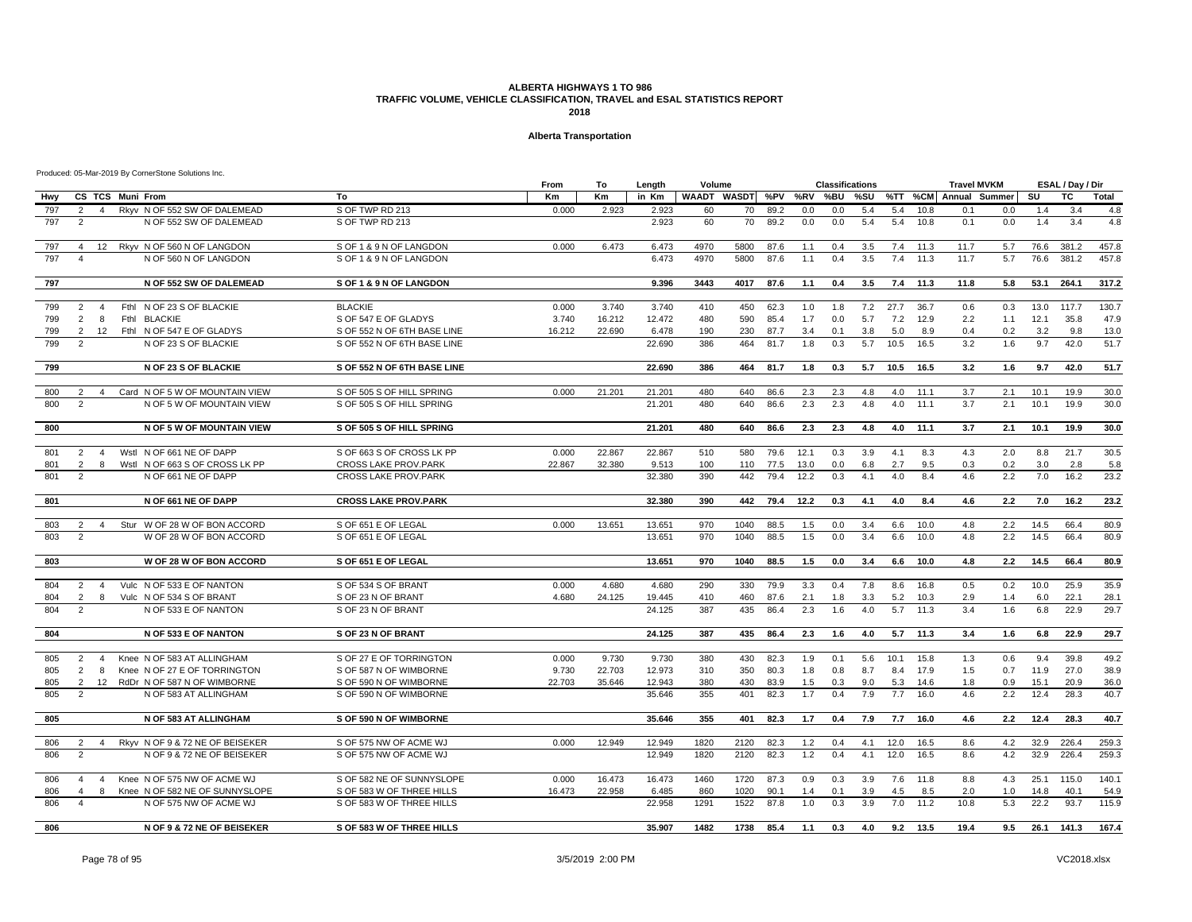# ALBERTA HIGHWAYS 1 TO 986
## TRAFFIC VOLUME, VEHICLE CLASSIFICATION, TRAVEL and ESAL STATISTICS REPORT
## 2018

### Alberta Transportation

Produced: 05-Mar-2019 By CornerStone Solutions Inc.

| Hwy | CS | TCS | Muni | From | To | From Km | To Km | Length in Km | Volume WAADT | Volume WASDT | %PV | %RV | %BU | %SU | %TT | %CM | Travel MVKM Annual | Travel MVKM Summer | ESAL / Day / Dir SU | ESAL / Day / Dir TC | ESAL / Day / Dir Total |
|---|---|---|---|---|---|---|---|---|---|---|---|---|---|---|---|---|---|---|---|---|---|
| 797 | 2 | 4 | Rkyv | N OF 552 SW OF DALEMEAD | S OF TWP RD 213 | 0.000 | 2.923 | 2.923 | 60 | 70 | 89.2 | 0.0 | 0.0 | 5.4 | 5.4 | 10.8 | 0.1 | 0.0 | 1.4 | 3.4 | 4.8 |
| 797 | 2 | | | N OF 552 SW OF DALEMEAD | S OF TWP RD 213 | | | 2.923 | 60 | 70 | 89.2 | 0.0 | 0.0 | 5.4 | 5.4 | 10.8 | 0.1 | 0.0 | 1.4 | 3.4 | 4.8 |
| 797 | 4 | 12 | Rkyv | N OF 560 N OF LANGDON | S OF 1 & 9 N OF LANGDON | 0.000 | 6.473 | 6.473 | 4970 | 5800 | 87.6 | 1.1 | 0.4 | 3.5 | 7.4 | 11.3 | 11.7 | 5.7 | 76.6 | 381.2 | 457.8 |
| 797 | 4 | | | N OF 560 N OF LANGDON | S OF 1 & 9 N OF LANGDON | | | 6.473 | 4970 | 5800 | 87.6 | 1.1 | 0.4 | 3.5 | 7.4 | 11.3 | 11.7 | 5.7 | 76.6 | 381.2 | 457.8 |
| **797** | | | | **N OF 552 SW OF DALEMEAD** | **S OF 1 & 9 N OF LANGDON** | | | **9.396** | **3443** | **4017** | **87.6** | **1.1** | **0.4** | **3.5** | **7.4** | **11.3** | **11.8** | **5.8** | **53.1** | **264.1** | **317.2** |
| 799 | 2 | 4 | Fthl | N OF 23 S OF BLACKIE | BLACKIE | 0.000 | 3.740 | 3.740 | 410 | 450 | 62.3 | 1.0 | 1.8 | 7.2 | 27.7 | 36.7 | 0.6 | 0.3 | 13.0 | 117.7 | 130.7 |
| 799 | 2 | 8 | Fthl | BLACKIE | S OF 547 E OF GLADYS | 3.740 | 16.212 | 12.472 | 480 | 590 | 85.4 | 1.7 | 0.0 | 5.7 | 7.2 | 12.9 | 2.2 | 1.1 | 12.1 | 35.8 | 47.9 |
| 799 | 2 | 12 | Fthl | N OF 547 E OF GLADYS | S OF 552 N OF 6TH BASE LINE | 16.212 | 22.690 | 6.478 | 190 | 230 | 87.7 | 3.4 | 0.1 | 3.8 | 5.0 | 8.9 | 0.4 | 0.2 | 3.2 | 9.8 | 13.0 |
| 799 | 2 | | | N OF 23 S OF BLACKIE | S OF 552 N OF 6TH BASE LINE | | | 22.690 | 386 | 464 | 81.7 | 1.8 | 0.3 | 5.7 | 10.5 | 16.5 | 3.2 | 1.6 | 9.7 | 42.0 | 51.7 |
| **799** | | | | **N OF 23 S OF BLACKIE** | **S OF 552 N OF 6TH BASE LINE** | | | **22.690** | **386** | **464** | **81.7** | **1.8** | **0.3** | **5.7** | **10.5** | **16.5** | **3.2** | **1.6** | **9.7** | **42.0** | **51.7** |
| 800 | 2 | 4 | Card | N OF 5 W OF MOUNTAIN VIEW | S OF 505 S OF HILL SPRING | 0.000 | 21.201 | 21.201 | 480 | 640 | 86.6 | 2.3 | 2.3 | 4.8 | 4.0 | 11.1 | 3.7 | 2.1 | 10.1 | 19.9 | 30.0 |
| 800 | 2 | | | N OF 5 W OF MOUNTAIN VIEW | S OF 505 S OF HILL SPRING | | | 21.201 | 480 | 640 | 86.6 | 2.3 | 2.3 | 4.8 | 4.0 | 11.1 | 3.7 | 2.1 | 10.1 | 19.9 | 30.0 |
| **800** | | | | **N OF 5 W OF MOUNTAIN VIEW** | **S OF 505 S OF HILL SPRING** | | | **21.201** | **480** | **640** | **86.6** | **2.3** | **2.3** | **4.8** | **4.0** | **11.1** | **3.7** | **2.1** | **10.1** | **19.9** | **30.0** |
| 801 | 2 | 4 | Wstl | N OF 661 NE OF DAPP | S OF 663 S OF CROSS LK PP | 0.000 | 22.867 | 22.867 | 510 | 580 | 79.6 | 12.1 | 0.3 | 3.9 | 4.1 | 8.3 | 4.3 | 2.0 | 8.8 | 21.7 | 30.5 |
| 801 | 2 | 8 | Wstl | N OF 663 S OF CROSS LK PP | CROSS LAKE PROV.PARK | 22.867 | 32.380 | 9.513 | 100 | 110 | 77.5 | 13.0 | 0.0 | 6.8 | 2.7 | 9.5 | 0.3 | 0.2 | 3.0 | 2.8 | 5.8 |
| 801 | 2 | | | N OF 661 NE OF DAPP | CROSS LAKE PROV.PARK | | | 32.380 | 390 | 442 | 79.4 | 12.2 | 0.3 | 4.1 | 4.0 | 8.4 | 4.6 | 2.2 | 7.0 | 16.2 | 23.2 |
| **801** | | | | **N OF 661 NE OF DAPP** | **CROSS LAKE PROV.PARK** | | | **32.380** | **390** | **442** | **79.4** | **12.2** | **0.3** | **4.1** | **4.0** | **8.4** | **4.6** | **2.2** | **7.0** | **16.2** | **23.2** |
| 803 | 2 | 4 | Stur | W OF 28 W OF BON ACCORD | S OF 651 E OF LEGAL | 0.000 | 13.651 | 13.651 | 970 | 1040 | 88.5 | 1.5 | 0.0 | 3.4 | 6.6 | 10.0 | 4.8 | 2.2 | 14.5 | 66.4 | 80.9 |
| 803 | 2 | | | W OF 28 W OF BON ACCORD | S OF 651 E OF LEGAL | | | 13.651 | 970 | 1040 | 88.5 | 1.5 | 0.0 | 3.4 | 6.6 | 10.0 | 4.8 | 2.2 | 14.5 | 66.4 | 80.9 |
| **803** | | | | **W OF 28 W OF BON ACCORD** | **S OF 651 E OF LEGAL** | | | **13.651** | **970** | **1040** | **88.5** | **1.5** | **0.0** | **3.4** | **6.6** | **10.0** | **4.8** | **2.2** | **14.5** | **66.4** | **80.9** |
| 804 | 2 | 4 | Vulc | N OF 533 E OF NANTON | S OF 534 S OF BRANT | 0.000 | 4.680 | 4.680 | 290 | 330 | 79.9 | 3.3 | 0.4 | 7.8 | 8.6 | 16.8 | 0.5 | 0.2 | 10.0 | 25.9 | 35.9 |
| 804 | 2 | 8 | Vulc | N OF 534 S OF BRANT | S OF 23 N OF BRANT | 4.680 | 24.125 | 19.445 | 410 | 460 | 87.6 | 2.1 | 1.8 | 3.3 | 5.2 | 10.3 | 2.9 | 1.4 | 6.0 | 22.1 | 28.1 |
| 804 | 2 | | | N OF 533 E OF NANTON | S OF 23 N OF BRANT | | | 24.125 | 387 | 435 | 86.4 | 2.3 | 1.6 | 4.0 | 5.7 | 11.3 | 3.4 | 1.6 | 6.8 | 22.9 | 29.7 |
| **804** | | | | **N OF 533 E OF NANTON** | **S OF 23 N OF BRANT** | | | **24.125** | **387** | **435** | **86.4** | **2.3** | **1.6** | **4.0** | **5.7** | **11.3** | **3.4** | **1.6** | **6.8** | **22.9** | **29.7** |
| 805 | 2 | 4 | Knee | N OF 583 AT ALLINGHAM | S OF 27 E OF TORRINGTON | 0.000 | 9.730 | 9.730 | 380 | 430 | 82.3 | 1.9 | 0.1 | 5.6 | 10.1 | 15.8 | 1.3 | 0.6 | 9.4 | 39.8 | 49.2 |
| 805 | 2 | 8 | Knee | N OF 27 E OF TORRINGTON | S OF 587 N OF WIMBORNE | 9.730 | 22.703 | 12.973 | 310 | 350 | 80.3 | 1.8 | 0.8 | 8.7 | 8.4 | 17.9 | 1.5 | 0.7 | 11.9 | 27.0 | 38.9 |
| 805 | 2 | 12 | RdDr | N OF 587 N OF WIMBORNE | S OF 590 N OF WIMBORNE | 22.703 | 35.646 | 12.943 | 380 | 430 | 83.9 | 1.5 | 0.3 | 9.0 | 5.3 | 14.6 | 1.8 | 0.9 | 15.1 | 20.9 | 36.0 |
| 805 | 2 | | | N OF 583 AT ALLINGHAM | S OF 590 N OF WIMBORNE | | | 35.646 | 355 | 401 | 82.3 | 1.7 | 0.4 | 7.9 | 7.7 | 16.0 | 4.6 | 2.2 | 12.4 | 28.3 | 40.7 |
| **805** | | | | **N OF 583 AT ALLINGHAM** | **S OF 590 N OF WIMBORNE** | | | **35.646** | **355** | **401** | **82.3** | **1.7** | **0.4** | **7.9** | **7.7** | **16.0** | **4.6** | **2.2** | **12.4** | **28.3** | **40.7** |
| 806 | 2 | 4 | Rkyv | N OF 9 & 72 NE OF BEISEKER | S OF 575 NW OF ACME WJ | 0.000 | 12.949 | 12.949 | 1820 | 2120 | 82.3 | 1.2 | 0.4 | 4.1 | 12.0 | 16.5 | 8.6 | 4.2 | 32.9 | 226.4 | 259.3 |
| 806 | 2 | | | N OF 9 & 72 NE OF BEISEKER | S OF 575 NW OF ACME WJ | | | 12.949 | 1820 | 2120 | 82.3 | 1.2 | 0.4 | 4.1 | 12.0 | 16.5 | 8.6 | 4.2 | 32.9 | 226.4 | 259.3 |
| 806 | 4 | 4 | Knee | N OF 575 NW OF ACME WJ | S OF 582 NE OF SUNNYSLOPE | 0.000 | 16.473 | 16.473 | 1460 | 1720 | 87.3 | 0.9 | 0.3 | 3.9 | 7.6 | 11.8 | 8.8 | 4.3 | 25.1 | 115.0 | 140.1 |
| 806 | 4 | 8 | Knee | N OF 582 NE OF SUNNYSLOPE | S OF 583 W OF THREE HILLS | 16.473 | 22.958 | 6.485 | 860 | 1020 | 90.1 | 1.4 | 0.1 | 3.9 | 4.5 | 8.5 | 2.0 | 1.0 | 14.8 | 40.1 | 54.9 |
| 806 | 4 | | | N OF 575 NW OF ACME WJ | S OF 583 W OF THREE HILLS | | | 22.958 | 1291 | 1522 | 87.8 | 1.0 | 0.3 | 3.9 | 7.0 | 11.2 | 10.8 | 5.3 | 22.2 | 93.7 | 115.9 |
| **806** | | | | **N OF 9 & 72 NE OF BEISEKER** | **S OF 583 W OF THREE HILLS** | | | **35.907** | **1482** | **1738** | **85.4** | **1.1** | **0.3** | **4.0** | **9.2** | **13.5** | **19.4** | **9.5** | **26.1** | **141.3** | **167.4** |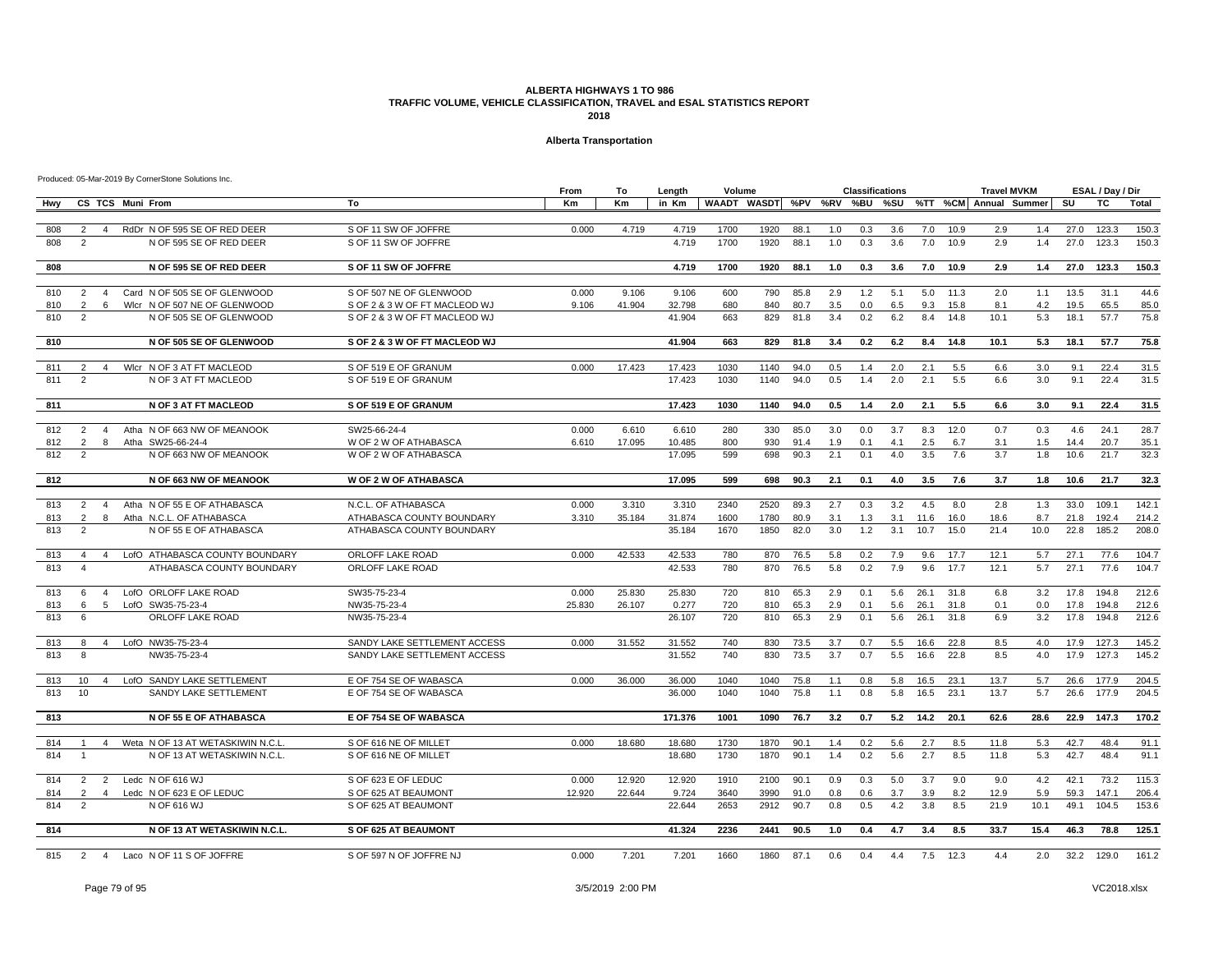# ALBERTA HIGHWAYS 1 TO 986
## TRAFFIC VOLUME, VEHICLE CLASSIFICATION, TRAVEL and ESAL STATISTICS REPORT
## 2018

**Alberta Transportation**

Produced: 05-Mar-2019 By CornerStone Solutions Inc.

| Hwy | CS | TCS | Muni | From | To | From Km | To Km | Length in Km | Volume WAADT | WASDT | %PV | Classifications %RV | %BU | %SU | %TT | %CM | Travel MVKM Annual | Summer | ESAL / Day / Dir SU | TC | Total |
|---|---|---|---|---|---|---|---|---|---|---|---|---|---|---|---|---|---|---|---|---|---|
| 808 | 2 | 4 | RdDr | N OF 595 SE OF RED DEER | S OF 11 SW OF JOFFRE | 0.000 | 4.719 | 4.719 | 1700 | 1920 | 88.1 | 1.0 | 0.3 | 3.6 | 7.0 | 10.9 | 2.9 | 1.4 | 27.0 | 123.3 | 150.3 |
| 808 | 2 | | | N OF 595 SE OF RED DEER | S OF 11 SW OF JOFFRE | | | 4.719 | 1700 | 1920 | 88.1 | 1.0 | 0.3 | 3.6 | 7.0 | 10.9 | 2.9 | 1.4 | 27.0 | 123.3 | 150.3 |
| **808** | | | | **N OF 595 SE OF RED DEER** | **S OF 11 SW OF JOFFRE** | | | **4.719** | **1700** | **1920** | **88.1** | **1.0** | **0.3** | **3.6** | **7.0** | **10.9** | **2.9** | **1.4** | **27.0** | **123.3** | **150.3** |
| 810 | 2 | 4 | Card | N OF 505 SE OF GLENWOOD | S OF 507 NE OF GLENWOOD | 0.000 | 9.106 | 9.106 | 600 | 790 | 85.8 | 2.9 | 1.2 | 5.1 | 5.0 | 11.3 | 2.0 | 1.1 | 13.5 | 31.1 | 44.6 |
| 810 | 2 | 6 | Wlcr | N OF 507 NE OF GLENWOOD | S OF 2 & 3 W OF FT MACLEOD WJ | 9.106 | 41.904 | 32.798 | 680 | 840 | 80.7 | 3.5 | 0.0 | 6.5 | 9.3 | 15.8 | 8.1 | 4.2 | 19.5 | 65.5 | 85.0 |
| 810 | 2 | | | N OF 505 SE OF GLENWOOD | S OF 2 & 3 W OF FT MACLEOD WJ | | | 41.904 | 663 | 829 | 81.8 | 3.4 | 0.2 | 6.2 | 8.4 | 14.8 | 10.1 | 5.3 | 18.1 | 57.7 | 75.8 |
| **810** | | | | **N OF 505 SE OF GLENWOOD** | **S OF 2 & 3 W OF FT MACLEOD WJ** | | | **41.904** | **663** | **829** | **81.8** | **3.4** | **0.2** | **6.2** | **8.4** | **14.8** | **10.1** | **5.3** | **18.1** | **57.7** | **75.8** |
| 811 | 2 | 4 | Wlcr | N OF 3 AT FT MACLEOD | S OF 519 E OF GRANUM | 0.000 | 17.423 | 17.423 | 1030 | 1140 | 94.0 | 0.5 | 1.4 | 2.0 | 2.1 | 5.5 | 6.6 | 3.0 | 9.1 | 22.4 | 31.5 |
| 811 | 2 | | | N OF 3 AT FT MACLEOD | S OF 519 E OF GRANUM | | | 17.423 | 1030 | 1140 | 94.0 | 0.5 | 1.4 | 2.0 | 2.1 | 5.5 | 6.6 | 3.0 | 9.1 | 22.4 | 31.5 |
| **811** | | | | **N OF 3 AT FT MACLEOD** | **S OF 519 E OF GRANUM** | | | **17.423** | **1030** | **1140** | **94.0** | **0.5** | **1.4** | **2.0** | **2.1** | **5.5** | **6.6** | **3.0** | **9.1** | **22.4** | **31.5** |
| 812 | 2 | 4 | Atha | N OF 663 NW OF MEANOOK | SW25-66-24-4 | 0.000 | 6.610 | 6.610 | 280 | 330 | 85.0 | 3.0 | 0.0 | 3.7 | 8.3 | 12.0 | 0.7 | 0.3 | 4.6 | 24.1 | 28.7 |
| 812 | 2 | 8 | Atha | SW25-66-24-4 | W OF 2 W OF ATHABASCA | 6.610 | 17.095 | 10.485 | 800 | 930 | 91.4 | 1.9 | 0.1 | 4.1 | 2.5 | 6.7 | 3.1 | 1.5 | 14.4 | 20.7 | 35.1 |
| 812 | 2 | | | N OF 663 NW OF MEANOOK | W OF 2 W OF ATHABASCA | | | 17.095 | 599 | 698 | 90.3 | 2.1 | 0.1 | 4.0 | 3.5 | 7.6 | 3.7 | 1.8 | 10.6 | 21.7 | 32.3 |
| **812** | | | | **N OF 663 NW OF MEANOOK** | **W OF 2 W OF ATHABASCA** | | | **17.095** | **599** | **698** | **90.3** | **2.1** | **0.1** | **4.0** | **3.5** | **7.6** | **3.7** | **1.8** | **10.6** | **21.7** | **32.3** |
| 813 | 2 | 4 | Atha | N OF 55 E OF ATHABASCA | N.C.L. OF ATHABASCA | 0.000 | 3.310 | 3.310 | 2340 | 2520 | 89.3 | 2.7 | 0.3 | 3.2 | 4.5 | 8.0 | 2.8 | 1.3 | 33.0 | 109.1 | 142.1 |
| 813 | 2 | 8 | Atha | N.C.L. OF ATHABASCA | ATHABASCA COUNTY BOUNDARY | 3.310 | 35.184 | 31.874 | 1600 | 1780 | 80.9 | 3.1 | 1.3 | 3.1 | 11.6 | 16.0 | 18.6 | 8.7 | 21.8 | 192.4 | 214.2 |
| 813 | 2 | | | N OF 55 E OF ATHABASCA | ATHABASCA COUNTY BOUNDARY | | | 35.184 | 1670 | 1850 | 82.0 | 3.0 | 1.2 | 3.1 | 10.7 | 15.0 | 21.4 | 10.0 | 22.8 | 185.2 | 208.0 |
| 813 | 4 | 4 | LofO | ATHABASCA COUNTY BOUNDARY | ORLOFF LAKE ROAD | 0.000 | 42.533 | 42.533 | 780 | 870 | 76.5 | 5.8 | 0.2 | 7.9 | 9.6 | 17.7 | 12.1 | 5.7 | 27.1 | 77.6 | 104.7 |
| 813 | 4 | | | ATHABASCA COUNTY BOUNDARY | ORLOFF LAKE ROAD | | | 42.533 | 780 | 870 | 76.5 | 5.8 | 0.2 | 7.9 | 9.6 | 17.7 | 12.1 | 5.7 | 27.1 | 77.6 | 104.7 |
| 813 | 6 | 4 | LofO | ORLOFF LAKE ROAD | SW35-75-23-4 | 0.000 | 25.830 | 25.830 | 720 | 810 | 65.3 | 2.9 | 0.1 | 5.6 | 26.1 | 31.8 | 6.8 | 3.2 | 17.8 | 194.8 | 212.6 |
| 813 | 6 | 5 | LofO | SW35-75-23-4 | NW35-75-23-4 | 25.830 | 26.107 | 0.277 | 720 | 810 | 65.3 | 2.9 | 0.1 | 5.6 | 26.1 | 31.8 | 0.1 | 0.0 | 17.8 | 194.8 | 212.6 |
| 813 | 6 | | | ORLOFF LAKE ROAD | NW35-75-23-4 | | | 26.107 | 720 | 810 | 65.3 | 2.9 | 0.1 | 5.6 | 26.1 | 31.8 | 6.9 | 3.2 | 17.8 | 194.8 | 212.6 |
| 813 | 8 | 4 | LofO | NW35-75-23-4 | SANDY LAKE SETTLEMENT ACCESS | 0.000 | 31.552 | 31.552 | 740 | 830 | 73.5 | 3.7 | 0.7 | 5.5 | 16.6 | 22.8 | 8.5 | 4.0 | 17.9 | 127.3 | 145.2 |
| 813 | 8 | | | NW35-75-23-4 | SANDY LAKE SETTLEMENT ACCESS | | | 31.552 | 740 | 830 | 73.5 | 3.7 | 0.7 | 5.5 | 16.6 | 22.8 | 8.5 | 4.0 | 17.9 | 127.3 | 145.2 |
| 813 | 10 | 4 | LofO | SANDY LAKE SETTLEMENT | E OF 754 SE OF WABASCA | 0.000 | 36.000 | 36.000 | 1040 | 1040 | 75.8 | 1.1 | 0.8 | 5.8 | 16.5 | 23.1 | 13.7 | 5.7 | 26.6 | 177.9 | 204.5 |
| 813 | 10 | | | SANDY LAKE SETTLEMENT | E OF 754 SE OF WABASCA | | | 36.000 | 1040 | 1040 | 75.8 | 1.1 | 0.8 | 5.8 | 16.5 | 23.1 | 13.7 | 5.7 | 26.6 | 177.9 | 204.5 |
| **813** | | | | **N OF 55 E OF ATHABASCA** | **E OF 754 SE OF WABASCA** | | | **171.376** | **1001** | **1090** | **76.7** | **3.2** | **0.7** | **5.2** | **14.2** | **20.1** | **62.6** | **28.6** | **22.9** | **147.3** | **170.2** |
| 814 | 1 | 4 | Weta | N OF 13 AT WETASKIWIN N.C.L. | S OF 616 NE OF MILLET | 0.000 | 18.680 | 18.680 | 1730 | 1870 | 90.1 | 1.4 | 0.2 | 5.6 | 2.7 | 8.5 | 11.8 | 5.3 | 42.7 | 48.4 | 91.1 |
| 814 | 1 | | | N OF 13 AT WETASKIWIN N.C.L. | S OF 616 NE OF MILLET | | | 18.680 | 1730 | 1870 | 90.1 | 1.4 | 0.2 | 5.6 | 2.7 | 8.5 | 11.8 | 5.3 | 42.7 | 48.4 | 91.1 |
| 814 | 2 | 2 | Ledc | N OF 616 WJ | S OF 623 E OF LEDUC | 0.000 | 12.920 | 12.920 | 1910 | 2100 | 90.1 | 0.9 | 0.3 | 5.0 | 3.7 | 9.0 | 9.0 | 4.2 | 42.1 | 73.2 | 115.3 |
| 814 | 2 | 4 | Ledc | N OF 623 E OF LEDUC | S OF 625 AT BEAUMONT | 12.920 | 22.644 | 9.724 | 3640 | 3990 | 91.0 | 0.8 | 0.6 | 3.7 | 3.9 | 8.2 | 12.9 | 5.9 | 59.3 | 147.1 | 206.4 |
| 814 | 2 | | | N OF 616 WJ | S OF 625 AT BEAUMONT | | | 22.644 | 2653 | 2912 | 90.7 | 0.8 | 0.5 | 4.2 | 3.8 | 8.5 | 21.9 | 10.1 | 49.1 | 104.5 | 153.6 |
| **814** | | | | **N OF 13 AT WETASKIWIN N.C.L.** | **S OF 625 AT BEAUMONT** | | | **41.324** | **2236** | **2441** | **90.5** | **1.0** | **0.4** | **4.7** | **3.4** | **8.5** | **33.7** | **15.4** | **46.3** | **78.8** | **125.1** |
| 815 | 2 | 4 | Laco | N OF 11 S OF JOFFRE | S OF 597 N OF JOFFRE NJ | 0.000 | 7.201 | 7.201 | 1660 | 1860 | 87.1 | 0.6 | 0.4 | 4.4 | 7.5 | 12.3 | 4.4 | 2.0 | 32.2 | 129.0 | 161.2 |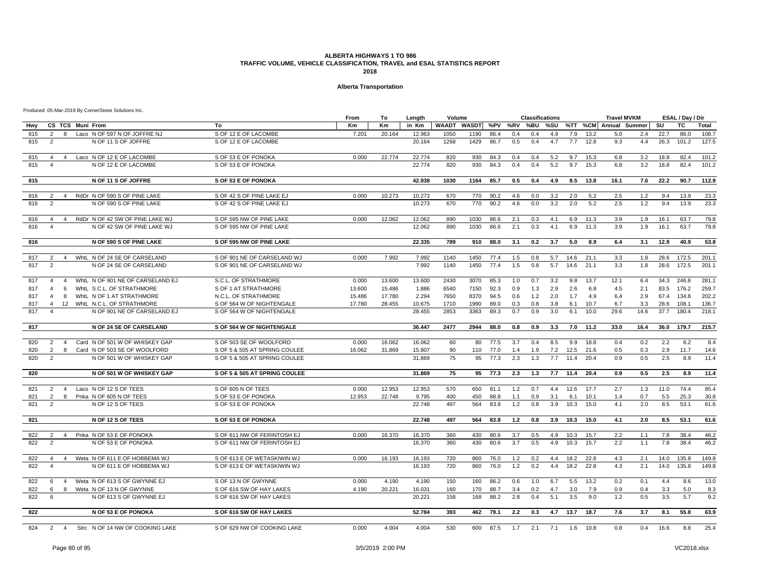# ALBERTA HIGHWAYS 1 TO 986
## TRAFFIC VOLUME, VEHICLE CLASSIFICATION, TRAVEL and ESAL STATISTICS REPORT
## 2018

### Alberta Transportation

Produced: 05-Mar-2019 By CornerStone Solutions Inc.

| Hwy | CS | TCS | Muni | From | To | From Km | To Km | Length in Km | Volume WAADT | WASDT | %PV | %RV | %BU | %SU | %TT | %CM | Travel MVKM Annual | Summer | ESAL / Day / Dir SU | TC | Total |
|---|---|---|---|---|---|---|---|---|---|---|---|---|---|---|---|---|---|---|---|---|---|
| 815 | 2 | 8 | Laco | N OF 597 N OF JOFFRE NJ | S OF 12 E OF LACOMBE | 7.201 | 20.164 | 12.963 | 1050 | 1190 | 86.4 | 0.4 | 0.4 | 4.9 | 7.9 | 13.2 | 5.0 | 2.4 | 22.7 | 86.0 | 108.7 |
| 815 | 2 | | | N OF 11 S OF JOFFRE | S OF 12 E OF LACOMBE | | | 20.164 | 1268 | 1429 | 86.7 | 0.5 | 0.4 | 4.7 | 7.7 | 12.8 | 9.3 | 4.4 | 26.3 | 101.2 | 127.5 |
| 815 | 4 | 4 | Laco | N OF 12 E OF LACOMBE | S OF 53 E OF PONOKA | 0.000 | 22.774 | 22.774 | 820 | 930 | 84.3 | 0.4 | 0.4 | 5.2 | 9.7 | 15.3 | 6.8 | 3.2 | 18.8 | 82.4 | 101.2 |
| 815 | 4 | | | N OF 12 E OF LACOMBE | S OF 53 E OF PONOKA | | | 22.774 | 820 | 930 | 84.3 | 0.4 | 0.4 | 5.2 | 9.7 | 15.3 | 6.8 | 3.2 | 18.8 | 82.4 | 101.2 |
| **815** | | | | **N OF 11 S OF JOFFRE** | **S OF 53 E OF PONOKA** | | | **42.938** | **1030** | **1164** | **85.7** | **0.5** | **0.4** | **4.9** | **8.5** | **13.8** | **16.1** | **7.6** | **22.2** | **90.7** | **112.9** |
| 816 | 2 | 4 | RdDr | N OF 590 S OF PINE LAKE | S OF 42 S OF PINE LAKE EJ | 0.000 | 10.273 | 10.273 | 670 | 770 | 90.2 | 4.6 | 0.0 | 3.2 | 2.0 | 5.2 | 2.5 | 1.2 | 9.4 | 13.9 | 23.3 |
| 816 | 2 | | | N OF 590 S OF PINE LAKE | S OF 42 S OF PINE LAKE EJ | | | 10.273 | 670 | 770 | 90.2 | 4.6 | 0.0 | 3.2 | 2.0 | 5.2 | 2.5 | 1.2 | 9.4 | 13.9 | 23.3 |
| 816 | 4 | 4 | RdDr | N OF 42 SW OF PINE LAKE WJ | S OF 595 NW OF PINE LAKE | 0.000 | 12.062 | 12.062 | 890 | 1030 | 86.6 | 2.1 | 0.3 | 4.1 | 6.9 | 11.3 | 3.9 | 1.9 | 16.1 | 63.7 | 79.8 |
| 816 | 4 | | | N OF 42 SW OF PINE LAKE WJ | S OF 595 NW OF PINE LAKE | | | 12.062 | 890 | 1030 | 86.6 | 2.1 | 0.3 | 4.1 | 6.9 | 11.3 | 3.9 | 1.9 | 16.1 | 63.7 | 79.8 |
| **816** | | | | **N OF 590 S OF PINE LAKE** | **S OF 595 NW OF PINE LAKE** | | | **22.335** | **789** | **910** | **88.0** | **3.1** | **0.2** | **3.7** | **5.0** | **8.9** | **6.4** | **3.1** | **12.9** | **40.9** | **53.8** |
| 817 | 2 | 4 | WhtL | N OF 24 SE OF CARSELAND | S OF 901 NE OF CARSELAND WJ | 0.000 | 7.992 | 7.992 | 1140 | 1450 | 77.4 | 1.5 | 0.8 | 5.7 | 14.6 | 21.1 | 3.3 | 1.8 | 28.6 | 172.5 | 201.1 |
| 817 | 2 | | | N OF 24 SE OF CARSELAND | S OF 901 NE OF CARSELAND WJ | | | 7.992 | 1140 | 1450 | 77.4 | 1.5 | 0.8 | 5.7 | 14.6 | 21.1 | 3.3 | 1.8 | 28.6 | 172.5 | 201.1 |
| 817 | 4 | 4 | WhtL | N OF 901 NE OF CARSELAND EJ | S.C.L. OF STRATHMORE | 0.000 | 13.600 | 13.600 | 2430 | 3070 | 85.3 | 1.0 | 0.7 | 3.2 | 9.8 | 13.7 | 12.1 | 6.4 | 34.3 | 246.8 | 281.1 |
| 817 | 4 | 6 | WhtL | S.C.L. OF STRATHMORE | S OF 1 AT STRATHMORE | 13.600 | 15.486 | 1.886 | 6540 | 7150 | 92.3 | 0.9 | 1.3 | 2.9 | 2.6 | 6.8 | 4.5 | 2.1 | 83.5 | 176.2 | 259.7 |
| 817 | 4 | 8 | WhtL | N OF 1 AT STRATHMORE | N.C.L. OF STRATHMORE | 15.486 | 17.780 | 2.294 | 7650 | 8370 | 94.5 | 0.6 | 1.2 | 2.0 | 1.7 | 4.9 | 6.4 | 2.9 | 67.4 | 134.8 | 202.2 |
| 817 | 4 | 12 | WhtL | N.C.L. OF STRATHMORE | S OF 564 W OF NIGHTENGALE | 17.780 | 28.455 | 10.675 | 1710 | 1990 | 89.0 | 0.3 | 0.8 | 3.8 | 6.1 | 10.7 | 6.7 | 3.3 | 28.6 | 108.1 | 136.7 |
| 817 | 4 | | | N OF 901 NE OF CARSELAND EJ | S OF 564 W OF NIGHTENGALE | | | 28.455 | 2853 | 3363 | 89.3 | 0.7 | 0.9 | 3.0 | 6.1 | 10.0 | 29.6 | 14.6 | 37.7 | 180.4 | 218.1 |
| **817** | | | | **N OF 24 SE OF CARSELAND** | **S OF 564 W OF NIGHTENGALE** | | | **36.447** | **2477** | **2944** | **88.0** | **0.8** | **0.9** | **3.3** | **7.0** | **11.2** | **33.0** | **16.4** | **36.0** | **179.7** | **215.7** |
| 820 | 2 | 4 | Card | N OF 501 W OF WHISKEY GAP | S OF 503 SE OF WOOLFORD | 0.000 | 16.062 | 16.062 | 60 | 80 | 77.5 | 3.7 | 0.4 | 8.5 | 9.9 | 18.8 | 0.4 | 0.2 | 2.2 | 6.2 | 8.4 |
| 820 | 2 | 8 | Card | N OF 503 SE OF WOOLFORD | S OF 5 & 505 AT SPRING COULEE | 16.062 | 31.869 | 15.807 | 90 | 110 | 77.0 | 1.4 | 1.9 | 7.2 | 12.5 | 21.6 | 0.5 | 0.3 | 2.9 | 11.7 | 14.6 |
| 820 | 2 | | | N OF 501 W OF WHISKEY GAP | S OF 5 & 505 AT SPRING COULEE | | | 31.869 | 75 | 95 | 77.3 | 2.3 | 1.3 | 7.7 | 11.4 | 20.4 | 0.9 | 0.5 | 2.5 | 8.9 | 11.4 |
| **820** | | | | **N OF 501 W OF WHISKEY GAP** | **S OF 5 & 505 AT SPRING COULEE** | | | **31.869** | **75** | **95** | **77.3** | **2.3** | **1.3** | **7.7** | **11.4** | **20.4** | **0.9** | **0.5** | **2.5** | **8.9** | **11.4** |
| 821 | 2 | 4 | Laco | N OF 12 S OF TEES | S OF 605 N OF TEES | 0.000 | 12.953 | 12.953 | 570 | 650 | 81.1 | 1.2 | 0.7 | 4.4 | 12.6 | 17.7 | 2.7 | 1.3 | 11.0 | 74.4 | 85.4 |
| 821 | 2 | 8 | Pnka | N OF 605 N OF TEES | S OF 53 E OF PONOKA | 12.953 | 22.748 | 9.795 | 400 | 450 | 88.8 | 1.1 | 0.9 | 3.1 | 6.1 | 10.1 | 1.4 | 0.7 | 5.5 | 25.3 | 30.8 |
| 821 | 2 | | | N OF 12 S OF TEES | S OF 53 E OF PONOKA | | | 22.748 | 497 | 564 | 83.8 | 1.2 | 0.8 | 3.9 | 10.3 | 15.0 | 4.1 | 2.0 | 8.5 | 53.1 | 61.6 |
| **821** | | | | **N OF 12 S OF TEES** | **S OF 53 E OF PONOKA** | | | **22.748** | **497** | **564** | **83.8** | **1.2** | **0.8** | **3.9** | **10.3** | **15.0** | **4.1** | **2.0** | **8.5** | **53.1** | **61.6** |
| 822 | 2 | 4 | Pnka | N OF 53 E OF PONOKA | S OF 611 NW OF FERINTOSH EJ | 0.000 | 16.370 | 16.370 | 360 | 430 | 80.6 | 3.7 | 0.5 | 4.9 | 10.3 | 15.7 | 2.2 | 1.1 | 7.8 | 38.4 | 46.2 |
| 822 | 2 | | | N OF 53 E OF PONOKA | S OF 611 NW OF FERINTOSH EJ | | | 16.370 | 360 | 430 | 80.6 | 3.7 | 0.5 | 4.9 | 10.3 | 15.7 | 2.2 | 1.1 | 7.8 | 38.4 | 46.2 |
| 822 | 4 | 4 | Weta | N OF 611 E OF HOBBEMA WJ | S OF 613 E OF WETASKIWIN WJ | 0.000 | 16.193 | 16.193 | 720 | 860 | 76.0 | 1.2 | 0.2 | 4.4 | 18.2 | 22.8 | 4.3 | 2.1 | 14.0 | 135.8 | 149.8 |
| 822 | 4 | | | N OF 611 E OF HOBBEMA WJ | S OF 613 E OF WETASKIWIN WJ | | | 16.193 | 720 | 860 | 76.0 | 1.2 | 0.2 | 4.4 | 18.2 | 22.8 | 4.3 | 2.1 | 14.0 | 135.8 | 149.8 |
| 822 | 6 | 4 | Weta | N OF 613 S OF GWYNNE EJ | S OF 13 N OF GWYNNE | 0.000 | 4.190 | 4.190 | 150 | 160 | 86.2 | 0.6 | 1.0 | 6.7 | 5.5 | 13.2 | 0.2 | 0.1 | 4.4 | 8.6 | 13.0 |
| 822 | 6 | 8 | Weta | N OF 13 N OF GWYNNE | S OF 616 SW OF HAY LAKES | 4.190 | 20.221 | 16.031 | 160 | 170 | 88.7 | 3.4 | 0.2 | 4.7 | 3.0 | 7.9 | 0.9 | 0.4 | 3.3 | 5.0 | 8.3 |
| 822 | 6 | | | N OF 613 S OF GWYNNE EJ | S OF 616 SW OF HAY LAKES | | | 20.221 | 158 | 168 | 88.2 | 2.8 | 0.4 | 5.1 | 3.5 | 9.0 | 1.2 | 0.5 | 3.5 | 5.7 | 9.2 |
| **822** | | | | **N OF 53 E OF PONOKA** | **S OF 616 SW OF HAY LAKES** | | | **52.784** | **393** | **462** | **79.1** | **2.2** | **0.3** | **4.7** | **13.7** | **18.7** | **7.6** | **3.7** | **8.1** | **55.8** | **63.9** |
| 824 | 2 | 4 | Strc | N OF 14 NW OF COOKING LAKE | S OF 629 NW OF COOKING LAKE | 0.000 | 4.004 | 4.004 | 530 | 600 | 87.5 | 1.7 | 2.1 | 7.1 | 1.6 | 10.8 | 0.8 | 0.4 | 16.6 | 8.8 | 25.4 |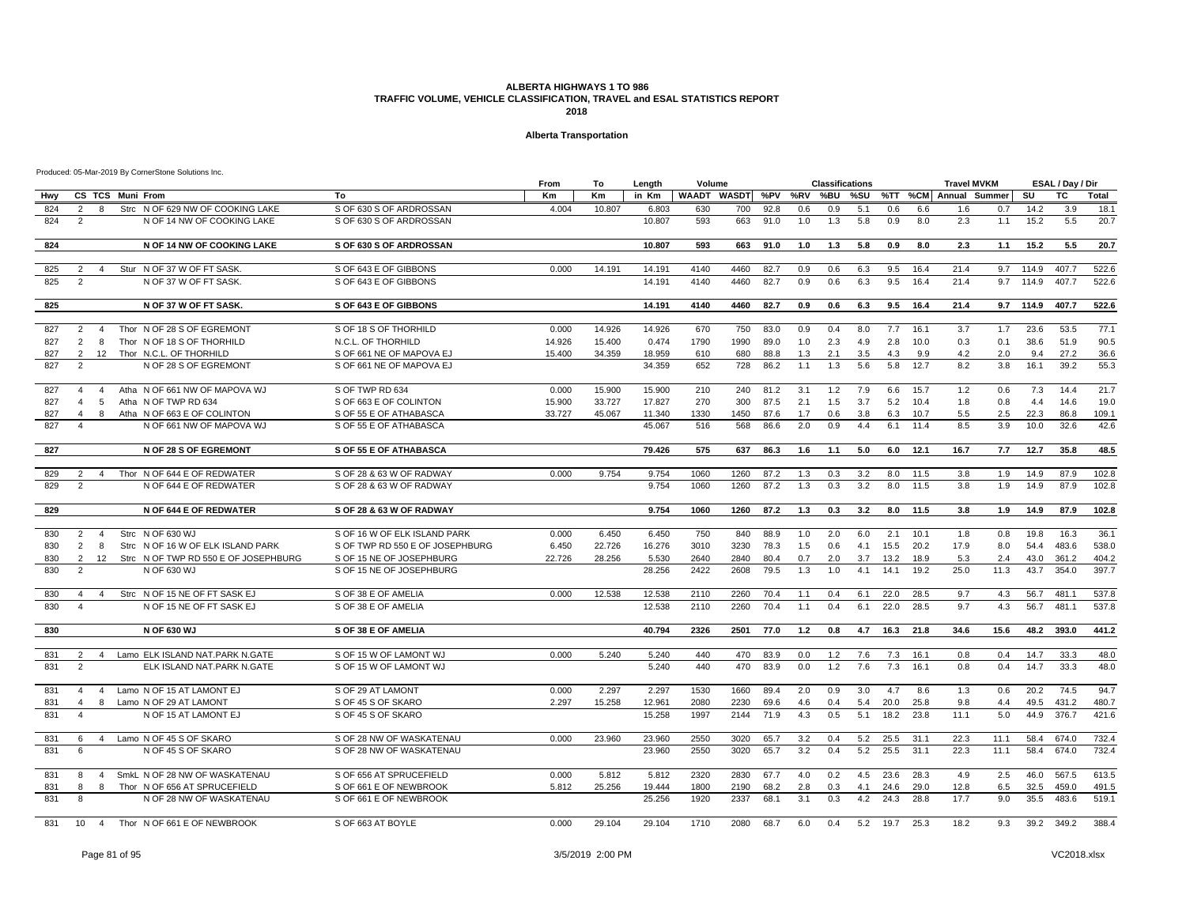# ALBERTA HIGHWAYS 1 TO 986
## TRAFFIC VOLUME, VEHICLE CLASSIFICATION, TRAVEL and ESAL STATISTICS REPORT
## 2018

**Alberta Transportation**

Produced: 05-Mar-2019 By CornerStone Solutions Inc.

| Hwy | CS | TCS | Muni | From | To | From Km | To Km | Length in Km | Volume WAADT | Volume WASDT | %PV | %RV | %BU | %SU | %TT | %CM | Travel MVKM Annual | Travel MVKM Summer | ESAL / Day / Dir SU | ESAL / Day / Dir TC | ESAL / Day / Dir Total |
|---|---|---|---|---|---|---|---|---|---|---|---|---|---|---|---|---|---|---|---|---|---|
| 824 | 2 | 8 | Strc | N OF 629 NW OF COOKING LAKE | S OF 630 S OF ARDROSSAN | 4.004 | 10.807 | 6.803 | 630 | 700 | 92.8 | 0.6 | 0.9 | 5.1 | 0.6 | 6.6 | 1.6 | 0.7 | 14.2 | 3.9 | 18.1 |
| 824 | 2 | | | N OF 14 NW OF COOKING LAKE | S OF 630 S OF ARDROSSAN | | | 10.807 | 593 | 663 | 91.0 | 1.0 | 1.3 | 5.8 | 0.9 | 8.0 | 2.3 | 1.1 | 15.2 | 5.5 | 20.7 |
| **824** | | | | **N OF 14 NW OF COOKING LAKE** | **S OF 630 S OF ARDROSSAN** | | | **10.807** | **593** | **663** | **91.0** | **1.0** | **1.3** | **5.8** | **0.9** | **8.0** | **2.3** | **1.1** | **15.2** | **5.5** | **20.7** |
| 825 | 2 | 4 | Stur | N OF 37 W OF FT SASK. | S OF 643 E OF GIBBONS | 0.000 | 14.191 | 14.191 | 4140 | 4460 | 82.7 | 0.9 | 0.6 | 6.3 | 9.5 | 16.4 | 21.4 | 9.7 | 114.9 | 407.7 | 522.6 |
| 825 | 2 | | | N OF 37 W OF FT SASK. | S OF 643 E OF GIBBONS | | | 14.191 | 4140 | 4460 | 82.7 | 0.9 | 0.6 | 6.3 | 9.5 | 16.4 | 21.4 | 9.7 | 114.9 | 407.7 | 522.6 |
| **825** | | | | **N OF 37 W OF FT SASK.** | **S OF 643 E OF GIBBONS** | | | **14.191** | **4140** | **4460** | **82.7** | **0.9** | **0.6** | **6.3** | **9.5** | **16.4** | **21.4** | **9.7** | **114.9** | **407.7** | **522.6** |
| 827 | 2 | 4 | Thor | N OF 28 S OF EGREMONT | S OF 18 S OF THORHILD | 0.000 | 14.926 | 14.926 | 670 | 750 | 83.0 | 0.9 | 0.4 | 8.0 | 7.7 | 16.1 | 3.7 | 1.7 | 23.6 | 53.5 | 77.1 |
| 827 | 2 | 8 | Thor | N OF 18 S OF THORHILD | N.C.L. OF THORHILD | 14.926 | 15.400 | 0.474 | 1790 | 1990 | 89.0 | 1.0 | 2.3 | 4.9 | 2.8 | 10.0 | 0.3 | 0.1 | 38.6 | 51.9 | 90.5 |
| 827 | 2 | 12 | Thor | N.C.L. OF THORHILD | S OF 661 NE OF MAPOVA EJ | 15.400 | 34.359 | 18.959 | 610 | 680 | 88.8 | 1.3 | 2.1 | 3.5 | 4.3 | 9.9 | 4.2 | 2.0 | 9.4 | 27.2 | 36.6 |
| 827 | 2 | | | N OF 28 S OF EGREMONT | S OF 661 NE OF MAPOVA EJ | | | 34.359 | 652 | 728 | 86.2 | 1.1 | 1.3 | 5.6 | 5.8 | 12.7 | 8.2 | 3.8 | 16.1 | 39.2 | 55.3 |
| 827 | 4 | 4 | Atha | N OF 661 NW OF MAPOVA WJ | S OF TWP RD 634 | 0.000 | 15.900 | 15.900 | 210 | 240 | 81.2 | 3.1 | 1.2 | 7.9 | 6.6 | 15.7 | 1.2 | 0.6 | 7.3 | 14.4 | 21.7 |
| 827 | 4 | 5 | Atha | N OF TWP RD 634 | S OF 663 E OF COLINTON | 15.900 | 33.727 | 17.827 | 270 | 300 | 87.5 | 2.1 | 1.5 | 3.7 | 5.2 | 10.4 | 1.8 | 0.8 | 4.4 | 14.6 | 19.0 |
| 827 | 4 | 8 | Atha | N OF 663 E OF COLINTON | S OF 55 E OF ATHABASCA | 33.727 | 45.067 | 11.340 | 1330 | 1450 | 87.6 | 1.7 | 0.6 | 3.8 | 6.3 | 10.7 | 5.5 | 2.5 | 22.3 | 86.8 | 109.1 |
| 827 | 4 | | | N OF 661 NW OF MAPOVA WJ | S OF 55 E OF ATHABASCA | | | 45.067 | 516 | 568 | 86.6 | 2.0 | 0.9 | 4.4 | 6.1 | 11.4 | 8.5 | 3.9 | 10.0 | 32.6 | 42.6 |
| **827** | | | | **N OF 28 S OF EGREMONT** | **S OF 55 E OF ATHABASCA** | | | **79.426** | **575** | **637** | **86.3** | **1.6** | **1.1** | **5.0** | **6.0** | **12.1** | **16.7** | **7.7** | **12.7** | **35.8** | **48.5** |
| 829 | 2 | 4 | Thor | N OF 644 E OF REDWATER | S OF 28 & 63 W OF RADWAY | 0.000 | 9.754 | 9.754 | 1060 | 1260 | 87.2 | 1.3 | 0.3 | 3.2 | 8.0 | 11.5 | 3.8 | 1.9 | 14.9 | 87.9 | 102.8 |
| 829 | 2 | | | N OF 644 E OF REDWATER | S OF 28 & 63 W OF RADWAY | | | 9.754 | 1060 | 1260 | 87.2 | 1.3 | 0.3 | 3.2 | 8.0 | 11.5 | 3.8 | 1.9 | 14.9 | 87.9 | 102.8 |
| **829** | | | | **N OF 644 E OF REDWATER** | **S OF 28 & 63 W OF RADWAY** | | | **9.754** | **1060** | **1260** | **87.2** | **1.3** | **0.3** | **3.2** | **8.0** | **11.5** | **3.8** | **1.9** | **14.9** | **87.9** | **102.8** |
| 830 | 2 | 4 | Strc | N OF 630 WJ | S OF 16 W OF ELK ISLAND PARK | 0.000 | 6.450 | 6.450 | 750 | 840 | 88.9 | 1.0 | 2.0 | 6.0 | 2.1 | 10.1 | 1.8 | 0.8 | 19.8 | 16.3 | 36.1 |
| 830 | 2 | 8 | Strc | N OF 16 W OF ELK ISLAND PARK | S OF TWP RD 550 E OF JOSEPHBURG | 6.450 | 22.726 | 16.276 | 3010 | 3230 | 78.3 | 1.5 | 0.6 | 4.1 | 15.5 | 20.2 | 17.9 | 8.0 | 54.4 | 483.6 | 538.0 |
| 830 | 2 | 12 | Strc | N OF TWP RD 550 E OF JOSEPHBURG | S OF 15 NE OF JOSEPHBURG | 22.726 | 28.256 | 5.530 | 2640 | 2840 | 80.4 | 0.7 | 2.0 | 3.7 | 13.2 | 18.9 | 5.3 | 2.4 | 43.0 | 361.2 | 404.2 |
| 830 | 2 | | | N OF 630 WJ | S OF 15 NE OF JOSEPHBURG | | | 28.256 | 2422 | 2608 | 79.5 | 1.3 | 1.0 | 4.1 | 14.1 | 19.2 | 25.0 | 11.3 | 43.7 | 354.0 | 397.7 |
| 830 | 4 | 4 | Strc | N OF 15 NE OF FT SASK EJ | S OF 38 E OF AMELIA | 0.000 | 12.538 | 12.538 | 2110 | 2260 | 70.4 | 1.1 | 0.4 | 6.1 | 22.0 | 28.5 | 9.7 | 4.3 | 56.7 | 481.1 | 537.8 |
| 830 | 4 | | | N OF 15 NE OF FT SASK EJ | S OF 38 E OF AMELIA | | | 12.538 | 2110 | 2260 | 70.4 | 1.1 | 0.4 | 6.1 | 22.0 | 28.5 | 9.7 | 4.3 | 56.7 | 481.1 | 537.8 |
| **830** | | | | **N OF 630 WJ** | **S OF 38 E OF AMELIA** | | | **40.794** | **2326** | **2501** | **77.0** | **1.2** | **0.8** | **4.7** | **16.3** | **21.8** | **34.6** | **15.6** | **48.2** | **393.0** | **441.2** |
| 831 | 2 | 4 | Lamo | ELK ISLAND NAT.PARK N.GATE | S OF 15 W OF LAMONT WJ | 0.000 | 5.240 | 5.240 | 440 | 470 | 83.9 | 0.0 | 1.2 | 7.6 | 7.3 | 16.1 | 0.8 | 0.4 | 14.7 | 33.3 | 48.0 |
| 831 | 2 | | | ELK ISLAND NAT.PARK N.GATE | S OF 15 W OF LAMONT WJ | | | 5.240 | 440 | 470 | 83.9 | 0.0 | 1.2 | 7.6 | 7.3 | 16.1 | 0.8 | 0.4 | 14.7 | 33.3 | 48.0 |
| 831 | 4 | 4 | Lamo | N OF 15 AT LAMONT EJ | S OF 29 AT LAMONT | 0.000 | 2.297 | 2.297 | 1530 | 1660 | 89.4 | 2.0 | 0.9 | 3.0 | 4.7 | 8.6 | 1.3 | 0.6 | 20.2 | 74.5 | 94.7 |
| 831 | 4 | 8 | Lamo | N OF 29 AT LAMONT | S OF 45 S OF SKARO | 2.297 | 15.258 | 12.961 | 2080 | 2230 | 69.6 | 4.6 | 0.4 | 5.4 | 20.0 | 25.8 | 9.8 | 4.4 | 49.5 | 431.2 | 480.7 |
| 831 | 4 | | | N OF 15 AT LAMONT EJ | S OF 45 S OF SKARO | | | 15.258 | 1997 | 2144 | 71.9 | 4.3 | 0.5 | 5.1 | 18.2 | 23.8 | 11.1 | 5.0 | 44.9 | 376.7 | 421.6 |
| 831 | 6 | 4 | Lamo | N OF 45 S OF SKARO | S OF 28 NW OF WASKATENAU | 0.000 | 23.960 | 23.960 | 2550 | 3020 | 65.7 | 3.2 | 0.4 | 5.2 | 25.5 | 31.1 | 22.3 | 11.1 | 58.4 | 674.0 | 732.4 |
| 831 | 6 | | | N OF 45 S OF SKARO | S OF 28 NW OF WASKATENAU | | | 23.960 | 2550 | 3020 | 65.7 | 3.2 | 0.4 | 5.2 | 25.5 | 31.1 | 22.3 | 11.1 | 58.4 | 674.0 | 732.4 |
| 831 | 8 | 4 | SmkL | N OF 28 NW OF WASKATENAU | S OF 656 AT SPRUCEFIELD | 0.000 | 5.812 | 5.812 | 2320 | 2830 | 67.7 | 4.0 | 0.2 | 4.5 | 23.6 | 28.3 | 4.9 | 2.5 | 46.0 | 567.5 | 613.5 |
| 831 | 8 | 8 | Thor | N OF 656 AT SPRUCEFIELD | S OF 661 E OF NEWBROOK | 5.812 | 25.256 | 19.444 | 1800 | 2190 | 68.2 | 2.8 | 0.3 | 4.1 | 24.6 | 29.0 | 12.8 | 6.5 | 32.5 | 459.0 | 491.5 |
| 831 | 8 | | | N OF 28 NW OF WASKATENAU | S OF 661 E OF NEWBROOK | | | 25.256 | 1920 | 2337 | 68.1 | 3.1 | 0.3 | 4.2 | 24.3 | 28.8 | 17.7 | 9.0 | 35.5 | 483.6 | 519.1 |
| 831 | 10 | 4 | Thor | N OF 661 E OF NEWBROOK | S OF 663 AT BOYLE | 0.000 | 29.104 | 29.104 | 1710 | 2080 | 68.7 | 6.0 | 0.4 | 5.2 | 19.7 | 25.3 | 18.2 | 9.3 | 39.2 | 349.2 | 388.4 |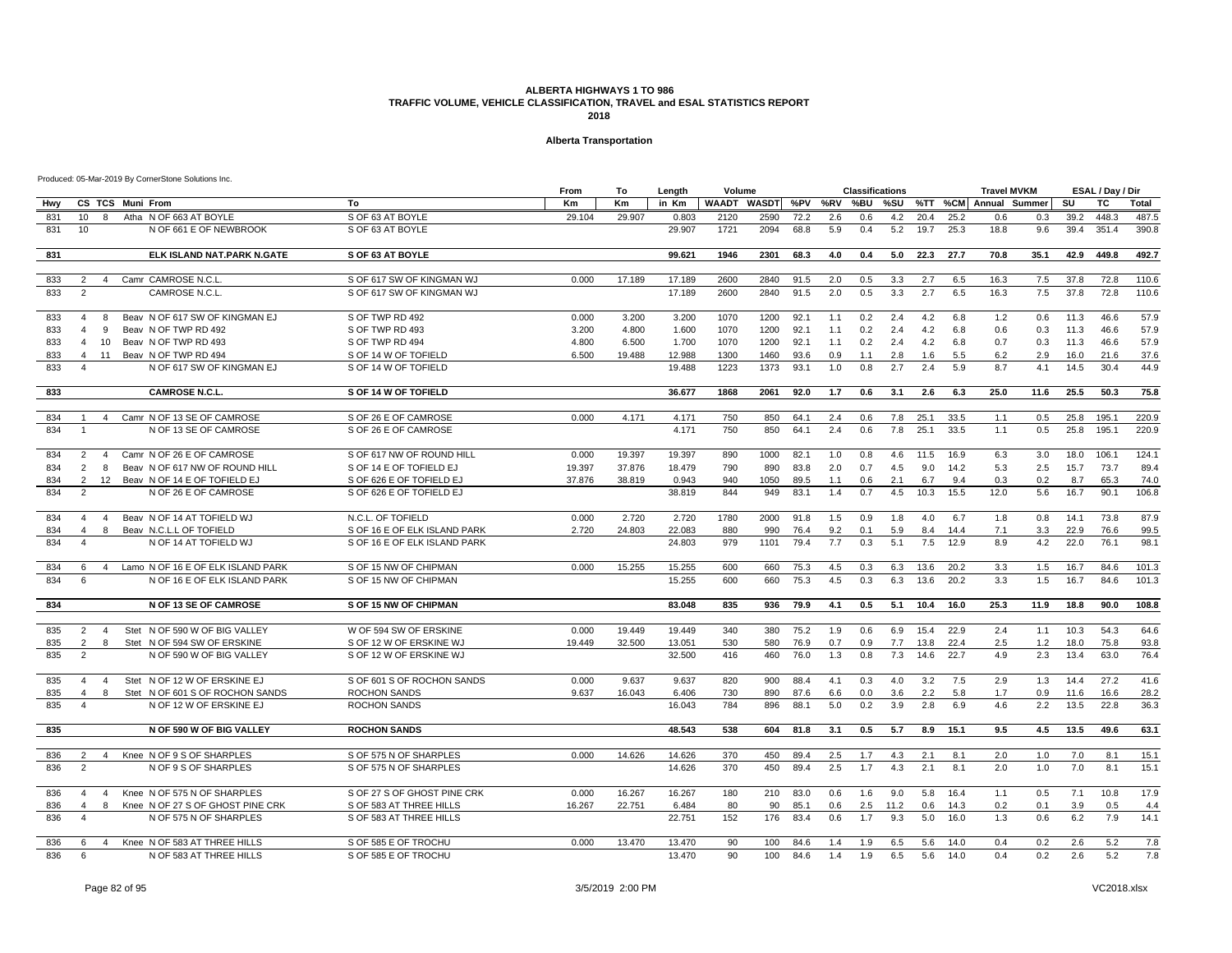# ALBERTA HIGHWAYS 1 TO 986
## TRAFFIC VOLUME, VEHICLE CLASSIFICATION, TRAVEL and ESAL STATISTICS REPORT
## 2018

**Alberta Transportation**

Produced: 05-Mar-2019 By CornerStone Solutions Inc.

| Hwy | CS | TCS | Muni | From | To | From Km | To Km | Length in Km | Volume WAADT | Volume WASDT | %PV | %RV | %BU | %SU | %TT | %CM | Travel MVKM Annual | Travel MVKM Summer | ESAL / Day / Dir SU | ESAL / Day / Dir TC | ESAL / Day / Dir Total |
|---|---|---|---|---|---|---|---|---|---|---|---|---|---|---|---|---|---|---|---|---|---|
| 831 | 10 | 8 | Atha | N OF 663 AT BOYLE | S OF 63 AT BOYLE | 29.104 | 29.907 | 0.803 | 2120 | 2590 | 72.2 | 2.6 | 0.6 | 4.2 | 20.4 | 25.2 | 0.6 | 0.3 | 39.2 | 448.3 | 487.5 |
| 831 | 10 | | | N OF 661 E OF NEWBROOK | S OF 63 AT BOYLE | | | 29.907 | 1721 | 2094 | 68.8 | 5.9 | 0.4 | 5.2 | 19.7 | 25.3 | 18.8 | 9.6 | 39.4 | 351.4 | 390.8 |
| **831** | | | | **ELK ISLAND NAT.PARK N.GATE** | **S OF 63 AT BOYLE** | | | **99.621** | **1946** | **2301** | **68.3** | **4.0** | **0.4** | **5.0** | **22.3** | **27.7** | **70.8** | **35.1** | **42.9** | **449.8** | **492.7** |
| 833 | 2 | 4 | Camr | CAMROSE N.C.L. | S OF 617 SW OF KINGMAN WJ | 0.000 | 17.189 | 17.189 | 2600 | 2840 | 91.5 | 2.0 | 0.5 | 3.3 | 2.7 | 6.5 | 16.3 | 7.5 | 37.8 | 72.8 | 110.6 |
| 833 | 2 | | | CAMROSE N.C.L. | S OF 617 SW OF KINGMAN WJ | | | 17.189 | 2600 | 2840 | 91.5 | 2.0 | 0.5 | 3.3 | 2.7 | 6.5 | 16.3 | 7.5 | 37.8 | 72.8 | 110.6 |
| 833 | 4 | 8 | Beav | N OF 617 SW OF KINGMAN EJ | S OF TWP RD 492 | 0.000 | 3.200 | 3.200 | 1070 | 1200 | 92.1 | 1.1 | 0.2 | 2.4 | 4.2 | 6.8 | 1.2 | 0.6 | 11.3 | 46.6 | 57.9 |
| 833 | 4 | 9 | Beav | N OF TWP RD 492 | S OF TWP RD 493 | 3.200 | 4.800 | 1.600 | 1070 | 1200 | 92.1 | 1.1 | 0.2 | 2.4 | 4.2 | 6.8 | 0.6 | 0.3 | 11.3 | 46.6 | 57.9 |
| 833 | 4 | 10 | Beav | N OF TWP RD 493 | S OF TWP RD 494 | 4.800 | 6.500 | 1.700 | 1070 | 1200 | 92.1 | 1.1 | 0.2 | 2.4 | 4.2 | 6.8 | 0.7 | 0.3 | 11.3 | 46.6 | 57.9 |
| 833 | 4 | 11 | Beav | N OF TWP RD 494 | S OF 14 W OF TOFIELD | 6.500 | 19.488 | 12.988 | 1300 | 1460 | 93.6 | 0.9 | 1.1 | 2.8 | 1.6 | 5.5 | 6.2 | 2.9 | 16.0 | 21.6 | 37.6 |
| 833 | 4 | | | N OF 617 SW OF KINGMAN EJ | S OF 14 W OF TOFIELD | | | 19.488 | 1223 | 1373 | 93.1 | 1.0 | 0.8 | 2.7 | 2.4 | 5.9 | 8.7 | 4.1 | 14.5 | 30.4 | 44.9 |
| **833** | | | | **CAMROSE N.C.L.** | **S OF 14 W OF TOFIELD** | | | **36.677** | **1868** | **2061** | **92.0** | **1.7** | **0.6** | **3.1** | **2.6** | **6.3** | **25.0** | **11.6** | **25.5** | **50.3** | **75.8** |
| 834 | 1 | 4 | Camr | N OF 13 SE OF CAMROSE | S OF 26 E OF CAMROSE | 0.000 | 4.171 | 4.171 | 750 | 850 | 64.1 | 2.4 | 0.6 | 7.8 | 25.1 | 33.5 | 1.1 | 0.5 | 25.8 | 195.1 | 220.9 |
| 834 | 1 | | | N OF 13 SE OF CAMROSE | S OF 26 E OF CAMROSE | | | 4.171 | 750 | 850 | 64.1 | 2.4 | 0.6 | 7.8 | 25.1 | 33.5 | 1.1 | 0.5 | 25.8 | 195.1 | 220.9 |
| 834 | 2 | 4 | Camr | N OF 26 E OF CAMROSE | S OF 617 NW OF ROUND HILL | 0.000 | 19.397 | 19.397 | 890 | 1000 | 82.1 | 1.0 | 0.8 | 4.6 | 11.5 | 16.9 | 6.3 | 3.0 | 18.0 | 106.1 | 124.1 |
| 834 | 2 | 8 | Beav | N OF 617 NW OF ROUND HILL | S OF 14 E OF TOFIELD EJ | 19.397 | 37.876 | 18.479 | 790 | 890 | 83.8 | 2.0 | 0.7 | 4.5 | 9.0 | 14.2 | 5.3 | 2.5 | 15.7 | 73.7 | 89.4 |
| 834 | 2 | 12 | Beav | N OF 14 E OF TOFIELD EJ | S OF 626 E OF TOFIELD EJ | 37.876 | 38.819 | 0.943 | 940 | 1050 | 89.5 | 1.1 | 0.6 | 2.1 | 6.7 | 9.4 | 0.3 | 0.2 | 8.7 | 65.3 | 74.0 |
| 834 | 2 | | | N OF 26 E OF CAMROSE | S OF 626 E OF TOFIELD EJ | | | 38.819 | 844 | 949 | 83.1 | 1.4 | 0.7 | 4.5 | 10.3 | 15.5 | 12.0 | 5.6 | 16.7 | 90.1 | 106.8 |
| 834 | 4 | 4 | Beav | N OF 14 AT TOFIELD WJ | N.C.L. OF TOFIELD | 0.000 | 2.720 | 2.720 | 1780 | 2000 | 91.8 | 1.5 | 0.9 | 1.8 | 4.0 | 6.7 | 1.8 | 0.8 | 14.1 | 73.8 | 87.9 |
| 834 | 4 | 8 | Beav | N.C.L.L OF TOFIELD | S OF 16 E OF ELK ISLAND PARK | 2.720 | 24.803 | 22.083 | 880 | 990 | 76.4 | 9.2 | 0.1 | 5.9 | 8.4 | 14.4 | 7.1 | 3.3 | 22.9 | 76.6 | 99.5 |
| 834 | 4 | | | N OF 14 AT TOFIELD WJ | S OF 16 E OF ELK ISLAND PARK | | | 24.803 | 979 | 1101 | 79.4 | 7.7 | 0.3 | 5.1 | 7.5 | 12.9 | 8.9 | 4.2 | 22.0 | 76.1 | 98.1 |
| 834 | 6 | 4 | Lamo | N OF 16 E OF ELK ISLAND PARK | S OF 15 NW OF CHIPMAN | 0.000 | 15.255 | 15.255 | 600 | 660 | 75.3 | 4.5 | 0.3 | 6.3 | 13.6 | 20.2 | 3.3 | 1.5 | 16.7 | 84.6 | 101.3 |
| 834 | 6 | | | N OF 16 E OF ELK ISLAND PARK | S OF 15 NW OF CHIPMAN | | | 15.255 | 600 | 660 | 75.3 | 4.5 | 0.3 | 6.3 | 13.6 | 20.2 | 3.3 | 1.5 | 16.7 | 84.6 | 101.3 |
| **834** | | | | **N OF 13 SE OF CAMROSE** | **S OF 15 NW OF CHIPMAN** | | | **83.048** | **835** | **936** | **79.9** | **4.1** | **0.5** | **5.1** | **10.4** | **16.0** | **25.3** | **11.9** | **18.8** | **90.0** | **108.8** |
| 835 | 2 | 4 | Stet | N OF 590 W OF BIG VALLEY | W OF 594 SW OF ERSKINE | 0.000 | 19.449 | 19.449 | 340 | 380 | 75.2 | 1.9 | 0.6 | 6.9 | 15.4 | 22.9 | 2.4 | 1.1 | 10.3 | 54.3 | 64.6 |
| 835 | 2 | 8 | Stet | N OF 594 SW OF ERSKINE | S OF 12 W OF ERSKINE WJ | 19.449 | 32.500 | 13.051 | 530 | 580 | 76.9 | 0.7 | 0.9 | 7.7 | 13.8 | 22.4 | 2.5 | 1.2 | 18.0 | 75.8 | 93.8 |
| 835 | 2 | | | N OF 590 W OF BIG VALLEY | S OF 12 W OF ERSKINE WJ | | | 32.500 | 416 | 460 | 76.0 | 1.3 | 0.8 | 7.3 | 14.6 | 22.7 | 4.9 | 2.3 | 13.4 | 63.0 | 76.4 |
| 835 | 4 | 4 | Stet | N OF 12 W OF ERSKINE EJ | S OF 601 S OF ROCHON SANDS | 0.000 | 9.637 | 9.637 | 820 | 900 | 88.4 | 4.1 | 0.3 | 4.0 | 3.2 | 7.5 | 2.9 | 1.3 | 14.4 | 27.2 | 41.6 |
| 835 | 4 | 8 | Stet | N OF 601 S OF ROCHON SANDS | ROCHON SANDS | 9.637 | 16.043 | 6.406 | 730 | 890 | 87.6 | 6.6 | 0.0 | 3.6 | 2.2 | 5.8 | 1.7 | 0.9 | 11.6 | 16.6 | 28.2 |
| 835 | 4 | | | N OF 12 W OF ERSKINE EJ | ROCHON SANDS | | | 16.043 | 784 | 896 | 88.1 | 5.0 | 0.2 | 3.9 | 2.8 | 6.9 | 4.6 | 2.2 | 13.5 | 22.8 | 36.3 |
| **835** | | | | **N OF 590 W OF BIG VALLEY** | **ROCHON SANDS** | | | **48.543** | **538** | **604** | **81.8** | **3.1** | **0.5** | **5.7** | **8.9** | **15.1** | **9.5** | **4.5** | **13.5** | **49.6** | **63.1** |
| 836 | 2 | 4 | Knee | N OF 9 S OF SHARPLES | S OF 575 N OF SHARPLES | 0.000 | 14.626 | 14.626 | 370 | 450 | 89.4 | 2.5 | 1.7 | 4.3 | 2.1 | 8.1 | 2.0 | 1.0 | 7.0 | 8.1 | 15.1 |
| 836 | 2 | | | N OF 9 S OF SHARPLES | S OF 575 N OF SHARPLES | | | 14.626 | 370 | 450 | 89.4 | 2.5 | 1.7 | 4.3 | 2.1 | 8.1 | 2.0 | 1.0 | 7.0 | 8.1 | 15.1 |
| 836 | 4 | 4 | Knee | N OF 575 N OF SHARPLES | S OF 27 S OF GHOST PINE CRK | 0.000 | 16.267 | 16.267 | 180 | 210 | 83.0 | 0.6 | 1.6 | 9.0 | 5.8 | 16.4 | 1.1 | 0.5 | 7.1 | 10.8 | 17.9 |
| 836 | 4 | 8 | Knee | N OF 27 S OF GHOST PINE CRK | S OF 583 AT THREE HILLS | 16.267 | 22.751 | 6.484 | 80 | 90 | 85.1 | 0.6 | 2.5 | 11.2 | 0.6 | 14.3 | 0.2 | 0.1 | 3.9 | 0.5 | 4.4 |
| 836 | 4 | | | N OF 575 N OF SHARPLES | S OF 583 AT THREE HILLS | | | 22.751 | 152 | 176 | 83.4 | 0.6 | 1.7 | 9.3 | 5.0 | 16.0 | 1.3 | 0.6 | 6.2 | 7.9 | 14.1 |
| 836 | 6 | 4 | Knee | N OF 583 AT THREE HILLS | S OF 585 E OF TROCHU | 0.000 | 13.470 | 13.470 | 90 | 100 | 84.6 | 1.4 | 1.9 | 6.5 | 5.6 | 14.0 | 0.4 | 0.2 | 2.6 | 5.2 | 7.8 |
| 836 | 6 | | | N OF 583 AT THREE HILLS | S OF 585 E OF TROCHU | | | 13.470 | 90 | 100 | 84.6 | 1.4 | 1.9 | 6.5 | 5.6 | 14.0 | 0.4 | 0.2 | 2.6 | 5.2 | 7.8 |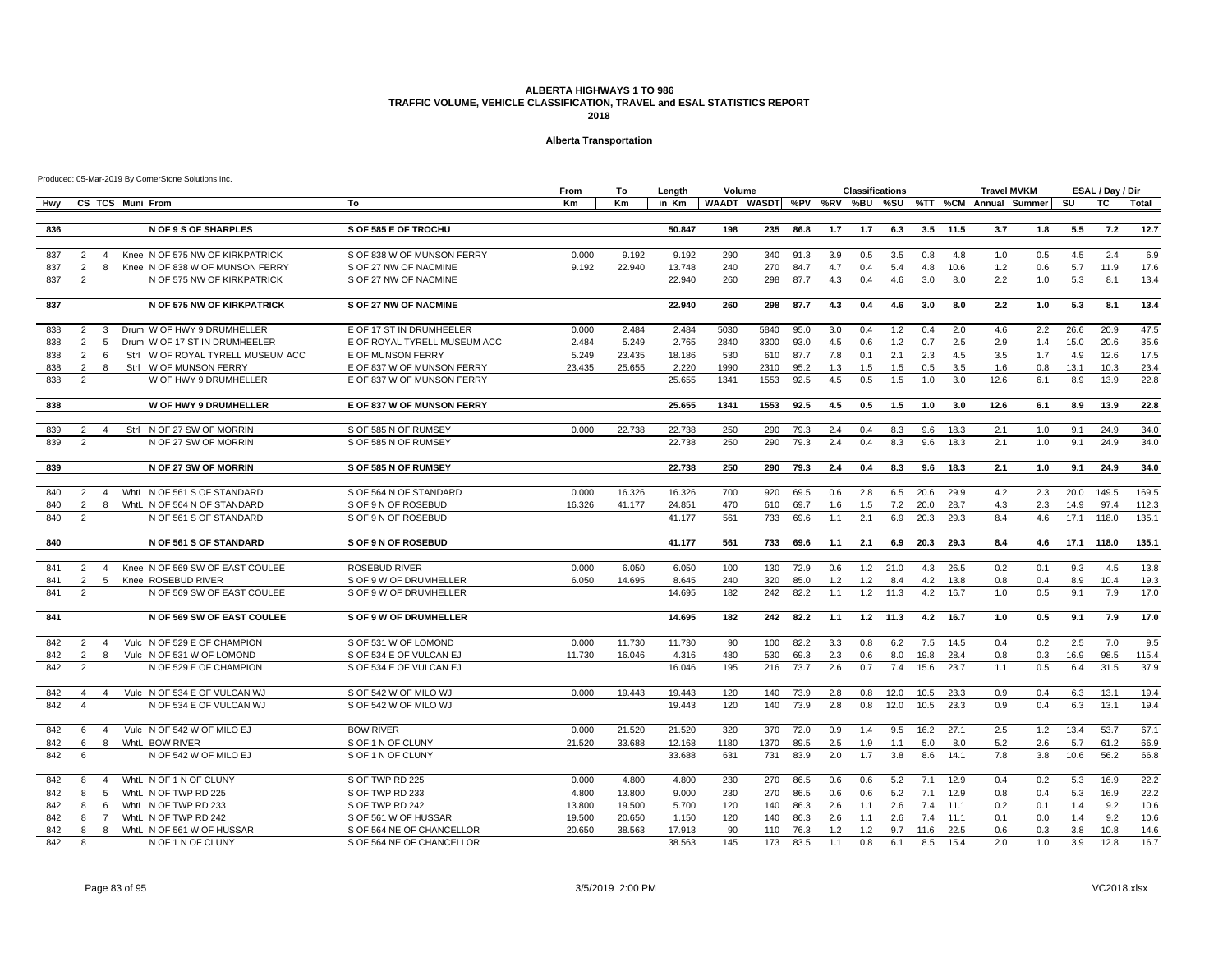# ALBERTA HIGHWAYS 1 TO 986
## TRAFFIC VOLUME, VEHICLE CLASSIFICATION, TRAVEL and ESAL STATISTICS REPORT
## 2018

### Alberta Transportation

Produced: 05-Mar-2019 By CornerStone Solutions Inc.

| Hwy | CS | TCS | Muni | From | To | From Km | To Km | Length in Km | Volume WAADT | WASDT | %PV | %RV | Classifications %BU | %SU | %TT | %CM | Travel MVKM Annual | Summer | ESAL / Day / Dir SU | TC | Total |
|---|---|---|---|---|---|---|---|---|---|---|---|---|---|---|---|---|---|---|---|---|---|
| 836 | | | | N OF 9 S OF SHARPLES | S OF 585 E OF TROCHU | | | 50.847 | 198 | 235 | 86.8 | 1.7 | 1.7 | 6.3 | 3.5 | 11.5 | 3.7 | 1.8 | 5.5 | 7.2 | 12.7 |
| 837 | 2 | 4 | Knee | N OF 575 NW OF KIRKPATRICK | S OF 838 W OF MUNSON FERRY | 0.000 | 9.192 | 9.192 | 290 | 340 | 91.3 | 3.9 | 0.5 | 3.5 | 0.8 | 4.8 | 1.0 | 0.5 | 4.5 | 2.4 | 6.9 |
| 837 | 2 | 8 | Knee | N OF 838 W OF MUNSON FERRY | S OF 27 NW OF NACMINE | 9.192 | 22.940 | 13.748 | 240 | 270 | 84.7 | 4.7 | 0.4 | 5.4 | 4.8 | 10.6 | 1.2 | 0.6 | 5.7 | 11.9 | 17.6 |
| 837 | 2 | | | N OF 575 NW OF KIRKPATRICK | S OF 27 NW OF NACMINE | | | 22.940 | 260 | 298 | 87.7 | 4.3 | 0.4 | 4.6 | 3.0 | 8.0 | 2.2 | 1.0 | 5.3 | 8.1 | 13.4 |
| 837 | | | | N OF 575 NW OF KIRKPATRICK | S OF 27 NW OF NACMINE | | | 22.940 | 260 | 298 | 87.7 | 4.3 | 0.4 | 4.6 | 3.0 | 8.0 | 2.2 | 1.0 | 5.3 | 8.1 | 13.4 |
| 838 | 2 | 3 | Drum | W OF HWY 9 DRUMHELLER | E OF 17 ST IN DRUMHEELER | 0.000 | 2.484 | 2.484 | 5030 | 5840 | 95.0 | 3.0 | 0.4 | 1.2 | 0.4 | 2.0 | 4.6 | 2.2 | 26.6 | 20.9 | 47.5 |
| 838 | 2 | 5 | Drum | W OF 17 ST IN DRUMHEELER | E OF ROYAL TYRELL MUSEUM ACC | 2.484 | 5.249 | 2.765 | 2840 | 3300 | 93.0 | 4.5 | 0.6 | 1.2 | 0.7 | 2.5 | 2.9 | 1.4 | 15.0 | 20.6 | 35.6 |
| 838 | 2 | 6 | Strl | W OF ROYAL TYRELL MUSEUM ACC | E OF MUNSON FERRY | 5.249 | 23.435 | 18.186 | 530 | 610 | 87.7 | 7.8 | 0.1 | 2.1 | 2.3 | 4.5 | 3.5 | 1.7 | 4.9 | 12.6 | 17.5 |
| 838 | 2 | 8 | Strl | W OF MUNSON FERRY | E OF 837 W OF MUNSON FERRY | 23.435 | 25.655 | 2.220 | 1990 | 2310 | 95.2 | 1.3 | 1.5 | 1.5 | 0.5 | 3.5 | 1.6 | 0.8 | 13.1 | 10.3 | 23.4 |
| 838 | 2 | | | W OF HWY 9 DRUMHELLER | E OF 837 W OF MUNSON FERRY | | | 25.655 | 1341 | 1553 | 92.5 | 4.5 | 0.5 | 1.5 | 1.0 | 3.0 | 12.6 | 6.1 | 8.9 | 13.9 | 22.8 |
| 838 | | | | W OF HWY 9 DRUMHELLER | E OF 837 W OF MUNSON FERRY | | | 25.655 | 1341 | 1553 | 92.5 | 4.5 | 0.5 | 1.5 | 1.0 | 3.0 | 12.6 | 6.1 | 8.9 | 13.9 | 22.8 |
| 839 | 2 | 4 | Strl | N OF 27 SW OF MORRIN | S OF 585 N OF RUMSEY | 0.000 | 22.738 | 22.738 | 250 | 290 | 79.3 | 2.4 | 0.4 | 8.3 | 9.6 | 18.3 | 2.1 | 1.0 | 9.1 | 24.9 | 34.0 |
| 839 | 2 | | | N OF 27 SW OF MORRIN | S OF 585 N OF RUMSEY | | | 22.738 | 250 | 290 | 79.3 | 2.4 | 0.4 | 8.3 | 9.6 | 18.3 | 2.1 | 1.0 | 9.1 | 24.9 | 34.0 |
| 839 | | | | N OF 27 SW OF MORRIN | S OF 585 N OF RUMSEY | | | 22.738 | 250 | 290 | 79.3 | 2.4 | 0.4 | 8.3 | 9.6 | 18.3 | 2.1 | 1.0 | 9.1 | 24.9 | 34.0 |
| 840 | 2 | 4 | WhtL | N OF 561 S OF STANDARD | S OF 564 N OF STANDARD | 0.000 | 16.326 | 16.326 | 700 | 920 | 69.5 | 0.6 | 2.8 | 6.5 | 20.6 | 29.9 | 4.2 | 2.3 | 20.0 | 149.5 | 169.5 |
| 840 | 2 | 8 | WhtL | N OF 564 N OF STANDARD | S OF 9 N OF ROSEBUD | 16.326 | 41.177 | 24.851 | 470 | 610 | 69.7 | 1.6 | 1.5 | 7.2 | 20.0 | 28.7 | 4.3 | 2.3 | 14.9 | 97.4 | 112.3 |
| 840 | 2 | | | N OF 561 S OF STANDARD | S OF 9 N OF ROSEBUD | | | 41.177 | 561 | 733 | 69.6 | 1.1 | 2.1 | 6.9 | 20.3 | 29.3 | 8.4 | 4.6 | 17.1 | 118.0 | 135.1 |
| 840 | | | | N OF 561 S OF STANDARD | S OF 9 N OF ROSEBUD | | | 41.177 | 561 | 733 | 69.6 | 1.1 | 2.1 | 6.9 | 20.3 | 29.3 | 8.4 | 4.6 | 17.1 | 118.0 | 135.1 |
| 841 | 2 | 4 | Knee | N OF 569 SW OF EAST COULEE | ROSEBUD RIVER | 0.000 | 6.050 | 6.050 | 100 | 130 | 72.9 | 0.6 | 1.2 | 21.0 | 4.3 | 26.5 | 0.2 | 0.1 | 9.3 | 4.5 | 13.8 |
| 841 | 2 | 5 | Knee | ROSEBUD RIVER | S OF 9 W OF DRUMHELLER | 6.050 | 14.695 | 8.645 | 240 | 320 | 85.0 | 1.2 | 1.2 | 8.4 | 4.2 | 13.8 | 0.8 | 0.4 | 8.9 | 10.4 | 19.3 |
| 841 | 2 | | | N OF 569 SW OF EAST COULEE | S OF 9 W OF DRUMHELLER | | | 14.695 | 182 | 242 | 82.2 | 1.1 | 1.2 | 11.3 | 4.2 | 16.7 | 1.0 | 0.5 | 9.1 | 7.9 | 17.0 |
| 841 | | | | N OF 569 SW OF EAST COULEE | S OF 9 W OF DRUMHELLER | | | 14.695 | 182 | 242 | 82.2 | 1.1 | 1.2 | 11.3 | 4.2 | 16.7 | 1.0 | 0.5 | 9.1 | 7.9 | 17.0 |
| 842 | 2 | 4 | Vulc | N OF 529 E OF CHAMPION | S OF 531 W OF LOMOND | 0.000 | 11.730 | 11.730 | 90 | 100 | 82.2 | 3.3 | 0.8 | 6.2 | 7.5 | 14.5 | 0.4 | 0.2 | 2.5 | 7.0 | 9.5 |
| 842 | 2 | 8 | Vulc | N OF 531 W OF LOMOND | S OF 534 E OF VULCAN EJ | 11.730 | 16.046 | 4.316 | 480 | 530 | 69.3 | 2.3 | 0.6 | 8.0 | 19.8 | 28.4 | 0.8 | 0.3 | 16.9 | 98.5 | 115.4 |
| 842 | 2 | | | N OF 529 E OF CHAMPION | S OF 534 E OF VULCAN EJ | | | 16.046 | 195 | 216 | 73.7 | 2.6 | 0.7 | 7.4 | 15.6 | 23.7 | 1.1 | 0.5 | 6.4 | 31.5 | 37.9 |
| 842 | 4 | 4 | Vulc | N OF 534 E OF VULCAN WJ | S OF 542 W OF MILO WJ | 0.000 | 19.443 | 19.443 | 120 | 140 | 73.9 | 2.8 | 0.8 | 12.0 | 10.5 | 23.3 | 0.9 | 0.4 | 6.3 | 13.1 | 19.4 |
| 842 | 4 | | | N OF 534 E OF VULCAN WJ | S OF 542 W OF MILO WJ | | | 19.443 | 120 | 140 | 73.9 | 2.8 | 0.8 | 12.0 | 10.5 | 23.3 | 0.9 | 0.4 | 6.3 | 13.1 | 19.4 |
| 842 | 6 | 4 | Vulc | N OF 542 W OF MILO EJ | BOW RIVER | 0.000 | 21.520 | 21.520 | 320 | 370 | 72.0 | 0.9 | 1.4 | 9.5 | 16.2 | 27.1 | 2.5 | 1.2 | 13.4 | 53.7 | 67.1 |
| 842 | 6 | 8 | WhtL | BOW RIVER | S OF 1 N OF CLUNY | 21.520 | 33.688 | 12.168 | 1180 | 1370 | 89.5 | 2.5 | 1.9 | 1.1 | 5.0 | 8.0 | 5.2 | 2.6 | 5.7 | 61.2 | 66.9 |
| 842 | 6 | | | N OF 542 W OF MILO EJ | S OF 1 N OF CLUNY | | | 33.688 | 631 | 731 | 83.9 | 2.0 | 1.7 | 3.8 | 8.6 | 14.1 | 7.8 | 3.8 | 10.6 | 56.2 | 66.8 |
| 842 | 8 | 4 | WhtL | N OF 1 N OF CLUNY | S OF TWP RD 225 | 0.000 | 4.800 | 4.800 | 230 | 270 | 86.5 | 0.6 | 0.6 | 5.2 | 7.1 | 12.9 | 0.4 | 0.2 | 5.3 | 16.9 | 22.2 |
| 842 | 8 | 5 | WhtL | N OF TWP RD 225 | S OF TWP RD 233 | 4.800 | 13.800 | 9.000 | 230 | 270 | 86.5 | 0.6 | 0.6 | 5.2 | 7.1 | 12.9 | 0.8 | 0.4 | 5.3 | 16.9 | 22.2 |
| 842 | 8 | 6 | WhtL | N OF TWP RD 233 | S OF TWP RD 242 | 13.800 | 19.500 | 5.700 | 120 | 140 | 86.3 | 2.6 | 1.1 | 2.6 | 7.4 | 11.1 | 0.2 | 0.1 | 1.4 | 9.2 | 10.6 |
| 842 | 8 | 7 | WhtL | N OF TWP RD 242 | S OF 561 W OF HUSSAR | 19.500 | 20.650 | 1.150 | 120 | 140 | 86.3 | 2.6 | 1.1 | 2.6 | 7.4 | 11.1 | 0.1 | 0.0 | 1.4 | 9.2 | 10.6 |
| 842 | 8 | 8 | WhtL | N OF 561 W OF HUSSAR | S OF 564 NE OF CHANCELLOR | 20.650 | 38.563 | 17.913 | 90 | 110 | 76.3 | 1.2 | 1.2 | 9.7 | 11.6 | 22.5 | 0.6 | 0.3 | 3.8 | 10.8 | 14.6 |
| 842 | 8 | | | N OF 1 N OF CLUNY | S OF 564 NE OF CHANCELLOR | | | 38.563 | 145 | 173 | 83.5 | 1.1 | 0.8 | 6.1 | 8.5 | 15.4 | 2.0 | 1.0 | 3.9 | 12.8 | 16.7 |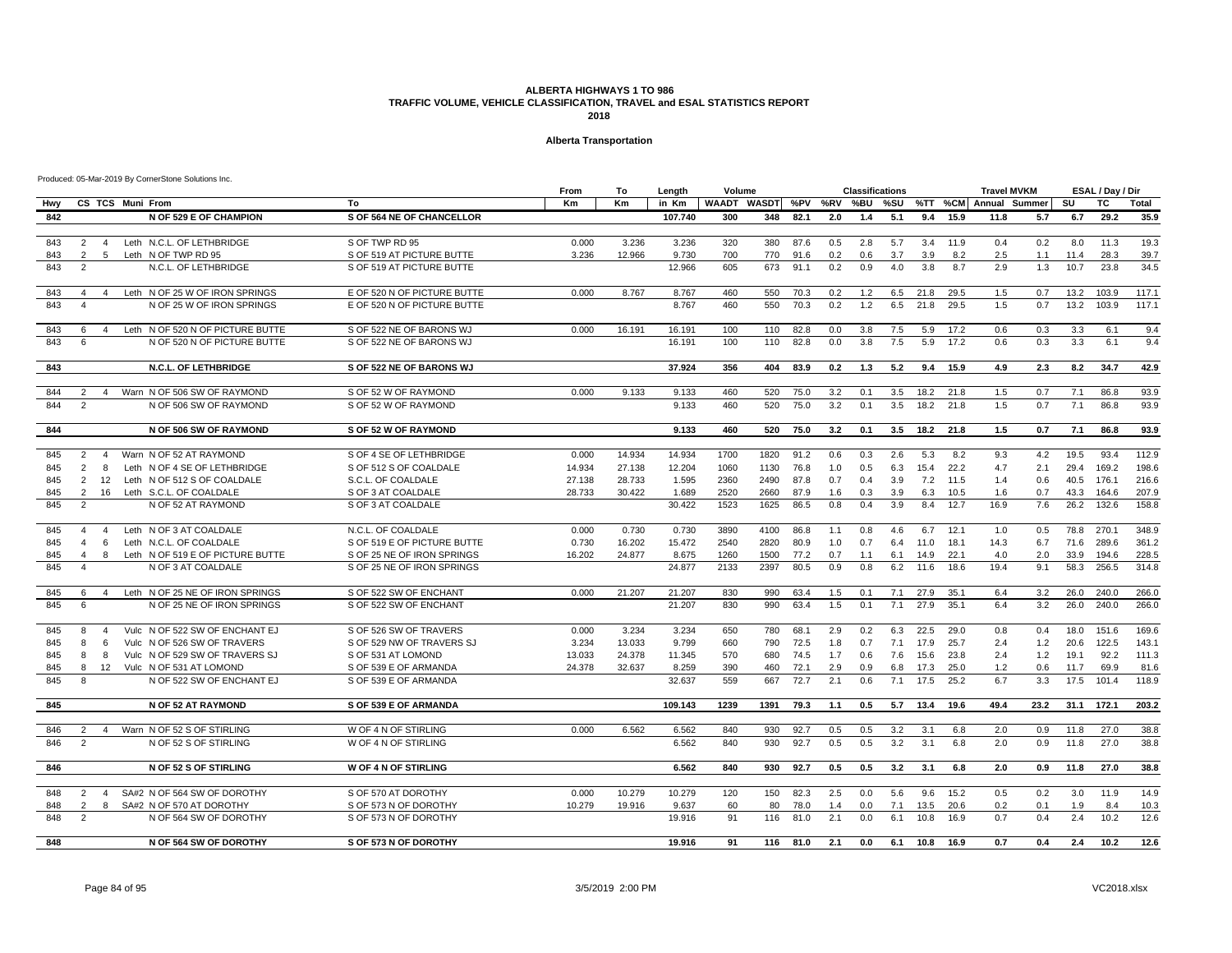# ALBERTA HIGHWAYS 1 TO 986
## TRAFFIC VOLUME, VEHICLE CLASSIFICATION, TRAVEL and ESAL STATISTICS REPORT
## 2018

**Alberta Transportation**

Produced: 05-Mar-2019 By CornerStone Solutions Inc.

| Hwy | CS | TCS | Muni | From | To | From Km | To Km | Length in Km | Volume WAADT | Volume WASDT | %PV | %RV | %BU | %SU | %TT | %CM | Travel MVKM Annual | Travel MVKM Summer | ESAL / Day / Dir SU | ESAL / Day / Dir TC | ESAL / Day / Dir Total |
|---|---|---|---|---|---|---|---|---|---|---|---|---|---|---|---|---|---|---|---|---|---|
| **842** | | | | **N OF 529 E OF CHAMPION** | **S OF 564 NE OF CHANCELLOR** | | | **107.740** | **300** | **348** | **82.1** | **2.0** | **1.4** | **5.1** | **9.4** | **15.9** | **11.8** | **5.7** | **6.7** | **29.2** | **35.9** |
| 843 | 2 | 4 | Leth | N.C.L. OF LETHBRIDGE | S OF TWP RD 95 | 0.000 | 3.236 | 3.236 | 320 | 380 | 87.6 | 0.5 | 2.8 | 5.7 | 3.4 | 11.9 | 0.4 | 0.2 | 8.0 | 11.3 | 19.3 |
| 843 | 2 | 5 | Leth | N OF TWP RD 95 | S OF 519 AT PICTURE BUTTE | 3.236 | 12.966 | 9.730 | 700 | 770 | 91.6 | 0.2 | 0.6 | 3.7 | 3.9 | 8.2 | 2.5 | 1.1 | 11.4 | 28.3 | 39.7 |
| 843 | 2 | | | N.C.L. OF LETHBRIDGE | S OF 519 AT PICTURE BUTTE | | | 12.966 | 605 | 673 | 91.1 | 0.2 | 0.9 | 4.0 | 3.8 | 8.7 | 2.9 | 1.3 | 10.7 | 23.8 | 34.5 |
| 843 | 4 | 4 | Leth | N OF 25 W OF IRON SPRINGS | E OF 520 N OF PICTURE BUTTE | 0.000 | 8.767 | 8.767 | 460 | 550 | 70.3 | 0.2 | 1.2 | 6.5 | 21.8 | 29.5 | 1.5 | 0.7 | 13.2 | 103.9 | 117.1 |
| 843 | 4 | | | N OF 25 W OF IRON SPRINGS | E OF 520 N OF PICTURE BUTTE | | | 8.767 | 460 | 550 | 70.3 | 0.2 | 1.2 | 6.5 | 21.8 | 29.5 | 1.5 | 0.7 | 13.2 | 103.9 | 117.1 |
| 843 | 6 | 4 | Leth | N OF 520 N OF PICTURE BUTTE | S OF 522 NE OF BARONS WJ | 0.000 | 16.191 | 16.191 | 100 | 110 | 82.8 | 0.0 | 3.8 | 7.5 | 5.9 | 17.2 | 0.6 | 0.3 | 3.3 | 6.1 | 9.4 |
| 843 | 6 | | | N OF 520 N OF PICTURE BUTTE | S OF 522 NE OF BARONS WJ | | | 16.191 | 100 | 110 | 82.8 | 0.0 | 3.8 | 7.5 | 5.9 | 17.2 | 0.6 | 0.3 | 3.3 | 6.1 | 9.4 |
| **843** | | | | **N.C.L. OF LETHBRIDGE** | **S OF 522 NE OF BARONS WJ** | | | **37.924** | **356** | **404** | **83.9** | **0.2** | **1.3** | **5.2** | **9.4** | **15.9** | **4.9** | **2.3** | **8.2** | **34.7** | **42.9** |
| 844 | 2 | 4 | Warn | N OF 506 SW OF RAYMOND | S OF 52 W OF RAYMOND | 0.000 | 9.133 | 9.133 | 460 | 520 | 75.0 | 3.2 | 0.1 | 3.5 | 18.2 | 21.8 | 1.5 | 0.7 | 7.1 | 86.8 | 93.9 |
| 844 | 2 | | | N OF 506 SW OF RAYMOND | S OF 52 W OF RAYMOND | | | 9.133 | 460 | 520 | 75.0 | 3.2 | 0.1 | 3.5 | 18.2 | 21.8 | 1.5 | 0.7 | 7.1 | 86.8 | 93.9 |
| **844** | | | | **N OF 506 SW OF RAYMOND** | **S OF 52 W OF RAYMOND** | | | **9.133** | **460** | **520** | **75.0** | **3.2** | **0.1** | **3.5** | **18.2** | **21.8** | **1.5** | **0.7** | **7.1** | **86.8** | **93.9** |
| 845 | 2 | 4 | Warn | N OF 52 AT RAYMOND | S OF 4 SE OF LETHBRIDGE | 0.000 | 14.934 | 14.934 | 1700 | 1820 | 91.2 | 0.6 | 0.3 | 2.6 | 5.3 | 8.2 | 9.3 | 4.2 | 19.5 | 93.4 | 112.9 |
| 845 | 2 | 8 | Leth | N OF 4 SE OF LETHBRIDGE | S OF 512 S OF COALDALE | 14.934 | 27.138 | 12.204 | 1060 | 1130 | 76.8 | 1.0 | 0.5 | 6.3 | 15.4 | 22.2 | 4.7 | 2.1 | 29.4 | 169.2 | 198.6 |
| 845 | 2 | 12 | Leth | N OF 512 S OF COALDALE | S.C.L. OF COALDALE | 27.138 | 28.733 | 1.595 | 2360 | 2490 | 87.8 | 0.7 | 0.4 | 3.9 | 7.2 | 11.5 | 1.4 | 0.6 | 40.5 | 176.1 | 216.6 |
| 845 | 2 | 16 | Leth | S.C.L. OF COALDALE | S OF 3 AT COALDALE | 28.733 | 30.422 | 1.689 | 2520 | 2660 | 87.9 | 1.6 | 0.3 | 3.9 | 6.3 | 10.5 | 1.6 | 0.7 | 43.3 | 164.6 | 207.9 |
| 845 | 2 | | | N OF 52 AT RAYMOND | S OF 3 AT COALDALE | | | 30.422 | 1523 | 1625 | 86.5 | 0.8 | 0.4 | 3.9 | 8.4 | 12.7 | 16.9 | 7.6 | 26.2 | 132.6 | 158.8 |
| 845 | 4 | 4 | Leth | N OF 3 AT COALDALE | N.C.L. OF COALDALE | 0.000 | 0.730 | 0.730 | 3890 | 4100 | 86.8 | 1.1 | 0.8 | 4.6 | 6.7 | 12.1 | 1.0 | 0.5 | 78.8 | 270.1 | 348.9 |
| 845 | 4 | 6 | Leth | N.C.L. OF COALDALE | S OF 519 E OF PICTURE BUTTE | 0.730 | 16.202 | 15.472 | 2540 | 2820 | 80.9 | 1.0 | 0.7 | 6.4 | 11.0 | 18.1 | 14.3 | 6.7 | 71.6 | 289.6 | 361.2 |
| 845 | 4 | 8 | Leth | N OF 519 E OF PICTURE BUTTE | S OF 25 NE OF IRON SPRINGS | 16.202 | 24.877 | 8.675 | 1260 | 1500 | 77.2 | 0.7 | 1.1 | 6.1 | 14.9 | 22.1 | 4.0 | 2.0 | 33.9 | 194.6 | 228.5 |
| 845 | 4 | | | N OF 3 AT COALDALE | S OF 25 NE OF IRON SPRINGS | | | 24.877 | 2133 | 2397 | 80.5 | 0.9 | 0.8 | 6.2 | 11.6 | 18.6 | 19.4 | 9.1 | 58.3 | 256.5 | 314.8 |
| 845 | 6 | 4 | Leth | N OF 25 NE OF IRON SPRINGS | S OF 522 SW OF ENCHANT | 0.000 | 21.207 | 21.207 | 830 | 990 | 63.4 | 1.5 | 0.1 | 7.1 | 27.9 | 35.1 | 6.4 | 3.2 | 26.0 | 240.0 | 266.0 |
| 845 | 6 | | | N OF 25 NE OF IRON SPRINGS | S OF 522 SW OF ENCHANT | | | 21.207 | 830 | 990 | 63.4 | 1.5 | 0.1 | 7.1 | 27.9 | 35.1 | 6.4 | 3.2 | 26.0 | 240.0 | 266.0 |
| 845 | 8 | 4 | Vulc | N OF 522 SW OF ENCHANT EJ | S OF 526 SW OF TRAVERS | 0.000 | 3.234 | 3.234 | 650 | 780 | 68.1 | 2.9 | 0.2 | 6.3 | 22.5 | 29.0 | 0.8 | 0.4 | 18.0 | 151.6 | 169.6 |
| 845 | 8 | 6 | Vulc | N OF 526 SW OF TRAVERS | S OF 529 NW OF TRAVERS SJ | 3.234 | 13.033 | 9.799 | 660 | 790 | 72.5 | 1.8 | 0.7 | 7.1 | 17.9 | 25.7 | 2.4 | 1.2 | 20.6 | 122.5 | 143.1 |
| 845 | 8 | 8 | Vulc | N OF 529 SW OF TRAVERS SJ | S OF 531 AT LOMOND | 13.033 | 24.378 | 11.345 | 570 | 680 | 74.5 | 1.7 | 0.6 | 7.6 | 15.6 | 23.8 | 2.4 | 1.2 | 19.1 | 92.2 | 111.3 |
| 845 | 8 | 12 | Vulc | N OF 531 AT LOMOND | S OF 539 E OF ARMANDA | 24.378 | 32.637 | 8.259 | 390 | 460 | 72.1 | 2.9 | 0.9 | 6.8 | 17.3 | 25.0 | 1.2 | 0.6 | 11.7 | 69.9 | 81.6 |
| 845 | 8 | | | N OF 522 SW OF ENCHANT EJ | S OF 539 E OF ARMANDA | | | 32.637 | 559 | 667 | 72.7 | 2.1 | 0.6 | 7.1 | 17.5 | 25.2 | 6.7 | 3.3 | 17.5 | 101.4 | 118.9 |
| **845** | | | | **N OF 52 AT RAYMOND** | **S OF 539 E OF ARMANDA** | | | **109.143** | **1239** | **1391** | **79.3** | **1.1** | **0.5** | **5.7** | **13.4** | **19.6** | **49.4** | **23.2** | **31.1** | **172.1** | **203.2** |
| 846 | 2 | 4 | Warn | N OF 52 S OF STIRLING | W OF 4 N OF STIRLING | 0.000 | 6.562 | 6.562 | 840 | 930 | 92.7 | 0.5 | 0.5 | 3.2 | 3.1 | 6.8 | 2.0 | 0.9 | 11.8 | 27.0 | 38.8 |
| 846 | 2 | | | N OF 52 S OF STIRLING | W OF 4 N OF STIRLING | | | 6.562 | 840 | 930 | 92.7 | 0.5 | 0.5 | 3.2 | 3.1 | 6.8 | 2.0 | 0.9 | 11.8 | 27.0 | 38.8 |
| **846** | | | | **N OF 52 S OF STIRLING** | **W OF 4 N OF STIRLING** | | | **6.562** | **840** | **930** | **92.7** | **0.5** | **0.5** | **3.2** | **3.1** | **6.8** | **2.0** | **0.9** | **11.8** | **27.0** | **38.8** |
| 848 | 2 | 4 | SA#2 | N OF 564 SW OF DOROTHY | S OF 570 AT DOROTHY | 0.000 | 10.279 | 10.279 | 120 | 150 | 82.3 | 2.5 | 0.0 | 5.6 | 9.6 | 15.2 | 0.5 | 0.2 | 3.0 | 11.9 | 14.9 |
| 848 | 2 | 8 | SA#2 | N OF 570 AT DOROTHY | S OF 573 N OF DOROTHY | 10.279 | 19.916 | 9.637 | 60 | 80 | 78.0 | 1.4 | 0.0 | 7.1 | 13.5 | 20.6 | 0.2 | 0.1 | 1.9 | 8.4 | 10.3 |
| 848 | 2 | | | N OF 564 SW OF DOROTHY | S OF 573 N OF DOROTHY | | | 19.916 | 91 | 116 | 81.0 | 2.1 | 0.0 | 6.1 | 10.8 | 16.9 | 0.7 | 0.4 | 2.4 | 10.2 | 12.6 |
| **848** | | | | **N OF 564 SW OF DOROTHY** | **S OF 573 N OF DOROTHY** | | | **19.916** | **91** | **116** | **81.0** | **2.1** | **0.0** | **6.1** | **10.8** | **16.9** | **0.7** | **0.4** | **2.4** | **10.2** | **12.6** |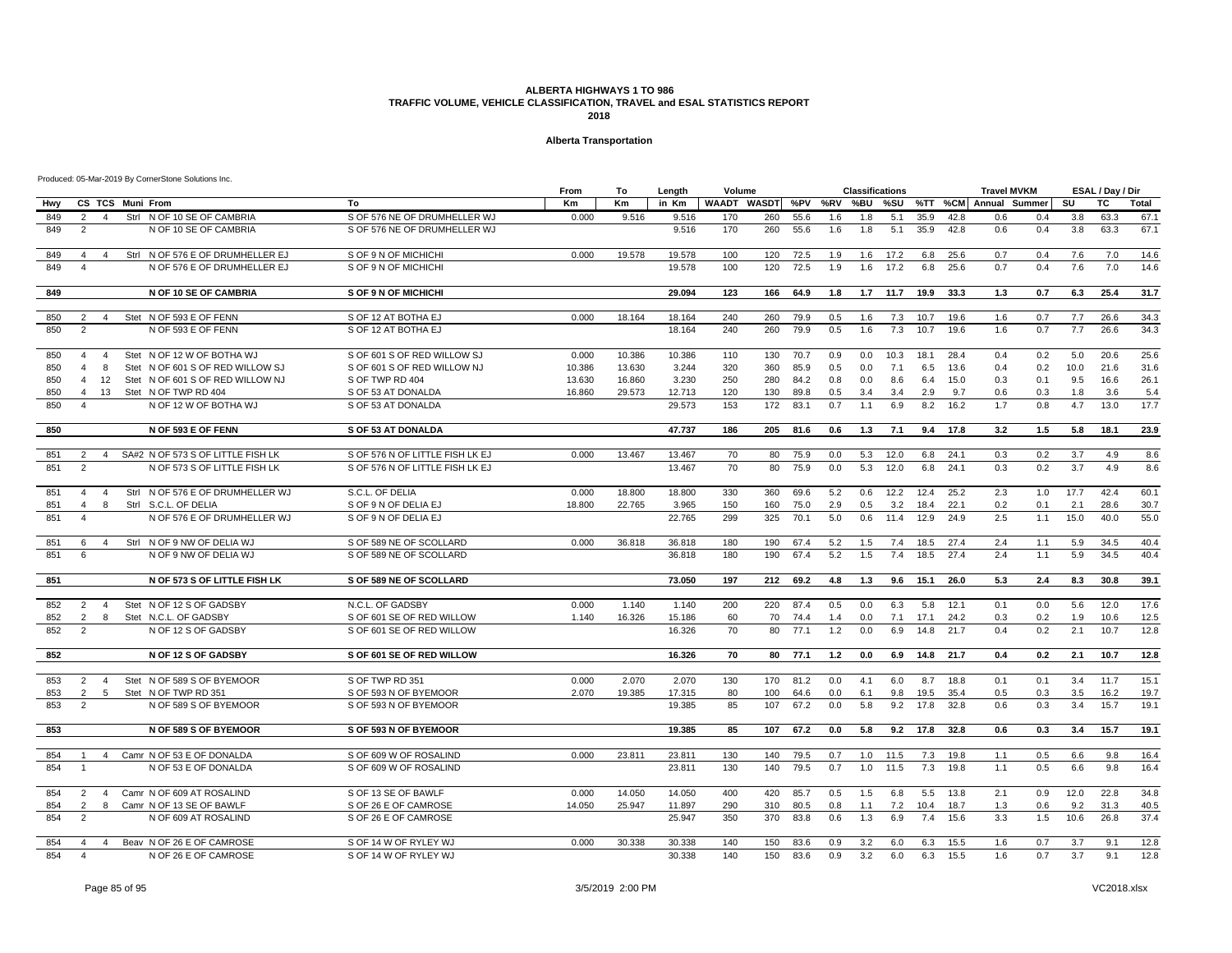# ALBERTA HIGHWAYS 1 TO 986
## TRAFFIC VOLUME, VEHICLE CLASSIFICATION, TRAVEL and ESAL STATISTICS REPORT
## 2018

**Alberta Transportation**

Produced: 05-Mar-2019 By CornerStone Solutions Inc.

| | | | | | | From | To | Length | Volume | | Classifications | | | | | | Travel MVKM | | ESAL / Day / Dir | | |
|---|---|---|---|---|---|---|---|---|---|---|---|---|---|---|---|---|---|---|---|---|---|
| Hwy | CS | TCS | Muni | From | To | Km | Km | in Km | WAADT | WASDT | %PV | %RV | %BU | %SU | %TT | %CM | Annual | Summer | SU | TC | Total |
| 849 | 2 | 4 | Strl | N OF 10 SE OF CAMBRIA | S OF 576 NE OF DRUMHELLER WJ | 0.000 | 9.516 | 9.516 | 170 | 260 | 55.6 | 1.6 | 1.8 | 5.1 | 35.9 | 42.8 | 0.6 | 0.4 | 3.8 | 63.3 | 67.1 |
| 849 | 2 | | | N OF 10 SE OF CAMBRIA | S OF 576 NE OF DRUMHELLER WJ | | | 9.516 | 170 | 260 | 55.6 | 1.6 | 1.8 | 5.1 | 35.9 | 42.8 | 0.6 | 0.4 | 3.8 | 63.3 | 67.1 |
| 849 | 4 | 4 | Strl | N OF 576 E OF DRUMHELLER EJ | S OF 9 N OF MICHICHI | 0.000 | 19.578 | 19.578 | 100 | 120 | 72.5 | 1.9 | 1.6 | 17.2 | 6.8 | 25.6 | 0.7 | 0.4 | 7.6 | 7.0 | 14.6 |
| 849 | 4 | | | N OF 576 E OF DRUMHELLER EJ | S OF 9 N OF MICHICHI | | | 19.578 | 100 | 120 | 72.5 | 1.9 | 1.6 | 17.2 | 6.8 | 25.6 | 0.7 | 0.4 | 7.6 | 7.0 | 14.6 |
| **849** | | | | **N OF 10 SE OF CAMBRIA** | **S OF 9 N OF MICHICHI** | | | **29.094** | **123** | **166** | **64.9** | **1.8** | **1.7** | **11.7** | **19.9** | **33.3** | **1.3** | **0.7** | **6.3** | **25.4** | **31.7** |
| 850 | 2 | 4 | Stet | N OF 593 E OF FENN | S OF 12 AT BOTHA EJ | 0.000 | 18.164 | 18.164 | 240 | 260 | 79.9 | 0.5 | 1.6 | 7.3 | 10.7 | 19.6 | 1.6 | 0.7 | 7.7 | 26.6 | 34.3 |
| 850 | 2 | | | N OF 593 E OF FENN | S OF 12 AT BOTHA EJ | | | 18.164 | 240 | 260 | 79.9 | 0.5 | 1.6 | 7.3 | 10.7 | 19.6 | 1.6 | 0.7 | 7.7 | 26.6 | 34.3 |
| 850 | 4 | 4 | Stet | N OF 12 W OF BOTHA WJ | S OF 601 S OF RED WILLOW SJ | 0.000 | 10.386 | 10.386 | 110 | 130 | 70.7 | 0.9 | 0.0 | 10.3 | 18.1 | 28.4 | 0.4 | 0.2 | 5.0 | 20.6 | 25.6 |
| 850 | 4 | 8 | Stet | N OF 601 S OF RED WILLOW SJ | S OF 601 S OF RED WILLOW NJ | 10.386 | 13.630 | 3.244 | 320 | 360 | 85.9 | 0.5 | 0.0 | 7.1 | 6.5 | 13.6 | 0.4 | 0.2 | 10.0 | 21.6 | 31.6 |
| 850 | 4 | 12 | Stet | N OF 601 S OF RED WILLOW NJ | S OF TWP RD 404 | 13.630 | 16.860 | 3.230 | 250 | 280 | 84.2 | 0.8 | 0.0 | 8.6 | 6.4 | 15.0 | 0.3 | 0.1 | 9.5 | 16.6 | 26.1 |
| 850 | 4 | 13 | Stet | N OF TWP RD 404 | S OF 53 AT DONALDA | 16.860 | 29.573 | 12.713 | 120 | 130 | 89.8 | 0.5 | 3.4 | 3.4 | 2.9 | 9.7 | 0.6 | 0.3 | 1.8 | 3.6 | 5.4 |
| 850 | 4 | | | N OF 12 W OF BOTHA WJ | S OF 53 AT DONALDA | | | 29.573 | 153 | 172 | 83.1 | 0.7 | 1.1 | 6.9 | 8.2 | 16.2 | 1.7 | 0.8 | 4.7 | 13.0 | 17.7 |
| **850** | | | | **N OF 593 E OF FENN** | **S OF 53 AT DONALDA** | | | **47.737** | **186** | **205** | **81.6** | **0.6** | **1.3** | **7.1** | **9.4** | **17.8** | **3.2** | **1.5** | **5.8** | **18.1** | **23.9** |
| 851 | 2 | 4 | SA#2 | N OF 573 S OF LITTLE FISH LK | S OF 576 N OF LITTLE FISH LK EJ | 0.000 | 13.467 | 13.467 | 70 | 80 | 75.9 | 0.0 | 5.3 | 12.0 | 6.8 | 24.1 | 0.3 | 0.2 | 3.7 | 4.9 | 8.6 |
| 851 | 2 | | | N OF 573 S OF LITTLE FISH LK | S OF 576 N OF LITTLE FISH LK EJ | | | 13.467 | 70 | 80 | 75.9 | 0.0 | 5.3 | 12.0 | 6.8 | 24.1 | 0.3 | 0.2 | 3.7 | 4.9 | 8.6 |
| 851 | 4 | 4 | Strl | N OF 576 E OF DRUMHELLER WJ | S.C.L. OF DELIA | 0.000 | 18.800 | 18.800 | 330 | 360 | 69.6 | 5.2 | 0.6 | 12.2 | 12.4 | 25.2 | 2.3 | 1.0 | 17.7 | 42.4 | 60.1 |
| 851 | 4 | 8 | Strl | S.C.L. OF DELIA | S OF 9 N OF DELIA EJ | 18.800 | 22.765 | 3.965 | 150 | 160 | 75.0 | 2.9 | 0.5 | 3.2 | 18.4 | 22.1 | 0.2 | 0.1 | 2.1 | 28.6 | 30.7 |
| 851 | 4 | | | N OF 576 E OF DRUMHELLER WJ | S OF 9 N OF DELIA EJ | | | 22.765 | 299 | 325 | 70.1 | 5.0 | 0.6 | 11.4 | 12.9 | 24.9 | 2.5 | 1.1 | 15.0 | 40.0 | 55.0 |
| 851 | 6 | 4 | Strl | N OF 9 NW OF DELIA WJ | S OF 589 NE OF SCOLLARD | 0.000 | 36.818 | 36.818 | 180 | 190 | 67.4 | 5.2 | 1.5 | 7.4 | 18.5 | 27.4 | 2.4 | 1.1 | 5.9 | 34.5 | 40.4 |
| 851 | 6 | | | N OF 9 NW OF DELIA WJ | S OF 589 NE OF SCOLLARD | | | 36.818 | 180 | 190 | 67.4 | 5.2 | 1.5 | 7.4 | 18.5 | 27.4 | 2.4 | 1.1 | 5.9 | 34.5 | 40.4 |
| **851** | | | | **N OF 573 S OF LITTLE FISH LK** | **S OF 589 NE OF SCOLLARD** | | | **73.050** | **197** | **212** | **69.2** | **4.8** | **1.3** | **9.6** | **15.1** | **26.0** | **5.3** | **2.4** | **8.3** | **30.8** | **39.1** |
| 852 | 2 | 4 | Stet | N OF 12 S OF GADSBY | N.C.L. OF GADSBY | 0.000 | 1.140 | 1.140 | 200 | 220 | 87.4 | 0.5 | 0.0 | 6.3 | 5.8 | 12.1 | 0.1 | 0.0 | 5.6 | 12.0 | 17.6 |
| 852 | 2 | 8 | Stet | N.C.L. OF GADSBY | S OF 601 SE OF RED WILLOW | 1.140 | 16.326 | 15.186 | 60 | 70 | 74.4 | 1.4 | 0.0 | 7.1 | 17.1 | 24.2 | 0.3 | 0.2 | 1.9 | 10.6 | 12.5 |
| 852 | 2 | | | N OF 12 S OF GADSBY | S OF 601 SE OF RED WILLOW | | | 16.326 | 70 | 80 | 77.1 | 1.2 | 0.0 | 6.9 | 14.8 | 21.7 | 0.4 | 0.2 | 2.1 | 10.7 | 12.8 |
| **852** | | | | **N OF 12 S OF GADSBY** | **S OF 601 SE OF RED WILLOW** | | | **16.326** | **70** | **80** | **77.1** | **1.2** | **0.0** | **6.9** | **14.8** | **21.7** | **0.4** | **0.2** | **2.1** | **10.7** | **12.8** |
| 853 | 2 | 4 | Stet | N OF 589 S OF BYEMOOR | S OF TWP RD 351 | 0.000 | 2.070 | 2.070 | 130 | 170 | 81.2 | 0.0 | 4.1 | 6.0 | 8.7 | 18.8 | 0.1 | 0.1 | 3.4 | 11.7 | 15.1 |
| 853 | 2 | 5 | Stet | N OF TWP RD 351 | S OF 593 N OF BYEMOOR | 2.070 | 19.385 | 17.315 | 80 | 100 | 64.6 | 0.0 | 6.1 | 9.8 | 19.5 | 35.4 | 0.5 | 0.3 | 3.5 | 16.2 | 19.7 |
| 853 | 2 | | | N OF 589 S OF BYEMOOR | S OF 593 N OF BYEMOOR | | | 19.385 | 85 | 107 | 67.2 | 0.0 | 5.8 | 9.2 | 17.8 | 32.8 | 0.6 | 0.3 | 3.4 | 15.7 | 19.1 |
| **853** | | | | **N OF 589 S OF BYEMOOR** | **S OF 593 N OF BYEMOOR** | | | **19.385** | **85** | **107** | **67.2** | **0.0** | **5.8** | **9.2** | **17.8** | **32.8** | **0.6** | **0.3** | **3.4** | **15.7** | **19.1** |
| 854 | 1 | 4 | Camr | N OF 53 E OF DONALDA | S OF 609 W OF ROSALIND | 0.000 | 23.811 | 23.811 | 130 | 140 | 79.5 | 0.7 | 1.0 | 11.5 | 7.3 | 19.8 | 1.1 | 0.5 | 6.6 | 9.8 | 16.4 |
| 854 | 1 | | | N OF 53 E OF DONALDA | S OF 609 W OF ROSALIND | | | 23.811 | 130 | 140 | 79.5 | 0.7 | 1.0 | 11.5 | 7.3 | 19.8 | 1.1 | 0.5 | 6.6 | 9.8 | 16.4 |
| 854 | 2 | 4 | Camr | N OF 609 AT ROSALIND | S OF 13 SE OF BAWLF | 0.000 | 14.050 | 14.050 | 400 | 420 | 85.7 | 0.5 | 1.5 | 6.8 | 5.5 | 13.8 | 2.1 | 0.9 | 12.0 | 22.8 | 34.8 |
| 854 | 2 | 8 | Camr | N OF 13 SE OF BAWLF | S OF 26 E OF CAMROSE | 14.050 | 25.947 | 11.897 | 290 | 310 | 80.5 | 0.8 | 1.1 | 7.2 | 10.4 | 18.7 | 1.3 | 0.6 | 9.2 | 31.3 | 40.5 |
| 854 | 2 | | | N OF 609 AT ROSALIND | S OF 26 E OF CAMROSE | | | 25.947 | 350 | 370 | 83.8 | 0.6 | 1.3 | 6.9 | 7.4 | 15.6 | 3.3 | 1.5 | 10.6 | 26.8 | 37.4 |
| 854 | 4 | 4 | Beav | N OF 26 E OF CAMROSE | S OF 14 W OF RYLEY WJ | 0.000 | 30.338 | 30.338 | 140 | 150 | 83.6 | 0.9 | 3.2 | 6.0 | 6.3 | 15.5 | 1.6 | 0.7 | 3.7 | 9.1 | 12.8 |
| 854 | 4 | | | N OF 26 E OF CAMROSE | S OF 14 W OF RYLEY WJ | | | 30.338 | 140 | 150 | 83.6 | 0.9 | 3.2 | 6.0 | 6.3 | 15.5 | 1.6 | 0.7 | 3.7 | 9.1 | 12.8 |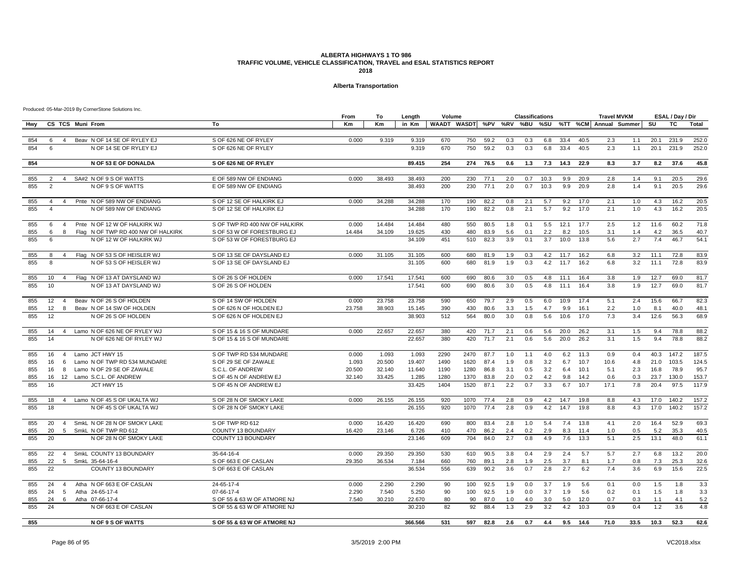# ALBERTA HIGHWAYS 1 TO 986
## TRAFFIC VOLUME, VEHICLE CLASSIFICATION, TRAVEL and ESAL STATISTICS REPORT
## 2018

### Alberta Transportation

Produced: 05-Mar-2019 By CornerStone Solutions Inc.

| Hwy | CS | TCS | Muni | From | To | From Km | To Km | Length in Km | Volume WAADT | Volume WASDT | %PV | %RV | Classifications %BU | %SU | %TT | %CM | Travel MVKM Annual | Travel MVKM Summer | ESAL / Day / Dir SU | TC | Total |
|---|---|---|---|---|---|---|---|---|---|---|---|---|---|---|---|---|---|---|---|---|---|
| 854 | 6 | 4 | Beav | N OF 14 SE OF RYLEY EJ | S OF 626 NE OF RYLEY | 0.000 | 9.319 | 9.319 | 670 | 750 | 59.2 | 0.3 | 0.3 | 6.8 | 33.4 | 40.5 | 2.3 | 1.1 | 20.1 | 231.9 | 252.0 |
| 854 | 6 | | | N OF 14 SE OF RYLEY EJ | S OF 626 NE OF RYLEY | | | 9.319 | 670 | 750 | 59.2 | 0.3 | 0.3 | 6.8 | 33.4 | 40.5 | 2.3 | 1.1 | 20.1 | 231.9 | 252.0 |
| **854** | | | | **N OF 53 E OF DONALDA** | **S OF 626 NE OF RYLEY** | | | **89.415** | **254** | **274** | **76.5** | **0.6** | **1.3** | **7.3** | **14.3** | **22.9** | **8.3** | **3.7** | **8.2** | **37.6** | **45.8** |
| 855 | 2 | 4 | SA#2 | N OF 9 S OF WATTS | E OF 589 NW OF ENDIANG | 0.000 | 38.493 | 38.493 | 200 | 230 | 77.1 | 2.0 | 0.7 | 10.3 | 9.9 | 20.9 | 2.8 | 1.4 | 9.1 | 20.5 | 29.6 |
| 855 | 2 | | | N OF 9 S OF WATTS | E OF 589 NW OF ENDIANG | | | 38.493 | 200 | 230 | 77.1 | 2.0 | 0.7 | 10.3 | 9.9 | 20.9 | 2.8 | 1.4 | 9.1 | 20.5 | 29.6 |
| 855 | 4 | 4 | Pnte | N OF 589 NW OF ENDIANG | S OF 12 SE OF HALKIRK EJ | 0.000 | 34.288 | 34.288 | 170 | 190 | 82.2 | 0.8 | 2.1 | 5.7 | 9.2 | 17.0 | 2.1 | 1.0 | 4.3 | 16.2 | 20.5 |
| 855 | 4 | | | N OF 589 NW OF ENDIANG | S OF 12 SE OF HALKIRK EJ | | | 34.288 | 170 | 190 | 82.2 | 0.8 | 2.1 | 5.7 | 9.2 | 17.0 | 2.1 | 1.0 | 4.3 | 16.2 | 20.5 |
| 855 | 6 | 4 | Pnte | N OF 12 W OF HALKIRK WJ | S OF TWP RD 400 NW OF HALKIRK | 0.000 | 14.484 | 14.484 | 480 | 550 | 80.5 | 1.8 | 0.1 | 5.5 | 12.1 | 17.7 | 2.5 | 1.2 | 11.6 | 60.2 | 71.8 |
| 855 | 6 | 8 | Flag | N OF TWP RD 400 NW OF HALKIRK | S OF 53 W OF FORESTBURG EJ | 14.484 | 34.109 | 19.625 | 430 | 480 | 83.9 | 5.6 | 0.1 | 2.2 | 8.2 | 10.5 | 3.1 | 1.4 | 4.2 | 36.5 | 40.7 |
| 855 | 6 | | | N OF 12 W OF HALKIRK WJ | S OF 53 W OF FORESTBURG EJ | | | 34.109 | 451 | 510 | 82.3 | 3.9 | 0.1 | 3.7 | 10.0 | 13.8 | 5.6 | 2.7 | 7.4 | 46.7 | 54.1 |
| 855 | 8 | 4 | Flag | N OF 53 S OF HEISLER WJ | S OF 13 SE OF DAYSLAND EJ | 0.000 | 31.105 | 31.105 | 600 | 680 | 81.9 | 1.9 | 0.3 | 4.2 | 11.7 | 16.2 | 6.8 | 3.2 | 11.1 | 72.8 | 83.9 |
| 855 | 8 | | | N OF 53 S OF HEISLER WJ | S OF 13 SE OF DAYSLAND EJ | | | 31.105 | 600 | 680 | 81.9 | 1.9 | 0.3 | 4.2 | 11.7 | 16.2 | 6.8 | 3.2 | 11.1 | 72.8 | 83.9 |
| 855 | 10 | 4 | Flag | N OF 13 AT DAYSLAND WJ | S OF 26 S OF HOLDEN | 0.000 | 17.541 | 17.541 | 600 | 690 | 80.6 | 3.0 | 0.5 | 4.8 | 11.1 | 16.4 | 3.8 | 1.9 | 12.7 | 69.0 | 81.7 |
| 855 | 10 | | | N OF 13 AT DAYSLAND WJ | S OF 26 S OF HOLDEN | | | 17.541 | 600 | 690 | 80.6 | 3.0 | 0.5 | 4.8 | 11.1 | 16.4 | 3.8 | 1.9 | 12.7 | 69.0 | 81.7 |
| 855 | 12 | 4 | Beav | N OF 26 S OF HOLDEN | S OF 14 SW OF HOLDEN | 0.000 | 23.758 | 23.758 | 590 | 650 | 79.7 | 2.9 | 0.5 | 6.0 | 10.9 | 17.4 | 5.1 | 2.4 | 15.6 | 66.7 | 82.3 |
| 855 | 12 | 8 | Beav | N OF 14 SW OF HOLDEN | S OF 626 N OF HOLDEN EJ | 23.758 | 38.903 | 15.145 | 390 | 430 | 80.6 | 3.3 | 1.5 | 4.7 | 9.9 | 16.1 | 2.2 | 1.0 | 8.1 | 40.0 | 48.1 |
| 855 | 12 | | | N OF 26 S OF HOLDEN | S OF 626 N OF HOLDEN EJ | | | 38.903 | 512 | 564 | 80.0 | 3.0 | 0.8 | 5.6 | 10.6 | 17.0 | 7.3 | 3.4 | 12.6 | 56.3 | 68.9 |
| 855 | 14 | 4 | Lamo | N OF 626 NE OF RYLEY WJ | S OF 15 & 16 S OF MUNDARE | 0.000 | 22.657 | 22.657 | 380 | 420 | 71.7 | 2.1 | 0.6 | 5.6 | 20.0 | 26.2 | 3.1 | 1.5 | 9.4 | 78.8 | 88.2 |
| 855 | 14 | | | N OF 626 NE OF RYLEY WJ | S OF 15 & 16 S OF MUNDARE | | | 22.657 | 380 | 420 | 71.7 | 2.1 | 0.6 | 5.6 | 20.0 | 26.2 | 3.1 | 1.5 | 9.4 | 78.8 | 88.2 |
| 855 | 16 | 4 | Lamo | JCT HWY 15 | S OF TWP RD 534 MUNDARE | 0.000 | 1.093 | 1.093 | 2290 | 2470 | 87.7 | 1.0 | 1.1 | 4.0 | 6.2 | 11.3 | 0.9 | 0.4 | 40.3 | 147.2 | 187.5 |
| 855 | 16 | 6 | Lamo | N OF TWP RD 534 MUNDARE | S OF 29 SE OF ZAWALE | 1.093 | 20.500 | 19.407 | 1490 | 1620 | 87.4 | 1.9 | 0.8 | 3.2 | 6.7 | 10.7 | 10.6 | 4.8 | 21.0 | 103.5 | 124.5 |
| 855 | 16 | 8 | Lamo | N OF 29 SE OF ZAWALE | S.C.L. OF ANDREW | 20.500 | 32.140 | 11.640 | 1190 | 1280 | 86.8 | 3.1 | 0.5 | 3.2 | 6.4 | 10.1 | 5.1 | 2.3 | 16.8 | 78.9 | 95.7 |
| 855 | 16 | 12 | Lamo | S.C.L. OF ANDREW | S OF 45 N OF ANDREW EJ | 32.140 | 33.425 | 1.285 | 1280 | 1370 | 83.8 | 2.0 | 0.2 | 4.2 | 9.8 | 14.2 | 0.6 | 0.3 | 23.7 | 130.0 | 153.7 |
| 855 | 16 | | | JCT HWY 15 | S OF 45 N OF ANDREW EJ | | | 33.425 | 1404 | 1520 | 87.1 | 2.2 | 0.7 | 3.3 | 6.7 | 10.7 | 17.1 | 7.8 | 20.4 | 97.5 | 117.9 |
| 855 | 18 | 4 | Lamo | N OF 45 S OF UKALTA WJ | S OF 28 N OF SMOKY LAKE | 0.000 | 26.155 | 26.155 | 920 | 1070 | 77.4 | 2.8 | 0.9 | 4.2 | 14.7 | 19.8 | 8.8 | 4.3 | 17.0 | 140.2 | 157.2 |
| 855 | 18 | | | N OF 45 S OF UKALTA WJ | S OF 28 N OF SMOKY LAKE | | | 26.155 | 920 | 1070 | 77.4 | 2.8 | 0.9 | 4.2 | 14.7 | 19.8 | 8.8 | 4.3 | 17.0 | 140.2 | 157.2 |
| 855 | 20 | 4 | SmkL | N OF 28 N OF SMOKY LAKE | S OF TWP RD 612 | 0.000 | 16.420 | 16.420 | 690 | 800 | 83.4 | 2.8 | 1.0 | 5.4 | 7.4 | 13.8 | 4.1 | 2.0 | 16.4 | 52.9 | 69.3 |
| 855 | 20 | 5 | SmkL | N OF TWP RD 612 | COUNTY 13 BOUNDARY | 16.420 | 23.146 | 6.726 | 410 | 470 | 86.2 | 2.4 | 0.2 | 2.9 | 8.3 | 11.4 | 1.0 | 0.5 | 5.2 | 35.3 | 40.5 |
| 855 | 20 | | | N OF 28 N OF SMOKY LAKE | COUNTY 13 BOUNDARY | | | 23.146 | 609 | 704 | 84.0 | 2.7 | 0.8 | 4.9 | 7.6 | 13.3 | 5.1 | 2.5 | 13.1 | 48.0 | 61.1 |
| 855 | 22 | 4 | SmkL | COUNTY 13 BOUNDARY | 35-64-16-4 | 0.000 | 29.350 | 29.350 | 530 | 610 | 90.5 | 3.8 | 0.4 | 2.9 | 2.4 | 5.7 | 5.7 | 2.7 | 6.8 | 13.2 | 20.0 |
| 855 | 22 | 5 | SmkL | 35-64-16-4 | S OF 663 E OF CASLAN | 29.350 | 36.534 | 7.184 | 660 | 760 | 89.1 | 2.8 | 1.9 | 2.5 | 3.7 | 8.1 | 1.7 | 0.8 | 7.3 | 25.3 | 32.6 |
| 855 | 22 | | | COUNTY 13 BOUNDARY | S OF 663 E OF CASLAN | | | 36.534 | 556 | 639 | 90.2 | 3.6 | 0.7 | 2.8 | 2.7 | 6.2 | 7.4 | 3.6 | 6.9 | 15.6 | 22.5 |
| 855 | 24 | 4 | Atha | N OF 663 E OF CASLAN | 24-65-17-4 | 0.000 | 2.290 | 2.290 | 90 | 100 | 92.5 | 1.9 | 0.0 | 3.7 | 1.9 | 5.6 | 0.1 | 0.0 | 1.5 | 1.8 | 3.3 |
| 855 | 24 | 5 | Atha | 24-65-17-4 | 07-66-17-4 | 2.290 | 7.540 | 5.250 | 90 | 100 | 92.5 | 1.9 | 0.0 | 3.7 | 1.9 | 5.6 | 0.2 | 0.1 | 1.5 | 1.8 | 3.3 |
| 855 | 24 | 6 | Atha | 07-66-17-4 | S OF 55 & 63 W OF ATMORE NJ | 7.540 | 30.210 | 22.670 | 80 | 90 | 87.0 | 1.0 | 4.0 | 3.0 | 5.0 | 12.0 | 0.7 | 0.3 | 1.1 | 4.1 | 5.2 |
| 855 | 24 | | | N OF 663 E OF CASLAN | S OF 55 & 63 W OF ATMORE NJ | | | 30.210 | 82 | 92 | 88.4 | 1.3 | 2.9 | 3.2 | 4.2 | 10.3 | 0.9 | 0.4 | 1.2 | 3.6 | 4.8 |
| **855** | | | | **N OF 9 S OF WATTS** | **S OF 55 & 63 W OF ATMORE NJ** | | | **366.566** | **531** | **597** | **82.8** | **2.6** | **0.7** | **4.4** | **9.5** | **14.6** | **71.0** | **33.5** | **10.3** | **52.3** | **62.6** |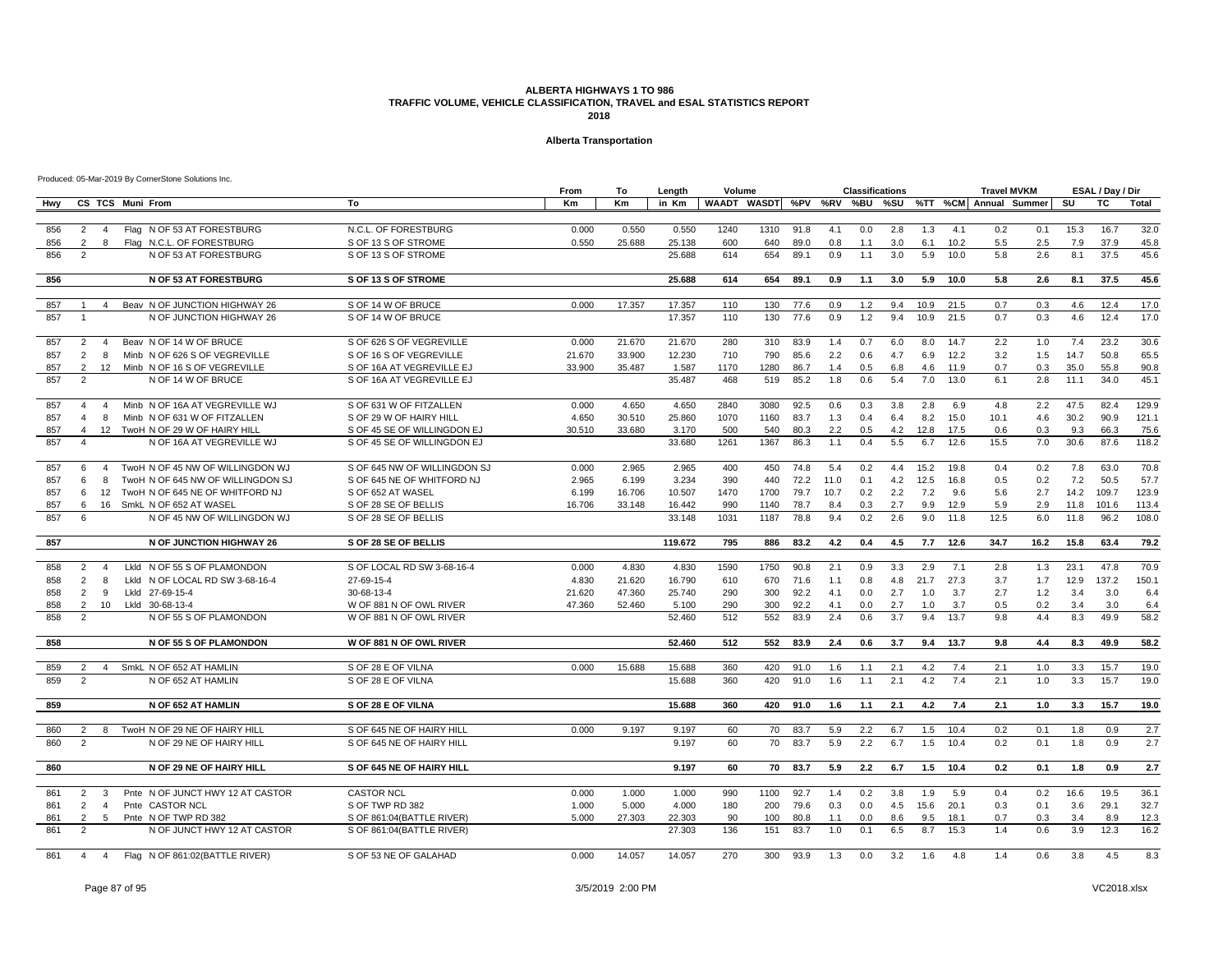# ALBERTA HIGHWAYS 1 TO 986
## TRAFFIC VOLUME, VEHICLE CLASSIFICATION, TRAVEL and ESAL STATISTICS REPORT
## 2018

**Alberta Transportation**

Produced: 05-Mar-2019 By CornerStone Solutions Inc.

| Hwy | CS | TCS | Muni | From | To | From Km | To Km | Length in Km | Volume WAADT | Volume WASDT | %PV | %RV | %BU | %SU | %TT | %CM | Travel MVKM Annual | Travel MVKM Summer | ESAL / Day / Dir SU | ESAL / Day / Dir TC | ESAL / Day / Dir Total |
|---|---|---|---|---|---|---|---|---|---|---|---|---|---|---|---|---|---|---|---|---|---|
| 856 | 2 | 4 | Flag | N OF 53 AT FORESTBURG | N.C.L. OF FORESTBURG | 0.000 | 0.550 | 0.550 | 1240 | 1310 | 91.8 | 4.1 | 0.0 | 2.8 | 1.3 | 4.1 | 0.2 | 0.1 | 15.3 | 16.7 | 32.0 |
| 856 | 2 | 8 | Flag | N.C.L. OF FORESTBURG | S OF 13 S OF STROME | 0.550 | 25.688 | 25.138 | 600 | 640 | 89.0 | 0.8 | 1.1 | 3.0 | 6.1 | 10.2 | 5.5 | 2.5 | 7.9 | 37.9 | 45.8 |
| 856 | 2 | | | N OF 53 AT FORESTBURG | S OF 13 S OF STROME | | | 25.688 | 614 | 654 | 89.1 | 0.9 | 1.1 | 3.0 | 5.9 | 10.0 | 5.8 | 2.6 | 8.1 | 37.5 | 45.6 |
| **856** | | | | **N OF 53 AT FORESTBURG** | **S OF 13 S OF STROME** | | | **25.688** | **614** | **654** | **89.1** | **0.9** | **1.1** | **3.0** | **5.9** | **10.0** | **5.8** | **2.6** | **8.1** | **37.5** | **45.6** |
| 857 | 1 | 4 | Beav | N OF JUNCTION HIGHWAY 26 | S OF 14 W OF BRUCE | 0.000 | 17.357 | 17.357 | 110 | 130 | 77.6 | 0.9 | 1.2 | 9.4 | 10.9 | 21.5 | 0.7 | 0.3 | 4.6 | 12.4 | 17.0 |
| 857 | 1 | | | N OF JUNCTION HIGHWAY 26 | S OF 14 W OF BRUCE | | | 17.357 | 110 | 130 | 77.6 | 0.9 | 1.2 | 9.4 | 10.9 | 21.5 | 0.7 | 0.3 | 4.6 | 12.4 | 17.0 |
| 857 | 2 | 4 | Beav | N OF 14 W OF BRUCE | S OF 626 S OF VEGREVILLE | 0.000 | 21.670 | 21.670 | 280 | 310 | 83.9 | 1.4 | 0.7 | 6.0 | 8.0 | 14.7 | 2.2 | 1.0 | 7.4 | 23.2 | 30.6 |
| 857 | 2 | 8 | Minb | N OF 626 S OF VEGREVILLE | S OF 16 S OF VEGREVILLE | 21.670 | 33.900 | 12.230 | 710 | 790 | 85.6 | 2.2 | 0.6 | 4.7 | 6.9 | 12.2 | 3.2 | 1.5 | 14.7 | 50.8 | 65.5 |
| 857 | 2 | 12 | Minb | N OF 16 S OF VEGREVILLE | S OF 16A AT VEGREVILLE EJ | 33.900 | 35.487 | 1.587 | 1170 | 1280 | 86.7 | 1.4 | 0.5 | 6.8 | 4.6 | 11.9 | 0.7 | 0.3 | 35.0 | 55.8 | 90.8 |
| 857 | 2 | | | N OF 14 W OF BRUCE | S OF 16A AT VEGREVILLE EJ | | | 35.487 | 468 | 519 | 85.2 | 1.8 | 0.6 | 5.4 | 7.0 | 13.0 | 6.1 | 2.8 | 11.1 | 34.0 | 45.1 |
| 857 | 4 | 4 | Minb | N OF 16A AT VEGREVILLE WJ | S OF 631 W OF FITZALLEN | 0.000 | 4.650 | 4.650 | 2840 | 3080 | 92.5 | 0.6 | 0.3 | 3.8 | 2.8 | 6.9 | 4.8 | 2.2 | 47.5 | 82.4 | 129.9 |
| 857 | 4 | 8 | Minb | N OF 631 W OF FITZALLEN | S OF 29 W OF HAIRY HILL | 4.650 | 30.510 | 25.860 | 1070 | 1160 | 83.7 | 1.3 | 0.4 | 6.4 | 8.2 | 15.0 | 10.1 | 4.6 | 30.2 | 90.9 | 121.1 |
| 857 | 4 | 12 | TwoH | N OF 29 W OF HAIRY HILL | S OF 45 SE OF WILLINGDON EJ | 30.510 | 33.680 | 3.170 | 500 | 540 | 80.3 | 2.2 | 0.5 | 4.2 | 12.8 | 17.5 | 0.6 | 0.3 | 9.3 | 66.3 | 75.6 |
| 857 | 4 | | | N OF 16A AT VEGREVILLE WJ | S OF 45 SE OF WILLINGDON EJ | | | 33.680 | 1261 | 1367 | 86.3 | 1.1 | 0.4 | 5.5 | 6.7 | 12.6 | 15.5 | 7.0 | 30.6 | 87.6 | 118.2 |
| 857 | 6 | 4 | TwoH | N OF 45 NW OF WILLINGDON WJ | S OF 645 NW OF WILLINGDON SJ | 0.000 | 2.965 | 2.965 | 400 | 450 | 74.8 | 5.4 | 0.2 | 4.4 | 15.2 | 19.8 | 0.4 | 0.2 | 7.8 | 63.0 | 70.8 |
| 857 | 6 | 8 | TwoH | N OF 645 NW OF WILLINGDON SJ | S OF 645 NE OF WHITFORD NJ | 2.965 | 6.199 | 3.234 | 390 | 440 | 72.2 | 11.0 | 0.1 | 4.2 | 12.5 | 16.8 | 0.5 | 0.2 | 7.2 | 50.5 | 57.7 |
| 857 | 6 | 12 | TwoH | N OF 645 NE OF WHITFORD NJ | S OF 652 AT WASEL | 6.199 | 16.706 | 10.507 | 1470 | 1700 | 79.7 | 10.7 | 0.2 | 2.2 | 7.2 | 9.6 | 5.6 | 2.7 | 14.2 | 109.7 | 123.9 |
| 857 | 6 | 16 | SmkL | N OF 652 AT WASEL | S OF 28 SE OF BELLIS | 16.706 | 33.148 | 16.442 | 990 | 1140 | 78.7 | 8.4 | 0.3 | 2.7 | 9.9 | 12.9 | 5.9 | 2.9 | 11.8 | 101.6 | 113.4 |
| 857 | 6 | | | N OF 45 NW OF WILLINGDON WJ | S OF 28 SE OF BELLIS | | | 33.148 | 1031 | 1187 | 78.8 | 9.4 | 0.2 | 2.6 | 9.0 | 11.8 | 12.5 | 6.0 | 11.8 | 96.2 | 108.0 |
| **857** | | | | **N OF JUNCTION HIGHWAY 26** | **S OF 28 SE OF BELLIS** | | | **119.672** | **795** | **886** | **83.2** | **4.2** | **0.4** | **4.5** | **7.7** | **12.6** | **34.7** | **16.2** | **15.8** | **63.4** | **79.2** |
| 858 | 2 | 4 | Lkld | N OF 55 S OF PLAMONDON | S OF LOCAL RD SW 3-68-16-4 | 0.000 | 4.830 | 4.830 | 1590 | 1750 | 90.8 | 2.1 | 0.9 | 3.3 | 2.9 | 7.1 | 2.8 | 1.3 | 23.1 | 47.8 | 70.9 |
| 858 | 2 | 8 | Lkld | N OF LOCAL RD SW 3-68-16-4 | 27-69-15-4 | 4.830 | 21.620 | 16.790 | 610 | 670 | 71.6 | 1.1 | 0.8 | 4.8 | 21.7 | 27.3 | 3.7 | 1.7 | 12.9 | 137.2 | 150.1 |
| 858 | 2 | 9 | Lkld | 27-69-15-4 | 30-68-13-4 | 21.620 | 47.360 | 25.740 | 290 | 300 | 92.2 | 4.1 | 0.0 | 2.7 | 1.0 | 3.7 | 2.7 | 1.2 | 3.4 | 3.0 | 6.4 |
| 858 | 2 | 10 | Lkld | 30-68-13-4 | W OF 881 N OF OWL RIVER | 47.360 | 52.460 | 5.100 | 290 | 300 | 92.2 | 4.1 | 0.0 | 2.7 | 1.0 | 3.7 | 0.5 | 0.2 | 3.4 | 3.0 | 6.4 |
| 858 | 2 | | | N OF 55 S OF PLAMONDON | W OF 881 N OF OWL RIVER | | | 52.460 | 512 | 552 | 83.9 | 2.4 | 0.6 | 3.7 | 9.4 | 13.7 | 9.8 | 4.4 | 8.3 | 49.9 | 58.2 |
| **858** | | | | **N OF 55 S OF PLAMONDON** | **W OF 881 N OF OWL RIVER** | | | **52.460** | **512** | **552** | **83.9** | **2.4** | **0.6** | **3.7** | **9.4** | **13.7** | **9.8** | **4.4** | **8.3** | **49.9** | **58.2** |
| 859 | 2 | 4 | SmkL | N OF 652 AT HAMLIN | S OF 28 E OF VILNA | 0.000 | 15.688 | 15.688 | 360 | 420 | 91.0 | 1.6 | 1.1 | 2.1 | 4.2 | 7.4 | 2.1 | 1.0 | 3.3 | 15.7 | 19.0 |
| 859 | 2 | | | N OF 652 AT HAMLIN | S OF 28 E OF VILNA | | | 15.688 | 360 | 420 | 91.0 | 1.6 | 1.1 | 2.1 | 4.2 | 7.4 | 2.1 | 1.0 | 3.3 | 15.7 | 19.0 |
| **859** | | | | **N OF 652 AT HAMLIN** | **S OF 28 E OF VILNA** | | | **15.688** | **360** | **420** | **91.0** | **1.6** | **1.1** | **2.1** | **4.2** | **7.4** | **2.1** | **1.0** | **3.3** | **15.7** | **19.0** |
| 860 | 2 | 8 | TwoH | N OF 29 NE OF HAIRY HILL | S OF 645 NE OF HAIRY HILL | 0.000 | 9.197 | 9.197 | 60 | 70 | 83.7 | 5.9 | 2.2 | 6.7 | 1.5 | 10.4 | 0.2 | 0.1 | 1.8 | 0.9 | 2.7 |
| 860 | 2 | | | N OF 29 NE OF HAIRY HILL | S OF 645 NE OF HAIRY HILL | | | 9.197 | 60 | 70 | 83.7 | 5.9 | 2.2 | 6.7 | 1.5 | 10.4 | 0.2 | 0.1 | 1.8 | 0.9 | 2.7 |
| **860** | | | | **N OF 29 NE OF HAIRY HILL** | **S OF 645 NE OF HAIRY HILL** | | | **9.197** | **60** | **70** | **83.7** | **5.9** | **2.2** | **6.7** | **1.5** | **10.4** | **0.2** | **0.1** | **1.8** | **0.9** | **2.7** |
| 861 | 2 | 3 | Pnte | N OF JUNCT HWY 12 AT CASTOR | CASTOR NCL | 0.000 | 1.000 | 1.000 | 990 | 1100 | 92.7 | 1.4 | 0.2 | 3.8 | 1.9 | 5.9 | 0.4 | 0.2 | 16.6 | 19.5 | 36.1 |
| 861 | 2 | 4 | Pnte | CASTOR NCL | S OF TWP RD 382 | 1.000 | 5.000 | 4.000 | 180 | 200 | 79.6 | 0.3 | 0.0 | 4.5 | 15.6 | 20.1 | 0.3 | 0.1 | 3.6 | 29.1 | 32.7 |
| 861 | 2 | 5 | Pnte | N OF TWP RD 382 | S OF 861:04(BATTLE RIVER) | 5.000 | 27.303 | 22.303 | 90 | 100 | 80.8 | 1.1 | 0.0 | 8.6 | 9.5 | 18.1 | 0.7 | 0.3 | 3.4 | 8.9 | 12.3 |
| 861 | 2 | | | N OF JUNCT HWY 12 AT CASTOR | S OF 861:04(BATTLE RIVER) | | | 27.303 | 136 | 151 | 83.7 | 1.0 | 0.1 | 6.5 | 8.7 | 15.3 | 1.4 | 0.6 | 3.9 | 12.3 | 16.2 |
| 861 | 4 | 4 | Flag | N OF 861:02(BATTLE RIVER) | S OF 53 NE OF GALAHAD | 0.000 | 14.057 | 14.057 | 270 | 300 | 93.9 | 1.3 | 0.0 | 3.2 | 1.6 | 4.8 | 1.4 | 0.6 | 3.8 | 4.5 | 8.3 |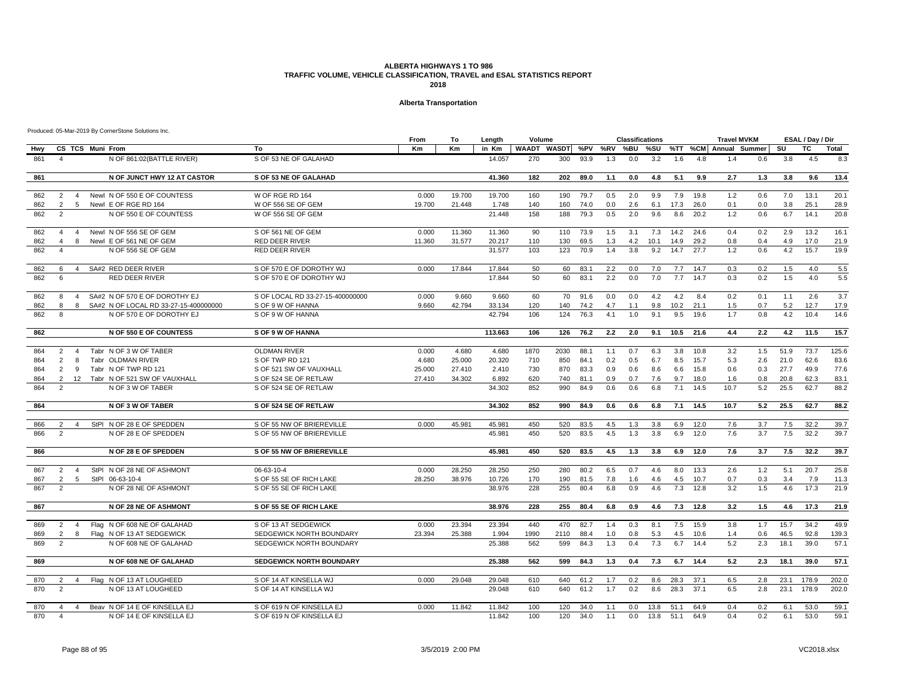# ALBERTA HIGHWAYS 1 TO 986
## TRAFFIC VOLUME, VEHICLE CLASSIFICATION, TRAVEL and ESAL STATISTICS REPORT
## 2018

**Alberta Transportation**

Produced: 05-Mar-2019 By CornerStone Solutions Inc.

| Hwy | CS | TCS | Muni | From | To | From Km | To Km | Length in Km | Volume WAADT | Volume WASDT | %PV | %RV | %BU | %SU | %TT | %CM | Travel MVKM Annual | Travel MVKM Summer | ESAL / Day / Dir SU | ESAL / Day / Dir TC | ESAL / Day / Dir Total |
|---|---|---|---|---|---|---|---|---|---|---|---|---|---|---|---|---|---|---|---|---|---|
| 861 | 4 | | | N OF 861:02(BATTLE RIVER) | S OF 53 NE OF GALAHAD | | | 14.057 | 270 | 300 | 93.9 | 1.3 | 0.0 | 3.2 | 1.6 | 4.8 | 1.4 | 0.6 | 3.8 | 4.5 | 8.3 |
| **861** | | | | **N OF JUNCT HWY 12 AT CASTOR** | **S OF 53 NE OF GALAHAD** | | | **41.360** | **182** | **202** | **89.0** | **1.1** | **0.0** | **4.8** | **5.1** | **9.9** | **2.7** | **1.3** | **3.8** | **9.6** | **13.4** |
| 862 | 2 | 4 | Newl | N OF 550 E OF COUNTESS | W OF RGE RD 164 | 0.000 | 19.700 | 19.700 | 160 | 190 | 79.7 | 0.5 | 2.0 | 9.9 | 7.9 | 19.8 | 1.2 | 0.6 | 7.0 | 13.1 | 20.1 |
| 862 | 2 | 5 | Newl | E OF RGE RD 164 | W OF 556 SE OF GEM | 19.700 | 21.448 | 1.748 | 140 | 160 | 74.0 | 0.0 | 2.6 | 6.1 | 17.3 | 26.0 | 0.1 | 0.0 | 3.8 | 25.1 | 28.9 |
| 862 | 2 | | | N OF 550 E OF COUNTESS | W OF 556 SE OF GEM | | | 21.448 | 158 | 188 | 79.3 | 0.5 | 2.0 | 9.6 | 8.6 | 20.2 | 1.2 | 0.6 | 6.7 | 14.1 | 20.8 |
| 862 | 4 | 4 | Newl | N OF 556 SE OF GEM | S OF 561 NE OF GEM | 0.000 | 11.360 | 11.360 | 90 | 110 | 73.9 | 1.5 | 3.1 | 7.3 | 14.2 | 24.6 | 0.4 | 0.2 | 2.9 | 13.2 | 16.1 |
| 862 | 4 | 8 | Newl | E OF 561 NE OF GEM | RED DEER RIVER | 11.360 | 31.577 | 20.217 | 110 | 130 | 69.5 | 1.3 | 4.2 | 10.1 | 14.9 | 29.2 | 0.8 | 0.4 | 4.9 | 17.0 | 21.9 |
| 862 | 4 | | | N OF 556 SE OF GEM | RED DEER RIVER | | | 31.577 | 103 | 123 | 70.9 | 1.4 | 3.8 | 9.2 | 14.7 | 27.7 | 1.2 | 0.6 | 4.2 | 15.7 | 19.9 |
| 862 | 6 | 4 | SA#2 | RED DEER RIVER | S OF 570 E OF DOROTHY WJ | 0.000 | 17.844 | 17.844 | 50 | 60 | 83.1 | 2.2 | 0.0 | 7.0 | 7.7 | 14.7 | 0.3 | 0.2 | 1.5 | 4.0 | 5.5 |
| 862 | 6 | | | RED DEER RIVER | S OF 570 E OF DOROTHY WJ | | | 17.844 | 50 | 60 | 83.1 | 2.2 | 0.0 | 7.0 | 7.7 | 14.7 | 0.3 | 0.2 | 1.5 | 4.0 | 5.5 |
| 862 | 8 | 4 | SA#2 | N OF 570 E OF DOROTHY EJ | S OF LOCAL RD 33-27-15-400000000 | 0.000 | 9.660 | 9.660 | 60 | 70 | 91.6 | 0.0 | 0.0 | 4.2 | 4.2 | 8.4 | 0.2 | 0.1 | 1.1 | 2.6 | 3.7 |
| 862 | 8 | 8 | SA#2 | N OF LOCAL RD 33-27-15-400000000 | S OF 9 W OF HANNA | 9.660 | 42.794 | 33.134 | 120 | 140 | 74.2 | 4.7 | 1.1 | 9.8 | 10.2 | 21.1 | 1.5 | 0.7 | 5.2 | 12.7 | 17.9 |
| 862 | 8 | | | N OF 570 E OF DOROTHY EJ | S OF 9 W OF HANNA | | | 42.794 | 106 | 124 | 76.3 | 4.1 | 1.0 | 9.1 | 9.5 | 19.6 | 1.7 | 0.8 | 4.2 | 10.4 | 14.6 |
| **862** | | | | **N OF 550 E OF COUNTESS** | **S OF 9 W OF HANNA** | | | **113.663** | **106** | **126** | **76.2** | **2.2** | **2.0** | **9.1** | **10.5** | **21.6** | **4.4** | **2.2** | **4.2** | **11.5** | **15.7** |
| 864 | 2 | 4 | Tabr | N OF 3 W OF TABER | OLDMAN RIVER | 0.000 | 4.680 | 4.680 | 1870 | 2030 | 88.1 | 1.1 | 0.7 | 6.3 | 3.8 | 10.8 | 3.2 | 1.5 | 51.9 | 73.7 | 125.6 |
| 864 | 2 | 8 | Tabr | OLDMAN RIVER | S OF TWP RD 121 | 4.680 | 25.000 | 20.320 | 710 | 850 | 84.1 | 0.2 | 0.5 | 6.7 | 8.5 | 15.7 | 5.3 | 2.6 | 21.0 | 62.6 | 83.6 |
| 864 | 2 | 9 | Tabr | N OF TWP RD 121 | S OF 521 SW OF VAUXHALL | 25.000 | 27.410 | 2.410 | 730 | 870 | 83.3 | 0.9 | 0.6 | 8.6 | 6.6 | 15.8 | 0.6 | 0.3 | 27.7 | 49.9 | 77.6 |
| 864 | 2 | 12 | Tabr | N OF 521 SW OF VAUXHALL | S OF 524 SE OF RETLAW | 27.410 | 34.302 | 6.892 | 620 | 740 | 81.1 | 0.9 | 0.7 | 7.6 | 9.7 | 18.0 | 1.6 | 0.8 | 20.8 | 62.3 | 83.1 |
| 864 | 2 | | | N OF 3 W OF TABER | S OF 524 SE OF RETLAW | | | 34.302 | 852 | 990 | 84.9 | 0.6 | 0.6 | 6.8 | 7.1 | 14.5 | 10.7 | 5.2 | 25.5 | 62.7 | 88.2 |
| **864** | | | | **N OF 3 W OF TABER** | **S OF 524 SE OF RETLAW** | | | **34.302** | **852** | **990** | **84.9** | **0.6** | **0.6** | **6.8** | **7.1** | **14.5** | **10.7** | **5.2** | **25.5** | **62.7** | **88.2** |
| 866 | 2 | 4 | StPl | N OF 28 E OF SPEDDEN | S OF 55 NW OF BRIEREVILLE | 0.000 | 45.981 | 45.981 | 450 | 520 | 83.5 | 4.5 | 1.3 | 3.8 | 6.9 | 12.0 | 7.6 | 3.7 | 7.5 | 32.2 | 39.7 |
| 866 | 2 | | | N OF 28 E OF SPEDDEN | S OF 55 NW OF BRIEREVILLE | | | 45.981 | 450 | 520 | 83.5 | 4.5 | 1.3 | 3.8 | 6.9 | 12.0 | 7.6 | 3.7 | 7.5 | 32.2 | 39.7 |
| **866** | | | | **N OF 28 E OF SPEDDEN** | **S OF 55 NW OF BRIEREVILLE** | | | **45.981** | **450** | **520** | **83.5** | **4.5** | **1.3** | **3.8** | **6.9** | **12.0** | **7.6** | **3.7** | **7.5** | **32.2** | **39.7** |
| 867 | 2 | 4 | StPl | N OF 28 NE OF ASHMONT | 06-63-10-4 | 0.000 | 28.250 | 28.250 | 250 | 280 | 80.2 | 6.5 | 0.7 | 4.6 | 8.0 | 13.3 | 2.6 | 1.2 | 5.1 | 20.7 | 25.8 |
| 867 | 2 | 5 | StPl | 06-63-10-4 | S OF 55 SE OF RICH LAKE | 28.250 | 38.976 | 10.726 | 170 | 190 | 81.5 | 7.8 | 1.6 | 4.6 | 4.5 | 10.7 | 0.7 | 0.3 | 3.4 | 7.9 | 11.3 |
| 867 | 2 | | | N OF 28 NE OF ASHMONT | S OF 55 SE OF RICH LAKE | | | 38.976 | 228 | 255 | 80.4 | 6.8 | 0.9 | 4.6 | 7.3 | 12.8 | 3.2 | 1.5 | 4.6 | 17.3 | 21.9 |
| **867** | | | | **N OF 28 NE OF ASHMONT** | **S OF 55 SE OF RICH LAKE** | | | **38.976** | **228** | **255** | **80.4** | **6.8** | **0.9** | **4.6** | **7.3** | **12.8** | **3.2** | **1.5** | **4.6** | **17.3** | **21.9** |
| 869 | 2 | 4 | Flag | N OF 608 NE OF GALAHAD | S OF 13 AT SEDGEWICK | 0.000 | 23.394 | 23.394 | 440 | 470 | 82.7 | 1.4 | 0.3 | 8.1 | 7.5 | 15.9 | 3.8 | 1.7 | 15.7 | 34.2 | 49.9 |
| 869 | 2 | 8 | Flag | N OF 13 AT SEDGEWICK | SEDGEWICK NORTH BOUNDARY | 23.394 | 25.388 | 1.994 | 1990 | 2110 | 88.4 | 1.0 | 0.8 | 5.3 | 4.5 | 10.6 | 1.4 | 0.6 | 46.5 | 92.8 | 139.3 |
| 869 | 2 | | | N OF 608 NE OF GALAHAD | SEDGEWICK NORTH BOUNDARY | | | 25.388 | 562 | 599 | 84.3 | 1.3 | 0.4 | 7.3 | 6.7 | 14.4 | 5.2 | 2.3 | 18.1 | 39.0 | 57.1 |
| **869** | | | | **N OF 608 NE OF GALAHAD** | **SEDGEWICK NORTH BOUNDARY** | | | **25.388** | **562** | **599** | **84.3** | **1.3** | **0.4** | **7.3** | **6.7** | **14.4** | **5.2** | **2.3** | **18.1** | **39.0** | **57.1** |
| 870 | 2 | 4 | Flag | N OF 13 AT LOUGHEED | S OF 14 AT KINSELLA WJ | 0.000 | 29.048 | 29.048 | 610 | 640 | 61.2 | 1.7 | 0.2 | 8.6 | 28.3 | 37.1 | 6.5 | 2.8 | 23.1 | 178.9 | 202.0 |
| 870 | 2 | | | N OF 13 AT LOUGHEED | S OF 14 AT KINSELLA WJ | | | 29.048 | 610 | 640 | 61.2 | 1.7 | 0.2 | 8.6 | 28.3 | 37.1 | 6.5 | 2.8 | 23.1 | 178.9 | 202.0 |
| 870 | 4 | 4 | Beav | N OF 14 E OF KINSELLA EJ | S OF 619 N OF KINSELLA EJ | 0.000 | 11.842 | 11.842 | 100 | 120 | 34.0 | 1.1 | 0.0 | 13.8 | 51.1 | 64.9 | 0.4 | 0.2 | 6.1 | 53.0 | 59.1 |
| 870 | 4 | | | N OF 14 E OF KINSELLA EJ | S OF 619 N OF KINSELLA EJ | | | 11.842 | 100 | 120 | 34.0 | 1.1 | 0.0 | 13.8 | 51.1 | 64.9 | 0.4 | 0.2 | 6.1 | 53.0 | 59.1 |

3/5/2019 2:00 PM

VC2018.xlsx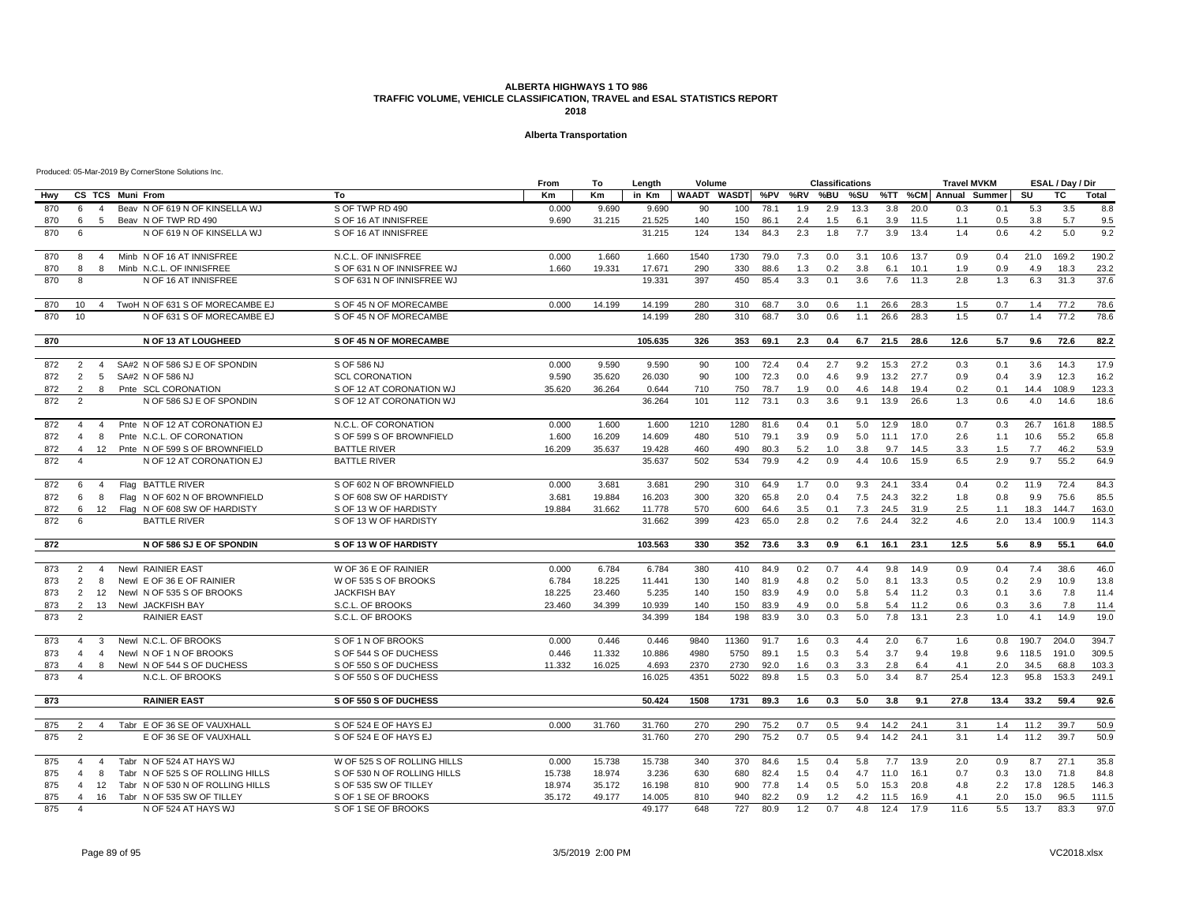# ALBERTA HIGHWAYS 1 TO 986
## TRAFFIC VOLUME, VEHICLE CLASSIFICATION, TRAVEL and ESAL STATISTICS REPORT
## 2018

**Alberta Transportation**

Produced: 05-Mar-2019 By CornerStone Solutions Inc.

| Hwy | CS | TCS | Muni | From | To | From Km | To Km | Length in Km | Volume WAADT | Volume WASDT | %PV | %RV | %BU | %SU | %TT | %CM | Travel MVKM Annual | Travel MVKM Summer | ESAL SU | ESAL TC | ESAL Total |
|---|---|---|---|---|---|---|---|---|---|---|---|---|---|---|---|---|---|---|---|---|---|
| 870 | 6 | 4 | Beav | N OF 619 N OF KINSELLA WJ | S OF TWP RD 490 | 0.000 | 9.690 | 9.690 | 90 | 100 | 78.1 | 1.9 | 2.9 | 13.3 | 3.8 | 20.0 | 0.3 | 0.1 | 5.3 | 3.5 | 8.8 |
| 870 | 6 | 5 | Beav | N OF TWP RD 490 | S OF 16 AT INNISFREE | 9.690 | 31.215 | 21.525 | 140 | 150 | 86.1 | 2.4 | 1.5 | 6.1 | 3.9 | 11.5 | 1.1 | 0.5 | 3.8 | 5.7 | 9.5 |
| 870 | 6 | | | N OF 619 N OF KINSELLA WJ | S OF 16 AT INNISFREE | | | 31.215 | 124 | 134 | 84.3 | 2.3 | 1.8 | 7.7 | 3.9 | 13.4 | 1.4 | 0.6 | 4.2 | 5.0 | 9.2 |
| 870 | 8 | 4 | Minb | N OF 16 AT INNISFREE | N.C.L. OF INNISFREE | 0.000 | 1.660 | 1.660 | 1540 | 1730 | 79.0 | 7.3 | 0.0 | 3.1 | 10.6 | 13.7 | 0.9 | 0.4 | 21.0 | 169.2 | 190.2 |
| 870 | 8 | 8 | Minb | N.C.L. OF INNISFREE | S OF 631 N OF INNISFREE WJ | 1.660 | 19.331 | 17.671 | 290 | 330 | 88.6 | 1.3 | 0.2 | 3.8 | 6.1 | 10.1 | 1.9 | 0.9 | 4.9 | 18.3 | 23.2 |
| 870 | 8 | | | N OF 16 AT INNISFREE | S OF 631 N OF INNISFREE WJ | | | 19.331 | 397 | 450 | 85.4 | 3.3 | 0.1 | 3.6 | 7.6 | 11.3 | 2.8 | 1.3 | 6.3 | 31.3 | 37.6 |
| 870 | 10 | 4 | TwoH | N OF 631 S OF MORECAMBE EJ | S OF 45 N OF MORECAMBE | 0.000 | 14.199 | 14.199 | 280 | 310 | 68.7 | 3.0 | 0.6 | 1.1 | 26.6 | 28.3 | 1.5 | 0.7 | 1.4 | 77.2 | 78.6 |
| 870 | 10 | | | N OF 631 S OF MORECAMBE EJ | S OF 45 N OF MORECAMBE | | | 14.199 | 280 | 310 | 68.7 | 3.0 | 0.6 | 1.1 | 26.6 | 28.3 | 1.5 | 0.7 | 1.4 | 77.2 | 78.6 |
| **870** | | | | **N OF 13 AT LOUGHEED** | **S OF 45 N OF MORECAMBE** | | | **105.635** | **326** | **353** | **69.1** | **2.3** | **0.4** | **6.7** | **21.5** | **28.6** | **12.6** | **5.7** | **9.6** | **72.6** | **82.2** |
| 872 | 2 | 4 | SA#2 | N OF 586 SJ E OF SPONDIN | S OF 586 NJ | 0.000 | 9.590 | 9.590 | 90 | 100 | 72.4 | 0.4 | 2.7 | 9.2 | 15.3 | 27.2 | 0.3 | 0.1 | 3.6 | 14.3 | 17.9 |
| 872 | 2 | 5 | SA#2 | N OF 586 NJ | SCL CORONATION | 9.590 | 35.620 | 26.030 | 90 | 100 | 72.3 | 0.0 | 4.6 | 9.9 | 13.2 | 27.7 | 0.9 | 0.4 | 3.9 | 12.3 | 16.2 |
| 872 | 2 | 8 | Pnte | SCL CORONATION | S OF 12 AT CORONATION WJ | 35.620 | 36.264 | 0.644 | 710 | 750 | 78.7 | 1.9 | 0.0 | 4.6 | 14.8 | 19.4 | 0.2 | 0.1 | 14.4 | 108.9 | 123.3 |
| 872 | 2 | | | N OF 586 SJ E OF SPONDIN | S OF 12 AT CORONATION WJ | | | 36.264 | 101 | 112 | 73.1 | 0.3 | 3.6 | 9.1 | 13.9 | 26.6 | 1.3 | 0.6 | 4.0 | 14.6 | 18.6 |
| 872 | 4 | 4 | Pnte | N OF 12 AT CORONATION EJ | N.C.L. OF CORONATION | 0.000 | 1.600 | 1.600 | 1210 | 1280 | 81.6 | 0.4 | 0.1 | 5.0 | 12.9 | 18.0 | 0.7 | 0.3 | 26.7 | 161.8 | 188.5 |
| 872 | 4 | 8 | Pnte | N.C.L. OF CORONATION | S OF 599 S OF BROWNFIELD | 1.600 | 16.209 | 14.609 | 480 | 510 | 79.1 | 3.9 | 0.9 | 5.0 | 11.1 | 17.0 | 2.6 | 1.1 | 10.6 | 55.2 | 65.8 |
| 872 | 4 | 12 | Pnte | N OF 599 S OF BROWNFIELD | BATTLE RIVER | 16.209 | 35.637 | 19.428 | 460 | 490 | 80.3 | 5.2 | 1.0 | 3.8 | 9.7 | 14.5 | 3.3 | 1.5 | 7.7 | 46.2 | 53.9 |
| 872 | 4 | | | N OF 12 AT CORONATION EJ | BATTLE RIVER | | | 35.637 | 502 | 534 | 79.9 | 4.2 | 0.9 | 4.4 | 10.6 | 15.9 | 6.5 | 2.9 | 9.7 | 55.2 | 64.9 |
| 872 | 6 | 4 | Flag | BATTLE RIVER | S OF 602 N OF BROWNFIELD | 0.000 | 3.681 | 3.681 | 290 | 310 | 64.9 | 1.7 | 0.0 | 9.3 | 24.1 | 33.4 | 0.4 | 0.2 | 11.9 | 72.4 | 84.3 |
| 872 | 6 | 8 | Flag | N OF 602 N OF BROWNFIELD | S OF 608 SW OF HARDISTY | 3.681 | 19.884 | 16.203 | 300 | 320 | 65.8 | 2.0 | 0.4 | 7.5 | 24.3 | 32.2 | 1.8 | 0.8 | 9.9 | 75.6 | 85.5 |
| 872 | 6 | 12 | Flag | N OF 608 SW OF HARDISTY | S OF 13 W OF HARDISTY | 19.884 | 31.662 | 11.778 | 570 | 600 | 64.6 | 3.5 | 0.1 | 7.3 | 24.5 | 31.9 | 2.5 | 1.1 | 18.3 | 144.7 | 163.0 |
| 872 | 6 | | | BATTLE RIVER | S OF 13 W OF HARDISTY | | | 31.662 | 399 | 423 | 65.0 | 2.8 | 0.2 | 7.6 | 24.4 | 32.2 | 4.6 | 2.0 | 13.4 | 100.9 | 114.3 |
| **872** | | | | **N OF 586 SJ E OF SPONDIN** | **S OF 13 W OF HARDISTY** | | | **103.563** | **330** | **352** | **73.6** | **3.3** | **0.9** | **6.1** | **16.1** | **23.1** | **12.5** | **5.6** | **8.9** | **55.1** | **64.0** |
| 873 | 2 | 4 | Newl | RAINIER EAST | W OF 36 E OF RAINIER | 0.000 | 6.784 | 6.784 | 380 | 410 | 84.9 | 0.2 | 0.7 | 4.4 | 9.8 | 14.9 | 0.9 | 0.4 | 7.4 | 38.6 | 46.0 |
| 873 | 2 | 8 | Newl | E OF 36 E OF RAINIER | W OF 535 S OF BROOKS | 6.784 | 18.225 | 11.441 | 130 | 140 | 81.9 | 4.8 | 0.2 | 5.0 | 8.1 | 13.3 | 0.5 | 0.2 | 2.9 | 10.9 | 13.8 |
| 873 | 2 | 12 | Newl | N OF 535 S OF BROOKS | JACKFISH BAY | 18.225 | 23.460 | 5.235 | 140 | 150 | 83.9 | 4.9 | 0.0 | 5.8 | 5.4 | 11.2 | 0.3 | 0.1 | 3.6 | 7.8 | 11.4 |
| 873 | 2 | 13 | Newl | JACKFISH BAY | S.C.L. OF BROOKS | 23.460 | 34.399 | 10.939 | 140 | 150 | 83.9 | 4.9 | 0.0 | 5.8 | 5.4 | 11.2 | 0.6 | 0.3 | 3.6 | 7.8 | 11.4 |
| 873 | 2 | | | RAINIER EAST | S.C.L. OF BROOKS | | | 34.399 | 184 | 198 | 83.9 | 3.0 | 0.3 | 5.0 | 7.8 | 13.1 | 2.3 | 1.0 | 4.1 | 14.9 | 19.0 |
| 873 | 4 | 3 | Newl | N.C.L. OF BROOKS | S OF 1 N OF BROOKS | 0.000 | 0.446 | 0.446 | 9840 | 11360 | 91.7 | 1.6 | 0.3 | 4.4 | 2.0 | 6.7 | 1.6 | 0.8 | 190.7 | 204.0 | 394.7 |
| 873 | 4 | 4 | Newl | N OF 1 N OF BROOKS | S OF 544 S OF DUCHESS | 0.446 | 11.332 | 10.886 | 4980 | 5750 | 89.1 | 1.5 | 0.3 | 5.4 | 3.7 | 9.4 | 19.8 | 9.6 | 118.5 | 191.0 | 309.5 |
| 873 | 4 | 8 | Newl | N OF 544 S OF DUCHESS | S OF 550 S OF DUCHESS | 11.332 | 16.025 | 4.693 | 2370 | 2730 | 92.0 | 1.6 | 0.3 | 3.3 | 2.8 | 6.4 | 4.1 | 2.0 | 34.5 | 68.8 | 103.3 |
| 873 | 4 | | | N.C.L. OF BROOKS | S OF 550 S OF DUCHESS | | | 16.025 | 4351 | 5022 | 89.8 | 1.5 | 0.3 | 5.0 | 3.4 | 8.7 | 25.4 | 12.3 | 95.8 | 153.3 | 249.1 |
| **873** | | | | **RAINIER EAST** | **S OF 550 S OF DUCHESS** | | | **50.424** | **1508** | **1731** | **89.3** | **1.6** | **0.3** | **5.0** | **3.8** | **9.1** | **27.8** | **13.4** | **33.2** | **59.4** | **92.6** |
| 875 | 2 | 4 | Tabr | E OF 36 SE OF VAUXHALL | S OF 524 E OF HAYS EJ | 0.000 | 31.760 | 31.760 | 270 | 290 | 75.2 | 0.7 | 0.5 | 9.4 | 14.2 | 24.1 | 3.1 | 1.4 | 11.2 | 39.7 | 50.9 |
| 875 | 2 | | | E OF 36 SE OF VAUXHALL | S OF 524 E OF HAYS EJ | | | 31.760 | 270 | 290 | 75.2 | 0.7 | 0.5 | 9.4 | 14.2 | 24.1 | 3.1 | 1.4 | 11.2 | 39.7 | 50.9 |
| 875 | 4 | 4 | Tabr | N OF 524 AT HAYS WJ | W OF 525 S OF ROLLING HILLS | 0.000 | 15.738 | 15.738 | 340 | 370 | 84.6 | 1.5 | 0.4 | 5.8 | 7.7 | 13.9 | 2.0 | 0.9 | 8.7 | 27.1 | 35.8 |
| 875 | 4 | 8 | Tabr | N OF 525 S OF ROLLING HILLS | S OF 530 N OF ROLLING HILLS | 15.738 | 18.974 | 3.236 | 630 | 680 | 82.4 | 1.5 | 0.4 | 4.7 | 11.0 | 16.1 | 0.7 | 0.3 | 13.0 | 71.8 | 84.8 |
| 875 | 4 | 12 | Tabr | N OF 530 N OF ROLLING HILLS | S OF 535 SW OF TILLEY | 18.974 | 35.172 | 16.198 | 810 | 900 | 77.8 | 1.4 | 0.5 | 5.0 | 15.3 | 20.8 | 4.8 | 2.2 | 17.8 | 128.5 | 146.3 |
| 875 | 4 | 16 | Tabr | N OF 535 SW OF TILLEY | S OF 1 SE OF BROOKS | 35.172 | 49.177 | 14.005 | 810 | 940 | 82.2 | 0.9 | 1.2 | 4.2 | 11.5 | 16.9 | 4.1 | 2.0 | 15.0 | 96.5 | 111.5 |
| 875 | 4 | | | N OF 524 AT HAYS WJ | S OF 1 SE OF BROOKS | | | 49.177 | 648 | 727 | 80.9 | 1.2 | 0.7 | 4.8 | 12.4 | 17.9 | 11.6 | 5.5 | 13.7 | 83.3 | 97.0 |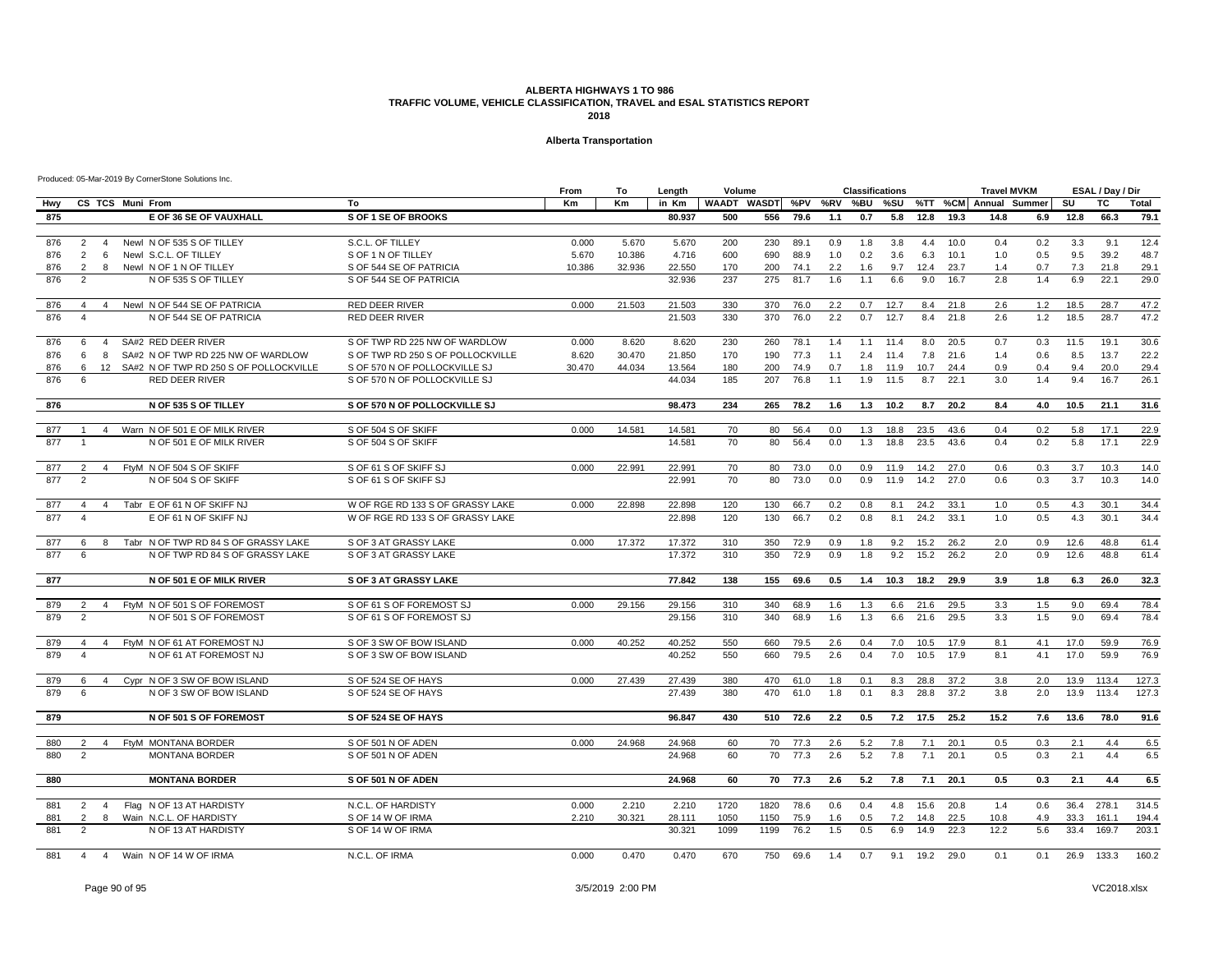# ALBERTA HIGHWAYS 1 TO 986
## TRAFFIC VOLUME, VEHICLE CLASSIFICATION, TRAVEL and ESAL STATISTICS REPORT
## 2018

### Alberta Transportation

Produced: 05-Mar-2019 By CornerStone Solutions Inc.

| Hwy | CS | TCS | Muni | From | To | From Km | To Km | Length in Km | Volume WAADT | Volume WASDT | %PV | %RV | %BU | %SU | %TT | %CM | Travel MVKM Annual | Travel MVKM Summer | ESAL SU | ESAL TC | ESAL Total |
|---|---|---|---|---|---|---|---|---|---|---|---|---|---|---|---|---|---|---|---|---|---|
| **875** | | | | **E OF 36 SE OF VAUXHALL** | **S OF 1 SE OF BROOKS** | | | **80.937** | **500** | **556** | **79.6** | **1.1** | **0.7** | **5.8** | **12.8** | **19.3** | **14.8** | **6.9** | **12.8** | **66.3** | **79.1** |
| 876 | 2 | 4 | Newl | N OF 535 S OF TILLEY | S.C.L. OF TILLEY | 0.000 | 5.670 | 5.670 | 200 | 230 | 89.1 | 0.9 | 1.8 | 3.8 | 4.4 | 10.0 | 0.4 | 0.2 | 3.3 | 9.1 | 12.4 |
| 876 | 2 | 6 | Newl | S.C.L. OF TILLEY | S OF 1 N OF TILLEY | 5.670 | 10.386 | 4.716 | 600 | 690 | 88.9 | 1.0 | 0.2 | 3.6 | 6.3 | 10.1 | 1.0 | 0.5 | 9.5 | 39.2 | 48.7 |
| 876 | 2 | 8 | Newl | N OF 1 N OF TILLEY | S OF 544 SE OF PATRICIA | 10.386 | 32.936 | 22.550 | 170 | 200 | 74.1 | 2.2 | 1.6 | 9.7 | 12.4 | 23.7 | 1.4 | 0.7 | 7.3 | 21.8 | 29.1 |
| 876 | 2 | | | N OF 535 S OF TILLEY | S OF 544 SE OF PATRICIA | | | 32.936 | 237 | 275 | 81.7 | 1.6 | 1.1 | 6.6 | 9.0 | 16.7 | 2.8 | 1.4 | 6.9 | 22.1 | 29.0 |
| 876 | 4 | 4 | Newl | N OF 544 SE OF PATRICIA | RED DEER RIVER | 0.000 | 21.503 | 21.503 | 330 | 370 | 76.0 | 2.2 | 0.7 | 12.7 | 8.4 | 21.8 | 2.6 | 1.2 | 18.5 | 28.7 | 47.2 |
| 876 | 4 | | | N OF 544 SE OF PATRICIA | RED DEER RIVER | | | 21.503 | 330 | 370 | 76.0 | 2.2 | 0.7 | 12.7 | 8.4 | 21.8 | 2.6 | 1.2 | 18.5 | 28.7 | 47.2 |
| 876 | 6 | 4 | SA#2 | RED DEER RIVER | S OF TWP RD 225 NW OF WARDLOW | 0.000 | 8.620 | 8.620 | 230 | 260 | 78.1 | 1.4 | 1.1 | 11.4 | 8.0 | 20.5 | 0.7 | 0.3 | 11.5 | 19.1 | 30.6 |
| 876 | 6 | 8 | SA#2 | N OF TWP RD 225 NW OF WARDLOW | S OF TWP RD 250 S OF POLLOCKVILLE | 8.620 | 30.470 | 21.850 | 170 | 190 | 77.3 | 1.1 | 2.4 | 11.4 | 7.8 | 21.6 | 1.4 | 0.6 | 8.5 | 13.7 | 22.2 |
| 876 | 6 | 12 | SA#2 | N OF TWP RD 250 S OF POLLOCKVILLE | S OF 570 N OF POLLOCKVILLE SJ | 30.470 | 44.034 | 13.564 | 180 | 200 | 74.9 | 0.7 | 1.8 | 11.9 | 10.7 | 24.4 | 0.9 | 0.4 | 9.4 | 20.0 | 29.4 |
| 876 | 6 | | | RED DEER RIVER | S OF 570 N OF POLLOCKVILLE SJ | | | 44.034 | 185 | 207 | 76.8 | 1.1 | 1.9 | 11.5 | 8.7 | 22.1 | 3.0 | 1.4 | 9.4 | 16.7 | 26.1 |
| **876** | | | | **N OF 535 S OF TILLEY** | **S OF 570 N OF POLLOCKVILLE SJ** | | | **98.473** | **234** | **265** | **78.2** | **1.6** | **1.3** | **10.2** | **8.7** | **20.2** | **8.4** | **4.0** | **10.5** | **21.1** | **31.6** |
| 877 | 1 | 4 | Warn | N OF 501 E OF MILK RIVER | S OF 504 S OF SKIFF | 0.000 | 14.581 | 14.581 | 70 | 80 | 56.4 | 0.0 | 1.3 | 18.8 | 23.5 | 43.6 | 0.4 | 0.2 | 5.8 | 17.1 | 22.9 |
| 877 | 1 | | | N OF 501 E OF MILK RIVER | S OF 504 S OF SKIFF | | | 14.581 | 70 | 80 | 56.4 | 0.0 | 1.3 | 18.8 | 23.5 | 43.6 | 0.4 | 0.2 | 5.8 | 17.1 | 22.9 |
| 877 | 2 | 4 | FtyM | N OF 504 S OF SKIFF | S OF 61 S OF SKIFF SJ | 0.000 | 22.991 | 22.991 | 70 | 80 | 73.0 | 0.0 | 0.9 | 11.9 | 14.2 | 27.0 | 0.6 | 0.3 | 3.7 | 10.3 | 14.0 |
| 877 | 2 | | | N OF 504 S OF SKIFF | S OF 61 S OF SKIFF SJ | | | 22.991 | 70 | 80 | 73.0 | 0.0 | 0.9 | 11.9 | 14.2 | 27.0 | 0.6 | 0.3 | 3.7 | 10.3 | 14.0 |
| 877 | 4 | 4 | Tabr | E OF 61 N OF SKIFF NJ | W OF RGE RD 133 S OF GRASSY LAKE | 0.000 | 22.898 | 22.898 | 120 | 130 | 66.7 | 0.2 | 0.8 | 8.1 | 24.2 | 33.1 | 1.0 | 0.5 | 4.3 | 30.1 | 34.4 |
| 877 | 4 | | | E OF 61 N OF SKIFF NJ | W OF RGE RD 133 S OF GRASSY LAKE | | | 22.898 | 120 | 130 | 66.7 | 0.2 | 0.8 | 8.1 | 24.2 | 33.1 | 1.0 | 0.5 | 4.3 | 30.1 | 34.4 |
| 877 | 6 | 8 | Tabr | N OF TWP RD 84 S OF GRASSY LAKE | S OF 3 AT GRASSY LAKE | 0.000 | 17.372 | 17.372 | 310 | 350 | 72.9 | 0.9 | 1.8 | 9.2 | 15.2 | 26.2 | 2.0 | 0.9 | 12.6 | 48.8 | 61.4 |
| 877 | 6 | | | N OF TWP RD 84 S OF GRASSY LAKE | S OF 3 AT GRASSY LAKE | | | 17.372 | 310 | 350 | 72.9 | 0.9 | 1.8 | 9.2 | 15.2 | 26.2 | 2.0 | 0.9 | 12.6 | 48.8 | 61.4 |
| **877** | | | | **N OF 501 E OF MILK RIVER** | **S OF 3 AT GRASSY LAKE** | | | **77.842** | **138** | **155** | **69.6** | **0.5** | **1.4** | **10.3** | **18.2** | **29.9** | **3.9** | **1.8** | **6.3** | **26.0** | **32.3** |
| 879 | 2 | 4 | FtyM | N OF 501 S OF FOREMOST | S OF 61 S OF FOREMOST SJ | 0.000 | 29.156 | 29.156 | 310 | 340 | 68.9 | 1.6 | 1.3 | 6.6 | 21.6 | 29.5 | 3.3 | 1.5 | 9.0 | 69.4 | 78.4 |
| 879 | 2 | | | N OF 501 S OF FOREMOST | S OF 61 S OF FOREMOST SJ | | | 29.156 | 310 | 340 | 68.9 | 1.6 | 1.3 | 6.6 | 21.6 | 29.5 | 3.3 | 1.5 | 9.0 | 69.4 | 78.4 |
| 879 | 4 | 4 | FtyM | N OF 61 AT FOREMOST NJ | S OF 3 SW OF BOW ISLAND | 0.000 | 40.252 | 40.252 | 550 | 660 | 79.5 | 2.6 | 0.4 | 7.0 | 10.5 | 17.9 | 8.1 | 4.1 | 17.0 | 59.9 | 76.9 |
| 879 | 4 | | | N OF 61 AT FOREMOST NJ | S OF 3 SW OF BOW ISLAND | | | 40.252 | 550 | 660 | 79.5 | 2.6 | 0.4 | 7.0 | 10.5 | 17.9 | 8.1 | 4.1 | 17.0 | 59.9 | 76.9 |
| 879 | 6 | 4 | Cypr | N OF 3 SW OF BOW ISLAND | S OF 524 SE OF HAYS | 0.000 | 27.439 | 27.439 | 380 | 470 | 61.0 | 1.8 | 0.1 | 8.3 | 28.8 | 37.2 | 3.8 | 2.0 | 13.9 | 113.4 | 127.3 |
| 879 | 6 | | | N OF 3 SW OF BOW ISLAND | S OF 524 SE OF HAYS | | | 27.439 | 380 | 470 | 61.0 | 1.8 | 0.1 | 8.3 | 28.8 | 37.2 | 3.8 | 2.0 | 13.9 | 113.4 | 127.3 |
| **879** | | | | **N OF 501 S OF FOREMOST** | **S OF 524 SE OF HAYS** | | | **96.847** | **430** | **510** | **72.6** | **2.2** | **0.5** | **7.2** | **17.5** | **25.2** | **15.2** | **7.6** | **13.6** | **78.0** | **91.6** |
| 880 | 2 | 4 | FtyM | MONTANA BORDER | S OF 501 N OF ADEN | 0.000 | 24.968 | 24.968 | 60 | 70 | 77.3 | 2.6 | 5.2 | 7.8 | 7.1 | 20.1 | 0.5 | 0.3 | 2.1 | 4.4 | 6.5 |
| 880 | 2 | | | MONTANA BORDER | S OF 501 N OF ADEN | | | 24.968 | 60 | 70 | 77.3 | 2.6 | 5.2 | 7.8 | 7.1 | 20.1 | 0.5 | 0.3 | 2.1 | 4.4 | 6.5 |
| **880** | | | | **MONTANA BORDER** | **S OF 501 N OF ADEN** | | | **24.968** | **60** | **70** | **77.3** | **2.6** | **5.2** | **7.8** | **7.1** | **20.1** | **0.5** | **0.3** | **2.1** | **4.4** | **6.5** |
| 881 | 2 | 4 | Flag | N OF 13 AT HARDISTY | N.C.L. OF HARDISTY | 0.000 | 2.210 | 2.210 | 1720 | 1820 | 78.6 | 0.6 | 0.4 | 4.8 | 15.6 | 20.8 | 1.4 | 0.6 | 36.4 | 278.1 | 314.5 |
| 881 | 2 | 8 | Wain | N.C.L. OF HARDISTY | S OF 14 W OF IRMA | 2.210 | 30.321 | 28.111 | 1050 | 1150 | 75.9 | 1.6 | 0.5 | 7.2 | 14.8 | 22.5 | 10.8 | 4.9 | 33.3 | 161.1 | 194.4 |
| 881 | 2 | | | N OF 13 AT HARDISTY | S OF 14 W OF IRMA | | | 30.321 | 1099 | 1199 | 76.2 | 1.5 | 0.5 | 6.9 | 14.9 | 22.3 | 12.2 | 5.6 | 33.4 | 169.7 | 203.1 |
| 881 | 4 | 4 | Wain | N OF 14 W OF IRMA | N.C.L. OF IRMA | 0.000 | 0.470 | 0.470 | 670 | 750 | 69.6 | 1.4 | 0.7 | 9.1 | 19.2 | 29.0 | 0.1 | 0.1 | 26.9 | 133.3 | 160.2 |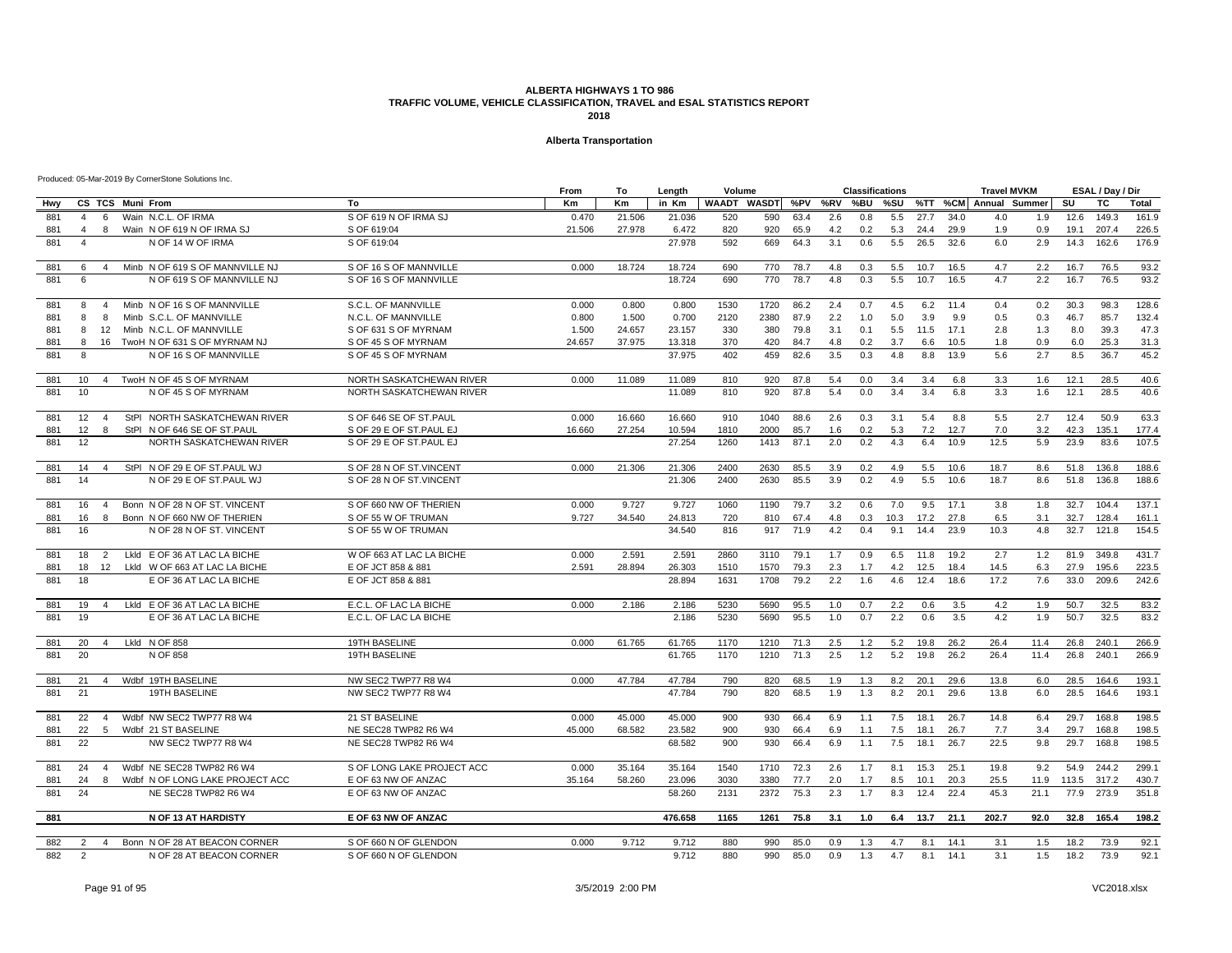# ALBERTA HIGHWAYS 1 TO 986
## TRAFFIC VOLUME, VEHICLE CLASSIFICATION, TRAVEL and ESAL STATISTICS REPORT
## 2018

**Alberta Transportation**

Produced: 05-Mar-2019 By CornerStone Solutions Inc.

| Hwy | CS | TCS | Muni | From | To | From Km | To Km | Length in Km | Volume WAADT | WASDT | %PV | %RV | Classifications %BU | %SU | %TT | %CM | Travel MVKM Annual | Summer | ESAL / Day / Dir SU | TC | Total |
|---|---|---|---|---|---|---|---|---|---|---|---|---|---|---|---|---|---|---|---|---|---|
| 881 | 4 | 6 | Wain | N.C.L. OF IRMA | S OF 619 N OF IRMA SJ | 0.470 | 21.506 | 21.036 | 520 | 590 | 63.4 | 2.6 | 0.8 | 5.5 | 27.7 | 34.0 | 4.0 | 1.9 | 12.6 | 149.3 | 161.9 |
| 881 | 4 | 8 | Wain | N OF 619 N OF IRMA SJ | S OF 619:04 | 21.506 | 27.978 | 6.472 | 820 | 920 | 65.9 | 4.2 | 0.2 | 5.3 | 24.4 | 29.9 | 1.9 | 0.9 | 19.1 | 207.4 | 226.5 |
| 881 | 4 | | | N OF 14 W OF IRMA | S OF 619:04 | | | 27.978 | 592 | 669 | 64.3 | 3.1 | 0.6 | 5.5 | 26.5 | 32.6 | 6.0 | 2.9 | 14.3 | 162.6 | 176.9 |
| 881 | 6 | 4 | Minb | N OF 619 S OF MANNVILLE NJ | S OF 16 S OF MANNVILLE | 0.000 | 18.724 | 18.724 | 690 | 770 | 78.7 | 4.8 | 0.3 | 5.5 | 10.7 | 16.5 | 4.7 | 2.2 | 16.7 | 76.5 | 93.2 |
| 881 | 6 | | | N OF 619 S OF MANNVILLE NJ | S OF 16 S OF MANNVILLE | | | 18.724 | 690 | 770 | 78.7 | 4.8 | 0.3 | 5.5 | 10.7 | 16.5 | 4.7 | 2.2 | 16.7 | 76.5 | 93.2 |
| 881 | 8 | 4 | Minb | N OF 16 S OF MANNVILLE | S.C.L. OF MANNVILLE | 0.000 | 0.800 | 0.800 | 1530 | 1720 | 86.2 | 2.4 | 0.7 | 4.5 | 6.2 | 11.4 | 0.4 | 0.2 | 30.3 | 98.3 | 128.6 |
| 881 | 8 | 8 | Minb | S.C.L. OF MANNVILLE | N.C.L. OF MANNVILLE | 0.800 | 1.500 | 0.700 | 2120 | 2380 | 87.9 | 2.2 | 1.0 | 5.0 | 3.9 | 9.9 | 0.5 | 0.3 | 46.7 | 85.7 | 132.4 |
| 881 | 8 | 12 | Minb | N.C.L. OF MANNVILLE | S OF 631 S OF MYRNAM | 1.500 | 24.657 | 23.157 | 330 | 380 | 79.8 | 3.1 | 0.1 | 5.5 | 11.5 | 17.1 | 2.8 | 1.3 | 8.0 | 39.3 | 47.3 |
| 881 | 8 | 16 | TwoH | N OF 631 S OF MYRNAM NJ | S OF 45 S OF MYRNAM | 24.657 | 37.975 | 13.318 | 370 | 420 | 84.7 | 4.8 | 0.2 | 3.7 | 6.6 | 10.5 | 1.8 | 0.9 | 6.0 | 25.3 | 31.3 |
| 881 | 8 | | | N OF 16 S OF MANNVILLE | S OF 45 S OF MYRNAM | | | 37.975 | 402 | 459 | 82.6 | 3.5 | 0.3 | 4.8 | 8.8 | 13.9 | 5.6 | 2.7 | 8.5 | 36.7 | 45.2 |
| 881 | 10 | 4 | TwoH | N OF 45 S OF MYRNAM | NORTH SASKATCHEWAN RIVER | 0.000 | 11.089 | 11.089 | 810 | 920 | 87.8 | 5.4 | 0.0 | 3.4 | 3.4 | 6.8 | 3.3 | 1.6 | 12.1 | 28.5 | 40.6 |
| 881 | 10 | | | N OF 45 S OF MYRNAM | NORTH SASKATCHEWAN RIVER | | | 11.089 | 810 | 920 | 87.8 | 5.4 | 0.0 | 3.4 | 3.4 | 6.8 | 3.3 | 1.6 | 12.1 | 28.5 | 40.6 |
| 881 | 12 | 4 | StPl | NORTH SASKATCHEWAN RIVER | S OF 646 SE OF ST.PAUL | 0.000 | 16.660 | 16.660 | 910 | 1040 | 88.6 | 2.6 | 0.3 | 3.1 | 5.4 | 8.8 | 5.5 | 2.7 | 12.4 | 50.9 | 63.3 |
| 881 | 12 | 8 | StPl | N OF 646 SE OF ST.PAUL | S OF 29 E OF ST.PAUL EJ | 16.660 | 27.254 | 10.594 | 1810 | 2000 | 85.7 | 1.6 | 0.2 | 5.3 | 7.2 | 12.7 | 7.0 | 3.2 | 42.3 | 135.1 | 177.4 |
| 881 | 12 | | | NORTH SASKATCHEWAN RIVER | S OF 29 E OF ST.PAUL EJ | | | 27.254 | 1260 | 1413 | 87.1 | 2.0 | 0.2 | 4.3 | 6.4 | 10.9 | 12.5 | 5.9 | 23.9 | 83.6 | 107.5 |
| 881 | 14 | 4 | StPl | N OF 29 E OF ST.PAUL WJ | S OF 28 N OF ST.VINCENT | 0.000 | 21.306 | 21.306 | 2400 | 2630 | 85.5 | 3.9 | 0.2 | 4.9 | 5.5 | 10.6 | 18.7 | 8.6 | 51.8 | 136.8 | 188.6 |
| 881 | 14 | | | N OF 29 E OF ST.PAUL WJ | S OF 28 N OF ST.VINCENT | | | 21.306 | 2400 | 2630 | 85.5 | 3.9 | 0.2 | 4.9 | 5.5 | 10.6 | 18.7 | 8.6 | 51.8 | 136.8 | 188.6 |
| 881 | 16 | 4 | Bonn | N OF 28 N OF ST. VINCENT | S OF 660 NW OF THERIEN | 0.000 | 9.727 | 9.727 | 1060 | 1190 | 79.7 | 3.2 | 0.6 | 7.0 | 9.5 | 17.1 | 3.8 | 1.8 | 32.7 | 104.4 | 137.1 |
| 881 | 16 | 8 | Bonn | N OF 660 NW OF THERIEN | S OF 55 W OF TRUMAN | 9.727 | 34.540 | 24.813 | 720 | 810 | 67.4 | 4.8 | 0.3 | 10.3 | 17.2 | 27.8 | 6.5 | 3.1 | 32.7 | 128.4 | 161.1 |
| 881 | 16 | | | N OF 28 N OF ST. VINCENT | S OF 55 W OF TRUMAN | | | 34.540 | 816 | 917 | 71.9 | 4.2 | 0.4 | 9.1 | 14.4 | 23.9 | 10.3 | 4.8 | 32.7 | 121.8 | 154.5 |
| 881 | 18 | 2 | Lkld | E OF 36 AT LAC LA BICHE | W OF 663 AT LAC LA BICHE | 0.000 | 2.591 | 2.591 | 2860 | 3110 | 79.1 | 1.7 | 0.9 | 6.5 | 11.8 | 19.2 | 2.7 | 1.2 | 81.9 | 349.8 | 431.7 |
| 881 | 18 | 12 | Lkld | W OF 663 AT LAC LA BICHE | E OF JCT 858 & 881 | 2.591 | 28.894 | 26.303 | 1510 | 1570 | 79.3 | 2.3 | 1.7 | 4.2 | 12.5 | 18.4 | 14.5 | 6.3 | 27.9 | 195.6 | 223.5 |
| 881 | 18 | | | E OF 36 AT LAC LA BICHE | E OF JCT 858 & 881 | | | 28.894 | 1631 | 1708 | 79.2 | 2.2 | 1.6 | 4.6 | 12.4 | 18.6 | 17.2 | 7.6 | 33.0 | 209.6 | 242.6 |
| 881 | 19 | 4 | Lkld | E OF 36 AT LAC LA BICHE | E.C.L. OF LAC LA BICHE | 0.000 | 2.186 | 2.186 | 5230 | 5690 | 95.5 | 1.0 | 0.7 | 2.2 | 0.6 | 3.5 | 4.2 | 1.9 | 50.7 | 32.5 | 83.2 |
| 881 | 19 | | | E OF 36 AT LAC LA BICHE | E.C.L. OF LAC LA BICHE | | | 2.186 | 5230 | 5690 | 95.5 | 1.0 | 0.7 | 2.2 | 0.6 | 3.5 | 4.2 | 1.9 | 50.7 | 32.5 | 83.2 |
| 881 | 20 | 4 | Lkld | N OF 858 | 19TH BASELINE | 0.000 | 61.765 | 61.765 | 1170 | 1210 | 71.3 | 2.5 | 1.2 | 5.2 | 19.8 | 26.2 | 26.4 | 11.4 | 26.8 | 240.1 | 266.9 |
| 881 | 20 | | | N OF 858 | 19TH BASELINE | | | 61.765 | 1170 | 1210 | 71.3 | 2.5 | 1.2 | 5.2 | 19.8 | 26.2 | 26.4 | 11.4 | 26.8 | 240.1 | 266.9 |
| 881 | 21 | 4 | Wdbf | 19TH BASELINE | NW SEC2 TWP77 R8 W4 | 0.000 | 47.784 | 47.784 | 790 | 820 | 68.5 | 1.9 | 1.3 | 8.2 | 20.1 | 29.6 | 13.8 | 6.0 | 28.5 | 164.6 | 193.1 |
| 881 | 21 | | | 19TH BASELINE | NW SEC2 TWP77 R8 W4 | | | 47.784 | 790 | 820 | 68.5 | 1.9 | 1.3 | 8.2 | 20.1 | 29.6 | 13.8 | 6.0 | 28.5 | 164.6 | 193.1 |
| 881 | 22 | 4 | Wdbf | NW SEC2 TWP77 R8 W4 | 21 ST BASELINE | 0.000 | 45.000 | 45.000 | 900 | 930 | 66.4 | 6.9 | 1.1 | 7.5 | 18.1 | 26.7 | 14.8 | 6.4 | 29.7 | 168.8 | 198.5 |
| 881 | 22 | 5 | Wdbf | 21 ST BASELINE | NE SEC28 TWP82 R6 W4 | 45.000 | 68.582 | 23.582 | 900 | 930 | 66.4 | 6.9 | 1.1 | 7.5 | 18.1 | 26.7 | 7.7 | 3.4 | 29.7 | 168.8 | 198.5 |
| 881 | 22 | | | NW SEC2 TWP77 R8 W4 | NE SEC28 TWP82 R6 W4 | | | 68.582 | 900 | 930 | 66.4 | 6.9 | 1.1 | 7.5 | 18.1 | 26.7 | 22.5 | 9.8 | 29.7 | 168.8 | 198.5 |
| 881 | 24 | 4 | Wdbf | NE SEC28 TWP82 R6 W4 | S OF LONG LAKE PROJECT ACC | 0.000 | 35.164 | 35.164 | 1540 | 1710 | 72.3 | 2.6 | 1.7 | 8.1 | 15.3 | 25.1 | 19.8 | 9.2 | 54.9 | 244.2 | 299.1 |
| 881 | 24 | 8 | Wdbf | N OF LONG LAKE PROJECT ACC | E OF 63 NW OF ANZAC | 35.164 | 58.260 | 23.096 | 3030 | 3380 | 77.7 | 2.0 | 1.7 | 8.5 | 10.1 | 20.3 | 25.5 | 11.9 | 113.5 | 317.2 | 430.7 |
| 881 | 24 | | | NE SEC28 TWP82 R6 W4 | E OF 63 NW OF ANZAC | | | 58.260 | 2131 | 2372 | 75.3 | 2.3 | 1.7 | 8.3 | 12.4 | 22.4 | 45.3 | 21.1 | 77.9 | 273.9 | 351.8 |
| **881** | | | | **N OF 13 AT HARDISTY** | **E OF 63 NW OF ANZAC** | | | **476.658** | **1165** | **1261** | **75.8** | **3.1** | **1.0** | **6.4** | **13.7** | **21.1** | **202.7** | **92.0** | **32.8** | **165.4** | **198.2** |
| 882 | 2 | 4 | Bonn | N OF 28 AT BEACON CORNER | S OF 660 N OF GLENDON | 0.000 | 9.712 | 9.712 | 880 | 990 | 85.0 | 0.9 | 1.3 | 4.7 | 8.1 | 14.1 | 3.1 | 1.5 | 18.2 | 73.9 | 92.1 |
| 882 | 2 | | | N OF 28 AT BEACON CORNER | S OF 660 N OF GLENDON | | | 9.712 | 880 | 990 | 85.0 | 0.9 | 1.3 | 4.7 | 8.1 | 14.1 | 3.1 | 1.5 | 18.2 | 73.9 | 92.1 |

3/5/2019 2:00 PM VC2018.xlsx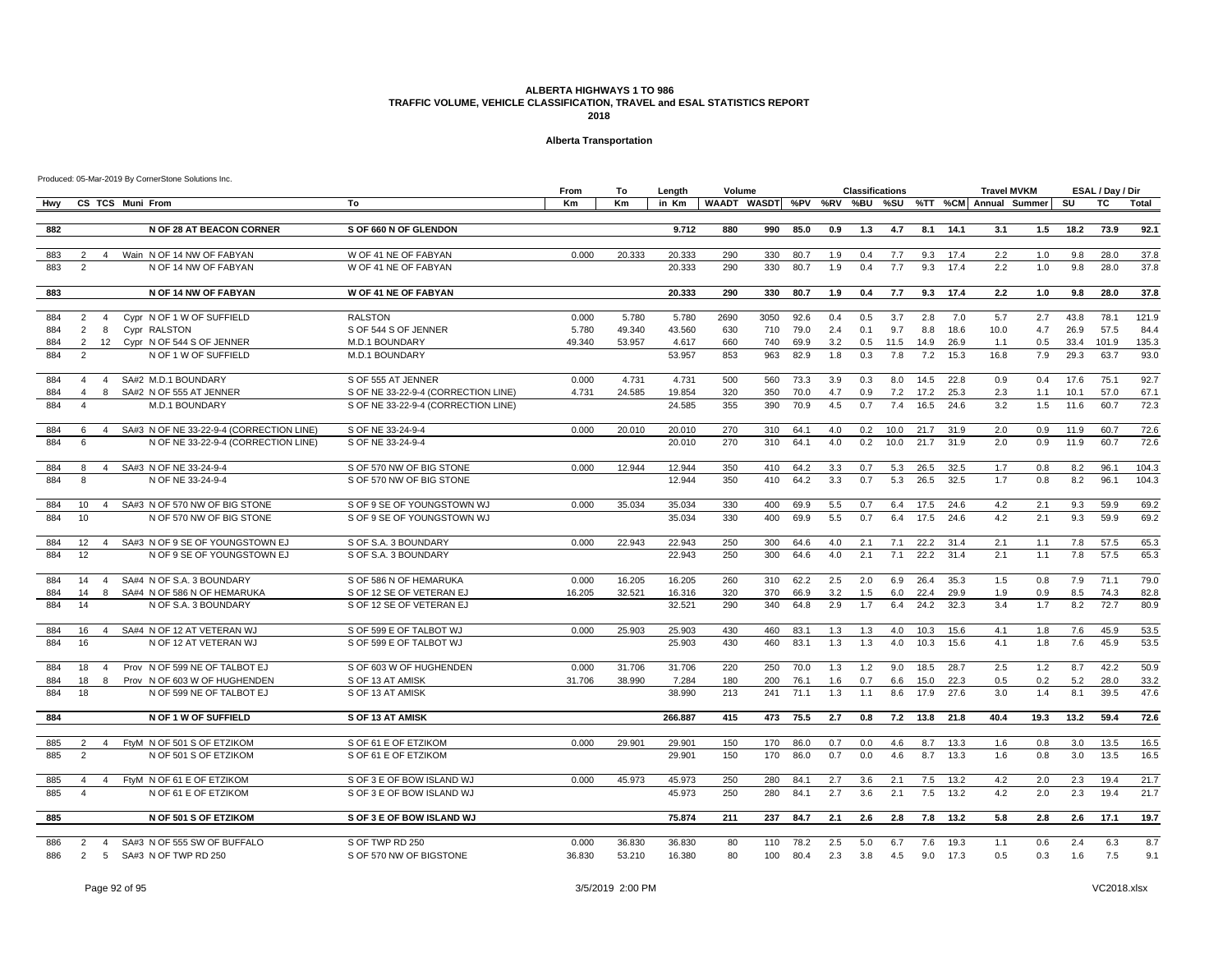# ALBERTA HIGHWAYS 1 TO 986
## TRAFFIC VOLUME, VEHICLE CLASSIFICATION, TRAVEL and ESAL STATISTICS REPORT
## 2018

**Alberta Transportation**

Produced: 05-Mar-2019 By CornerStone Solutions Inc.

| Hwy | CS | TCS | Muni | From | To | From Km | To Km | Length in Km | Volume WAADT | Volume WASDT | %PV | %RV | %BU | %SU | %TT | %CM | Travel MVKM Annual | Travel MVKM Summer | ESAL SU | ESAL TC | ESAL Total |
|---|---|---|---|---|---|---|---|---|---|---|---|---|---|---|---|---|---|---|---|---|---|
| **882** | | | | **N OF 28 AT BEACON CORNER** | **S OF 660 N OF GLENDON** | | | **9.712** | **880** | **990** | **85.0** | **0.9** | **1.3** | **4.7** | **8.1** | **14.1** | **3.1** | **1.5** | **18.2** | **73.9** | **92.1** |
| 883 | 2 | 4 | Wain | N OF 14 NW OF FABYAN | W OF 41 NE OF FABYAN | 0.000 | 20.333 | 20.333 | 290 | 330 | 80.7 | 1.9 | 0.4 | 7.7 | 9.3 | 17.4 | 2.2 | 1.0 | 9.8 | 28.0 | 37.8 |
| 883 | 2 | | | N OF 14 NW OF FABYAN | W OF 41 NE OF FABYAN | | | 20.333 | 290 | 330 | 80.7 | 1.9 | 0.4 | 7.7 | 9.3 | 17.4 | 2.2 | 1.0 | 9.8 | 28.0 | 37.8 |
| **883** | | | | **N OF 14 NW OF FABYAN** | **W OF 41 NE OF FABYAN** | | | **20.333** | **290** | **330** | **80.7** | **1.9** | **0.4** | **7.7** | **9.3** | **17.4** | **2.2** | **1.0** | **9.8** | **28.0** | **37.8** |
| 884 | 2 | 4 | Cypr | N OF 1 W OF SUFFIELD | RALSTON | 0.000 | 5.780 | 5.780 | 2690 | 3050 | 92.6 | 0.4 | 0.5 | 3.7 | 2.8 | 7.0 | 5.7 | 2.7 | 43.8 | 78.1 | 121.9 |
| 884 | 2 | 8 | Cypr | RALSTON | S OF 544 S OF JENNER | 5.780 | 49.340 | 43.560 | 630 | 710 | 79.0 | 2.4 | 0.1 | 9.7 | 8.8 | 18.6 | 10.0 | 4.7 | 26.9 | 57.5 | 84.4 |
| 884 | 2 | 12 | Cypr | N OF 544 S OF JENNER | M.D.1 BOUNDARY | 49.340 | 53.957 | 4.617 | 660 | 740 | 69.9 | 3.2 | 0.5 | 11.5 | 14.9 | 26.9 | 1.1 | 0.5 | 33.4 | 101.9 | 135.3 |
| 884 | 2 | | | N OF 1 W OF SUFFIELD | M.D.1 BOUNDARY | | | 53.957 | 853 | 963 | 82.9 | 1.8 | 0.3 | 7.8 | 7.2 | 15.3 | 16.8 | 7.9 | 29.3 | 63.7 | 93.0 |
| 884 | 4 | 4 | SA#2 | M.D.1 BOUNDARY | S OF 555 AT JENNER | 0.000 | 4.731 | 4.731 | 500 | 560 | 73.3 | 3.9 | 0.3 | 8.0 | 14.5 | 22.8 | 0.9 | 0.4 | 17.6 | 75.1 | 92.7 |
| 884 | 4 | 8 | SA#2 | N OF 555 AT JENNER | S OF NE 33-22-9-4 (CORRECTION LINE) | 4.731 | 24.585 | 19.854 | 320 | 350 | 70.0 | 4.7 | 0.9 | 7.2 | 17.2 | 25.3 | 2.3 | 1.1 | 10.1 | 57.0 | 67.1 |
| 884 | 4 | | | M.D.1 BOUNDARY | S OF NE 33-22-9-4 (CORRECTION LINE) | | | 24.585 | 355 | 390 | 70.9 | 4.5 | 0.7 | 7.4 | 16.5 | 24.6 | 3.2 | 1.5 | 11.6 | 60.7 | 72.3 |
| 884 | 6 | 4 | SA#3 | N OF NE 33-22-9-4 (CORRECTION LINE) | S OF NE 33-24-9-4 | 0.000 | 20.010 | 20.010 | 270 | 310 | 64.1 | 4.0 | 0.2 | 10.0 | 21.7 | 31.9 | 2.0 | 0.9 | 11.9 | 60.7 | 72.6 |
| 884 | 6 | | | N OF NE 33-22-9-4 (CORRECTION LINE) | S OF NE 33-24-9-4 | | | 20.010 | 270 | 310 | 64.1 | 4.0 | 0.2 | 10.0 | 21.7 | 31.9 | 2.0 | 0.9 | 11.9 | 60.7 | 72.6 |
| 884 | 8 | 4 | SA#3 | N OF NE 33-24-9-4 | S OF 570 NW OF BIG STONE | 0.000 | 12.944 | 12.944 | 350 | 410 | 64.2 | 3.3 | 0.7 | 5.3 | 26.5 | 32.5 | 1.7 | 0.8 | 8.2 | 96.1 | 104.3 |
| 884 | 8 | | | N OF NE 33-24-9-4 | S OF 570 NW OF BIG STONE | | | 12.944 | 350 | 410 | 64.2 | 3.3 | 0.7 | 5.3 | 26.5 | 32.5 | 1.7 | 0.8 | 8.2 | 96.1 | 104.3 |
| 884 | 10 | 4 | SA#3 | N OF 570 NW OF BIG STONE | S OF 9 SE OF YOUNGSTOWN WJ | 0.000 | 35.034 | 35.034 | 330 | 400 | 69.9 | 5.5 | 0.7 | 6.4 | 17.5 | 24.6 | 4.2 | 2.1 | 9.3 | 59.9 | 69.2 |
| 884 | 10 | | | N OF 570 NW OF BIG STONE | S OF 9 SE OF YOUNGSTOWN WJ | | | 35.034 | 330 | 400 | 69.9 | 5.5 | 0.7 | 6.4 | 17.5 | 24.6 | 4.2 | 2.1 | 9.3 | 59.9 | 69.2 |
| 884 | 12 | 4 | SA#3 | N OF 9 SE OF YOUNGSTOWN EJ | S OF S.A. 3 BOUNDARY | 0.000 | 22.943 | 22.943 | 250 | 300 | 64.6 | 4.0 | 2.1 | 7.1 | 22.2 | 31.4 | 2.1 | 1.1 | 7.8 | 57.5 | 65.3 |
| 884 | 12 | | | N OF 9 SE OF YOUNGSTOWN EJ | S OF S.A. 3 BOUNDARY | | | 22.943 | 250 | 300 | 64.6 | 4.0 | 2.1 | 7.1 | 22.2 | 31.4 | 2.1 | 1.1 | 7.8 | 57.5 | 65.3 |
| 884 | 14 | 4 | SA#4 | N OF S.A. 3 BOUNDARY | S OF 586 N OF HEMARUKA | 0.000 | 16.205 | 16.205 | 260 | 310 | 62.2 | 2.5 | 2.0 | 6.9 | 26.4 | 35.3 | 1.5 | 0.8 | 7.9 | 71.1 | 79.0 |
| 884 | 14 | 8 | SA#4 | N OF 586 N OF HEMARUKA | S OF 12 SE OF VETERAN EJ | 16.205 | 32.521 | 16.316 | 320 | 370 | 66.9 | 3.2 | 1.5 | 6.0 | 22.4 | 29.9 | 1.9 | 0.9 | 8.5 | 74.3 | 82.8 |
| 884 | 14 | | | N OF S.A. 3 BOUNDARY | S OF 12 SE OF VETERAN EJ | | | 32.521 | 290 | 340 | 64.8 | 2.9 | 1.7 | 6.4 | 24.2 | 32.3 | 3.4 | 1.7 | 8.2 | 72.7 | 80.9 |
| 884 | 16 | 4 | SA#4 | N OF 12 AT VETERAN WJ | S OF 599 E OF TALBOT WJ | 0.000 | 25.903 | 25.903 | 430 | 460 | 83.1 | 1.3 | 1.3 | 4.0 | 10.3 | 15.6 | 4.1 | 1.8 | 7.6 | 45.9 | 53.5 |
| 884 | 16 | | | N OF 12 AT VETERAN WJ | S OF 599 E OF TALBOT WJ | | | 25.903 | 430 | 460 | 83.1 | 1.3 | 1.3 | 4.0 | 10.3 | 15.6 | 4.1 | 1.8 | 7.6 | 45.9 | 53.5 |
| 884 | 18 | 4 | Prov | N OF 599 NE OF TALBOT EJ | S OF 603 W OF HUGHENDEN | 0.000 | 31.706 | 31.706 | 220 | 250 | 70.0 | 1.3 | 1.2 | 9.0 | 18.5 | 28.7 | 2.5 | 1.2 | 8.7 | 42.2 | 50.9 |
| 884 | 18 | 8 | Prov | N OF 603 W OF HUGHENDEN | S OF 13 AT AMISK | 31.706 | 38.990 | 7.284 | 180 | 200 | 76.1 | 1.6 | 0.7 | 6.6 | 15.0 | 22.3 | 0.5 | 0.2 | 5.2 | 28.0 | 33.2 |
| 884 | 18 | | | N OF 599 NE OF TALBOT EJ | S OF 13 AT AMISK | | | 38.990 | 213 | 241 | 71.1 | 1.3 | 1.1 | 8.6 | 17.9 | 27.6 | 3.0 | 1.4 | 8.1 | 39.5 | 47.6 |
| **884** | | | | **N OF 1 W OF SUFFIELD** | **S OF 13 AT AMISK** | | | **266.887** | **415** | **473** | **75.5** | **2.7** | **0.8** | **7.2** | **13.8** | **21.8** | **40.4** | **19.3** | **13.2** | **59.4** | **72.6** |
| 885 | 2 | 4 | FtyM | N OF 501 S OF ETZIKOM | S OF 61 E OF ETZIKOM | 0.000 | 29.901 | 29.901 | 150 | 170 | 86.0 | 0.7 | 0.0 | 4.6 | 8.7 | 13.3 | 1.6 | 0.8 | 3.0 | 13.5 | 16.5 |
| 885 | 2 | | | N OF 501 S OF ETZIKOM | S OF 61 E OF ETZIKOM | | | 29.901 | 150 | 170 | 86.0 | 0.7 | 0.0 | 4.6 | 8.7 | 13.3 | 1.6 | 0.8 | 3.0 | 13.5 | 16.5 |
| 885 | 4 | 4 | FtyM | N OF 61 E OF ETZIKOM | S OF 3 E OF BOW ISLAND WJ | 0.000 | 45.973 | 45.973 | 250 | 280 | 84.1 | 2.7 | 3.6 | 2.1 | 7.5 | 13.2 | 4.2 | 2.0 | 2.3 | 19.4 | 21.7 |
| 885 | 4 | | | N OF 61 E OF ETZIKOM | S OF 3 E OF BOW ISLAND WJ | | | 45.973 | 250 | 280 | 84.1 | 2.7 | 3.6 | 2.1 | 7.5 | 13.2 | 4.2 | 2.0 | 2.3 | 19.4 | 21.7 |
| **885** | | | | **N OF 501 S OF ETZIKOM** | **S OF 3 E OF BOW ISLAND WJ** | | | **75.874** | **211** | **237** | **84.7** | **2.1** | **2.6** | **2.8** | **7.8** | **13.2** | **5.8** | **2.8** | **2.6** | **17.1** | **19.7** |
| 886 | 2 | 4 | SA#3 | N OF 555 SW OF BUFFALO | S OF TWP RD 250 | 0.000 | 36.830 | 36.830 | 80 | 110 | 78.2 | 2.5 | 5.0 | 6.7 | 7.6 | 19.3 | 1.1 | 0.6 | 2.4 | 6.3 | 8.7 |
| 886 | 2 | 5 | SA#3 | N OF TWP RD 250 | S OF 570 NW OF BIGSTONE | 36.830 | 53.210 | 16.380 | 80 | 100 | 80.4 | 2.3 | 3.8 | 4.5 | 9.0 | 17.3 | 0.5 | 0.3 | 1.6 | 7.5 | 9.1 |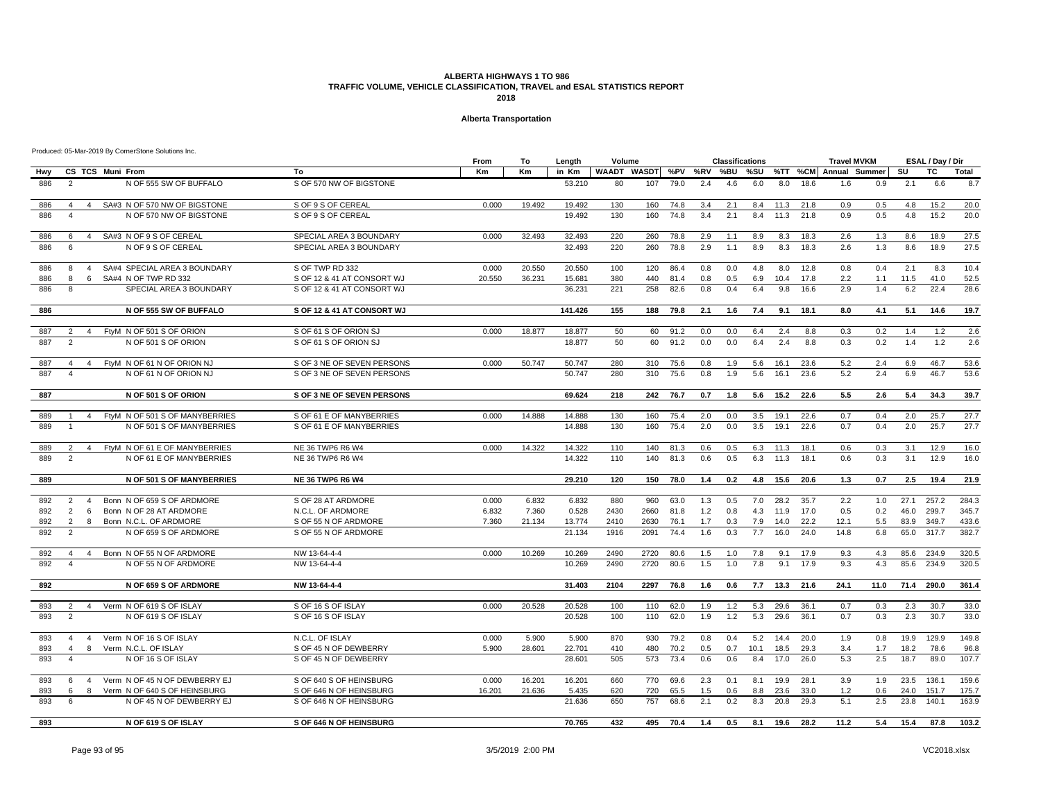# ALBERTA HIGHWAYS 1 TO 986
## TRAFFIC VOLUME, VEHICLE CLASSIFICATION, TRAVEL and ESAL STATISTICS REPORT
## 2018

**Alberta Transportation**

Produced: 05-Mar-2019 By CornerStone Solutions Inc.

| Hwy | CS | TCS | Muni | From | To | From Km | To Km | Length in Km | Volume WAADT | Volume WASDT | %PV | %RV | %BU | %SU | %TT | %CM | Travel MVKM Annual | Travel MVKM Summer | ESAL SU | ESAL TC | ESAL Total |
|---|---|---|---|---|---|---|---|---|---|---|---|---|---|---|---|---|---|---|---|---|---|
| 886 | 2 | | | N OF 555 SW OF BUFFALO | S OF 570 NW OF BIGSTONE | | | 53.210 | 80 | 107 | 79.0 | 2.4 | 4.6 | 6.0 | 8.0 | 18.6 | 1.6 | 0.9 | 2.1 | 6.6 | 8.7 |
| 886 | 4 | 4 | SA#3 | N OF 570 NW OF BIGSTONE | S OF 9 S OF CEREAL | 0.000 | 19.492 | 19.492 | 130 | 160 | 74.8 | 3.4 | 2.1 | 8.4 | 11.3 | 21.8 | 0.9 | 0.5 | 4.8 | 15.2 | 20.0 |
| 886 | 4 | | | N OF 570 NW OF BIGSTONE | S OF 9 S OF CEREAL | | | 19.492 | 130 | 160 | 74.8 | 3.4 | 2.1 | 8.4 | 11.3 | 21.8 | 0.9 | 0.5 | 4.8 | 15.2 | 20.0 |
| 886 | 6 | 4 | SA#3 | N OF 9 S OF CEREAL | SPECIAL AREA 3 BOUNDARY | 0.000 | 32.493 | 32.493 | 220 | 260 | 78.8 | 2.9 | 1.1 | 8.9 | 8.3 | 18.3 | 2.6 | 1.3 | 8.6 | 18.9 | 27.5 |
| 886 | 6 | | | N OF 9 S OF CEREAL | SPECIAL AREA 3 BOUNDARY | | | 32.493 | 220 | 260 | 78.8 | 2.9 | 1.1 | 8.9 | 8.3 | 18.3 | 2.6 | 1.3 | 8.6 | 18.9 | 27.5 |
| 886 | 8 | 4 | SA#4 | SPECIAL AREA 3 BOUNDARY | S OF TWP RD 332 | 0.000 | 20.550 | 20.550 | 100 | 120 | 86.4 | 0.8 | 0.0 | 4.8 | 8.0 | 12.8 | 0.8 | 0.4 | 2.1 | 8.3 | 10.4 |
| 886 | 8 | 6 | SA#4 | N OF TWP RD 332 | S OF 12 & 41 AT CONSORT WJ | 20.550 | 36.231 | 15.681 | 380 | 440 | 81.4 | 0.8 | 0.5 | 6.9 | 10.4 | 17.8 | 2.2 | 1.1 | 11.5 | 41.0 | 52.5 |
| 886 | 8 | | | SPECIAL AREA 3 BOUNDARY | S OF 12 & 41 AT CONSORT WJ | | | 36.231 | 221 | 258 | 82.6 | 0.8 | 0.4 | 6.4 | 9.8 | 16.6 | 2.9 | 1.4 | 6.2 | 22.4 | 28.6 |
| **886** | | | | **N OF 555 SW OF BUFFALO** | **S OF 12 & 41 AT CONSORT WJ** | | | **141.426** | **155** | **188** | **79.8** | **2.1** | **1.6** | **7.4** | **9.1** | **18.1** | **8.0** | **4.1** | **5.1** | **14.6** | **19.7** |
| 887 | 2 | 4 | FtyM | N OF 501 S OF ORION | S OF 61 S OF ORION SJ | 0.000 | 18.877 | 18.877 | 50 | 60 | 91.2 | 0.0 | 0.0 | 6.4 | 2.4 | 8.8 | 0.3 | 0.2 | 1.4 | 1.2 | 2.6 |
| 887 | 2 | | | N OF 501 S OF ORION | S OF 61 S OF ORION SJ | | | 18.877 | 50 | 60 | 91.2 | 0.0 | 0.0 | 6.4 | 2.4 | 8.8 | 0.3 | 0.2 | 1.4 | 1.2 | 2.6 |
| 887 | 4 | 4 | FtyM | N OF 61 N OF ORION NJ | S OF 3 NE OF SEVEN PERSONS | 0.000 | 50.747 | 50.747 | 280 | 310 | 75.6 | 0.8 | 1.9 | 5.6 | 16.1 | 23.6 | 5.2 | 2.4 | 6.9 | 46.7 | 53.6 |
| 887 | 4 | | | N OF 61 N OF ORION NJ | S OF 3 NE OF SEVEN PERSONS | | | 50.747 | 280 | 310 | 75.6 | 0.8 | 1.9 | 5.6 | 16.1 | 23.6 | 5.2 | 2.4 | 6.9 | 46.7 | 53.6 |
| **887** | | | | **N OF 501 S OF ORION** | **S OF 3 NE OF SEVEN PERSONS** | | | **69.624** | **218** | **242** | **76.7** | **0.7** | **1.8** | **5.6** | **15.2** | **22.6** | **5.5** | **2.6** | **5.4** | **34.3** | **39.7** |
| 889 | 1 | 4 | FtyM | N OF 501 S OF MANYBERRIES | S OF 61 E OF MANYBERRIES | 0.000 | 14.888 | 14.888 | 130 | 160 | 75.4 | 2.0 | 0.0 | 3.5 | 19.1 | 22.6 | 0.7 | 0.4 | 2.0 | 25.7 | 27.7 |
| 889 | 1 | | | N OF 501 S OF MANYBERRIES | S OF 61 E OF MANYBERRIES | | | 14.888 | 130 | 160 | 75.4 | 2.0 | 0.0 | 3.5 | 19.1 | 22.6 | 0.7 | 0.4 | 2.0 | 25.7 | 27.7 |
| 889 | 2 | 4 | FtyM | N OF 61 E OF MANYBERRIES | NE 36 TWP6 R6 W4 | 0.000 | 14.322 | 14.322 | 110 | 140 | 81.3 | 0.6 | 0.5 | 6.3 | 11.3 | 18.1 | 0.6 | 0.3 | 3.1 | 12.9 | 16.0 |
| 889 | 2 | | | N OF 61 E OF MANYBERRIES | NE 36 TWP6 R6 W4 | | | 14.322 | 110 | 140 | 81.3 | 0.6 | 0.5 | 6.3 | 11.3 | 18.1 | 0.6 | 0.3 | 3.1 | 12.9 | 16.0 |
| **889** | | | | **N OF 501 S OF MANYBERRIES** | **NE 36 TWP6 R6 W4** | | | **29.210** | **120** | **150** | **78.0** | **1.4** | **0.2** | **4.8** | **15.6** | **20.6** | **1.3** | **0.7** | **2.5** | **19.4** | **21.9** |
| 892 | 2 | 4 | Bonn | N OF 659 S OF ARDMORE | S OF 28 AT ARDMORE | 0.000 | 6.832 | 6.832 | 880 | 960 | 63.0 | 1.3 | 0.5 | 7.0 | 28.2 | 35.7 | 2.2 | 1.0 | 27.1 | 257.2 | 284.3 |
| 892 | 2 | 6 | Bonn | N OF 28 AT ARDMORE | N.C.L. OF ARDMORE | 6.832 | 7.360 | 0.528 | 2430 | 2660 | 81.8 | 1.2 | 0.8 | 4.3 | 11.9 | 17.0 | 0.5 | 0.2 | 46.0 | 299.7 | 345.7 |
| 892 | 2 | 8 | Bonn | N.C.L. OF ARDMORE | S OF 55 N OF ARDMORE | 7.360 | 21.134 | 13.774 | 2410 | 2630 | 76.1 | 1.7 | 0.3 | 7.9 | 14.0 | 22.2 | 12.1 | 5.5 | 83.9 | 349.7 | 433.6 |
| 892 | 2 | | | N OF 659 S OF ARDMORE | S OF 55 N OF ARDMORE | | | 21.134 | 1916 | 2091 | 74.4 | 1.6 | 0.3 | 7.7 | 16.0 | 24.0 | 14.8 | 6.8 | 65.0 | 317.7 | 382.7 |
| 892 | 4 | 4 | Bonn | N OF 55 N OF ARDMORE | NW 13-64-4-4 | 0.000 | 10.269 | 10.269 | 2490 | 2720 | 80.6 | 1.5 | 1.0 | 7.8 | 9.1 | 17.9 | 9.3 | 4.3 | 85.6 | 234.9 | 320.5 |
| 892 | 4 | | | N OF 55 N OF ARDMORE | NW 13-64-4-4 | | | 10.269 | 2490 | 2720 | 80.6 | 1.5 | 1.0 | 7.8 | 9.1 | 17.9 | 9.3 | 4.3 | 85.6 | 234.9 | 320.5 |
| **892** | | | | **N OF 659 S OF ARDMORE** | **NW 13-64-4-4** | | | **31.403** | **2104** | **2297** | **76.8** | **1.6** | **0.6** | **7.7** | **13.3** | **21.6** | **24.1** | **11.0** | **71.4** | **290.0** | **361.4** |
| 893 | 2 | 4 | Verm | N OF 619 S OF ISLAY | S OF 16 S OF ISLAY | 0.000 | 20.528 | 20.528 | 100 | 110 | 62.0 | 1.9 | 1.2 | 5.3 | 29.6 | 36.1 | 0.7 | 0.3 | 2.3 | 30.7 | 33.0 |
| 893 | 2 | | | N OF 619 S OF ISLAY | S OF 16 S OF ISLAY | | | 20.528 | 100 | 110 | 62.0 | 1.9 | 1.2 | 5.3 | 29.6 | 36.1 | 0.7 | 0.3 | 2.3 | 30.7 | 33.0 |
| 893 | 4 | 4 | Verm | N OF 16 S OF ISLAY | N.C.L. OF ISLAY | 0.000 | 5.900 | 5.900 | 870 | 930 | 79.2 | 0.8 | 0.4 | 5.2 | 14.4 | 20.0 | 1.9 | 0.8 | 19.9 | 129.9 | 149.8 |
| 893 | 4 | 8 | Verm | N.C.L. OF ISLAY | S OF 45 N OF DEWBERRY | 5.900 | 28.601 | 22.701 | 410 | 480 | 70.2 | 0.5 | 0.7 | 10.1 | 18.5 | 29.3 | 3.4 | 1.7 | 18.2 | 78.6 | 96.8 |
| 893 | 4 | | | N OF 16 S OF ISLAY | S OF 45 N OF DEWBERRY | | | 28.601 | 505 | 573 | 73.4 | 0.6 | 0.6 | 8.4 | 17.0 | 26.0 | 5.3 | 2.5 | 18.7 | 89.0 | 107.7 |
| 893 | 6 | 4 | Verm | N OF 45 N OF DEWBERRY EJ | S OF 640 S OF HEINSBURG | 0.000 | 16.201 | 16.201 | 660 | 770 | 69.6 | 2.3 | 0.1 | 8.1 | 19.9 | 28.1 | 3.9 | 1.9 | 23.5 | 136.1 | 159.6 |
| 893 | 6 | 8 | Verm | N OF 640 S OF HEINSBURG | S OF 646 N OF HEINSBURG | 16.201 | 21.636 | 5.435 | 620 | 720 | 65.5 | 1.5 | 0.6 | 8.8 | 23.6 | 33.0 | 1.2 | 0.6 | 24.0 | 151.7 | 175.7 |
| 893 | 6 | | | N OF 45 N OF DEWBERRY EJ | S OF 646 N OF HEINSBURG | | | 21.636 | 650 | 757 | 68.6 | 2.1 | 0.2 | 8.3 | 20.8 | 29.3 | 5.1 | 2.5 | 23.8 | 140.1 | 163.9 |
| **893** | | | | **N OF 619 S OF ISLAY** | **S OF 646 N OF HEINSBURG** | | | **70.765** | **432** | **495** | **70.4** | **1.4** | **0.5** | **8.1** | **19.6** | **28.2** | **11.2** | **5.4** | **15.4** | **87.8** | **103.2** |

3/5/2019 2:00 PM VC2018.xlsx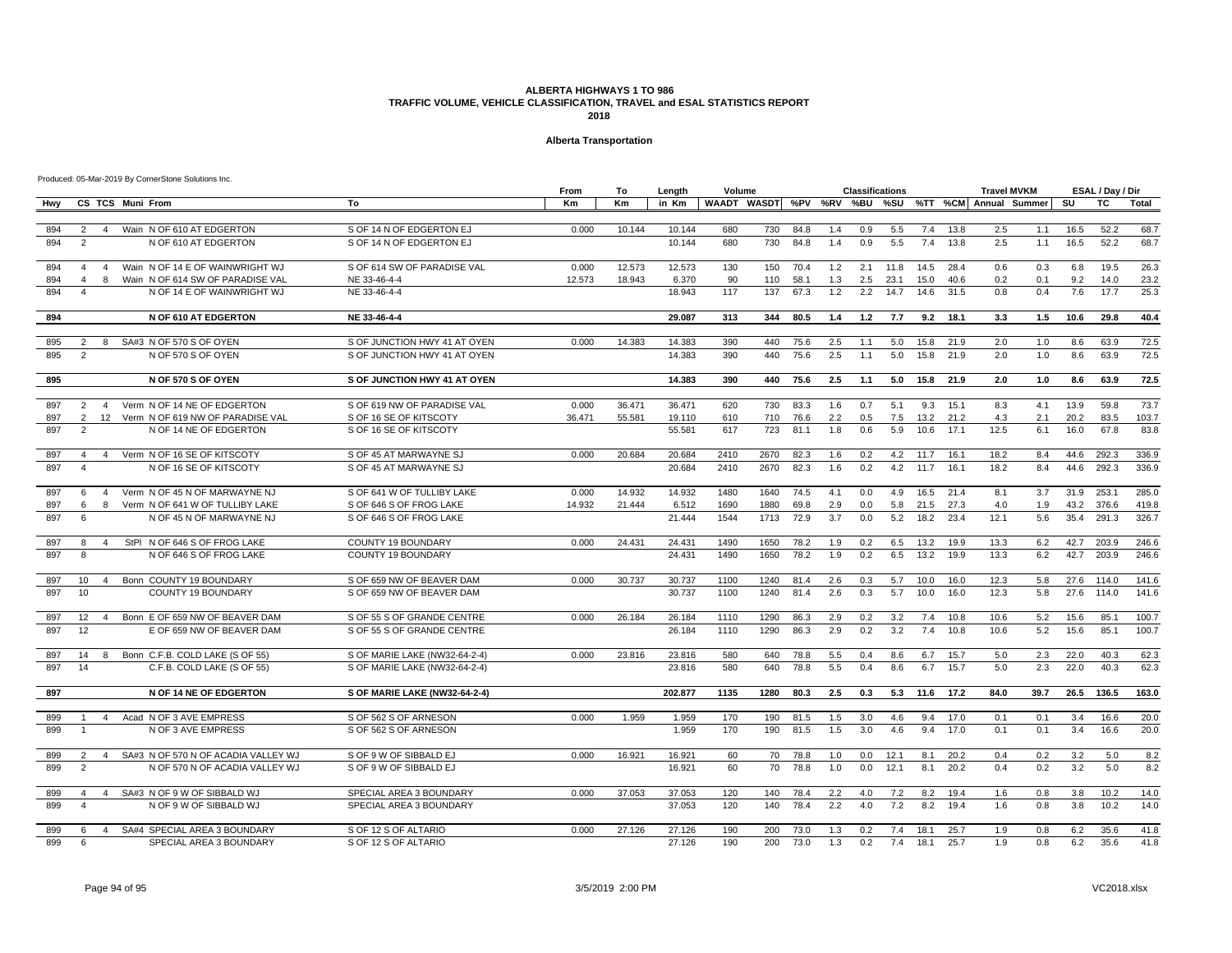# ALBERTA HIGHWAYS 1 TO 986
## TRAFFIC VOLUME, VEHICLE CLASSIFICATION, TRAVEL and ESAL STATISTICS REPORT
## 2018

### Alberta Transportation

Produced: 05-Mar-2019 By CornerStone Solutions Inc.

| | | | | | | From | To | Length | Volume | | Classifications | | | | | | Travel MVKM | | ESAL / Day / Dir | | |
|---|---|---|---|---|---|---|---|---|---|---|---|---|---|---|---|---|---|---|---|---|---|
| Hwy | CS | TCS | Muni | From | To | Km | Km | in Km | WAADT | WASDT | %PV | %RV | %BU | %SU | %TT | %CM | Annual | Summer | SU | TC | Total |
| 894 | 2 | 4 | Wain | N OF 610 AT EDGERTON | S OF 14 N OF EDGERTON EJ | 0.000 | 10.144 | 10.144 | 680 | 730 | 84.8 | 1.4 | 0.9 | 5.5 | 7.4 | 13.8 | 2.5 | 1.1 | 16.5 | 52.2 | 68.7 |
| 894 | 2 | | | N OF 610 AT EDGERTON | S OF 14 N OF EDGERTON EJ | | | 10.144 | 680 | 730 | 84.8 | 1.4 | 0.9 | 5.5 | 7.4 | 13.8 | 2.5 | 1.1 | 16.5 | 52.2 | 68.7 |
| 894 | 4 | 4 | Wain | N OF 14 E OF WAINWRIGHT WJ | S OF 614 SW OF PARADISE VAL | 0.000 | 12.573 | 12.573 | 130 | 150 | 70.4 | 1.2 | 2.1 | 11.8 | 14.5 | 28.4 | 0.6 | 0.3 | 6.8 | 19.5 | 26.3 |
| 894 | 4 | 8 | Wain | N OF 614 SW OF PARADISE VAL | NE 33-46-4-4 | 12.573 | 18.943 | 6.370 | 90 | 110 | 58.1 | 1.3 | 2.5 | 23.1 | 15.0 | 40.6 | 0.2 | 0.1 | 9.2 | 14.0 | 23.2 |
| 894 | 4 | | | N OF 14 E OF WAINWRIGHT WJ | NE 33-46-4-4 | | | 18.943 | 117 | 137 | 67.3 | 1.2 | 2.2 | 14.7 | 14.6 | 31.5 | 0.8 | 0.4 | 7.6 | 17.7 | 25.3 |
| **894** | | | | **N OF 610 AT EDGERTON** | **NE 33-46-4-4** | | | **29.087** | **313** | **344** | **80.5** | **1.4** | **1.2** | **7.7** | **9.2** | **18.1** | **3.3** | **1.5** | **10.6** | **29.8** | **40.4** |
| 895 | 2 | 8 | SA#3 | N OF 570 S OF OYEN | S OF JUNCTION HWY 41 AT OYEN | 0.000 | 14.383 | 14.383 | 390 | 440 | 75.6 | 2.5 | 1.1 | 5.0 | 15.8 | 21.9 | 2.0 | 1.0 | 8.6 | 63.9 | 72.5 |
| 895 | 2 | | | N OF 570 S OF OYEN | S OF JUNCTION HWY 41 AT OYEN | | | 14.383 | 390 | 440 | 75.6 | 2.5 | 1.1 | 5.0 | 15.8 | 21.9 | 2.0 | 1.0 | 8.6 | 63.9 | 72.5 |
| **895** | | | | **N OF 570 S OF OYEN** | **S OF JUNCTION HWY 41 AT OYEN** | | | **14.383** | **390** | **440** | **75.6** | **2.5** | **1.1** | **5.0** | **15.8** | **21.9** | **2.0** | **1.0** | **8.6** | **63.9** | **72.5** |
| 897 | 2 | 4 | Verm | N OF 14 NE OF EDGERTON | S OF 619 NW OF PARADISE VAL | 0.000 | 36.471 | 36.471 | 620 | 730 | 83.3 | 1.6 | 0.7 | 5.1 | 9.3 | 15.1 | 8.3 | 4.1 | 13.9 | 59.8 | 73.7 |
| 897 | 2 | 12 | Verm | N OF 619 NW OF PARADISE VAL | S OF 16 SE OF KITSCOTY | 36.471 | 55.581 | 19.110 | 610 | 710 | 76.6 | 2.2 | 0.5 | 7.5 | 13.2 | 21.2 | 4.3 | 2.1 | 20.2 | 83.5 | 103.7 |
| 897 | 2 | | | N OF 14 NE OF EDGERTON | S OF 16 SE OF KITSCOTY | | | 55.581 | 617 | 723 | 81.1 | 1.8 | 0.6 | 5.9 | 10.6 | 17.1 | 12.5 | 6.1 | 16.0 | 67.8 | 83.8 |
| 897 | 4 | 4 | Verm | N OF 16 SE OF KITSCOTY | S OF 45 AT MARWAYNE SJ | 0.000 | 20.684 | 20.684 | 2410 | 2670 | 82.3 | 1.6 | 0.2 | 4.2 | 11.7 | 16.1 | 18.2 | 8.4 | 44.6 | 292.3 | 336.9 |
| 897 | 4 | | | N OF 16 SE OF KITSCOTY | S OF 45 AT MARWAYNE SJ | | | 20.684 | 2410 | 2670 | 82.3 | 1.6 | 0.2 | 4.2 | 11.7 | 16.1 | 18.2 | 8.4 | 44.6 | 292.3 | 336.9 |
| 897 | 6 | 4 | Verm | N OF 45 N OF MARWAYNE NJ | S OF 641 W OF TULLIBY LAKE | 0.000 | 14.932 | 14.932 | 1480 | 1640 | 74.5 | 4.1 | 0.0 | 4.9 | 16.5 | 21.4 | 8.1 | 3.7 | 31.9 | 253.1 | 285.0 |
| 897 | 6 | 8 | Verm | N OF 641 W OF TULLIBY LAKE | S OF 646 S OF FROG LAKE | 14.932 | 21.444 | 6.512 | 1690 | 1880 | 69.8 | 2.9 | 0.0 | 5.8 | 21.5 | 27.3 | 4.0 | 1.9 | 43.2 | 376.6 | 419.8 |
| 897 | 6 | | | N OF 45 N OF MARWAYNE NJ | S OF 646 S OF FROG LAKE | | | 21.444 | 1544 | 1713 | 72.9 | 3.7 | 0.0 | 5.2 | 18.2 | 23.4 | 12.1 | 5.6 | 35.4 | 291.3 | 326.7 |
| 897 | 8 | 4 | StPl | N OF 646 S OF FROG LAKE | COUNTY 19 BOUNDARY | 0.000 | 24.431 | 24.431 | 1490 | 1650 | 78.2 | 1.9 | 0.2 | 6.5 | 13.2 | 19.9 | 13.3 | 6.2 | 42.7 | 203.9 | 246.6 |
| 897 | 8 | | | N OF 646 S OF FROG LAKE | COUNTY 19 BOUNDARY | | | 24.431 | 1490 | 1650 | 78.2 | 1.9 | 0.2 | 6.5 | 13.2 | 19.9 | 13.3 | 6.2 | 42.7 | 203.9 | 246.6 |
| 897 | 10 | 4 | Bonn | COUNTY 19 BOUNDARY | S OF 659 NW OF BEAVER DAM | 0.000 | 30.737 | 30.737 | 1100 | 1240 | 81.4 | 2.6 | 0.3 | 5.7 | 10.0 | 16.0 | 12.3 | 5.8 | 27.6 | 114.0 | 141.6 |
| 897 | 10 | | | COUNTY 19 BOUNDARY | S OF 659 NW OF BEAVER DAM | | | 30.737 | 1100 | 1240 | 81.4 | 2.6 | 0.3 | 5.7 | 10.0 | 16.0 | 12.3 | 5.8 | 27.6 | 114.0 | 141.6 |
| 897 | 12 | 4 | Bonn | E OF 659 NW OF BEAVER DAM | S OF 55 S OF GRANDE CENTRE | 0.000 | 26.184 | 26.184 | 1110 | 1290 | 86.3 | 2.9 | 0.2 | 3.2 | 7.4 | 10.8 | 10.6 | 5.2 | 15.6 | 85.1 | 100.7 |
| 897 | 12 | | | E OF 659 NW OF BEAVER DAM | S OF 55 S OF GRANDE CENTRE | | | 26.184 | 1110 | 1290 | 86.3 | 2.9 | 0.2 | 3.2 | 7.4 | 10.8 | 10.6 | 5.2 | 15.6 | 85.1 | 100.7 |
| 897 | 14 | 8 | Bonn | C.F.B. COLD LAKE (S OF 55) | S OF MARIE LAKE (NW32-64-2-4) | 0.000 | 23.816 | 23.816 | 580 | 640 | 78.8 | 5.5 | 0.4 | 8.6 | 6.7 | 15.7 | 5.0 | 2.3 | 22.0 | 40.3 | 62.3 |
| 897 | 14 | | | C.F.B. COLD LAKE (S OF 55) | S OF MARIE LAKE (NW32-64-2-4) | | | 23.816 | 580 | 640 | 78.8 | 5.5 | 0.4 | 8.6 | 6.7 | 15.7 | 5.0 | 2.3 | 22.0 | 40.3 | 62.3 |
| **897** | | | | **N OF 14 NE OF EDGERTON** | **S OF MARIE LAKE (NW32-64-2-4)** | | | **202.877** | **1135** | **1280** | **80.3** | **2.5** | **0.3** | **5.3** | **11.6** | **17.2** | **84.0** | **39.7** | **26.5** | **136.5** | **163.0** |
| 899 | 1 | 4 | Acad | N OF 3 AVE EMPRESS | S OF 562 S OF ARNESON | 0.000 | 1.959 | 1.959 | 170 | 190 | 81.5 | 1.5 | 3.0 | 4.6 | 9.4 | 17.0 | 0.1 | 0.1 | 3.4 | 16.6 | 20.0 |
| 899 | 1 | | | N OF 3 AVE EMPRESS | S OF 562 S OF ARNESON | | | 1.959 | 170 | 190 | 81.5 | 1.5 | 3.0 | 4.6 | 9.4 | 17.0 | 0.1 | 0.1 | 3.4 | 16.6 | 20.0 |
| 899 | 2 | 4 | SA#3 | N OF 570 N OF ACADIA VALLEY WJ | S OF 9 W OF SIBBALD EJ | 0.000 | 16.921 | 16.921 | 60 | 70 | 78.8 | 1.0 | 0.0 | 12.1 | 8.1 | 20.2 | 0.4 | 0.2 | 3.2 | 5.0 | 8.2 |
| 899 | 2 | | | N OF 570 N OF ACADIA VALLEY WJ | S OF 9 W OF SIBBALD EJ | | | 16.921 | 60 | 70 | 78.8 | 1.0 | 0.0 | 12.1 | 8.1 | 20.2 | 0.4 | 0.2 | 3.2 | 5.0 | 8.2 |
| 899 | 4 | 4 | SA#3 | N OF 9 W OF SIBBALD WJ | SPECIAL AREA 3 BOUNDARY | 0.000 | 37.053 | 37.053 | 120 | 140 | 78.4 | 2.2 | 4.0 | 7.2 | 8.2 | 19.4 | 1.6 | 0.8 | 3.8 | 10.2 | 14.0 |
| 899 | 4 | | | N OF 9 W OF SIBBALD WJ | SPECIAL AREA 3 BOUNDARY | | | 37.053 | 120 | 140 | 78.4 | 2.2 | 4.0 | 7.2 | 8.2 | 19.4 | 1.6 | 0.8 | 3.8 | 10.2 | 14.0 |
| 899 | 6 | 4 | SA#4 | SPECIAL AREA 3 BOUNDARY | S OF 12 S OF ALTARIO | 0.000 | 27.126 | 27.126 | 190 | 200 | 73.0 | 1.3 | 0.2 | 7.4 | 18.1 | 25.7 | 1.9 | 0.8 | 6.2 | 35.6 | 41.8 |
| 899 | 6 | | | SPECIAL AREA 3 BOUNDARY | S OF 12 S OF ALTARIO | | | 27.126 | 190 | 200 | 73.0 | 1.3 | 0.2 | 7.4 | 18.1 | 25.7 | 1.9 | 0.8 | 6.2 | 35.6 | 41.8 |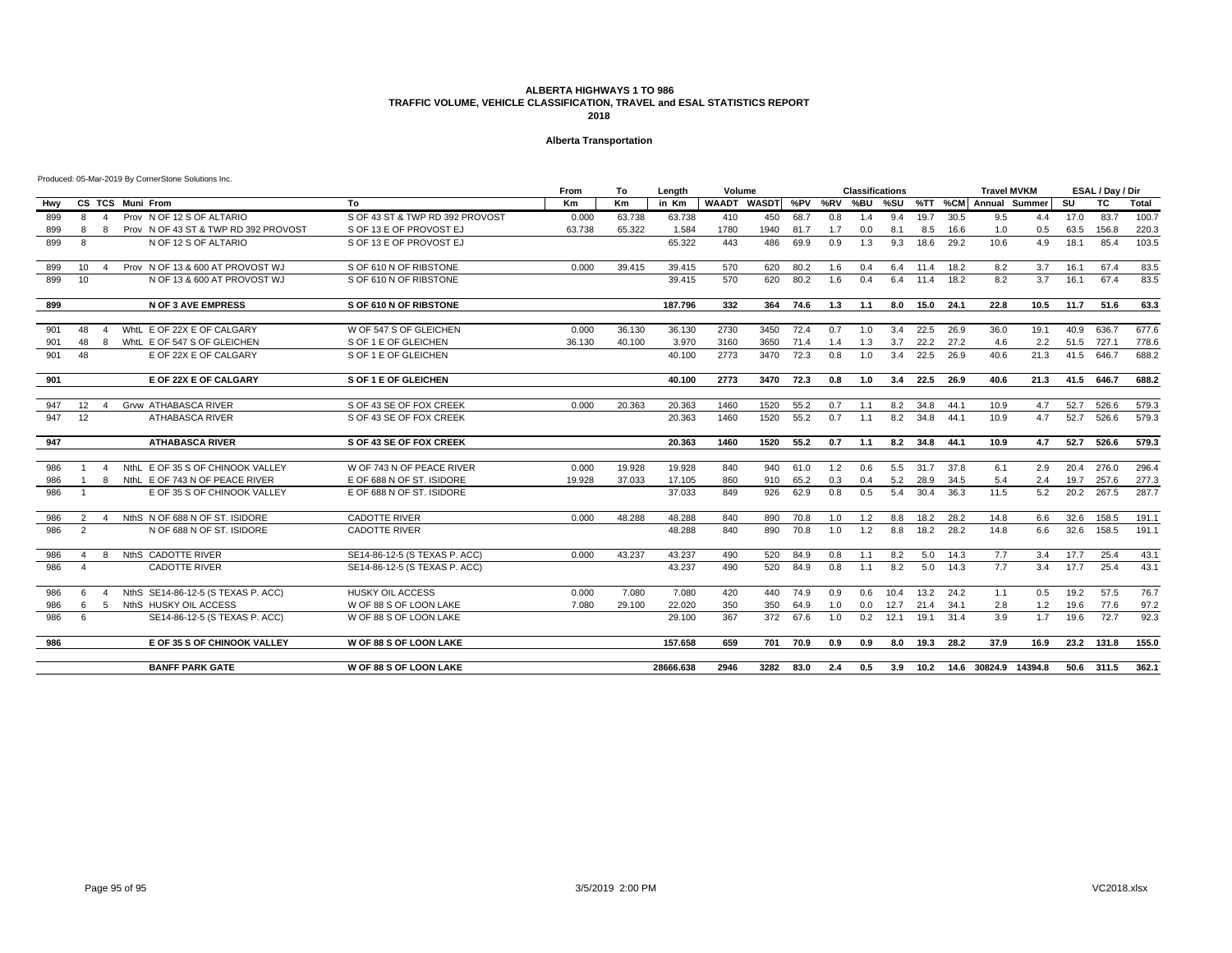# ALBERTA HIGHWAYS 1 TO 986
## TRAFFIC VOLUME, VEHICLE CLASSIFICATION, TRAVEL and ESAL STATISTICS REPORT
## 2018

**Alberta Transportation**

Produced: 05-Mar-2019 By CornerStone Solutions Inc.

| | | | | | | From | To | Length | Volume | | | | Classifications | | | | | Travel MVKM | | ESAL / Day / Dir | | |
|---|---|---|---|---|---|---|---|---|---|---|---|---|---|---|---|---|---|---|---|---|---|---|
| Hwy | CS | TCS | Muni | From | To | Km | Km | in Km | WAADT | WASDT | %PV | %RV | %BU | %SU | %TT | %CM | Annual | Summer | SU | TC | Total |
| 899 | 8 | 4 | Prov | N OF 12 S OF ALTARIO | S OF 43 ST & TWP RD 392 PROVOST | 0.000 | 63.738 | 63.738 | 410 | 450 | 68.7 | 0.8 | 1.4 | 9.4 | 19.7 | 30.5 | 9.5 | 4.4 | 17.0 | 83.7 | 100.7 |
| 899 | 8 | 8 | Prov | N OF 43 ST & TWP RD 392 PROVOST | S OF 13 E OF PROVOST EJ | 63.738 | 65.322 | 1.584 | 1780 | 1940 | 81.7 | 1.7 | 0.0 | 8.1 | 8.5 | 16.6 | 1.0 | 0.5 | 63.5 | 156.8 | 220.3 |
| 899 | 8 | | | N OF 12 S OF ALTARIO | S OF 13 E OF PROVOST EJ | | | 65.322 | 443 | 486 | 69.9 | 0.9 | 1.3 | 9.3 | 18.6 | 29.2 | 10.6 | 4.9 | 18.1 | 85.4 | 103.5 |
| 899 | 10 | 4 | Prov | N OF 13 & 600 AT PROVOST WJ | S OF 610 N OF RIBSTONE | 0.000 | 39.415 | 39.415 | 570 | 620 | 80.2 | 1.6 | 0.4 | 6.4 | 11.4 | 18.2 | 8.2 | 3.7 | 16.1 | 67.4 | 83.5 |
| 899 | 10 | | | N OF 13 & 600 AT PROVOST WJ | S OF 610 N OF RIBSTONE | | | 39.415 | 570 | 620 | 80.2 | 1.6 | 0.4 | 6.4 | 11.4 | 18.2 | 8.2 | 3.7 | 16.1 | 67.4 | 83.5 |
| **899** | | | | **N OF 3 AVE EMPRESS** | **S OF 610 N OF RIBSTONE** | | | **187.796** | **332** | **364** | **74.6** | **1.3** | **1.1** | **8.0** | **15.0** | **24.1** | **22.8** | **10.5** | **11.7** | **51.6** | **63.3** |
| 901 | 48 | 4 | WhtL | E OF 22X E OF CALGARY | W OF 547 S OF GLEICHEN | 0.000 | 36.130 | 36.130 | 2730 | 3450 | 72.4 | 0.7 | 1.0 | 3.4 | 22.5 | 26.9 | 36.0 | 19.1 | 40.9 | 636.7 | 677.6 |
| 901 | 48 | 8 | WhtL | E OF 547 S OF GLEICHEN | S OF 1 E OF GLEICHEN | 36.130 | 40.100 | 3.970 | 3160 | 3650 | 71.4 | 1.4 | 1.3 | 3.7 | 22.2 | 27.2 | 4.6 | 2.2 | 51.5 | 727.1 | 778.6 |
| 901 | 48 | | | E OF 22X E OF CALGARY | S OF 1 E OF GLEICHEN | | | 40.100 | 2773 | 3470 | 72.3 | 0.8 | 1.0 | 3.4 | 22.5 | 26.9 | 40.6 | 21.3 | 41.5 | 646.7 | 688.2 |
| **901** | | | | **E OF 22X E OF CALGARY** | **S OF 1 E OF GLEICHEN** | | | **40.100** | **2773** | **3470** | **72.3** | **0.8** | **1.0** | **3.4** | **22.5** | **26.9** | **40.6** | **21.3** | **41.5** | **646.7** | **688.2** |
| 947 | 12 | 4 | Grvw | ATHABASCA RIVER | S OF 43 SE OF FOX CREEK | 0.000 | 20.363 | 20.363 | 1460 | 1520 | 55.2 | 0.7 | 1.1 | 8.2 | 34.8 | 44.1 | 10.9 | 4.7 | 52.7 | 526.6 | 579.3 |
| 947 | 12 | | | ATHABASCA RIVER | S OF 43 SE OF FOX CREEK | | | 20.363 | 1460 | 1520 | 55.2 | 0.7 | 1.1 | 8.2 | 34.8 | 44.1 | 10.9 | 4.7 | 52.7 | 526.6 | 579.3 |
| **947** | | | | **ATHABASCA RIVER** | **S OF 43 SE OF FOX CREEK** | | | **20.363** | **1460** | **1520** | **55.2** | **0.7** | **1.1** | **8.2** | **34.8** | **44.1** | **10.9** | **4.7** | **52.7** | **526.6** | **579.3** |
| 986 | 1 | 4 | NthL | E OF 35 S OF CHINOOK VALLEY | W OF 743 N OF PEACE RIVER | 0.000 | 19.928 | 19.928 | 840 | 940 | 61.0 | 1.2 | 0.6 | 5.5 | 31.7 | 37.8 | 6.1 | 2.9 | 20.4 | 276.0 | 296.4 |
| 986 | 1 | 8 | NthL | E OF 743 N OF PEACE RIVER | E OF 688 N OF ST. ISIDORE | 19.928 | 37.033 | 17.105 | 860 | 910 | 65.2 | 0.3 | 0.4 | 5.2 | 28.9 | 34.5 | 5.4 | 2.4 | 19.7 | 257.6 | 277.3 |
| 986 | 1 | | | E OF 35 S OF CHINOOK VALLEY | E OF 688 N OF ST. ISIDORE | | | 37.033 | 849 | 926 | 62.9 | 0.8 | 0.5 | 5.4 | 30.4 | 36.3 | 11.5 | 5.2 | 20.2 | 267.5 | 287.7 |
| 986 | 2 | 4 | NthS | N OF 688 N OF ST. ISIDORE | CADOTTE RIVER | 0.000 | 48.288 | 48.288 | 840 | 890 | 70.8 | 1.0 | 1.2 | 8.8 | 18.2 | 28.2 | 14.8 | 6.6 | 32.6 | 158.5 | 191.1 |
| 986 | 2 | | | N OF 688 N OF ST. ISIDORE | CADOTTE RIVER | | | 48.288 | 840 | 890 | 70.8 | 1.0 | 1.2 | 8.8 | 18.2 | 28.2 | 14.8 | 6.6 | 32.6 | 158.5 | 191.1 |
| 986 | 4 | 8 | NthS | CADOTTE RIVER | SE14-86-12-5 (S TEXAS P. ACC) | 0.000 | 43.237 | 43.237 | 490 | 520 | 84.9 | 0.8 | 1.1 | 8.2 | 5.0 | 14.3 | 7.7 | 3.4 | 17.7 | 25.4 | 43.1 |
| 986 | 4 | | | CADOTTE RIVER | SE14-86-12-5 (S TEXAS P. ACC) | | | 43.237 | 490 | 520 | 84.9 | 0.8 | 1.1 | 8.2 | 5.0 | 14.3 | 7.7 | 3.4 | 17.7 | 25.4 | 43.1 |
| 986 | 6 | 4 | NthS | SE14-86-12-5 (S TEXAS P. ACC) | HUSKY OIL ACCESS | 0.000 | 7.080 | 7.080 | 420 | 440 | 74.9 | 0.9 | 0.6 | 10.4 | 13.2 | 24.2 | 1.1 | 0.5 | 19.2 | 57.5 | 76.7 |
| 986 | 6 | 5 | NthS | HUSKY OIL ACCESS | W OF 88 S OF LOON LAKE | 7.080 | 29.100 | 22.020 | 350 | 350 | 64.9 | 1.0 | 0.0 | 12.7 | 21.4 | 34.1 | 2.8 | 1.2 | 19.6 | 77.6 | 97.2 |
| 986 | 6 | | | SE14-86-12-5 (S TEXAS P. ACC) | W OF 88 S OF LOON LAKE | | | 29.100 | 367 | 372 | 67.6 | 1.0 | 0.2 | 12.1 | 19.1 | 31.4 | 3.9 | 1.7 | 19.6 | 72.7 | 92.3 |
| **986** | | | | **E OF 35 S OF CHINOOK VALLEY** | **W OF 88 S OF LOON LAKE** | | | **157.658** | **659** | **701** | **70.9** | **0.9** | **0.9** | **8.0** | **19.3** | **28.2** | **37.9** | **16.9** | **23.2** | **131.8** | **155.0** |
| | | | | **BANFF PARK GATE** | **W OF 88 S OF LOON LAKE** | | | **28666.638** | **2946** | **3282** | **83.0** | **2.4** | **0.5** | **3.9** | **10.2** | **14.6** | **30824.9** | **14394.8** | **50.6** | **311.5** | **362.1** |